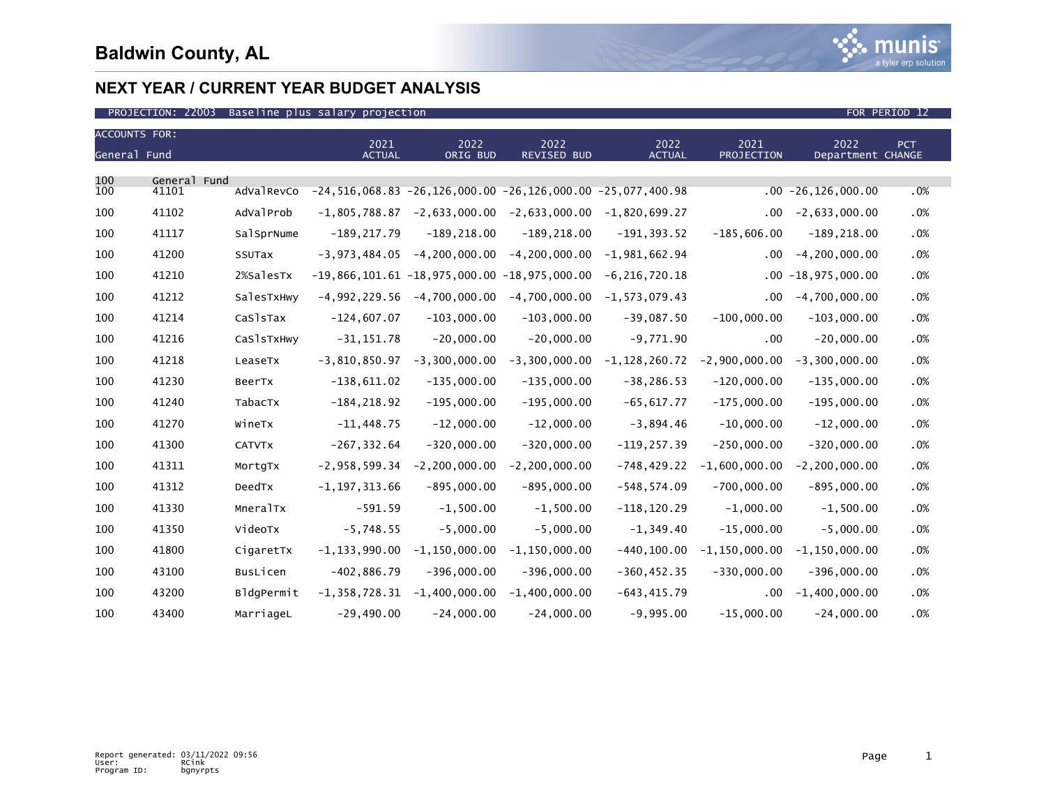# Baldwin County, AL

## NEXT YEAR / CURRENT YEAR BUDGET ANALYSIS

PROJECTION: 22003 Baseline plus salary projection FOR PERIOD 12

| ACCOUNTS FOR: General Fund | | | 2021 ACTUAL | 2022 ORIG BUD | 2022 REVISED BUD | 2022 ACTUAL | 2021 PROJECTION | 2022 Department | PCT CHANGE |
|---|---|---|---|---|---|---|---|---|---|
| 100 | General Fund | | | | | | | | |
| 100 | 41101 | AdValRevCo | -24,516,068.83 | -26,126,000.00 | -26,126,000.00 | -25,077,400.98 | .00 | -26,126,000.00 | .0% |
| 100 | 41102 | AdValProb | -1,805,788.87 | -2,633,000.00 | -2,633,000.00 | -1,820,699.27 | .00 | -2,633,000.00 | .0% |
| 100 | 41117 | SalSprNume | -189,217.79 | -189,218.00 | -189,218.00 | -191,393.52 | -185,606.00 | -189,218.00 | .0% |
| 100 | 41200 | SSUTax | -3,973,484.05 | -4,200,000.00 | -4,200,000.00 | -1,981,662.94 | .00 | -4,200,000.00 | .0% |
| 100 | 41210 | 2%SalesTx | -19,866,101.61 | -18,975,000.00 | -18,975,000.00 | -6,216,720.18 | .00 | -18,975,000.00 | .0% |
| 100 | 41212 | SalesTxHwy | -4,992,229.56 | -4,700,000.00 | -4,700,000.00 | -1,573,079.43 | .00 | -4,700,000.00 | .0% |
| 100 | 41214 | CaSlsTax | -124,607.07 | -103,000.00 | -103,000.00 | -39,087.50 | -100,000.00 | -103,000.00 | .0% |
| 100 | 41216 | CaSlsTxHwy | -31,151.78 | -20,000.00 | -20,000.00 | -9,771.90 | .00 | -20,000.00 | .0% |
| 100 | 41218 | LeaseTx | -3,810,850.97 | -3,300,000.00 | -3,300,000.00 | -1,128,260.72 | -2,900,000.00 | -3,300,000.00 | .0% |
| 100 | 41230 | BeerTx | -138,611.02 | -135,000.00 | -135,000.00 | -38,286.53 | -120,000.00 | -135,000.00 | .0% |
| 100 | 41240 | TabacTx | -184,218.92 | -195,000.00 | -195,000.00 | -65,617.77 | -175,000.00 | -195,000.00 | .0% |
| 100 | 41270 | WineTx | -11,448.75 | -12,000.00 | -12,000.00 | -3,894.46 | -10,000.00 | -12,000.00 | .0% |
| 100 | 41300 | CATVTx | -267,332.64 | -320,000.00 | -320,000.00 | -119,257.39 | -250,000.00 | -320,000.00 | .0% |
| 100 | 41311 | MortgTx | -2,958,599.34 | -2,200,000.00 | -2,200,000.00 | -748,429.22 | -1,600,000.00 | -2,200,000.00 | .0% |
| 100 | 41312 | DeedTx | -1,197,313.66 | -895,000.00 | -895,000.00 | -548,574.09 | -700,000.00 | -895,000.00 | .0% |
| 100 | 41330 | MneralTx | -591.59 | -1,500.00 | -1,500.00 | -118,120.29 | -1,000.00 | -1,500.00 | .0% |
| 100 | 41350 | VideoTx | -5,748.55 | -5,000.00 | -5,000.00 | -1,349.40 | -15,000.00 | -5,000.00 | .0% |
| 100 | 41800 | CigaretTx | -1,133,990.00 | -1,150,000.00 | -1,150,000.00 | -440,100.00 | -1,150,000.00 | -1,150,000.00 | .0% |
| 100 | 43100 | BusLicen | -402,886.79 | -396,000.00 | -396,000.00 | -360,452.35 | -330,000.00 | -396,000.00 | .0% |
| 100 | 43200 | BldgPermit | -1,358,728.31 | -1,400,000.00 | -1,400,000.00 | -643,415.79 | .00 | -1,400,000.00 | .0% |
| 100 | 43400 | MarriageL | -29,490.00 | -24,000.00 | -24,000.00 | -9,995.00 | -15,000.00 | -24,000.00 | .0% |

Report generated: 03/11/2022 09:56
User: RCink
Program ID: bgnyrpts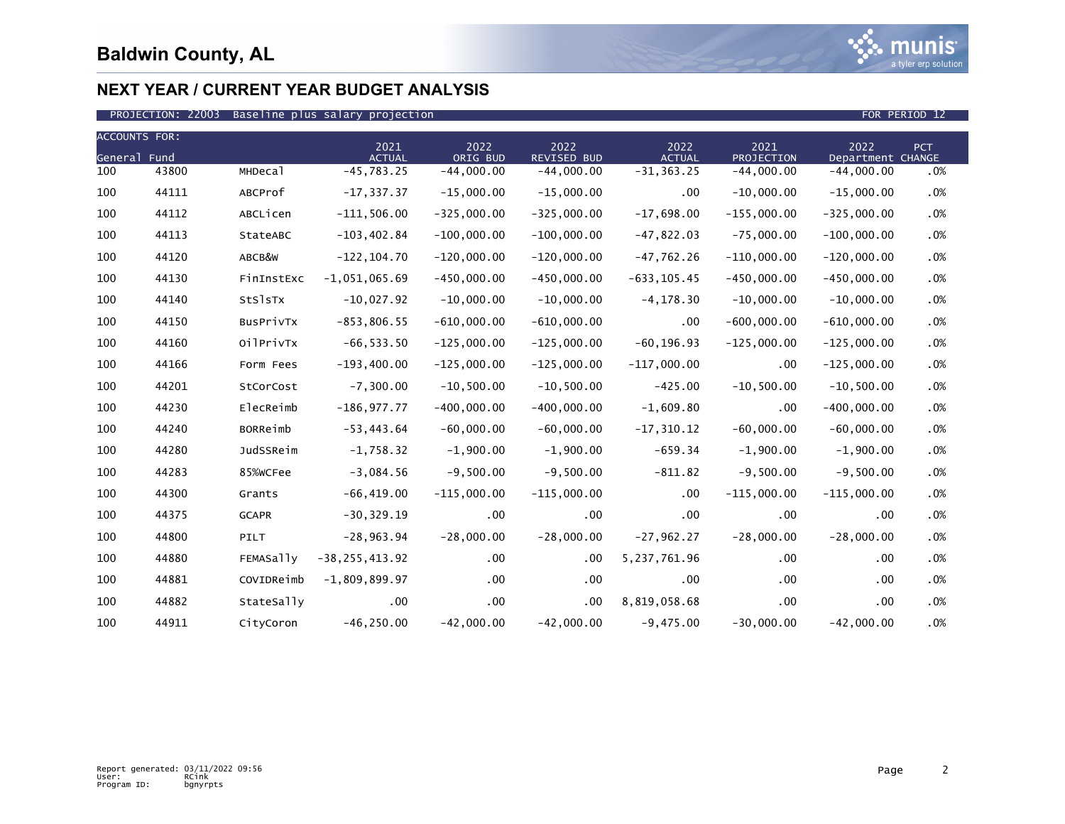# Baldwin County, AL

## NEXT YEAR / CURRENT YEAR BUDGET ANALYSIS

PROJECTION: 22003 Baseline plus salary projection — FOR PERIOD 12

| ACCOUNTS FOR: General Fund | | | 2021 ACTUAL | 2022 ORIG BUD | 2022 REVISED BUD | 2022 ACTUAL | 2021 PROJECTION | 2022 Department | PCT CHANGE |
|---|---|---|---|---|---|---|---|---|---|
| 100 | 43800 | MHDecal | -45,783.25 | -44,000.00 | -44,000.00 | -31,363.25 | -44,000.00 | -44,000.00 | .0% |
| 100 | 44111 | ABCProf | -17,337.37 | -15,000.00 | -15,000.00 | .00 | -10,000.00 | -15,000.00 | .0% |
| 100 | 44112 | ABCLicen | -111,506.00 | -325,000.00 | -325,000.00 | -17,698.00 | -155,000.00 | -325,000.00 | .0% |
| 100 | 44113 | StateABC | -103,402.84 | -100,000.00 | -100,000.00 | -47,822.03 | -75,000.00 | -100,000.00 | .0% |
| 100 | 44120 | ABCB&W | -122,104.70 | -120,000.00 | -120,000.00 | -47,762.26 | -110,000.00 | -120,000.00 | .0% |
| 100 | 44130 | FinInstExc | -1,051,065.69 | -450,000.00 | -450,000.00 | -633,105.45 | -450,000.00 | -450,000.00 | .0% |
| 100 | 44140 | StSlsTx | -10,027.92 | -10,000.00 | -10,000.00 | -4,178.30 | -10,000.00 | -10,000.00 | .0% |
| 100 | 44150 | BusPrivTx | -853,806.55 | -610,000.00 | -610,000.00 | .00 | -600,000.00 | -610,000.00 | .0% |
| 100 | 44160 | OilPrivTx | -66,533.50 | -125,000.00 | -125,000.00 | -60,196.93 | -125,000.00 | -125,000.00 | .0% |
| 100 | 44166 | Form Fees | -193,400.00 | -125,000.00 | -125,000.00 | -117,000.00 | .00 | -125,000.00 | .0% |
| 100 | 44201 | StCorCost | -7,300.00 | -10,500.00 | -10,500.00 | -425.00 | -10,500.00 | -10,500.00 | .0% |
| 100 | 44230 | ElecReimb | -186,977.77 | -400,000.00 | -400,000.00 | -1,609.80 | .00 | -400,000.00 | .0% |
| 100 | 44240 | BORReimb | -53,443.64 | -60,000.00 | -60,000.00 | -17,310.12 | -60,000.00 | -60,000.00 | .0% |
| 100 | 44280 | JudSSReim | -1,758.32 | -1,900.00 | -1,900.00 | -659.34 | -1,900.00 | -1,900.00 | .0% |
| 100 | 44283 | 85%WCFee | -3,084.56 | -9,500.00 | -9,500.00 | -811.82 | -9,500.00 | -9,500.00 | .0% |
| 100 | 44300 | Grants | -66,419.00 | -115,000.00 | -115,000.00 | .00 | -115,000.00 | -115,000.00 | .0% |
| 100 | 44375 | GCAPR | -30,329.19 | .00 | .00 | .00 | .00 | .00 | .0% |
| 100 | 44800 | PILT | -28,963.94 | -28,000.00 | -28,000.00 | -27,962.27 | -28,000.00 | -28,000.00 | .0% |
| 100 | 44880 | FEMASally | -38,255,413.92 | .00 | .00 | 5,237,761.96 | .00 | .00 | .0% |
| 100 | 44881 | COVIDReimb | -1,809,899.97 | .00 | .00 | .00 | .00 | .00 | .0% |
| 100 | 44882 | StateSally | .00 | .00 | .00 | 8,819,058.68 | .00 | .00 | .0% |
| 100 | 44911 | CityCoron | -46,250.00 | -42,000.00 | -42,000.00 | -9,475.00 | -30,000.00 | -42,000.00 | .0% |

Report generated: 03/11/2022 09:56
User: RCink
Program ID: bgnyrpts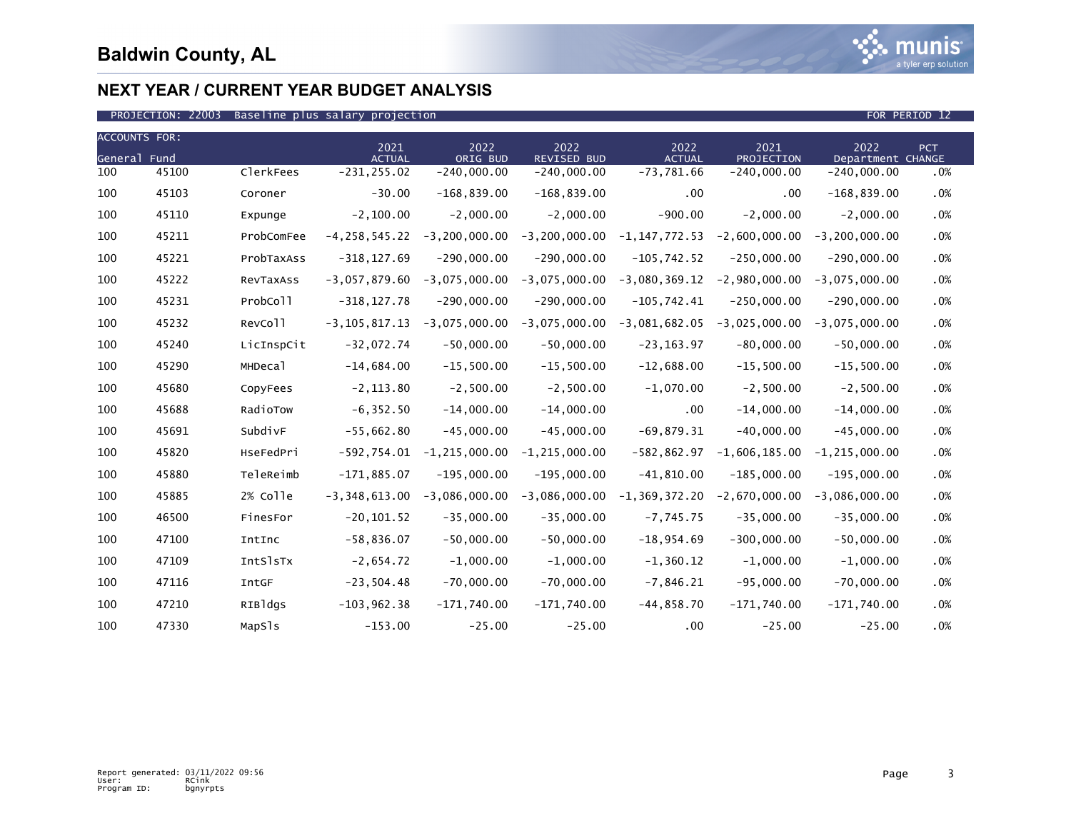# Baldwin County, AL

## NEXT YEAR / CURRENT YEAR BUDGET ANALYSIS

PROJECTION: 22003 Baseline plus salary projection FOR PERIOD 12

| ACCOUNTS FOR: General Fund | | | 2021 ACTUAL | 2022 ORIG BUD | 2022 REVISED BUD | 2022 ACTUAL | 2021 PROJECTION | 2022 Department | PCT CHANGE |
|---|---|---|---|---|---|---|---|---|---|
| 100 | 45100 | ClerkFees | -231,255.02 | -240,000.00 | -240,000.00 | -73,781.66 | -240,000.00 | -240,000.00 | .0% |
| 100 | 45103 | Coroner | -30.00 | -168,839.00 | -168,839.00 | .00 | .00 | -168,839.00 | .0% |
| 100 | 45110 | Expunge | -2,100.00 | -2,000.00 | -2,000.00 | -900.00 | -2,000.00 | -2,000.00 | .0% |
| 100 | 45211 | ProbComFee | -4,258,545.22 | -3,200,000.00 | -3,200,000.00 | -1,147,772.53 | -2,600,000.00 | -3,200,000.00 | .0% |
| 100 | 45221 | ProbTaxAss | -318,127.69 | -290,000.00 | -290,000.00 | -105,742.52 | -250,000.00 | -290,000.00 | .0% |
| 100 | 45222 | RevTaxAss | -3,057,879.60 | -3,075,000.00 | -3,075,000.00 | -3,080,369.12 | -2,980,000.00 | -3,075,000.00 | .0% |
| 100 | 45231 | ProbColl | -318,127.78 | -290,000.00 | -290,000.00 | -105,742.41 | -250,000.00 | -290,000.00 | .0% |
| 100 | 45232 | RevColl | -3,105,817.13 | -3,075,000.00 | -3,075,000.00 | -3,081,682.05 | -3,025,000.00 | -3,075,000.00 | .0% |
| 100 | 45240 | LicInspCit | -32,072.74 | -50,000.00 | -50,000.00 | -23,163.97 | -80,000.00 | -50,000.00 | .0% |
| 100 | 45290 | MHDecal | -14,684.00 | -15,500.00 | -15,500.00 | -12,688.00 | -15,500.00 | -15,500.00 | .0% |
| 100 | 45680 | CopyFees | -2,113.80 | -2,500.00 | -2,500.00 | -1,070.00 | -2,500.00 | -2,500.00 | .0% |
| 100 | 45688 | RadioTow | -6,352.50 | -14,000.00 | -14,000.00 | .00 | -14,000.00 | -14,000.00 | .0% |
| 100 | 45691 | SubdivF | -55,662.80 | -45,000.00 | -45,000.00 | -69,879.31 | -40,000.00 | -45,000.00 | .0% |
| 100 | 45820 | HseFedPri | -592,754.01 | -1,215,000.00 | -1,215,000.00 | -582,862.97 | -1,606,185.00 | -1,215,000.00 | .0% |
| 100 | 45880 | TeleReimb | -171,885.07 | -195,000.00 | -195,000.00 | -41,810.00 | -185,000.00 | -195,000.00 | .0% |
| 100 | 45885 | 2% Colle | -3,348,613.00 | -3,086,000.00 | -3,086,000.00 | -1,369,372.20 | -2,670,000.00 | -3,086,000.00 | .0% |
| 100 | 46500 | FinesFor | -20,101.52 | -35,000.00 | -35,000.00 | -7,745.75 | -35,000.00 | -35,000.00 | .0% |
| 100 | 47100 | IntInc | -58,836.07 | -50,000.00 | -50,000.00 | -18,954.69 | -300,000.00 | -50,000.00 | .0% |
| 100 | 47109 | IntSlsTx | -2,654.72 | -1,000.00 | -1,000.00 | -1,360.12 | -1,000.00 | -1,000.00 | .0% |
| 100 | 47116 | IntGF | -23,504.48 | -70,000.00 | -70,000.00 | -7,846.21 | -95,000.00 | -70,000.00 | .0% |
| 100 | 47210 | RIBldgs | -103,962.38 | -171,740.00 | -171,740.00 | -44,858.70 | -171,740.00 | -171,740.00 | .0% |
| 100 | 47330 | MapSls | -153.00 | -25.00 | -25.00 | .00 | -25.00 | -25.00 | .0% |

Report generated: 03/11/2022 09:56
User: RCink
Program ID: bgnyrpts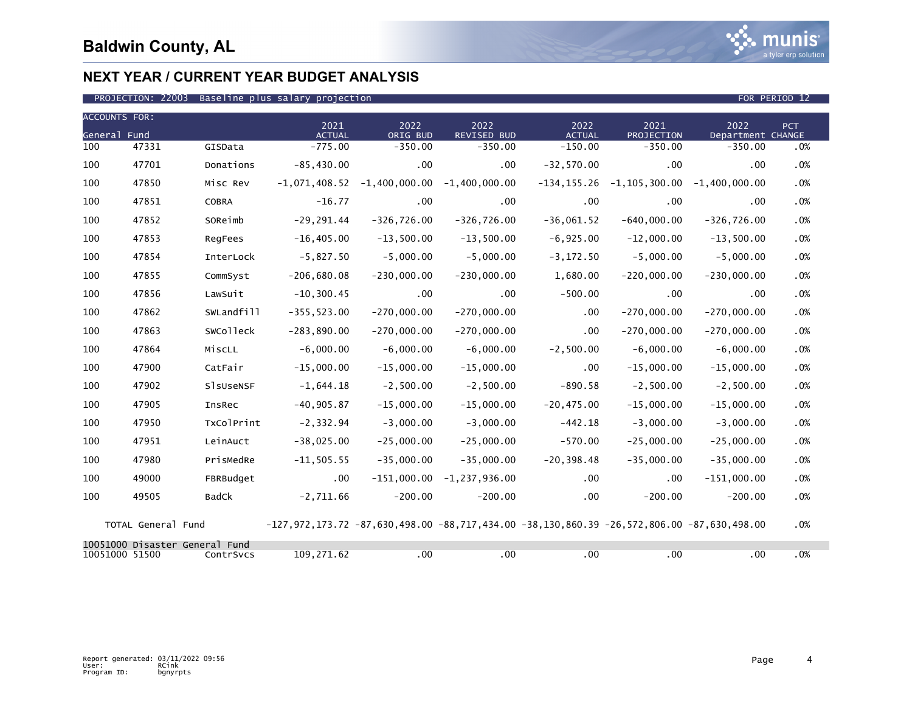# Baldwin County, AL

## NEXT YEAR / CURRENT YEAR BUDGET ANALYSIS

PROJECTION: 22003 Baseline plus salary projection — FOR PERIOD 12

| ACCOUNTS FOR: General Fund | | | 2021 ACTUAL | 2022 ORIG BUD | 2022 REVISED BUD | 2022 ACTUAL | 2021 PROJECTION | 2022 Department | PCT CHANGE |
|---|---|---|---|---|---|---|---|---|---|
| 100 | 47331 | GISData | -775.00 | -350.00 | -350.00 | -150.00 | -350.00 | -350.00 | .0% |
| 100 | 47701 | Donations | -85,430.00 | .00 | .00 | -32,570.00 | .00 | .00 | .0% |
| 100 | 47850 | Misc Rev | -1,071,408.52 | -1,400,000.00 | -1,400,000.00 | -134,155.26 | -1,105,300.00 | -1,400,000.00 | .0% |
| 100 | 47851 | COBRA | -16.77 | .00 | .00 | .00 | .00 | .00 | .0% |
| 100 | 47852 | SOReimb | -29,291.44 | -326,726.00 | -326,726.00 | -36,061.52 | -640,000.00 | -326,726.00 | .0% |
| 100 | 47853 | RegFees | -16,405.00 | -13,500.00 | -13,500.00 | -6,925.00 | -12,000.00 | -13,500.00 | .0% |
| 100 | 47854 | InterLock | -5,827.50 | -5,000.00 | -5,000.00 | -3,172.50 | -5,000.00 | -5,000.00 | .0% |
| 100 | 47855 | CommSyst | -206,680.08 | -230,000.00 | -230,000.00 | 1,680.00 | -220,000.00 | -230,000.00 | .0% |
| 100 | 47856 | LawSuit | -10,300.45 | .00 | .00 | -500.00 | .00 | .00 | .0% |
| 100 | 47862 | SWLandfill | -355,523.00 | -270,000.00 | -270,000.00 | .00 | -270,000.00 | -270,000.00 | .0% |
| 100 | 47863 | SWColleck | -283,890.00 | -270,000.00 | -270,000.00 | .00 | -270,000.00 | -270,000.00 | .0% |
| 100 | 47864 | MiscLL | -6,000.00 | -6,000.00 | -6,000.00 | -2,500.00 | -6,000.00 | -6,000.00 | .0% |
| 100 | 47900 | CatFair | -15,000.00 | -15,000.00 | -15,000.00 | .00 | -15,000.00 | -15,000.00 | .0% |
| 100 | 47902 | SlsUseNSF | -1,644.18 | -2,500.00 | -2,500.00 | -890.58 | -2,500.00 | -2,500.00 | .0% |
| 100 | 47905 | InsRec | -40,905.87 | -15,000.00 | -15,000.00 | -20,475.00 | -15,000.00 | -15,000.00 | .0% |
| 100 | 47950 | TxColPrint | -2,332.94 | -3,000.00 | -3,000.00 | -442.18 | -3,000.00 | -3,000.00 | .0% |
| 100 | 47951 | LeinAuct | -38,025.00 | -25,000.00 | -25,000.00 | -570.00 | -25,000.00 | -25,000.00 | .0% |
| 100 | 47980 | PrisMedRe | -11,505.55 | -35,000.00 | -35,000.00 | -20,398.48 | -35,000.00 | -35,000.00 | .0% |
| 100 | 49000 | FBRBudget | .00 | -151,000.00 | -1,237,936.00 | .00 | .00 | -151,000.00 | .0% |
| 100 | 49505 | BadCk | -2,711.66 | -200.00 | -200.00 | .00 | -200.00 | -200.00 | .0% |
| TOTAL General Fund | | | -127,972,173.72 | -87,630,498.00 | -88,717,434.00 | -38,130,860.39 | -26,572,806.00 | -87,630,498.00 | .0% |
| 10051000 Disaster General Fund | | | | | | | | | |
| 10051000 | 51500 | ContrSvcs | 109,271.62 | .00 | .00 | .00 | .00 | .00 | .0% |

Report generated: 03/11/2022 09:56
User: RCink
Program ID: bgnyrpts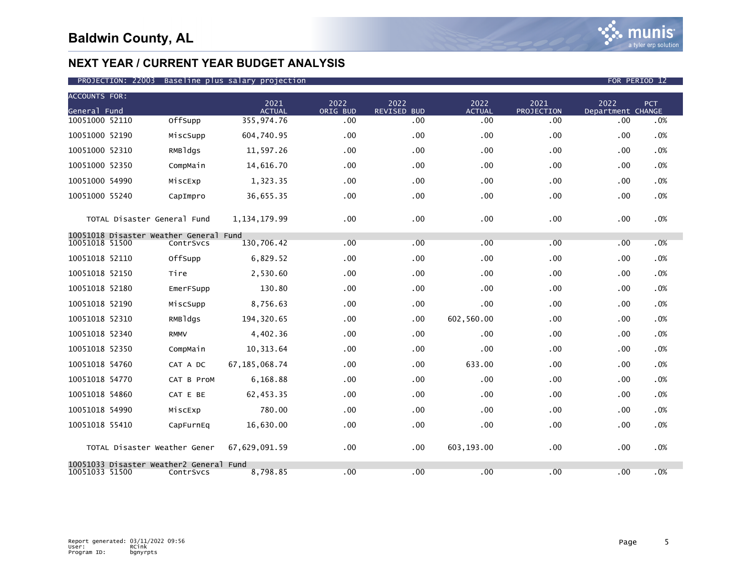# Baldwin County, AL

## NEXT YEAR / CURRENT YEAR BUDGET ANALYSIS

PROJECTION: 22003 Baseline plus salary projection — FOR PERIOD 12

| ACCOUNTS FOR: General Fund | | 2021 ACTUAL | 2022 ORIG BUD | 2022 REVISED BUD | 2022 ACTUAL | 2021 PROJECTION | 2022 Department | PCT CHANGE |
|---|---|---|---|---|---|---|---|---|
| 10051000 52110 | OffSupp | 355,974.76 | .00 | .00 | .00 | .00 | .00 | .0% |
| 10051000 52190 | MiscSupp | 604,740.95 | .00 | .00 | .00 | .00 | .00 | .0% |
| 10051000 52310 | RMBldgs | 11,597.26 | .00 | .00 | .00 | .00 | .00 | .0% |
| 10051000 52350 | CompMain | 14,616.70 | .00 | .00 | .00 | .00 | .00 | .0% |
| 10051000 54990 | MiscExp | 1,323.35 | .00 | .00 | .00 | .00 | .00 | .0% |
| 10051000 55240 | CapImpro | 36,655.35 | .00 | .00 | .00 | .00 | .00 | .0% |
| TOTAL Disaster General Fund | | 1,134,179.99 | .00 | .00 | .00 | .00 | .00 | .0% |
| 10051018 Disaster Weather General Fund | | | | | | | | |
| 10051018 51500 | ContrSvcs | 130,706.42 | .00 | .00 | .00 | .00 | .00 | .0% |
| 10051018 52110 | OffSupp | 6,829.52 | .00 | .00 | .00 | .00 | .00 | .0% |
| 10051018 52150 | Tire | 2,530.60 | .00 | .00 | .00 | .00 | .00 | .0% |
| 10051018 52180 | EmerFSupp | 130.80 | .00 | .00 | .00 | .00 | .00 | .0% |
| 10051018 52190 | MiscSupp | 8,756.63 | .00 | .00 | .00 | .00 | .00 | .0% |
| 10051018 52310 | RMBldgs | 194,320.65 | .00 | .00 | 602,560.00 | .00 | .00 | .0% |
| 10051018 52340 | RMMV | 4,402.36 | .00 | .00 | .00 | .00 | .00 | .0% |
| 10051018 52350 | CompMain | 10,313.64 | .00 | .00 | .00 | .00 | .00 | .0% |
| 10051018 54760 | CAT A DC | 67,185,068.74 | .00 | .00 | 633.00 | .00 | .00 | .0% |
| 10051018 54770 | CAT B ProM | 6,168.88 | .00 | .00 | .00 | .00 | .00 | .0% |
| 10051018 54860 | CAT E BE | 62,453.35 | .00 | .00 | .00 | .00 | .00 | .0% |
| 10051018 54990 | MiscExp | 780.00 | .00 | .00 | .00 | .00 | .00 | .0% |
| 10051018 55410 | CapFurnEq | 16,630.00 | .00 | .00 | .00 | .00 | .00 | .0% |
| TOTAL Disaster Weather Gener | | 67,629,091.59 | .00 | .00 | 603,193.00 | .00 | .00 | .0% |
| 10051033 Disaster Weather2 General Fund | | | | | | | | |
| 10051033 51500 | ContrSvcs | 8,798.85 | .00 | .00 | .00 | .00 | .00 | .0% |

Report generated: 03/11/2022 09:56
User: RCink
Program ID: bgnyrpts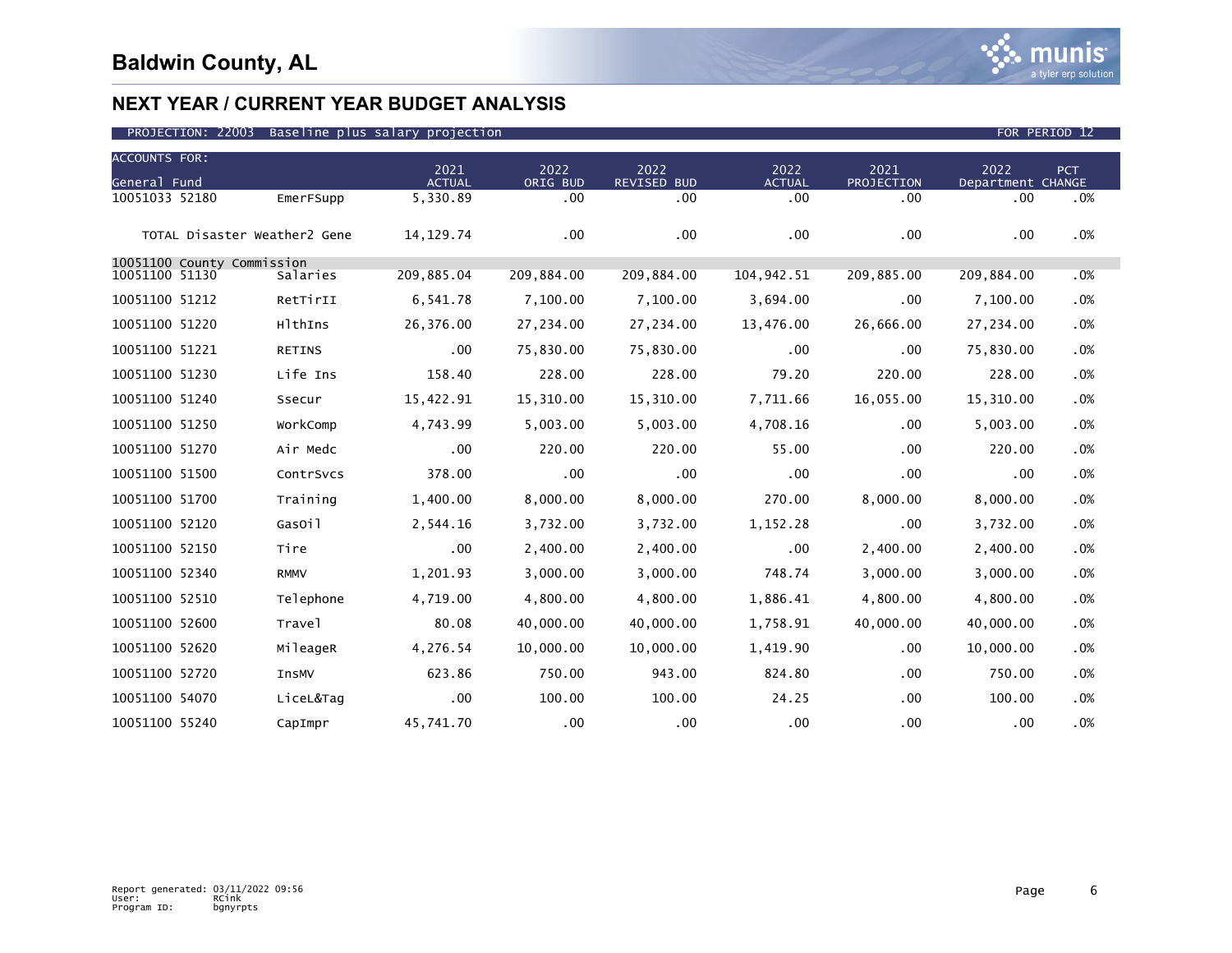# Baldwin County, AL

## NEXT YEAR / CURRENT YEAR BUDGET ANALYSIS

PROJECTION: 22003 Baseline plus salary projection | FOR PERIOD 12

| ACCOUNTS FOR: General Fund | | 2021 ACTUAL | 2022 ORIG BUD | 2022 REVISED BUD | 2022 ACTUAL | 2021 PROJECTION | 2022 Department | PCT CHANGE |
|---|---|---|---|---|---|---|---|---|
| 10051033 52180 | EmerFSupp | 5,330.89 | .00 | .00 | .00 | .00 | .00 | .0% |
| TOTAL Disaster Weather2 Gene | | 14,129.74 | .00 | .00 | .00 | .00 | .00 | .0% |
| 10051100 County Commission | | | | | | | | |
| 10051100 51130 | Salaries | 209,885.04 | 209,884.00 | 209,884.00 | 104,942.51 | 209,885.00 | 209,884.00 | .0% |
| 10051100 51212 | RetTirII | 6,541.78 | 7,100.00 | 7,100.00 | 3,694.00 | .00 | 7,100.00 | .0% |
| 10051100 51220 | HlthIns | 26,376.00 | 27,234.00 | 27,234.00 | 13,476.00 | 26,666.00 | 27,234.00 | .0% |
| 10051100 51221 | RETINS | .00 | 75,830.00 | 75,830.00 | .00 | .00 | 75,830.00 | .0% |
| 10051100 51230 | Life Ins | 158.40 | 228.00 | 228.00 | 79.20 | 220.00 | 228.00 | .0% |
| 10051100 51240 | Ssecur | 15,422.91 | 15,310.00 | 15,310.00 | 7,711.66 | 16,055.00 | 15,310.00 | .0% |
| 10051100 51250 | WorkComp | 4,743.99 | 5,003.00 | 5,003.00 | 4,708.16 | .00 | 5,003.00 | .0% |
| 10051100 51270 | Air Medc | .00 | 220.00 | 220.00 | 55.00 | .00 | 220.00 | .0% |
| 10051100 51500 | ContrSvcs | 378.00 | .00 | .00 | .00 | .00 | .00 | .0% |
| 10051100 51700 | Training | 1,400.00 | 8,000.00 | 8,000.00 | 270.00 | 8,000.00 | 8,000.00 | .0% |
| 10051100 52120 | GasOil | 2,544.16 | 3,732.00 | 3,732.00 | 1,152.28 | .00 | 3,732.00 | .0% |
| 10051100 52150 | Tire | .00 | 2,400.00 | 2,400.00 | .00 | 2,400.00 | 2,400.00 | .0% |
| 10051100 52340 | RMMV | 1,201.93 | 3,000.00 | 3,000.00 | 748.74 | 3,000.00 | 3,000.00 | .0% |
| 10051100 52510 | Telephone | 4,719.00 | 4,800.00 | 4,800.00 | 1,886.41 | 4,800.00 | 4,800.00 | .0% |
| 10051100 52600 | Travel | 80.08 | 40,000.00 | 40,000.00 | 1,758.91 | 40,000.00 | 40,000.00 | .0% |
| 10051100 52620 | MileageR | 4,276.54 | 10,000.00 | 10,000.00 | 1,419.90 | .00 | 10,000.00 | .0% |
| 10051100 52720 | InsMV | 623.86 | 750.00 | 943.00 | 824.80 | .00 | 750.00 | .0% |
| 10051100 54070 | LiceL&Tag | .00 | 100.00 | 100.00 | 24.25 | .00 | 100.00 | .0% |
| 10051100 55240 | CapImpr | 45,741.70 | .00 | .00 | .00 | .00 | .00 | .0% |

Report generated: 03/11/2022 09:56
User: RCink
Program ID: bgnyrpts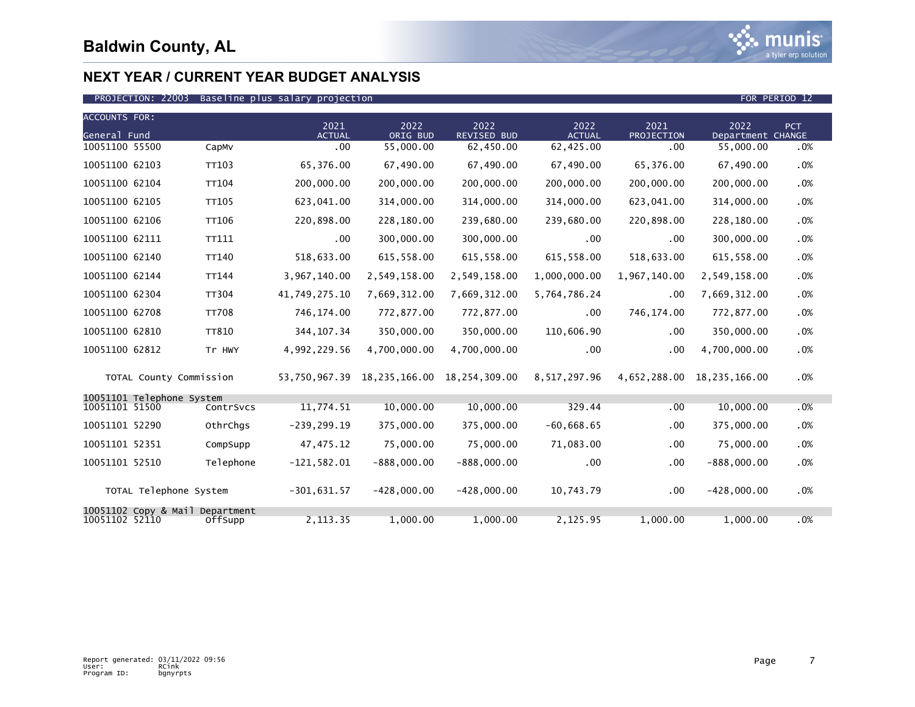# Baldwin County, AL

## NEXT YEAR / CURRENT YEAR BUDGET ANALYSIS

PROJECTION: 22003 Baseline plus salary projection FOR PERIOD 12

| ACCOUNTS FOR: General Fund | | 2021 ACTUAL | 2022 ORIG BUD | 2022 REVISED BUD | 2022 ACTUAL | 2021 PROJECTION | 2022 Department | PCT CHANGE |
|---|---|---|---|---|---|---|---|---|
| 10051100 55500 | CapMv | .00 | 55,000.00 | 62,450.00 | 62,425.00 | .00 | 55,000.00 | .0% |
| 10051100 62103 | TT103 | 65,376.00 | 67,490.00 | 67,490.00 | 67,490.00 | 65,376.00 | 67,490.00 | .0% |
| 10051100 62104 | TT104 | 200,000.00 | 200,000.00 | 200,000.00 | 200,000.00 | 200,000.00 | 200,000.00 | .0% |
| 10051100 62105 | TT105 | 623,041.00 | 314,000.00 | 314,000.00 | 314,000.00 | 623,041.00 | 314,000.00 | .0% |
| 10051100 62106 | TT106 | 220,898.00 | 228,180.00 | 239,680.00 | 239,680.00 | 220,898.00 | 228,180.00 | .0% |
| 10051100 62111 | TT111 | .00 | 300,000.00 | 300,000.00 | .00 | .00 | 300,000.00 | .0% |
| 10051100 62140 | TT140 | 518,633.00 | 615,558.00 | 615,558.00 | 615,558.00 | 518,633.00 | 615,558.00 | .0% |
| 10051100 62144 | TT144 | 3,967,140.00 | 2,549,158.00 | 2,549,158.00 | 1,000,000.00 | 1,967,140.00 | 2,549,158.00 | .0% |
| 10051100 62304 | TT304 | 41,749,275.10 | 7,669,312.00 | 7,669,312.00 | 5,764,786.24 | .00 | 7,669,312.00 | .0% |
| 10051100 62708 | TT708 | 746,174.00 | 772,877.00 | 772,877.00 | .00 | 746,174.00 | 772,877.00 | .0% |
| 10051100 62810 | TT810 | 344,107.34 | 350,000.00 | 350,000.00 | 110,606.90 | .00 | 350,000.00 | .0% |
| 10051100 62812 | Tr HWY | 4,992,229.56 | 4,700,000.00 | 4,700,000.00 | .00 | .00 | 4,700,000.00 | .0% |
| TOTAL County Commission | | 53,750,967.39 | 18,235,166.00 | 18,254,309.00 | 8,517,297.96 | 4,652,288.00 | 18,235,166.00 | .0% |
| 10051101 Telephone System | | | | | | | | |
| 10051101 51500 | ContrSvcs | 11,774.51 | 10,000.00 | 10,000.00 | 329.44 | .00 | 10,000.00 | .0% |
| 10051101 52290 | OthrChgs | -239,299.19 | 375,000.00 | 375,000.00 | -60,668.65 | .00 | 375,000.00 | .0% |
| 10051101 52351 | CompSupp | 47,475.12 | 75,000.00 | 75,000.00 | 71,083.00 | .00 | 75,000.00 | .0% |
| 10051101 52510 | Telephone | -121,582.01 | -888,000.00 | -888,000.00 | .00 | .00 | -888,000.00 | .0% |
| TOTAL Telephone System | | -301,631.57 | -428,000.00 | -428,000.00 | 10,743.79 | .00 | -428,000.00 | .0% |
| 10051102 Copy & Mail Department | | | | | | | | |
| 10051102 52110 | OffSupp | 2,113.35 | 1,000.00 | 1,000.00 | 2,125.95 | 1,000.00 | 1,000.00 | .0% |

Report generated: 03/11/2022 09:56
User: RCink
Program ID: bgnyrpts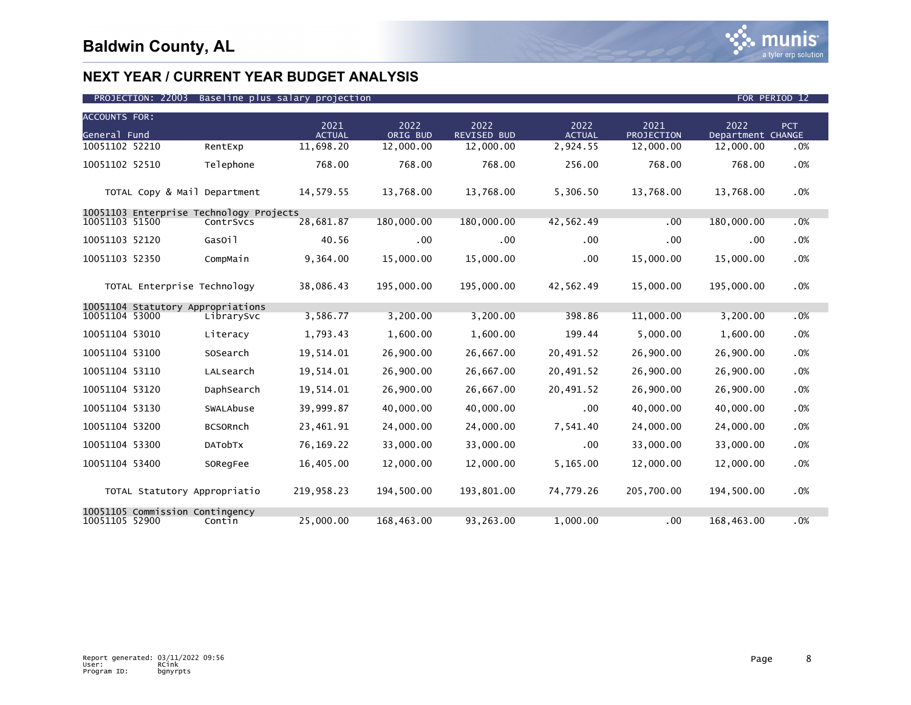# Baldwin County, AL

## NEXT YEAR / CURRENT YEAR BUDGET ANALYSIS

PROJECTION: 22003 Baseline plus salary projection — FOR PERIOD 12

| ACCOUNTS FOR: General Fund | | 2021 ACTUAL | 2022 ORIG BUD | 2022 REVISED BUD | 2022 ACTUAL | 2021 PROJECTION | 2022 Department | PCT CHANGE |
|---|---|---|---|---|---|---|---|---|
| 10051102 52210 | RentExp | 11,698.20 | 12,000.00 | 12,000.00 | 2,924.55 | 12,000.00 | 12,000.00 | .0% |
| 10051102 52510 | Telephone | 768.00 | 768.00 | 768.00 | 256.00 | 768.00 | 768.00 | .0% |
| TOTAL Copy & Mail Department | | 14,579.55 | 13,768.00 | 13,768.00 | 5,306.50 | 13,768.00 | 13,768.00 | .0% |
| 10051103 Enterprise Technology Projects | | | | | | | | |
| 10051103 51500 | ContrSvcs | 28,681.87 | 180,000.00 | 180,000.00 | 42,562.49 | .00 | 180,000.00 | .0% |
| 10051103 52120 | GasOil | 40.56 | .00 | .00 | .00 | .00 | .00 | .0% |
| 10051103 52350 | CompMain | 9,364.00 | 15,000.00 | 15,000.00 | .00 | 15,000.00 | 15,000.00 | .0% |
| TOTAL Enterprise Technology | | 38,086.43 | 195,000.00 | 195,000.00 | 42,562.49 | 15,000.00 | 195,000.00 | .0% |
| 10051104 Statutory Appropriations | | | | | | | | |
| 10051104 53000 | LibrarySvc | 3,586.77 | 3,200.00 | 3,200.00 | 398.86 | 11,000.00 | 3,200.00 | .0% |
| 10051104 53010 | Literacy | 1,793.43 | 1,600.00 | 1,600.00 | 199.44 | 5,000.00 | 1,600.00 | .0% |
| 10051104 53100 | SOSearch | 19,514.01 | 26,900.00 | 26,667.00 | 20,491.52 | 26,900.00 | 26,900.00 | .0% |
| 10051104 53110 | LALsearch | 19,514.01 | 26,900.00 | 26,667.00 | 20,491.52 | 26,900.00 | 26,900.00 | .0% |
| 10051104 53120 | DaphSearch | 19,514.01 | 26,900.00 | 26,667.00 | 20,491.52 | 26,900.00 | 26,900.00 | .0% |
| 10051104 53130 | SWALAbuse | 39,999.87 | 40,000.00 | 40,000.00 | .00 | 40,000.00 | 40,000.00 | .0% |
| 10051104 53200 | BCSORnch | 23,461.91 | 24,000.00 | 24,000.00 | 7,541.40 | 24,000.00 | 24,000.00 | .0% |
| 10051104 53300 | DATobTx | 76,169.22 | 33,000.00 | 33,000.00 | .00 | 33,000.00 | 33,000.00 | .0% |
| 10051104 53400 | SORegFee | 16,405.00 | 12,000.00 | 12,000.00 | 5,165.00 | 12,000.00 | 12,000.00 | .0% |
| TOTAL Statutory Appropriatio | | 219,958.23 | 194,500.00 | 193,801.00 | 74,779.26 | 205,700.00 | 194,500.00 | .0% |
| 10051105 Commission Contingency | | | | | | | | |
| 10051105 52900 | Contin | 25,000.00 | 168,463.00 | 93,263.00 | 1,000.00 | .00 | 168,463.00 | .0% |

Report generated: 03/11/2022 09:56
User: RCink
Program ID: bgnyrpts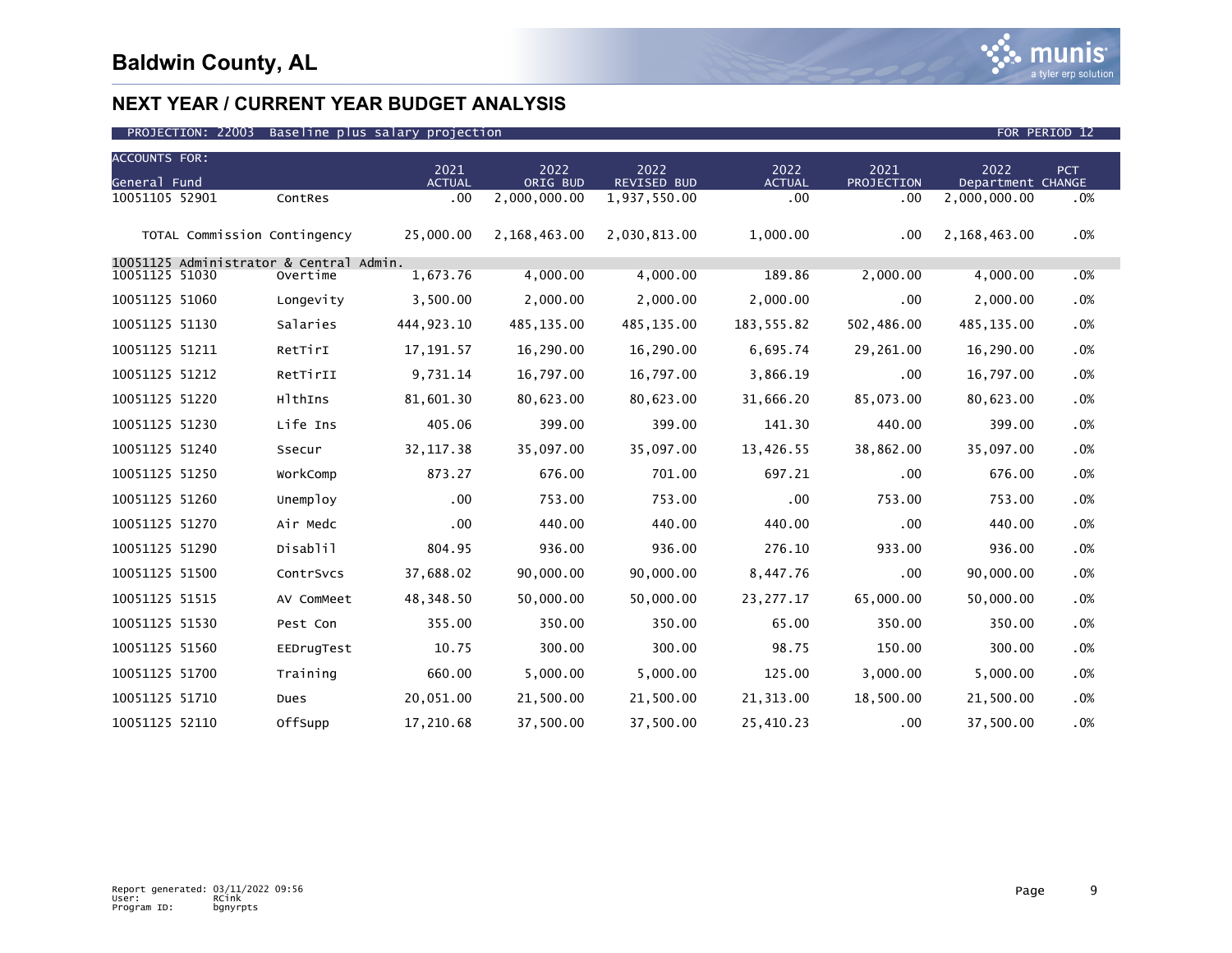# Baldwin County, AL

## NEXT YEAR / CURRENT YEAR BUDGET ANALYSIS

PROJECTION: 22003 Baseline plus salary projection FOR PERIOD 12

| ACCOUNTS FOR: General Fund | | 2021 ACTUAL | 2022 ORIG BUD | 2022 REVISED BUD | 2022 ACTUAL | 2021 PROJECTION | 2022 Department | PCT CHANGE |
|---|---|---|---|---|---|---|---|---|
| 10051105 52901 | ContRes | .00 | 2,000,000.00 | 1,937,550.00 | .00 | .00 | 2,000,000.00 | .0% |
| TOTAL Commission Contingency | | 25,000.00 | 2,168,463.00 | 2,030,813.00 | 1,000.00 | .00 | 2,168,463.00 | .0% |
| 10051125 Administrator & Central Admin. | | | | | | | | |
| 10051125 51030 | Overtime | 1,673.76 | 4,000.00 | 4,000.00 | 189.86 | 2,000.00 | 4,000.00 | .0% |
| 10051125 51060 | Longevity | 3,500.00 | 2,000.00 | 2,000.00 | 2,000.00 | .00 | 2,000.00 | .0% |
| 10051125 51130 | Salaries | 444,923.10 | 485,135.00 | 485,135.00 | 183,555.82 | 502,486.00 | 485,135.00 | .0% |
| 10051125 51211 | RetTirI | 17,191.57 | 16,290.00 | 16,290.00 | 6,695.74 | 29,261.00 | 16,290.00 | .0% |
| 10051125 51212 | RetTirII | 9,731.14 | 16,797.00 | 16,797.00 | 3,866.19 | .00 | 16,797.00 | .0% |
| 10051125 51220 | HlthIns | 81,601.30 | 80,623.00 | 80,623.00 | 31,666.20 | 85,073.00 | 80,623.00 | .0% |
| 10051125 51230 | Life Ins | 405.06 | 399.00 | 399.00 | 141.30 | 440.00 | 399.00 | .0% |
| 10051125 51240 | Ssecur | 32,117.38 | 35,097.00 | 35,097.00 | 13,426.55 | 38,862.00 | 35,097.00 | .0% |
| 10051125 51250 | WorkComp | 873.27 | 676.00 | 701.00 | 697.21 | .00 | 676.00 | .0% |
| 10051125 51260 | Unemploy | .00 | 753.00 | 753.00 | .00 | 753.00 | 753.00 | .0% |
| 10051125 51270 | Air Medc | .00 | 440.00 | 440.00 | 440.00 | .00 | 440.00 | .0% |
| 10051125 51290 | Disablil | 804.95 | 936.00 | 936.00 | 276.10 | 933.00 | 936.00 | .0% |
| 10051125 51500 | ContrSvcs | 37,688.02 | 90,000.00 | 90,000.00 | 8,447.76 | .00 | 90,000.00 | .0% |
| 10051125 51515 | AV ComMeet | 48,348.50 | 50,000.00 | 50,000.00 | 23,277.17 | 65,000.00 | 50,000.00 | .0% |
| 10051125 51530 | Pest Con | 355.00 | 350.00 | 350.00 | 65.00 | 350.00 | 350.00 | .0% |
| 10051125 51560 | EEDrugTest | 10.75 | 300.00 | 300.00 | 98.75 | 150.00 | 300.00 | .0% |
| 10051125 51700 | Training | 660.00 | 5,000.00 | 5,000.00 | 125.00 | 3,000.00 | 5,000.00 | .0% |
| 10051125 51710 | Dues | 20,051.00 | 21,500.00 | 21,500.00 | 21,313.00 | 18,500.00 | 21,500.00 | .0% |
| 10051125 52110 | OffSupp | 17,210.68 | 37,500.00 | 37,500.00 | 25,410.23 | .00 | 37,500.00 | .0% |

Report generated: 03/11/2022 09:56
User: RCink
Program ID: bgnyrpts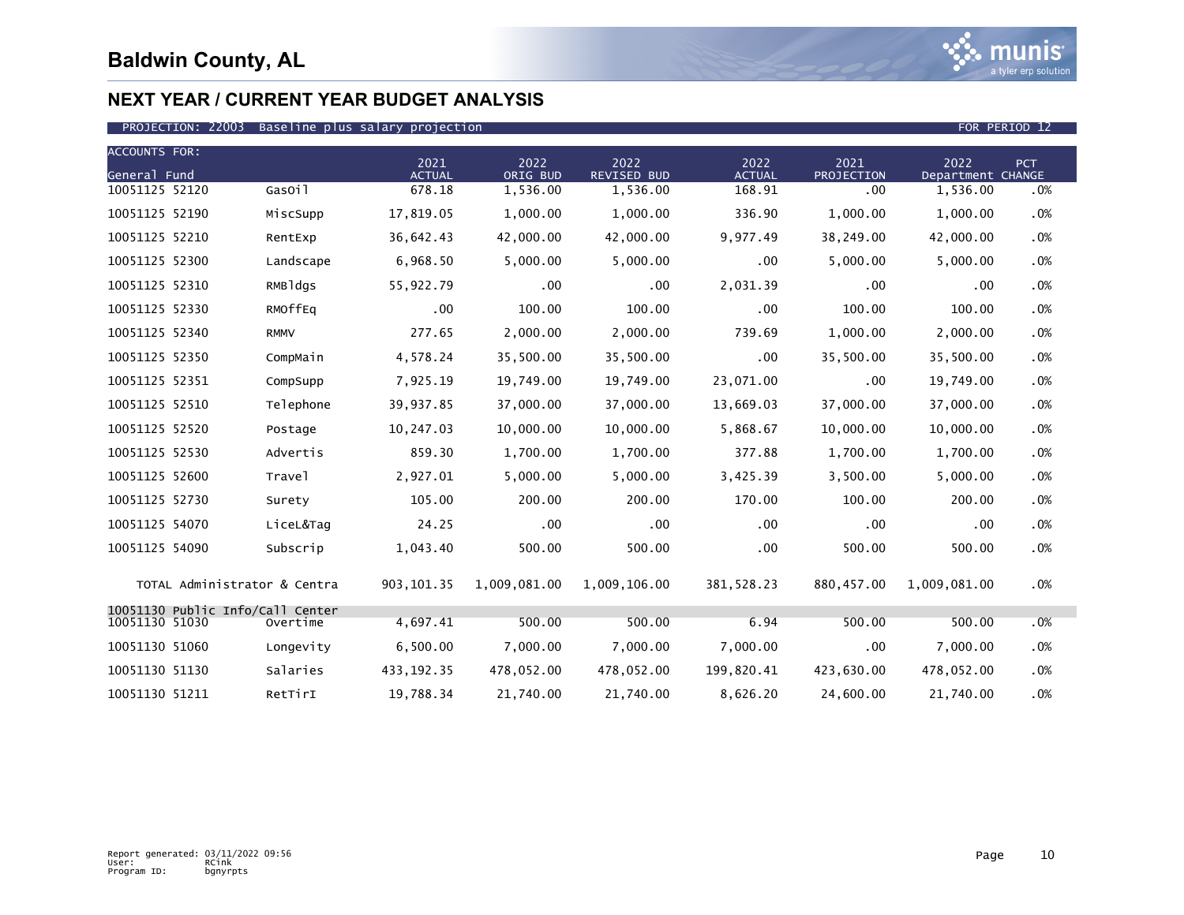# Baldwin County, AL

## NEXT YEAR / CURRENT YEAR BUDGET ANALYSIS

PROJECTION: 22003 Baseline plus salary projection FOR PERIOD 12

| ACCOUNTS FOR: General Fund | | 2021 ACTUAL | 2022 ORIG BUD | 2022 REVISED BUD | 2022 ACTUAL | 2021 PROJECTION | 2022 Department | PCT CHANGE |
|---|---|---|---|---|---|---|---|---|
| 10051125 52120 | GasOil | 678.18 | 1,536.00 | 1,536.00 | 168.91 | .00 | 1,536.00 | .0% |
| 10051125 52190 | MiscSupp | 17,819.05 | 1,000.00 | 1,000.00 | 336.90 | 1,000.00 | 1,000.00 | .0% |
| 10051125 52210 | RentExp | 36,642.43 | 42,000.00 | 42,000.00 | 9,977.49 | 38,249.00 | 42,000.00 | .0% |
| 10051125 52300 | Landscape | 6,968.50 | 5,000.00 | 5,000.00 | .00 | 5,000.00 | 5,000.00 | .0% |
| 10051125 52310 | RMBldgs | 55,922.79 | .00 | .00 | 2,031.39 | .00 | .00 | .0% |
| 10051125 52330 | RMOffEq | .00 | 100.00 | 100.00 | .00 | 100.00 | 100.00 | .0% |
| 10051125 52340 | RMMV | 277.65 | 2,000.00 | 2,000.00 | 739.69 | 1,000.00 | 2,000.00 | .0% |
| 10051125 52350 | CompMain | 4,578.24 | 35,500.00 | 35,500.00 | .00 | 35,500.00 | 35,500.00 | .0% |
| 10051125 52351 | CompSupp | 7,925.19 | 19,749.00 | 19,749.00 | 23,071.00 | .00 | 19,749.00 | .0% |
| 10051125 52510 | Telephone | 39,937.85 | 37,000.00 | 37,000.00 | 13,669.03 | 37,000.00 | 37,000.00 | .0% |
| 10051125 52520 | Postage | 10,247.03 | 10,000.00 | 10,000.00 | 5,868.67 | 10,000.00 | 10,000.00 | .0% |
| 10051125 52530 | Advertis | 859.30 | 1,700.00 | 1,700.00 | 377.88 | 1,700.00 | 1,700.00 | .0% |
| 10051125 52600 | Travel | 2,927.01 | 5,000.00 | 5,000.00 | 3,425.39 | 3,500.00 | 5,000.00 | .0% |
| 10051125 52730 | Surety | 105.00 | 200.00 | 200.00 | 170.00 | 100.00 | 200.00 | .0% |
| 10051125 54070 | LiceL&Tag | 24.25 | .00 | .00 | .00 | .00 | .00 | .0% |
| 10051125 54090 | Subscrip | 1,043.40 | 500.00 | 500.00 | .00 | 500.00 | 500.00 | .0% |
| TOTAL Administrator & Centra | | 903,101.35 | 1,009,081.00 | 1,009,106.00 | 381,528.23 | 880,457.00 | 1,009,081.00 | .0% |
| 10051130 Public Info/Call Center | | | | | | | | |
| 10051130 51030 | Overtime | 4,697.41 | 500.00 | 500.00 | 6.94 | 500.00 | 500.00 | .0% |
| 10051130 51060 | Longevity | 6,500.00 | 7,000.00 | 7,000.00 | 7,000.00 | .00 | 7,000.00 | .0% |
| 10051130 51130 | Salaries | 433,192.35 | 478,052.00 | 478,052.00 | 199,820.41 | 423,630.00 | 478,052.00 | .0% |
| 10051130 51211 | RetTirI | 19,788.34 | 21,740.00 | 21,740.00 | 8,626.20 | 24,600.00 | 21,740.00 | .0% |

Report generated: 03/11/2022 09:56
User: RCink
Program ID: bgnyrpts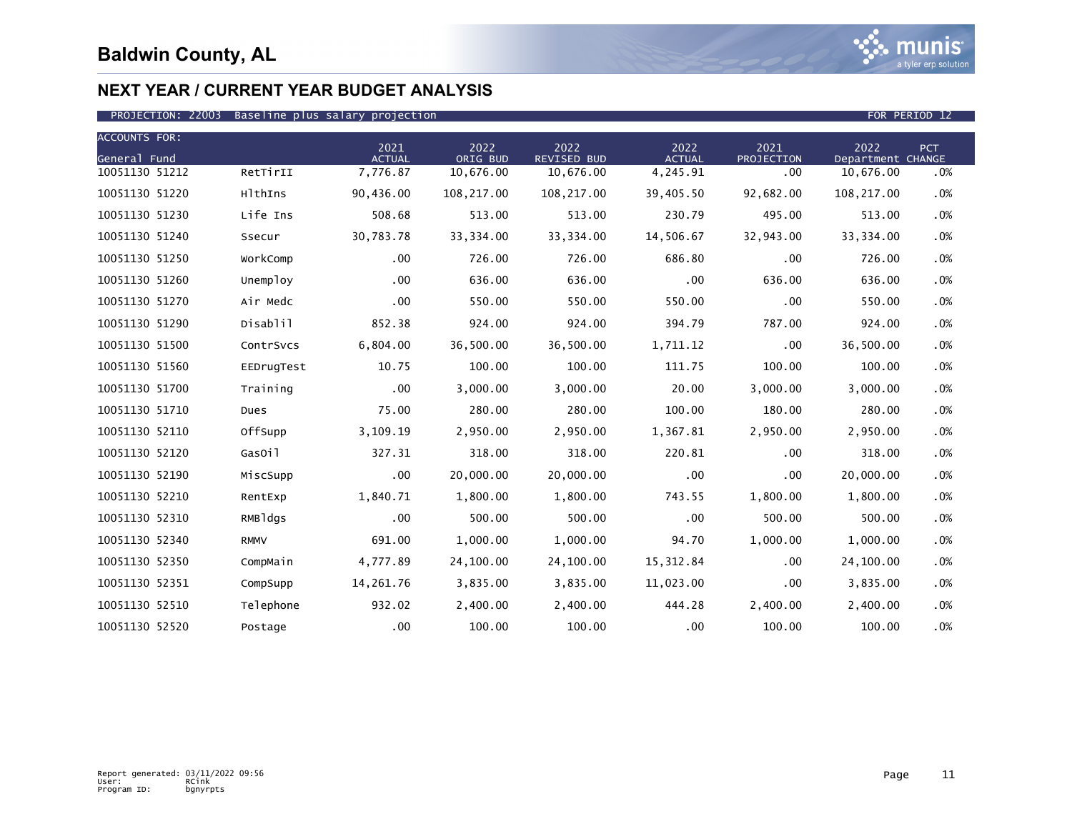# Baldwin County, AL

## NEXT YEAR / CURRENT YEAR BUDGET ANALYSIS

PROJECTION: 22003 Baseline plus salary projection FOR PERIOD 12

| ACCOUNTS FOR: General Fund | | 2021 ACTUAL | 2022 ORIG BUD | 2022 REVISED BUD | 2022 ACTUAL | 2021 PROJECTION | 2022 Department | PCT CHANGE |
|---|---|---|---|---|---|---|---|---|
| 10051130 51212 | RetTirII | 7,776.87 | 10,676.00 | 10,676.00 | 4,245.91 | .00 | 10,676.00 | .0% |
| 10051130 51220 | HlthIns | 90,436.00 | 108,217.00 | 108,217.00 | 39,405.50 | 92,682.00 | 108,217.00 | .0% |
| 10051130 51230 | Life Ins | 508.68 | 513.00 | 513.00 | 230.79 | 495.00 | 513.00 | .0% |
| 10051130 51240 | Ssecur | 30,783.78 | 33,334.00 | 33,334.00 | 14,506.67 | 32,943.00 | 33,334.00 | .0% |
| 10051130 51250 | WorkComp | .00 | 726.00 | 726.00 | 686.80 | .00 | 726.00 | .0% |
| 10051130 51260 | Unemploy | .00 | 636.00 | 636.00 | .00 | 636.00 | 636.00 | .0% |
| 10051130 51270 | Air Medc | .00 | 550.00 | 550.00 | 550.00 | .00 | 550.00 | .0% |
| 10051130 51290 | Disablil | 852.38 | 924.00 | 924.00 | 394.79 | 787.00 | 924.00 | .0% |
| 10051130 51500 | ContrSvcs | 6,804.00 | 36,500.00 | 36,500.00 | 1,711.12 | .00 | 36,500.00 | .0% |
| 10051130 51560 | EEDrugTest | 10.75 | 100.00 | 100.00 | 111.75 | 100.00 | 100.00 | .0% |
| 10051130 51700 | Training | .00 | 3,000.00 | 3,000.00 | 20.00 | 3,000.00 | 3,000.00 | .0% |
| 10051130 51710 | Dues | 75.00 | 280.00 | 280.00 | 100.00 | 180.00 | 280.00 | .0% |
| 10051130 52110 | OffSupp | 3,109.19 | 2,950.00 | 2,950.00 | 1,367.81 | 2,950.00 | 2,950.00 | .0% |
| 10051130 52120 | GasOil | 327.31 | 318.00 | 318.00 | 220.81 | .00 | 318.00 | .0% |
| 10051130 52190 | MiscSupp | .00 | 20,000.00 | 20,000.00 | .00 | .00 | 20,000.00 | .0% |
| 10051130 52210 | RentExp | 1,840.71 | 1,800.00 | 1,800.00 | 743.55 | 1,800.00 | 1,800.00 | .0% |
| 10051130 52310 | RMBldgs | .00 | 500.00 | 500.00 | .00 | 500.00 | 500.00 | .0% |
| 10051130 52340 | RMMV | 691.00 | 1,000.00 | 1,000.00 | 94.70 | 1,000.00 | 1,000.00 | .0% |
| 10051130 52350 | CompMain | 4,777.89 | 24,100.00 | 24,100.00 | 15,312.84 | .00 | 24,100.00 | .0% |
| 10051130 52351 | CompSupp | 14,261.76 | 3,835.00 | 3,835.00 | 11,023.00 | .00 | 3,835.00 | .0% |
| 10051130 52510 | Telephone | 932.02 | 2,400.00 | 2,400.00 | 444.28 | 2,400.00 | 2,400.00 | .0% |
| 10051130 52520 | Postage | .00 | 100.00 | 100.00 | .00 | 100.00 | 100.00 | .0% |

Report generated: 03/11/2022 09:56
User: RCink
Program ID: bgnyrpts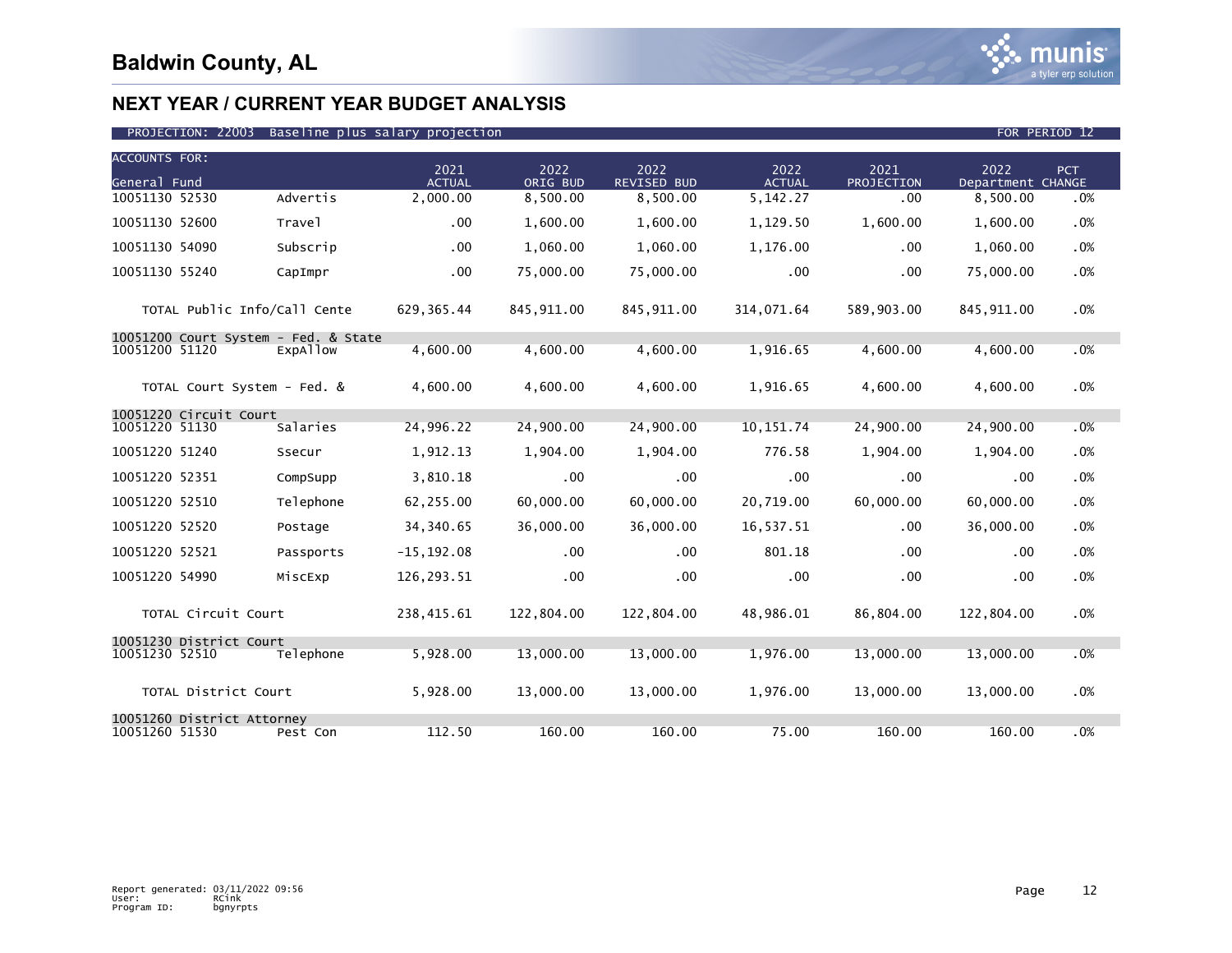# Baldwin County, AL

## NEXT YEAR / CURRENT YEAR BUDGET ANALYSIS

PROJECTION: 22003 Baseline plus salary projection — FOR PERIOD 12

| ACCOUNTS FOR: General Fund | | 2021 ACTUAL | 2022 ORIG BUD | 2022 REVISED BUD | 2022 ACTUAL | 2021 PROJECTION | 2022 Department | PCT CHANGE |
|---|---|---|---|---|---|---|---|---|
| 10051130 52530 | Advertis | 2,000.00 | 8,500.00 | 8,500.00 | 5,142.27 | .00 | 8,500.00 | .0% |
| 10051130 52600 | Travel | .00 | 1,600.00 | 1,600.00 | 1,129.50 | 1,600.00 | 1,600.00 | .0% |
| 10051130 54090 | Subscrip | .00 | 1,060.00 | 1,060.00 | 1,176.00 | .00 | 1,060.00 | .0% |
| 10051130 55240 | CapImpr | .00 | 75,000.00 | 75,000.00 | .00 | .00 | 75,000.00 | .0% |
| TOTAL Public Info/Call Cente | | 629,365.44 | 845,911.00 | 845,911.00 | 314,071.64 | 589,903.00 | 845,911.00 | .0% |
| 10051200 Court System - Fed. & State | | | | | | | | |
| 10051200 51120 | ExpAllow | 4,600.00 | 4,600.00 | 4,600.00 | 1,916.65 | 4,600.00 | 4,600.00 | .0% |
| TOTAL Court System - Fed. & | | 4,600.00 | 4,600.00 | 4,600.00 | 1,916.65 | 4,600.00 | 4,600.00 | .0% |
| 10051220 Circuit Court | | | | | | | | |
| 10051220 51130 | Salaries | 24,996.22 | 24,900.00 | 24,900.00 | 10,151.74 | 24,900.00 | 24,900.00 | .0% |
| 10051220 51240 | Ssecur | 1,912.13 | 1,904.00 | 1,904.00 | 776.58 | 1,904.00 | 1,904.00 | .0% |
| 10051220 52351 | CompSupp | 3,810.18 | .00 | .00 | .00 | .00 | .00 | .0% |
| 10051220 52510 | Telephone | 62,255.00 | 60,000.00 | 60,000.00 | 20,719.00 | 60,000.00 | 60,000.00 | .0% |
| 10051220 52520 | Postage | 34,340.65 | 36,000.00 | 36,000.00 | 16,537.51 | .00 | 36,000.00 | .0% |
| 10051220 52521 | Passports | -15,192.08 | .00 | .00 | 801.18 | .00 | .00 | .0% |
| 10051220 54990 | MiscExp | 126,293.51 | .00 | .00 | .00 | .00 | .00 | .0% |
| TOTAL Circuit Court | | 238,415.61 | 122,804.00 | 122,804.00 | 48,986.01 | 86,804.00 | 122,804.00 | .0% |
| 10051230 District Court | | | | | | | | |
| 10051230 52510 | Telephone | 5,928.00 | 13,000.00 | 13,000.00 | 1,976.00 | 13,000.00 | 13,000.00 | .0% |
| TOTAL District Court | | 5,928.00 | 13,000.00 | 13,000.00 | 1,976.00 | 13,000.00 | 13,000.00 | .0% |
| 10051260 District Attorney | | | | | | | | |
| 10051260 51530 | Pest Con | 112.50 | 160.00 | 160.00 | 75.00 | 160.00 | 160.00 | .0% |

Report generated: 03/11/2022 09:56
User: RCink
Program ID: bgnyrpts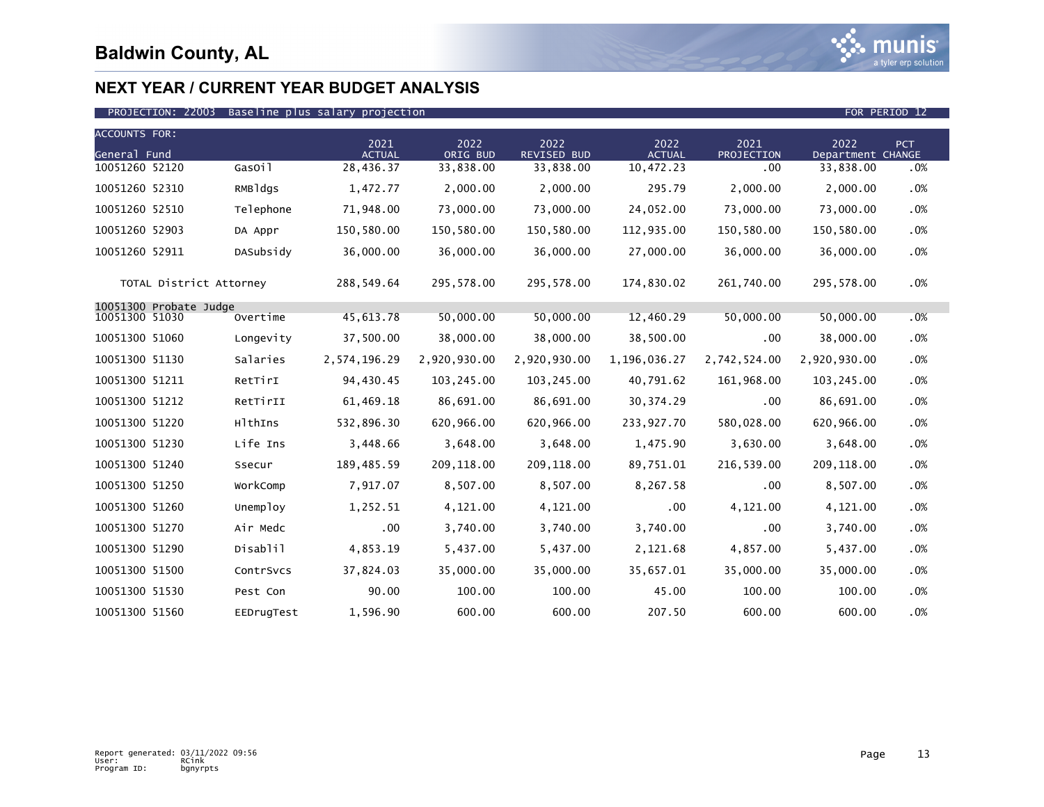# Baldwin County, AL

## NEXT YEAR / CURRENT YEAR BUDGET ANALYSIS

PROJECTION: 22003 Baseline plus salary projection — FOR PERIOD 12

| ACCOUNTS FOR: General Fund | | 2021 ACTUAL | 2022 ORIG BUD | 2022 REVISED BUD | 2022 ACTUAL | 2021 PROJECTION | 2022 Department | PCT CHANGE |
|---|---|---|---|---|---|---|---|---|
| 10051260 52120 | GasOil | 28,436.37 | 33,838.00 | 33,838.00 | 10,472.23 | .00 | 33,838.00 | .0% |
| 10051260 52310 | RMBldgs | 1,472.77 | 2,000.00 | 2,000.00 | 295.79 | 2,000.00 | 2,000.00 | .0% |
| 10051260 52510 | Telephone | 71,948.00 | 73,000.00 | 73,000.00 | 24,052.00 | 73,000.00 | 73,000.00 | .0% |
| 10051260 52903 | DA Appr | 150,580.00 | 150,580.00 | 150,580.00 | 112,935.00 | 150,580.00 | 150,580.00 | .0% |
| 10051260 52911 | DASubsidy | 36,000.00 | 36,000.00 | 36,000.00 | 27,000.00 | 36,000.00 | 36,000.00 | .0% |
| TOTAL District Attorney | | 288,549.64 | 295,578.00 | 295,578.00 | 174,830.02 | 261,740.00 | 295,578.00 | .0% |
| 10051300 Probate Judge | | | | | | | | |
| 10051300 51030 | Overtime | 45,613.78 | 50,000.00 | 50,000.00 | 12,460.29 | 50,000.00 | 50,000.00 | .0% |
| 10051300 51060 | Longevity | 37,500.00 | 38,000.00 | 38,000.00 | 38,500.00 | .00 | 38,000.00 | .0% |
| 10051300 51130 | Salaries | 2,574,196.29 | 2,920,930.00 | 2,920,930.00 | 1,196,036.27 | 2,742,524.00 | 2,920,930.00 | .0% |
| 10051300 51211 | RetTirI | 94,430.45 | 103,245.00 | 103,245.00 | 40,791.62 | 161,968.00 | 103,245.00 | .0% |
| 10051300 51212 | RetTirII | 61,469.18 | 86,691.00 | 86,691.00 | 30,374.29 | .00 | 86,691.00 | .0% |
| 10051300 51220 | HlthIns | 532,896.30 | 620,966.00 | 620,966.00 | 233,927.70 | 580,028.00 | 620,966.00 | .0% |
| 10051300 51230 | Life Ins | 3,448.66 | 3,648.00 | 3,648.00 | 1,475.90 | 3,630.00 | 3,648.00 | .0% |
| 10051300 51240 | Ssecur | 189,485.59 | 209,118.00 | 209,118.00 | 89,751.01 | 216,539.00 | 209,118.00 | .0% |
| 10051300 51250 | WorkComp | 7,917.07 | 8,507.00 | 8,507.00 | 8,267.58 | .00 | 8,507.00 | .0% |
| 10051300 51260 | Unemploy | 1,252.51 | 4,121.00 | 4,121.00 | .00 | 4,121.00 | 4,121.00 | .0% |
| 10051300 51270 | Air Medc | .00 | 3,740.00 | 3,740.00 | 3,740.00 | .00 | 3,740.00 | .0% |
| 10051300 51290 | Disablil | 4,853.19 | 5,437.00 | 5,437.00 | 2,121.68 | 4,857.00 | 5,437.00 | .0% |
| 10051300 51500 | ContrSvcs | 37,824.03 | 35,000.00 | 35,000.00 | 35,657.01 | 35,000.00 | 35,000.00 | .0% |
| 10051300 51530 | Pest Con | 90.00 | 100.00 | 100.00 | 45.00 | 100.00 | 100.00 | .0% |
| 10051300 51560 | EEDrugTest | 1,596.90 | 600.00 | 600.00 | 207.50 | 600.00 | 600.00 | .0% |

Report generated: 03/11/2022 09:56
User: RCink
Program ID: bgnyrpts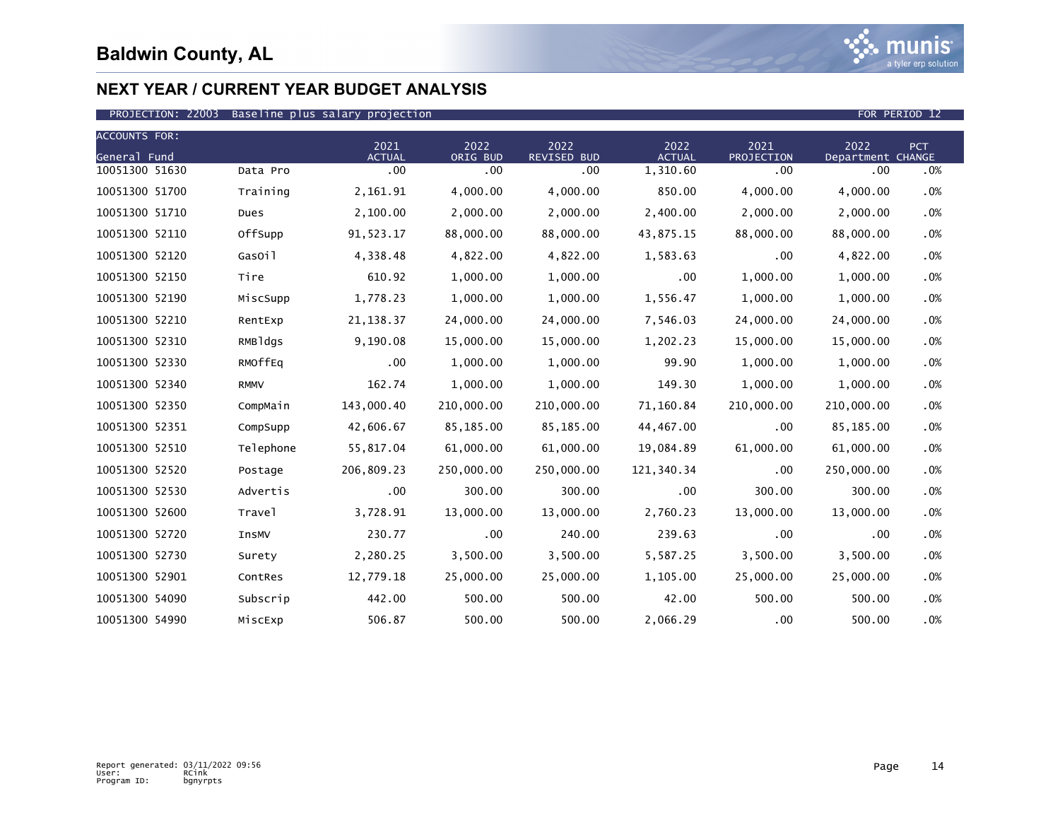# Baldwin County, AL

## NEXT YEAR / CURRENT YEAR BUDGET ANALYSIS

PROJECTION: 22003 Baseline plus salary projection FOR PERIOD 12

| ACCOUNTS FOR: General Fund | | 2021 ACTUAL | 2022 ORIG BUD | 2022 REVISED BUD | 2022 ACTUAL | 2021 PROJECTION | 2022 Department | PCT CHANGE |
|---|---|---|---|---|---|---|---|---|
| 10051300 51630 | Data Pro | .00 | .00 | .00 | 1,310.60 | .00 | .00 | .0% |
| 10051300 51700 | Training | 2,161.91 | 4,000.00 | 4,000.00 | 850.00 | 4,000.00 | 4,000.00 | .0% |
| 10051300 51710 | Dues | 2,100.00 | 2,000.00 | 2,000.00 | 2,400.00 | 2,000.00 | 2,000.00 | .0% |
| 10051300 52110 | OffSupp | 91,523.17 | 88,000.00 | 88,000.00 | 43,875.15 | 88,000.00 | 88,000.00 | .0% |
| 10051300 52120 | GasOil | 4,338.48 | 4,822.00 | 4,822.00 | 1,583.63 | .00 | 4,822.00 | .0% |
| 10051300 52150 | Tire | 610.92 | 1,000.00 | 1,000.00 | .00 | 1,000.00 | 1,000.00 | .0% |
| 10051300 52190 | MiscSupp | 1,778.23 | 1,000.00 | 1,000.00 | 1,556.47 | 1,000.00 | 1,000.00 | .0% |
| 10051300 52210 | RentExp | 21,138.37 | 24,000.00 | 24,000.00 | 7,546.03 | 24,000.00 | 24,000.00 | .0% |
| 10051300 52310 | RMBldgs | 9,190.08 | 15,000.00 | 15,000.00 | 1,202.23 | 15,000.00 | 15,000.00 | .0% |
| 10051300 52330 | RMOffEq | .00 | 1,000.00 | 1,000.00 | 99.90 | 1,000.00 | 1,000.00 | .0% |
| 10051300 52340 | RMMV | 162.74 | 1,000.00 | 1,000.00 | 149.30 | 1,000.00 | 1,000.00 | .0% |
| 10051300 52350 | CompMain | 143,000.40 | 210,000.00 | 210,000.00 | 71,160.84 | 210,000.00 | 210,000.00 | .0% |
| 10051300 52351 | CompSupp | 42,606.67 | 85,185.00 | 85,185.00 | 44,467.00 | .00 | 85,185.00 | .0% |
| 10051300 52510 | Telephone | 55,817.04 | 61,000.00 | 61,000.00 | 19,084.89 | 61,000.00 | 61,000.00 | .0% |
| 10051300 52520 | Postage | 206,809.23 | 250,000.00 | 250,000.00 | 121,340.34 | .00 | 250,000.00 | .0% |
| 10051300 52530 | Advertis | .00 | 300.00 | 300.00 | .00 | 300.00 | 300.00 | .0% |
| 10051300 52600 | Travel | 3,728.91 | 13,000.00 | 13,000.00 | 2,760.23 | 13,000.00 | 13,000.00 | .0% |
| 10051300 52720 | InsMV | 230.77 | .00 | 240.00 | 239.63 | .00 | .00 | .0% |
| 10051300 52730 | Surety | 2,280.25 | 3,500.00 | 3,500.00 | 5,587.25 | 3,500.00 | 3,500.00 | .0% |
| 10051300 52901 | ContRes | 12,779.18 | 25,000.00 | 25,000.00 | 1,105.00 | 25,000.00 | 25,000.00 | .0% |
| 10051300 54090 | Subscrip | 442.00 | 500.00 | 500.00 | 42.00 | 500.00 | 500.00 | .0% |
| 10051300 54990 | MiscExp | 506.87 | 500.00 | 500.00 | 2,066.29 | .00 | 500.00 | .0% |

Report generated: 03/11/2022 09:56
User: RCink
Program ID: bgnyrpts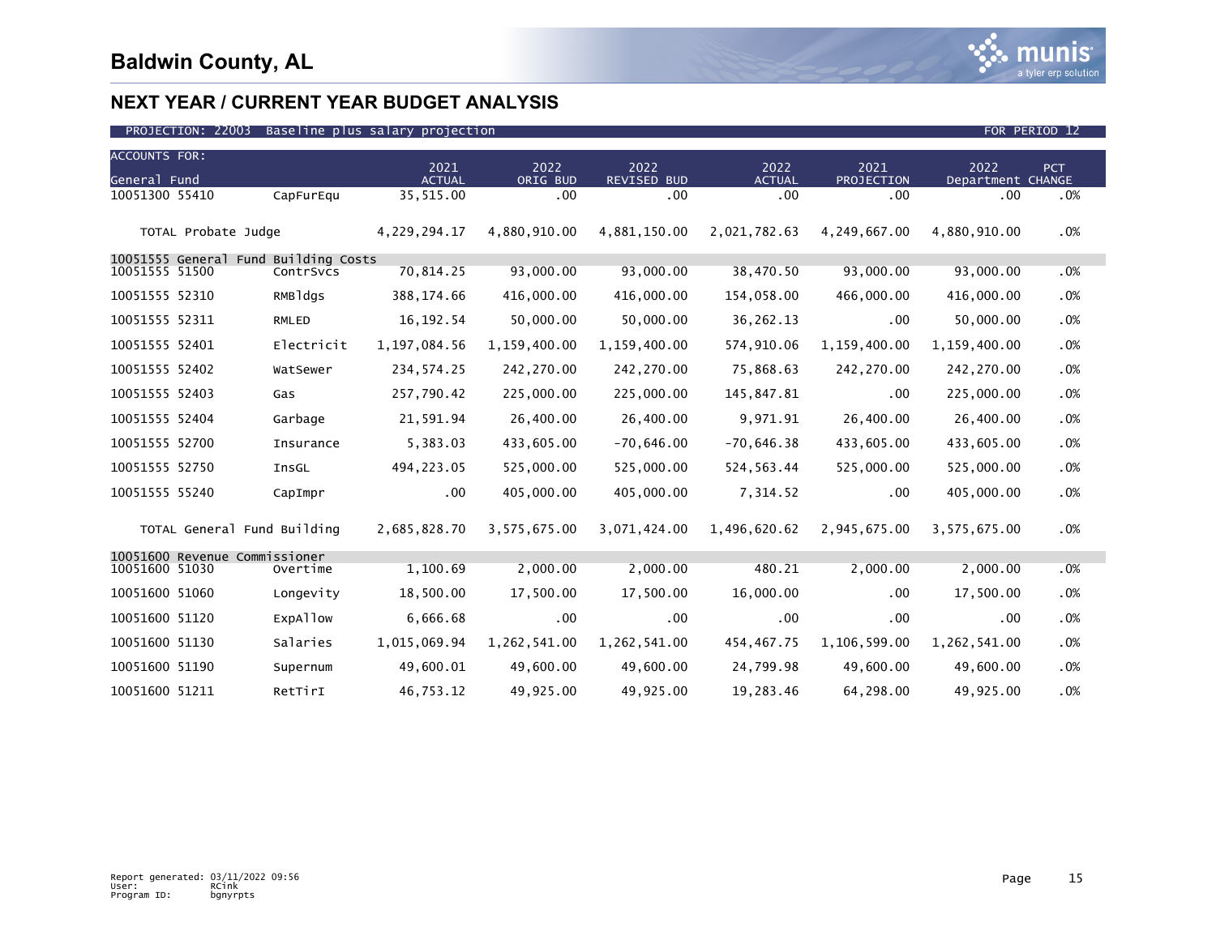# Baldwin County, AL

## NEXT YEAR / CURRENT YEAR BUDGET ANALYSIS

PROJECTION: 22003 Baseline plus salary projection — FOR PERIOD 12

| ACCOUNTS FOR: General Fund | | 2021 ACTUAL | 2022 ORIG BUD | 2022 REVISED BUD | 2022 ACTUAL | 2021 PROJECTION | 2022 Department | PCT CHANGE |
|---|---|---|---|---|---|---|---|---|
| 10051300 55410 | CapFurEqu | 35,515.00 | .00 | .00 | .00 | .00 | .00 | .0% |
| TOTAL Probate Judge | | 4,229,294.17 | 4,880,910.00 | 4,881,150.00 | 2,021,782.63 | 4,249,667.00 | 4,880,910.00 | .0% |
| **10051555 General Fund Building Costs** | | | | | | | | |
| 10051555 51500 | ContrSvcs | 70,814.25 | 93,000.00 | 93,000.00 | 38,470.50 | 93,000.00 | 93,000.00 | .0% |
| 10051555 52310 | RMBldgs | 388,174.66 | 416,000.00 | 416,000.00 | 154,058.00 | 466,000.00 | 416,000.00 | .0% |
| 10051555 52311 | RMLED | 16,192.54 | 50,000.00 | 50,000.00 | 36,262.13 | .00 | 50,000.00 | .0% |
| 10051555 52401 | Electricit | 1,197,084.56 | 1,159,400.00 | 1,159,400.00 | 574,910.06 | 1,159,400.00 | 1,159,400.00 | .0% |
| 10051555 52402 | WatSewer | 234,574.25 | 242,270.00 | 242,270.00 | 75,868.63 | 242,270.00 | 242,270.00 | .0% |
| 10051555 52403 | Gas | 257,790.42 | 225,000.00 | 225,000.00 | 145,847.81 | .00 | 225,000.00 | .0% |
| 10051555 52404 | Garbage | 21,591.94 | 26,400.00 | 26,400.00 | 9,971.91 | 26,400.00 | 26,400.00 | .0% |
| 10051555 52700 | Insurance | 5,383.03 | 433,605.00 | -70,646.00 | -70,646.38 | 433,605.00 | 433,605.00 | .0% |
| 10051555 52750 | InsGL | 494,223.05 | 525,000.00 | 525,000.00 | 524,563.44 | 525,000.00 | 525,000.00 | .0% |
| 10051555 55240 | CapImpr | .00 | 405,000.00 | 405,000.00 | 7,314.52 | .00 | 405,000.00 | .0% |
| TOTAL General Fund Building | | 2,685,828.70 | 3,575,675.00 | 3,071,424.00 | 1,496,620.62 | 2,945,675.00 | 3,575,675.00 | .0% |
| **10051600 Revenue Commissioner** | | | | | | | | |
| 10051600 51030 | Overtime | 1,100.69 | 2,000.00 | 2,000.00 | 480.21 | 2,000.00 | 2,000.00 | .0% |
| 10051600 51060 | Longevity | 18,500.00 | 17,500.00 | 17,500.00 | 16,000.00 | .00 | 17,500.00 | .0% |
| 10051600 51120 | ExpAllow | 6,666.68 | .00 | .00 | .00 | .00 | .00 | .0% |
| 10051600 51130 | Salaries | 1,015,069.94 | 1,262,541.00 | 1,262,541.00 | 454,467.75 | 1,106,599.00 | 1,262,541.00 | .0% |
| 10051600 51190 | Supernum | 49,600.01 | 49,600.00 | 49,600.00 | 24,799.98 | 49,600.00 | 49,600.00 | .0% |
| 10051600 51211 | RetTirI | 46,753.12 | 49,925.00 | 49,925.00 | 19,283.46 | 64,298.00 | 49,925.00 | .0% |

Report generated: 03/11/2022 09:56
User: RCink
Program ID: bgnyrpts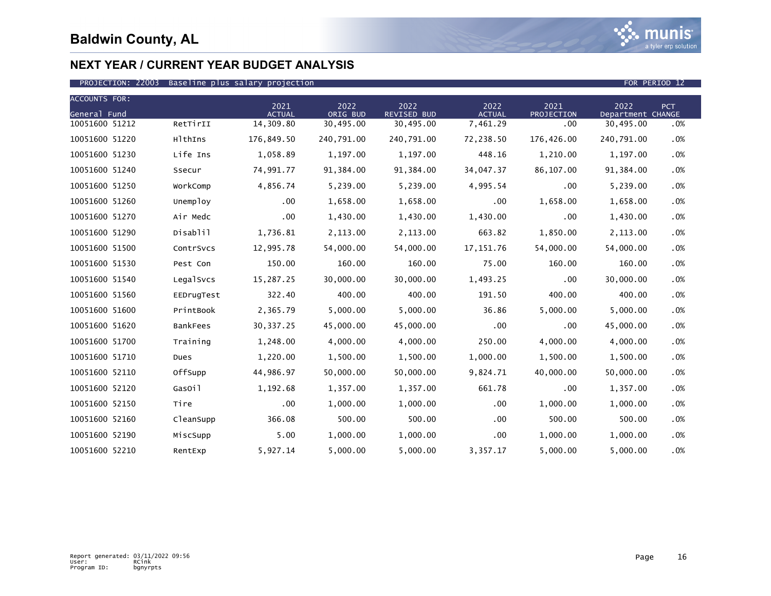# Baldwin County, AL

## NEXT YEAR / CURRENT YEAR BUDGET ANALYSIS

PROJECTION: 22003 Baseline plus salary projection FOR PERIOD 12

| ACCOUNTS FOR: General Fund | | 2021 ACTUAL | 2022 ORIG BUD | 2022 REVISED BUD | 2022 ACTUAL | 2021 PROJECTION | 2022 Department | PCT CHANGE |
|---|---|---|---|---|---|---|---|---|
| 10051600 51212 | RetTirII | 14,309.80 | 30,495.00 | 30,495.00 | 7,461.29 | .00 | 30,495.00 | .0% |
| 10051600 51220 | HlthIns | 176,849.50 | 240,791.00 | 240,791.00 | 72,238.50 | 176,426.00 | 240,791.00 | .0% |
| 10051600 51230 | Life Ins | 1,058.89 | 1,197.00 | 1,197.00 | 448.16 | 1,210.00 | 1,197.00 | .0% |
| 10051600 51240 | Ssecur | 74,991.77 | 91,384.00 | 91,384.00 | 34,047.37 | 86,107.00 | 91,384.00 | .0% |
| 10051600 51250 | WorkComp | 4,856.74 | 5,239.00 | 5,239.00 | 4,995.54 | .00 | 5,239.00 | .0% |
| 10051600 51260 | Unemploy | .00 | 1,658.00 | 1,658.00 | .00 | 1,658.00 | 1,658.00 | .0% |
| 10051600 51270 | Air Medc | .00 | 1,430.00 | 1,430.00 | 1,430.00 | .00 | 1,430.00 | .0% |
| 10051600 51290 | Disablil | 1,736.81 | 2,113.00 | 2,113.00 | 663.82 | 1,850.00 | 2,113.00 | .0% |
| 10051600 51500 | ContrSvcs | 12,995.78 | 54,000.00 | 54,000.00 | 17,151.76 | 54,000.00 | 54,000.00 | .0% |
| 10051600 51530 | Pest Con | 150.00 | 160.00 | 160.00 | 75.00 | 160.00 | 160.00 | .0% |
| 10051600 51540 | LegalSvcs | 15,287.25 | 30,000.00 | 30,000.00 | 1,493.25 | .00 | 30,000.00 | .0% |
| 10051600 51560 | EEDrugTest | 322.40 | 400.00 | 400.00 | 191.50 | 400.00 | 400.00 | .0% |
| 10051600 51600 | PrintBook | 2,365.79 | 5,000.00 | 5,000.00 | 36.86 | 5,000.00 | 5,000.00 | .0% |
| 10051600 51620 | BankFees | 30,337.25 | 45,000.00 | 45,000.00 | .00 | .00 | 45,000.00 | .0% |
| 10051600 51700 | Training | 1,248.00 | 4,000.00 | 4,000.00 | 250.00 | 4,000.00 | 4,000.00 | .0% |
| 10051600 51710 | Dues | 1,220.00 | 1,500.00 | 1,500.00 | 1,000.00 | 1,500.00 | 1,500.00 | .0% |
| 10051600 52110 | OffSupp | 44,986.97 | 50,000.00 | 50,000.00 | 9,824.71 | 40,000.00 | 50,000.00 | .0% |
| 10051600 52120 | GasOil | 1,192.68 | 1,357.00 | 1,357.00 | 661.78 | .00 | 1,357.00 | .0% |
| 10051600 52150 | Tire | .00 | 1,000.00 | 1,000.00 | .00 | 1,000.00 | 1,000.00 | .0% |
| 10051600 52160 | CleanSupp | 366.08 | 500.00 | 500.00 | .00 | 500.00 | 500.00 | .0% |
| 10051600 52190 | MiscSupp | 5.00 | 1,000.00 | 1,000.00 | .00 | 1,000.00 | 1,000.00 | .0% |
| 10051600 52210 | RentExp | 5,927.14 | 5,000.00 | 5,000.00 | 3,357.17 | 5,000.00 | 5,000.00 | .0% |

Report generated: 03/11/2022 09:56
User: RCink
Program ID: bgnyrpts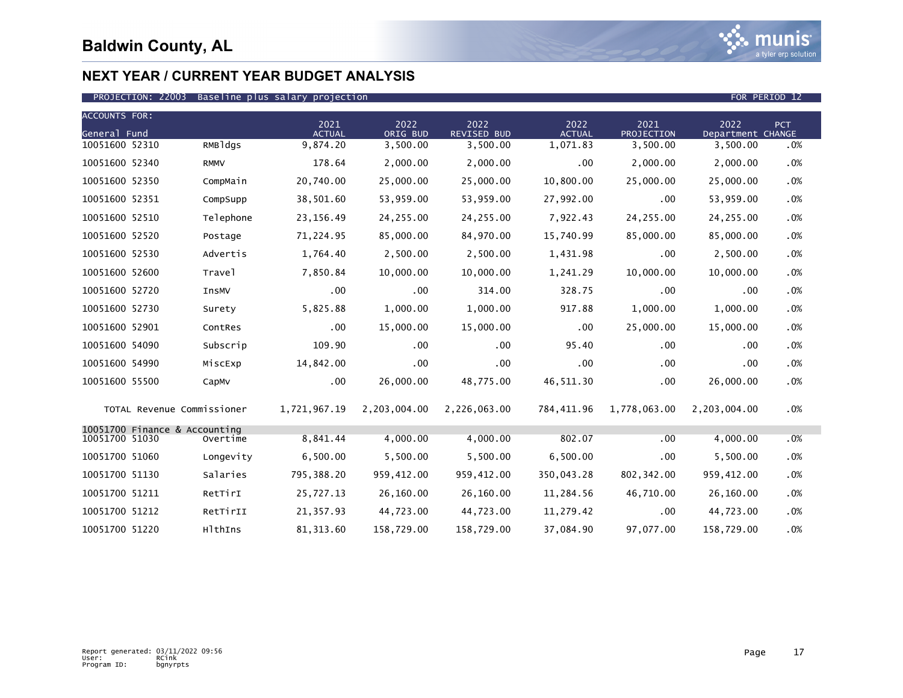# Baldwin County, AL

## NEXT YEAR / CURRENT YEAR BUDGET ANALYSIS

PROJECTION: 22003 Baseline plus salary projection FOR PERIOD 12

| ACCOUNTS FOR: General Fund | | 2021 ACTUAL | 2022 ORIG BUD | 2022 REVISED BUD | 2022 ACTUAL | 2021 PROJECTION | 2022 Department | PCT CHANGE |
|---|---|---|---|---|---|---|---|---|
| 10051600 52310 | RMBldgs | 9,874.20 | 3,500.00 | 3,500.00 | 1,071.83 | 3,500.00 | 3,500.00 | .0% |
| 10051600 52340 | RMMV | 178.64 | 2,000.00 | 2,000.00 | .00 | 2,000.00 | 2,000.00 | .0% |
| 10051600 52350 | CompMain | 20,740.00 | 25,000.00 | 25,000.00 | 10,800.00 | 25,000.00 | 25,000.00 | .0% |
| 10051600 52351 | CompSupp | 38,501.60 | 53,959.00 | 53,959.00 | 27,992.00 | .00 | 53,959.00 | .0% |
| 10051600 52510 | Telephone | 23,156.49 | 24,255.00 | 24,255.00 | 7,922.43 | 24,255.00 | 24,255.00 | .0% |
| 10051600 52520 | Postage | 71,224.95 | 85,000.00 | 84,970.00 | 15,740.99 | 85,000.00 | 85,000.00 | .0% |
| 10051600 52530 | Advertis | 1,764.40 | 2,500.00 | 2,500.00 | 1,431.98 | .00 | 2,500.00 | .0% |
| 10051600 52600 | Travel | 7,850.84 | 10,000.00 | 10,000.00 | 1,241.29 | 10,000.00 | 10,000.00 | .0% |
| 10051600 52720 | InsMV | .00 | .00 | 314.00 | 328.75 | .00 | .00 | .0% |
| 10051600 52730 | Surety | 5,825.88 | 1,000.00 | 1,000.00 | 917.88 | 1,000.00 | 1,000.00 | .0% |
| 10051600 52901 | ContRes | .00 | 15,000.00 | 15,000.00 | .00 | 25,000.00 | 15,000.00 | .0% |
| 10051600 54090 | Subscrip | 109.90 | .00 | .00 | 95.40 | .00 | .00 | .0% |
| 10051600 54990 | MiscExp | 14,842.00 | .00 | .00 | .00 | .00 | .00 | .0% |
| 10051600 55500 | CapMv | .00 | 26,000.00 | 48,775.00 | 46,511.30 | .00 | 26,000.00 | .0% |
| TOTAL Revenue Commissioner | | 1,721,967.19 | 2,203,004.00 | 2,226,063.00 | 784,411.96 | 1,778,063.00 | 2,203,004.00 | .0% |
| 10051700 Finance & Accounting | | | | | | | | |
| 10051700 51030 | Overtime | 8,841.44 | 4,000.00 | 4,000.00 | 802.07 | .00 | 4,000.00 | .0% |
| 10051700 51060 | Longevity | 6,500.00 | 5,500.00 | 5,500.00 | 6,500.00 | .00 | 5,500.00 | .0% |
| 10051700 51130 | Salaries | 795,388.20 | 959,412.00 | 959,412.00 | 350,043.28 | 802,342.00 | 959,412.00 | .0% |
| 10051700 51211 | RetTirI | 25,727.13 | 26,160.00 | 26,160.00 | 11,284.56 | 46,710.00 | 26,160.00 | .0% |
| 10051700 51212 | RetTirII | 21,357.93 | 44,723.00 | 44,723.00 | 11,279.42 | .00 | 44,723.00 | .0% |
| 10051700 51220 | HlthIns | 81,313.60 | 158,729.00 | 158,729.00 | 37,084.90 | 97,077.00 | 158,729.00 | .0% |

Report generated: 03/11/2022 09:56
User: RCink
Program ID: bgnyrpts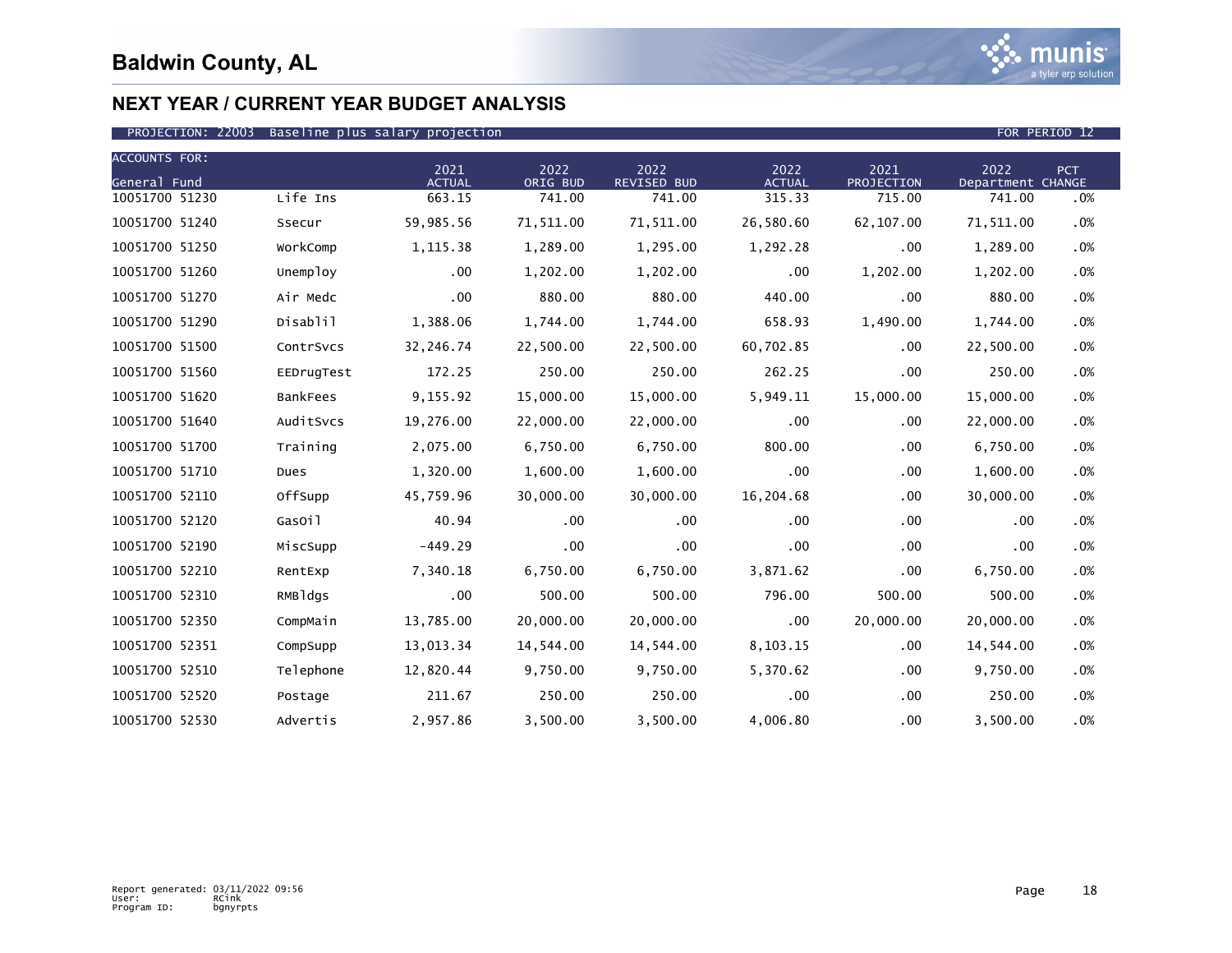# Baldwin County, AL

## NEXT YEAR / CURRENT YEAR BUDGET ANALYSIS

PROJECTION: 22003 Baseline plus salary projection FOR PERIOD 12

| ACCOUNTS FOR: General Fund | | 2021 ACTUAL | 2022 ORIG BUD | 2022 REVISED BUD | 2022 ACTUAL | 2021 PROJECTION | 2022 Department | PCT CHANGE |
|---|---|---|---|---|---|---|---|---|
| 10051700 51230 | Life Ins | 663.15 | 741.00 | 741.00 | 315.33 | 715.00 | 741.00 | .0% |
| 10051700 51240 | Ssecur | 59,985.56 | 71,511.00 | 71,511.00 | 26,580.60 | 62,107.00 | 71,511.00 | .0% |
| 10051700 51250 | WorkComp | 1,115.38 | 1,289.00 | 1,295.00 | 1,292.28 | .00 | 1,289.00 | .0% |
| 10051700 51260 | Unemploy | .00 | 1,202.00 | 1,202.00 | .00 | 1,202.00 | 1,202.00 | .0% |
| 10051700 51270 | Air Medc | .00 | 880.00 | 880.00 | 440.00 | .00 | 880.00 | .0% |
| 10051700 51290 | Disablil | 1,388.06 | 1,744.00 | 1,744.00 | 658.93 | 1,490.00 | 1,744.00 | .0% |
| 10051700 51500 | ContrSvcs | 32,246.74 | 22,500.00 | 22,500.00 | 60,702.85 | .00 | 22,500.00 | .0% |
| 10051700 51560 | EEDrugTest | 172.25 | 250.00 | 250.00 | 262.25 | .00 | 250.00 | .0% |
| 10051700 51620 | BankFees | 9,155.92 | 15,000.00 | 15,000.00 | 5,949.11 | 15,000.00 | 15,000.00 | .0% |
| 10051700 51640 | AuditSvcs | 19,276.00 | 22,000.00 | 22,000.00 | .00 | .00 | 22,000.00 | .0% |
| 10051700 51700 | Training | 2,075.00 | 6,750.00 | 6,750.00 | 800.00 | .00 | 6,750.00 | .0% |
| 10051700 51710 | Dues | 1,320.00 | 1,600.00 | 1,600.00 | .00 | .00 | 1,600.00 | .0% |
| 10051700 52110 | OffSupp | 45,759.96 | 30,000.00 | 30,000.00 | 16,204.68 | .00 | 30,000.00 | .0% |
| 10051700 52120 | GasOil | 40.94 | .00 | .00 | .00 | .00 | .00 | .0% |
| 10051700 52190 | MiscSupp | -449.29 | .00 | .00 | .00 | .00 | .00 | .0% |
| 10051700 52210 | RentExp | 7,340.18 | 6,750.00 | 6,750.00 | 3,871.62 | .00 | 6,750.00 | .0% |
| 10051700 52310 | RMBldgs | .00 | 500.00 | 500.00 | 796.00 | 500.00 | 500.00 | .0% |
| 10051700 52350 | CompMain | 13,785.00 | 20,000.00 | 20,000.00 | .00 | 20,000.00 | 20,000.00 | .0% |
| 10051700 52351 | CompSupp | 13,013.34 | 14,544.00 | 14,544.00 | 8,103.15 | .00 | 14,544.00 | .0% |
| 10051700 52510 | Telephone | 12,820.44 | 9,750.00 | 9,750.00 | 5,370.62 | .00 | 9,750.00 | .0% |
| 10051700 52520 | Postage | 211.67 | 250.00 | 250.00 | .00 | .00 | 250.00 | .0% |
| 10051700 52530 | Advertis | 2,957.86 | 3,500.00 | 3,500.00 | 4,006.80 | .00 | 3,500.00 | .0% |

Report generated: 03/11/2022 09:56
User: RCink
Program ID: bgnyrpts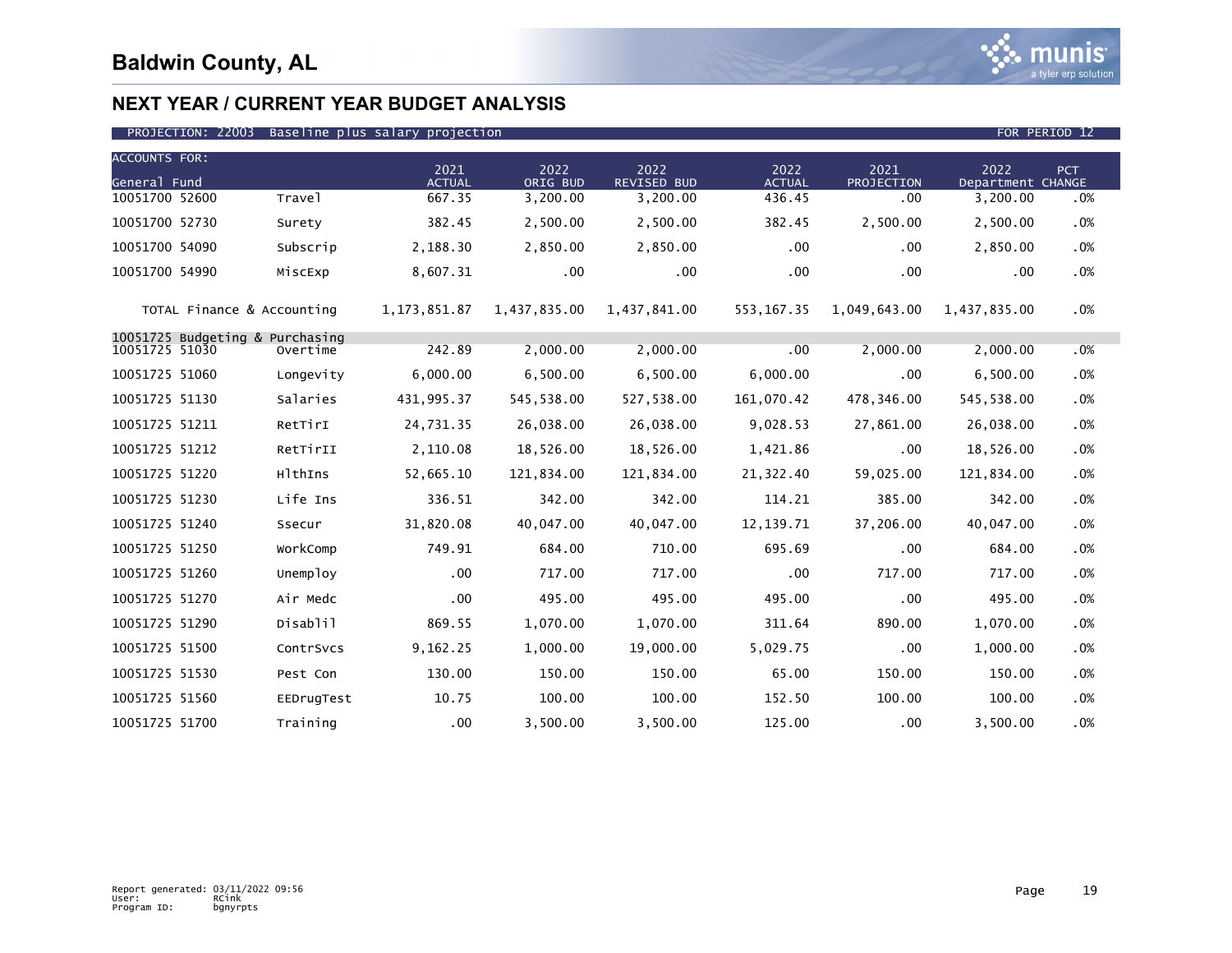# Baldwin County, AL

## NEXT YEAR / CURRENT YEAR BUDGET ANALYSIS

PROJECTION: 22003 Baseline plus salary projection — FOR PERIOD 12

| ACCOUNTS FOR: General Fund | | 2021 ACTUAL | 2022 ORIG BUD | 2022 REVISED BUD | 2022 ACTUAL | 2021 PROJECTION | 2022 Department | PCT CHANGE |
|---|---|---|---|---|---|---|---|---|
| 10051700 52600 | Travel | 667.35 | 3,200.00 | 3,200.00 | 436.45 | .00 | 3,200.00 | .0% |
| 10051700 52730 | Surety | 382.45 | 2,500.00 | 2,500.00 | 382.45 | 2,500.00 | 2,500.00 | .0% |
| 10051700 54090 | Subscrip | 2,188.30 | 2,850.00 | 2,850.00 | .00 | .00 | 2,850.00 | .0% |
| 10051700 54990 | MiscExp | 8,607.31 | .00 | .00 | .00 | .00 | .00 | .0% |
| TOTAL Finance & Accounting | | 1,173,851.87 | 1,437,835.00 | 1,437,841.00 | 553,167.35 | 1,049,643.00 | 1,437,835.00 | .0% |
| 10051725 Budgeting & Purchasing | | | | | | | | |
| 10051725 51030 | Overtime | 242.89 | 2,000.00 | 2,000.00 | .00 | 2,000.00 | 2,000.00 | .0% |
| 10051725 51060 | Longevity | 6,000.00 | 6,500.00 | 6,500.00 | 6,000.00 | .00 | 6,500.00 | .0% |
| 10051725 51130 | Salaries | 431,995.37 | 545,538.00 | 527,538.00 | 161,070.42 | 478,346.00 | 545,538.00 | .0% |
| 10051725 51211 | RetTirI | 24,731.35 | 26,038.00 | 26,038.00 | 9,028.53 | 27,861.00 | 26,038.00 | .0% |
| 10051725 51212 | RetTirII | 2,110.08 | 18,526.00 | 18,526.00 | 1,421.86 | .00 | 18,526.00 | .0% |
| 10051725 51220 | HlthIns | 52,665.10 | 121,834.00 | 121,834.00 | 21,322.40 | 59,025.00 | 121,834.00 | .0% |
| 10051725 51230 | Life Ins | 336.51 | 342.00 | 342.00 | 114.21 | 385.00 | 342.00 | .0% |
| 10051725 51240 | Ssecur | 31,820.08 | 40,047.00 | 40,047.00 | 12,139.71 | 37,206.00 | 40,047.00 | .0% |
| 10051725 51250 | WorkComp | 749.91 | 684.00 | 710.00 | 695.69 | .00 | 684.00 | .0% |
| 10051725 51260 | Unemploy | .00 | 717.00 | 717.00 | .00 | 717.00 | 717.00 | .0% |
| 10051725 51270 | Air Medc | .00 | 495.00 | 495.00 | 495.00 | .00 | 495.00 | .0% |
| 10051725 51290 | Disablil | 869.55 | 1,070.00 | 1,070.00 | 311.64 | 890.00 | 1,070.00 | .0% |
| 10051725 51500 | ContrSvcs | 9,162.25 | 1,000.00 | 19,000.00 | 5,029.75 | .00 | 1,000.00 | .0% |
| 10051725 51530 | Pest Con | 130.00 | 150.00 | 150.00 | 65.00 | 150.00 | 150.00 | .0% |
| 10051725 51560 | EEDrugTest | 10.75 | 100.00 | 100.00 | 152.50 | 100.00 | 100.00 | .0% |
| 10051725 51700 | Training | .00 | 3,500.00 | 3,500.00 | 125.00 | .00 | 3,500.00 | .0% |

Report generated: 03/11/2022 09:56
User: RCink
Program ID: bgnyrpts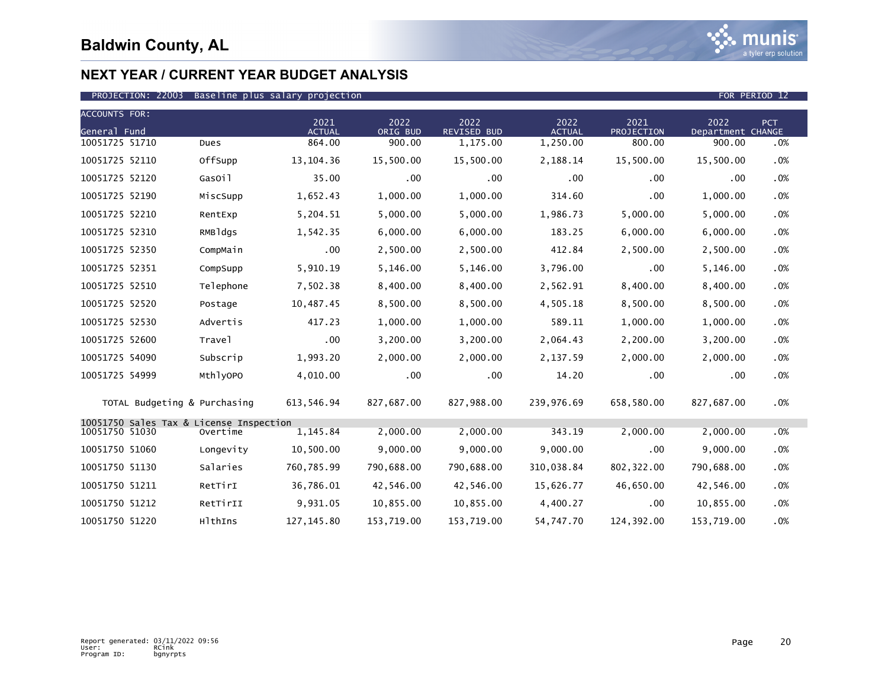# Baldwin County, AL

## NEXT YEAR / CURRENT YEAR BUDGET ANALYSIS

PROJECTION: 22003 Baseline plus salary projection FOR PERIOD 12

| ACCOUNTS FOR: General Fund | | 2021 ACTUAL | 2022 ORIG BUD | 2022 REVISED BUD | 2022 ACTUAL | 2021 PROJECTION | 2022 Department | PCT CHANGE |
|---|---|---|---|---|---|---|---|---|
| 10051725 51710 | Dues | 864.00 | 900.00 | 1,175.00 | 1,250.00 | 800.00 | 900.00 | .0% |
| 10051725 52110 | OffSupp | 13,104.36 | 15,500.00 | 15,500.00 | 2,188.14 | 15,500.00 | 15,500.00 | .0% |
| 10051725 52120 | GasOil | 35.00 | .00 | .00 | .00 | .00 | .00 | .0% |
| 10051725 52190 | MiscSupp | 1,652.43 | 1,000.00 | 1,000.00 | 314.60 | .00 | 1,000.00 | .0% |
| 10051725 52210 | RentExp | 5,204.51 | 5,000.00 | 5,000.00 | 1,986.73 | 5,000.00 | 5,000.00 | .0% |
| 10051725 52310 | RMBldgs | 1,542.35 | 6,000.00 | 6,000.00 | 183.25 | 6,000.00 | 6,000.00 | .0% |
| 10051725 52350 | CompMain | .00 | 2,500.00 | 2,500.00 | 412.84 | 2,500.00 | 2,500.00 | .0% |
| 10051725 52351 | CompSupp | 5,910.19 | 5,146.00 | 5,146.00 | 3,796.00 | .00 | 5,146.00 | .0% |
| 10051725 52510 | Telephone | 7,502.38 | 8,400.00 | 8,400.00 | 2,562.91 | 8,400.00 | 8,400.00 | .0% |
| 10051725 52520 | Postage | 10,487.45 | 8,500.00 | 8,500.00 | 4,505.18 | 8,500.00 | 8,500.00 | .0% |
| 10051725 52530 | Advertis | 417.23 | 1,000.00 | 1,000.00 | 589.11 | 1,000.00 | 1,000.00 | .0% |
| 10051725 52600 | Travel | .00 | 3,200.00 | 3,200.00 | 2,064.43 | 2,200.00 | 3,200.00 | .0% |
| 10051725 54090 | Subscrip | 1,993.20 | 2,000.00 | 2,000.00 | 2,137.59 | 2,000.00 | 2,000.00 | .0% |
| 10051725 54999 | MthlyOPO | 4,010.00 | .00 | .00 | 14.20 | .00 | .00 | .0% |
| TOTAL Budgeting & Purchasing | | 613,546.94 | 827,687.00 | 827,988.00 | 239,976.69 | 658,580.00 | 827,687.00 | .0% |
| 10051750 Sales Tax & License Inspection | | | | | | | | |
| 10051750 51030 | Overtime | 1,145.84 | 2,000.00 | 2,000.00 | 343.19 | 2,000.00 | 2,000.00 | .0% |
| 10051750 51060 | Longevity | 10,500.00 | 9,000.00 | 9,000.00 | 9,000.00 | .00 | 9,000.00 | .0% |
| 10051750 51130 | Salaries | 760,785.99 | 790,688.00 | 790,688.00 | 310,038.84 | 802,322.00 | 790,688.00 | .0% |
| 10051750 51211 | RetTirI | 36,786.01 | 42,546.00 | 42,546.00 | 15,626.77 | 46,650.00 | 42,546.00 | .0% |
| 10051750 51212 | RetTirII | 9,931.05 | 10,855.00 | 10,855.00 | 4,400.27 | .00 | 10,855.00 | .0% |
| 10051750 51220 | HlthIns | 127,145.80 | 153,719.00 | 153,719.00 | 54,747.70 | 124,392.00 | 153,719.00 | .0% |

Report generated: 03/11/2022 09:56
User: RCink
Program ID: bgnyrpts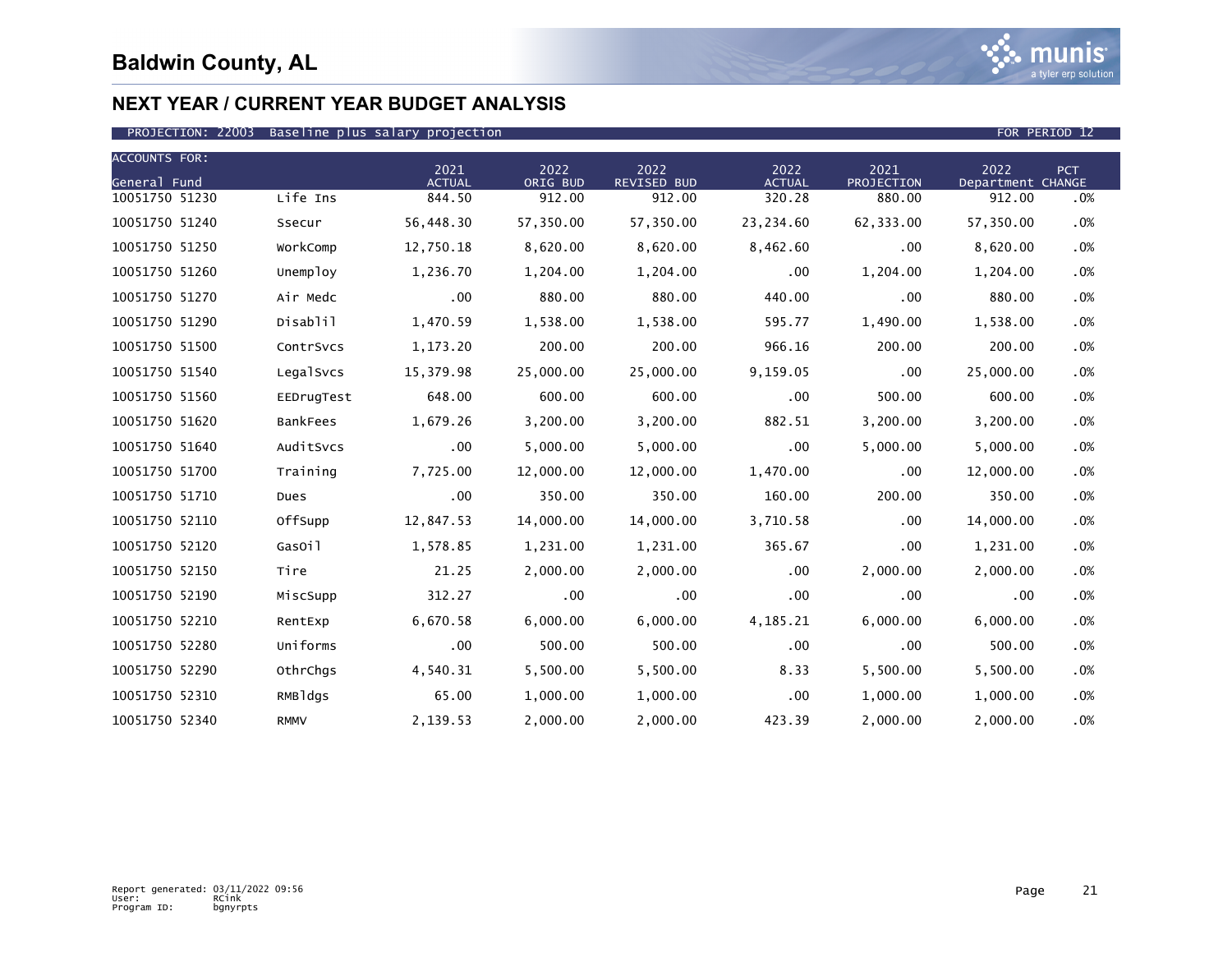# Baldwin County, AL

## NEXT YEAR / CURRENT YEAR BUDGET ANALYSIS

PROJECTION: 22003 Baseline plus salary projection FOR PERIOD 12

| ACCOUNTS FOR: General Fund | | 2021 ACTUAL | 2022 ORIG BUD | 2022 REVISED BUD | 2022 ACTUAL | 2021 PROJECTION | 2022 Department | PCT CHANGE |
|---|---|---|---|---|---|---|---|---|
| 10051750 51230 | Life Ins | 844.50 | 912.00 | 912.00 | 320.28 | 880.00 | 912.00 | .0% |
| 10051750 51240 | Ssecur | 56,448.30 | 57,350.00 | 57,350.00 | 23,234.60 | 62,333.00 | 57,350.00 | .0% |
| 10051750 51250 | WorkComp | 12,750.18 | 8,620.00 | 8,620.00 | 8,462.60 | .00 | 8,620.00 | .0% |
| 10051750 51260 | Unemploy | 1,236.70 | 1,204.00 | 1,204.00 | .00 | 1,204.00 | 1,204.00 | .0% |
| 10051750 51270 | Air Medc | .00 | 880.00 | 880.00 | 440.00 | .00 | 880.00 | .0% |
| 10051750 51290 | Disablil | 1,470.59 | 1,538.00 | 1,538.00 | 595.77 | 1,490.00 | 1,538.00 | .0% |
| 10051750 51500 | ContrSvcs | 1,173.20 | 200.00 | 200.00 | 966.16 | 200.00 | 200.00 | .0% |
| 10051750 51540 | LegalSvcs | 15,379.98 | 25,000.00 | 25,000.00 | 9,159.05 | .00 | 25,000.00 | .0% |
| 10051750 51560 | EEDrugTest | 648.00 | 600.00 | 600.00 | .00 | 500.00 | 600.00 | .0% |
| 10051750 51620 | BankFees | 1,679.26 | 3,200.00 | 3,200.00 | 882.51 | 3,200.00 | 3,200.00 | .0% |
| 10051750 51640 | AuditSvcs | .00 | 5,000.00 | 5,000.00 | .00 | 5,000.00 | 5,000.00 | .0% |
| 10051750 51700 | Training | 7,725.00 | 12,000.00 | 12,000.00 | 1,470.00 | .00 | 12,000.00 | .0% |
| 10051750 51710 | Dues | .00 | 350.00 | 350.00 | 160.00 | 200.00 | 350.00 | .0% |
| 10051750 52110 | OffSupp | 12,847.53 | 14,000.00 | 14,000.00 | 3,710.58 | .00 | 14,000.00 | .0% |
| 10051750 52120 | GasOil | 1,578.85 | 1,231.00 | 1,231.00 | 365.67 | .00 | 1,231.00 | .0% |
| 10051750 52150 | Tire | 21.25 | 2,000.00 | 2,000.00 | .00 | 2,000.00 | 2,000.00 | .0% |
| 10051750 52190 | MiscSupp | 312.27 | .00 | .00 | .00 | .00 | .00 | .0% |
| 10051750 52210 | RentExp | 6,670.58 | 6,000.00 | 6,000.00 | 4,185.21 | 6,000.00 | 6,000.00 | .0% |
| 10051750 52280 | Uniforms | .00 | 500.00 | 500.00 | .00 | .00 | 500.00 | .0% |
| 10051750 52290 | OthrChgs | 4,540.31 | 5,500.00 | 5,500.00 | 8.33 | 5,500.00 | 5,500.00 | .0% |
| 10051750 52310 | RMBldgs | 65.00 | 1,000.00 | 1,000.00 | .00 | 1,000.00 | 1,000.00 | .0% |
| 10051750 52340 | RMMV | 2,139.53 | 2,000.00 | 2,000.00 | 423.39 | 2,000.00 | 2,000.00 | .0% |

Report generated: 03/11/2022 09:56
User: RCink
Program ID: bgnyrpts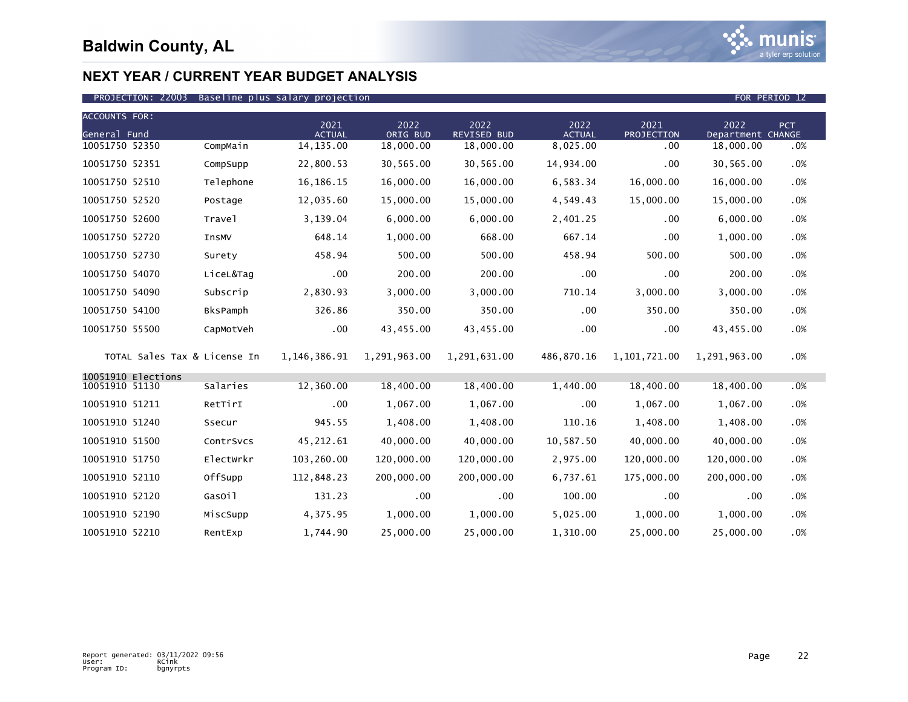# Baldwin County, AL

## NEXT YEAR / CURRENT YEAR BUDGET ANALYSIS

PROJECTION: 22003 Baseline plus salary projection FOR PERIOD 12

| ACCOUNTS FOR: General Fund | | 2021 ACTUAL | 2022 ORIG BUD | 2022 REVISED BUD | 2022 ACTUAL | 2021 PROJECTION | 2022 Department | PCT CHANGE |
|---|---|---|---|---|---|---|---|---|
| 10051750 52350 | CompMain | 14,135.00 | 18,000.00 | 18,000.00 | 8,025.00 | .00 | 18,000.00 | .0% |
| 10051750 52351 | CompSupp | 22,800.53 | 30,565.00 | 30,565.00 | 14,934.00 | .00 | 30,565.00 | .0% |
| 10051750 52510 | Telephone | 16,186.15 | 16,000.00 | 16,000.00 | 6,583.34 | 16,000.00 | 16,000.00 | .0% |
| 10051750 52520 | Postage | 12,035.60 | 15,000.00 | 15,000.00 | 4,549.43 | 15,000.00 | 15,000.00 | .0% |
| 10051750 52600 | Travel | 3,139.04 | 6,000.00 | 6,000.00 | 2,401.25 | .00 | 6,000.00 | .0% |
| 10051750 52720 | InsMV | 648.14 | 1,000.00 | 668.00 | 667.14 | .00 | 1,000.00 | .0% |
| 10051750 52730 | Surety | 458.94 | 500.00 | 500.00 | 458.94 | 500.00 | 500.00 | .0% |
| 10051750 54070 | LiceL&Tag | .00 | 200.00 | 200.00 | .00 | .00 | 200.00 | .0% |
| 10051750 54090 | Subscrip | 2,830.93 | 3,000.00 | 3,000.00 | 710.14 | 3,000.00 | 3,000.00 | .0% |
| 10051750 54100 | BksPamph | 326.86 | 350.00 | 350.00 | .00 | 350.00 | 350.00 | .0% |
| 10051750 55500 | CapMotVeh | .00 | 43,455.00 | 43,455.00 | .00 | .00 | 43,455.00 | .0% |
| TOTAL Sales Tax & License In | | 1,146,386.91 | 1,291,963.00 | 1,291,631.00 | 486,870.16 | 1,101,721.00 | 1,291,963.00 | .0% |
| 10051910 Elections | | | | | | | | |
| 10051910 51130 | Salaries | 12,360.00 | 18,400.00 | 18,400.00 | 1,440.00 | 18,400.00 | 18,400.00 | .0% |
| 10051910 51211 | RetTirI | .00 | 1,067.00 | 1,067.00 | .00 | 1,067.00 | 1,067.00 | .0% |
| 10051910 51240 | Ssecur | 945.55 | 1,408.00 | 1,408.00 | 110.16 | 1,408.00 | 1,408.00 | .0% |
| 10051910 51500 | ContrSvcs | 45,212.61 | 40,000.00 | 40,000.00 | 10,587.50 | 40,000.00 | 40,000.00 | .0% |
| 10051910 51750 | ElectWrkr | 103,260.00 | 120,000.00 | 120,000.00 | 2,975.00 | 120,000.00 | 120,000.00 | .0% |
| 10051910 52110 | OffSupp | 112,848.23 | 200,000.00 | 200,000.00 | 6,737.61 | 175,000.00 | 200,000.00 | .0% |
| 10051910 52120 | GasOil | 131.23 | .00 | .00 | 100.00 | .00 | .00 | .0% |
| 10051910 52190 | MiscSupp | 4,375.95 | 1,000.00 | 1,000.00 | 5,025.00 | 1,000.00 | 1,000.00 | .0% |
| 10051910 52210 | RentExp | 1,744.90 | 25,000.00 | 25,000.00 | 1,310.00 | 25,000.00 | 25,000.00 | .0% |

Report generated: 03/11/2022 09:56
User: RCink
Program ID: bgnyrpts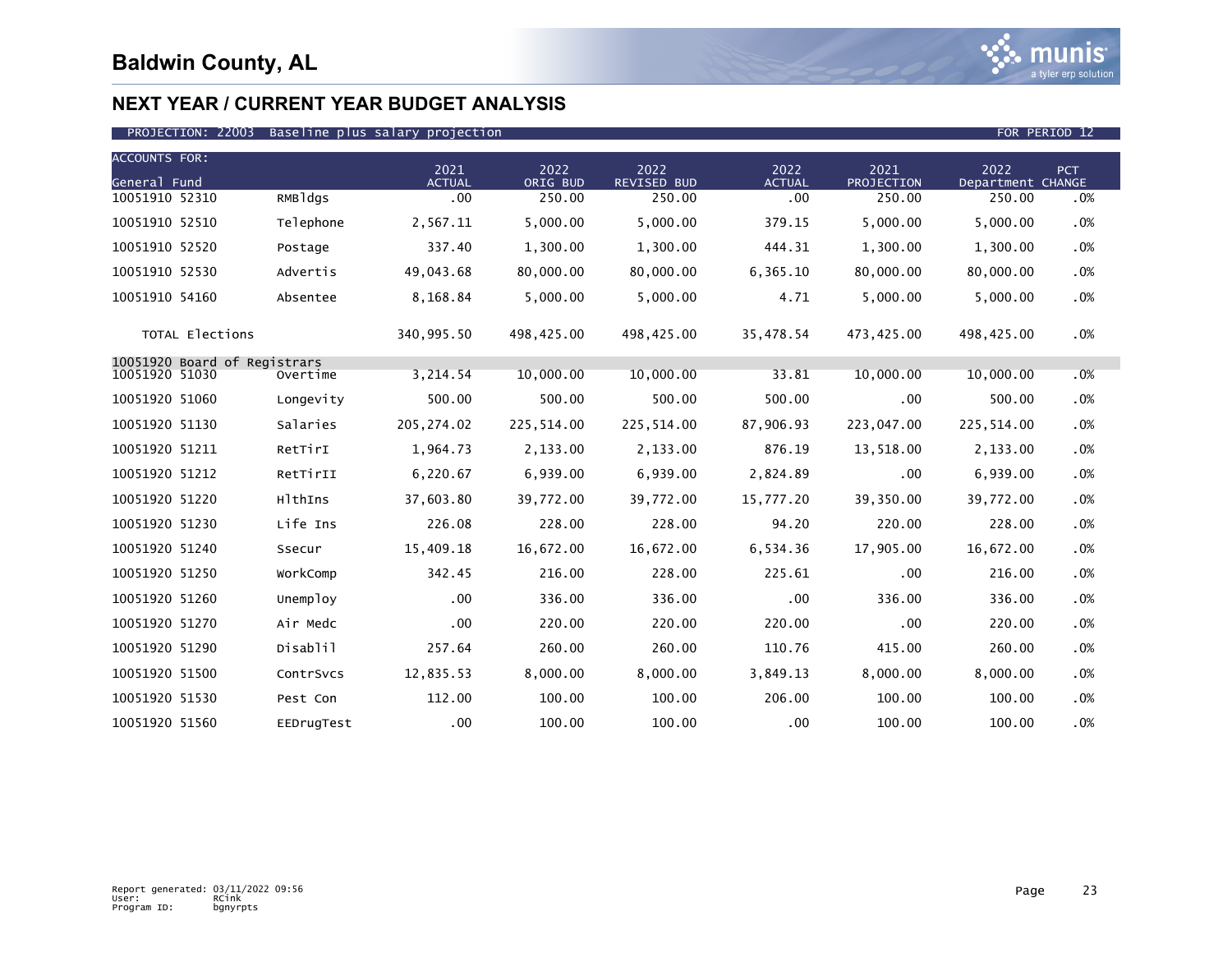# Baldwin County, AL

## NEXT YEAR / CURRENT YEAR BUDGET ANALYSIS

PROJECTION: 22003 Baseline plus salary projection FOR PERIOD 12

| ACCOUNTS FOR: General Fund | | 2021 ACTUAL | 2022 ORIG BUD | 2022 REVISED BUD | 2022 ACTUAL | 2021 PROJECTION | 2022 Department | PCT CHANGE |
|---|---|---|---|---|---|---|---|---|
| 10051910 52310 | RMBldgs | .00 | 250.00 | 250.00 | .00 | 250.00 | 250.00 | .0% |
| 10051910 52510 | Telephone | 2,567.11 | 5,000.00 | 5,000.00 | 379.15 | 5,000.00 | 5,000.00 | .0% |
| 10051910 52520 | Postage | 337.40 | 1,300.00 | 1,300.00 | 444.31 | 1,300.00 | 1,300.00 | .0% |
| 10051910 52530 | Advertis | 49,043.68 | 80,000.00 | 80,000.00 | 6,365.10 | 80,000.00 | 80,000.00 | .0% |
| 10051910 54160 | Absentee | 8,168.84 | 5,000.00 | 5,000.00 | 4.71 | 5,000.00 | 5,000.00 | .0% |
| TOTAL Elections | | 340,995.50 | 498,425.00 | 498,425.00 | 35,478.54 | 473,425.00 | 498,425.00 | .0% |
| 10051920 Board of Registrars | | | | | | | | |
| 10051920 51030 | Overtime | 3,214.54 | 10,000.00 | 10,000.00 | 33.81 | 10,000.00 | 10,000.00 | .0% |
| 10051920 51060 | Longevity | 500.00 | 500.00 | 500.00 | 500.00 | .00 | 500.00 | .0% |
| 10051920 51130 | Salaries | 205,274.02 | 225,514.00 | 225,514.00 | 87,906.93 | 223,047.00 | 225,514.00 | .0% |
| 10051920 51211 | RetTirI | 1,964.73 | 2,133.00 | 2,133.00 | 876.19 | 13,518.00 | 2,133.00 | .0% |
| 10051920 51212 | RetTirII | 6,220.67 | 6,939.00 | 6,939.00 | 2,824.89 | .00 | 6,939.00 | .0% |
| 10051920 51220 | HlthIns | 37,603.80 | 39,772.00 | 39,772.00 | 15,777.20 | 39,350.00 | 39,772.00 | .0% |
| 10051920 51230 | Life Ins | 226.08 | 228.00 | 228.00 | 94.20 | 220.00 | 228.00 | .0% |
| 10051920 51240 | Ssecur | 15,409.18 | 16,672.00 | 16,672.00 | 6,534.36 | 17,905.00 | 16,672.00 | .0% |
| 10051920 51250 | WorkComp | 342.45 | 216.00 | 228.00 | 225.61 | .00 | 216.00 | .0% |
| 10051920 51260 | Unemploy | .00 | 336.00 | 336.00 | .00 | 336.00 | 336.00 | .0% |
| 10051920 51270 | Air Medc | .00 | 220.00 | 220.00 | 220.00 | .00 | 220.00 | .0% |
| 10051920 51290 | Disablil | 257.64 | 260.00 | 260.00 | 110.76 | 415.00 | 260.00 | .0% |
| 10051920 51500 | ContrSvcs | 12,835.53 | 8,000.00 | 8,000.00 | 3,849.13 | 8,000.00 | 8,000.00 | .0% |
| 10051920 51530 | Pest Con | 112.00 | 100.00 | 100.00 | 206.00 | 100.00 | 100.00 | .0% |
| 10051920 51560 | EEDrugTest | .00 | 100.00 | 100.00 | .00 | 100.00 | 100.00 | .0% |

Report generated: 03/11/2022 09:56
User: RCink
Program ID: bgnyrpts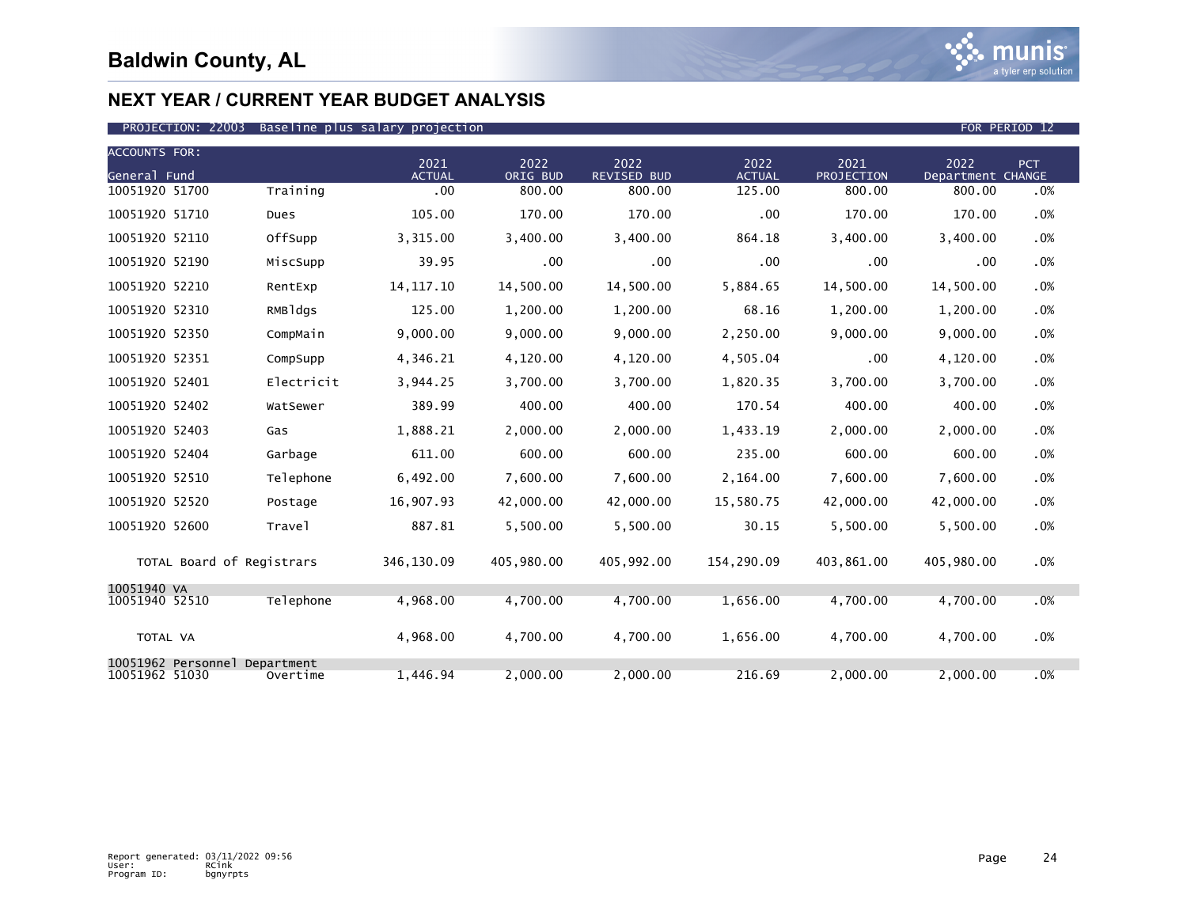# Baldwin County, AL

## NEXT YEAR / CURRENT YEAR BUDGET ANALYSIS

PROJECTION: 22003 Baseline plus salary projection — FOR PERIOD 12

| ACCOUNTS FOR: General Fund | | 2021 ACTUAL | 2022 ORIG BUD | 2022 REVISED BUD | 2022 ACTUAL | 2021 PROJECTION | 2022 Department | PCT CHANGE |
|---|---|---|---|---|---|---|---|---|
| 10051920 51700 | Training | .00 | 800.00 | 800.00 | 125.00 | 800.00 | 800.00 | .0% |
| 10051920 51710 | Dues | 105.00 | 170.00 | 170.00 | .00 | 170.00 | 170.00 | .0% |
| 10051920 52110 | OffSupp | 3,315.00 | 3,400.00 | 3,400.00 | 864.18 | 3,400.00 | 3,400.00 | .0% |
| 10051920 52190 | MiscSupp | 39.95 | .00 | .00 | .00 | .00 | .00 | .0% |
| 10051920 52210 | RentExp | 14,117.10 | 14,500.00 | 14,500.00 | 5,884.65 | 14,500.00 | 14,500.00 | .0% |
| 10051920 52310 | RMBldgs | 125.00 | 1,200.00 | 1,200.00 | 68.16 | 1,200.00 | 1,200.00 | .0% |
| 10051920 52350 | CompMain | 9,000.00 | 9,000.00 | 9,000.00 | 2,250.00 | 9,000.00 | 9,000.00 | .0% |
| 10051920 52351 | CompSupp | 4,346.21 | 4,120.00 | 4,120.00 | 4,505.04 | .00 | 4,120.00 | .0% |
| 10051920 52401 | Electricit | 3,944.25 | 3,700.00 | 3,700.00 | 1,820.35 | 3,700.00 | 3,700.00 | .0% |
| 10051920 52402 | WatSewer | 389.99 | 400.00 | 400.00 | 170.54 | 400.00 | 400.00 | .0% |
| 10051920 52403 | Gas | 1,888.21 | 2,000.00 | 2,000.00 | 1,433.19 | 2,000.00 | 2,000.00 | .0% |
| 10051920 52404 | Garbage | 611.00 | 600.00 | 600.00 | 235.00 | 600.00 | 600.00 | .0% |
| 10051920 52510 | Telephone | 6,492.00 | 7,600.00 | 7,600.00 | 2,164.00 | 7,600.00 | 7,600.00 | .0% |
| 10051920 52520 | Postage | 16,907.93 | 42,000.00 | 42,000.00 | 15,580.75 | 42,000.00 | 42,000.00 | .0% |
| 10051920 52600 | Travel | 887.81 | 5,500.00 | 5,500.00 | 30.15 | 5,500.00 | 5,500.00 | .0% |
| TOTAL Board of Registrars | | 346,130.09 | 405,980.00 | 405,992.00 | 154,290.09 | 403,861.00 | 405,980.00 | .0% |
| 10051940 VA | | | | | | | | |
| 10051940 52510 | Telephone | 4,968.00 | 4,700.00 | 4,700.00 | 1,656.00 | 4,700.00 | 4,700.00 | .0% |
| TOTAL VA | | 4,968.00 | 4,700.00 | 4,700.00 | 1,656.00 | 4,700.00 | 4,700.00 | .0% |
| 10051962 Personnel Department | | | | | | | | |
| 10051962 51030 | Overtime | 1,446.94 | 2,000.00 | 2,000.00 | 216.69 | 2,000.00 | 2,000.00 | .0% |

Report generated: 03/11/2022 09:56
User: RCink
Program ID: bgnyrpts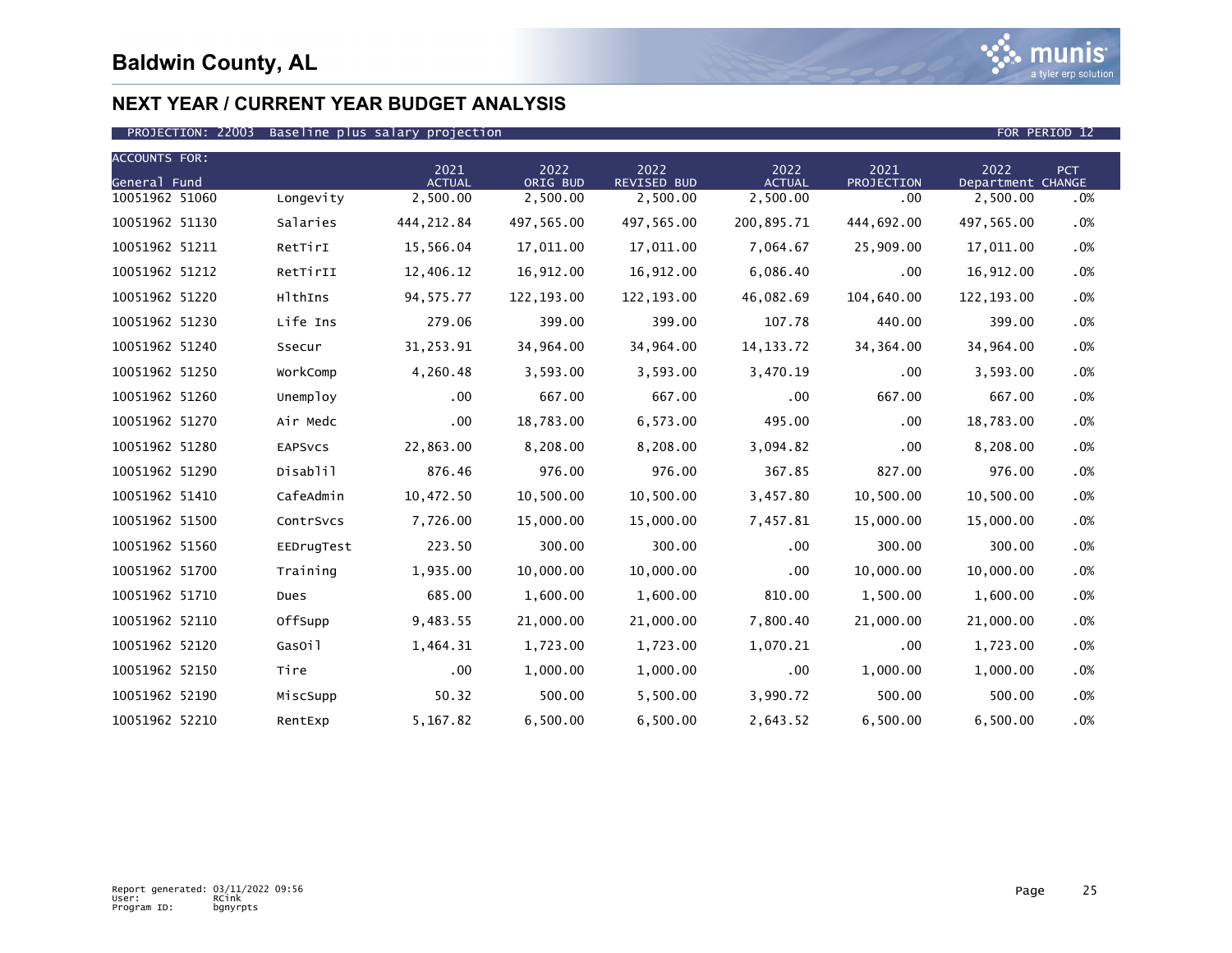# Baldwin County, AL

## NEXT YEAR / CURRENT YEAR BUDGET ANALYSIS

PROJECTION: 22003 Baseline plus salary projection FOR PERIOD 12

| ACCOUNTS FOR: General Fund | | 2021 ACTUAL | 2022 ORIG BUD | 2022 REVISED BUD | 2022 ACTUAL | 2021 PROJECTION | 2022 Department | PCT CHANGE |
|---|---|---|---|---|---|---|---|---|
| 10051962 51060 | Longevity | 2,500.00 | 2,500.00 | 2,500.00 | 2,500.00 | .00 | 2,500.00 | .0% |
| 10051962 51130 | Salaries | 444,212.84 | 497,565.00 | 497,565.00 | 200,895.71 | 444,692.00 | 497,565.00 | .0% |
| 10051962 51211 | RetTirI | 15,566.04 | 17,011.00 | 17,011.00 | 7,064.67 | 25,909.00 | 17,011.00 | .0% |
| 10051962 51212 | RetTirII | 12,406.12 | 16,912.00 | 16,912.00 | 6,086.40 | .00 | 16,912.00 | .0% |
| 10051962 51220 | HlthIns | 94,575.77 | 122,193.00 | 122,193.00 | 46,082.69 | 104,640.00 | 122,193.00 | .0% |
| 10051962 51230 | Life Ins | 279.06 | 399.00 | 399.00 | 107.78 | 440.00 | 399.00 | .0% |
| 10051962 51240 | Ssecur | 31,253.91 | 34,964.00 | 34,964.00 | 14,133.72 | 34,364.00 | 34,964.00 | .0% |
| 10051962 51250 | WorkComp | 4,260.48 | 3,593.00 | 3,593.00 | 3,470.19 | .00 | 3,593.00 | .0% |
| 10051962 51260 | Unemploy | .00 | 667.00 | 667.00 | .00 | 667.00 | 667.00 | .0% |
| 10051962 51270 | Air Medc | .00 | 18,783.00 | 6,573.00 | 495.00 | .00 | 18,783.00 | .0% |
| 10051962 51280 | EAPSvcs | 22,863.00 | 8,208.00 | 8,208.00 | 3,094.82 | .00 | 8,208.00 | .0% |
| 10051962 51290 | Disablil | 876.46 | 976.00 | 976.00 | 367.85 | 827.00 | 976.00 | .0% |
| 10051962 51410 | CafeAdmin | 10,472.50 | 10,500.00 | 10,500.00 | 3,457.80 | 10,500.00 | 10,500.00 | .0% |
| 10051962 51500 | ContrSvcs | 7,726.00 | 15,000.00 | 15,000.00 | 7,457.81 | 15,000.00 | 15,000.00 | .0% |
| 10051962 51560 | EEDrugTest | 223.50 | 300.00 | 300.00 | .00 | 300.00 | 300.00 | .0% |
| 10051962 51700 | Training | 1,935.00 | 10,000.00 | 10,000.00 | .00 | 10,000.00 | 10,000.00 | .0% |
| 10051962 51710 | Dues | 685.00 | 1,600.00 | 1,600.00 | 810.00 | 1,500.00 | 1,600.00 | .0% |
| 10051962 52110 | OffSupp | 9,483.55 | 21,000.00 | 21,000.00 | 7,800.40 | 21,000.00 | 21,000.00 | .0% |
| 10051962 52120 | GasOil | 1,464.31 | 1,723.00 | 1,723.00 | 1,070.21 | .00 | 1,723.00 | .0% |
| 10051962 52150 | Tire | .00 | 1,000.00 | 1,000.00 | .00 | 1,000.00 | 1,000.00 | .0% |
| 10051962 52190 | MiscSupp | 50.32 | 500.00 | 5,500.00 | 3,990.72 | 500.00 | 500.00 | .0% |
| 10051962 52210 | RentExp | 5,167.82 | 6,500.00 | 6,500.00 | 2,643.52 | 6,500.00 | 6,500.00 | .0% |

Report generated: 03/11/2022 09:56
User: RCink
Program ID: bgnyrpts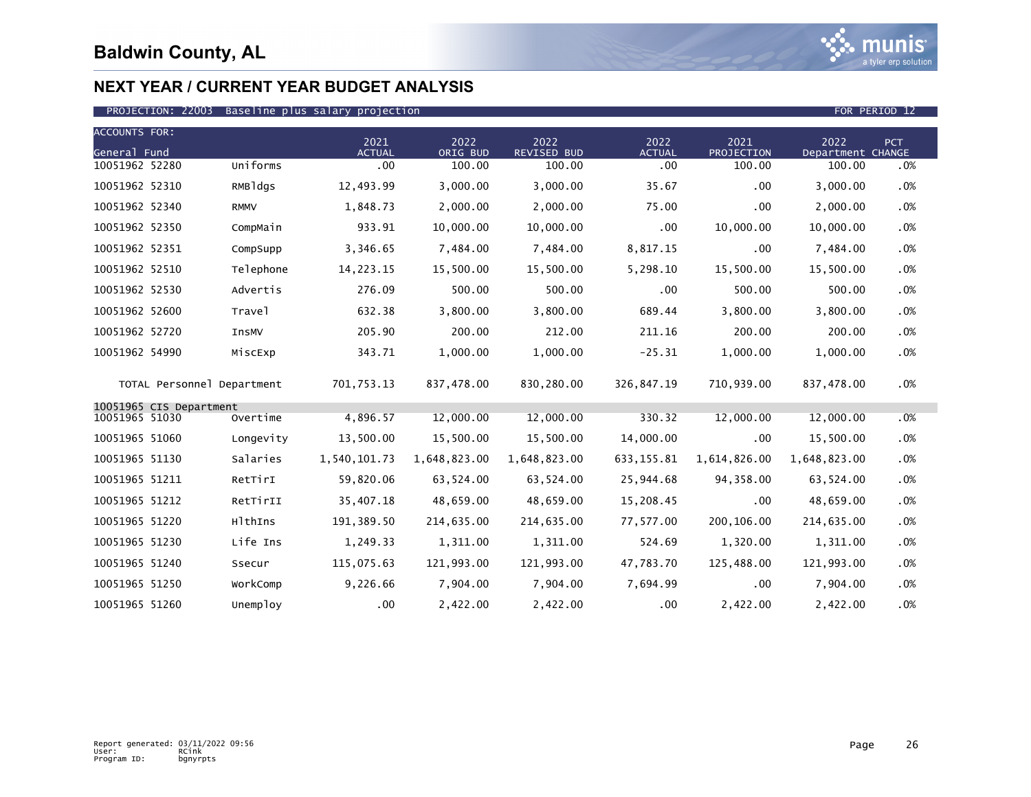# Baldwin County, AL

## NEXT YEAR / CURRENT YEAR BUDGET ANALYSIS

PROJECTION: 22003 Baseline plus salary projection FOR PERIOD 12

| ACCOUNTS FOR: General Fund | | 2021 ACTUAL | 2022 ORIG BUD | 2022 REVISED BUD | 2022 ACTUAL | 2021 PROJECTION | 2022 Department | PCT CHANGE |
|---|---|---|---|---|---|---|---|---|
| 10051962 52280 | Uniforms | .00 | 100.00 | 100.00 | .00 | 100.00 | 100.00 | .0% |
| 10051962 52310 | RMBldgs | 12,493.99 | 3,000.00 | 3,000.00 | 35.67 | .00 | 3,000.00 | .0% |
| 10051962 52340 | RMMV | 1,848.73 | 2,000.00 | 2,000.00 | 75.00 | .00 | 2,000.00 | .0% |
| 10051962 52350 | CompMain | 933.91 | 10,000.00 | 10,000.00 | .00 | 10,000.00 | 10,000.00 | .0% |
| 10051962 52351 | CompSupp | 3,346.65 | 7,484.00 | 7,484.00 | 8,817.15 | .00 | 7,484.00 | .0% |
| 10051962 52510 | Telephone | 14,223.15 | 15,500.00 | 15,500.00 | 5,298.10 | 15,500.00 | 15,500.00 | .0% |
| 10051962 52530 | Advertis | 276.09 | 500.00 | 500.00 | .00 | 500.00 | 500.00 | .0% |
| 10051962 52600 | Travel | 632.38 | 3,800.00 | 3,800.00 | 689.44 | 3,800.00 | 3,800.00 | .0% |
| 10051962 52720 | InsMV | 205.90 | 200.00 | 212.00 | 211.16 | 200.00 | 200.00 | .0% |
| 10051962 54990 | MiscExp | 343.71 | 1,000.00 | 1,000.00 | -25.31 | 1,000.00 | 1,000.00 | .0% |
| TOTAL Personnel Department | | 701,753.13 | 837,478.00 | 830,280.00 | 326,847.19 | 710,939.00 | 837,478.00 | .0% |
| 10051965 CIS Department | | | | | | | | |
| 10051965 51030 | Overtime | 4,896.57 | 12,000.00 | 12,000.00 | 330.32 | 12,000.00 | 12,000.00 | .0% |
| 10051965 51060 | Longevity | 13,500.00 | 15,500.00 | 15,500.00 | 14,000.00 | .00 | 15,500.00 | .0% |
| 10051965 51130 | Salaries | 1,540,101.73 | 1,648,823.00 | 1,648,823.00 | 633,155.81 | 1,614,826.00 | 1,648,823.00 | .0% |
| 10051965 51211 | RetTirI | 59,820.06 | 63,524.00 | 63,524.00 | 25,944.68 | 94,358.00 | 63,524.00 | .0% |
| 10051965 51212 | RetTirII | 35,407.18 | 48,659.00 | 48,659.00 | 15,208.45 | .00 | 48,659.00 | .0% |
| 10051965 51220 | HlthIns | 191,389.50 | 214,635.00 | 214,635.00 | 77,577.00 | 200,106.00 | 214,635.00 | .0% |
| 10051965 51230 | Life Ins | 1,249.33 | 1,311.00 | 1,311.00 | 524.69 | 1,320.00 | 1,311.00 | .0% |
| 10051965 51240 | Ssecur | 115,075.63 | 121,993.00 | 121,993.00 | 47,783.70 | 125,488.00 | 121,993.00 | .0% |
| 10051965 51250 | WorkComp | 9,226.66 | 7,904.00 | 7,904.00 | 7,694.99 | .00 | 7,904.00 | .0% |
| 10051965 51260 | Unemploy | .00 | 2,422.00 | 2,422.00 | .00 | 2,422.00 | 2,422.00 | .0% |

Report generated: 03/11/2022 09:56
User: RCink
Program ID: bgnyrpts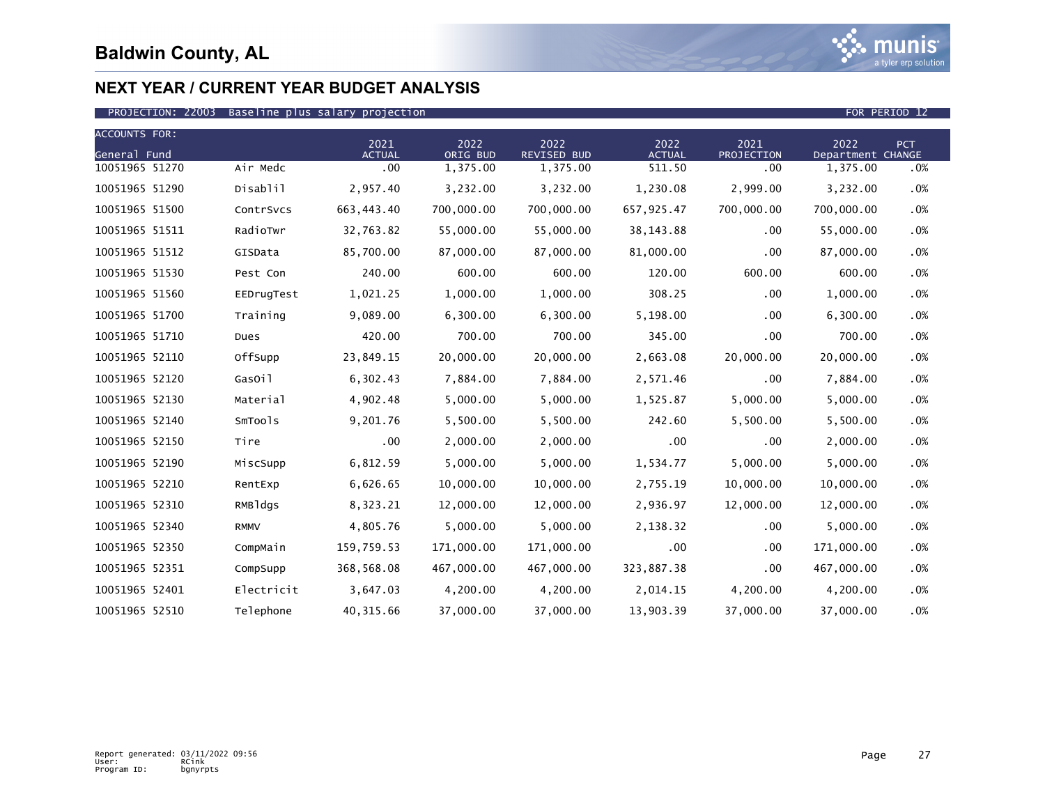# Baldwin County, AL

## NEXT YEAR / CURRENT YEAR BUDGET ANALYSIS

PROJECTION: 22003 Baseline plus salary projection — FOR PERIOD 12

| ACCOUNTS FOR: General Fund | | 2021 ACTUAL | 2022 ORIG BUD | 2022 REVISED BUD | 2022 ACTUAL | 2021 PROJECTION | 2022 Department | PCT CHANGE |
|---|---|---|---|---|---|---|---|---|
| 10051965 51270 | Air Medc | .00 | 1,375.00 | 1,375.00 | 511.50 | .00 | 1,375.00 | .0% |
| 10051965 51290 | Disablil | 2,957.40 | 3,232.00 | 3,232.00 | 1,230.08 | 2,999.00 | 3,232.00 | .0% |
| 10051965 51500 | ContrSvcs | 663,443.40 | 700,000.00 | 700,000.00 | 657,925.47 | 700,000.00 | 700,000.00 | .0% |
| 10051965 51511 | RadioTwr | 32,763.82 | 55,000.00 | 55,000.00 | 38,143.88 | .00 | 55,000.00 | .0% |
| 10051965 51512 | GISData | 85,700.00 | 87,000.00 | 87,000.00 | 81,000.00 | .00 | 87,000.00 | .0% |
| 10051965 51530 | Pest Con | 240.00 | 600.00 | 600.00 | 120.00 | 600.00 | 600.00 | .0% |
| 10051965 51560 | EEDrugTest | 1,021.25 | 1,000.00 | 1,000.00 | 308.25 | .00 | 1,000.00 | .0% |
| 10051965 51700 | Training | 9,089.00 | 6,300.00 | 6,300.00 | 5,198.00 | .00 | 6,300.00 | .0% |
| 10051965 51710 | Dues | 420.00 | 700.00 | 700.00 | 345.00 | .00 | 700.00 | .0% |
| 10051965 52110 | OffSupp | 23,849.15 | 20,000.00 | 20,000.00 | 2,663.08 | 20,000.00 | 20,000.00 | .0% |
| 10051965 52120 | GasOil | 6,302.43 | 7,884.00 | 7,884.00 | 2,571.46 | .00 | 7,884.00 | .0% |
| 10051965 52130 | Material | 4,902.48 | 5,000.00 | 5,000.00 | 1,525.87 | 5,000.00 | 5,000.00 | .0% |
| 10051965 52140 | SmTools | 9,201.76 | 5,500.00 | 5,500.00 | 242.60 | 5,500.00 | 5,500.00 | .0% |
| 10051965 52150 | Tire | .00 | 2,000.00 | 2,000.00 | .00 | .00 | 2,000.00 | .0% |
| 10051965 52190 | MiscSupp | 6,812.59 | 5,000.00 | 5,000.00 | 1,534.77 | 5,000.00 | 5,000.00 | .0% |
| 10051965 52210 | RentExp | 6,626.65 | 10,000.00 | 10,000.00 | 2,755.19 | 10,000.00 | 10,000.00 | .0% |
| 10051965 52310 | RMBldgs | 8,323.21 | 12,000.00 | 12,000.00 | 2,936.97 | 12,000.00 | 12,000.00 | .0% |
| 10051965 52340 | RMMV | 4,805.76 | 5,000.00 | 5,000.00 | 2,138.32 | .00 | 5,000.00 | .0% |
| 10051965 52350 | CompMain | 159,759.53 | 171,000.00 | 171,000.00 | .00 | .00 | 171,000.00 | .0% |
| 10051965 52351 | CompSupp | 368,568.08 | 467,000.00 | 467,000.00 | 323,887.38 | .00 | 467,000.00 | .0% |
| 10051965 52401 | Electricit | 3,647.03 | 4,200.00 | 4,200.00 | 2,014.15 | 4,200.00 | 4,200.00 | .0% |
| 10051965 52510 | Telephone | 40,315.66 | 37,000.00 | 37,000.00 | 13,903.39 | 37,000.00 | 37,000.00 | .0% |

Report generated: 03/11/2022 09:56
User: RCink
Program ID: bgnyrpts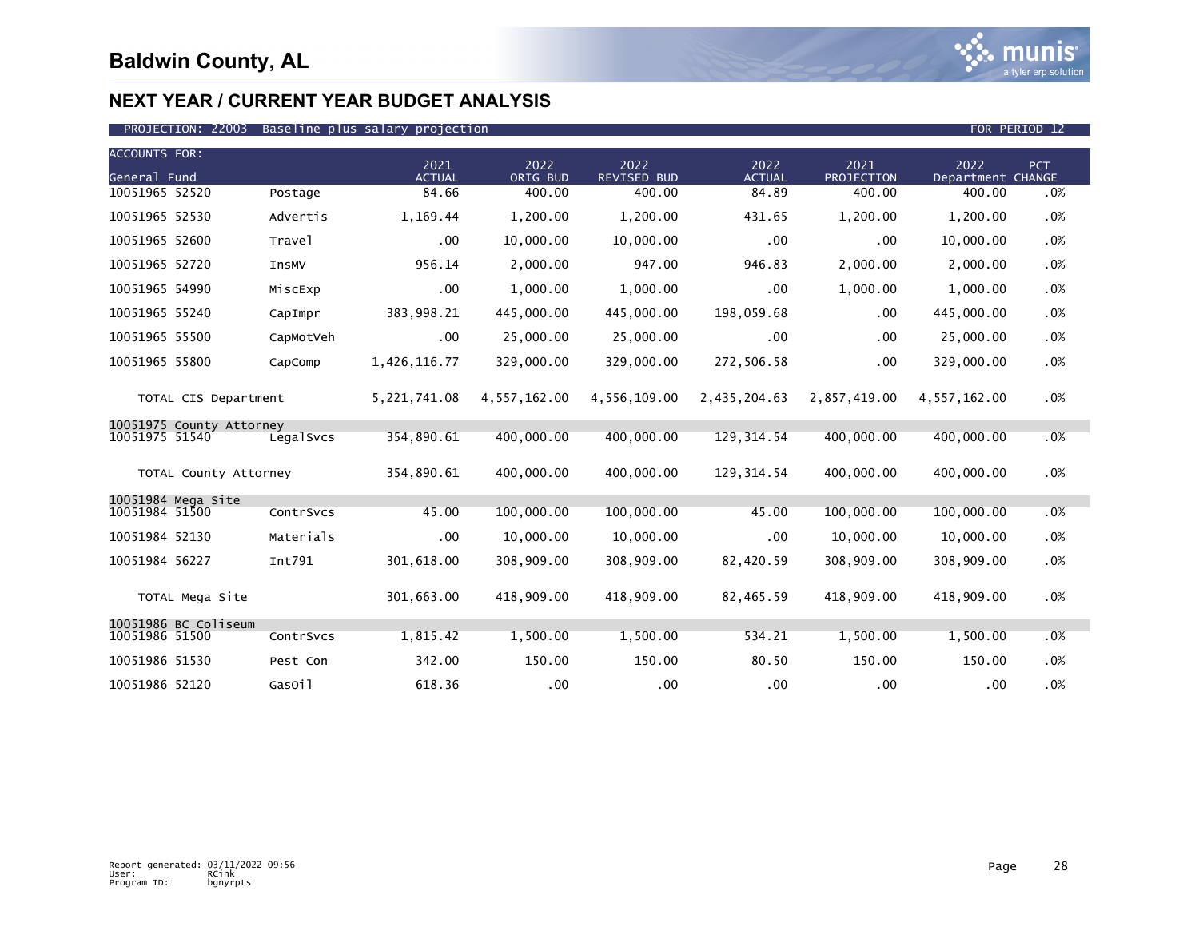# Baldwin County, AL

## NEXT YEAR / CURRENT YEAR BUDGET ANALYSIS

PROJECTION: 22003 Baseline plus salary projection FOR PERIOD 12

| ACCOUNTS FOR: General Fund | | 2021 ACTUAL | 2022 ORIG BUD | 2022 REVISED BUD | 2022 ACTUAL | 2021 PROJECTION | 2022 Department | PCT CHANGE |
|---|---|---|---|---|---|---|---|---|
| 10051965 52520 | Postage | 84.66 | 400.00 | 400.00 | 84.89 | 400.00 | 400.00 | .0% |
| 10051965 52530 | Advertis | 1,169.44 | 1,200.00 | 1,200.00 | 431.65 | 1,200.00 | 1,200.00 | .0% |
| 10051965 52600 | Travel | .00 | 10,000.00 | 10,000.00 | .00 | .00 | 10,000.00 | .0% |
| 10051965 52720 | InsMV | 956.14 | 2,000.00 | 947.00 | 946.83 | 2,000.00 | 2,000.00 | .0% |
| 10051965 54990 | MiscExp | .00 | 1,000.00 | 1,000.00 | .00 | 1,000.00 | 1,000.00 | .0% |
| 10051965 55240 | CapImpr | 383,998.21 | 445,000.00 | 445,000.00 | 198,059.68 | .00 | 445,000.00 | .0% |
| 10051965 55500 | CapMotVeh | .00 | 25,000.00 | 25,000.00 | .00 | .00 | 25,000.00 | .0% |
| 10051965 55800 | CapComp | 1,426,116.77 | 329,000.00 | 329,000.00 | 272,506.58 | .00 | 329,000.00 | .0% |
| TOTAL CIS Department | | 5,221,741.08 | 4,557,162.00 | 4,556,109.00 | 2,435,204.63 | 2,857,419.00 | 4,557,162.00 | .0% |
| 10051975 County Attorney | | | | | | | | |
| 10051975 51540 | LegalSvcs | 354,890.61 | 400,000.00 | 400,000.00 | 129,314.54 | 400,000.00 | 400,000.00 | .0% |
| TOTAL County Attorney | | 354,890.61 | 400,000.00 | 400,000.00 | 129,314.54 | 400,000.00 | 400,000.00 | .0% |
| 10051984 Mega Site | | | | | | | | |
| 10051984 51500 | ContrSvcs | 45.00 | 100,000.00 | 100,000.00 | 45.00 | 100,000.00 | 100,000.00 | .0% |
| 10051984 52130 | Materials | .00 | 10,000.00 | 10,000.00 | .00 | 10,000.00 | 10,000.00 | .0% |
| 10051984 56227 | Int791 | 301,618.00 | 308,909.00 | 308,909.00 | 82,420.59 | 308,909.00 | 308,909.00 | .0% |
| TOTAL Mega Site | | 301,663.00 | 418,909.00 | 418,909.00 | 82,465.59 | 418,909.00 | 418,909.00 | .0% |
| 10051986 BC Coliseum | | | | | | | | |
| 10051986 51500 | ContrSvcs | 1,815.42 | 1,500.00 | 1,500.00 | 534.21 | 1,500.00 | 1,500.00 | .0% |
| 10051986 51530 | Pest Con | 342.00 | 150.00 | 150.00 | 80.50 | 150.00 | 150.00 | .0% |
| 10051986 52120 | GasOil | 618.36 | .00 | .00 | .00 | .00 | .00 | .0% |

Report generated: 03/11/2022 09:56
User: RCink
Program ID: bgnyrpts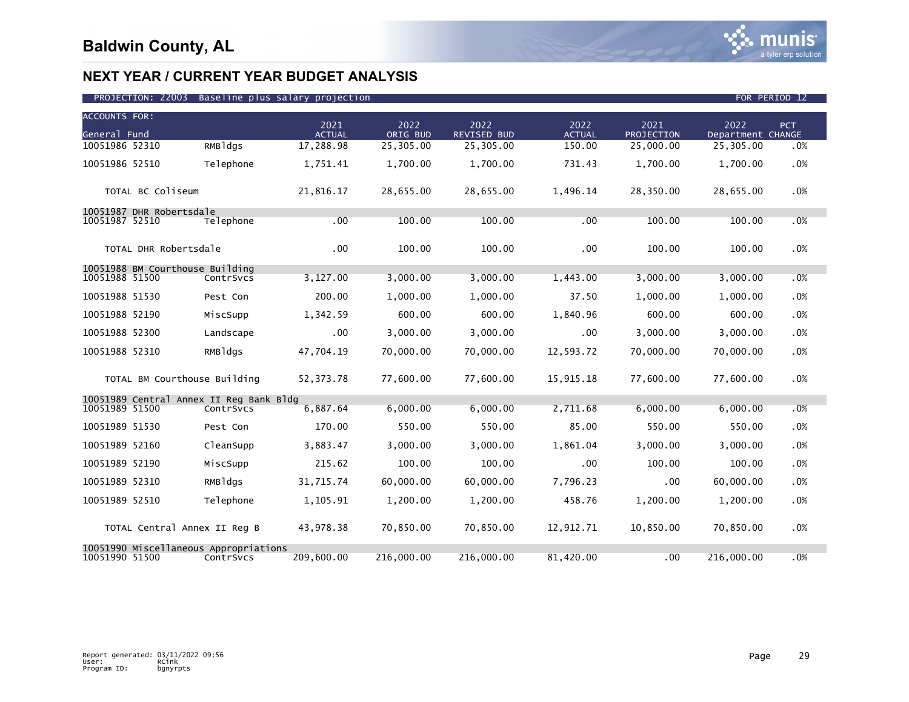# Baldwin County, AL

## NEXT YEAR / CURRENT YEAR BUDGET ANALYSIS

PROJECTION: 22003 Baseline plus salary projection — FOR PERIOD 12

| ACCOUNTS FOR: General Fund | | 2021 ACTUAL | 2022 ORIG BUD | 2022 REVISED BUD | 2022 ACTUAL | 2021 PROJECTION | 2022 Department | PCT CHANGE |
|---|---|---|---|---|---|---|---|---|
| 10051986 52310 | RMBldgs | 17,288.98 | 25,305.00 | 25,305.00 | 150.00 | 25,000.00 | 25,305.00 | .0% |
| 10051986 52510 | Telephone | 1,751.41 | 1,700.00 | 1,700.00 | 731.43 | 1,700.00 | 1,700.00 | .0% |
| TOTAL BC Coliseum | | 21,816.17 | 28,655.00 | 28,655.00 | 1,496.14 | 28,350.00 | 28,655.00 | .0% |
| 10051987 DHR Robertsdale | | | | | | | | |
| 10051987 52510 | Telephone | .00 | 100.00 | 100.00 | .00 | 100.00 | 100.00 | .0% |
| TOTAL DHR Robertsdale | | .00 | 100.00 | 100.00 | .00 | 100.00 | 100.00 | .0% |
| 10051988 BM Courthouse Building | | | | | | | | |
| 10051988 51500 | ContrSvcs | 3,127.00 | 3,000.00 | 3,000.00 | 1,443.00 | 3,000.00 | 3,000.00 | .0% |
| 10051988 51530 | Pest Con | 200.00 | 1,000.00 | 1,000.00 | 37.50 | 1,000.00 | 1,000.00 | .0% |
| 10051988 52190 | MiscSupp | 1,342.59 | 600.00 | 600.00 | 1,840.96 | 600.00 | 600.00 | .0% |
| 10051988 52300 | Landscape | .00 | 3,000.00 | 3,000.00 | .00 | 3,000.00 | 3,000.00 | .0% |
| 10051988 52310 | RMBldgs | 47,704.19 | 70,000.00 | 70,000.00 | 12,593.72 | 70,000.00 | 70,000.00 | .0% |
| TOTAL BM Courthouse Building | | 52,373.78 | 77,600.00 | 77,600.00 | 15,915.18 | 77,600.00 | 77,600.00 | .0% |
| 10051989 Central Annex II Reg Bank Bldg | | | | | | | | |
| 10051989 51500 | ContrSvcs | 6,887.64 | 6,000.00 | 6,000.00 | 2,711.68 | 6,000.00 | 6,000.00 | .0% |
| 10051989 51530 | Pest Con | 170.00 | 550.00 | 550.00 | 85.00 | 550.00 | 550.00 | .0% |
| 10051989 52160 | CleanSupp | 3,883.47 | 3,000.00 | 3,000.00 | 1,861.04 | 3,000.00 | 3,000.00 | .0% |
| 10051989 52190 | MiscSupp | 215.62 | 100.00 | 100.00 | .00 | 100.00 | 100.00 | .0% |
| 10051989 52310 | RMBldgs | 31,715.74 | 60,000.00 | 60,000.00 | 7,796.23 | .00 | 60,000.00 | .0% |
| 10051989 52510 | Telephone | 1,105.91 | 1,200.00 | 1,200.00 | 458.76 | 1,200.00 | 1,200.00 | .0% |
| TOTAL Central Annex II Reg B | | 43,978.38 | 70,850.00 | 70,850.00 | 12,912.71 | 10,850.00 | 70,850.00 | .0% |
| 10051990 Miscellaneous Appropriations | | | | | | | | |
| 10051990 51500 | ContrSvcs | 209,600.00 | 216,000.00 | 216,000.00 | 81,420.00 | .00 | 216,000.00 | .0% |

Report generated: 03/11/2022 09:56
User: RCink
Program ID: bgnyrpts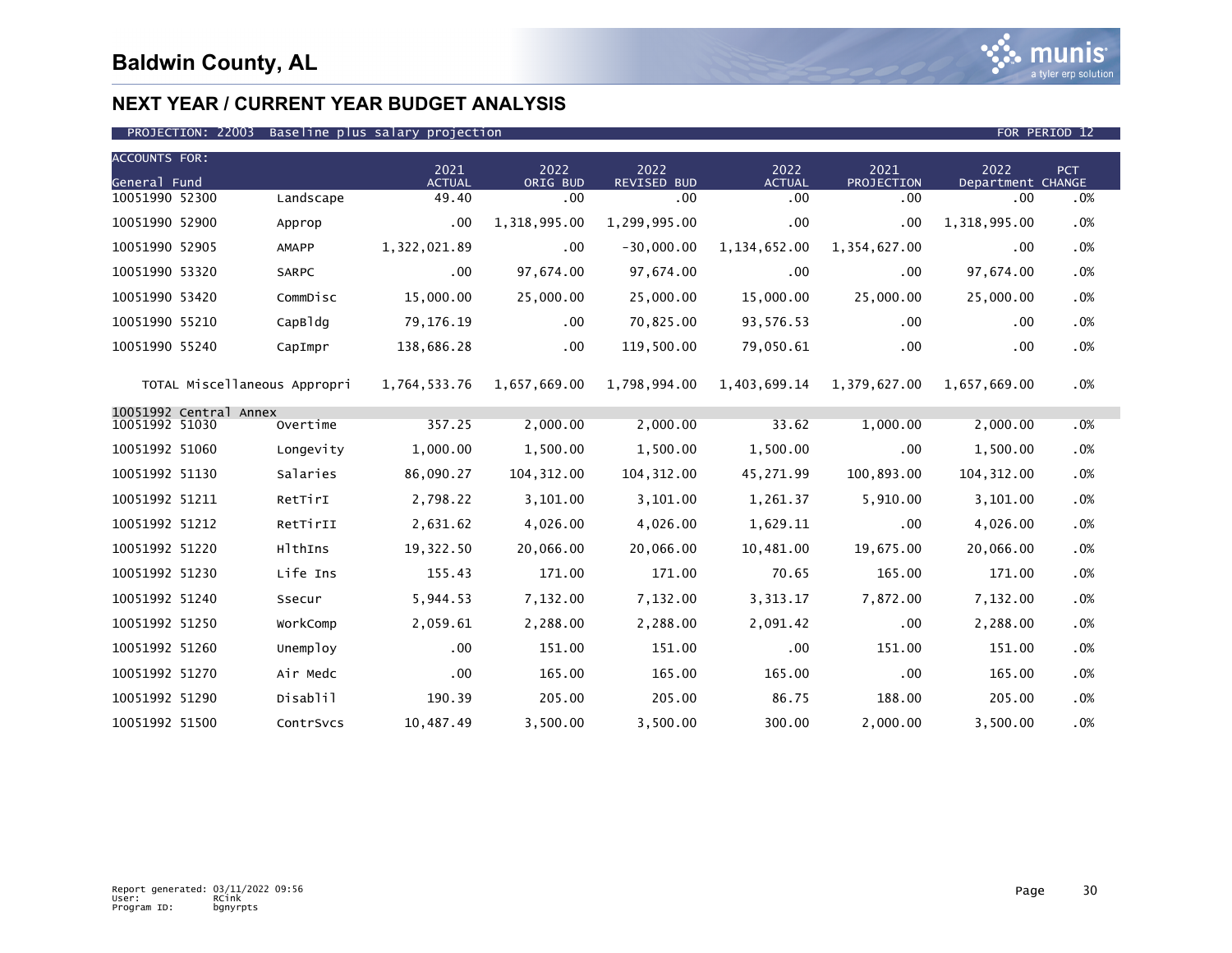# Baldwin County, AL

## NEXT YEAR / CURRENT YEAR BUDGET ANALYSIS

PROJECTION: 22003 Baseline plus salary projection FOR PERIOD 12

| ACCOUNTS FOR: General Fund | | 2021 ACTUAL | 2022 ORIG BUD | 2022 REVISED BUD | 2022 ACTUAL | 2021 PROJECTION | 2022 Department | PCT CHANGE |
|---|---|---|---|---|---|---|---|---|
| 10051990 52300 | Landscape | 49.40 | .00 | .00 | .00 | .00 | .00 | .0% |
| 10051990 52900 | Approp | .00 | 1,318,995.00 | 1,299,995.00 | .00 | .00 | 1,318,995.00 | .0% |
| 10051990 52905 | AMAPP | 1,322,021.89 | .00 | -30,000.00 | 1,134,652.00 | 1,354,627.00 | .00 | .0% |
| 10051990 53320 | SARPC | .00 | 97,674.00 | 97,674.00 | .00 | .00 | 97,674.00 | .0% |
| 10051990 53420 | CommDisc | 15,000.00 | 25,000.00 | 25,000.00 | 15,000.00 | 25,000.00 | 25,000.00 | .0% |
| 10051990 55210 | CapBldg | 79,176.19 | .00 | 70,825.00 | 93,576.53 | .00 | .00 | .0% |
| 10051990 55240 | CapImpr | 138,686.28 | .00 | 119,500.00 | 79,050.61 | .00 | .00 | .0% |
| TOTAL Miscellaneous Appropri | | 1,764,533.76 | 1,657,669.00 | 1,798,994.00 | 1,403,699.14 | 1,379,627.00 | 1,657,669.00 | .0% |
| 10051992 Central Annex | | | | | | | | |
| 10051992 51030 | Overtime | 357.25 | 2,000.00 | 2,000.00 | 33.62 | 1,000.00 | 2,000.00 | .0% |
| 10051992 51060 | Longevity | 1,000.00 | 1,500.00 | 1,500.00 | 1,500.00 | .00 | 1,500.00 | .0% |
| 10051992 51130 | Salaries | 86,090.27 | 104,312.00 | 104,312.00 | 45,271.99 | 100,893.00 | 104,312.00 | .0% |
| 10051992 51211 | RetTirI | 2,798.22 | 3,101.00 | 3,101.00 | 1,261.37 | 5,910.00 | 3,101.00 | .0% |
| 10051992 51212 | RetTirII | 2,631.62 | 4,026.00 | 4,026.00 | 1,629.11 | .00 | 4,026.00 | .0% |
| 10051992 51220 | HlthIns | 19,322.50 | 20,066.00 | 20,066.00 | 10,481.00 | 19,675.00 | 20,066.00 | .0% |
| 10051992 51230 | Life Ins | 155.43 | 171.00 | 171.00 | 70.65 | 165.00 | 171.00 | .0% |
| 10051992 51240 | Ssecur | 5,944.53 | 7,132.00 | 7,132.00 | 3,313.17 | 7,872.00 | 7,132.00 | .0% |
| 10051992 51250 | WorkComp | 2,059.61 | 2,288.00 | 2,288.00 | 2,091.42 | .00 | 2,288.00 | .0% |
| 10051992 51260 | Unemploy | .00 | 151.00 | 151.00 | .00 | 151.00 | 151.00 | .0% |
| 10051992 51270 | Air Medc | .00 | 165.00 | 165.00 | 165.00 | .00 | 165.00 | .0% |
| 10051992 51290 | Disablil | 190.39 | 205.00 | 205.00 | 86.75 | 188.00 | 205.00 | .0% |
| 10051992 51500 | ContrSvcs | 10,487.49 | 3,500.00 | 3,500.00 | 300.00 | 2,000.00 | 3,500.00 | .0% |

Report generated: 03/11/2022 09:56
User: RCink
Program ID: bgnyrpts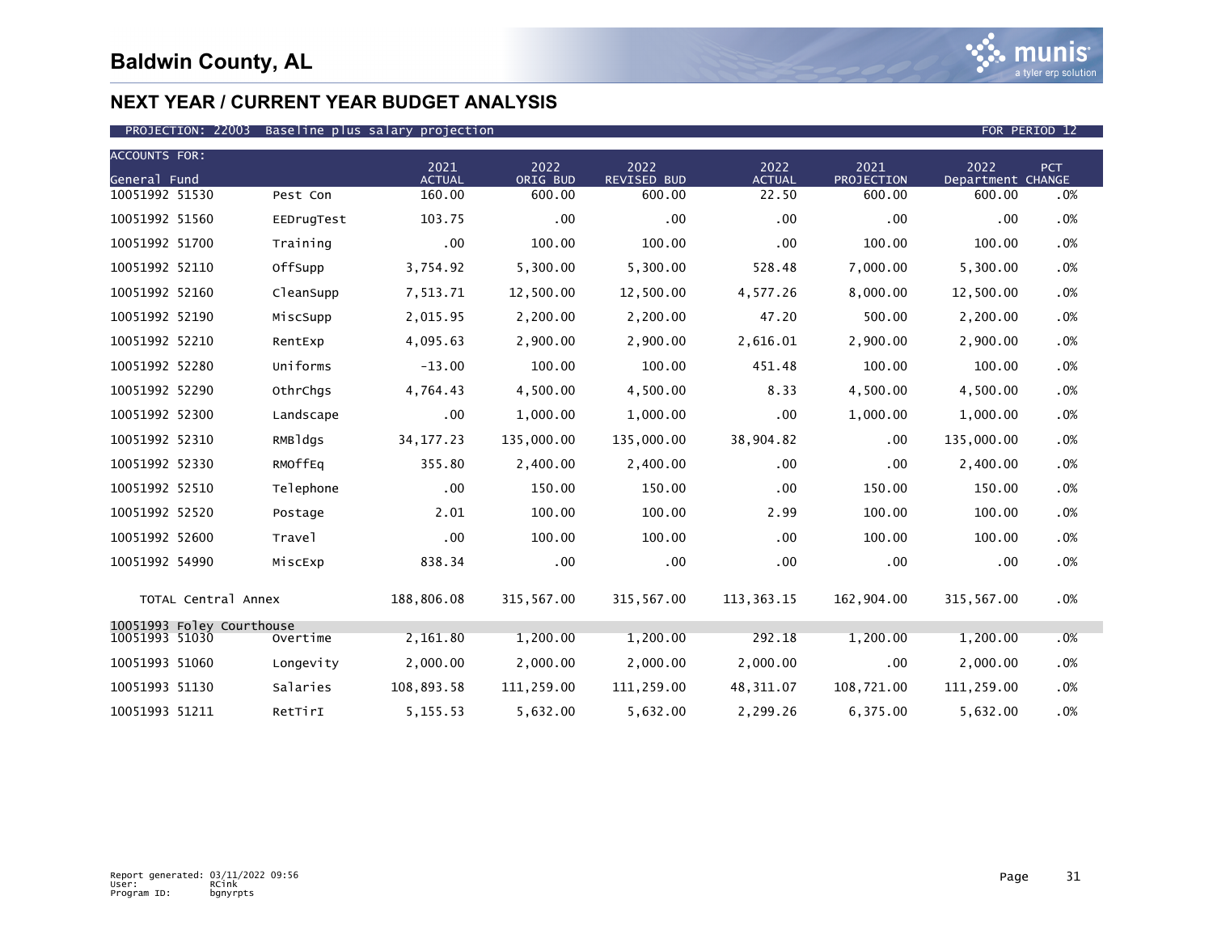# Baldwin County, AL

## NEXT YEAR / CURRENT YEAR BUDGET ANALYSIS

PROJECTION: 22003 Baseline plus salary projection — FOR PERIOD 12

| ACCOUNTS FOR: General Fund | | 2021 ACTUAL | 2022 ORIG BUD | 2022 REVISED BUD | 2022 ACTUAL | 2021 PROJECTION | 2022 Department | PCT CHANGE |
|---|---|---|---|---|---|---|---|---|
| 10051992 51530 | Pest Con | 160.00 | 600.00 | 600.00 | 22.50 | 600.00 | 600.00 | .0% |
| 10051992 51560 | EEDrugTest | 103.75 | .00 | .00 | .00 | .00 | .00 | .0% |
| 10051992 51700 | Training | .00 | 100.00 | 100.00 | .00 | 100.00 | 100.00 | .0% |
| 10051992 52110 | OffSupp | 3,754.92 | 5,300.00 | 5,300.00 | 528.48 | 7,000.00 | 5,300.00 | .0% |
| 10051992 52160 | CleanSupp | 7,513.71 | 12,500.00 | 12,500.00 | 4,577.26 | 8,000.00 | 12,500.00 | .0% |
| 10051992 52190 | MiscSupp | 2,015.95 | 2,200.00 | 2,200.00 | 47.20 | 500.00 | 2,200.00 | .0% |
| 10051992 52210 | RentExp | 4,095.63 | 2,900.00 | 2,900.00 | 2,616.01 | 2,900.00 | 2,900.00 | .0% |
| 10051992 52280 | Uniforms | -13.00 | 100.00 | 100.00 | 451.48 | 100.00 | 100.00 | .0% |
| 10051992 52290 | OthrChgs | 4,764.43 | 4,500.00 | 4,500.00 | 8.33 | 4,500.00 | 4,500.00 | .0% |
| 10051992 52300 | Landscape | .00 | 1,000.00 | 1,000.00 | .00 | 1,000.00 | 1,000.00 | .0% |
| 10051992 52310 | RMBldgs | 34,177.23 | 135,000.00 | 135,000.00 | 38,904.82 | .00 | 135,000.00 | .0% |
| 10051992 52330 | RMOffEq | 355.80 | 2,400.00 | 2,400.00 | .00 | .00 | 2,400.00 | .0% |
| 10051992 52510 | Telephone | .00 | 150.00 | 150.00 | .00 | 150.00 | 150.00 | .0% |
| 10051992 52520 | Postage | 2.01 | 100.00 | 100.00 | 2.99 | 100.00 | 100.00 | .0% |
| 10051992 52600 | Travel | .00 | 100.00 | 100.00 | .00 | 100.00 | 100.00 | .0% |
| 10051992 54990 | MiscExp | 838.34 | .00 | .00 | .00 | .00 | .00 | .0% |
| TOTAL Central Annex | | 188,806.08 | 315,567.00 | 315,567.00 | 113,363.15 | 162,904.00 | 315,567.00 | .0% |
| **10051993 Foley Courthouse** | | | | | | | | |
| 10051993 51030 | Overtime | 2,161.80 | 1,200.00 | 1,200.00 | 292.18 | 1,200.00 | 1,200.00 | .0% |
| 10051993 51060 | Longevity | 2,000.00 | 2,000.00 | 2,000.00 | 2,000.00 | .00 | 2,000.00 | .0% |
| 10051993 51130 | Salaries | 108,893.58 | 111,259.00 | 111,259.00 | 48,311.07 | 108,721.00 | 111,259.00 | .0% |
| 10051993 51211 | RetTirI | 5,155.53 | 5,632.00 | 5,632.00 | 2,299.26 | 6,375.00 | 5,632.00 | .0% |

Report generated: 03/11/2022 09:56
User: RCink
Program ID: bgnyrpts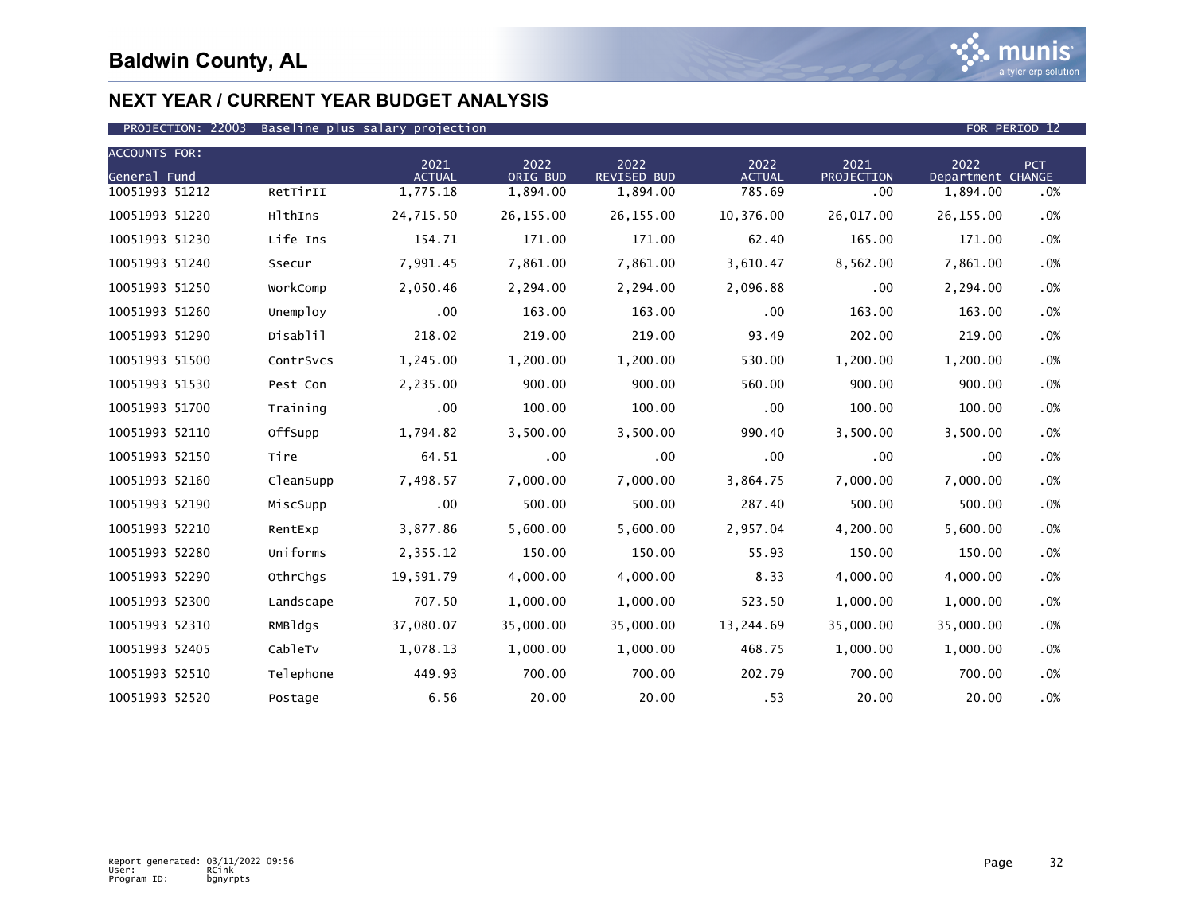# Baldwin County, AL

## NEXT YEAR / CURRENT YEAR BUDGET ANALYSIS

PROJECTION: 22003 Baseline plus salary projection FOR PERIOD 12

| ACCOUNTS FOR: General Fund | | 2021 ACTUAL | 2022 ORIG BUD | 2022 REVISED BUD | 2022 ACTUAL | 2021 PROJECTION | 2022 Department | PCT CHANGE |
|---|---|---|---|---|---|---|---|---|
| 10051993 51212 | RetTirII | 1,775.18 | 1,894.00 | 1,894.00 | 785.69 | .00 | 1,894.00 | .0% |
| 10051993 51220 | HlthIns | 24,715.50 | 26,155.00 | 26,155.00 | 10,376.00 | 26,017.00 | 26,155.00 | .0% |
| 10051993 51230 | Life Ins | 154.71 | 171.00 | 171.00 | 62.40 | 165.00 | 171.00 | .0% |
| 10051993 51240 | Ssecur | 7,991.45 | 7,861.00 | 7,861.00 | 3,610.47 | 8,562.00 | 7,861.00 | .0% |
| 10051993 51250 | WorkComp | 2,050.46 | 2,294.00 | 2,294.00 | 2,096.88 | .00 | 2,294.00 | .0% |
| 10051993 51260 | Unemploy | .00 | 163.00 | 163.00 | .00 | 163.00 | 163.00 | .0% |
| 10051993 51290 | Disablil | 218.02 | 219.00 | 219.00 | 93.49 | 202.00 | 219.00 | .0% |
| 10051993 51500 | ContrSvcs | 1,245.00 | 1,200.00 | 1,200.00 | 530.00 | 1,200.00 | 1,200.00 | .0% |
| 10051993 51530 | Pest Con | 2,235.00 | 900.00 | 900.00 | 560.00 | 900.00 | 900.00 | .0% |
| 10051993 51700 | Training | .00 | 100.00 | 100.00 | .00 | 100.00 | 100.00 | .0% |
| 10051993 52110 | OffSupp | 1,794.82 | 3,500.00 | 3,500.00 | 990.40 | 3,500.00 | 3,500.00 | .0% |
| 10051993 52150 | Tire | 64.51 | .00 | .00 | .00 | .00 | .00 | .0% |
| 10051993 52160 | CleanSupp | 7,498.57 | 7,000.00 | 7,000.00 | 3,864.75 | 7,000.00 | 7,000.00 | .0% |
| 10051993 52190 | MiscSupp | .00 | 500.00 | 500.00 | 287.40 | 500.00 | 500.00 | .0% |
| 10051993 52210 | RentExp | 3,877.86 | 5,600.00 | 5,600.00 | 2,957.04 | 4,200.00 | 5,600.00 | .0% |
| 10051993 52280 | Uniforms | 2,355.12 | 150.00 | 150.00 | 55.93 | 150.00 | 150.00 | .0% |
| 10051993 52290 | OthrChgs | 19,591.79 | 4,000.00 | 4,000.00 | 8.33 | 4,000.00 | 4,000.00 | .0% |
| 10051993 52300 | Landscape | 707.50 | 1,000.00 | 1,000.00 | 523.50 | 1,000.00 | 1,000.00 | .0% |
| 10051993 52310 | RMBldgs | 37,080.07 | 35,000.00 | 35,000.00 | 13,244.69 | 35,000.00 | 35,000.00 | .0% |
| 10051993 52405 | CableTv | 1,078.13 | 1,000.00 | 1,000.00 | 468.75 | 1,000.00 | 1,000.00 | .0% |
| 10051993 52510 | Telephone | 449.93 | 700.00 | 700.00 | 202.79 | 700.00 | 700.00 | .0% |
| 10051993 52520 | Postage | 6.56 | 20.00 | 20.00 | .53 | 20.00 | 20.00 | .0% |

Report generated: 03/11/2022 09:56
User: RCink
Program ID: bgnyrpts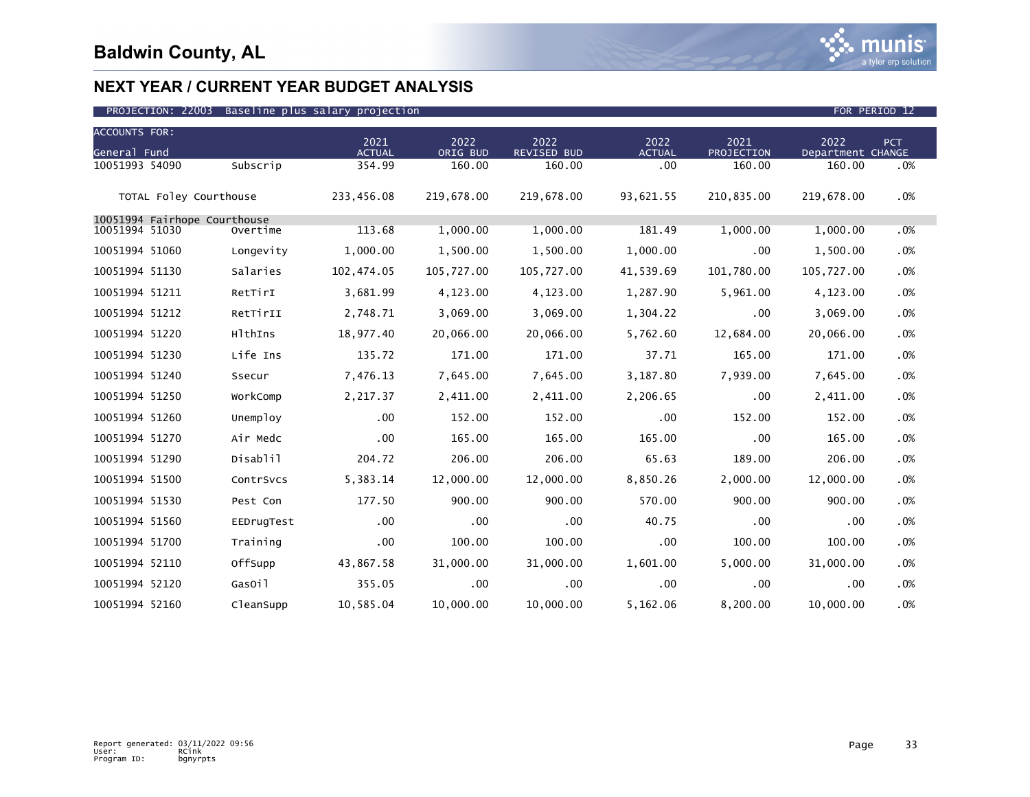# Baldwin County, AL

## NEXT YEAR / CURRENT YEAR BUDGET ANALYSIS

PROJECTION: 22003 Baseline plus salary projection FOR PERIOD 12

| ACCOUNTS FOR: General Fund | | 2021 ACTUAL | 2022 ORIG BUD | 2022 REVISED BUD | 2022 ACTUAL | 2021 PROJECTION | 2022 Department | PCT CHANGE |
|---|---|---|---|---|---|---|---|---|
| 10051993 54090 | Subscrip | 354.99 | 160.00 | 160.00 | .00 | 160.00 | 160.00 | .0% |
| TOTAL Foley Courthouse | | 233,456.08 | 219,678.00 | 219,678.00 | 93,621.55 | 210,835.00 | 219,678.00 | .0% |
| 10051994 Fairhope Courthouse | | | | | | | | |
| 10051994 51030 | Overtime | 113.68 | 1,000.00 | 1,000.00 | 181.49 | 1,000.00 | 1,000.00 | .0% |
| 10051994 51060 | Longevity | 1,000.00 | 1,500.00 | 1,500.00 | 1,000.00 | .00 | 1,500.00 | .0% |
| 10051994 51130 | Salaries | 102,474.05 | 105,727.00 | 105,727.00 | 41,539.69 | 101,780.00 | 105,727.00 | .0% |
| 10051994 51211 | RetTirI | 3,681.99 | 4,123.00 | 4,123.00 | 1,287.90 | 5,961.00 | 4,123.00 | .0% |
| 10051994 51212 | RetTirII | 2,748.71 | 3,069.00 | 3,069.00 | 1,304.22 | .00 | 3,069.00 | .0% |
| 10051994 51220 | HlthIns | 18,977.40 | 20,066.00 | 20,066.00 | 5,762.60 | 12,684.00 | 20,066.00 | .0% |
| 10051994 51230 | Life Ins | 135.72 | 171.00 | 171.00 | 37.71 | 165.00 | 171.00 | .0% |
| 10051994 51240 | Ssecur | 7,476.13 | 7,645.00 | 7,645.00 | 3,187.80 | 7,939.00 | 7,645.00 | .0% |
| 10051994 51250 | WorkComp | 2,217.37 | 2,411.00 | 2,411.00 | 2,206.65 | .00 | 2,411.00 | .0% |
| 10051994 51260 | Unemploy | .00 | 152.00 | 152.00 | .00 | 152.00 | 152.00 | .0% |
| 10051994 51270 | Air Medc | .00 | 165.00 | 165.00 | 165.00 | .00 | 165.00 | .0% |
| 10051994 51290 | Disablil | 204.72 | 206.00 | 206.00 | 65.63 | 189.00 | 206.00 | .0% |
| 10051994 51500 | ContrSvcs | 5,383.14 | 12,000.00 | 12,000.00 | 8,850.26 | 2,000.00 | 12,000.00 | .0% |
| 10051994 51530 | Pest Con | 177.50 | 900.00 | 900.00 | 570.00 | 900.00 | 900.00 | .0% |
| 10051994 51560 | EEDrugTest | .00 | .00 | .00 | 40.75 | .00 | .00 | .0% |
| 10051994 51700 | Training | .00 | 100.00 | 100.00 | .00 | 100.00 | 100.00 | .0% |
| 10051994 52110 | OffSupp | 43,867.58 | 31,000.00 | 31,000.00 | 1,601.00 | 5,000.00 | 31,000.00 | .0% |
| 10051994 52120 | GasOil | 355.05 | .00 | .00 | .00 | .00 | .00 | .0% |
| 10051994 52160 | CleanSupp | 10,585.04 | 10,000.00 | 10,000.00 | 5,162.06 | 8,200.00 | 10,000.00 | .0% |

Report generated: 03/11/2022 09:56
User: RCink
Program ID: bgnyrpts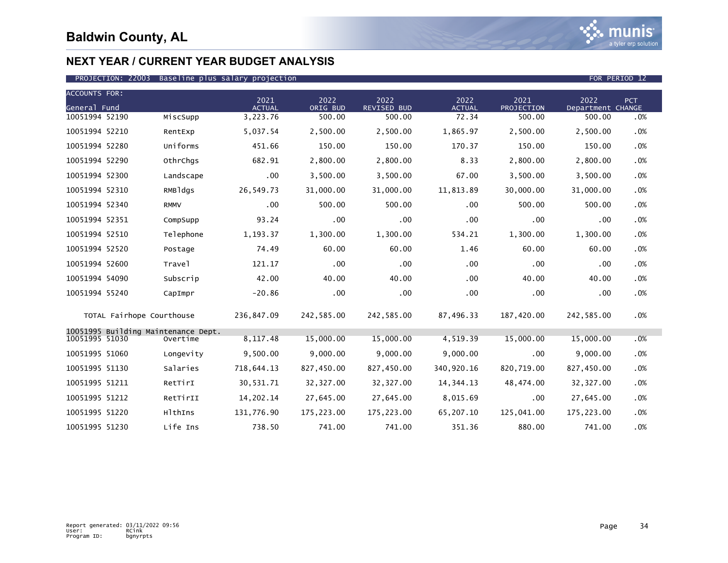# Baldwin County, AL

## NEXT YEAR / CURRENT YEAR BUDGET ANALYSIS

PROJECTION: 22003 Baseline plus salary projection FOR PERIOD 12

| ACCOUNTS FOR: General Fund | | 2021 ACTUAL | 2022 ORIG BUD | 2022 REVISED BUD | 2022 ACTUAL | 2021 PROJECTION | 2022 Department | PCT CHANGE |
|---|---|---|---|---|---|---|---|---|
| 10051994 52190 | MiscSupp | 3,223.76 | 500.00 | 500.00 | 72.34 | 500.00 | 500.00 | .0% |
| 10051994 52210 | RentExp | 5,037.54 | 2,500.00 | 2,500.00 | 1,865.97 | 2,500.00 | 2,500.00 | .0% |
| 10051994 52280 | Uniforms | 451.66 | 150.00 | 150.00 | 170.37 | 150.00 | 150.00 | .0% |
| 10051994 52290 | OthrChgs | 682.91 | 2,800.00 | 2,800.00 | 8.33 | 2,800.00 | 2,800.00 | .0% |
| 10051994 52300 | Landscape | .00 | 3,500.00 | 3,500.00 | 67.00 | 3,500.00 | 3,500.00 | .0% |
| 10051994 52310 | RMBldgs | 26,549.73 | 31,000.00 | 31,000.00 | 11,813.89 | 30,000.00 | 31,000.00 | .0% |
| 10051994 52340 | RMMV | .00 | 500.00 | 500.00 | .00 | 500.00 | 500.00 | .0% |
| 10051994 52351 | CompSupp | 93.24 | .00 | .00 | .00 | .00 | .00 | .0% |
| 10051994 52510 | Telephone | 1,193.37 | 1,300.00 | 1,300.00 | 534.21 | 1,300.00 | 1,300.00 | .0% |
| 10051994 52520 | Postage | 74.49 | 60.00 | 60.00 | 1.46 | 60.00 | 60.00 | .0% |
| 10051994 52600 | Travel | 121.17 | .00 | .00 | .00 | .00 | .00 | .0% |
| 10051994 54090 | Subscrip | 42.00 | 40.00 | 40.00 | .00 | 40.00 | 40.00 | .0% |
| 10051994 55240 | CapImpr | -20.86 | .00 | .00 | .00 | .00 | .00 | .0% |
| TOTAL Fairhope Courthouse | | 236,847.09 | 242,585.00 | 242,585.00 | 87,496.33 | 187,420.00 | 242,585.00 | .0% |
| 10051995 Building Maintenance Dept. | | | | | | | | |
| 10051995 51030 | Overtime | 8,117.48 | 15,000.00 | 15,000.00 | 4,519.39 | 15,000.00 | 15,000.00 | .0% |
| 10051995 51060 | Longevity | 9,500.00 | 9,000.00 | 9,000.00 | 9,000.00 | .00 | 9,000.00 | .0% |
| 10051995 51130 | Salaries | 718,644.13 | 827,450.00 | 827,450.00 | 340,920.16 | 820,719.00 | 827,450.00 | .0% |
| 10051995 51211 | RetTirI | 30,531.71 | 32,327.00 | 32,327.00 | 14,344.13 | 48,474.00 | 32,327.00 | .0% |
| 10051995 51212 | RetTirII | 14,202.14 | 27,645.00 | 27,645.00 | 8,015.69 | .00 | 27,645.00 | .0% |
| 10051995 51220 | HlthIns | 131,776.90 | 175,223.00 | 175,223.00 | 65,207.10 | 125,041.00 | 175,223.00 | .0% |
| 10051995 51230 | Life Ins | 738.50 | 741.00 | 741.00 | 351.36 | 880.00 | 741.00 | .0% |

Report generated: 03/11/2022 09:56
User: RCink
Program ID: bgnyrpts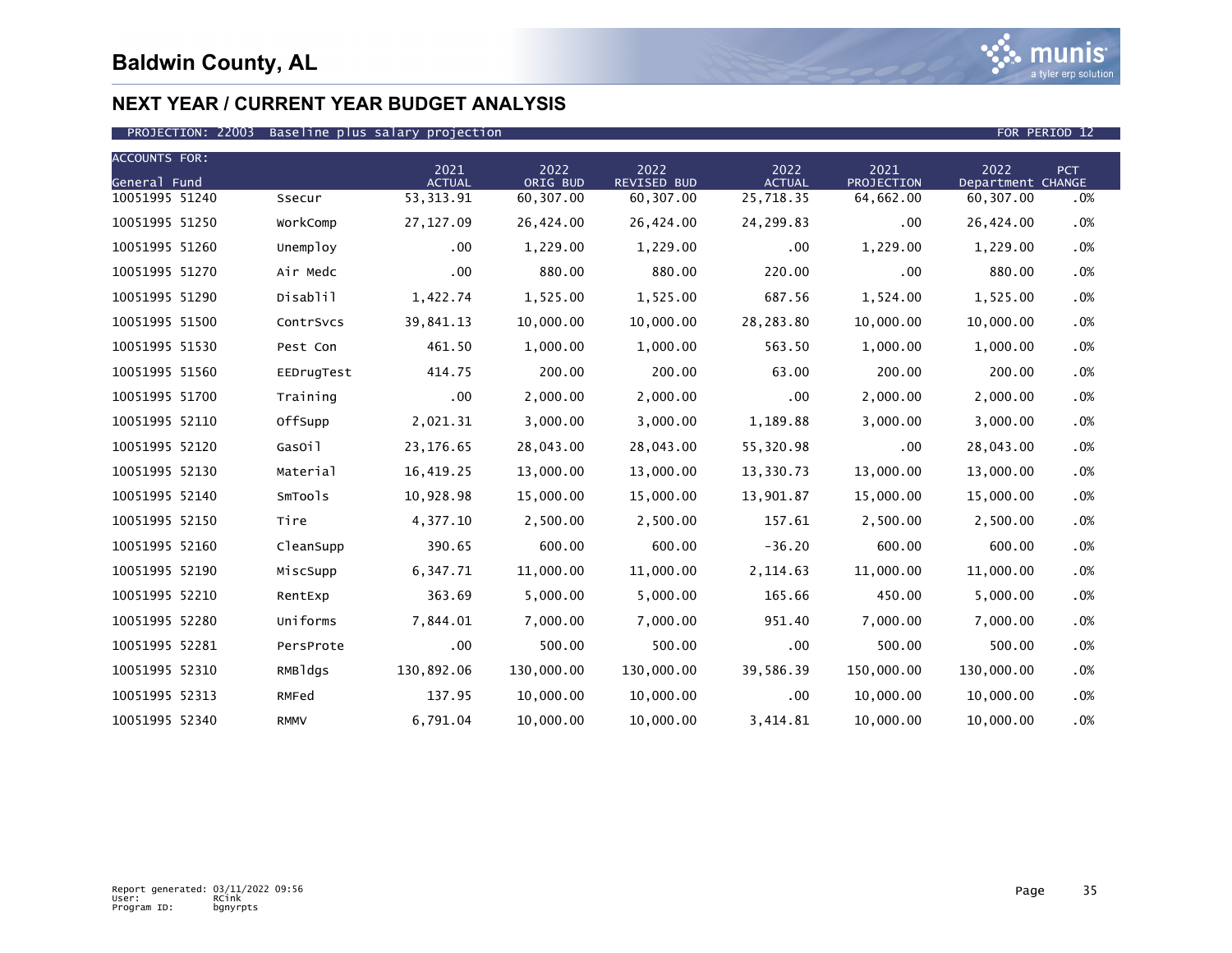# Baldwin County, AL

## NEXT YEAR / CURRENT YEAR BUDGET ANALYSIS

PROJECTION: 22003 Baseline plus salary projection FOR PERIOD 12

| ACCOUNTS FOR: General Fund | | 2021 ACTUAL | 2022 ORIG BUD | 2022 REVISED BUD | 2022 ACTUAL | 2021 PROJECTION | 2022 Department | PCT CHANGE |
|---|---|---|---|---|---|---|---|---|
| 10051995 51240 | Ssecur | 53,313.91 | 60,307.00 | 60,307.00 | 25,718.35 | 64,662.00 | 60,307.00 | .0% |
| 10051995 51250 | WorkComp | 27,127.09 | 26,424.00 | 26,424.00 | 24,299.83 | .00 | 26,424.00 | .0% |
| 10051995 51260 | Unemploy | .00 | 1,229.00 | 1,229.00 | .00 | 1,229.00 | 1,229.00 | .0% |
| 10051995 51270 | Air Medc | .00 | 880.00 | 880.00 | 220.00 | .00 | 880.00 | .0% |
| 10051995 51290 | Disablil | 1,422.74 | 1,525.00 | 1,525.00 | 687.56 | 1,524.00 | 1,525.00 | .0% |
| 10051995 51500 | ContrSvcs | 39,841.13 | 10,000.00 | 10,000.00 | 28,283.80 | 10,000.00 | 10,000.00 | .0% |
| 10051995 51530 | Pest Con | 461.50 | 1,000.00 | 1,000.00 | 563.50 | 1,000.00 | 1,000.00 | .0% |
| 10051995 51560 | EEDrugTest | 414.75 | 200.00 | 200.00 | 63.00 | 200.00 | 200.00 | .0% |
| 10051995 51700 | Training | .00 | 2,000.00 | 2,000.00 | .00 | 2,000.00 | 2,000.00 | .0% |
| 10051995 52110 | OffSupp | 2,021.31 | 3,000.00 | 3,000.00 | 1,189.88 | 3,000.00 | 3,000.00 | .0% |
| 10051995 52120 | GasOil | 23,176.65 | 28,043.00 | 28,043.00 | 55,320.98 | .00 | 28,043.00 | .0% |
| 10051995 52130 | Material | 16,419.25 | 13,000.00 | 13,000.00 | 13,330.73 | 13,000.00 | 13,000.00 | .0% |
| 10051995 52140 | SmTools | 10,928.98 | 15,000.00 | 15,000.00 | 13,901.87 | 15,000.00 | 15,000.00 | .0% |
| 10051995 52150 | Tire | 4,377.10 | 2,500.00 | 2,500.00 | 157.61 | 2,500.00 | 2,500.00 | .0% |
| 10051995 52160 | CleanSupp | 390.65 | 600.00 | 600.00 | -36.20 | 600.00 | 600.00 | .0% |
| 10051995 52190 | MiscSupp | 6,347.71 | 11,000.00 | 11,000.00 | 2,114.63 | 11,000.00 | 11,000.00 | .0% |
| 10051995 52210 | RentExp | 363.69 | 5,000.00 | 5,000.00 | 165.66 | 450.00 | 5,000.00 | .0% |
| 10051995 52280 | Uniforms | 7,844.01 | 7,000.00 | 7,000.00 | 951.40 | 7,000.00 | 7,000.00 | .0% |
| 10051995 52281 | PersProte | .00 | 500.00 | 500.00 | .00 | 500.00 | 500.00 | .0% |
| 10051995 52310 | RMBldgs | 130,892.06 | 130,000.00 | 130,000.00 | 39,586.39 | 150,000.00 | 130,000.00 | .0% |
| 10051995 52313 | RMFed | 137.95 | 10,000.00 | 10,000.00 | .00 | 10,000.00 | 10,000.00 | .0% |
| 10051995 52340 | RMMV | 6,791.04 | 10,000.00 | 10,000.00 | 3,414.81 | 10,000.00 | 10,000.00 | .0% |

Report generated: 03/11/2022 09:56
User: RCink
Program ID: bgnyrpts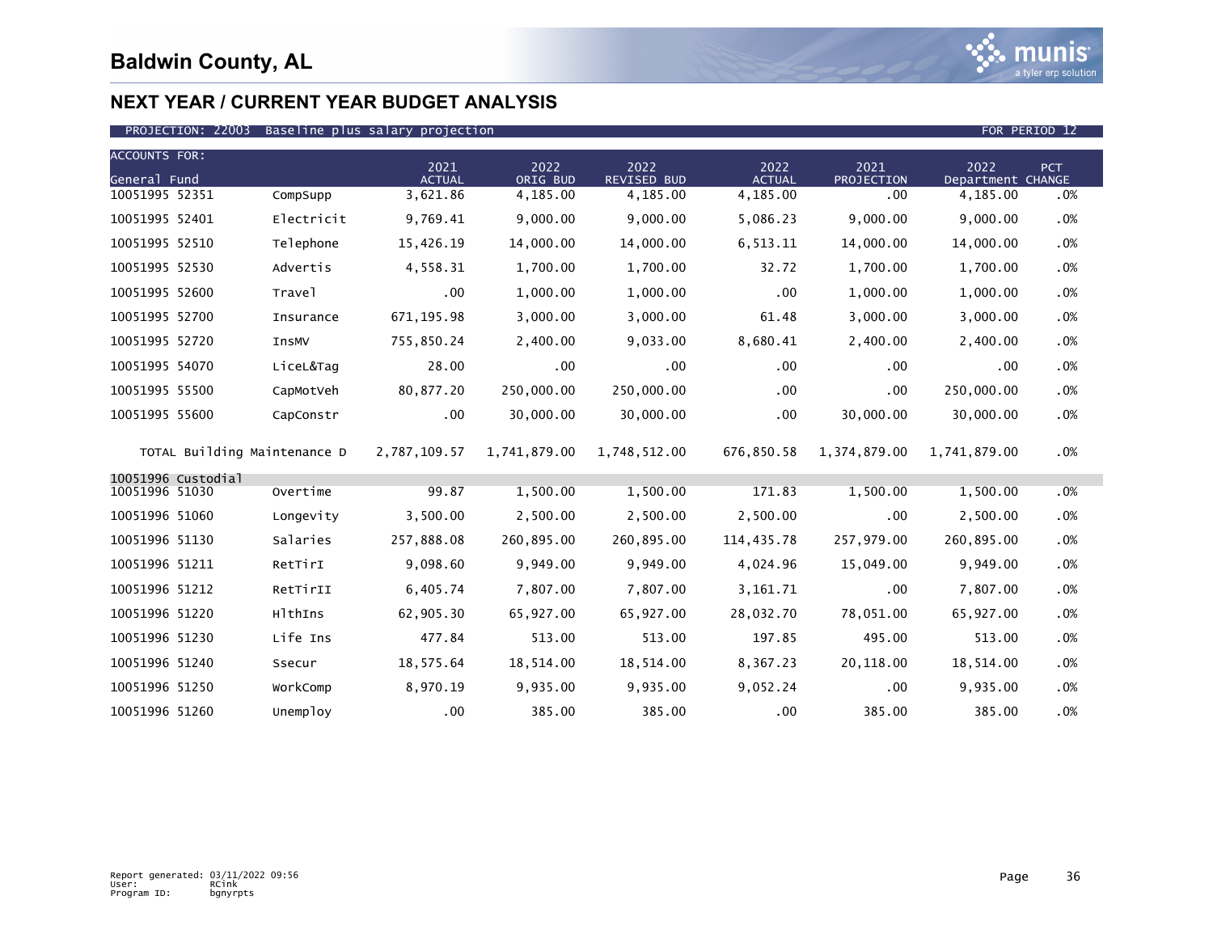# Baldwin County, AL

## NEXT YEAR / CURRENT YEAR BUDGET ANALYSIS

PROJECTION: 22003 Baseline plus salary projection FOR PERIOD 12

| ACCOUNTS FOR: General Fund | | 2021 ACTUAL | 2022 ORIG BUD | 2022 REVISED BUD | 2022 ACTUAL | 2021 PROJECTION | 2022 Department | PCT CHANGE |
|---|---|---|---|---|---|---|---|---|
| 10051995 52351 | CompSupp | 3,621.86 | 4,185.00 | 4,185.00 | 4,185.00 | .00 | 4,185.00 | .0% |
| 10051995 52401 | Electricit | 9,769.41 | 9,000.00 | 9,000.00 | 5,086.23 | 9,000.00 | 9,000.00 | .0% |
| 10051995 52510 | Telephone | 15,426.19 | 14,000.00 | 14,000.00 | 6,513.11 | 14,000.00 | 14,000.00 | .0% |
| 10051995 52530 | Advertis | 4,558.31 | 1,700.00 | 1,700.00 | 32.72 | 1,700.00 | 1,700.00 | .0% |
| 10051995 52600 | Travel | .00 | 1,000.00 | 1,000.00 | .00 | 1,000.00 | 1,000.00 | .0% |
| 10051995 52700 | Insurance | 671,195.98 | 3,000.00 | 3,000.00 | 61.48 | 3,000.00 | 3,000.00 | .0% |
| 10051995 52720 | InsMV | 755,850.24 | 2,400.00 | 9,033.00 | 8,680.41 | 2,400.00 | 2,400.00 | .0% |
| 10051995 54070 | LiceL&Tag | 28.00 | .00 | .00 | .00 | .00 | .00 | .0% |
| 10051995 55500 | CapMotVeh | 80,877.20 | 250,000.00 | 250,000.00 | .00 | .00 | 250,000.00 | .0% |
| 10051995 55600 | CapConstr | .00 | 30,000.00 | 30,000.00 | .00 | 30,000.00 | 30,000.00 | .0% |
| TOTAL Building Maintenance D | | 2,787,109.57 | 1,741,879.00 | 1,748,512.00 | 676,850.58 | 1,374,879.00 | 1,741,879.00 | .0% |
| 10051996 Custodial | | | | | | | | |
| 10051996 51030 | Overtime | 99.87 | 1,500.00 | 1,500.00 | 171.83 | 1,500.00 | 1,500.00 | .0% |
| 10051996 51060 | Longevity | 3,500.00 | 2,500.00 | 2,500.00 | 2,500.00 | .00 | 2,500.00 | .0% |
| 10051996 51130 | Salaries | 257,888.08 | 260,895.00 | 260,895.00 | 114,435.78 | 257,979.00 | 260,895.00 | .0% |
| 10051996 51211 | RetTirI | 9,098.60 | 9,949.00 | 9,949.00 | 4,024.96 | 15,049.00 | 9,949.00 | .0% |
| 10051996 51212 | RetTirII | 6,405.74 | 7,807.00 | 7,807.00 | 3,161.71 | .00 | 7,807.00 | .0% |
| 10051996 51220 | HlthIns | 62,905.30 | 65,927.00 | 65,927.00 | 28,032.70 | 78,051.00 | 65,927.00 | .0% |
| 10051996 51230 | Life Ins | 477.84 | 513.00 | 513.00 | 197.85 | 495.00 | 513.00 | .0% |
| 10051996 51240 | Ssecur | 18,575.64 | 18,514.00 | 18,514.00 | 8,367.23 | 20,118.00 | 18,514.00 | .0% |
| 10051996 51250 | WorkComp | 8,970.19 | 9,935.00 | 9,935.00 | 9,052.24 | .00 | 9,935.00 | .0% |
| 10051996 51260 | Unemploy | .00 | 385.00 | 385.00 | .00 | 385.00 | 385.00 | .0% |

Report generated: 03/11/2022 09:56
User: RCink
Program ID: bgnyrpts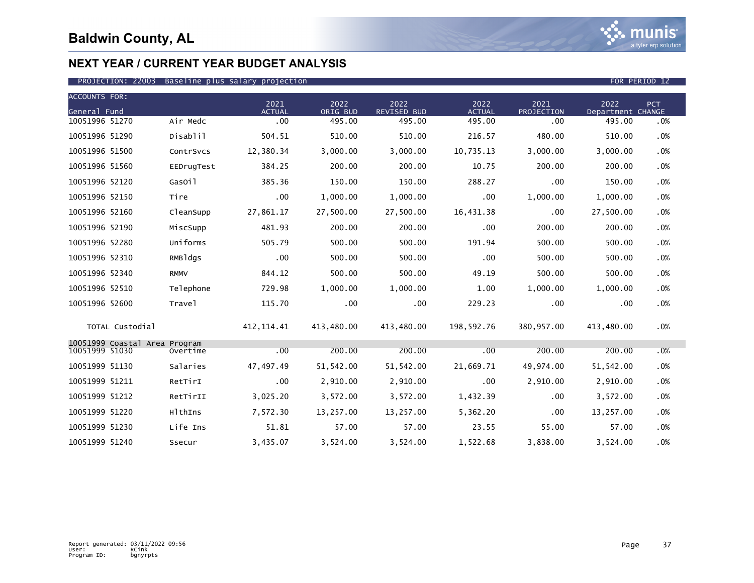# Baldwin County, AL

## NEXT YEAR / CURRENT YEAR BUDGET ANALYSIS

PROJECTION: 22003 Baseline plus salary projection — FOR PERIOD 12

| ACCOUNTS FOR: General Fund | | 2021 ACTUAL | 2022 ORIG BUD | 2022 REVISED BUD | 2022 ACTUAL | 2021 PROJECTION | 2022 Department | PCT CHANGE |
|---|---|---|---|---|---|---|---|---|
| 10051996 51270 | Air Medc | .00 | 495.00 | 495.00 | 495.00 | .00 | 495.00 | .0% |
| 10051996 51290 | Disablil | 504.51 | 510.00 | 510.00 | 216.57 | 480.00 | 510.00 | .0% |
| 10051996 51500 | ContrSvcs | 12,380.34 | 3,000.00 | 3,000.00 | 10,735.13 | 3,000.00 | 3,000.00 | .0% |
| 10051996 51560 | EEDrugTest | 384.25 | 200.00 | 200.00 | 10.75 | 200.00 | 200.00 | .0% |
| 10051996 52120 | GasOil | 385.36 | 150.00 | 150.00 | 288.27 | .00 | 150.00 | .0% |
| 10051996 52150 | Tire | .00 | 1,000.00 | 1,000.00 | .00 | 1,000.00 | 1,000.00 | .0% |
| 10051996 52160 | CleanSupp | 27,861.17 | 27,500.00 | 27,500.00 | 16,431.38 | .00 | 27,500.00 | .0% |
| 10051996 52190 | MiscSupp | 481.93 | 200.00 | 200.00 | .00 | 200.00 | 200.00 | .0% |
| 10051996 52280 | Uniforms | 505.79 | 500.00 | 500.00 | 191.94 | 500.00 | 500.00 | .0% |
| 10051996 52310 | RMBldgs | .00 | 500.00 | 500.00 | .00 | 500.00 | 500.00 | .0% |
| 10051996 52340 | RMMV | 844.12 | 500.00 | 500.00 | 49.19 | 500.00 | 500.00 | .0% |
| 10051996 52510 | Telephone | 729.98 | 1,000.00 | 1,000.00 | 1.00 | 1,000.00 | 1,000.00 | .0% |
| 10051996 52600 | Travel | 115.70 | .00 | .00 | 229.23 | .00 | .00 | .0% |
| TOTAL Custodial | | 412,114.41 | 413,480.00 | 413,480.00 | 198,592.76 | 380,957.00 | 413,480.00 | .0% |
| 10051999 Coastal Area Program | | | | | | | | |
| 10051999 51030 | Overtime | .00 | 200.00 | 200.00 | .00 | 200.00 | 200.00 | .0% |
| 10051999 51130 | Salaries | 47,497.49 | 51,542.00 | 51,542.00 | 21,669.71 | 49,974.00 | 51,542.00 | .0% |
| 10051999 51211 | RetTirI | .00 | 2,910.00 | 2,910.00 | .00 | 2,910.00 | 2,910.00 | .0% |
| 10051999 51212 | RetTirII | 3,025.20 | 3,572.00 | 3,572.00 | 1,432.39 | .00 | 3,572.00 | .0% |
| 10051999 51220 | HlthIns | 7,572.30 | 13,257.00 | 13,257.00 | 5,362.20 | .00 | 13,257.00 | .0% |
| 10051999 51230 | Life Ins | 51.81 | 57.00 | 57.00 | 23.55 | 55.00 | 57.00 | .0% |
| 10051999 51240 | Ssecur | 3,435.07 | 3,524.00 | 3,524.00 | 1,522.68 | 3,838.00 | 3,524.00 | .0% |

Report generated: 03/11/2022 09:56
User: RCink
Program ID: bgnyrpts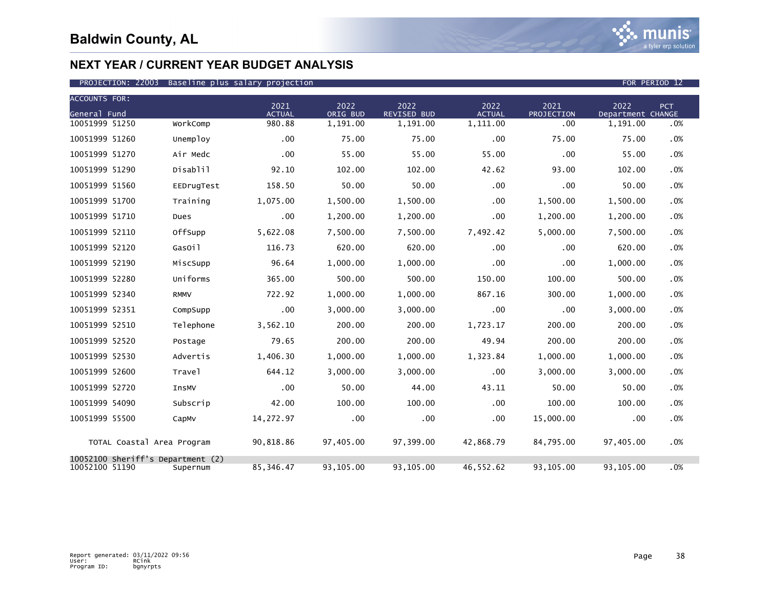# Baldwin County, AL

## NEXT YEAR / CURRENT YEAR BUDGET ANALYSIS

PROJECTION: 22003 Baseline plus salary projection FOR PERIOD 12

| ACCOUNTS FOR: General Fund | | 2021 ACTUAL | 2022 ORIG BUD | 2022 REVISED BUD | 2022 ACTUAL | 2021 PROJECTION | 2022 Department | PCT CHANGE |
|---|---|---|---|---|---|---|---|---|
| 10051999 51250 | WorkComp | 980.88 | 1,191.00 | 1,191.00 | 1,111.00 | .00 | 1,191.00 | .0% |
| 10051999 51260 | Unemploy | .00 | 75.00 | 75.00 | .00 | 75.00 | 75.00 | .0% |
| 10051999 51270 | Air Medc | .00 | 55.00 | 55.00 | 55.00 | .00 | 55.00 | .0% |
| 10051999 51290 | Disablil | 92.10 | 102.00 | 102.00 | 42.62 | 93.00 | 102.00 | .0% |
| 10051999 51560 | EEDrugTest | 158.50 | 50.00 | 50.00 | .00 | .00 | 50.00 | .0% |
| 10051999 51700 | Training | 1,075.00 | 1,500.00 | 1,500.00 | .00 | 1,500.00 | 1,500.00 | .0% |
| 10051999 51710 | Dues | .00 | 1,200.00 | 1,200.00 | .00 | 1,200.00 | 1,200.00 | .0% |
| 10051999 52110 | OffSupp | 5,622.08 | 7,500.00 | 7,500.00 | 7,492.42 | 5,000.00 | 7,500.00 | .0% |
| 10051999 52120 | GasOil | 116.73 | 620.00 | 620.00 | .00 | .00 | 620.00 | .0% |
| 10051999 52190 | MiscSupp | 96.64 | 1,000.00 | 1,000.00 | .00 | .00 | 1,000.00 | .0% |
| 10051999 52280 | Uniforms | 365.00 | 500.00 | 500.00 | 150.00 | 100.00 | 500.00 | .0% |
| 10051999 52340 | RMMV | 722.92 | 1,000.00 | 1,000.00 | 867.16 | 300.00 | 1,000.00 | .0% |
| 10051999 52351 | CompSupp | .00 | 3,000.00 | 3,000.00 | .00 | .00 | 3,000.00 | .0% |
| 10051999 52510 | Telephone | 3,562.10 | 200.00 | 200.00 | 1,723.17 | 200.00 | 200.00 | .0% |
| 10051999 52520 | Postage | 79.65 | 200.00 | 200.00 | 49.94 | 200.00 | 200.00 | .0% |
| 10051999 52530 | Advertis | 1,406.30 | 1,000.00 | 1,000.00 | 1,323.84 | 1,000.00 | 1,000.00 | .0% |
| 10051999 52600 | Travel | 644.12 | 3,000.00 | 3,000.00 | .00 | 3,000.00 | 3,000.00 | .0% |
| 10051999 52720 | InsMV | .00 | 50.00 | 44.00 | 43.11 | 50.00 | 50.00 | .0% |
| 10051999 54090 | Subscrip | 42.00 | 100.00 | 100.00 | .00 | 100.00 | 100.00 | .0% |
| 10051999 55500 | CapMv | 14,272.97 | .00 | .00 | .00 | 15,000.00 | .00 | .0% |
| TOTAL Coastal Area Program | | 90,818.86 | 97,405.00 | 97,399.00 | 42,868.79 | 84,795.00 | 97,405.00 | .0% |
| 10052100 Sheriff's Department (2) | | | | | | | | |
| 10052100 51190 | Supernum | 85,346.47 | 93,105.00 | 93,105.00 | 46,552.62 | 93,105.00 | 93,105.00 | .0% |

Report generated: 03/11/2022 09:56
User: RCink
Program ID: bgnyrpts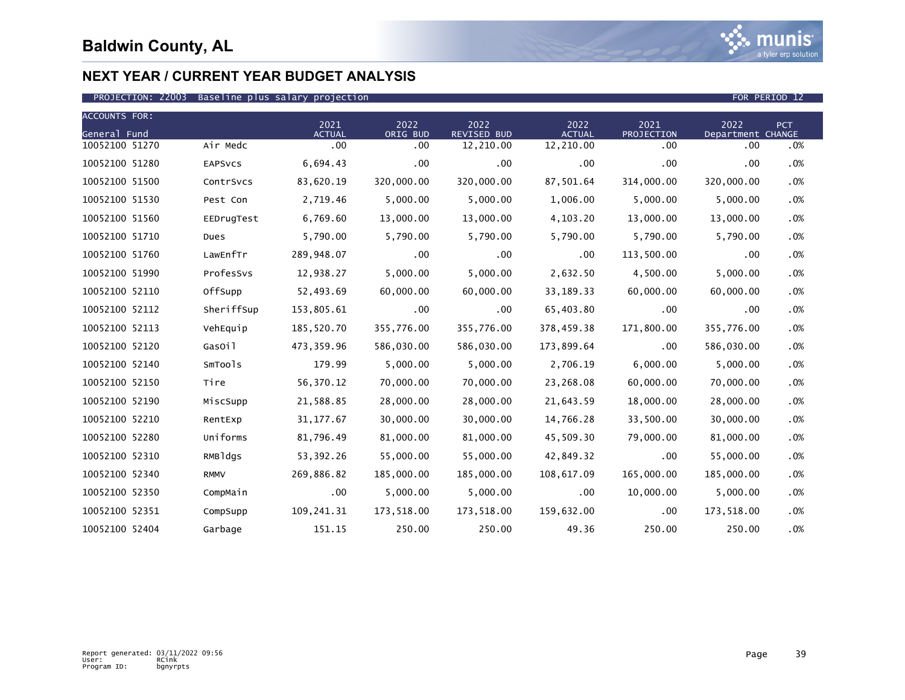# Baldwin County, AL

## NEXT YEAR / CURRENT YEAR BUDGET ANALYSIS

PROJECTION: 22003 Baseline plus salary projection FOR PERIOD 12

| ACCOUNTS FOR: General Fund | | 2021 ACTUAL | 2022 ORIG BUD | 2022 REVISED BUD | 2022 ACTUAL | 2021 PROJECTION | 2022 Department | PCT CHANGE |
|---|---|---|---|---|---|---|---|---|
| 10052100 51270 | Air Medc | .00 | .00 | 12,210.00 | 12,210.00 | .00 | .00 | .0% |
| 10052100 51280 | EAPSvcs | 6,694.43 | .00 | .00 | .00 | .00 | .00 | .0% |
| 10052100 51500 | ContrSvcs | 83,620.19 | 320,000.00 | 320,000.00 | 87,501.64 | 314,000.00 | 320,000.00 | .0% |
| 10052100 51530 | Pest Con | 2,719.46 | 5,000.00 | 5,000.00 | 1,006.00 | 5,000.00 | 5,000.00 | .0% |
| 10052100 51560 | EEDrugTest | 6,769.60 | 13,000.00 | 13,000.00 | 4,103.20 | 13,000.00 | 13,000.00 | .0% |
| 10052100 51710 | Dues | 5,790.00 | 5,790.00 | 5,790.00 | 5,790.00 | 5,790.00 | 5,790.00 | .0% |
| 10052100 51760 | LawEnfTr | 289,948.07 | .00 | .00 | .00 | 113,500.00 | .00 | .0% |
| 10052100 51990 | ProfesSvs | 12,938.27 | 5,000.00 | 5,000.00 | 2,632.50 | 4,500.00 | 5,000.00 | .0% |
| 10052100 52110 | OffSupp | 52,493.69 | 60,000.00 | 60,000.00 | 33,189.33 | 60,000.00 | 60,000.00 | .0% |
| 10052100 52112 | SheriffSup | 153,805.61 | .00 | .00 | 65,403.80 | .00 | .00 | .0% |
| 10052100 52113 | VehEquip | 185,520.70 | 355,776.00 | 355,776.00 | 378,459.38 | 171,800.00 | 355,776.00 | .0% |
| 10052100 52120 | GasOil | 473,359.96 | 586,030.00 | 586,030.00 | 173,899.64 | .00 | 586,030.00 | .0% |
| 10052100 52140 | SmTools | 179.99 | 5,000.00 | 5,000.00 | 2,706.19 | 6,000.00 | 5,000.00 | .0% |
| 10052100 52150 | Tire | 56,370.12 | 70,000.00 | 70,000.00 | 23,268.08 | 60,000.00 | 70,000.00 | .0% |
| 10052100 52190 | MiscSupp | 21,588.85 | 28,000.00 | 28,000.00 | 21,643.59 | 18,000.00 | 28,000.00 | .0% |
| 10052100 52210 | RentExp | 31,177.67 | 30,000.00 | 30,000.00 | 14,766.28 | 33,500.00 | 30,000.00 | .0% |
| 10052100 52280 | Uniforms | 81,796.49 | 81,000.00 | 81,000.00 | 45,509.30 | 79,000.00 | 81,000.00 | .0% |
| 10052100 52310 | RMBldgs | 53,392.26 | 55,000.00 | 55,000.00 | 42,849.32 | .00 | 55,000.00 | .0% |
| 10052100 52340 | RMMV | 269,886.82 | 185,000.00 | 185,000.00 | 108,617.09 | 165,000.00 | 185,000.00 | .0% |
| 10052100 52350 | CompMain | .00 | 5,000.00 | 5,000.00 | .00 | 10,000.00 | 5,000.00 | .0% |
| 10052100 52351 | CompSupp | 109,241.31 | 173,518.00 | 173,518.00 | 159,632.00 | .00 | 173,518.00 | .0% |
| 10052100 52404 | Garbage | 151.15 | 250.00 | 250.00 | 49.36 | 250.00 | 250.00 | .0% |

Report generated: 03/11/2022 09:56
User: RCink
Program ID: bgnyrpts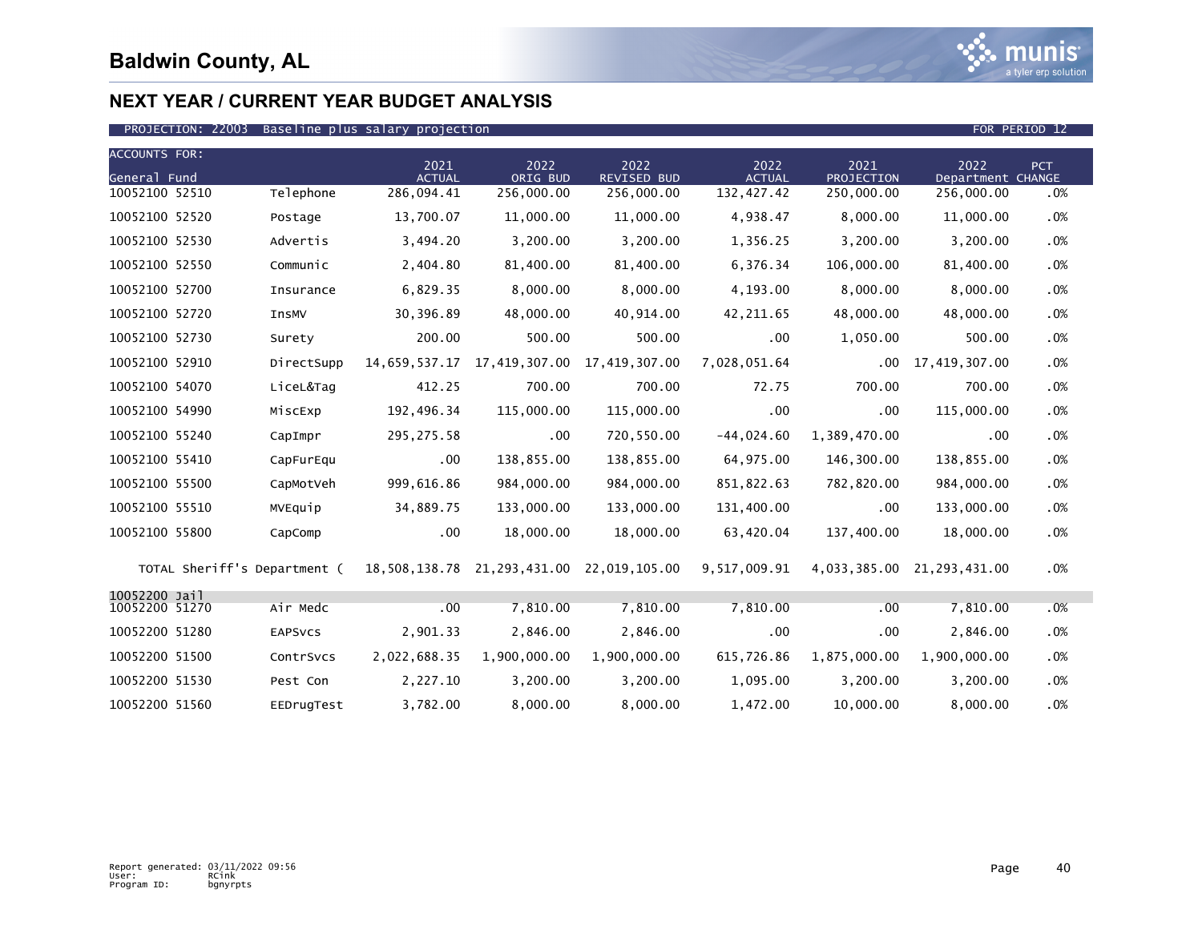# Baldwin County, AL

## NEXT YEAR / CURRENT YEAR BUDGET ANALYSIS

PROJECTION: 22003 Baseline plus salary projection FOR PERIOD 12

| ACCOUNTS FOR: General Fund | | 2021 ACTUAL | 2022 ORIG BUD | 2022 REVISED BUD | 2022 ACTUAL | 2021 PROJECTION | 2022 Department | PCT CHANGE |
|---|---|---|---|---|---|---|---|---|
| 10052100 52510 | Telephone | 286,094.41 | 256,000.00 | 256,000.00 | 132,427.42 | 250,000.00 | 256,000.00 | .0% |
| 10052100 52520 | Postage | 13,700.07 | 11,000.00 | 11,000.00 | 4,938.47 | 8,000.00 | 11,000.00 | .0% |
| 10052100 52530 | Advertis | 3,494.20 | 3,200.00 | 3,200.00 | 1,356.25 | 3,200.00 | 3,200.00 | .0% |
| 10052100 52550 | Communic | 2,404.80 | 81,400.00 | 81,400.00 | 6,376.34 | 106,000.00 | 81,400.00 | .0% |
| 10052100 52700 | Insurance | 6,829.35 | 8,000.00 | 8,000.00 | 4,193.00 | 8,000.00 | 8,000.00 | .0% |
| 10052100 52720 | InsMV | 30,396.89 | 48,000.00 | 40,914.00 | 42,211.65 | 48,000.00 | 48,000.00 | .0% |
| 10052100 52730 | Surety | 200.00 | 500.00 | 500.00 | .00 | 1,050.00 | 500.00 | .0% |
| 10052100 52910 | DirectSupp | 14,659,537.17 | 17,419,307.00 | 17,419,307.00 | 7,028,051.64 | .00 | 17,419,307.00 | .0% |
| 10052100 54070 | LiceL&Tag | 412.25 | 700.00 | 700.00 | 72.75 | 700.00 | 700.00 | .0% |
| 10052100 54990 | MiscExp | 192,496.34 | 115,000.00 | 115,000.00 | .00 | .00 | 115,000.00 | .0% |
| 10052100 55240 | CapImpr | 295,275.58 | .00 | 720,550.00 | -44,024.60 | 1,389,470.00 | .00 | .0% |
| 10052100 55410 | CapFurEqu | .00 | 138,855.00 | 138,855.00 | 64,975.00 | 146,300.00 | 138,855.00 | .0% |
| 10052100 55500 | CapMotVeh | 999,616.86 | 984,000.00 | 984,000.00 | 851,822.63 | 782,820.00 | 984,000.00 | .0% |
| 10052100 55510 | MVEquip | 34,889.75 | 133,000.00 | 133,000.00 | 131,400.00 | .00 | 133,000.00 | .0% |
| 10052100 55800 | CapComp | .00 | 18,000.00 | 18,000.00 | 63,420.04 | 137,400.00 | 18,000.00 | .0% |
| TOTAL Sheriff's Department ( | | 18,508,138.78 | 21,293,431.00 | 22,019,105.00 | 9,517,009.91 | 4,033,385.00 | 21,293,431.00 | .0% |
| 10052200 Jail | | | | | | | | |
| 10052200 51270 | Air Medc | .00 | 7,810.00 | 7,810.00 | 7,810.00 | .00 | 7,810.00 | .0% |
| 10052200 51280 | EAPSvcs | 2,901.33 | 2,846.00 | 2,846.00 | .00 | .00 | 2,846.00 | .0% |
| 10052200 51500 | ContrSvcs | 2,022,688.35 | 1,900,000.00 | 1,900,000.00 | 615,726.86 | 1,875,000.00 | 1,900,000.00 | .0% |
| 10052200 51530 | Pest Con | 2,227.10 | 3,200.00 | 3,200.00 | 1,095.00 | 3,200.00 | 3,200.00 | .0% |
| 10052200 51560 | EEDrugTest | 3,782.00 | 8,000.00 | 8,000.00 | 1,472.00 | 10,000.00 | 8,000.00 | .0% |

Report generated: 03/11/2022 09:56
User: RCink
Program ID: bgnyrpts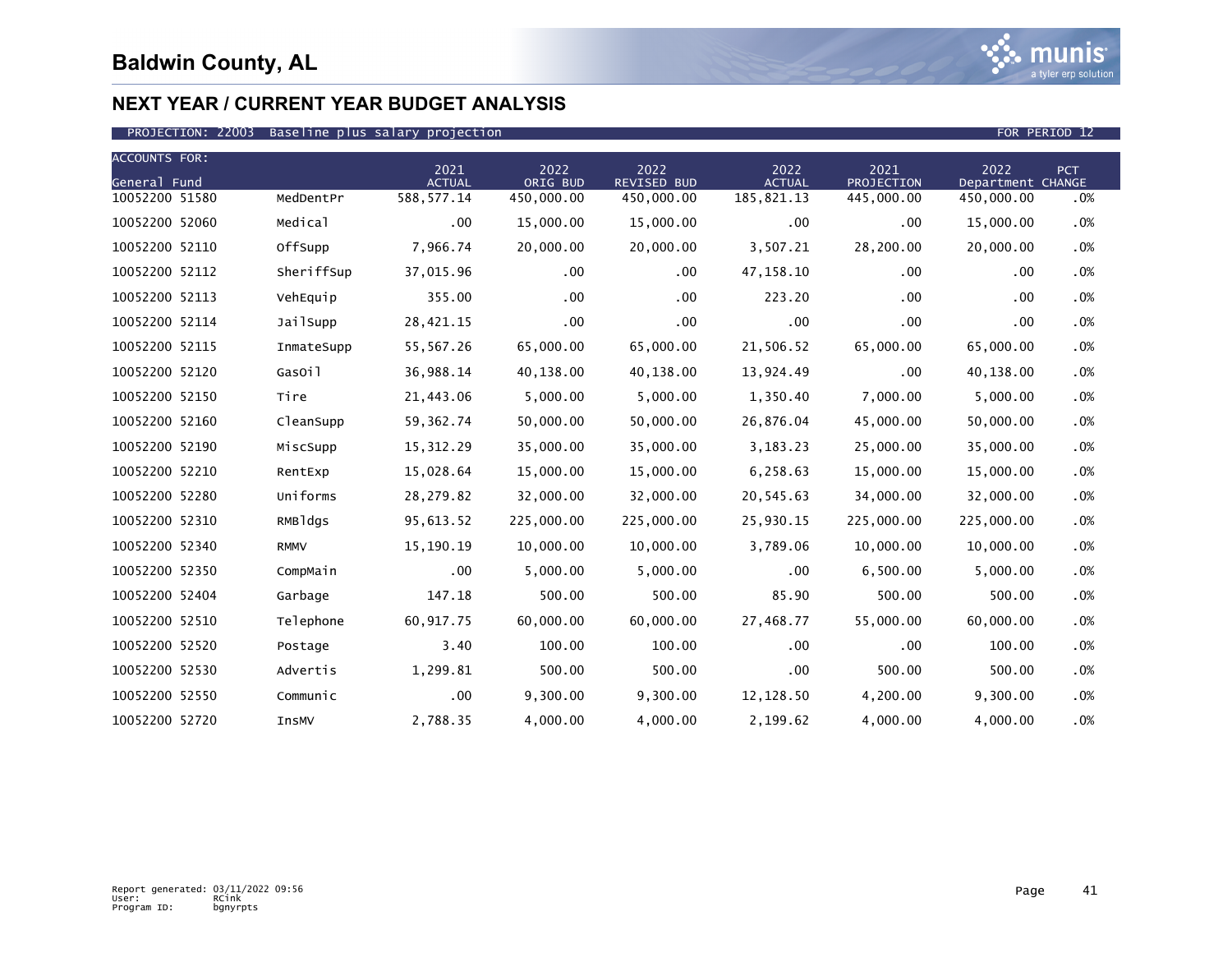# Baldwin County, AL

## NEXT YEAR / CURRENT YEAR BUDGET ANALYSIS

PROJECTION: 22003 Baseline plus salary projection — FOR PERIOD 12

| ACCOUNTS FOR: General Fund | | 2021 ACTUAL | 2022 ORIG BUD | 2022 REVISED BUD | 2022 ACTUAL | 2021 PROJECTION | 2022 Department | PCT CHANGE |
|---|---|---|---|---|---|---|---|---|
| 10052200 51580 | MedDentPr | 588,577.14 | 450,000.00 | 450,000.00 | 185,821.13 | 445,000.00 | 450,000.00 | .0% |
| 10052200 52060 | Medical | .00 | 15,000.00 | 15,000.00 | .00 | .00 | 15,000.00 | .0% |
| 10052200 52110 | OffSupp | 7,966.74 | 20,000.00 | 20,000.00 | 3,507.21 | 28,200.00 | 20,000.00 | .0% |
| 10052200 52112 | SheriffSup | 37,015.96 | .00 | .00 | 47,158.10 | .00 | .00 | .0% |
| 10052200 52113 | VehEquip | 355.00 | .00 | .00 | 223.20 | .00 | .00 | .0% |
| 10052200 52114 | JailSupp | 28,421.15 | .00 | .00 | .00 | .00 | .00 | .0% |
| 10052200 52115 | InmateSupp | 55,567.26 | 65,000.00 | 65,000.00 | 21,506.52 | 65,000.00 | 65,000.00 | .0% |
| 10052200 52120 | GasOil | 36,988.14 | 40,138.00 | 40,138.00 | 13,924.49 | .00 | 40,138.00 | .0% |
| 10052200 52150 | Tire | 21,443.06 | 5,000.00 | 5,000.00 | 1,350.40 | 7,000.00 | 5,000.00 | .0% |
| 10052200 52160 | CleanSupp | 59,362.74 | 50,000.00 | 50,000.00 | 26,876.04 | 45,000.00 | 50,000.00 | .0% |
| 10052200 52190 | MiscSupp | 15,312.29 | 35,000.00 | 35,000.00 | 3,183.23 | 25,000.00 | 35,000.00 | .0% |
| 10052200 52210 | RentExp | 15,028.64 | 15,000.00 | 15,000.00 | 6,258.63 | 15,000.00 | 15,000.00 | .0% |
| 10052200 52280 | Uniforms | 28,279.82 | 32,000.00 | 32,000.00 | 20,545.63 | 34,000.00 | 32,000.00 | .0% |
| 10052200 52310 | RMBldgs | 95,613.52 | 225,000.00 | 225,000.00 | 25,930.15 | 225,000.00 | 225,000.00 | .0% |
| 10052200 52340 | RMMV | 15,190.19 | 10,000.00 | 10,000.00 | 3,789.06 | 10,000.00 | 10,000.00 | .0% |
| 10052200 52350 | CompMain | .00 | 5,000.00 | 5,000.00 | .00 | 6,500.00 | 5,000.00 | .0% |
| 10052200 52404 | Garbage | 147.18 | 500.00 | 500.00 | 85.90 | 500.00 | 500.00 | .0% |
| 10052200 52510 | Telephone | 60,917.75 | 60,000.00 | 60,000.00 | 27,468.77 | 55,000.00 | 60,000.00 | .0% |
| 10052200 52520 | Postage | 3.40 | 100.00 | 100.00 | .00 | .00 | 100.00 | .0% |
| 10052200 52530 | Advertis | 1,299.81 | 500.00 | 500.00 | .00 | 500.00 | 500.00 | .0% |
| 10052200 52550 | Communic | .00 | 9,300.00 | 9,300.00 | 12,128.50 | 4,200.00 | 9,300.00 | .0% |
| 10052200 52720 | InsMV | 2,788.35 | 4,000.00 | 4,000.00 | 2,199.62 | 4,000.00 | 4,000.00 | .0% |

Report generated: 03/11/2022 09:56
User: RCink
Program ID: bgnyrpts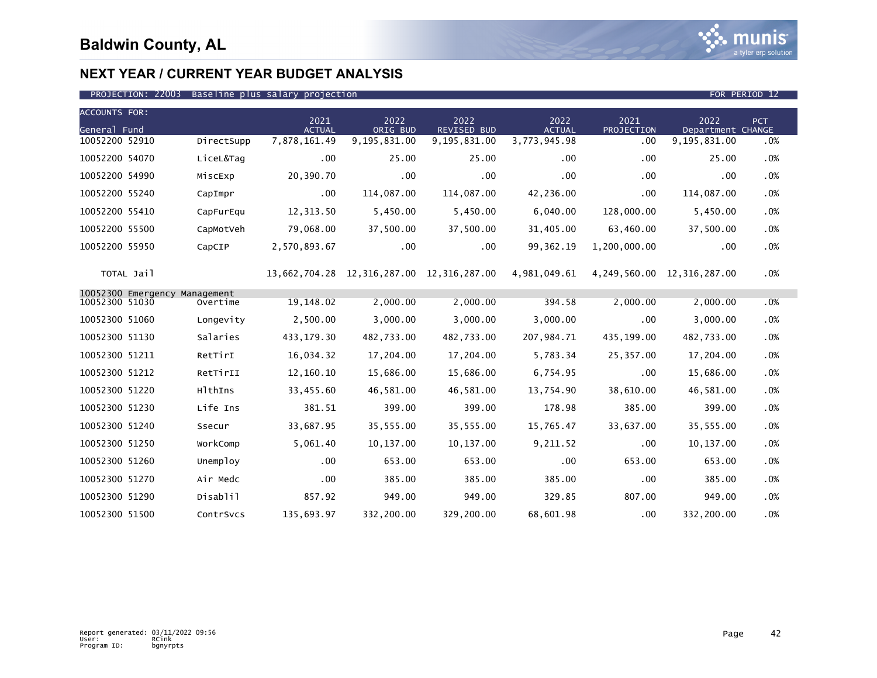# Baldwin County, AL

## NEXT YEAR / CURRENT YEAR BUDGET ANALYSIS

PROJECTION: 22003 Baseline plus salary projection FOR PERIOD 12

| ACCOUNTS FOR: General Fund | | 2021 ACTUAL | 2022 ORIG BUD | 2022 REVISED BUD | 2022 ACTUAL | 2021 PROJECTION | 2022 Department | PCT CHANGE |
|---|---|---|---|---|---|---|---|---|
| 10052200 52910 | DirectSupp | 7,878,161.49 | 9,195,831.00 | 9,195,831.00 | 3,773,945.98 | .00 | 9,195,831.00 | .0% |
| 10052200 54070 | LiceL&Tag | .00 | 25.00 | 25.00 | .00 | .00 | 25.00 | .0% |
| 10052200 54990 | MiscExp | 20,390.70 | .00 | .00 | .00 | .00 | .00 | .0% |
| 10052200 55240 | CapImpr | .00 | 114,087.00 | 114,087.00 | 42,236.00 | .00 | 114,087.00 | .0% |
| 10052200 55410 | CapFurEqu | 12,313.50 | 5,450.00 | 5,450.00 | 6,040.00 | 128,000.00 | 5,450.00 | .0% |
| 10052200 55500 | CapMotVeh | 79,068.00 | 37,500.00 | 37,500.00 | 31,405.00 | 63,460.00 | 37,500.00 | .0% |
| 10052200 55950 | CapCIP | 2,570,893.67 | .00 | .00 | 99,362.19 | 1,200,000.00 | .00 | .0% |
| TOTAL Jail | | 13,662,704.28 | 12,316,287.00 | 12,316,287.00 | 4,981,049.61 | 4,249,560.00 | 12,316,287.00 | .0% |
| 10052300 Emergency Management | | | | | | | | |
| 10052300 51030 | Overtime | 19,148.02 | 2,000.00 | 2,000.00 | 394.58 | 2,000.00 | 2,000.00 | .0% |
| 10052300 51060 | Longevity | 2,500.00 | 3,000.00 | 3,000.00 | 3,000.00 | .00 | 3,000.00 | .0% |
| 10052300 51130 | Salaries | 433,179.30 | 482,733.00 | 482,733.00 | 207,984.71 | 435,199.00 | 482,733.00 | .0% |
| 10052300 51211 | RetTirI | 16,034.32 | 17,204.00 | 17,204.00 | 5,783.34 | 25,357.00 | 17,204.00 | .0% |
| 10052300 51212 | RetTirII | 12,160.10 | 15,686.00 | 15,686.00 | 6,754.95 | .00 | 15,686.00 | .0% |
| 10052300 51220 | HlthIns | 33,455.60 | 46,581.00 | 46,581.00 | 13,754.90 | 38,610.00 | 46,581.00 | .0% |
| 10052300 51230 | Life Ins | 381.51 | 399.00 | 399.00 | 178.98 | 385.00 | 399.00 | .0% |
| 10052300 51240 | Ssecur | 33,687.95 | 35,555.00 | 35,555.00 | 15,765.47 | 33,637.00 | 35,555.00 | .0% |
| 10052300 51250 | WorkComp | 5,061.40 | 10,137.00 | 10,137.00 | 9,211.52 | .00 | 10,137.00 | .0% |
| 10052300 51260 | Unemploy | .00 | 653.00 | 653.00 | .00 | 653.00 | 653.00 | .0% |
| 10052300 51270 | Air Medc | .00 | 385.00 | 385.00 | 385.00 | .00 | 385.00 | .0% |
| 10052300 51290 | Disablil | 857.92 | 949.00 | 949.00 | 329.85 | 807.00 | 949.00 | .0% |
| 10052300 51500 | ContrSvcs | 135,693.97 | 332,200.00 | 329,200.00 | 68,601.98 | .00 | 332,200.00 | .0% |

Report generated: 03/11/2022 09:56
User: RCink
Program ID: bgnyrpts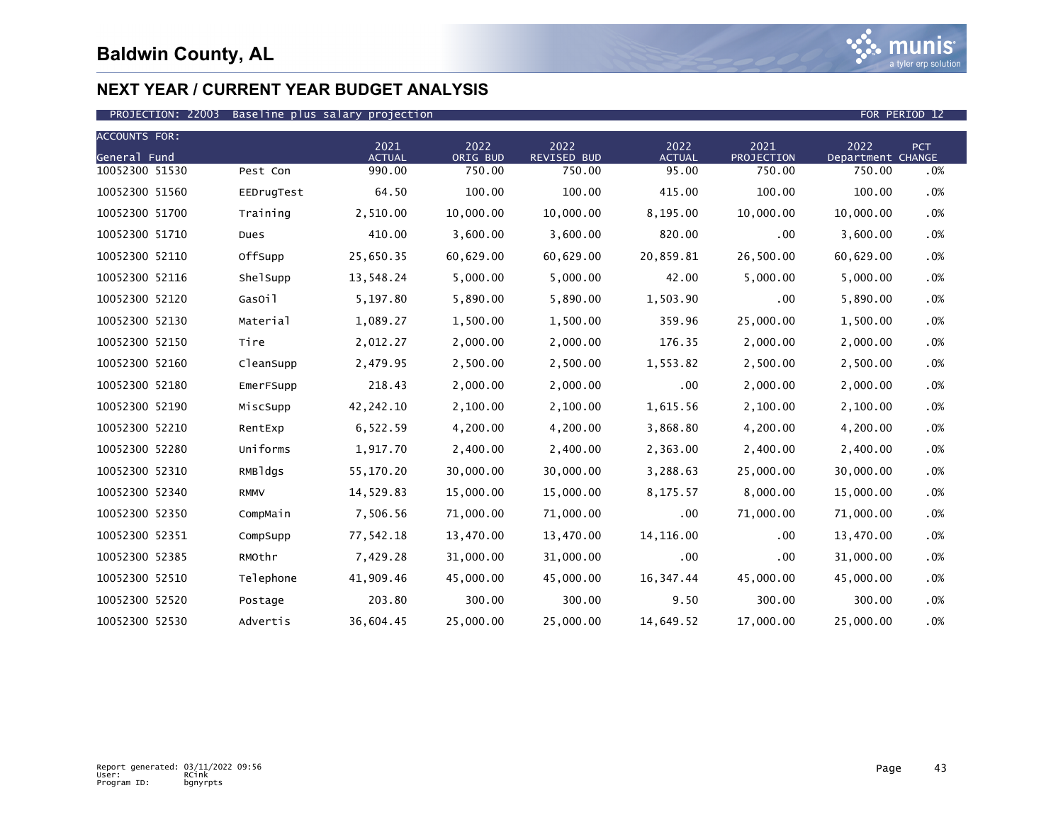# Baldwin County, AL

## NEXT YEAR / CURRENT YEAR BUDGET ANALYSIS

PROJECTION: 22003 Baseline plus salary projection FOR PERIOD 12

| ACCOUNTS FOR: General Fund | | 2021 ACTUAL | 2022 ORIG BUD | 2022 REVISED BUD | 2022 ACTUAL | 2021 PROJECTION | 2022 Department | PCT CHANGE |
|---|---|---|---|---|---|---|---|---|
| 10052300 51530 | Pest Con | 990.00 | 750.00 | 750.00 | 95.00 | 750.00 | 750.00 | .0% |
| 10052300 51560 | EEDrugTest | 64.50 | 100.00 | 100.00 | 415.00 | 100.00 | 100.00 | .0% |
| 10052300 51700 | Training | 2,510.00 | 10,000.00 | 10,000.00 | 8,195.00 | 10,000.00 | 10,000.00 | .0% |
| 10052300 51710 | Dues | 410.00 | 3,600.00 | 3,600.00 | 820.00 | .00 | 3,600.00 | .0% |
| 10052300 52110 | OffSupp | 25,650.35 | 60,629.00 | 60,629.00 | 20,859.81 | 26,500.00 | 60,629.00 | .0% |
| 10052300 52116 | ShelSupp | 13,548.24 | 5,000.00 | 5,000.00 | 42.00 | 5,000.00 | 5,000.00 | .0% |
| 10052300 52120 | GasOil | 5,197.80 | 5,890.00 | 5,890.00 | 1,503.90 | .00 | 5,890.00 | .0% |
| 10052300 52130 | Material | 1,089.27 | 1,500.00 | 1,500.00 | 359.96 | 25,000.00 | 1,500.00 | .0% |
| 10052300 52150 | Tire | 2,012.27 | 2,000.00 | 2,000.00 | 176.35 | 2,000.00 | 2,000.00 | .0% |
| 10052300 52160 | CleanSupp | 2,479.95 | 2,500.00 | 2,500.00 | 1,553.82 | 2,500.00 | 2,500.00 | .0% |
| 10052300 52180 | EmerFSupp | 218.43 | 2,000.00 | 2,000.00 | .00 | 2,000.00 | 2,000.00 | .0% |
| 10052300 52190 | MiscSupp | 42,242.10 | 2,100.00 | 2,100.00 | 1,615.56 | 2,100.00 | 2,100.00 | .0% |
| 10052300 52210 | RentExp | 6,522.59 | 4,200.00 | 4,200.00 | 3,868.80 | 4,200.00 | 4,200.00 | .0% |
| 10052300 52280 | Uniforms | 1,917.70 | 2,400.00 | 2,400.00 | 2,363.00 | 2,400.00 | 2,400.00 | .0% |
| 10052300 52310 | RMBldgs | 55,170.20 | 30,000.00 | 30,000.00 | 3,288.63 | 25,000.00 | 30,000.00 | .0% |
| 10052300 52340 | RMMV | 14,529.83 | 15,000.00 | 15,000.00 | 8,175.57 | 8,000.00 | 15,000.00 | .0% |
| 10052300 52350 | CompMain | 7,506.56 | 71,000.00 | 71,000.00 | .00 | 71,000.00 | 71,000.00 | .0% |
| 10052300 52351 | CompSupp | 77,542.18 | 13,470.00 | 13,470.00 | 14,116.00 | .00 | 13,470.00 | .0% |
| 10052300 52385 | RMOthr | 7,429.28 | 31,000.00 | 31,000.00 | .00 | .00 | 31,000.00 | .0% |
| 10052300 52510 | Telephone | 41,909.46 | 45,000.00 | 45,000.00 | 16,347.44 | 45,000.00 | 45,000.00 | .0% |
| 10052300 52520 | Postage | 203.80 | 300.00 | 300.00 | 9.50 | 300.00 | 300.00 | .0% |
| 10052300 52530 | Advertis | 36,604.45 | 25,000.00 | 25,000.00 | 14,649.52 | 17,000.00 | 25,000.00 | .0% |

Report generated: 03/11/2022 09:56
User: RCink
Program ID: bgnyrpts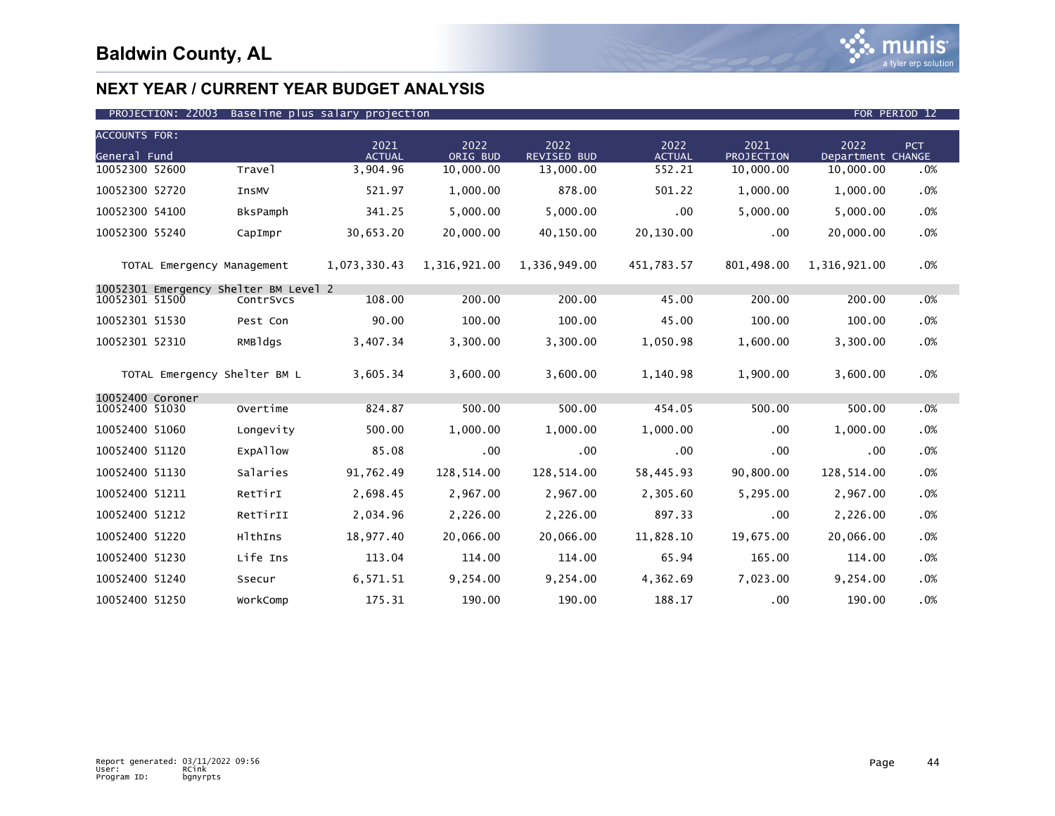# Baldwin County, AL

## NEXT YEAR / CURRENT YEAR BUDGET ANALYSIS

PROJECTION: 22003 Baseline plus salary projection FOR PERIOD 12

| ACCOUNTS FOR: General Fund | | 2021 ACTUAL | 2022 ORIG BUD | 2022 REVISED BUD | 2022 ACTUAL | 2021 PROJECTION | 2022 Department | PCT CHANGE |
|---|---|---|---|---|---|---|---|---|
| 10052300 52600 | Travel | 3,904.96 | 10,000.00 | 13,000.00 | 552.21 | 10,000.00 | 10,000.00 | .0% |
| 10052300 52720 | InsMV | 521.97 | 1,000.00 | 878.00 | 501.22 | 1,000.00 | 1,000.00 | .0% |
| 10052300 54100 | BksPamph | 341.25 | 5,000.00 | 5,000.00 | .00 | 5,000.00 | 5,000.00 | .0% |
| 10052300 55240 | CapImpr | 30,653.20 | 20,000.00 | 40,150.00 | 20,130.00 | .00 | 20,000.00 | .0% |
| TOTAL Emergency Management | | 1,073,330.43 | 1,316,921.00 | 1,336,949.00 | 451,783.57 | 801,498.00 | 1,316,921.00 | .0% |
| 10052301 Emergency Shelter BM Level 2 | | | | | | | | |
| 10052301 51500 | ContrSvcs | 108.00 | 200.00 | 200.00 | 45.00 | 200.00 | 200.00 | .0% |
| 10052301 51530 | Pest Con | 90.00 | 100.00 | 100.00 | 45.00 | 100.00 | 100.00 | .0% |
| 10052301 52310 | RMBldgs | 3,407.34 | 3,300.00 | 3,300.00 | 1,050.98 | 1,600.00 | 3,300.00 | .0% |
| TOTAL Emergency Shelter BM L | | 3,605.34 | 3,600.00 | 3,600.00 | 1,140.98 | 1,900.00 | 3,600.00 | .0% |
| 10052400 Coroner | | | | | | | | |
| 10052400 51030 | Overtime | 824.87 | 500.00 | 500.00 | 454.05 | 500.00 | 500.00 | .0% |
| 10052400 51060 | Longevity | 500.00 | 1,000.00 | 1,000.00 | 1,000.00 | .00 | 1,000.00 | .0% |
| 10052400 51120 | ExpAllow | 85.08 | .00 | .00 | .00 | .00 | .00 | .0% |
| 10052400 51130 | Salaries | 91,762.49 | 128,514.00 | 128,514.00 | 58,445.93 | 90,800.00 | 128,514.00 | .0% |
| 10052400 51211 | RetTirI | 2,698.45 | 2,967.00 | 2,967.00 | 2,305.60 | 5,295.00 | 2,967.00 | .0% |
| 10052400 51212 | RetTirII | 2,034.96 | 2,226.00 | 2,226.00 | 897.33 | .00 | 2,226.00 | .0% |
| 10052400 51220 | HlthIns | 18,977.40 | 20,066.00 | 20,066.00 | 11,828.10 | 19,675.00 | 20,066.00 | .0% |
| 10052400 51230 | Life Ins | 113.04 | 114.00 | 114.00 | 65.94 | 165.00 | 114.00 | .0% |
| 10052400 51240 | Ssecur | 6,571.51 | 9,254.00 | 9,254.00 | 4,362.69 | 7,023.00 | 9,254.00 | .0% |
| 10052400 51250 | WorkComp | 175.31 | 190.00 | 190.00 | 188.17 | .00 | 190.00 | .0% |

Report generated: 03/11/2022 09:56
User: RCink
Program ID: bgnyrpts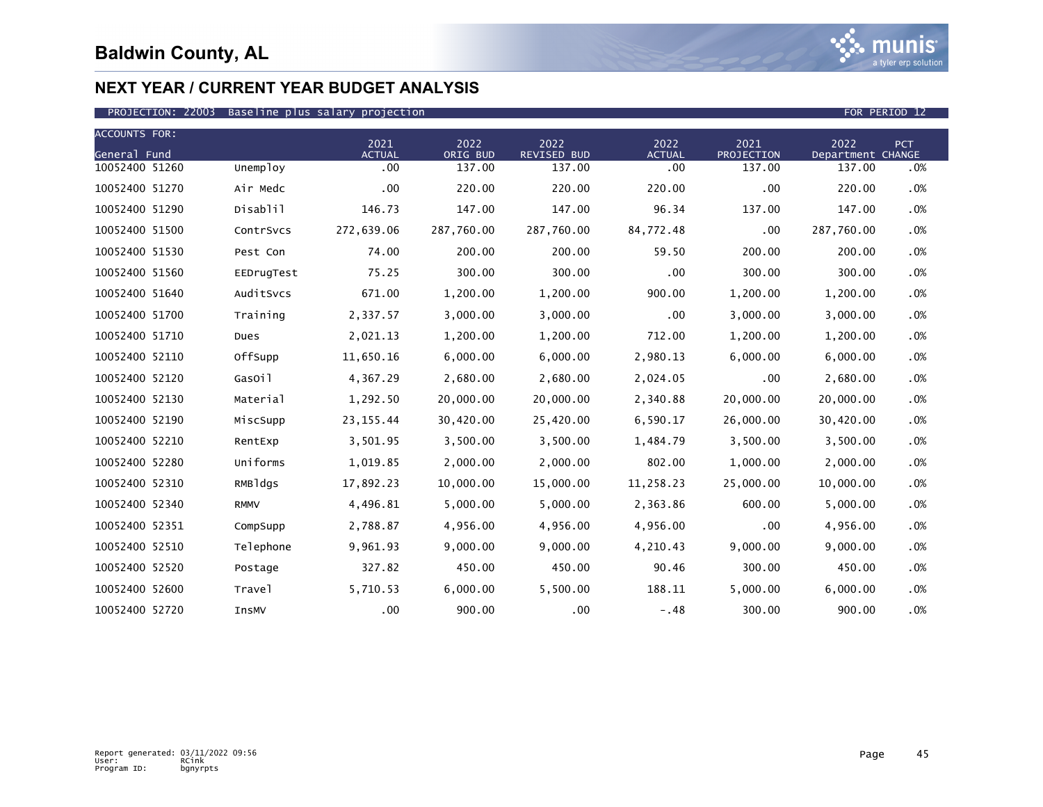# Baldwin County, AL

## NEXT YEAR / CURRENT YEAR BUDGET ANALYSIS

PROJECTION: 22003 Baseline plus salary projection FOR PERIOD 12

| ACCOUNTS FOR: General Fund | | 2021 ACTUAL | 2022 ORIG BUD | 2022 REVISED BUD | 2022 ACTUAL | 2021 PROJECTION | 2022 Department | PCT CHANGE |
|---|---|---|---|---|---|---|---|---|
| 10052400 51260 | Unemploy | .00 | 137.00 | 137.00 | .00 | 137.00 | 137.00 | .0% |
| 10052400 51270 | Air Medc | .00 | 220.00 | 220.00 | 220.00 | .00 | 220.00 | .0% |
| 10052400 51290 | Disablil | 146.73 | 147.00 | 147.00 | 96.34 | 137.00 | 147.00 | .0% |
| 10052400 51500 | ContrSvcs | 272,639.06 | 287,760.00 | 287,760.00 | 84,772.48 | .00 | 287,760.00 | .0% |
| 10052400 51530 | Pest Con | 74.00 | 200.00 | 200.00 | 59.50 | 200.00 | 200.00 | .0% |
| 10052400 51560 | EEDrugTest | 75.25 | 300.00 | 300.00 | .00 | 300.00 | 300.00 | .0% |
| 10052400 51640 | AuditSvcs | 671.00 | 1,200.00 | 1,200.00 | 900.00 | 1,200.00 | 1,200.00 | .0% |
| 10052400 51700 | Training | 2,337.57 | 3,000.00 | 3,000.00 | .00 | 3,000.00 | 3,000.00 | .0% |
| 10052400 51710 | Dues | 2,021.13 | 1,200.00 | 1,200.00 | 712.00 | 1,200.00 | 1,200.00 | .0% |
| 10052400 52110 | OffSupp | 11,650.16 | 6,000.00 | 6,000.00 | 2,980.13 | 6,000.00 | 6,000.00 | .0% |
| 10052400 52120 | GasOil | 4,367.29 | 2,680.00 | 2,680.00 | 2,024.05 | .00 | 2,680.00 | .0% |
| 10052400 52130 | Material | 1,292.50 | 20,000.00 | 20,000.00 | 2,340.88 | 20,000.00 | 20,000.00 | .0% |
| 10052400 52190 | MiscSupp | 23,155.44 | 30,420.00 | 25,420.00 | 6,590.17 | 26,000.00 | 30,420.00 | .0% |
| 10052400 52210 | RentExp | 3,501.95 | 3,500.00 | 3,500.00 | 1,484.79 | 3,500.00 | 3,500.00 | .0% |
| 10052400 52280 | Uniforms | 1,019.85 | 2,000.00 | 2,000.00 | 802.00 | 1,000.00 | 2,000.00 | .0% |
| 10052400 52310 | RMBldgs | 17,892.23 | 10,000.00 | 15,000.00 | 11,258.23 | 25,000.00 | 10,000.00 | .0% |
| 10052400 52340 | RMMV | 4,496.81 | 5,000.00 | 5,000.00 | 2,363.86 | 600.00 | 5,000.00 | .0% |
| 10052400 52351 | CompSupp | 2,788.87 | 4,956.00 | 4,956.00 | 4,956.00 | .00 | 4,956.00 | .0% |
| 10052400 52510 | Telephone | 9,961.93 | 9,000.00 | 9,000.00 | 4,210.43 | 9,000.00 | 9,000.00 | .0% |
| 10052400 52520 | Postage | 327.82 | 450.00 | 450.00 | 90.46 | 300.00 | 450.00 | .0% |
| 10052400 52600 | Travel | 5,710.53 | 6,000.00 | 5,500.00 | 188.11 | 5,000.00 | 6,000.00 | .0% |
| 10052400 52720 | InsMV | .00 | 900.00 | .00 | -.48 | 300.00 | 900.00 | .0% |

Report generated: 03/11/2022 09:56
User: RCink
Program ID: bgnyrpts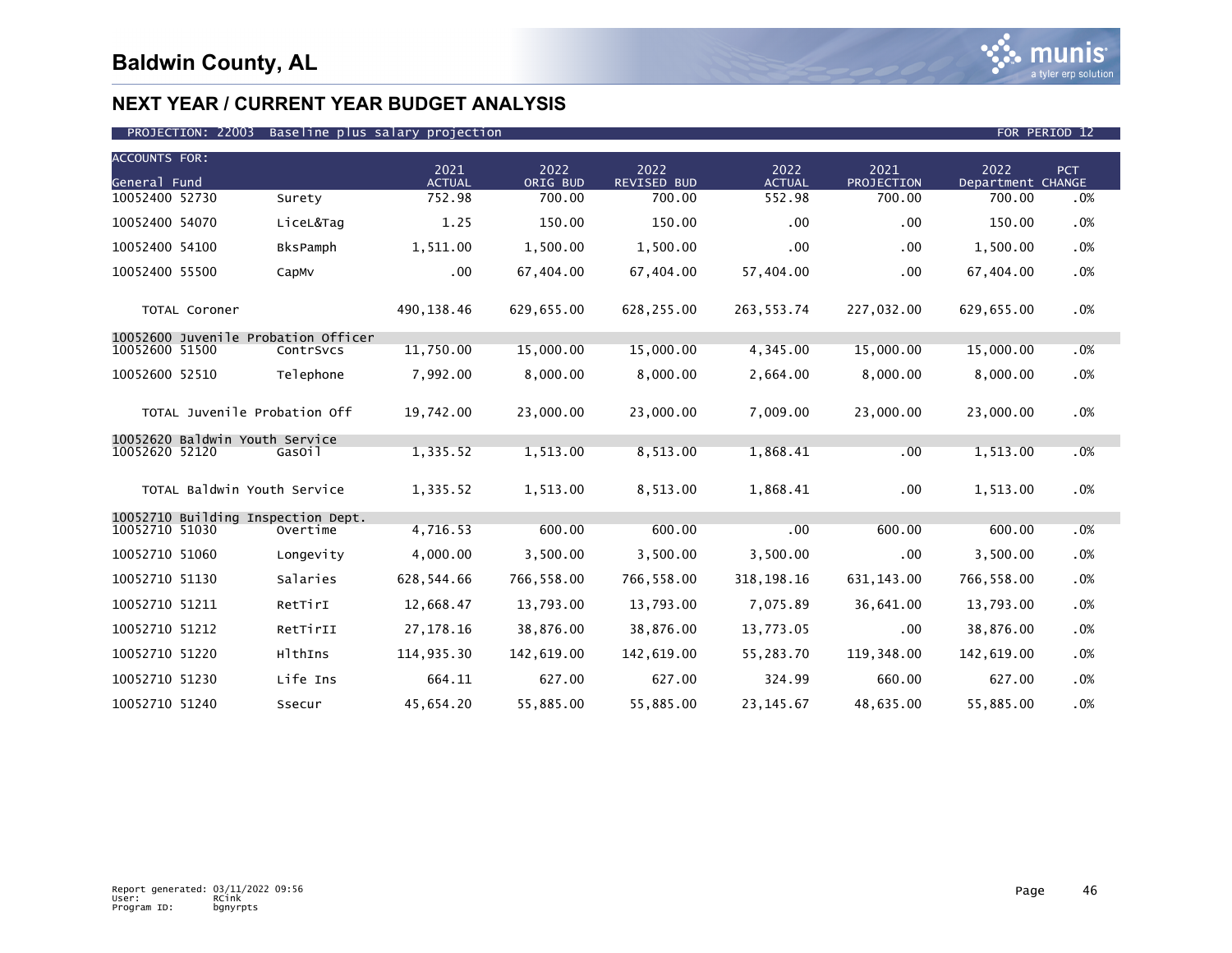# Baldwin County, AL

## NEXT YEAR / CURRENT YEAR BUDGET ANALYSIS

PROJECTION: 22003 Baseline plus salary projection FOR PERIOD 12

| ACCOUNTS FOR: General Fund | | 2021 ACTUAL | 2022 ORIG BUD | 2022 REVISED BUD | 2022 ACTUAL | 2021 PROJECTION | 2022 Department | PCT CHANGE |
|---|---|---|---|---|---|---|---|---|
| 10052400 52730 | Surety | 752.98 | 700.00 | 700.00 | 552.98 | 700.00 | 700.00 | .0% |
| 10052400 54070 | LiceL&Tag | 1.25 | 150.00 | 150.00 | .00 | .00 | 150.00 | .0% |
| 10052400 54100 | BksPamph | 1,511.00 | 1,500.00 | 1,500.00 | .00 | .00 | 1,500.00 | .0% |
| 10052400 55500 | CapMv | .00 | 67,404.00 | 67,404.00 | 57,404.00 | .00 | 67,404.00 | .0% |
| TOTAL Coroner | | 490,138.46 | 629,655.00 | 628,255.00 | 263,553.74 | 227,032.00 | 629,655.00 | .0% |
| 10052600 Juvenile Probation Officer | | | | | | | | |
| 10052600 51500 | ContrSvcs | 11,750.00 | 15,000.00 | 15,000.00 | 4,345.00 | 15,000.00 | 15,000.00 | .0% |
| 10052600 52510 | Telephone | 7,992.00 | 8,000.00 | 8,000.00 | 2,664.00 | 8,000.00 | 8,000.00 | .0% |
| TOTAL Juvenile Probation Off | | 19,742.00 | 23,000.00 | 23,000.00 | 7,009.00 | 23,000.00 | 23,000.00 | .0% |
| 10052620 Baldwin Youth Service | | | | | | | | |
| 10052620 52120 | GasOil | 1,335.52 | 1,513.00 | 8,513.00 | 1,868.41 | .00 | 1,513.00 | .0% |
| TOTAL Baldwin Youth Service | | 1,335.52 | 1,513.00 | 8,513.00 | 1,868.41 | .00 | 1,513.00 | .0% |
| 10052710 Building Inspection Dept. | | | | | | | | |
| 10052710 51030 | Overtime | 4,716.53 | 600.00 | 600.00 | .00 | 600.00 | 600.00 | .0% |
| 10052710 51060 | Longevity | 4,000.00 | 3,500.00 | 3,500.00 | 3,500.00 | .00 | 3,500.00 | .0% |
| 10052710 51130 | Salaries | 628,544.66 | 766,558.00 | 766,558.00 | 318,198.16 | 631,143.00 | 766,558.00 | .0% |
| 10052710 51211 | RetTirI | 12,668.47 | 13,793.00 | 13,793.00 | 7,075.89 | 36,641.00 | 13,793.00 | .0% |
| 10052710 51212 | RetTirII | 27,178.16 | 38,876.00 | 38,876.00 | 13,773.05 | .00 | 38,876.00 | .0% |
| 10052710 51220 | HlthIns | 114,935.30 | 142,619.00 | 142,619.00 | 55,283.70 | 119,348.00 | 142,619.00 | .0% |
| 10052710 51230 | Life Ins | 664.11 | 627.00 | 627.00 | 324.99 | 660.00 | 627.00 | .0% |
| 10052710 51240 | Ssecur | 45,654.20 | 55,885.00 | 55,885.00 | 23,145.67 | 48,635.00 | 55,885.00 | .0% |

Report generated: 03/11/2022 09:56
User: RCink
Program ID: bgnyrpts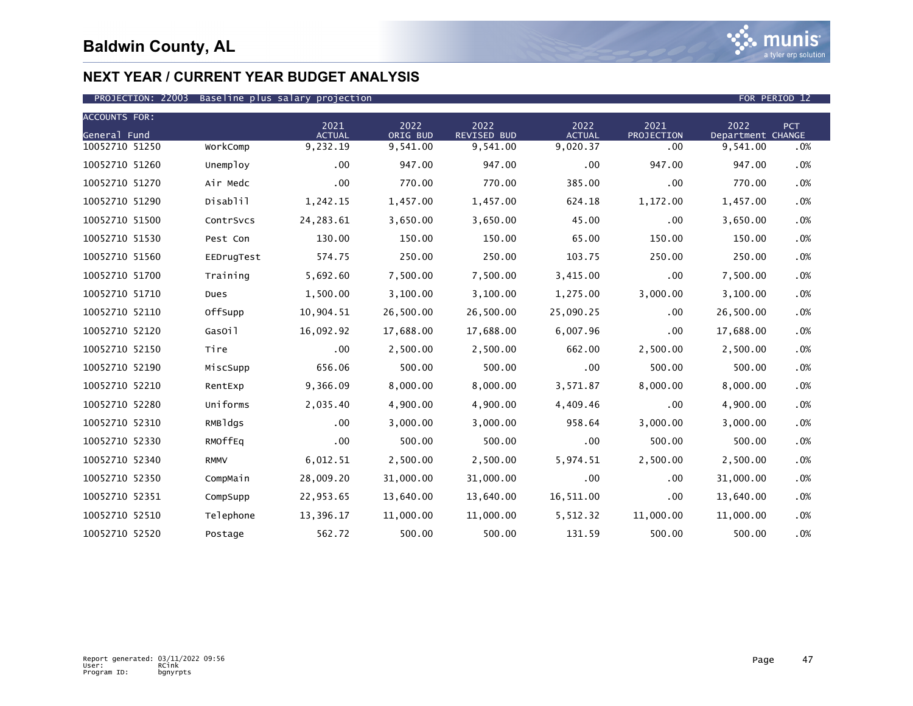# Baldwin County, AL

## NEXT YEAR / CURRENT YEAR BUDGET ANALYSIS

PROJECTION: 22003 Baseline plus salary projection FOR PERIOD 12

| ACCOUNTS FOR: General Fund | | 2021 ACTUAL | 2022 ORIG BUD | 2022 REVISED BUD | 2022 ACTUAL | 2021 PROJECTION | 2022 Department | PCT CHANGE |
|---|---|---|---|---|---|---|---|---|
| 10052710 51250 | WorkComp | 9,232.19 | 9,541.00 | 9,541.00 | 9,020.37 | .00 | 9,541.00 | .0% |
| 10052710 51260 | Unemploy | .00 | 947.00 | 947.00 | .00 | 947.00 | 947.00 | .0% |
| 10052710 51270 | Air Medc | .00 | 770.00 | 770.00 | 385.00 | .00 | 770.00 | .0% |
| 10052710 51290 | Disablil | 1,242.15 | 1,457.00 | 1,457.00 | 624.18 | 1,172.00 | 1,457.00 | .0% |
| 10052710 51500 | ContrSvcs | 24,283.61 | 3,650.00 | 3,650.00 | 45.00 | .00 | 3,650.00 | .0% |
| 10052710 51530 | Pest Con | 130.00 | 150.00 | 150.00 | 65.00 | 150.00 | 150.00 | .0% |
| 10052710 51560 | EEDrugTest | 574.75 | 250.00 | 250.00 | 103.75 | 250.00 | 250.00 | .0% |
| 10052710 51700 | Training | 5,692.60 | 7,500.00 | 7,500.00 | 3,415.00 | .00 | 7,500.00 | .0% |
| 10052710 51710 | Dues | 1,500.00 | 3,100.00 | 3,100.00 | 1,275.00 | 3,000.00 | 3,100.00 | .0% |
| 10052710 52110 | OffSupp | 10,904.51 | 26,500.00 | 26,500.00 | 25,090.25 | .00 | 26,500.00 | .0% |
| 10052710 52120 | GasOil | 16,092.92 | 17,688.00 | 17,688.00 | 6,007.96 | .00 | 17,688.00 | .0% |
| 10052710 52150 | Tire | .00 | 2,500.00 | 2,500.00 | 662.00 | 2,500.00 | 2,500.00 | .0% |
| 10052710 52190 | MiscSupp | 656.06 | 500.00 | 500.00 | .00 | 500.00 | 500.00 | .0% |
| 10052710 52210 | RentExp | 9,366.09 | 8,000.00 | 8,000.00 | 3,571.87 | 8,000.00 | 8,000.00 | .0% |
| 10052710 52280 | Uniforms | 2,035.40 | 4,900.00 | 4,900.00 | 4,409.46 | .00 | 4,900.00 | .0% |
| 10052710 52310 | RMBldgs | .00 | 3,000.00 | 3,000.00 | 958.64 | 3,000.00 | 3,000.00 | .0% |
| 10052710 52330 | RMOffEq | .00 | 500.00 | 500.00 | .00 | 500.00 | 500.00 | .0% |
| 10052710 52340 | RMMV | 6,012.51 | 2,500.00 | 2,500.00 | 5,974.51 | 2,500.00 | 2,500.00 | .0% |
| 10052710 52350 | CompMain | 28,009.20 | 31,000.00 | 31,000.00 | .00 | .00 | 31,000.00 | .0% |
| 10052710 52351 | CompSupp | 22,953.65 | 13,640.00 | 13,640.00 | 16,511.00 | .00 | 13,640.00 | .0% |
| 10052710 52510 | Telephone | 13,396.17 | 11,000.00 | 11,000.00 | 5,512.32 | 11,000.00 | 11,000.00 | .0% |
| 10052710 52520 | Postage | 562.72 | 500.00 | 500.00 | 131.59 | 500.00 | 500.00 | .0% |

Report generated: 03/11/2022 09:56
User: RCink
Program ID: bgnyrpts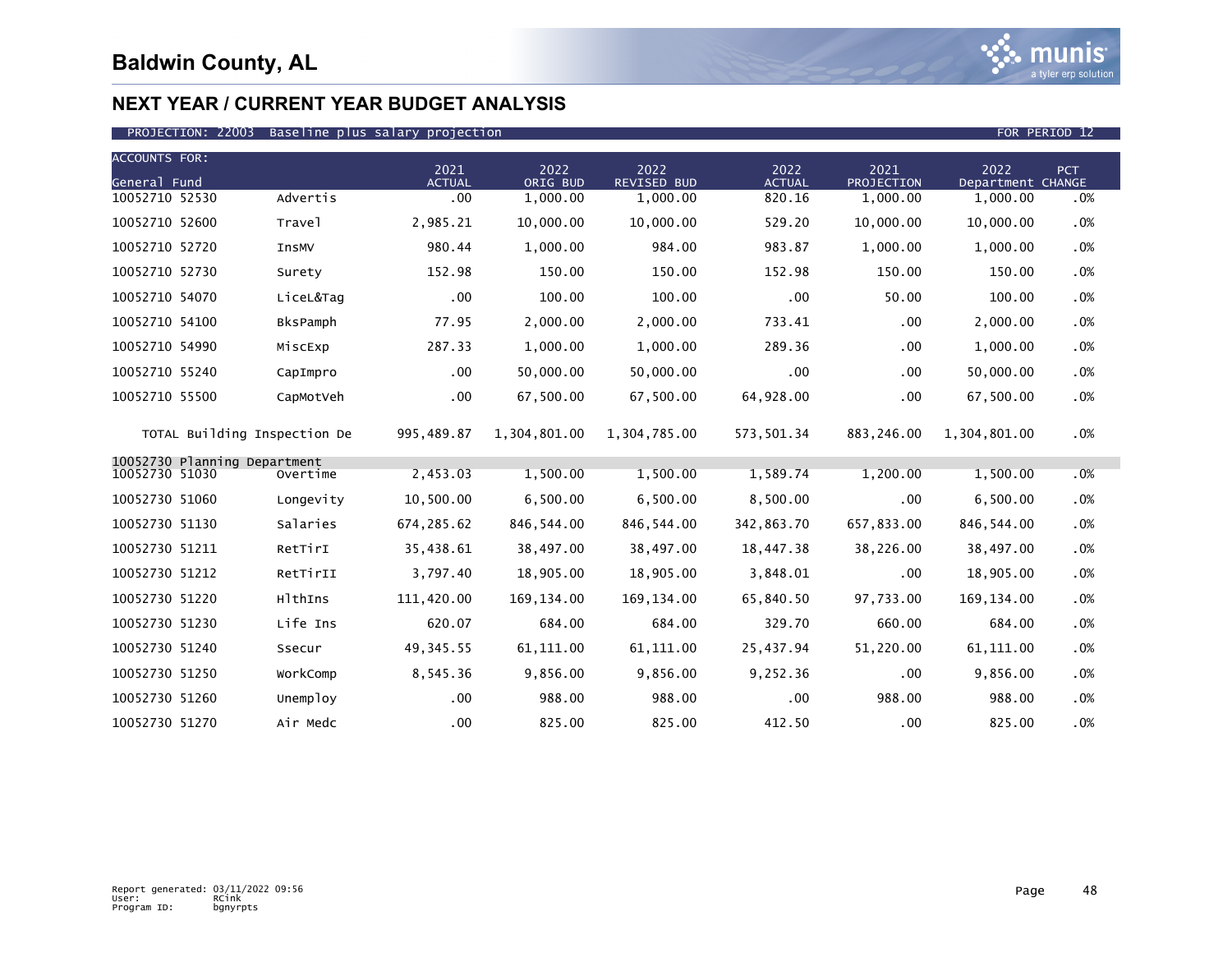# Baldwin County, AL

## NEXT YEAR / CURRENT YEAR BUDGET ANALYSIS

PROJECTION: 22003 Baseline plus salary projection FOR PERIOD 12

| ACCOUNTS FOR: General Fund | | 2021 ACTUAL | 2022 ORIG BUD | 2022 REVISED BUD | 2022 ACTUAL | 2021 PROJECTION | 2022 Department | PCT CHANGE |
|---|---|---|---|---|---|---|---|---|
| 10052710 52530 | Advertis | .00 | 1,000.00 | 1,000.00 | 820.16 | 1,000.00 | 1,000.00 | .0% |
| 10052710 52600 | Travel | 2,985.21 | 10,000.00 | 10,000.00 | 529.20 | 10,000.00 | 10,000.00 | .0% |
| 10052710 52720 | InsMV | 980.44 | 1,000.00 | 984.00 | 983.87 | 1,000.00 | 1,000.00 | .0% |
| 10052710 52730 | Surety | 152.98 | 150.00 | 150.00 | 152.98 | 150.00 | 150.00 | .0% |
| 10052710 54070 | LiceL&Tag | .00 | 100.00 | 100.00 | .00 | 50.00 | 100.00 | .0% |
| 10052710 54100 | BksPamph | 77.95 | 2,000.00 | 2,000.00 | 733.41 | .00 | 2,000.00 | .0% |
| 10052710 54990 | MiscExp | 287.33 | 1,000.00 | 1,000.00 | 289.36 | .00 | 1,000.00 | .0% |
| 10052710 55240 | CapImpro | .00 | 50,000.00 | 50,000.00 | .00 | .00 | 50,000.00 | .0% |
| 10052710 55500 | CapMotVeh | .00 | 67,500.00 | 67,500.00 | 64,928.00 | .00 | 67,500.00 | .0% |
| TOTAL Building Inspection De | | 995,489.87 | 1,304,801.00 | 1,304,785.00 | 573,501.34 | 883,246.00 | 1,304,801.00 | .0% |
| 10052730 Planning Department | | | | | | | | |
| 10052730 51030 | Overtime | 2,453.03 | 1,500.00 | 1,500.00 | 1,589.74 | 1,200.00 | 1,500.00 | .0% |
| 10052730 51060 | Longevity | 10,500.00 | 6,500.00 | 6,500.00 | 8,500.00 | .00 | 6,500.00 | .0% |
| 10052730 51130 | Salaries | 674,285.62 | 846,544.00 | 846,544.00 | 342,863.70 | 657,833.00 | 846,544.00 | .0% |
| 10052730 51211 | RetTirI | 35,438.61 | 38,497.00 | 38,497.00 | 18,447.38 | 38,226.00 | 38,497.00 | .0% |
| 10052730 51212 | RetTirII | 3,797.40 | 18,905.00 | 18,905.00 | 3,848.01 | .00 | 18,905.00 | .0% |
| 10052730 51220 | HlthIns | 111,420.00 | 169,134.00 | 169,134.00 | 65,840.50 | 97,733.00 | 169,134.00 | .0% |
| 10052730 51230 | Life Ins | 620.07 | 684.00 | 684.00 | 329.70 | 660.00 | 684.00 | .0% |
| 10052730 51240 | Ssecur | 49,345.55 | 61,111.00 | 61,111.00 | 25,437.94 | 51,220.00 | 61,111.00 | .0% |
| 10052730 51250 | WorkComp | 8,545.36 | 9,856.00 | 9,856.00 | 9,252.36 | .00 | 9,856.00 | .0% |
| 10052730 51260 | Unemploy | .00 | 988.00 | 988.00 | .00 | 988.00 | 988.00 | .0% |
| 10052730 51270 | Air Medc | .00 | 825.00 | 825.00 | 412.50 | .00 | 825.00 | .0% |

Report generated: 03/11/2022 09:56
User: RCink
Program ID: bgnyrpts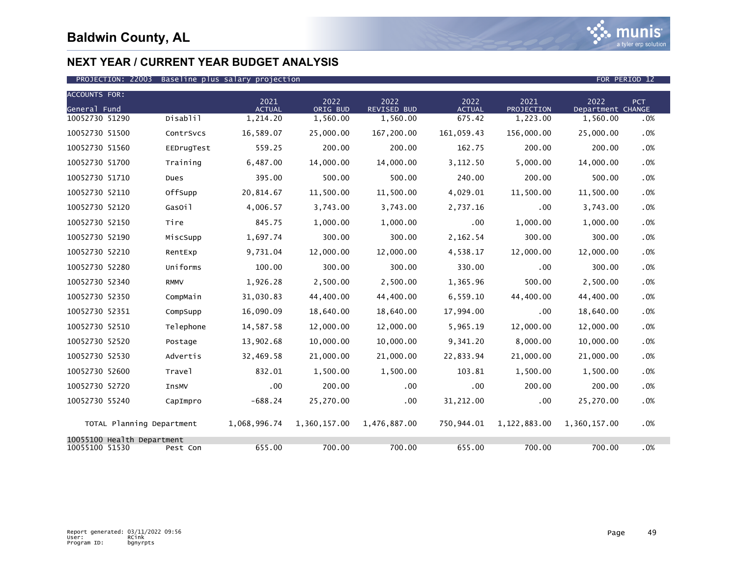# Baldwin County, AL

## NEXT YEAR / CURRENT YEAR BUDGET ANALYSIS

PROJECTION: 22003 Baseline plus salary projection FOR PERIOD 12

| ACCOUNTS FOR: General Fund | | 2021 ACTUAL | 2022 ORIG BUD | 2022 REVISED BUD | 2022 ACTUAL | 2021 PROJECTION | 2022 Department | PCT CHANGE |
|---|---|---|---|---|---|---|---|---|
| 10052730 51290 | Disablil | 1,214.20 | 1,560.00 | 1,560.00 | 675.42 | 1,223.00 | 1,560.00 | .0% |
| 10052730 51500 | ContrSvcs | 16,589.07 | 25,000.00 | 167,200.00 | 161,059.43 | 156,000.00 | 25,000.00 | .0% |
| 10052730 51560 | EEDrugTest | 559.25 | 200.00 | 200.00 | 162.75 | 200.00 | 200.00 | .0% |
| 10052730 51700 | Training | 6,487.00 | 14,000.00 | 14,000.00 | 3,112.50 | 5,000.00 | 14,000.00 | .0% |
| 10052730 51710 | Dues | 395.00 | 500.00 | 500.00 | 240.00 | 200.00 | 500.00 | .0% |
| 10052730 52110 | OffSupp | 20,814.67 | 11,500.00 | 11,500.00 | 4,029.01 | 11,500.00 | 11,500.00 | .0% |
| 10052730 52120 | GasOil | 4,006.57 | 3,743.00 | 3,743.00 | 2,737.16 | .00 | 3,743.00 | .0% |
| 10052730 52150 | Tire | 845.75 | 1,000.00 | 1,000.00 | .00 | 1,000.00 | 1,000.00 | .0% |
| 10052730 52190 | MiscSupp | 1,697.74 | 300.00 | 300.00 | 2,162.54 | 300.00 | 300.00 | .0% |
| 10052730 52210 | RentExp | 9,731.04 | 12,000.00 | 12,000.00 | 4,538.17 | 12,000.00 | 12,000.00 | .0% |
| 10052730 52280 | Uniforms | 100.00 | 300.00 | 300.00 | 330.00 | .00 | 300.00 | .0% |
| 10052730 52340 | RMMV | 1,926.28 | 2,500.00 | 2,500.00 | 1,365.96 | 500.00 | 2,500.00 | .0% |
| 10052730 52350 | CompMain | 31,030.83 | 44,400.00 | 44,400.00 | 6,559.10 | 44,400.00 | 44,400.00 | .0% |
| 10052730 52351 | CompSupp | 16,090.09 | 18,640.00 | 18,640.00 | 17,994.00 | .00 | 18,640.00 | .0% |
| 10052730 52510 | Telephone | 14,587.58 | 12,000.00 | 12,000.00 | 5,965.19 | 12,000.00 | 12,000.00 | .0% |
| 10052730 52520 | Postage | 13,902.68 | 10,000.00 | 10,000.00 | 9,341.20 | 8,000.00 | 10,000.00 | .0% |
| 10052730 52530 | Advertis | 32,469.58 | 21,000.00 | 21,000.00 | 22,833.94 | 21,000.00 | 21,000.00 | .0% |
| 10052730 52600 | Travel | 832.01 | 1,500.00 | 1,500.00 | 103.81 | 1,500.00 | 1,500.00 | .0% |
| 10052730 52720 | InsMV | .00 | 200.00 | .00 | .00 | 200.00 | 200.00 | .0% |
| 10052730 55240 | CapImpro | -688.24 | 25,270.00 | .00 | 31,212.00 | .00 | 25,270.00 | .0% |
| TOTAL Planning Department | | 1,068,996.74 | 1,360,157.00 | 1,476,887.00 | 750,944.01 | 1,122,883.00 | 1,360,157.00 | .0% |
| 10055100 Health Department | | | | | | | | |
| 10055100 51530 | Pest Con | 655.00 | 700.00 | 700.00 | 655.00 | 700.00 | 700.00 | .0% |

Report generated: 03/11/2022 09:56
User: RCink
Program ID: bgnyrpts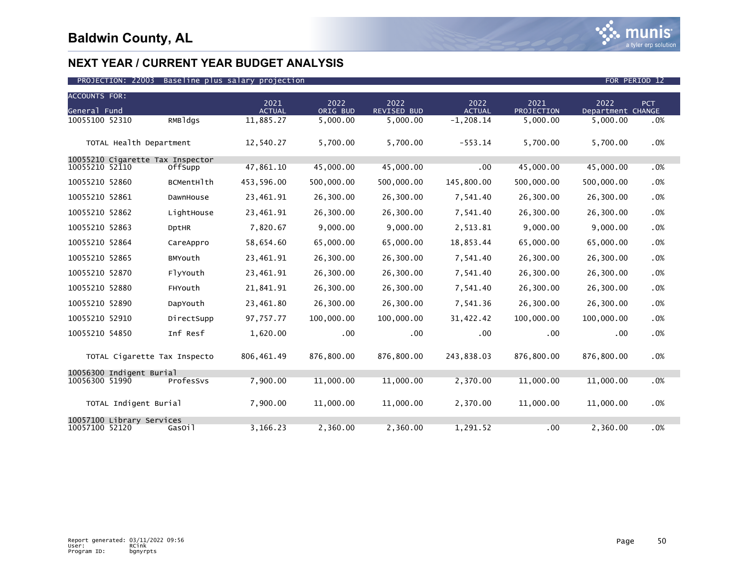# Baldwin County, AL

## NEXT YEAR / CURRENT YEAR BUDGET ANALYSIS

PROJECTION: 22003 Baseline plus salary projection FOR PERIOD 12

| ACCOUNTS FOR: General Fund | | 2021 ACTUAL | 2022 ORIG BUD | 2022 REVISED BUD | 2022 ACTUAL | 2021 PROJECTION | 2022 Department | PCT CHANGE |
|---|---|---|---|---|---|---|---|---|
| 10055100 52310 | RMBldgs | 11,885.27 | 5,000.00 | 5,000.00 | -1,208.14 | 5,000.00 | 5,000.00 | .0% |
| TOTAL Health Department | | 12,540.27 | 5,700.00 | 5,700.00 | -553.14 | 5,700.00 | 5,700.00 | .0% |
| 10055210 Cigarette Tax Inspector | | | | | | | | |
| 10055210 52110 | OffSupp | 47,861.10 | 45,000.00 | 45,000.00 | .00 | 45,000.00 | 45,000.00 | .0% |
| 10055210 52860 | BCMentHlth | 453,596.00 | 500,000.00 | 500,000.00 | 145,800.00 | 500,000.00 | 500,000.00 | .0% |
| 10055210 52861 | DawnHouse | 23,461.91 | 26,300.00 | 26,300.00 | 7,541.40 | 26,300.00 | 26,300.00 | .0% |
| 10055210 52862 | LightHouse | 23,461.91 | 26,300.00 | 26,300.00 | 7,541.40 | 26,300.00 | 26,300.00 | .0% |
| 10055210 52863 | DptHR | 7,820.67 | 9,000.00 | 9,000.00 | 2,513.81 | 9,000.00 | 9,000.00 | .0% |
| 10055210 52864 | CareAppro | 58,654.60 | 65,000.00 | 65,000.00 | 18,853.44 | 65,000.00 | 65,000.00 | .0% |
| 10055210 52865 | BMYouth | 23,461.91 | 26,300.00 | 26,300.00 | 7,541.40 | 26,300.00 | 26,300.00 | .0% |
| 10055210 52870 | FlyYouth | 23,461.91 | 26,300.00 | 26,300.00 | 7,541.40 | 26,300.00 | 26,300.00 | .0% |
| 10055210 52880 | FHYouth | 21,841.91 | 26,300.00 | 26,300.00 | 7,541.40 | 26,300.00 | 26,300.00 | .0% |
| 10055210 52890 | DapYouth | 23,461.80 | 26,300.00 | 26,300.00 | 7,541.36 | 26,300.00 | 26,300.00 | .0% |
| 10055210 52910 | DirectSupp | 97,757.77 | 100,000.00 | 100,000.00 | 31,422.42 | 100,000.00 | 100,000.00 | .0% |
| 10055210 54850 | Inf Resf | 1,620.00 | .00 | .00 | .00 | .00 | .00 | .0% |
| TOTAL Cigarette Tax Inspecto | | 806,461.49 | 876,800.00 | 876,800.00 | 243,838.03 | 876,800.00 | 876,800.00 | .0% |
| 10056300 Indigent Burial | | | | | | | | |
| 10056300 51990 | ProfesSvs | 7,900.00 | 11,000.00 | 11,000.00 | 2,370.00 | 11,000.00 | 11,000.00 | .0% |
| TOTAL Indigent Burial | | 7,900.00 | 11,000.00 | 11,000.00 | 2,370.00 | 11,000.00 | 11,000.00 | .0% |
| 10057100 Library Services | | | | | | | | |
| 10057100 52120 | GasOil | 3,166.23 | 2,360.00 | 2,360.00 | 1,291.52 | .00 | 2,360.00 | .0% |

Report generated: 03/11/2022 09:56
User: RCink
Program ID: bgnyrpts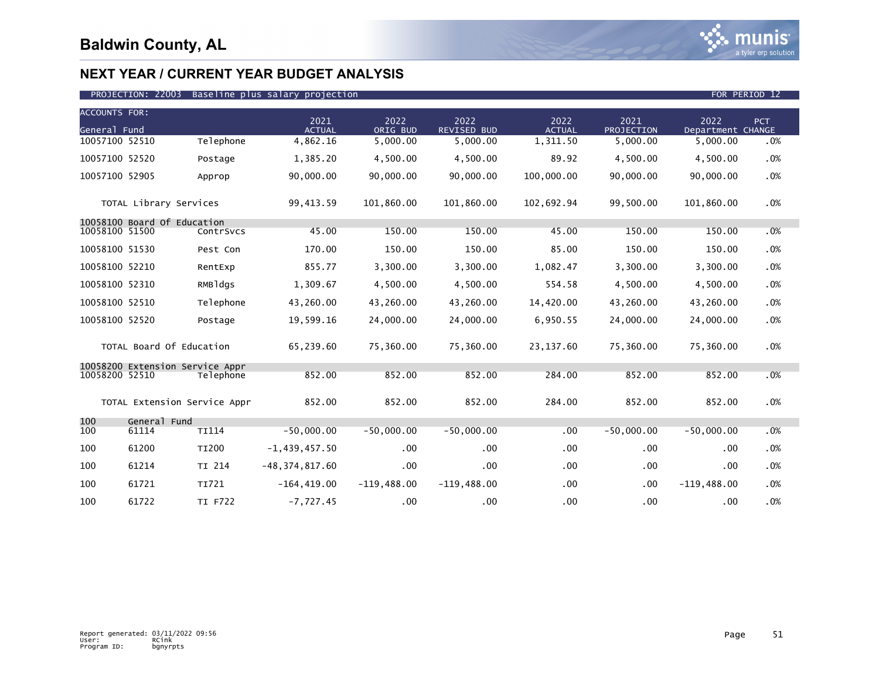# Baldwin County, AL

## NEXT YEAR / CURRENT YEAR BUDGET ANALYSIS

PROJECTION: 22003 Baseline plus salary projection FOR PERIOD 12

| ACCOUNTS FOR: General Fund | | | 2021 ACTUAL | 2022 ORIG BUD | 2022 REVISED BUD | 2022 ACTUAL | 2021 PROJECTION | 2022 Department | PCT CHANGE |
|---|---|---|---|---|---|---|---|---|---|
| 10057100 | 52510 | Telephone | 4,862.16 | 5,000.00 | 5,000.00 | 1,311.50 | 5,000.00 | 5,000.00 | .0% |
| 10057100 | 52520 | Postage | 1,385.20 | 4,500.00 | 4,500.00 | 89.92 | 4,500.00 | 4,500.00 | .0% |
| 10057100 | 52905 | Approp | 90,000.00 | 90,000.00 | 90,000.00 | 100,000.00 | 90,000.00 | 90,000.00 | .0% |
| TOTAL Library Services | | | 99,413.59 | 101,860.00 | 101,860.00 | 102,692.94 | 99,500.00 | 101,860.00 | .0% |
| 10058100 Board Of Education | | | | | | | | | |
| 10058100 | 51500 | ContrSvcs | 45.00 | 150.00 | 150.00 | 45.00 | 150.00 | 150.00 | .0% |
| 10058100 | 51530 | Pest Con | 170.00 | 150.00 | 150.00 | 85.00 | 150.00 | 150.00 | .0% |
| 10058100 | 52210 | RentExp | 855.77 | 3,300.00 | 3,300.00 | 1,082.47 | 3,300.00 | 3,300.00 | .0% |
| 10058100 | 52310 | RMBldgs | 1,309.67 | 4,500.00 | 4,500.00 | 554.58 | 4,500.00 | 4,500.00 | .0% |
| 10058100 | 52510 | Telephone | 43,260.00 | 43,260.00 | 43,260.00 | 14,420.00 | 43,260.00 | 43,260.00 | .0% |
| 10058100 | 52520 | Postage | 19,599.16 | 24,000.00 | 24,000.00 | 6,950.55 | 24,000.00 | 24,000.00 | .0% |
| TOTAL Board Of Education | | | 65,239.60 | 75,360.00 | 75,360.00 | 23,137.60 | 75,360.00 | 75,360.00 | .0% |
| 10058200 Extension Service Appr | | | | | | | | | |
| 10058200 | 52510 | Telephone | 852.00 | 852.00 | 852.00 | 284.00 | 852.00 | 852.00 | .0% |
| TOTAL Extension Service Appr | | | 852.00 | 852.00 | 852.00 | 284.00 | 852.00 | 852.00 | .0% |
| 100 General Fund | | | | | | | | | |
| 100 | 61114 | TI114 | -50,000.00 | -50,000.00 | -50,000.00 | .00 | -50,000.00 | -50,000.00 | .0% |
| 100 | 61200 | TI200 | -1,439,457.50 | .00 | .00 | .00 | .00 | .00 | .0% |
| 100 | 61214 | TI 214 | -48,374,817.60 | .00 | .00 | .00 | .00 | .00 | .0% |
| 100 | 61721 | TI721 | -164,419.00 | -119,488.00 | -119,488.00 | .00 | .00 | -119,488.00 | .0% |
| 100 | 61722 | TI F722 | -7,727.45 | .00 | .00 | .00 | .00 | .00 | .0% |

Report generated: 03/11/2022 09:56
User: RCink
Program ID: bgnyrpts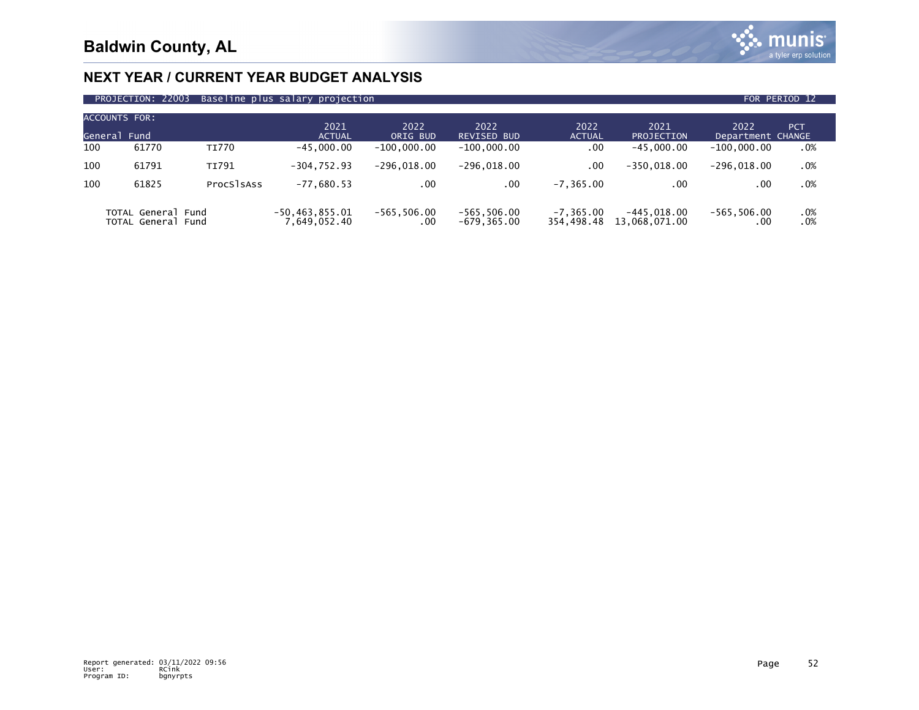# Baldwin County, AL

## NEXT YEAR / CURRENT YEAR BUDGET ANALYSIS

PROJECTION: 22003 Baseline plus salary projection FOR PERIOD 12

| ACCOUNTS FOR: General Fund | | | 2021 ACTUAL | 2022 ORIG BUD | 2022 REVISED BUD | 2022 ACTUAL | 2021 PROJECTION | 2022 Department | PCT CHANGE |
|---|---|---|---|---|---|---|---|---|---|
| 100 | 61770 | TI770 | -45,000.00 | -100,000.00 | -100,000.00 | .00 | -45,000.00 | -100,000.00 | .0% |
| 100 | 61791 | TI791 | -304,752.93 | -296,018.00 | -296,018.00 | .00 | -350,018.00 | -296,018.00 | .0% |
| 100 | 61825 | ProcSlsAss | -77,680.53 | .00 | .00 | -7,365.00 | .00 | .00 | .0% |
| TOTAL General Fund | | | -50,463,855.01 | -565,506.00 | -565,506.00 | -7,365.00 | -445,018.00 | -565,506.00 | .0% |
| TOTAL General Fund | | | 7,649,052.40 | .00 | -679,365.00 | 354,498.48 | 13,068,071.00 | .00 | .0% |

Report generated: 03/11/2022 09:56
User: RCink
Program ID: bgnyrpts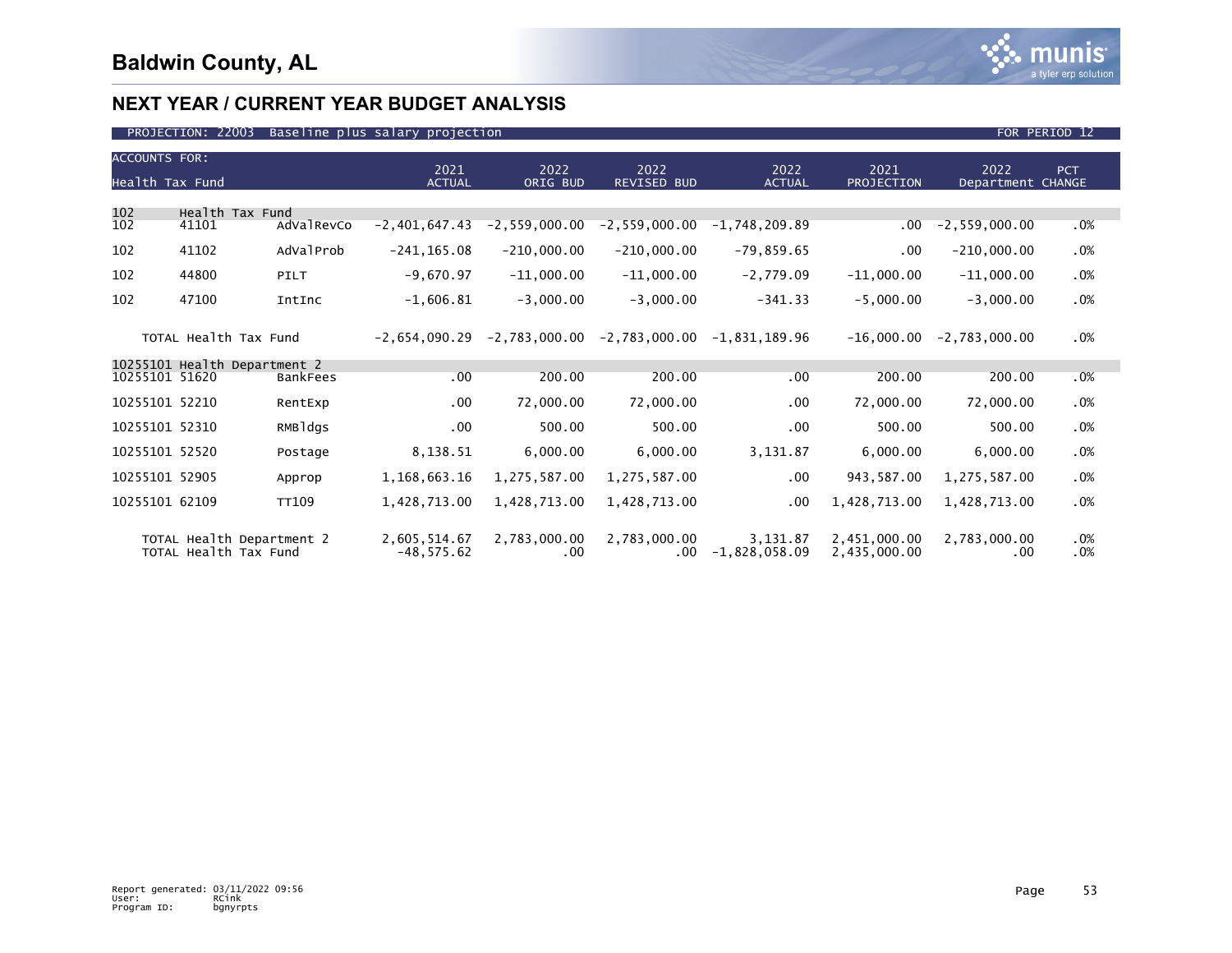# Baldwin County, AL

## NEXT YEAR / CURRENT YEAR BUDGET ANALYSIS

PROJECTION: 22003 Baseline plus salary projection — FOR PERIOD 12

| ACCOUNTS FOR: Health Tax Fund | | | 2021 ACTUAL | 2022 ORIG BUD | 2022 REVISED BUD | 2022 ACTUAL | 2021 PROJECTION | 2022 Department | PCT CHANGE |
|---|---|---|---|---|---|---|---|---|---|
| 102 | Health Tax Fund | | | | | | | | |
| 102 | 41101 | AdValRevCo | -2,401,647.43 | -2,559,000.00 | -2,559,000.00 | -1,748,209.89 | .00 | -2,559,000.00 | .0% |
| 102 | 41102 | AdValProb | -241,165.08 | -210,000.00 | -210,000.00 | -79,859.65 | .00 | -210,000.00 | .0% |
| 102 | 44800 | PILT | -9,670.97 | -11,000.00 | -11,000.00 | -2,779.09 | -11,000.00 | -11,000.00 | .0% |
| 102 | 47100 | IntInc | -1,606.81 | -3,000.00 | -3,000.00 | -341.33 | -5,000.00 | -3,000.00 | .0% |
| TOTAL Health Tax Fund | | | -2,654,090.29 | -2,783,000.00 | -2,783,000.00 | -1,831,189.96 | -16,000.00 | -2,783,000.00 | .0% |
| 10255101 | Health Department 2 | | | | | | | | |
| 10255101 | 51620 | BankFees | .00 | 200.00 | 200.00 | .00 | 200.00 | 200.00 | .0% |
| 10255101 | 52210 | RentExp | .00 | 72,000.00 | 72,000.00 | .00 | 72,000.00 | 72,000.00 | .0% |
| 10255101 | 52310 | RMBldgs | .00 | 500.00 | 500.00 | .00 | 500.00 | 500.00 | .0% |
| 10255101 | 52520 | Postage | 8,138.51 | 6,000.00 | 6,000.00 | 3,131.87 | 6,000.00 | 6,000.00 | .0% |
| 10255101 | 52905 | Approp | 1,168,663.16 | 1,275,587.00 | 1,275,587.00 | .00 | 943,587.00 | 1,275,587.00 | .0% |
| 10255101 | 62109 | TT109 | 1,428,713.00 | 1,428,713.00 | 1,428,713.00 | .00 | 1,428,713.00 | 1,428,713.00 | .0% |
| TOTAL Health Department 2 | | | 2,605,514.67 | 2,783,000.00 | 2,783,000.00 | 3,131.87 | 2,451,000.00 | 2,783,000.00 | .0% |
| TOTAL Health Tax Fund | | | -48,575.62 | .00 | .00 | -1,828,058.09 | 2,435,000.00 | .00 | .0% |

Report generated: 03/11/2022 09:56
User: RCink
Program ID: bgnyrpts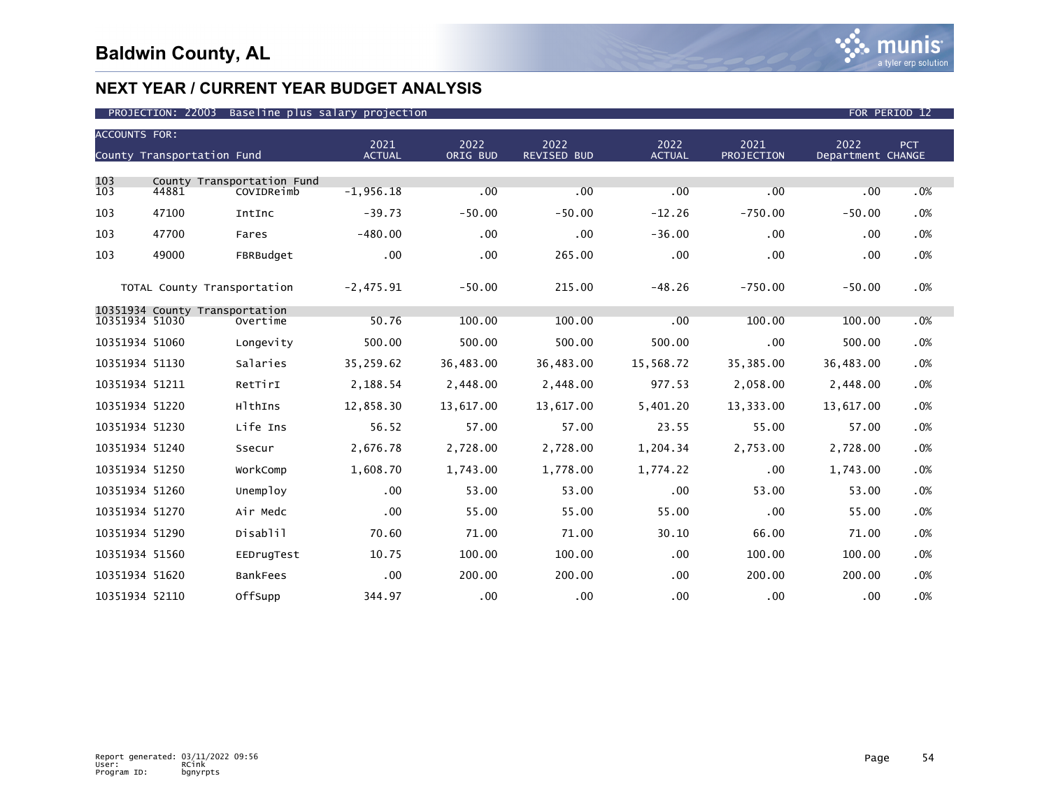# Baldwin County, AL

## NEXT YEAR / CURRENT YEAR BUDGET ANALYSIS

PROJECTION: 22003 Baseline plus salary projection FOR PERIOD 12

| ACCOUNTS FOR: County Transportation Fund | | | 2021 ACTUAL | 2022 ORIG BUD | 2022 REVISED BUD | 2022 ACTUAL | 2021 PROJECTION | 2022 Department | PCT CHANGE |
|---|---|---|---|---|---|---|---|---|---|
| 103 | County Transportation Fund | | | | | | | | |
| 103 | 44881 | COVIDReimb | -1,956.18 | .00 | .00 | .00 | .00 | .00 | .0% |
| 103 | 47100 | IntInc | -39.73 | -50.00 | -50.00 | -12.26 | -750.00 | -50.00 | .0% |
| 103 | 47700 | Fares | -480.00 | .00 | .00 | -36.00 | .00 | .00 | .0% |
| 103 | 49000 | FBRBudget | .00 | .00 | 265.00 | .00 | .00 | .00 | .0% |
| | TOTAL County Transportation | | -2,475.91 | -50.00 | 215.00 | -48.26 | -750.00 | -50.00 | .0% |
| 10351934 | County Transportation | | | | | | | | |
| 10351934 | 51030 | Overtime | 50.76 | 100.00 | 100.00 | .00 | 100.00 | 100.00 | .0% |
| 10351934 | 51060 | Longevity | 500.00 | 500.00 | 500.00 | 500.00 | .00 | 500.00 | .0% |
| 10351934 | 51130 | Salaries | 35,259.62 | 36,483.00 | 36,483.00 | 15,568.72 | 35,385.00 | 36,483.00 | .0% |
| 10351934 | 51211 | RetTirI | 2,188.54 | 2,448.00 | 2,448.00 | 977.53 | 2,058.00 | 2,448.00 | .0% |
| 10351934 | 51220 | HlthIns | 12,858.30 | 13,617.00 | 13,617.00 | 5,401.20 | 13,333.00 | 13,617.00 | .0% |
| 10351934 | 51230 | Life Ins | 56.52 | 57.00 | 57.00 | 23.55 | 55.00 | 57.00 | .0% |
| 10351934 | 51240 | Ssecur | 2,676.78 | 2,728.00 | 2,728.00 | 1,204.34 | 2,753.00 | 2,728.00 | .0% |
| 10351934 | 51250 | WorkComp | 1,608.70 | 1,743.00 | 1,778.00 | 1,774.22 | .00 | 1,743.00 | .0% |
| 10351934 | 51260 | Unemploy | .00 | 53.00 | 53.00 | .00 | 53.00 | 53.00 | .0% |
| 10351934 | 51270 | Air Medc | .00 | 55.00 | 55.00 | 55.00 | .00 | 55.00 | .0% |
| 10351934 | 51290 | Disablil | 70.60 | 71.00 | 71.00 | 30.10 | 66.00 | 71.00 | .0% |
| 10351934 | 51560 | EEDrugTest | 10.75 | 100.00 | 100.00 | .00 | 100.00 | 100.00 | .0% |
| 10351934 | 51620 | BankFees | .00 | 200.00 | 200.00 | .00 | 200.00 | 200.00 | .0% |
| 10351934 | 52110 | OffSupp | 344.97 | .00 | .00 | .00 | .00 | .00 | .0% |

Report generated: 03/11/2022 09:56
User: RCink
Program ID: bgnyrpts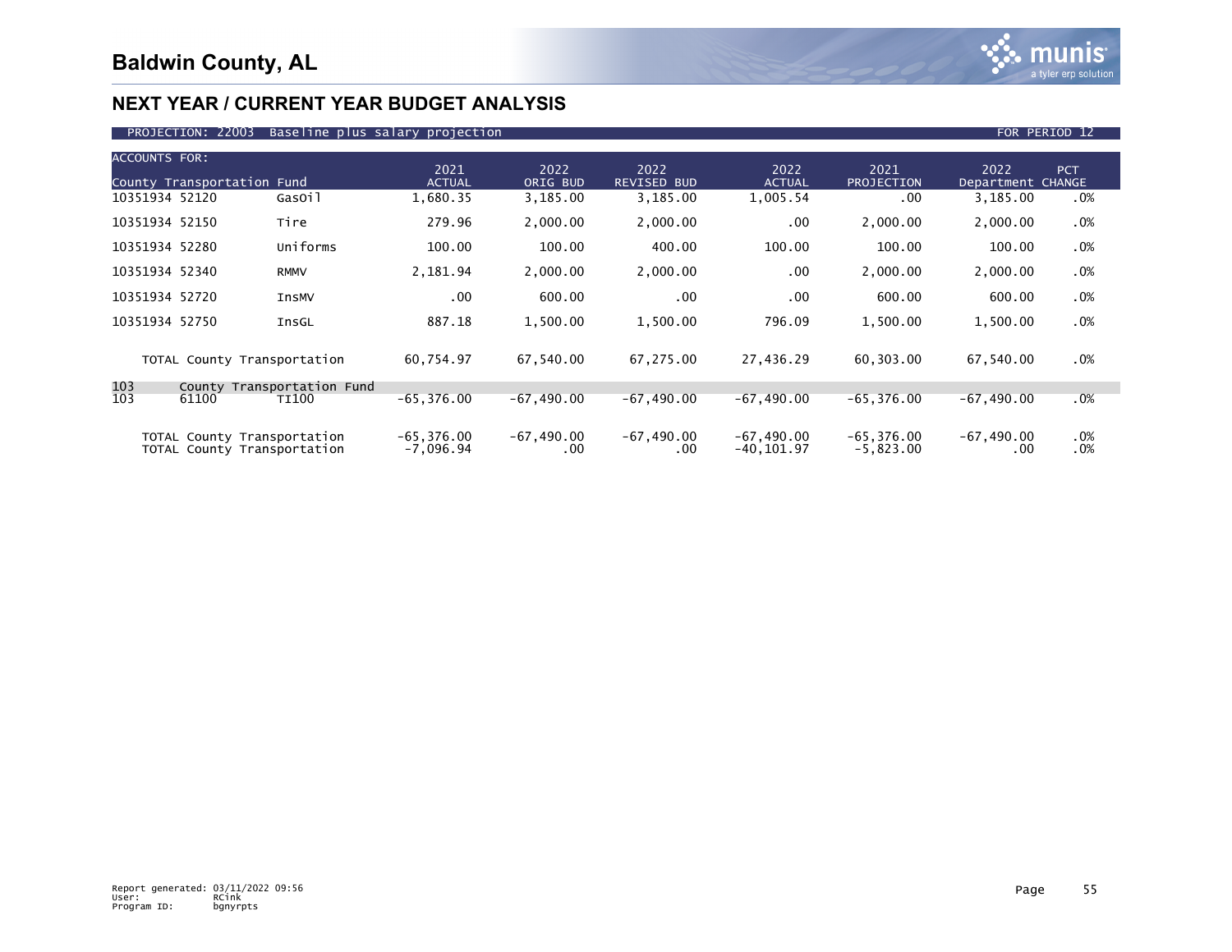# Baldwin County, AL

## NEXT YEAR / CURRENT YEAR BUDGET ANALYSIS

PROJECTION: 22003 Baseline plus salary projection — FOR PERIOD 12

| ACCOUNTS FOR: County Transportation Fund | | 2021 ACTUAL | 2022 ORIG BUD | 2022 REVISED BUD | 2022 ACTUAL | 2021 PROJECTION | 2022 Department | PCT CHANGE |
|---|---|---|---|---|---|---|---|---|
| 10351934 52120 | GasOil | 1,680.35 | 3,185.00 | 3,185.00 | 1,005.54 | .00 | 3,185.00 | .0% |
| 10351934 52150 | Tire | 279.96 | 2,000.00 | 2,000.00 | .00 | 2,000.00 | 2,000.00 | .0% |
| 10351934 52280 | Uniforms | 100.00 | 100.00 | 400.00 | 100.00 | 100.00 | 100.00 | .0% |
| 10351934 52340 | RMMV | 2,181.94 | 2,000.00 | 2,000.00 | .00 | 2,000.00 | 2,000.00 | .0% |
| 10351934 52720 | InsMV | .00 | 600.00 | .00 | .00 | 600.00 | 600.00 | .0% |
| 10351934 52750 | InsGL | 887.18 | 1,500.00 | 1,500.00 | 796.09 | 1,500.00 | 1,500.00 | .0% |
| TOTAL County Transportation | | 60,754.97 | 67,540.00 | 67,275.00 | 27,436.29 | 60,303.00 | 67,540.00 | .0% |
| 103 County Transportation Fund | | | | | | | | |
| 103 61100 | TI100 | -65,376.00 | -67,490.00 | -67,490.00 | -67,490.00 | -65,376.00 | -67,490.00 | .0% |
| TOTAL County Transportation | | -65,376.00 | -67,490.00 | -67,490.00 | -67,490.00 | -65,376.00 | -67,490.00 | .0% |
| TOTAL County Transportation | | -7,096.94 | .00 | .00 | -40,101.97 | -5,823.00 | .00 | .0% |

Report generated: 03/11/2022 09:56
User: RCink
Program ID: bgnyrpts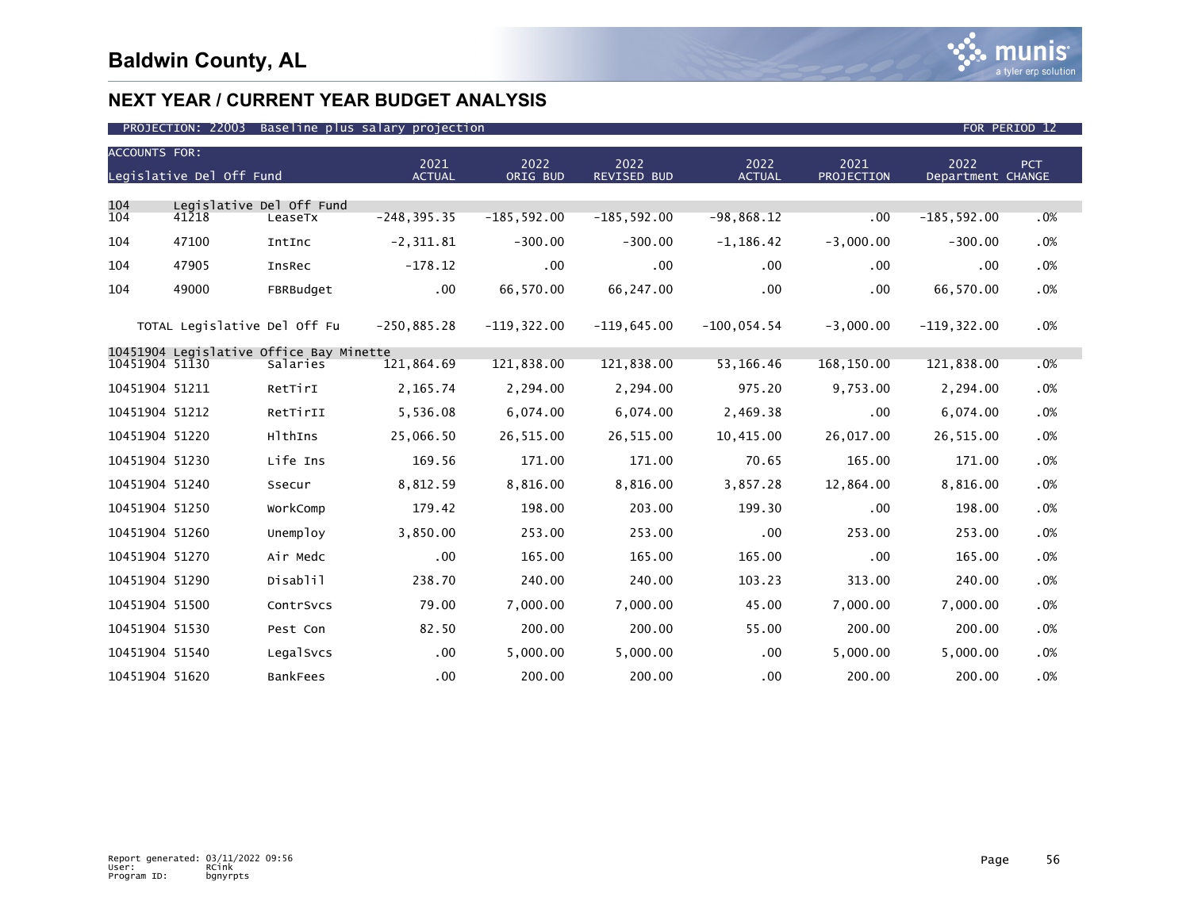# Baldwin County, AL

## NEXT YEAR / CURRENT YEAR BUDGET ANALYSIS

PROJECTION: 22003 Baseline plus salary projection | FOR PERIOD 12

| ACCOUNTS FOR: Legislative Del Off Fund | | | 2021 ACTUAL | 2022 ORIG BUD | 2022 REVISED BUD | 2022 ACTUAL | 2021 PROJECTION | 2022 Department | PCT CHANGE |
|---|---|---|---|---|---|---|---|---|---|
| 104 | Legislative Del Off Fund | | | | | | | | |
| 104 | 41218 | LeaseTx | -248,395.35 | -185,592.00 | -185,592.00 | -98,868.12 | .00 | -185,592.00 | .0% |
| 104 | 47100 | IntInc | -2,311.81 | -300.00 | -300.00 | -1,186.42 | -3,000.00 | -300.00 | .0% |
| 104 | 47905 | InsRec | -178.12 | .00 | .00 | .00 | .00 | .00 | .0% |
| 104 | 49000 | FBRBudget | .00 | 66,570.00 | 66,247.00 | .00 | .00 | 66,570.00 | .0% |
| | TOTAL Legislative Del Off Fu | | -250,885.28 | -119,322.00 | -119,645.00 | -100,054.54 | -3,000.00 | -119,322.00 | .0% |
| 10451904 | Legislative Office Bay Minette | | | | | | | | |
| 10451904 | 51130 | Salaries | 121,864.69 | 121,838.00 | 121,838.00 | 53,166.46 | 168,150.00 | 121,838.00 | .0% |
| 10451904 | 51211 | RetTirI | 2,165.74 | 2,294.00 | 2,294.00 | 975.20 | 9,753.00 | 2,294.00 | .0% |
| 10451904 | 51212 | RetTirII | 5,536.08 | 6,074.00 | 6,074.00 | 2,469.38 | .00 | 6,074.00 | .0% |
| 10451904 | 51220 | HlthIns | 25,066.50 | 26,515.00 | 26,515.00 | 10,415.00 | 26,017.00 | 26,515.00 | .0% |
| 10451904 | 51230 | Life Ins | 169.56 | 171.00 | 171.00 | 70.65 | 165.00 | 171.00 | .0% |
| 10451904 | 51240 | Ssecur | 8,812.59 | 8,816.00 | 8,816.00 | 3,857.28 | 12,864.00 | 8,816.00 | .0% |
| 10451904 | 51250 | WorkComp | 179.42 | 198.00 | 203.00 | 199.30 | .00 | 198.00 | .0% |
| 10451904 | 51260 | Unemploy | 3,850.00 | 253.00 | 253.00 | .00 | 253.00 | 253.00 | .0% |
| 10451904 | 51270 | Air Medc | .00 | 165.00 | 165.00 | 165.00 | .00 | 165.00 | .0% |
| 10451904 | 51290 | Disablil | 238.70 | 240.00 | 240.00 | 103.23 | 313.00 | 240.00 | .0% |
| 10451904 | 51500 | ContrSvcs | 79.00 | 7,000.00 | 7,000.00 | 45.00 | 7,000.00 | 7,000.00 | .0% |
| 10451904 | 51530 | Pest Con | 82.50 | 200.00 | 200.00 | 55.00 | 200.00 | 200.00 | .0% |
| 10451904 | 51540 | LegalSvcs | .00 | 5,000.00 | 5,000.00 | .00 | 5,000.00 | 5,000.00 | .0% |
| 10451904 | 51620 | BankFees | .00 | 200.00 | 200.00 | .00 | 200.00 | 200.00 | .0% |

Report generated: 03/11/2022 09:56
User: RCink
Program ID: bgnyrpts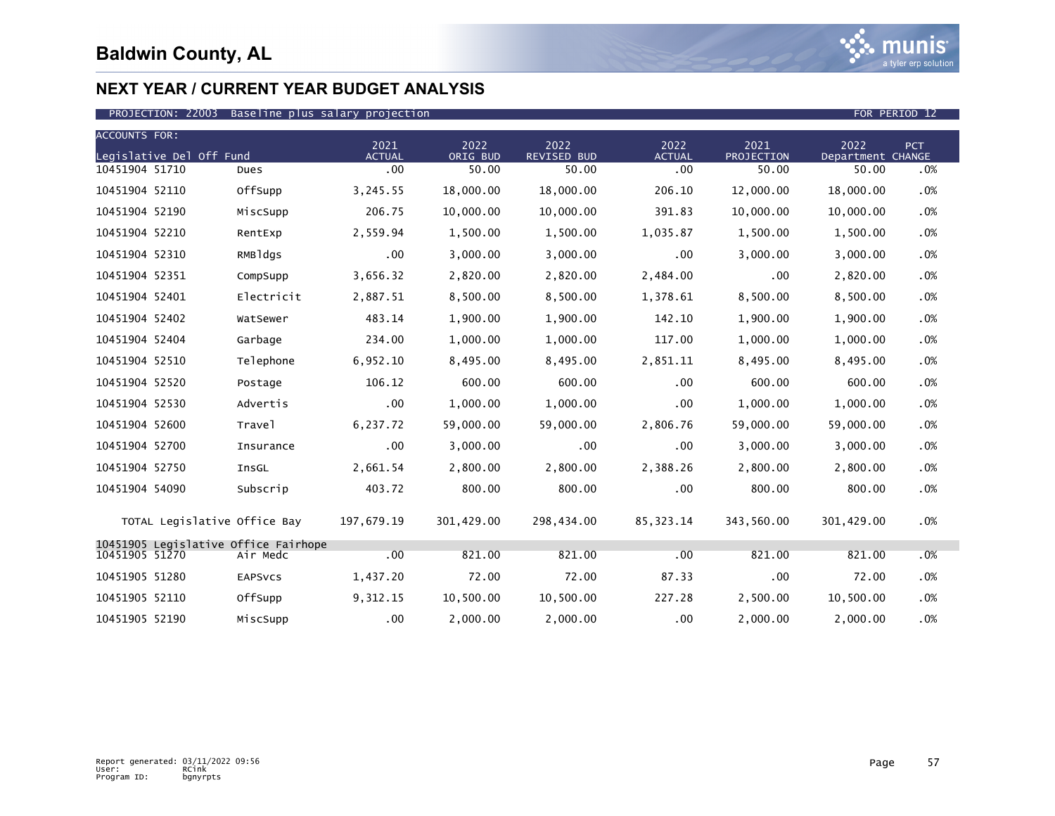# Baldwin County, AL

## NEXT YEAR / CURRENT YEAR BUDGET ANALYSIS

PROJECTION: 22003 Baseline plus salary projection FOR PERIOD 12

| ACCOUNTS FOR: Legislative Del Off Fund | | 2021 ACTUAL | 2022 ORIG BUD | 2022 REVISED BUD | 2022 ACTUAL | 2021 PROJECTION | 2022 Department | PCT CHANGE |
|---|---|---|---|---|---|---|---|---|
| 10451904 51710 | Dues | .00 | 50.00 | 50.00 | .00 | 50.00 | 50.00 | .0% |
| 10451904 52110 | OffSupp | 3,245.55 | 18,000.00 | 18,000.00 | 206.10 | 12,000.00 | 18,000.00 | .0% |
| 10451904 52190 | MiscSupp | 206.75 | 10,000.00 | 10,000.00 | 391.83 | 10,000.00 | 10,000.00 | .0% |
| 10451904 52210 | RentExp | 2,559.94 | 1,500.00 | 1,500.00 | 1,035.87 | 1,500.00 | 1,500.00 | .0% |
| 10451904 52310 | RMBldgs | .00 | 3,000.00 | 3,000.00 | .00 | 3,000.00 | 3,000.00 | .0% |
| 10451904 52351 | CompSupp | 3,656.32 | 2,820.00 | 2,820.00 | 2,484.00 | .00 | 2,820.00 | .0% |
| 10451904 52401 | Electricit | 2,887.51 | 8,500.00 | 8,500.00 | 1,378.61 | 8,500.00 | 8,500.00 | .0% |
| 10451904 52402 | WatSewer | 483.14 | 1,900.00 | 1,900.00 | 142.10 | 1,900.00 | 1,900.00 | .0% |
| 10451904 52404 | Garbage | 234.00 | 1,000.00 | 1,000.00 | 117.00 | 1,000.00 | 1,000.00 | .0% |
| 10451904 52510 | Telephone | 6,952.10 | 8,495.00 | 8,495.00 | 2,851.11 | 8,495.00 | 8,495.00 | .0% |
| 10451904 52520 | Postage | 106.12 | 600.00 | 600.00 | .00 | 600.00 | 600.00 | .0% |
| 10451904 52530 | Advertis | .00 | 1,000.00 | 1,000.00 | .00 | 1,000.00 | 1,000.00 | .0% |
| 10451904 52600 | Travel | 6,237.72 | 59,000.00 | 59,000.00 | 2,806.76 | 59,000.00 | 59,000.00 | .0% |
| 10451904 52700 | Insurance | .00 | 3,000.00 | .00 | .00 | 3,000.00 | 3,000.00 | .0% |
| 10451904 52750 | InsGL | 2,661.54 | 2,800.00 | 2,800.00 | 2,388.26 | 2,800.00 | 2,800.00 | .0% |
| 10451904 54090 | Subscrip | 403.72 | 800.00 | 800.00 | .00 | 800.00 | 800.00 | .0% |
| TOTAL Legislative Office Bay | | 197,679.19 | 301,429.00 | 298,434.00 | 85,323.14 | 343,560.00 | 301,429.00 | .0% |
| 10451905 Legislative Office Fairhope | | | | | | | | |
| 10451905 51270 | Air Medc | .00 | 821.00 | 821.00 | .00 | 821.00 | 821.00 | .0% |
| 10451905 51280 | EAPSvcs | 1,437.20 | 72.00 | 72.00 | 87.33 | .00 | 72.00 | .0% |
| 10451905 52110 | OffSupp | 9,312.15 | 10,500.00 | 10,500.00 | 227.28 | 2,500.00 | 10,500.00 | .0% |
| 10451905 52190 | MiscSupp | .00 | 2,000.00 | 2,000.00 | .00 | 2,000.00 | 2,000.00 | .0% |

Report generated: 03/11/2022 09:56
User: RCink
Program ID: bgnyrpts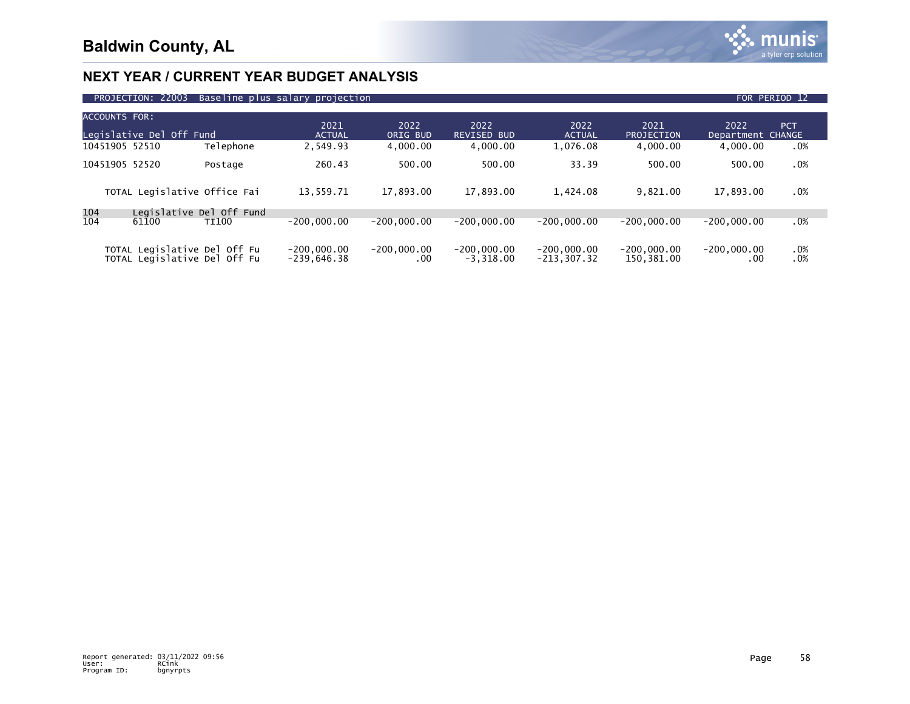# Baldwin County, AL

## NEXT YEAR / CURRENT YEAR BUDGET ANALYSIS

PROJECTION: 22003 Baseline plus salary projection — FOR PERIOD 12

| ACCOUNTS FOR: Legislative Del Off Fund | | 2021 ACTUAL | 2022 ORIG BUD | 2022 REVISED BUD | 2022 ACTUAL | 2021 PROJECTION | 2022 Department | PCT CHANGE |
|---|---|---|---|---|---|---|---|---|
| 10451905 52510 | Telephone | 2,549.93 | 4,000.00 | 4,000.00 | 1,076.08 | 4,000.00 | 4,000.00 | .0% |
| 10451905 52520 | Postage | 260.43 | 500.00 | 500.00 | 33.39 | 500.00 | 500.00 | .0% |
| TOTAL Legislative Office Fai | | 13,559.71 | 17,893.00 | 17,893.00 | 1,424.08 | 9,821.00 | 17,893.00 | .0% |
| 104 Legislative Del Off Fund | | | | | | | | |
| 104 61100 | TI100 | -200,000.00 | -200,000.00 | -200,000.00 | -200,000.00 | -200,000.00 | -200,000.00 | .0% |
| TOTAL Legislative Del Off Fu | | -200,000.00 | -200,000.00 | -200,000.00 | -200,000.00 | -200,000.00 | -200,000.00 | .0% |
| TOTAL Legislative Del Off Fu | | -239,646.38 | .00 | -3,318.00 | -213,307.32 | 150,381.00 | .00 | .0% |

Report generated: 03/11/2022 09:56
User: RCink
Program ID: bgnyrpts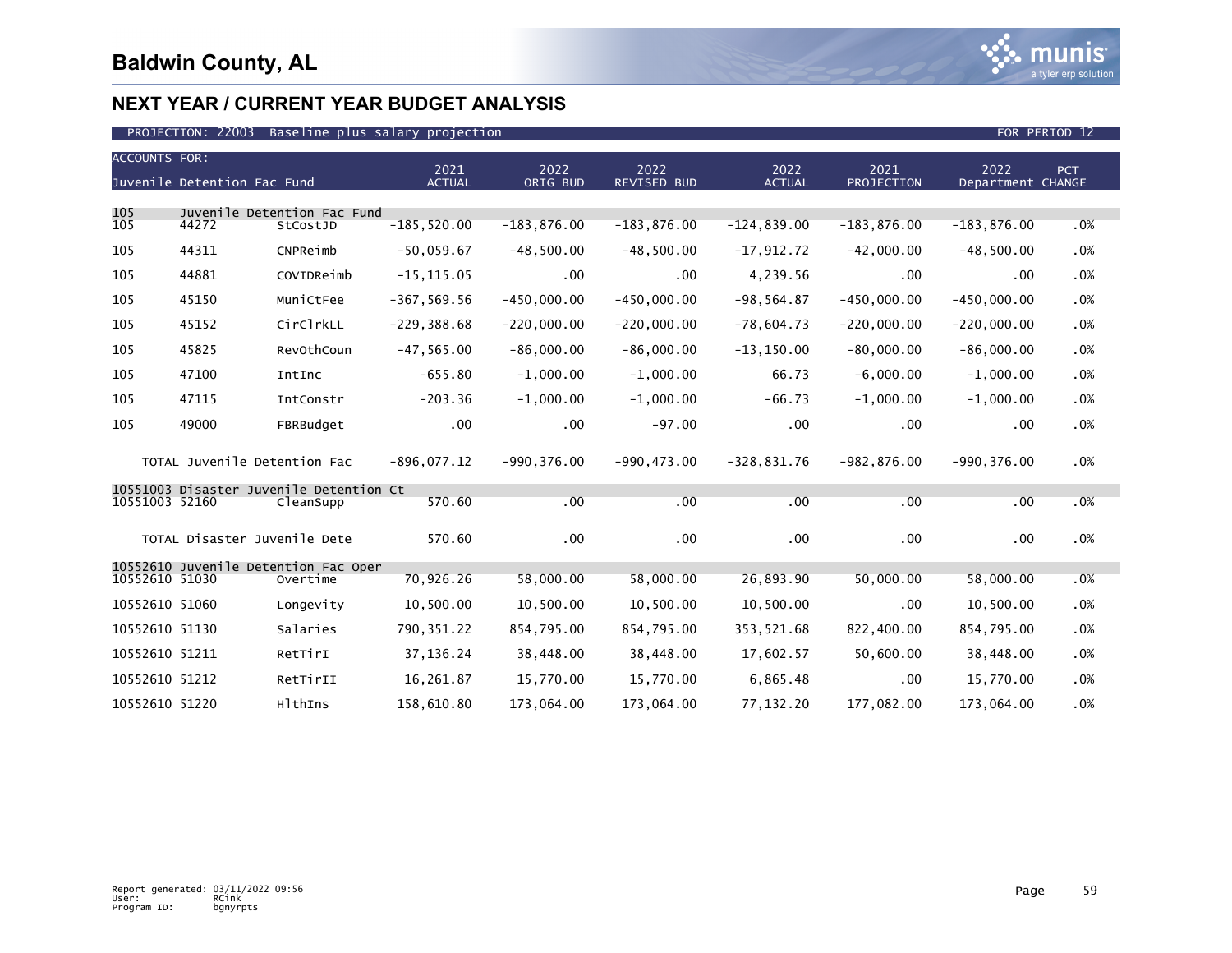# Baldwin County, AL

## NEXT YEAR / CURRENT YEAR BUDGET ANALYSIS

PROJECTION: 22003 Baseline plus salary projection — FOR PERIOD 12

| ACCOUNTS FOR: Juvenile Detention Fac Fund | | | 2021 ACTUAL | 2022 ORIG BUD | 2022 REVISED BUD | 2022 ACTUAL | 2021 PROJECTION | 2022 Department | PCT CHANGE |
|---|---|---|---|---|---|---|---|---|---|
| 105 | Juvenile Detention Fac Fund | | | | | | | | |
| 105 | 44272 | StCostJD | -185,520.00 | -183,876.00 | -183,876.00 | -124,839.00 | -183,876.00 | -183,876.00 | .0% |
| 105 | 44311 | CNPReimb | -50,059.67 | -48,500.00 | -48,500.00 | -17,912.72 | -42,000.00 | -48,500.00 | .0% |
| 105 | 44881 | COVIDReimb | -15,115.05 | .00 | .00 | 4,239.56 | .00 | .00 | .0% |
| 105 | 45150 | MuniCtFee | -367,569.56 | -450,000.00 | -450,000.00 | -98,564.87 | -450,000.00 | -450,000.00 | .0% |
| 105 | 45152 | CirClrkLL | -229,388.68 | -220,000.00 | -220,000.00 | -78,604.73 | -220,000.00 | -220,000.00 | .0% |
| 105 | 45825 | RevOthCoun | -47,565.00 | -86,000.00 | -86,000.00 | -13,150.00 | -80,000.00 | -86,000.00 | .0% |
| 105 | 47100 | IntInc | -655.80 | -1,000.00 | -1,000.00 | 66.73 | -6,000.00 | -1,000.00 | .0% |
| 105 | 47115 | IntConstr | -203.36 | -1,000.00 | -1,000.00 | -66.73 | -1,000.00 | -1,000.00 | .0% |
| 105 | 49000 | FBRBudget | .00 | .00 | -97.00 | .00 | .00 | .00 | .0% |
| | TOTAL Juvenile Detention Fac | | -896,077.12 | -990,376.00 | -990,473.00 | -328,831.76 | -982,876.00 | -990,376.00 | .0% |
| 10551003 | Disaster Juvenile Detention Ct | | | | | | | | |
| 10551003 | 52160 | CleanSupp | 570.60 | .00 | .00 | .00 | .00 | .00 | .0% |
| | TOTAL Disaster Juvenile Dete | | 570.60 | .00 | .00 | .00 | .00 | .00 | .0% |
| 10552610 | Juvenile Detention Fac Oper | | | | | | | | |
| 10552610 | 51030 | Overtime | 70,926.26 | 58,000.00 | 58,000.00 | 26,893.90 | 50,000.00 | 58,000.00 | .0% |
| 10552610 | 51060 | Longevity | 10,500.00 | 10,500.00 | 10,500.00 | 10,500.00 | .00 | 10,500.00 | .0% |
| 10552610 | 51130 | Salaries | 790,351.22 | 854,795.00 | 854,795.00 | 353,521.68 | 822,400.00 | 854,795.00 | .0% |
| 10552610 | 51211 | RetTirI | 37,136.24 | 38,448.00 | 38,448.00 | 17,602.57 | 50,600.00 | 38,448.00 | .0% |
| 10552610 | 51212 | RetTirII | 16,261.87 | 15,770.00 | 15,770.00 | 6,865.48 | .00 | 15,770.00 | .0% |
| 10552610 | 51220 | HlthIns | 158,610.80 | 173,064.00 | 173,064.00 | 77,132.20 | 177,082.00 | 173,064.00 | .0% |

Report generated: 03/11/2022 09:56
User: RCink
Program ID: bgnyrpts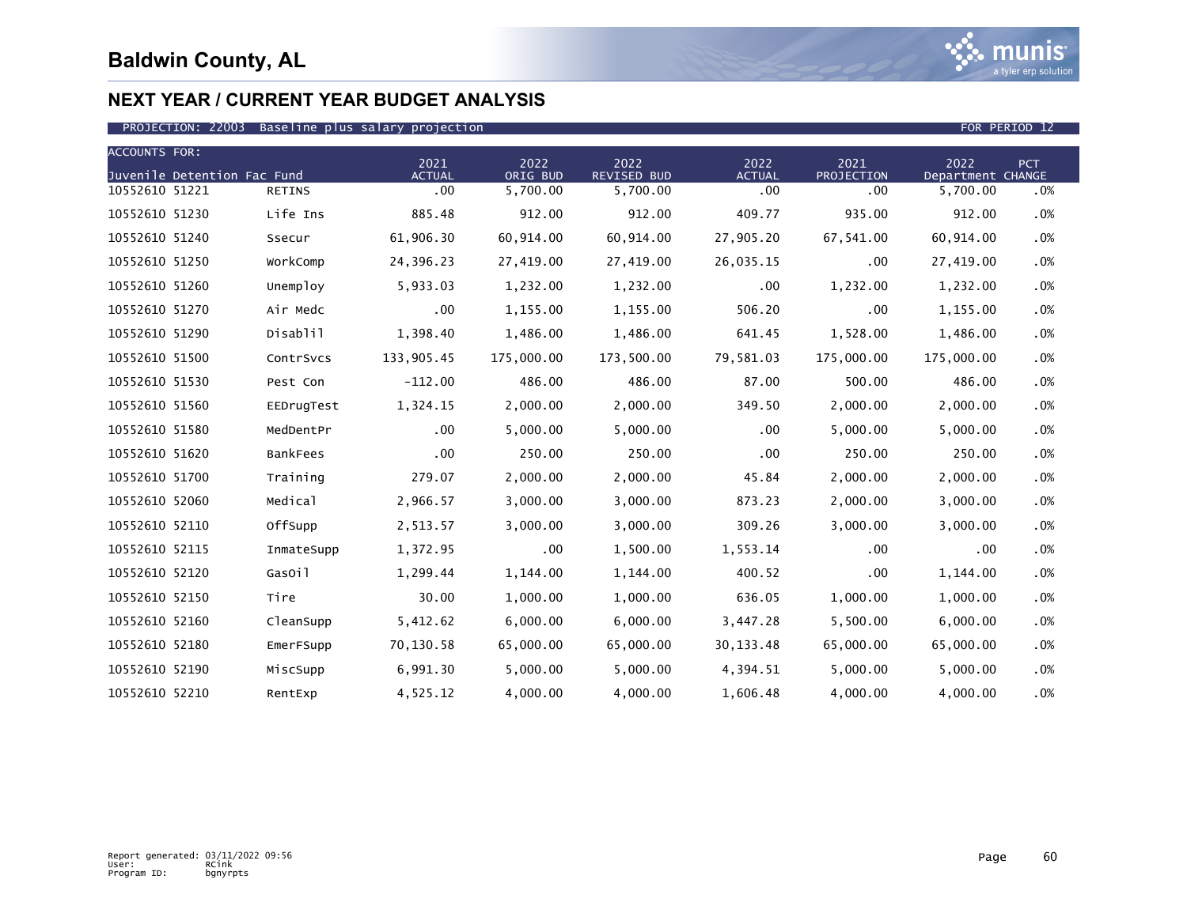# Baldwin County, AL

## NEXT YEAR / CURRENT YEAR BUDGET ANALYSIS

PROJECTION: 22003 Baseline plus salary projection — FOR PERIOD 12

| ACCOUNTS FOR: Juvenile Detention Fac Fund | | 2021 ACTUAL | 2022 ORIG BUD | 2022 REVISED BUD | 2022 ACTUAL | 2021 PROJECTION | 2022 Department | PCT CHANGE |
|---|---|---|---|---|---|---|---|---|
| 10552610 51221 | RETINS | .00 | 5,700.00 | 5,700.00 | .00 | .00 | 5,700.00 | .0% |
| 10552610 51230 | Life Ins | 885.48 | 912.00 | 912.00 | 409.77 | 935.00 | 912.00 | .0% |
| 10552610 51240 | Ssecur | 61,906.30 | 60,914.00 | 60,914.00 | 27,905.20 | 67,541.00 | 60,914.00 | .0% |
| 10552610 51250 | WorkComp | 24,396.23 | 27,419.00 | 27,419.00 | 26,035.15 | .00 | 27,419.00 | .0% |
| 10552610 51260 | Unemploy | 5,933.03 | 1,232.00 | 1,232.00 | .00 | 1,232.00 | 1,232.00 | .0% |
| 10552610 51270 | Air Medc | .00 | 1,155.00 | 1,155.00 | 506.20 | .00 | 1,155.00 | .0% |
| 10552610 51290 | Disablil | 1,398.40 | 1,486.00 | 1,486.00 | 641.45 | 1,528.00 | 1,486.00 | .0% |
| 10552610 51500 | ContrSvcs | 133,905.45 | 175,000.00 | 173,500.00 | 79,581.03 | 175,000.00 | 175,000.00 | .0% |
| 10552610 51530 | Pest Con | -112.00 | 486.00 | 486.00 | 87.00 | 500.00 | 486.00 | .0% |
| 10552610 51560 | EEDrugTest | 1,324.15 | 2,000.00 | 2,000.00 | 349.50 | 2,000.00 | 2,000.00 | .0% |
| 10552610 51580 | MedDentPr | .00 | 5,000.00 | 5,000.00 | .00 | 5,000.00 | 5,000.00 | .0% |
| 10552610 51620 | BankFees | .00 | 250.00 | 250.00 | .00 | 250.00 | 250.00 | .0% |
| 10552610 51700 | Training | 279.07 | 2,000.00 | 2,000.00 | 45.84 | 2,000.00 | 2,000.00 | .0% |
| 10552610 52060 | Medical | 2,966.57 | 3,000.00 | 3,000.00 | 873.23 | 2,000.00 | 3,000.00 | .0% |
| 10552610 52110 | OffSupp | 2,513.57 | 3,000.00 | 3,000.00 | 309.26 | 3,000.00 | 3,000.00 | .0% |
| 10552610 52115 | InmateSupp | 1,372.95 | .00 | 1,500.00 | 1,553.14 | .00 | .00 | .0% |
| 10552610 52120 | GasOil | 1,299.44 | 1,144.00 | 1,144.00 | 400.52 | .00 | 1,144.00 | .0% |
| 10552610 52150 | Tire | 30.00 | 1,000.00 | 1,000.00 | 636.05 | 1,000.00 | 1,000.00 | .0% |
| 10552610 52160 | CleanSupp | 5,412.62 | 6,000.00 | 6,000.00 | 3,447.28 | 5,500.00 | 6,000.00 | .0% |
| 10552610 52180 | EmerFSupp | 70,130.58 | 65,000.00 | 65,000.00 | 30,133.48 | 65,000.00 | 65,000.00 | .0% |
| 10552610 52190 | MiscSupp | 6,991.30 | 5,000.00 | 5,000.00 | 4,394.51 | 5,000.00 | 5,000.00 | .0% |
| 10552610 52210 | RentExp | 4,525.12 | 4,000.00 | 4,000.00 | 1,606.48 | 4,000.00 | 4,000.00 | .0% |

Report generated: 03/11/2022 09:56
User: RCink
Program ID: bgnyrpts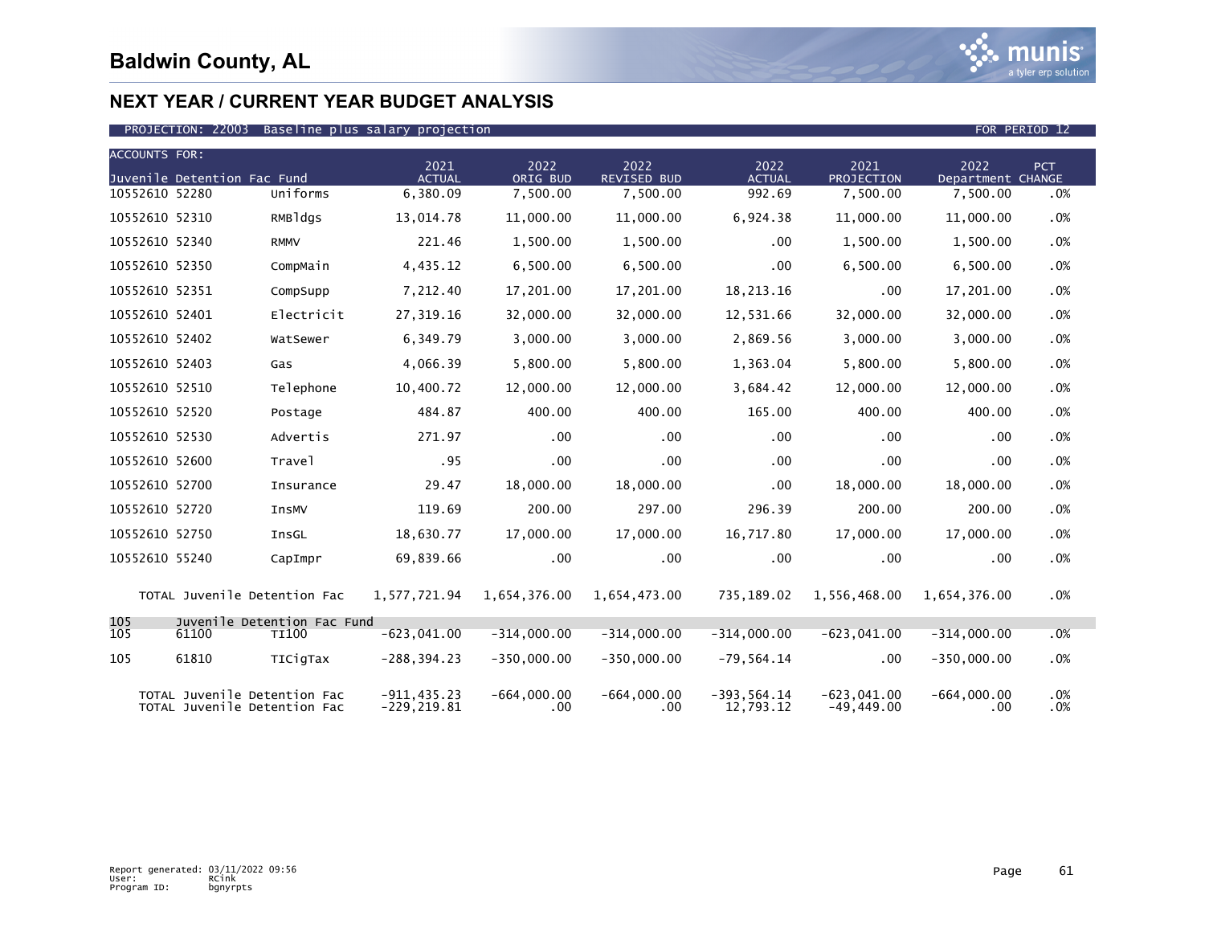# Baldwin County, AL

## NEXT YEAR / CURRENT YEAR BUDGET ANALYSIS

PROJECTION: 22003 Baseline plus salary projection — FOR PERIOD 12

| ACCOUNTS FOR: Juvenile Detention Fac Fund | | 2021 ACTUAL | 2022 ORIG BUD | 2022 REVISED BUD | 2022 ACTUAL | 2021 PROJECTION | 2022 Department | PCT CHANGE |
|---|---|---|---|---|---|---|---|---|
| 10552610 52280 | Uniforms | 6,380.09 | 7,500.00 | 7,500.00 | 992.69 | 7,500.00 | 7,500.00 | .0% |
| 10552610 52310 | RMBldgs | 13,014.78 | 11,000.00 | 11,000.00 | 6,924.38 | 11,000.00 | 11,000.00 | .0% |
| 10552610 52340 | RMMV | 221.46 | 1,500.00 | 1,500.00 | .00 | 1,500.00 | 1,500.00 | .0% |
| 10552610 52350 | CompMain | 4,435.12 | 6,500.00 | 6,500.00 | .00 | 6,500.00 | 6,500.00 | .0% |
| 10552610 52351 | CompSupp | 7,212.40 | 17,201.00 | 17,201.00 | 18,213.16 | .00 | 17,201.00 | .0% |
| 10552610 52401 | Electricit | 27,319.16 | 32,000.00 | 32,000.00 | 12,531.66 | 32,000.00 | 32,000.00 | .0% |
| 10552610 52402 | WatSewer | 6,349.79 | 3,000.00 | 3,000.00 | 2,869.56 | 3,000.00 | 3,000.00 | .0% |
| 10552610 52403 | Gas | 4,066.39 | 5,800.00 | 5,800.00 | 1,363.04 | 5,800.00 | 5,800.00 | .0% |
| 10552610 52510 | Telephone | 10,400.72 | 12,000.00 | 12,000.00 | 3,684.42 | 12,000.00 | 12,000.00 | .0% |
| 10552610 52520 | Postage | 484.87 | 400.00 | 400.00 | 165.00 | 400.00 | 400.00 | .0% |
| 10552610 52530 | Advertis | 271.97 | .00 | .00 | .00 | .00 | .00 | .0% |
| 10552610 52600 | Travel | .95 | .00 | .00 | .00 | .00 | .00 | .0% |
| 10552610 52700 | Insurance | 29.47 | 18,000.00 | 18,000.00 | .00 | 18,000.00 | 18,000.00 | .0% |
| 10552610 52720 | InsMV | 119.69 | 200.00 | 297.00 | 296.39 | 200.00 | 200.00 | .0% |
| 10552610 52750 | InsGL | 18,630.77 | 17,000.00 | 17,000.00 | 16,717.80 | 17,000.00 | 17,000.00 | .0% |
| 10552610 55240 | CapImpr | 69,839.66 | .00 | .00 | .00 | .00 | .00 | .0% |
| TOTAL Juvenile Detention Fac | | 1,577,721.94 | 1,654,376.00 | 1,654,473.00 | 735,189.02 | 1,556,468.00 | 1,654,376.00 | .0% |
| 105 Juvenile Detention Fac Fund | | | | | | | | |
| 105 61100 | TI100 | -623,041.00 | -314,000.00 | -314,000.00 | -314,000.00 | -623,041.00 | -314,000.00 | .0% |
| 105 61810 | TICigTax | -288,394.23 | -350,000.00 | -350,000.00 | -79,564.14 | .00 | -350,000.00 | .0% |
| TOTAL Juvenile Detention Fac | | -911,435.23 | -664,000.00 | -664,000.00 | -393,564.14 | -623,041.00 | -664,000.00 | .0% |
| TOTAL Juvenile Detention Fac | | -229,219.81 | .00 | .00 | 12,793.12 | -49,449.00 | .00 | .0% |

Report generated: 03/11/2022 09:56
User: RCink
Program ID: bgnyrpts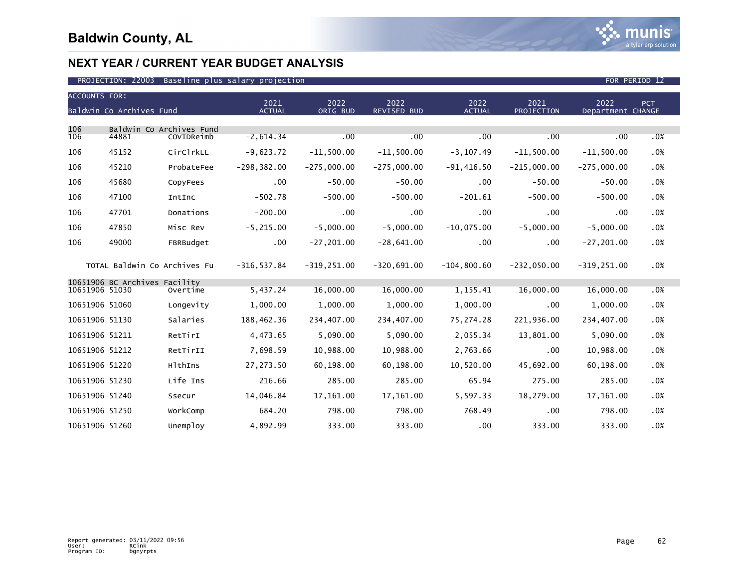# Baldwin County, AL

## NEXT YEAR / CURRENT YEAR BUDGET ANALYSIS

PROJECTION: 22003 Baseline plus salary projection — FOR PERIOD 12

| ACCOUNTS FOR: Baldwin Co Archives Fund | | | 2021 ACTUAL | 2022 ORIG BUD | 2022 REVISED BUD | 2022 ACTUAL | 2021 PROJECTION | 2022 Department | PCT CHANGE |
|---|---|---|---|---|---|---|---|---|---|
| 106 | Baldwin Co Archives Fund | | | | | | | | |
| 106 | 44881 | COVIDReimb | -2,614.34 | .00 | .00 | .00 | .00 | .00 | .0% |
| 106 | 45152 | CirClrkLL | -9,623.72 | -11,500.00 | -11,500.00 | -3,107.49 | -11,500.00 | -11,500.00 | .0% |
| 106 | 45210 | ProbateFee | -298,382.00 | -275,000.00 | -275,000.00 | -91,416.50 | -215,000.00 | -275,000.00 | .0% |
| 106 | 45680 | CopyFees | .00 | -50.00 | -50.00 | .00 | -50.00 | -50.00 | .0% |
| 106 | 47100 | IntInc | -502.78 | -500.00 | -500.00 | -201.61 | -500.00 | -500.00 | .0% |
| 106 | 47701 | Donations | -200.00 | .00 | .00 | .00 | .00 | .00 | .0% |
| 106 | 47850 | Misc Rev | -5,215.00 | -5,000.00 | -5,000.00 | -10,075.00 | -5,000.00 | -5,000.00 | .0% |
| 106 | 49000 | FBRBudget | .00 | -27,201.00 | -28,641.00 | .00 | .00 | -27,201.00 | .0% |
| | TOTAL Baldwin Co Archives Fu | | -316,537.84 | -319,251.00 | -320,691.00 | -104,800.60 | -232,050.00 | -319,251.00 | .0% |
| 10651906 | BC Archives Facility | | | | | | | | |
| 10651906 | 51030 | Overtime | 5,437.24 | 16,000.00 | 16,000.00 | 1,155.41 | 16,000.00 | 16,000.00 | .0% |
| 10651906 | 51060 | Longevity | 1,000.00 | 1,000.00 | 1,000.00 | 1,000.00 | .00 | 1,000.00 | .0% |
| 10651906 | 51130 | Salaries | 188,462.36 | 234,407.00 | 234,407.00 | 75,274.28 | 221,936.00 | 234,407.00 | .0% |
| 10651906 | 51211 | RetTirI | 4,473.65 | 5,090.00 | 5,090.00 | 2,055.34 | 13,801.00 | 5,090.00 | .0% |
| 10651906 | 51212 | RetTirII | 7,698.59 | 10,988.00 | 10,988.00 | 2,763.66 | .00 | 10,988.00 | .0% |
| 10651906 | 51220 | HlthIns | 27,273.50 | 60,198.00 | 60,198.00 | 10,520.00 | 45,692.00 | 60,198.00 | .0% |
| 10651906 | 51230 | Life Ins | 216.66 | 285.00 | 285.00 | 65.94 | 275.00 | 285.00 | .0% |
| 10651906 | 51240 | Ssecur | 14,046.84 | 17,161.00 | 17,161.00 | 5,597.33 | 18,279.00 | 17,161.00 | .0% |
| 10651906 | 51250 | WorkComp | 684.20 | 798.00 | 798.00 | 768.49 | .00 | 798.00 | .0% |
| 10651906 | 51260 | Unemploy | 4,892.99 | 333.00 | 333.00 | .00 | 333.00 | 333.00 | .0% |

Report generated: 03/11/2022 09:56
User: RCink
Program ID: bgnyrpts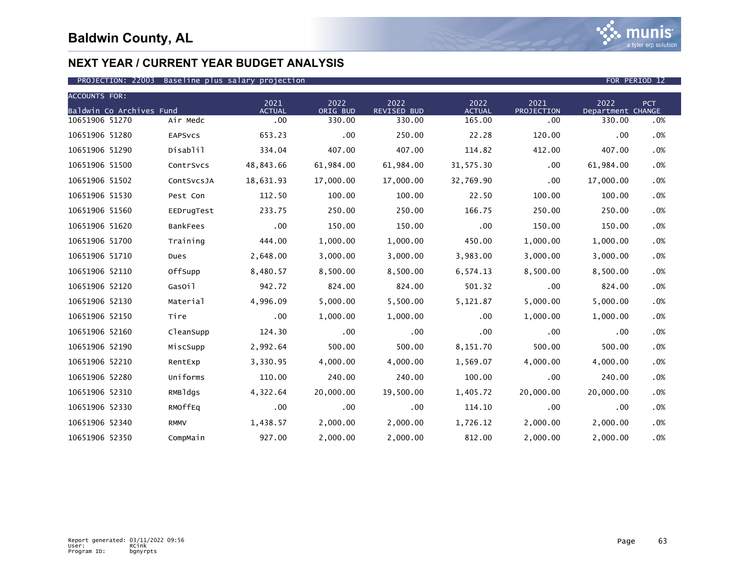# Baldwin County, AL

## NEXT YEAR / CURRENT YEAR BUDGET ANALYSIS

PROJECTION: 22003 Baseline plus salary projection FOR PERIOD 12

| ACCOUNTS FOR: Baldwin Co Archives Fund | | 2021 ACTUAL | 2022 ORIG BUD | 2022 REVISED BUD | 2022 ACTUAL | 2021 PROJECTION | 2022 Department | PCT CHANGE |
|---|---|---|---|---|---|---|---|---|
| 10651906 51270 | Air Medc | .00 | 330.00 | 330.00 | 165.00 | .00 | 330.00 | .0% |
| 10651906 51280 | EAPSvcs | 653.23 | .00 | 250.00 | 22.28 | 120.00 | .00 | .0% |
| 10651906 51290 | Disablil | 334.04 | 407.00 | 407.00 | 114.82 | 412.00 | 407.00 | .0% |
| 10651906 51500 | ContrSvcs | 48,843.66 | 61,984.00 | 61,984.00 | 31,575.30 | .00 | 61,984.00 | .0% |
| 10651906 51502 | ContSvcsJA | 18,631.93 | 17,000.00 | 17,000.00 | 32,769.90 | .00 | 17,000.00 | .0% |
| 10651906 51530 | Pest Con | 112.50 | 100.00 | 100.00 | 22.50 | 100.00 | 100.00 | .0% |
| 10651906 51560 | EEDrugTest | 233.75 | 250.00 | 250.00 | 166.75 | 250.00 | 250.00 | .0% |
| 10651906 51620 | BankFees | .00 | 150.00 | 150.00 | .00 | 150.00 | 150.00 | .0% |
| 10651906 51700 | Training | 444.00 | 1,000.00 | 1,000.00 | 450.00 | 1,000.00 | 1,000.00 | .0% |
| 10651906 51710 | Dues | 2,648.00 | 3,000.00 | 3,000.00 | 3,983.00 | 3,000.00 | 3,000.00 | .0% |
| 10651906 52110 | OffSupp | 8,480.57 | 8,500.00 | 8,500.00 | 6,574.13 | 8,500.00 | 8,500.00 | .0% |
| 10651906 52120 | GasOil | 942.72 | 824.00 | 824.00 | 501.32 | .00 | 824.00 | .0% |
| 10651906 52130 | Material | 4,996.09 | 5,000.00 | 5,500.00 | 5,121.87 | 5,000.00 | 5,000.00 | .0% |
| 10651906 52150 | Tire | .00 | 1,000.00 | 1,000.00 | .00 | 1,000.00 | 1,000.00 | .0% |
| 10651906 52160 | CleanSupp | 124.30 | .00 | .00 | .00 | .00 | .00 | .0% |
| 10651906 52190 | MiscSupp | 2,992.64 | 500.00 | 500.00 | 8,151.70 | 500.00 | 500.00 | .0% |
| 10651906 52210 | RentExp | 3,330.95 | 4,000.00 | 4,000.00 | 1,569.07 | 4,000.00 | 4,000.00 | .0% |
| 10651906 52280 | Uniforms | 110.00 | 240.00 | 240.00 | 100.00 | .00 | 240.00 | .0% |
| 10651906 52310 | RMBldgs | 4,322.64 | 20,000.00 | 19,500.00 | 1,405.72 | 20,000.00 | 20,000.00 | .0% |
| 10651906 52330 | RMOffEq | .00 | .00 | .00 | 114.10 | .00 | .00 | .0% |
| 10651906 52340 | RMMV | 1,438.57 | 2,000.00 | 2,000.00 | 1,726.12 | 2,000.00 | 2,000.00 | .0% |
| 10651906 52350 | CompMain | 927.00 | 2,000.00 | 2,000.00 | 812.00 | 2,000.00 | 2,000.00 | .0% |

Report generated: 03/11/2022 09:56
User: RCink
Program ID: bgnyrpts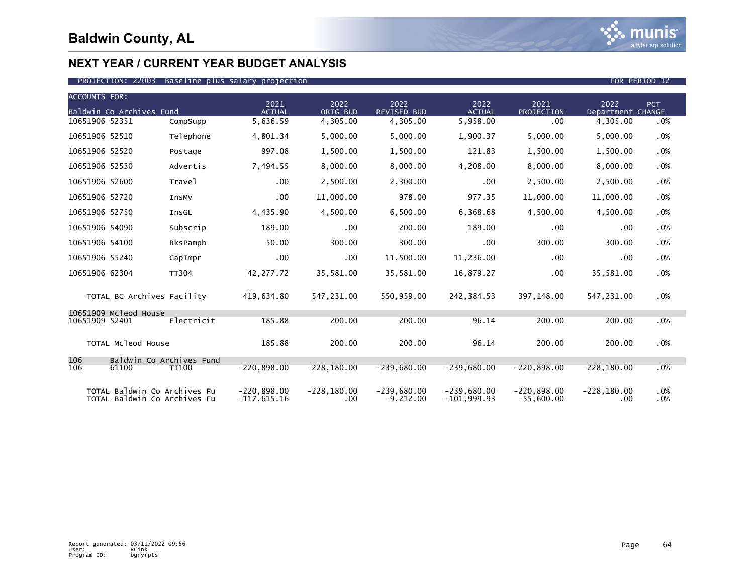# Baldwin County, AL

## NEXT YEAR / CURRENT YEAR BUDGET ANALYSIS

PROJECTION: 22003 Baseline plus salary projection — FOR PERIOD 12

| ACCOUNTS FOR: Baldwin Co Archives Fund | | 2021 ACTUAL | 2022 ORIG BUD | 2022 REVISED BUD | 2022 ACTUAL | 2021 PROJECTION | 2022 Department | PCT CHANGE |
|---|---|---|---|---|---|---|---|---|
| 10651906 52351 | CompSupp | 5,636.59 | 4,305.00 | 4,305.00 | 5,958.00 | .00 | 4,305.00 | .0% |
| 10651906 52510 | Telephone | 4,801.34 | 5,000.00 | 5,000.00 | 1,900.37 | 5,000.00 | 5,000.00 | .0% |
| 10651906 52520 | Postage | 997.08 | 1,500.00 | 1,500.00 | 121.83 | 1,500.00 | 1,500.00 | .0% |
| 10651906 52530 | Advertis | 7,494.55 | 8,000.00 | 8,000.00 | 4,208.00 | 8,000.00 | 8,000.00 | .0% |
| 10651906 52600 | Travel | .00 | 2,500.00 | 2,300.00 | .00 | 2,500.00 | 2,500.00 | .0% |
| 10651906 52720 | InsMV | .00 | 11,000.00 | 978.00 | 977.35 | 11,000.00 | 11,000.00 | .0% |
| 10651906 52750 | InsGL | 4,435.90 | 4,500.00 | 6,500.00 | 6,368.68 | 4,500.00 | 4,500.00 | .0% |
| 10651906 54090 | Subscrip | 189.00 | .00 | 200.00 | 189.00 | .00 | .00 | .0% |
| 10651906 54100 | BksPamph | 50.00 | 300.00 | 300.00 | .00 | 300.00 | 300.00 | .0% |
| 10651906 55240 | CapImpr | .00 | .00 | 11,500.00 | 11,236.00 | .00 | .00 | .0% |
| 10651906 62304 | TT304 | 42,277.72 | 35,581.00 | 35,581.00 | 16,879.27 | .00 | 35,581.00 | .0% |
| TOTAL BC Archives Facility | | 419,634.80 | 547,231.00 | 550,959.00 | 242,384.53 | 397,148.00 | 547,231.00 | .0% |
| 10651909 Mcleod House | | | | | | | | |
| 10651909 52401 | Electricit | 185.88 | 200.00 | 200.00 | 96.14 | 200.00 | 200.00 | .0% |
| TOTAL Mcleod House | | 185.88 | 200.00 | 200.00 | 96.14 | 200.00 | 200.00 | .0% |
| 106 Baldwin Co Archives Fund | | | | | | | | |
| 106 61100 | TI100 | -220,898.00 | -228,180.00 | -239,680.00 | -239,680.00 | -220,898.00 | -228,180.00 | .0% |
| TOTAL Baldwin Co Archives Fu | | -220,898.00 | -228,180.00 | -239,680.00 | -239,680.00 | -220,898.00 | -228,180.00 | .0% |
| TOTAL Baldwin Co Archives Fu | | -117,615.16 | .00 | -9,212.00 | -101,999.93 | -55,600.00 | .00 | .0% |

Report generated: 03/11/2022 09:56
User: RCink
Program ID: bgnyrpts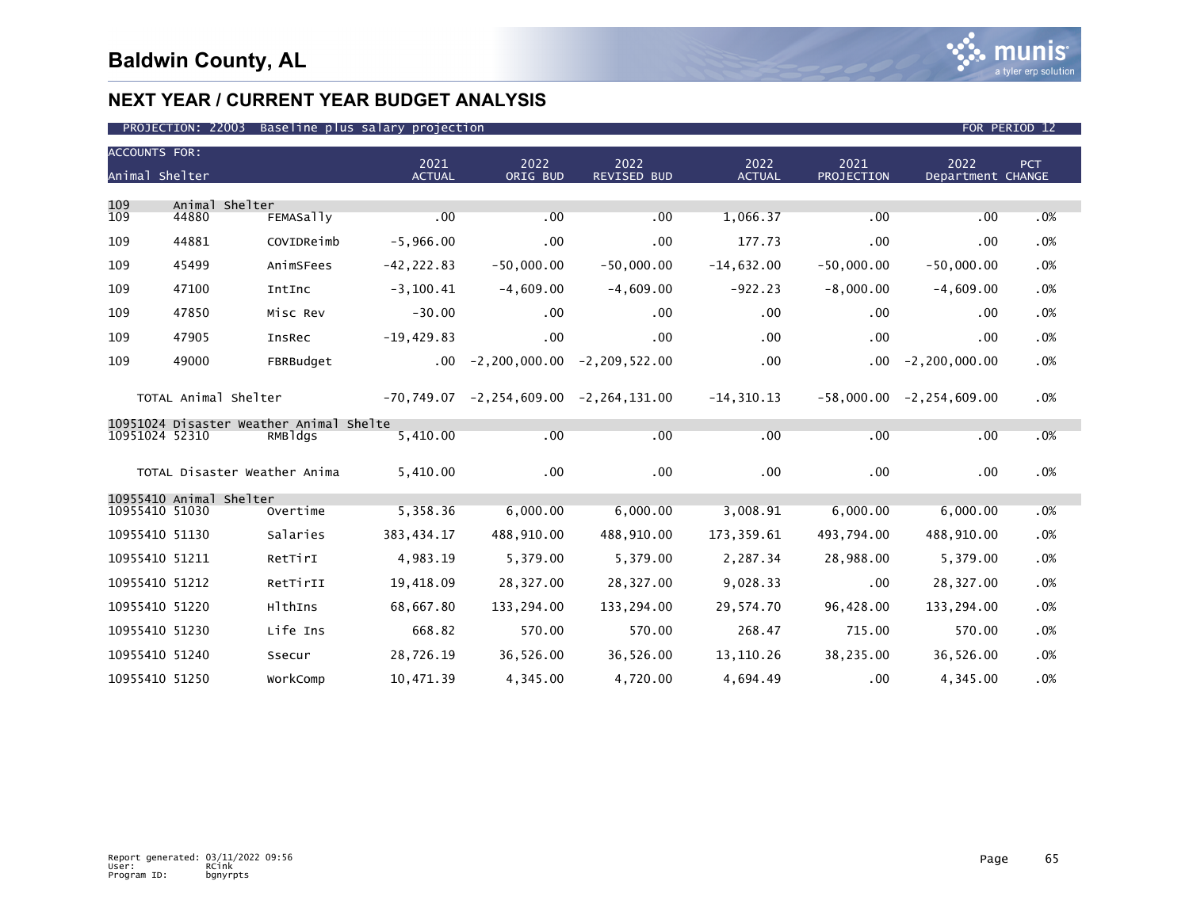# Baldwin County, AL

## NEXT YEAR / CURRENT YEAR BUDGET ANALYSIS

PROJECTION: 22003 Baseline plus salary projection — FOR PERIOD 12

| ACCOUNTS FOR: Animal Shelter | | | 2021 ACTUAL | 2022 ORIG BUD | 2022 REVISED BUD | 2022 ACTUAL | 2021 PROJECTION | 2022 Department | PCT CHANGE |
|---|---|---|---|---|---|---|---|---|---|
| **109** | **Animal Shelter** | | | | | | | | |
| 109 | 44880 | FEMASally | .00 | .00 | .00 | 1,066.37 | .00 | .00 | .0% |
| 109 | 44881 | COVIDReimb | -5,966.00 | .00 | .00 | 177.73 | .00 | .00 | .0% |
| 109 | 45499 | AnimSFees | -42,222.83 | -50,000.00 | -50,000.00 | -14,632.00 | -50,000.00 | -50,000.00 | .0% |
| 109 | 47100 | IntInc | -3,100.41 | -4,609.00 | -4,609.00 | -922.23 | -8,000.00 | -4,609.00 | .0% |
| 109 | 47850 | Misc Rev | -30.00 | .00 | .00 | .00 | .00 | .00 | .0% |
| 109 | 47905 | InsRec | -19,429.83 | .00 | .00 | .00 | .00 | .00 | .0% |
| 109 | 49000 | FBRBudget | .00 | -2,200,000.00 | -2,209,522.00 | .00 | .00 | -2,200,000.00 | .0% |
| | TOTAL Animal Shelter | | -70,749.07 | -2,254,609.00 | -2,264,131.00 | -14,310.13 | -58,000.00 | -2,254,609.00 | .0% |
| **10951024** | **Disaster Weather Animal Shelte** | | | | | | | | |
| 10951024 | 52310 | RMBldgs | 5,410.00 | .00 | .00 | .00 | .00 | .00 | .0% |
| | TOTAL Disaster Weather Anima | | 5,410.00 | .00 | .00 | .00 | .00 | .00 | .0% |
| **10955410** | **Animal Shelter** | | | | | | | | |
| 10955410 | 51030 | Overtime | 5,358.36 | 6,000.00 | 6,000.00 | 3,008.91 | 6,000.00 | 6,000.00 | .0% |
| 10955410 | 51130 | Salaries | 383,434.17 | 488,910.00 | 488,910.00 | 173,359.61 | 493,794.00 | 488,910.00 | .0% |
| 10955410 | 51211 | RetTirI | 4,983.19 | 5,379.00 | 5,379.00 | 2,287.34 | 28,988.00 | 5,379.00 | .0% |
| 10955410 | 51212 | RetTirII | 19,418.09 | 28,327.00 | 28,327.00 | 9,028.33 | .00 | 28,327.00 | .0% |
| 10955410 | 51220 | HlthIns | 68,667.80 | 133,294.00 | 133,294.00 | 29,574.70 | 96,428.00 | 133,294.00 | .0% |
| 10955410 | 51230 | Life Ins | 668.82 | 570.00 | 570.00 | 268.47 | 715.00 | 570.00 | .0% |
| 10955410 | 51240 | Ssecur | 28,726.19 | 36,526.00 | 36,526.00 | 13,110.26 | 38,235.00 | 36,526.00 | .0% |
| 10955410 | 51250 | WorkComp | 10,471.39 | 4,345.00 | 4,720.00 | 4,694.49 | .00 | 4,345.00 | .0% |

Report generated: 03/11/2022 09:56
User: RCink
Program ID: bgnyrpts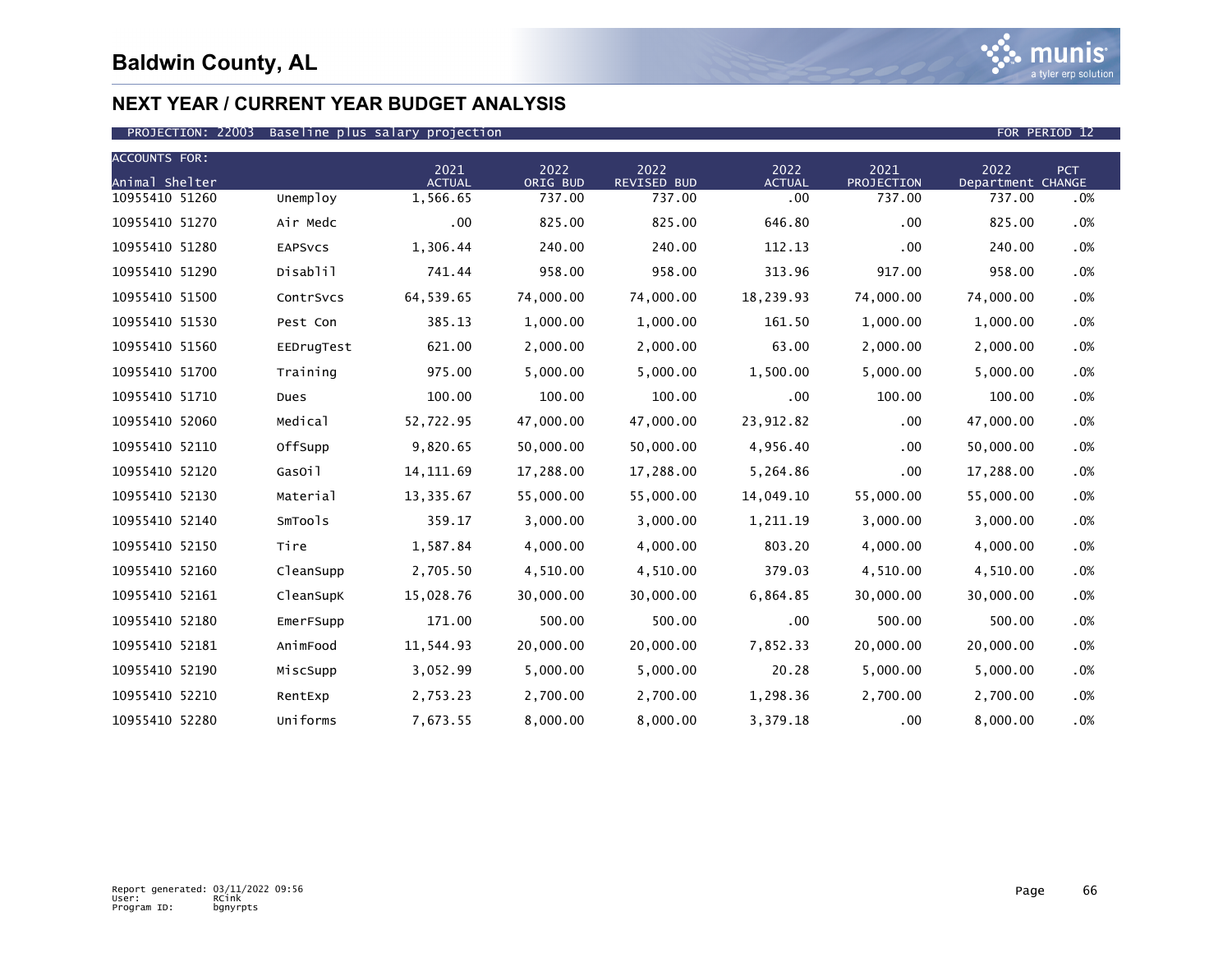# Baldwin County, AL

## NEXT YEAR / CURRENT YEAR BUDGET ANALYSIS

PROJECTION: 22003 Baseline plus salary projection FOR PERIOD 12

| ACCOUNTS FOR: Animal Shelter | | 2021 ACTUAL | 2022 ORIG BUD | 2022 REVISED BUD | 2022 ACTUAL | 2021 PROJECTION | 2022 Department | PCT CHANGE |
|---|---|---|---|---|---|---|---|---|
| 10955410 51260 | Unemploy | 1,566.65 | 737.00 | 737.00 | .00 | 737.00 | 737.00 | .0% |
| 10955410 51270 | Air Medc | .00 | 825.00 | 825.00 | 646.80 | .00 | 825.00 | .0% |
| 10955410 51280 | EAPSvcs | 1,306.44 | 240.00 | 240.00 | 112.13 | .00 | 240.00 | .0% |
| 10955410 51290 | Disablil | 741.44 | 958.00 | 958.00 | 313.96 | 917.00 | 958.00 | .0% |
| 10955410 51500 | ContrSvcs | 64,539.65 | 74,000.00 | 74,000.00 | 18,239.93 | 74,000.00 | 74,000.00 | .0% |
| 10955410 51530 | Pest Con | 385.13 | 1,000.00 | 1,000.00 | 161.50 | 1,000.00 | 1,000.00 | .0% |
| 10955410 51560 | EEDrugTest | 621.00 | 2,000.00 | 2,000.00 | 63.00 | 2,000.00 | 2,000.00 | .0% |
| 10955410 51700 | Training | 975.00 | 5,000.00 | 5,000.00 | 1,500.00 | 5,000.00 | 5,000.00 | .0% |
| 10955410 51710 | Dues | 100.00 | 100.00 | 100.00 | .00 | 100.00 | 100.00 | .0% |
| 10955410 52060 | Medical | 52,722.95 | 47,000.00 | 47,000.00 | 23,912.82 | .00 | 47,000.00 | .0% |
| 10955410 52110 | OffSupp | 9,820.65 | 50,000.00 | 50,000.00 | 4,956.40 | .00 | 50,000.00 | .0% |
| 10955410 52120 | GasOil | 14,111.69 | 17,288.00 | 17,288.00 | 5,264.86 | .00 | 17,288.00 | .0% |
| 10955410 52130 | Material | 13,335.67 | 55,000.00 | 55,000.00 | 14,049.10 | 55,000.00 | 55,000.00 | .0% |
| 10955410 52140 | SmTools | 359.17 | 3,000.00 | 3,000.00 | 1,211.19 | 3,000.00 | 3,000.00 | .0% |
| 10955410 52150 | Tire | 1,587.84 | 4,000.00 | 4,000.00 | 803.20 | 4,000.00 | 4,000.00 | .0% |
| 10955410 52160 | CleanSupp | 2,705.50 | 4,510.00 | 4,510.00 | 379.03 | 4,510.00 | 4,510.00 | .0% |
| 10955410 52161 | CleanSupK | 15,028.76 | 30,000.00 | 30,000.00 | 6,864.85 | 30,000.00 | 30,000.00 | .0% |
| 10955410 52180 | EmerFSupp | 171.00 | 500.00 | 500.00 | .00 | 500.00 | 500.00 | .0% |
| 10955410 52181 | AnimFood | 11,544.93 | 20,000.00 | 20,000.00 | 7,852.33 | 20,000.00 | 20,000.00 | .0% |
| 10955410 52190 | MiscSupp | 3,052.99 | 5,000.00 | 5,000.00 | 20.28 | 5,000.00 | 5,000.00 | .0% |
| 10955410 52210 | RentExp | 2,753.23 | 2,700.00 | 2,700.00 | 1,298.36 | 2,700.00 | 2,700.00 | .0% |
| 10955410 52280 | Uniforms | 7,673.55 | 8,000.00 | 8,000.00 | 3,379.18 | .00 | 8,000.00 | .0% |

Report generated: 03/11/2022 09:56
User: RCink
Program ID: bgnyrpts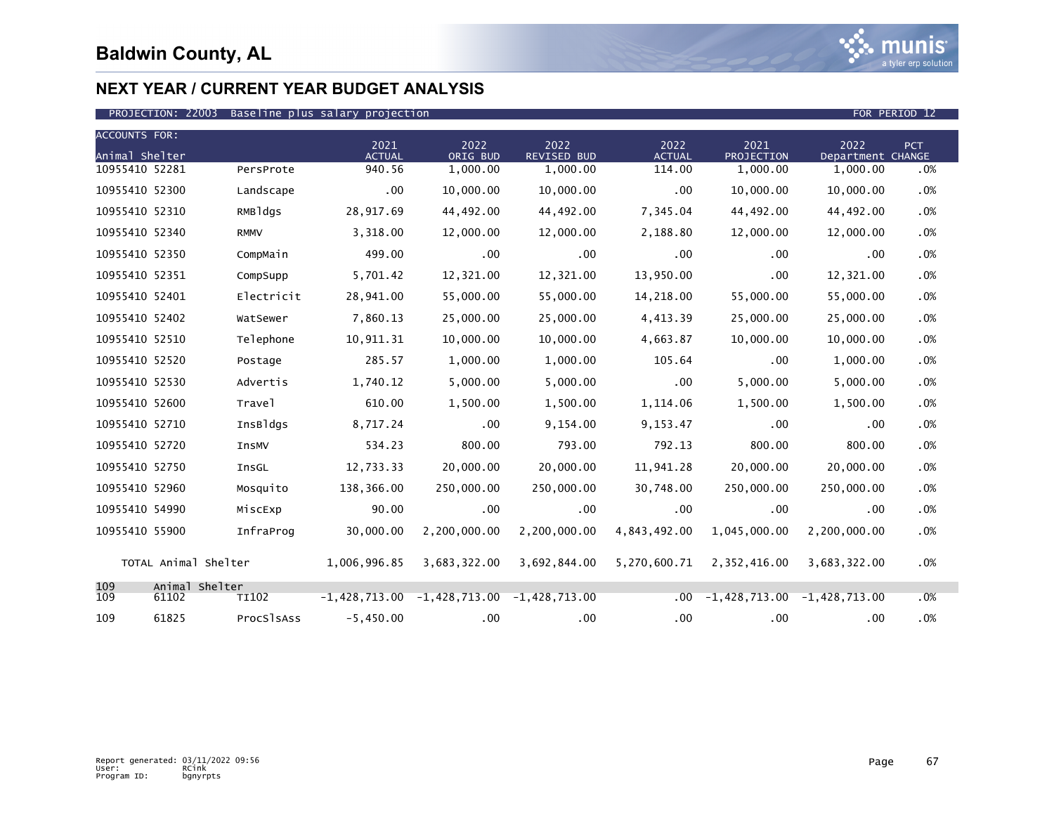# Baldwin County, AL

## NEXT YEAR / CURRENT YEAR BUDGET ANALYSIS

PROJECTION: 22003 Baseline plus salary projection FOR PERIOD 12

| ACCOUNTS FOR: Animal Shelter | | 2021 ACTUAL | 2022 ORIG BUD | 2022 REVISED BUD | 2022 ACTUAL | 2021 PROJECTION | 2022 Department | PCT CHANGE |
|---|---|---|---|---|---|---|---|---|
| 10955410 52281 | PersProte | 940.56 | 1,000.00 | 1,000.00 | 114.00 | 1,000.00 | 1,000.00 | .0% |
| 10955410 52300 | Landscape | .00 | 10,000.00 | 10,000.00 | .00 | 10,000.00 | 10,000.00 | .0% |
| 10955410 52310 | RMBldgs | 28,917.69 | 44,492.00 | 44,492.00 | 7,345.04 | 44,492.00 | 44,492.00 | .0% |
| 10955410 52340 | RMMV | 3,318.00 | 12,000.00 | 12,000.00 | 2,188.80 | 12,000.00 | 12,000.00 | .0% |
| 10955410 52350 | CompMain | 499.00 | .00 | .00 | .00 | .00 | .00 | .0% |
| 10955410 52351 | CompSupp | 5,701.42 | 12,321.00 | 12,321.00 | 13,950.00 | .00 | 12,321.00 | .0% |
| 10955410 52401 | Electricit | 28,941.00 | 55,000.00 | 55,000.00 | 14,218.00 | 55,000.00 | 55,000.00 | .0% |
| 10955410 52402 | WatSewer | 7,860.13 | 25,000.00 | 25,000.00 | 4,413.39 | 25,000.00 | 25,000.00 | .0% |
| 10955410 52510 | Telephone | 10,911.31 | 10,000.00 | 10,000.00 | 4,663.87 | 10,000.00 | 10,000.00 | .0% |
| 10955410 52520 | Postage | 285.57 | 1,000.00 | 1,000.00 | 105.64 | .00 | 1,000.00 | .0% |
| 10955410 52530 | Advertis | 1,740.12 | 5,000.00 | 5,000.00 | .00 | 5,000.00 | 5,000.00 | .0% |
| 10955410 52600 | Travel | 610.00 | 1,500.00 | 1,500.00 | 1,114.06 | 1,500.00 | 1,500.00 | .0% |
| 10955410 52710 | InsBldgs | 8,717.24 | .00 | 9,154.00 | 9,153.47 | .00 | .00 | .0% |
| 10955410 52720 | InsMV | 534.23 | 800.00 | 793.00 | 792.13 | 800.00 | 800.00 | .0% |
| 10955410 52750 | InsGL | 12,733.33 | 20,000.00 | 20,000.00 | 11,941.28 | 20,000.00 | 20,000.00 | .0% |
| 10955410 52960 | Mosquito | 138,366.00 | 250,000.00 | 250,000.00 | 30,748.00 | 250,000.00 | 250,000.00 | .0% |
| 10955410 54990 | MiscExp | 90.00 | .00 | .00 | .00 | .00 | .00 | .0% |
| 10955410 55900 | InfraProg | 30,000.00 | 2,200,000.00 | 2,200,000.00 | 4,843,492.00 | 1,045,000.00 | 2,200,000.00 | .0% |
| TOTAL Animal Shelter | | 1,006,996.85 | 3,683,322.00 | 3,692,844.00 | 5,270,600.71 | 2,352,416.00 | 3,683,322.00 | .0% |
| 109 Animal Shelter | | | | | | | | |
| 109 61102 | TI102 | -1,428,713.00 | -1,428,713.00 | -1,428,713.00 | .00 | -1,428,713.00 | -1,428,713.00 | .0% |
| 109 61825 | ProcSlsAss | -5,450.00 | .00 | .00 | .00 | .00 | .00 | .0% |

Report generated: 03/11/2022 09:56
User: RCink
Program ID: bgnyrpts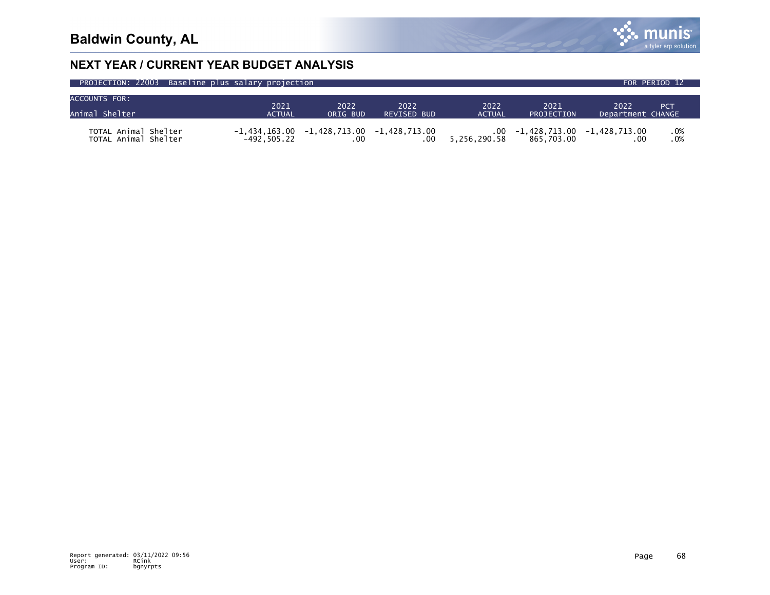# Baldwin County, AL

## NEXT YEAR / CURRENT YEAR BUDGET ANALYSIS

PROJECTION: 22003 Baseline plus salary projection — FOR PERIOD 12

| ACCOUNTS FOR: Animal Shelter | 2021 ACTUAL | 2022 ORIG BUD | 2022 REVISED BUD | 2022 ACTUAL | 2021 PROJECTION | 2022 Department | PCT CHANGE |
|---|---|---|---|---|---|---|---|
| TOTAL Animal Shelter | -1,434,163.00 | -1,428,713.00 | -1,428,713.00 | .00 | -1,428,713.00 | -1,428,713.00 | .0% |
| TOTAL Animal Shelter | -492,505.22 | .00 | .00 | 5,256,290.58 | 865,703.00 | .00 | .0% |

Report generated: 03/11/2022 09:56
User: RCink
Program ID: bgnyrpts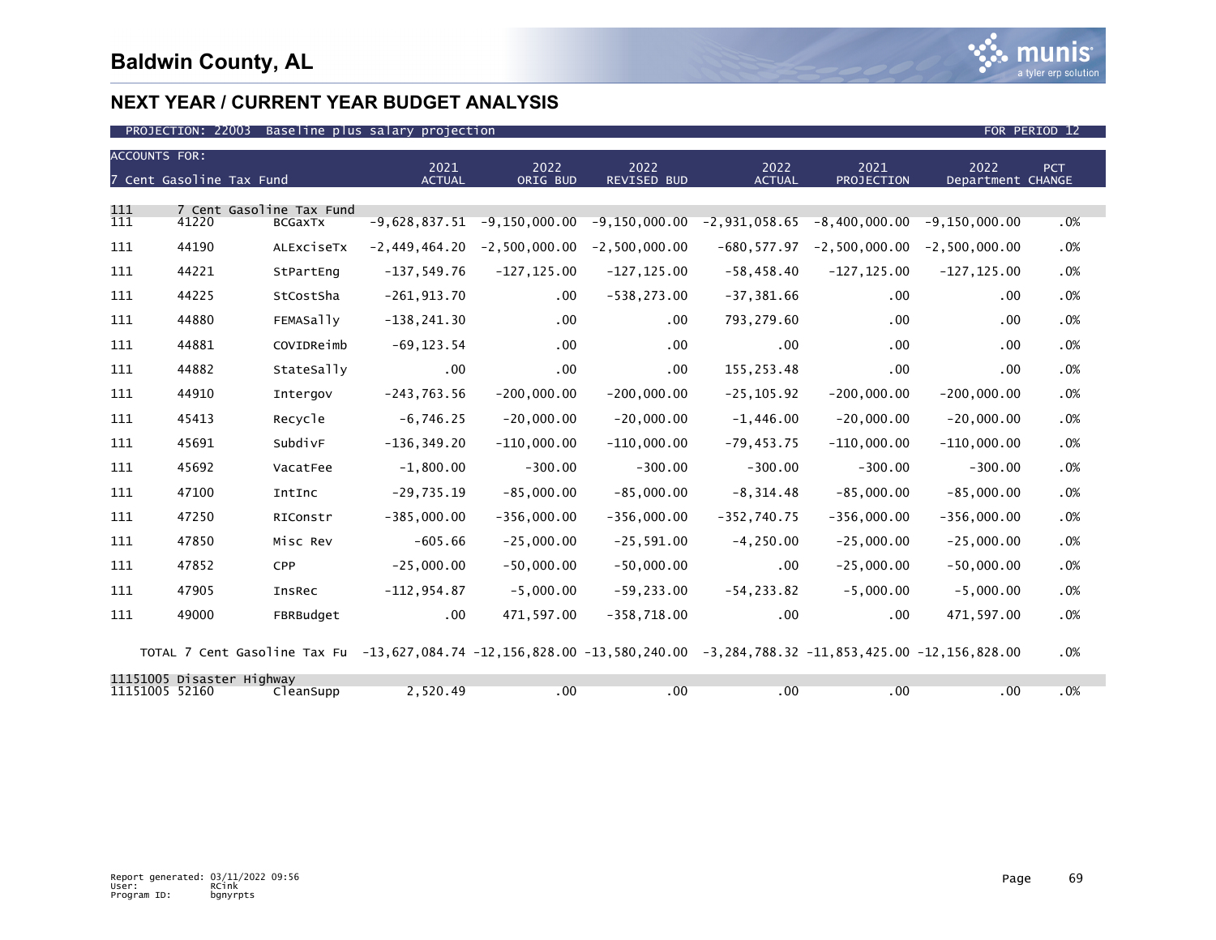# Baldwin County, AL

## NEXT YEAR / CURRENT YEAR BUDGET ANALYSIS

PROJECTION: 22003 Baseline plus salary projection — FOR PERIOD 12

| ACCOUNTS FOR: 7 Cent Gasoline Tax Fund | | | 2021 ACTUAL | 2022 ORIG BUD | 2022 REVISED BUD | 2022 ACTUAL | 2021 PROJECTION | 2022 Department | PCT CHANGE |
|---|---|---|---|---|---|---|---|---|---|
| 111 | 7 Cent Gasoline Tax Fund | | | | | | | | |
| 111 | 41220 | BCGaxTx | -9,628,837.51 | -9,150,000.00 | -9,150,000.00 | -2,931,058.65 | -8,400,000.00 | -9,150,000.00 | .0% |
| 111 | 44190 | ALExciseTx | -2,449,464.20 | -2,500,000.00 | -2,500,000.00 | -680,577.97 | -2,500,000.00 | -2,500,000.00 | .0% |
| 111 | 44221 | StPartEng | -137,549.76 | -127,125.00 | -127,125.00 | -58,458.40 | -127,125.00 | -127,125.00 | .0% |
| 111 | 44225 | StCostSha | -261,913.70 | .00 | -538,273.00 | -37,381.66 | .00 | .00 | .0% |
| 111 | 44880 | FEMASally | -138,241.30 | .00 | .00 | 793,279.60 | .00 | .00 | .0% |
| 111 | 44881 | COVIDReimb | -69,123.54 | .00 | .00 | .00 | .00 | .00 | .0% |
| 111 | 44882 | StateSally | .00 | .00 | .00 | 155,253.48 | .00 | .00 | .0% |
| 111 | 44910 | Intergov | -243,763.56 | -200,000.00 | -200,000.00 | -25,105.92 | -200,000.00 | -200,000.00 | .0% |
| 111 | 45413 | Recycle | -6,746.25 | -20,000.00 | -20,000.00 | -1,446.00 | -20,000.00 | -20,000.00 | .0% |
| 111 | 45691 | SubdivF | -136,349.20 | -110,000.00 | -110,000.00 | -79,453.75 | -110,000.00 | -110,000.00 | .0% |
| 111 | 45692 | VacatFee | -1,800.00 | -300.00 | -300.00 | -300.00 | -300.00 | -300.00 | .0% |
| 111 | 47100 | IntInc | -29,735.19 | -85,000.00 | -85,000.00 | -8,314.48 | -85,000.00 | -85,000.00 | .0% |
| 111 | 47250 | RIConstr | -385,000.00 | -356,000.00 | -356,000.00 | -352,740.75 | -356,000.00 | -356,000.00 | .0% |
| 111 | 47850 | Misc Rev | -605.66 | -25,000.00 | -25,591.00 | -4,250.00 | -25,000.00 | -25,000.00 | .0% |
| 111 | 47852 | CPP | -25,000.00 | -50,000.00 | -50,000.00 | .00 | -25,000.00 | -50,000.00 | .0% |
| 111 | 47905 | InsRec | -112,954.87 | -5,000.00 | -59,233.00 | -54,233.82 | -5,000.00 | -5,000.00 | .0% |
| 111 | 49000 | FBRBudget | .00 | 471,597.00 | -358,718.00 | .00 | .00 | 471,597.00 | .0% |
| | TOTAL 7 Cent Gasoline Tax Fu | | -13,627,084.74 | -12,156,828.00 | -13,580,240.00 | -3,284,788.32 | -11,853,425.00 | -12,156,828.00 | .0% |
| 11151005 | Disaster Highway | | | | | | | | |
| 11151005 | 52160 | CleanSupp | 2,520.49 | .00 | .00 | .00 | .00 | .00 | .0% |

Report generated: 03/11/2022 09:56
User: RCink
Program ID: bgnyrpts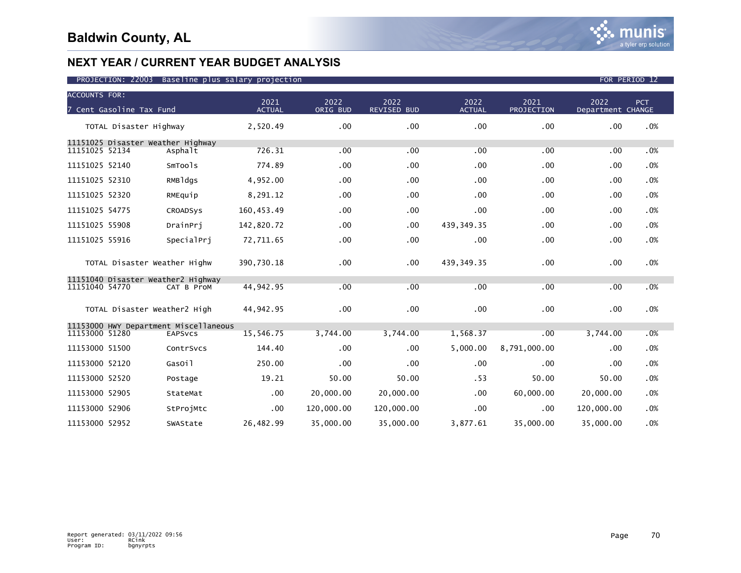# Baldwin County, AL

## NEXT YEAR / CURRENT YEAR BUDGET ANALYSIS

PROJECTION: 22003 Baseline plus salary projection FOR PERIOD 12

| ACCOUNTS FOR: 7 Cent Gasoline Tax Fund | | 2021 ACTUAL | 2022 ORIG BUD | 2022 REVISED BUD | 2022 ACTUAL | 2021 PROJECTION | 2022 Department | PCT CHANGE |
|---|---|---|---|---|---|---|---|---|
| TOTAL Disaster Highway | | 2,520.49 | .00 | .00 | .00 | .00 | .00 | .0% |
| **11151025 Disaster Weather Highway** | | | | | | | | |
| 11151025 52134 | Asphalt | 726.31 | .00 | .00 | .00 | .00 | .00 | .0% |
| 11151025 52140 | SmTools | 774.89 | .00 | .00 | .00 | .00 | .00 | .0% |
| 11151025 52310 | RMBldgs | 4,952.00 | .00 | .00 | .00 | .00 | .00 | .0% |
| 11151025 52320 | RMEquip | 8,291.12 | .00 | .00 | .00 | .00 | .00 | .0% |
| 11151025 54775 | CROADSys | 160,453.49 | .00 | .00 | .00 | .00 | .00 | .0% |
| 11151025 55908 | DrainPrj | 142,820.72 | .00 | .00 | 439,349.35 | .00 | .00 | .0% |
| 11151025 55916 | SpecialPrj | 72,711.65 | .00 | .00 | .00 | .00 | .00 | .0% |
| TOTAL Disaster Weather Highw | | 390,730.18 | .00 | .00 | 439,349.35 | .00 | .00 | .0% |
| **11151040 Disaster Weather2 Highway** | | | | | | | | |
| 11151040 54770 | CAT B ProM | 44,942.95 | .00 | .00 | .00 | .00 | .00 | .0% |
| TOTAL Disaster Weather2 High | | 44,942.95 | .00 | .00 | .00 | .00 | .00 | .0% |
| **11153000 HWY Department Miscellaneous** | | | | | | | | |
| 11153000 51280 | EAPSvcs | 15,546.75 | 3,744.00 | 3,744.00 | 1,568.37 | .00 | 3,744.00 | .0% |
| 11153000 51500 | ContrSvcs | 144.40 | .00 | .00 | 5,000.00 | 8,791,000.00 | .00 | .0% |
| 11153000 52120 | GasOil | 250.00 | .00 | .00 | .00 | .00 | .00 | .0% |
| 11153000 52520 | Postage | 19.21 | 50.00 | 50.00 | .53 | 50.00 | 50.00 | .0% |
| 11153000 52905 | StateMat | .00 | 20,000.00 | 20,000.00 | .00 | 60,000.00 | 20,000.00 | .0% |
| 11153000 52906 | StProjMtc | .00 | 120,000.00 | 120,000.00 | .00 | .00 | 120,000.00 | .0% |
| 11153000 52952 | SWAState | 26,482.99 | 35,000.00 | 35,000.00 | 3,877.61 | 35,000.00 | 35,000.00 | .0% |

Report generated: 03/11/2022 09:56
User: RCink
Program ID: bgnyrpts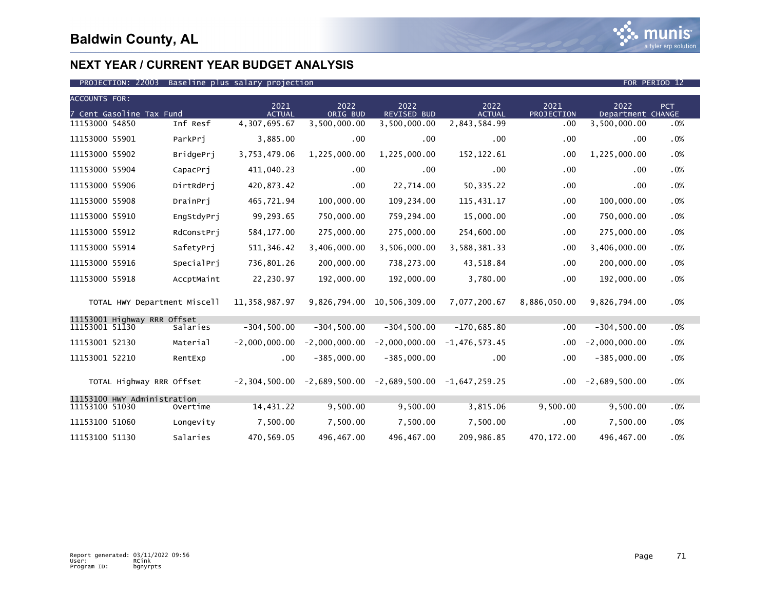# Baldwin County, AL

## NEXT YEAR / CURRENT YEAR BUDGET ANALYSIS

PROJECTION: 22003 Baseline plus salary projection — FOR PERIOD 12

| ACCOUNTS FOR: 7 Cent Gasoline Tax Fund | | 2021 ACTUAL | 2022 ORIG BUD | 2022 REVISED BUD | 2022 ACTUAL | 2021 PROJECTION | 2022 Department | PCT CHANGE |
|---|---|---|---|---|---|---|---|---|
| 11153000 54850 | Inf Resf | 4,307,695.67 | 3,500,000.00 | 3,500,000.00 | 2,843,584.99 | .00 | 3,500,000.00 | .0% |
| 11153000 55901 | ParkPrj | 3,885.00 | .00 | .00 | .00 | .00 | .00 | .0% |
| 11153000 55902 | BridgePrj | 3,753,479.06 | 1,225,000.00 | 1,225,000.00 | 152,122.61 | .00 | 1,225,000.00 | .0% |
| 11153000 55904 | CapacPrj | 411,040.23 | .00 | .00 | .00 | .00 | .00 | .0% |
| 11153000 55906 | DirtRdPrj | 420,873.42 | .00 | 22,714.00 | 50,335.22 | .00 | .00 | .0% |
| 11153000 55908 | DrainPrj | 465,721.94 | 100,000.00 | 109,234.00 | 115,431.17 | .00 | 100,000.00 | .0% |
| 11153000 55910 | EngStdyPrj | 99,293.65 | 750,000.00 | 759,294.00 | 15,000.00 | .00 | 750,000.00 | .0% |
| 11153000 55912 | RdConstPrj | 584,177.00 | 275,000.00 | 275,000.00 | 254,600.00 | .00 | 275,000.00 | .0% |
| 11153000 55914 | SafetyPrj | 511,346.42 | 3,406,000.00 | 3,506,000.00 | 3,588,381.33 | .00 | 3,406,000.00 | .0% |
| 11153000 55916 | SpecialPrj | 736,801.26 | 200,000.00 | 738,273.00 | 43,518.84 | .00 | 200,000.00 | .0% |
| 11153000 55918 | AccptMaint | 22,230.97 | 192,000.00 | 192,000.00 | 3,780.00 | .00 | 192,000.00 | .0% |
| TOTAL HWY Department Miscell | | 11,358,987.97 | 9,826,794.00 | 10,506,309.00 | 7,077,200.67 | 8,886,050.00 | 9,826,794.00 | .0% |
| **11153001 Highway RRR Offset** | | | | | | | | |
| 11153001 51130 | Salaries | -304,500.00 | -304,500.00 | -304,500.00 | -170,685.80 | .00 | -304,500.00 | .0% |
| 11153001 52130 | Material | -2,000,000.00 | -2,000,000.00 | -2,000,000.00 | -1,476,573.45 | .00 | -2,000,000.00 | .0% |
| 11153001 52210 | RentExp | .00 | -385,000.00 | -385,000.00 | .00 | .00 | -385,000.00 | .0% |
| TOTAL Highway RRR Offset | | -2,304,500.00 | -2,689,500.00 | -2,689,500.00 | -1,647,259.25 | .00 | -2,689,500.00 | .0% |
| **11153100 HWY Administration** | | | | | | | | |
| 11153100 51030 | Overtime | 14,431.22 | 9,500.00 | 9,500.00 | 3,815.06 | 9,500.00 | 9,500.00 | .0% |
| 11153100 51060 | Longevity | 7,500.00 | 7,500.00 | 7,500.00 | 7,500.00 | .00 | 7,500.00 | .0% |
| 11153100 51130 | Salaries | 470,569.05 | 496,467.00 | 496,467.00 | 209,986.85 | 470,172.00 | 496,467.00 | .0% |

Report generated: 03/11/2022 09:56
User: RCink
Program ID: bgnyrpts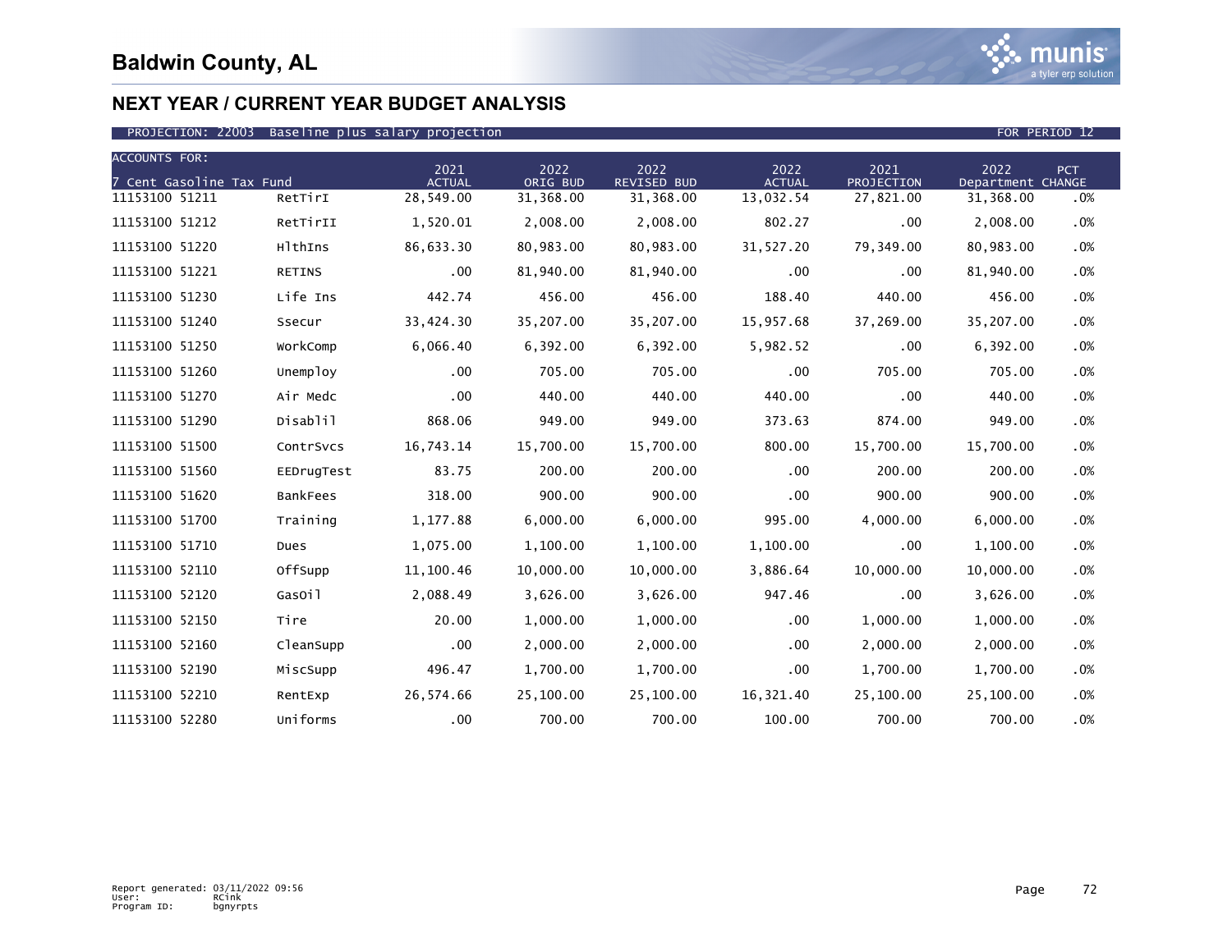# Baldwin County, AL

## NEXT YEAR / CURRENT YEAR BUDGET ANALYSIS

PROJECTION: 22003 Baseline plus salary projection FOR PERIOD 12

| ACCOUNTS FOR: 7 Cent Gasoline Tax Fund | | 2021 ACTUAL | 2022 ORIG BUD | 2022 REVISED BUD | 2022 ACTUAL | 2021 PROJECTION | 2022 Department | PCT CHANGE |
|---|---|---|---|---|---|---|---|---|
| 11153100 51211 | RetTirI | 28,549.00 | 31,368.00 | 31,368.00 | 13,032.54 | 27,821.00 | 31,368.00 | .0% |
| 11153100 51212 | RetTirII | 1,520.01 | 2,008.00 | 2,008.00 | 802.27 | .00 | 2,008.00 | .0% |
| 11153100 51220 | HlthIns | 86,633.30 | 80,983.00 | 80,983.00 | 31,527.20 | 79,349.00 | 80,983.00 | .0% |
| 11153100 51221 | RETINS | .00 | 81,940.00 | 81,940.00 | .00 | .00 | 81,940.00 | .0% |
| 11153100 51230 | Life Ins | 442.74 | 456.00 | 456.00 | 188.40 | 440.00 | 456.00 | .0% |
| 11153100 51240 | Ssecur | 33,424.30 | 35,207.00 | 35,207.00 | 15,957.68 | 37,269.00 | 35,207.00 | .0% |
| 11153100 51250 | WorkComp | 6,066.40 | 6,392.00 | 6,392.00 | 5,982.52 | .00 | 6,392.00 | .0% |
| 11153100 51260 | Unemploy | .00 | 705.00 | 705.00 | .00 | 705.00 | 705.00 | .0% |
| 11153100 51270 | Air Medc | .00 | 440.00 | 440.00 | 440.00 | .00 | 440.00 | .0% |
| 11153100 51290 | Disablil | 868.06 | 949.00 | 949.00 | 373.63 | 874.00 | 949.00 | .0% |
| 11153100 51500 | ContrSvcs | 16,743.14 | 15,700.00 | 15,700.00 | 800.00 | 15,700.00 | 15,700.00 | .0% |
| 11153100 51560 | EEDrugTest | 83.75 | 200.00 | 200.00 | .00 | 200.00 | 200.00 | .0% |
| 11153100 51620 | BankFees | 318.00 | 900.00 | 900.00 | .00 | 900.00 | 900.00 | .0% |
| 11153100 51700 | Training | 1,177.88 | 6,000.00 | 6,000.00 | 995.00 | 4,000.00 | 6,000.00 | .0% |
| 11153100 51710 | Dues | 1,075.00 | 1,100.00 | 1,100.00 | 1,100.00 | .00 | 1,100.00 | .0% |
| 11153100 52110 | OffSupp | 11,100.46 | 10,000.00 | 10,000.00 | 3,886.64 | 10,000.00 | 10,000.00 | .0% |
| 11153100 52120 | GasOil | 2,088.49 | 3,626.00 | 3,626.00 | 947.46 | .00 | 3,626.00 | .0% |
| 11153100 52150 | Tire | 20.00 | 1,000.00 | 1,000.00 | .00 | 1,000.00 | 1,000.00 | .0% |
| 11153100 52160 | CleanSupp | .00 | 2,000.00 | 2,000.00 | .00 | 2,000.00 | 2,000.00 | .0% |
| 11153100 52190 | MiscSupp | 496.47 | 1,700.00 | 1,700.00 | .00 | 1,700.00 | 1,700.00 | .0% |
| 11153100 52210 | RentExp | 26,574.66 | 25,100.00 | 25,100.00 | 16,321.40 | 25,100.00 | 25,100.00 | .0% |
| 11153100 52280 | Uniforms | .00 | 700.00 | 700.00 | 100.00 | 700.00 | 700.00 | .0% |

Report generated: 03/11/2022 09:56
User: RCink
Program ID: bgnyrpts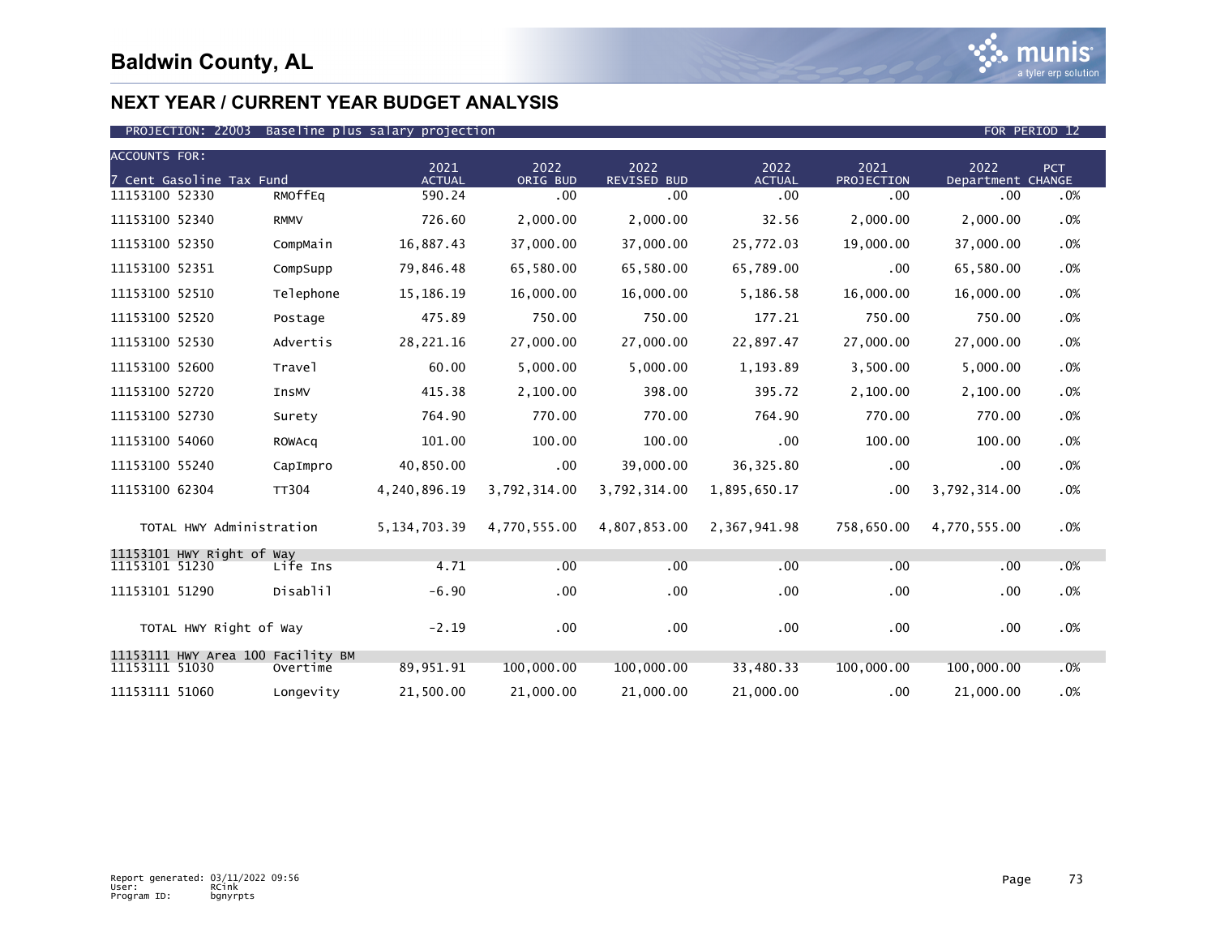# Baldwin County, AL

## NEXT YEAR / CURRENT YEAR BUDGET ANALYSIS

PROJECTION: 22003 Baseline plus salary projection — FOR PERIOD 12

| ACCOUNTS FOR: 7 Cent Gasoline Tax Fund | | 2021 ACTUAL | 2022 ORIG BUD | 2022 REVISED BUD | 2022 ACTUAL | 2021 PROJECTION | 2022 Department | PCT CHANGE |
|---|---|---|---|---|---|---|---|---|
| 11153100 52330 | RMOffEq | 590.24 | .00 | .00 | .00 | .00 | .00 | .0% |
| 11153100 52340 | RMMV | 726.60 | 2,000.00 | 2,000.00 | 32.56 | 2,000.00 | 2,000.00 | .0% |
| 11153100 52350 | CompMain | 16,887.43 | 37,000.00 | 37,000.00 | 25,772.03 | 19,000.00 | 37,000.00 | .0% |
| 11153100 52351 | CompSupp | 79,846.48 | 65,580.00 | 65,580.00 | 65,789.00 | .00 | 65,580.00 | .0% |
| 11153100 52510 | Telephone | 15,186.19 | 16,000.00 | 16,000.00 | 5,186.58 | 16,000.00 | 16,000.00 | .0% |
| 11153100 52520 | Postage | 475.89 | 750.00 | 750.00 | 177.21 | 750.00 | 750.00 | .0% |
| 11153100 52530 | Advertis | 28,221.16 | 27,000.00 | 27,000.00 | 22,897.47 | 27,000.00 | 27,000.00 | .0% |
| 11153100 52600 | Travel | 60.00 | 5,000.00 | 5,000.00 | 1,193.89 | 3,500.00 | 5,000.00 | .0% |
| 11153100 52720 | InsMV | 415.38 | 2,100.00 | 398.00 | 395.72 | 2,100.00 | 2,100.00 | .0% |
| 11153100 52730 | Surety | 764.90 | 770.00 | 770.00 | 764.90 | 770.00 | 770.00 | .0% |
| 11153100 54060 | ROWAcq | 101.00 | 100.00 | 100.00 | .00 | 100.00 | 100.00 | .0% |
| 11153100 55240 | CapImpro | 40,850.00 | .00 | 39,000.00 | 36,325.80 | .00 | .00 | .0% |
| 11153100 62304 | TT304 | 4,240,896.19 | 3,792,314.00 | 3,792,314.00 | 1,895,650.17 | .00 | 3,792,314.00 | .0% |
| TOTAL HWY Administration | | 5,134,703.39 | 4,770,555.00 | 4,807,853.00 | 2,367,941.98 | 758,650.00 | 4,770,555.00 | .0% |
| 11153101 HWY Right of Way | | | | | | | | |
| 11153101 51230 | Life Ins | 4.71 | .00 | .00 | .00 | .00 | .00 | .0% |
| 11153101 51290 | Disablil | -6.90 | .00 | .00 | .00 | .00 | .00 | .0% |
| TOTAL HWY Right of Way | | -2.19 | .00 | .00 | .00 | .00 | .00 | .0% |
| 11153111 HWY Area 100 Facility BM | | | | | | | | |
| 11153111 51030 | Overtime | 89,951.91 | 100,000.00 | 100,000.00 | 33,480.33 | 100,000.00 | 100,000.00 | .0% |
| 11153111 51060 | Longevity | 21,500.00 | 21,000.00 | 21,000.00 | 21,000.00 | .00 | 21,000.00 | .0% |

Report generated: 03/11/2022 09:56
User: RCink
Program ID: bgnyrpts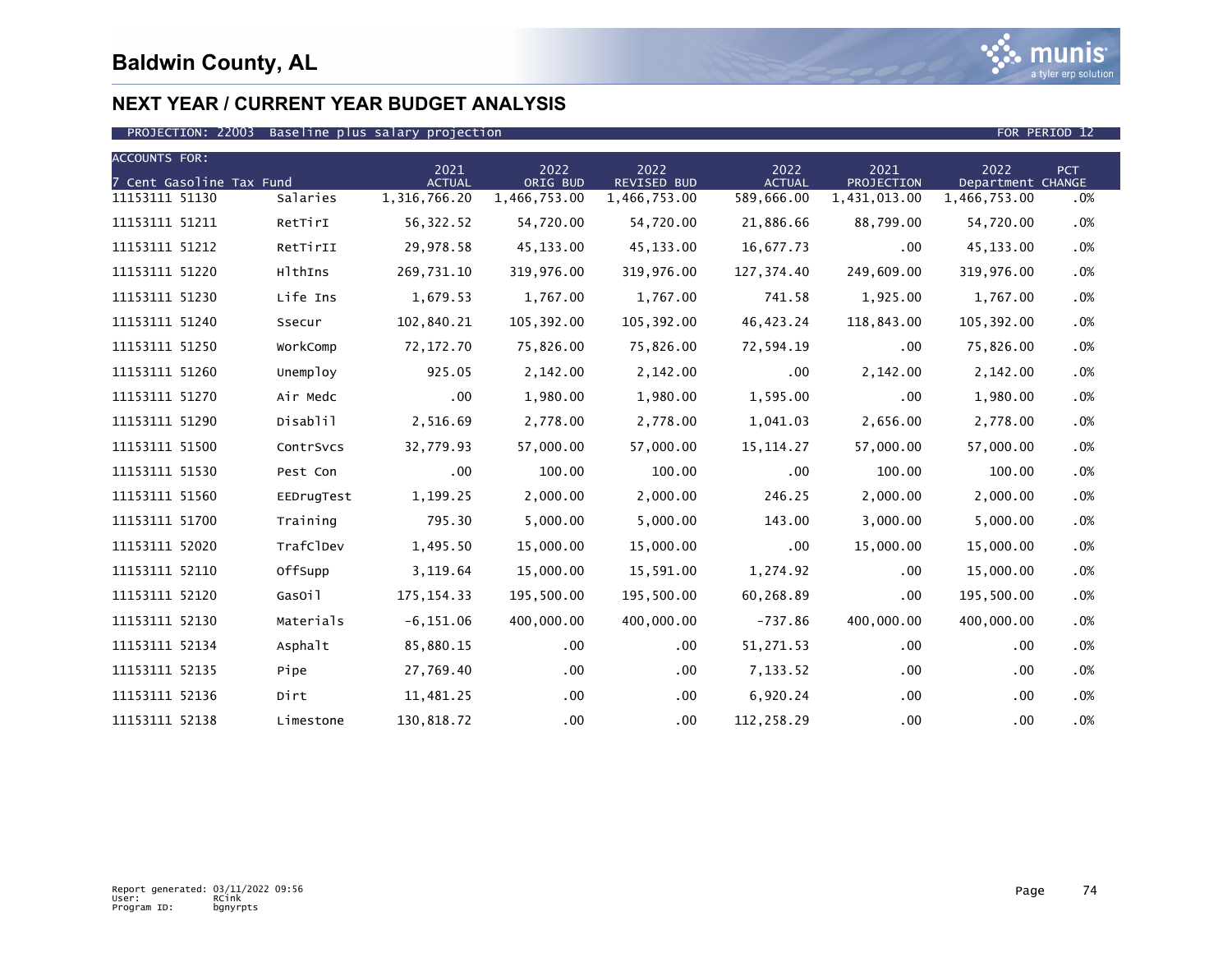# Baldwin County, AL

## NEXT YEAR / CURRENT YEAR BUDGET ANALYSIS

PROJECTION: 22003 Baseline plus salary projection FOR PERIOD 12

| ACCOUNTS FOR: 7 Cent Gasoline Tax Fund | | 2021 ACTUAL | 2022 ORIG BUD | 2022 REVISED BUD | 2022 ACTUAL | 2021 PROJECTION | 2022 Department | PCT CHANGE |
|---|---|---|---|---|---|---|---|---|
| 11153111 51130 | Salaries | 1,316,766.20 | 1,466,753.00 | 1,466,753.00 | 589,666.00 | 1,431,013.00 | 1,466,753.00 | .0% |
| 11153111 51211 | RetTirI | 56,322.52 | 54,720.00 | 54,720.00 | 21,886.66 | 88,799.00 | 54,720.00 | .0% |
| 11153111 51212 | RetTirII | 29,978.58 | 45,133.00 | 45,133.00 | 16,677.73 | .00 | 45,133.00 | .0% |
| 11153111 51220 | HlthIns | 269,731.10 | 319,976.00 | 319,976.00 | 127,374.40 | 249,609.00 | 319,976.00 | .0% |
| 11153111 51230 | Life Ins | 1,679.53 | 1,767.00 | 1,767.00 | 741.58 | 1,925.00 | 1,767.00 | .0% |
| 11153111 51240 | Ssecur | 102,840.21 | 105,392.00 | 105,392.00 | 46,423.24 | 118,843.00 | 105,392.00 | .0% |
| 11153111 51250 | WorkComp | 72,172.70 | 75,826.00 | 75,826.00 | 72,594.19 | .00 | 75,826.00 | .0% |
| 11153111 51260 | Unemploy | 925.05 | 2,142.00 | 2,142.00 | .00 | 2,142.00 | 2,142.00 | .0% |
| 11153111 51270 | Air Medc | .00 | 1,980.00 | 1,980.00 | 1,595.00 | .00 | 1,980.00 | .0% |
| 11153111 51290 | Disablil | 2,516.69 | 2,778.00 | 2,778.00 | 1,041.03 | 2,656.00 | 2,778.00 | .0% |
| 11153111 51500 | ContrSvcs | 32,779.93 | 57,000.00 | 57,000.00 | 15,114.27 | 57,000.00 | 57,000.00 | .0% |
| 11153111 51530 | Pest Con | .00 | 100.00 | 100.00 | .00 | 100.00 | 100.00 | .0% |
| 11153111 51560 | EEDrugTest | 1,199.25 | 2,000.00 | 2,000.00 | 246.25 | 2,000.00 | 2,000.00 | .0% |
| 11153111 51700 | Training | 795.30 | 5,000.00 | 5,000.00 | 143.00 | 3,000.00 | 5,000.00 | .0% |
| 11153111 52020 | TrafClDev | 1,495.50 | 15,000.00 | 15,000.00 | .00 | 15,000.00 | 15,000.00 | .0% |
| 11153111 52110 | OffSupp | 3,119.64 | 15,000.00 | 15,591.00 | 1,274.92 | .00 | 15,000.00 | .0% |
| 11153111 52120 | GasOil | 175,154.33 | 195,500.00 | 195,500.00 | 60,268.89 | .00 | 195,500.00 | .0% |
| 11153111 52130 | Materials | -6,151.06 | 400,000.00 | 400,000.00 | -737.86 | 400,000.00 | 400,000.00 | .0% |
| 11153111 52134 | Asphalt | 85,880.15 | .00 | .00 | 51,271.53 | .00 | .00 | .0% |
| 11153111 52135 | Pipe | 27,769.40 | .00 | .00 | 7,133.52 | .00 | .00 | .0% |
| 11153111 52136 | Dirt | 11,481.25 | .00 | .00 | 6,920.24 | .00 | .00 | .0% |
| 11153111 52138 | Limestone | 130,818.72 | .00 | .00 | 112,258.29 | .00 | .00 | .0% |

Report generated: 03/11/2022 09:56
User: RCink
Program ID: bgnyrpts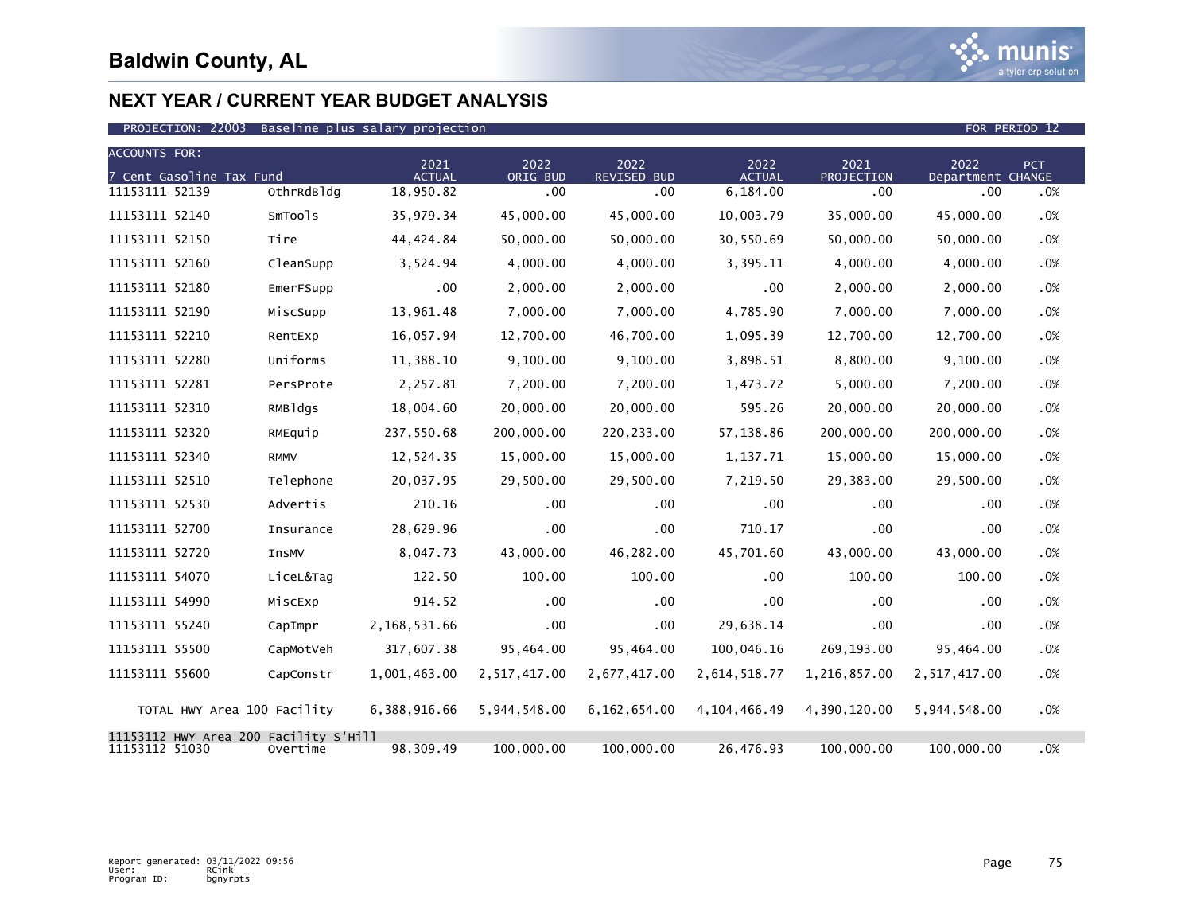# Baldwin County, AL

## NEXT YEAR / CURRENT YEAR BUDGET ANALYSIS

PROJECTION: 22003 Baseline plus salary projection FOR PERIOD 12

| ACCOUNTS FOR: 7 Cent Gasoline Tax Fund | | 2021 ACTUAL | 2022 ORIG BUD | 2022 REVISED BUD | 2022 ACTUAL | 2021 PROJECTION | 2022 Department | PCT CHANGE |
|---|---|---|---|---|---|---|---|---|
| 11153111 52139 | OthrRdBldg | 18,950.82 | .00 | .00 | 6,184.00 | .00 | .00 | .0% |
| 11153111 52140 | SmTools | 35,979.34 | 45,000.00 | 45,000.00 | 10,003.79 | 35,000.00 | 45,000.00 | .0% |
| 11153111 52150 | Tire | 44,424.84 | 50,000.00 | 50,000.00 | 30,550.69 | 50,000.00 | 50,000.00 | .0% |
| 11153111 52160 | CleanSupp | 3,524.94 | 4,000.00 | 4,000.00 | 3,395.11 | 4,000.00 | 4,000.00 | .0% |
| 11153111 52180 | EmerFSupp | .00 | 2,000.00 | 2,000.00 | .00 | 2,000.00 | 2,000.00 | .0% |
| 11153111 52190 | MiscSupp | 13,961.48 | 7,000.00 | 7,000.00 | 4,785.90 | 7,000.00 | 7,000.00 | .0% |
| 11153111 52210 | RentExp | 16,057.94 | 12,700.00 | 46,700.00 | 1,095.39 | 12,700.00 | 12,700.00 | .0% |
| 11153111 52280 | Uniforms | 11,388.10 | 9,100.00 | 9,100.00 | 3,898.51 | 8,800.00 | 9,100.00 | .0% |
| 11153111 52281 | PersProte | 2,257.81 | 7,200.00 | 7,200.00 | 1,473.72 | 5,000.00 | 7,200.00 | .0% |
| 11153111 52310 | RMBldgs | 18,004.60 | 20,000.00 | 20,000.00 | 595.26 | 20,000.00 | 20,000.00 | .0% |
| 11153111 52320 | RMEquip | 237,550.68 | 200,000.00 | 220,233.00 | 57,138.86 | 200,000.00 | 200,000.00 | .0% |
| 11153111 52340 | RMMV | 12,524.35 | 15,000.00 | 15,000.00 | 1,137.71 | 15,000.00 | 15,000.00 | .0% |
| 11153111 52510 | Telephone | 20,037.95 | 29,500.00 | 29,500.00 | 7,219.50 | 29,383.00 | 29,500.00 | .0% |
| 11153111 52530 | Advertis | 210.16 | .00 | .00 | .00 | .00 | .00 | .0% |
| 11153111 52700 | Insurance | 28,629.96 | .00 | .00 | 710.17 | .00 | .00 | .0% |
| 11153111 52720 | InsMV | 8,047.73 | 43,000.00 | 46,282.00 | 45,701.60 | 43,000.00 | 43,000.00 | .0% |
| 11153111 54070 | LiceL&Tag | 122.50 | 100.00 | 100.00 | .00 | 100.00 | 100.00 | .0% |
| 11153111 54990 | MiscExp | 914.52 | .00 | .00 | .00 | .00 | .00 | .0% |
| 11153111 55240 | CapImpr | 2,168,531.66 | .00 | .00 | 29,638.14 | .00 | .00 | .0% |
| 11153111 55500 | CapMotVeh | 317,607.38 | 95,464.00 | 95,464.00 | 100,046.16 | 269,193.00 | 95,464.00 | .0% |
| 11153111 55600 | CapConstr | 1,001,463.00 | 2,517,417.00 | 2,677,417.00 | 2,614,518.77 | 1,216,857.00 | 2,517,417.00 | .0% |
| TOTAL HWY Area 100 Facility | | 6,388,916.66 | 5,944,548.00 | 6,162,654.00 | 4,104,466.49 | 4,390,120.00 | 5,944,548.00 | .0% |
| 11153112 HWY Area 200 Facility S'Hill | | | | | | | | |
| 11153112 51030 | Overtime | 98,309.49 | 100,000.00 | 100,000.00 | 26,476.93 | 100,000.00 | 100,000.00 | .0% |

Report generated: 03/11/2022 09:56
User: RCink
Program ID: bgnyrpts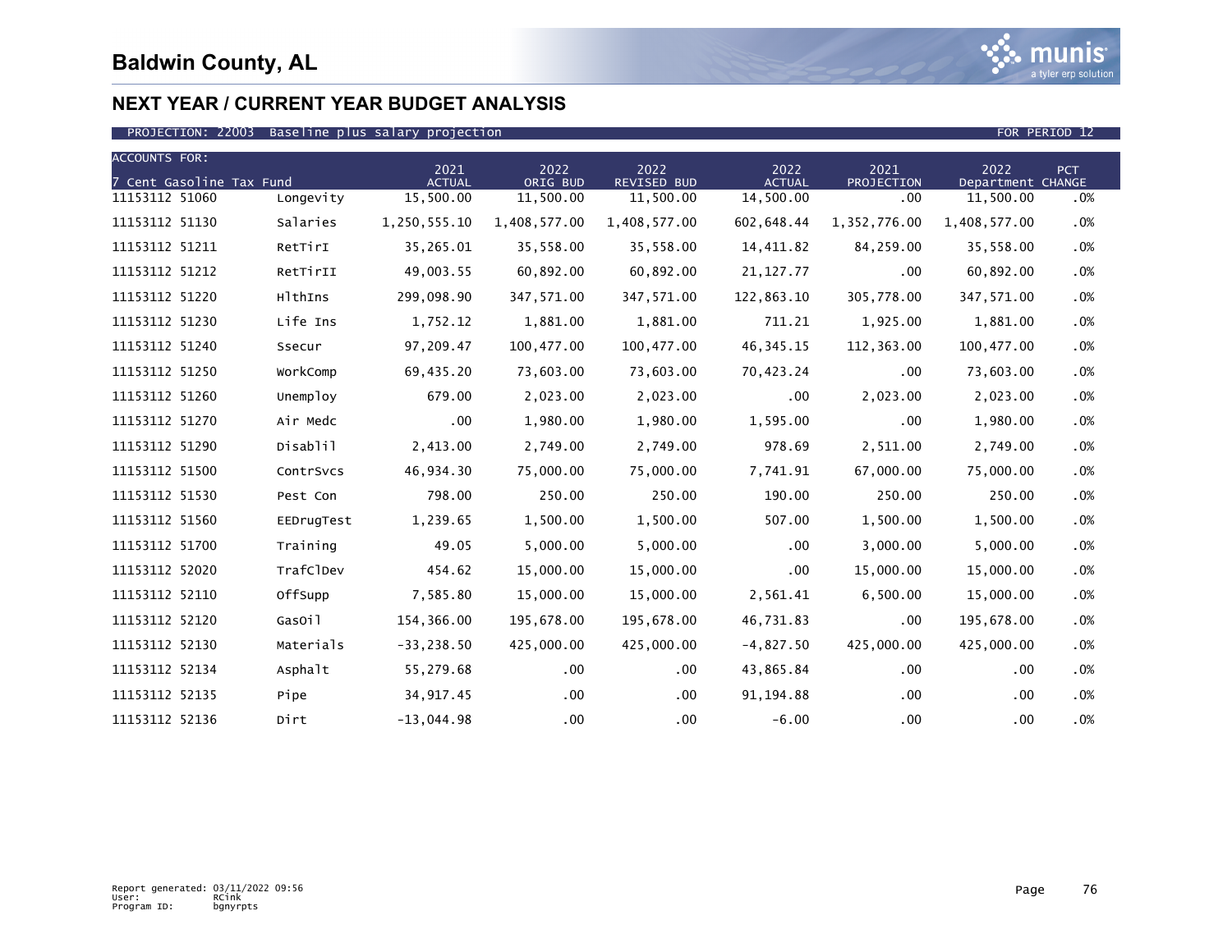# Baldwin County, AL

## NEXT YEAR / CURRENT YEAR BUDGET ANALYSIS

PROJECTION: 22003 Baseline plus salary projection FOR PERIOD 12

| ACCOUNTS FOR: 7 Cent Gasoline Tax Fund | | 2021 ACTUAL | 2022 ORIG BUD | 2022 REVISED BUD | 2022 ACTUAL | 2021 PROJECTION | 2022 Department | PCT CHANGE |
|---|---|---|---|---|---|---|---|---|
| 11153112 51060 | Longevity | 15,500.00 | 11,500.00 | 11,500.00 | 14,500.00 | .00 | 11,500.00 | .0% |
| 11153112 51130 | Salaries | 1,250,555.10 | 1,408,577.00 | 1,408,577.00 | 602,648.44 | 1,352,776.00 | 1,408,577.00 | .0% |
| 11153112 51211 | RetTirI | 35,265.01 | 35,558.00 | 35,558.00 | 14,411.82 | 84,259.00 | 35,558.00 | .0% |
| 11153112 51212 | RetTirII | 49,003.55 | 60,892.00 | 60,892.00 | 21,127.77 | .00 | 60,892.00 | .0% |
| 11153112 51220 | HlthIns | 299,098.90 | 347,571.00 | 347,571.00 | 122,863.10 | 305,778.00 | 347,571.00 | .0% |
| 11153112 51230 | Life Ins | 1,752.12 | 1,881.00 | 1,881.00 | 711.21 | 1,925.00 | 1,881.00 | .0% |
| 11153112 51240 | Ssecur | 97,209.47 | 100,477.00 | 100,477.00 | 46,345.15 | 112,363.00 | 100,477.00 | .0% |
| 11153112 51250 | WorkComp | 69,435.20 | 73,603.00 | 73,603.00 | 70,423.24 | .00 | 73,603.00 | .0% |
| 11153112 51260 | Unemploy | 679.00 | 2,023.00 | 2,023.00 | .00 | 2,023.00 | 2,023.00 | .0% |
| 11153112 51270 | Air Medc | .00 | 1,980.00 | 1,980.00 | 1,595.00 | .00 | 1,980.00 | .0% |
| 11153112 51290 | Disablil | 2,413.00 | 2,749.00 | 2,749.00 | 978.69 | 2,511.00 | 2,749.00 | .0% |
| 11153112 51500 | ContrSvcs | 46,934.30 | 75,000.00 | 75,000.00 | 7,741.91 | 67,000.00 | 75,000.00 | .0% |
| 11153112 51530 | Pest Con | 798.00 | 250.00 | 250.00 | 190.00 | 250.00 | 250.00 | .0% |
| 11153112 51560 | EEDrugTest | 1,239.65 | 1,500.00 | 1,500.00 | 507.00 | 1,500.00 | 1,500.00 | .0% |
| 11153112 51700 | Training | 49.05 | 5,000.00 | 5,000.00 | .00 | 3,000.00 | 5,000.00 | .0% |
| 11153112 52020 | TrafClDev | 454.62 | 15,000.00 | 15,000.00 | .00 | 15,000.00 | 15,000.00 | .0% |
| 11153112 52110 | OffSupp | 7,585.80 | 15,000.00 | 15,000.00 | 2,561.41 | 6,500.00 | 15,000.00 | .0% |
| 11153112 52120 | GasOil | 154,366.00 | 195,678.00 | 195,678.00 | 46,731.83 | .00 | 195,678.00 | .0% |
| 11153112 52130 | Materials | -33,238.50 | 425,000.00 | 425,000.00 | -4,827.50 | 425,000.00 | 425,000.00 | .0% |
| 11153112 52134 | Asphalt | 55,279.68 | .00 | .00 | 43,865.84 | .00 | .00 | .0% |
| 11153112 52135 | Pipe | 34,917.45 | .00 | .00 | 91,194.88 | .00 | .00 | .0% |
| 11153112 52136 | Dirt | -13,044.98 | .00 | .00 | -6.00 | .00 | .00 | .0% |

Report generated: 03/11/2022 09:56
User: RCink
Program ID: bgnyrpts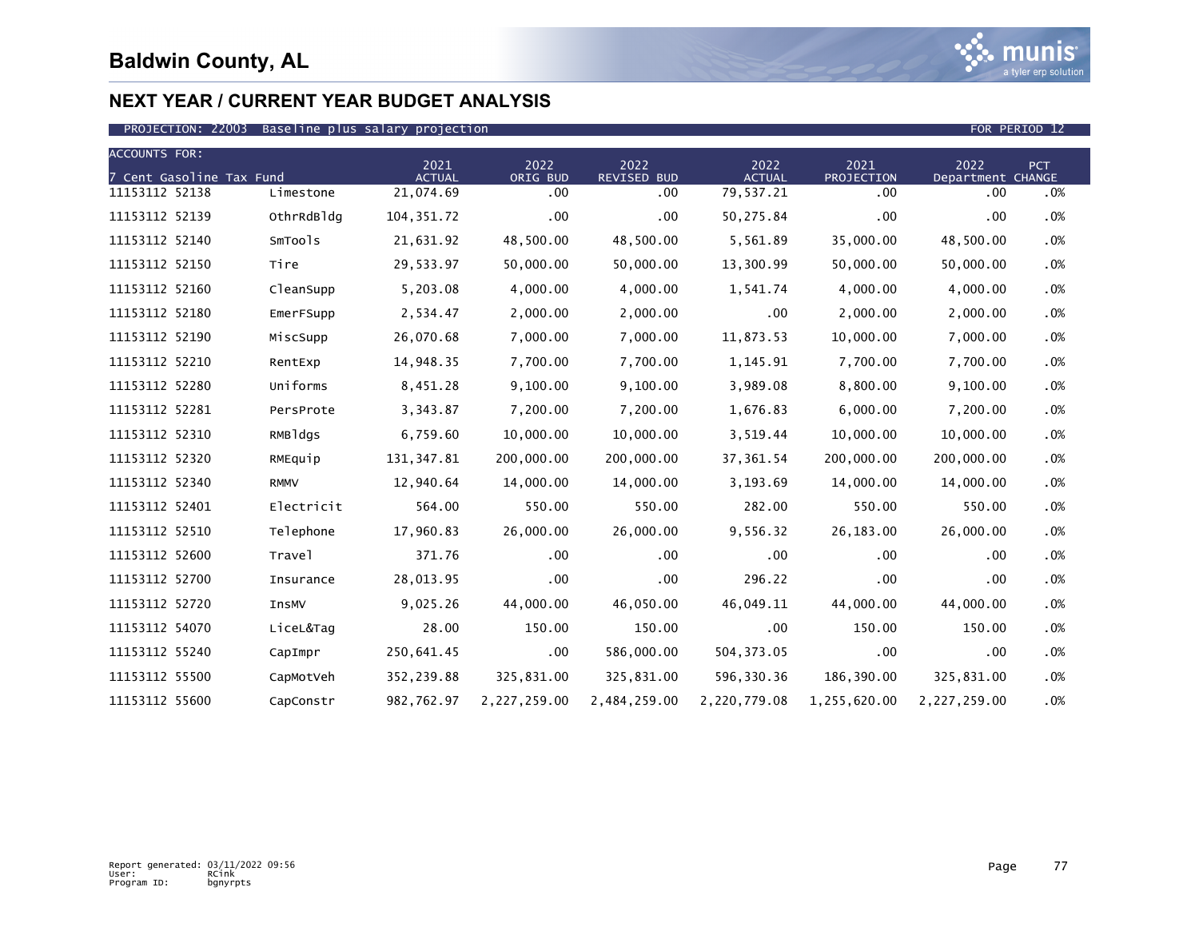## Baldwin County, AL

## NEXT YEAR / CURRENT YEAR BUDGET ANALYSIS

PROJECTION: 22003 Baseline plus salary projection FOR PERIOD 12

| ACCOUNTS FOR: 7 Cent Gasoline Tax Fund | | 2021 ACTUAL | 2022 ORIG BUD | 2022 REVISED BUD | 2022 ACTUAL | 2021 PROJECTION | 2022 Department | PCT CHANGE |
|---|---|---|---|---|---|---|---|---|
| 11153112 52138 | Limestone | 21,074.69 | .00 | .00 | 79,537.21 | .00 | .00 | .0% |
| 11153112 52139 | OthrRdBldg | 104,351.72 | .00 | .00 | 50,275.84 | .00 | .00 | .0% |
| 11153112 52140 | SmTools | 21,631.92 | 48,500.00 | 48,500.00 | 5,561.89 | 35,000.00 | 48,500.00 | .0% |
| 11153112 52150 | Tire | 29,533.97 | 50,000.00 | 50,000.00 | 13,300.99 | 50,000.00 | 50,000.00 | .0% |
| 11153112 52160 | CleanSupp | 5,203.08 | 4,000.00 | 4,000.00 | 1,541.74 | 4,000.00 | 4,000.00 | .0% |
| 11153112 52180 | EmerFSupp | 2,534.47 | 2,000.00 | 2,000.00 | .00 | 2,000.00 | 2,000.00 | .0% |
| 11153112 52190 | MiscSupp | 26,070.68 | 7,000.00 | 7,000.00 | 11,873.53 | 10,000.00 | 7,000.00 | .0% |
| 11153112 52210 | RentExp | 14,948.35 | 7,700.00 | 7,700.00 | 1,145.91 | 7,700.00 | 7,700.00 | .0% |
| 11153112 52280 | Uniforms | 8,451.28 | 9,100.00 | 9,100.00 | 3,989.08 | 8,800.00 | 9,100.00 | .0% |
| 11153112 52281 | PersProte | 3,343.87 | 7,200.00 | 7,200.00 | 1,676.83 | 6,000.00 | 7,200.00 | .0% |
| 11153112 52310 | RMBldgs | 6,759.60 | 10,000.00 | 10,000.00 | 3,519.44 | 10,000.00 | 10,000.00 | .0% |
| 11153112 52320 | RMEquip | 131,347.81 | 200,000.00 | 200,000.00 | 37,361.54 | 200,000.00 | 200,000.00 | .0% |
| 11153112 52340 | RMMV | 12,940.64 | 14,000.00 | 14,000.00 | 3,193.69 | 14,000.00 | 14,000.00 | .0% |
| 11153112 52401 | Electricit | 564.00 | 550.00 | 550.00 | 282.00 | 550.00 | 550.00 | .0% |
| 11153112 52510 | Telephone | 17,960.83 | 26,000.00 | 26,000.00 | 9,556.32 | 26,183.00 | 26,000.00 | .0% |
| 11153112 52600 | Travel | 371.76 | .00 | .00 | .00 | .00 | .00 | .0% |
| 11153112 52700 | Insurance | 28,013.95 | .00 | .00 | 296.22 | .00 | .00 | .0% |
| 11153112 52720 | InsMV | 9,025.26 | 44,000.00 | 46,050.00 | 46,049.11 | 44,000.00 | 44,000.00 | .0% |
| 11153112 54070 | LiceL&Tag | 28.00 | 150.00 | 150.00 | .00 | 150.00 | 150.00 | .0% |
| 11153112 55240 | CapImpr | 250,641.45 | .00 | 586,000.00 | 504,373.05 | .00 | .00 | .0% |
| 11153112 55500 | CapMotVeh | 352,239.88 | 325,831.00 | 325,831.00 | 596,330.36 | 186,390.00 | 325,831.00 | .0% |
| 11153112 55600 | CapConstr | 982,762.97 | 2,227,259.00 | 2,484,259.00 | 2,220,779.08 | 1,255,620.00 | 2,227,259.00 | .0% |

Report generated: 03/11/2022 09:56
User: RCink
Program ID: bgnyrpts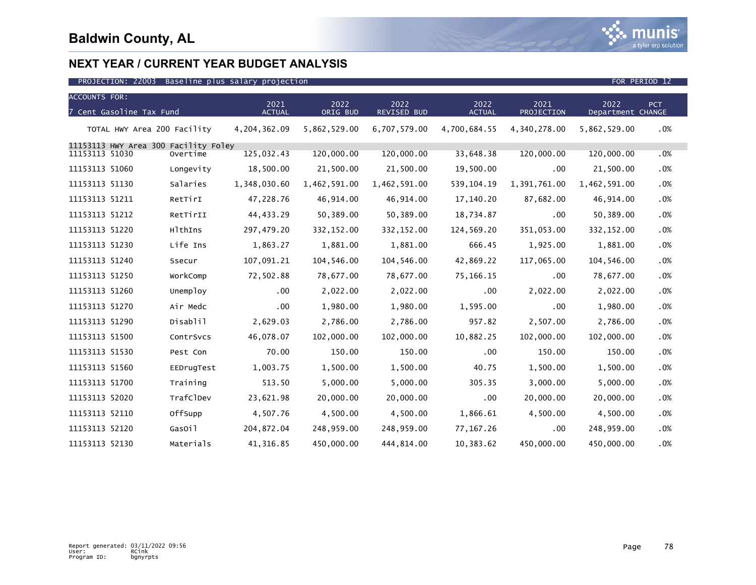# Baldwin County, AL

## NEXT YEAR / CURRENT YEAR BUDGET ANALYSIS

PROJECTION: 22003 Baseline plus salary projection — FOR PERIOD 12

| ACCOUNTS FOR: 7 Cent Gasoline Tax Fund | | 2021 ACTUAL | 2022 ORIG BUD | 2022 REVISED BUD | 2022 ACTUAL | 2021 PROJECTION | 2022 Department | PCT CHANGE |
|---|---|---|---|---|---|---|---|---|
| TOTAL HWY Area 200 Facility | | 4,204,362.09 | 5,862,529.00 | 6,707,579.00 | 4,700,684.55 | 4,340,278.00 | 5,862,529.00 | .0% |
| 11153113 HWY Area 300 Facility Foley | | | | | | | | |
| 11153113 51030 | Overtime | 125,032.43 | 120,000.00 | 120,000.00 | 33,648.38 | 120,000.00 | 120,000.00 | .0% |
| 11153113 51060 | Longevity | 18,500.00 | 21,500.00 | 21,500.00 | 19,500.00 | .00 | 21,500.00 | .0% |
| 11153113 51130 | Salaries | 1,348,030.60 | 1,462,591.00 | 1,462,591.00 | 539,104.19 | 1,391,761.00 | 1,462,591.00 | .0% |
| 11153113 51211 | RetTirI | 47,228.76 | 46,914.00 | 46,914.00 | 17,140.20 | 87,682.00 | 46,914.00 | .0% |
| 11153113 51212 | RetTirII | 44,433.29 | 50,389.00 | 50,389.00 | 18,734.87 | .00 | 50,389.00 | .0% |
| 11153113 51220 | HlthIns | 297,479.20 | 332,152.00 | 332,152.00 | 124,569.20 | 351,053.00 | 332,152.00 | .0% |
| 11153113 51230 | Life Ins | 1,863.27 | 1,881.00 | 1,881.00 | 666.45 | 1,925.00 | 1,881.00 | .0% |
| 11153113 51240 | Ssecur | 107,091.21 | 104,546.00 | 104,546.00 | 42,869.22 | 117,065.00 | 104,546.00 | .0% |
| 11153113 51250 | WorkComp | 72,502.88 | 78,677.00 | 78,677.00 | 75,166.15 | .00 | 78,677.00 | .0% |
| 11153113 51260 | Unemploy | .00 | 2,022.00 | 2,022.00 | .00 | 2,022.00 | 2,022.00 | .0% |
| 11153113 51270 | Air Medc | .00 | 1,980.00 | 1,980.00 | 1,595.00 | .00 | 1,980.00 | .0% |
| 11153113 51290 | Disablil | 2,629.03 | 2,786.00 | 2,786.00 | 957.82 | 2,507.00 | 2,786.00 | .0% |
| 11153113 51500 | ContrSvcs | 46,078.07 | 102,000.00 | 102,000.00 | 10,882.25 | 102,000.00 | 102,000.00 | .0% |
| 11153113 51530 | Pest Con | 70.00 | 150.00 | 150.00 | .00 | 150.00 | 150.00 | .0% |
| 11153113 51560 | EEDrugTest | 1,003.75 | 1,500.00 | 1,500.00 | 40.75 | 1,500.00 | 1,500.00 | .0% |
| 11153113 51700 | Training | 513.50 | 5,000.00 | 5,000.00 | 305.35 | 3,000.00 | 5,000.00 | .0% |
| 11153113 52020 | TrafClDev | 23,621.98 | 20,000.00 | 20,000.00 | .00 | 20,000.00 | 20,000.00 | .0% |
| 11153113 52110 | OffSupp | 4,507.76 | 4,500.00 | 4,500.00 | 1,866.61 | 4,500.00 | 4,500.00 | .0% |
| 11153113 52120 | GasOil | 204,872.04 | 248,959.00 | 248,959.00 | 77,167.26 | .00 | 248,959.00 | .0% |
| 11153113 52130 | Materials | 41,316.85 | 450,000.00 | 444,814.00 | 10,383.62 | 450,000.00 | 450,000.00 | .0% |

Report generated: 03/11/2022 09:56
User: RCink
Program ID: bgnyrpts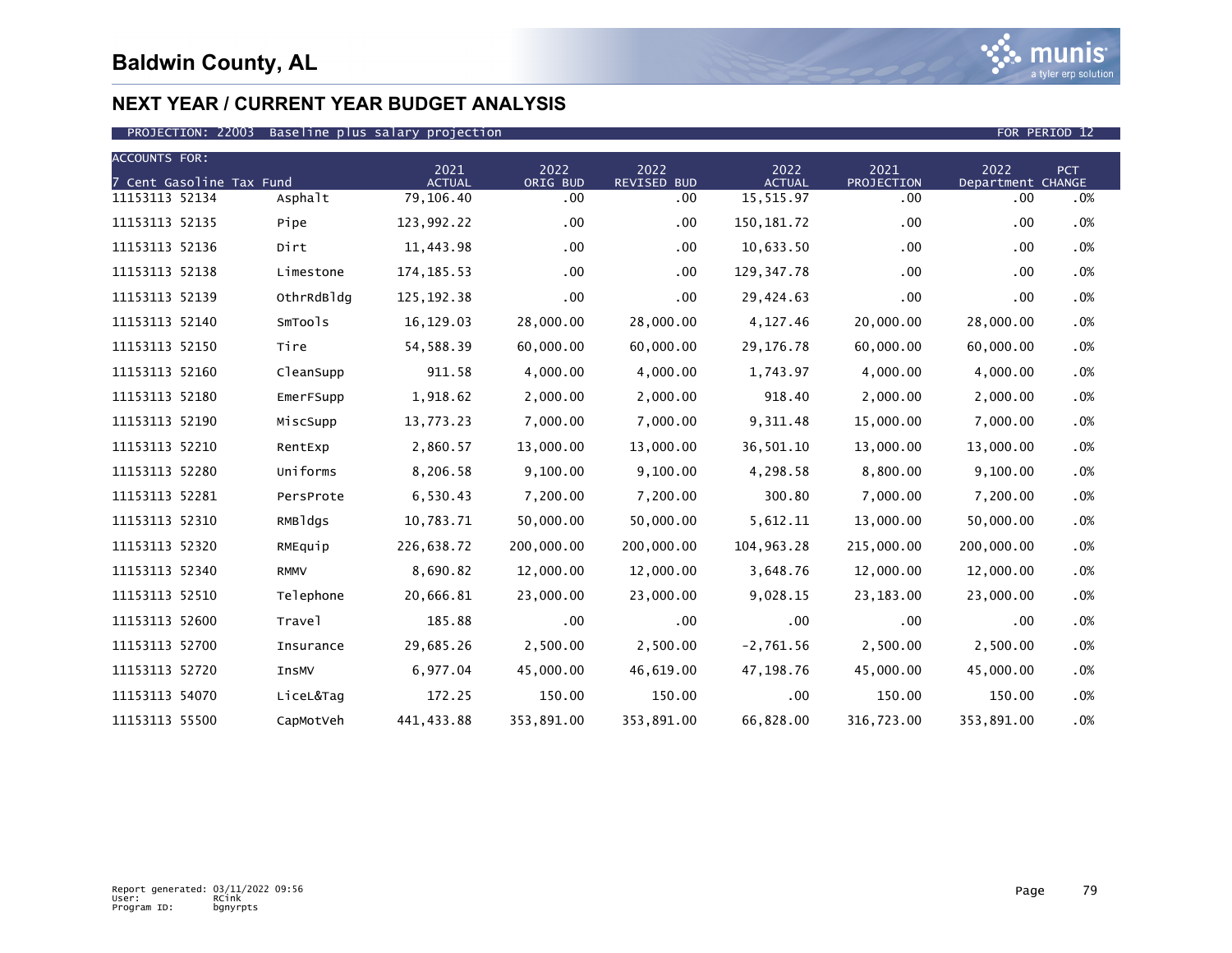# Baldwin County, AL

## NEXT YEAR / CURRENT YEAR BUDGET ANALYSIS

PROJECTION: 22003 Baseline plus salary projection FOR PERIOD 12

| ACCOUNTS FOR: 7 Cent Gasoline Tax Fund | | 2021 ACTUAL | 2022 ORIG BUD | 2022 REVISED BUD | 2022 ACTUAL | 2021 PROJECTION | 2022 Department | PCT CHANGE |
|---|---|---|---|---|---|---|---|---|
| 11153113 52134 | Asphalt | 79,106.40 | .00 | .00 | 15,515.97 | .00 | .00 | .0% |
| 11153113 52135 | Pipe | 123,992.22 | .00 | .00 | 150,181.72 | .00 | .00 | .0% |
| 11153113 52136 | Dirt | 11,443.98 | .00 | .00 | 10,633.50 | .00 | .00 | .0% |
| 11153113 52138 | Limestone | 174,185.53 | .00 | .00 | 129,347.78 | .00 | .00 | .0% |
| 11153113 52139 | OthrRdBldg | 125,192.38 | .00 | .00 | 29,424.63 | .00 | .00 | .0% |
| 11153113 52140 | SmTools | 16,129.03 | 28,000.00 | 28,000.00 | 4,127.46 | 20,000.00 | 28,000.00 | .0% |
| 11153113 52150 | Tire | 54,588.39 | 60,000.00 | 60,000.00 | 29,176.78 | 60,000.00 | 60,000.00 | .0% |
| 11153113 52160 | CleanSupp | 911.58 | 4,000.00 | 4,000.00 | 1,743.97 | 4,000.00 | 4,000.00 | .0% |
| 11153113 52180 | EmerFSupp | 1,918.62 | 2,000.00 | 2,000.00 | 918.40 | 2,000.00 | 2,000.00 | .0% |
| 11153113 52190 | MiscSupp | 13,773.23 | 7,000.00 | 7,000.00 | 9,311.48 | 15,000.00 | 7,000.00 | .0% |
| 11153113 52210 | RentExp | 2,860.57 | 13,000.00 | 13,000.00 | 36,501.10 | 13,000.00 | 13,000.00 | .0% |
| 11153113 52280 | Uniforms | 8,206.58 | 9,100.00 | 9,100.00 | 4,298.58 | 8,800.00 | 9,100.00 | .0% |
| 11153113 52281 | PersProte | 6,530.43 | 7,200.00 | 7,200.00 | 300.80 | 7,000.00 | 7,200.00 | .0% |
| 11153113 52310 | RMBldgs | 10,783.71 | 50,000.00 | 50,000.00 | 5,612.11 | 13,000.00 | 50,000.00 | .0% |
| 11153113 52320 | RMEquip | 226,638.72 | 200,000.00 | 200,000.00 | 104,963.28 | 215,000.00 | 200,000.00 | .0% |
| 11153113 52340 | RMMV | 8,690.82 | 12,000.00 | 12,000.00 | 3,648.76 | 12,000.00 | 12,000.00 | .0% |
| 11153113 52510 | Telephone | 20,666.81 | 23,000.00 | 23,000.00 | 9,028.15 | 23,183.00 | 23,000.00 | .0% |
| 11153113 52600 | Travel | 185.88 | .00 | .00 | .00 | .00 | .00 | .0% |
| 11153113 52700 | Insurance | 29,685.26 | 2,500.00 | 2,500.00 | -2,761.56 | 2,500.00 | 2,500.00 | .0% |
| 11153113 52720 | InsMV | 6,977.04 | 45,000.00 | 46,619.00 | 47,198.76 | 45,000.00 | 45,000.00 | .0% |
| 11153113 54070 | LiceL&Tag | 172.25 | 150.00 | 150.00 | .00 | 150.00 | 150.00 | .0% |
| 11153113 55500 | CapMotVeh | 441,433.88 | 353,891.00 | 353,891.00 | 66,828.00 | 316,723.00 | 353,891.00 | .0% |

Report generated: 03/11/2022 09:56
User: RCink
Program ID: bgnyrpts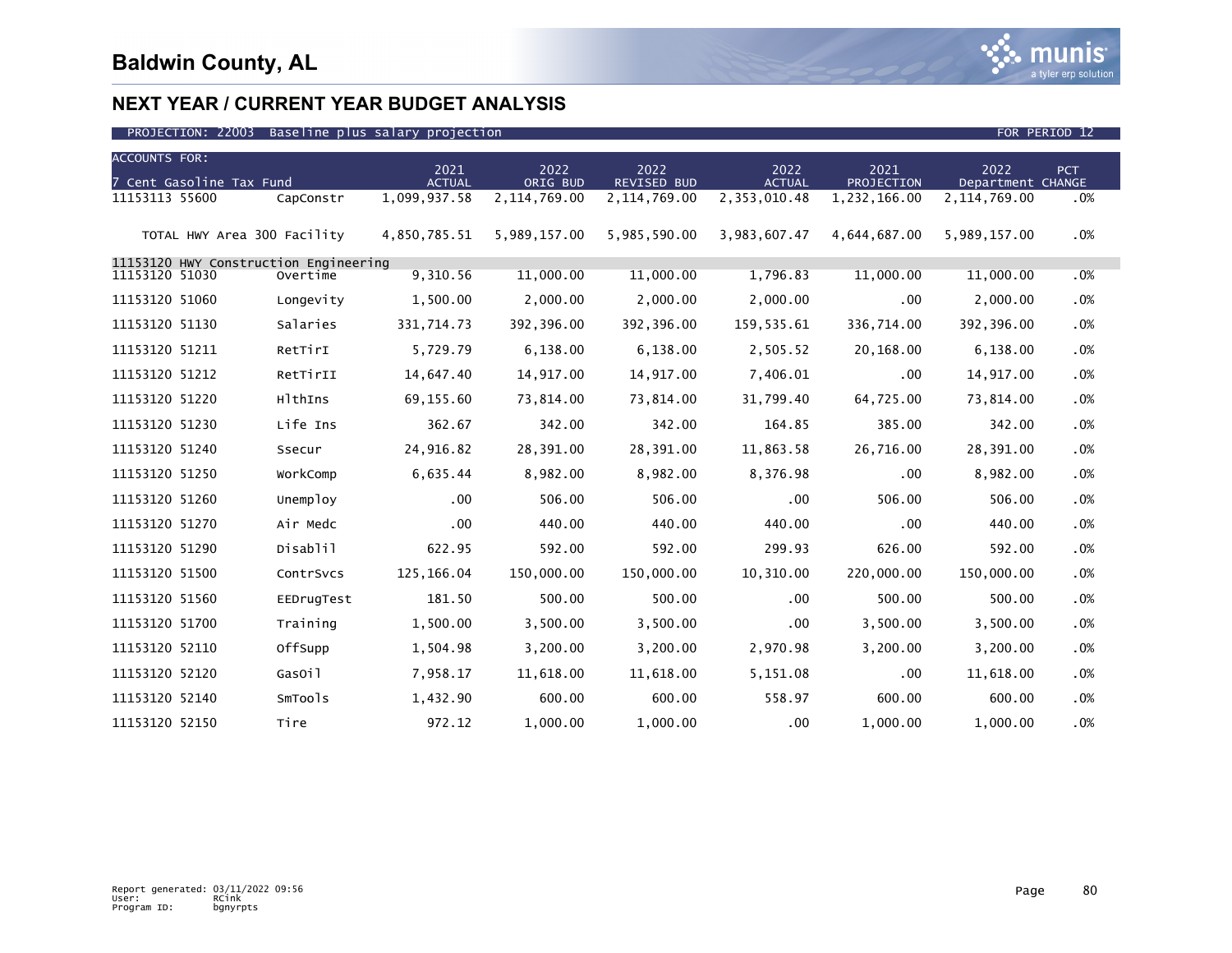# Baldwin County, AL

## NEXT YEAR / CURRENT YEAR BUDGET ANALYSIS

PROJECTION: 22003 Baseline plus salary projection FOR PERIOD 12

| ACCOUNTS FOR: 7 Cent Gasoline Tax Fund | | 2021 ACTUAL | 2022 ORIG BUD | 2022 REVISED BUD | 2022 ACTUAL | 2021 PROJECTION | 2022 Department | PCT CHANGE |
|---|---|---|---|---|---|---|---|---|
| 11153113 55600 | CapConstr | 1,099,937.58 | 2,114,769.00 | 2,114,769.00 | 2,353,010.48 | 1,232,166.00 | 2,114,769.00 | .0% |
| TOTAL HWY Area 300 Facility | | 4,850,785.51 | 5,989,157.00 | 5,985,590.00 | 3,983,607.47 | 4,644,687.00 | 5,989,157.00 | .0% |
| 11153120 HWY Construction Engineering | | | | | | | | |
| 11153120 51030 | Overtime | 9,310.56 | 11,000.00 | 11,000.00 | 1,796.83 | 11,000.00 | 11,000.00 | .0% |
| 11153120 51060 | Longevity | 1,500.00 | 2,000.00 | 2,000.00 | 2,000.00 | .00 | 2,000.00 | .0% |
| 11153120 51130 | Salaries | 331,714.73 | 392,396.00 | 392,396.00 | 159,535.61 | 336,714.00 | 392,396.00 | .0% |
| 11153120 51211 | RetTirI | 5,729.79 | 6,138.00 | 6,138.00 | 2,505.52 | 20,168.00 | 6,138.00 | .0% |
| 11153120 51212 | RetTirII | 14,647.40 | 14,917.00 | 14,917.00 | 7,406.01 | .00 | 14,917.00 | .0% |
| 11153120 51220 | HlthIns | 69,155.60 | 73,814.00 | 73,814.00 | 31,799.40 | 64,725.00 | 73,814.00 | .0% |
| 11153120 51230 | Life Ins | 362.67 | 342.00 | 342.00 | 164.85 | 385.00 | 342.00 | .0% |
| 11153120 51240 | Ssecur | 24,916.82 | 28,391.00 | 28,391.00 | 11,863.58 | 26,716.00 | 28,391.00 | .0% |
| 11153120 51250 | WorkComp | 6,635.44 | 8,982.00 | 8,982.00 | 8,376.98 | .00 | 8,982.00 | .0% |
| 11153120 51260 | Unemploy | .00 | 506.00 | 506.00 | .00 | 506.00 | 506.00 | .0% |
| 11153120 51270 | Air Medc | .00 | 440.00 | 440.00 | 440.00 | .00 | 440.00 | .0% |
| 11153120 51290 | Disablil | 622.95 | 592.00 | 592.00 | 299.93 | 626.00 | 592.00 | .0% |
| 11153120 51500 | ContrSvcs | 125,166.04 | 150,000.00 | 150,000.00 | 10,310.00 | 220,000.00 | 150,000.00 | .0% |
| 11153120 51560 | EEDrugTest | 181.50 | 500.00 | 500.00 | .00 | 500.00 | 500.00 | .0% |
| 11153120 51700 | Training | 1,500.00 | 3,500.00 | 3,500.00 | .00 | 3,500.00 | 3,500.00 | .0% |
| 11153120 52110 | OffSupp | 1,504.98 | 3,200.00 | 3,200.00 | 2,970.98 | 3,200.00 | 3,200.00 | .0% |
| 11153120 52120 | GasOil | 7,958.17 | 11,618.00 | 11,618.00 | 5,151.08 | .00 | 11,618.00 | .0% |
| 11153120 52140 | SmTools | 1,432.90 | 600.00 | 600.00 | 558.97 | 600.00 | 600.00 | .0% |
| 11153120 52150 | Tire | 972.12 | 1,000.00 | 1,000.00 | .00 | 1,000.00 | 1,000.00 | .0% |

Report generated: 03/11/2022 09:56
User: RCink
Program ID: bgnyrpts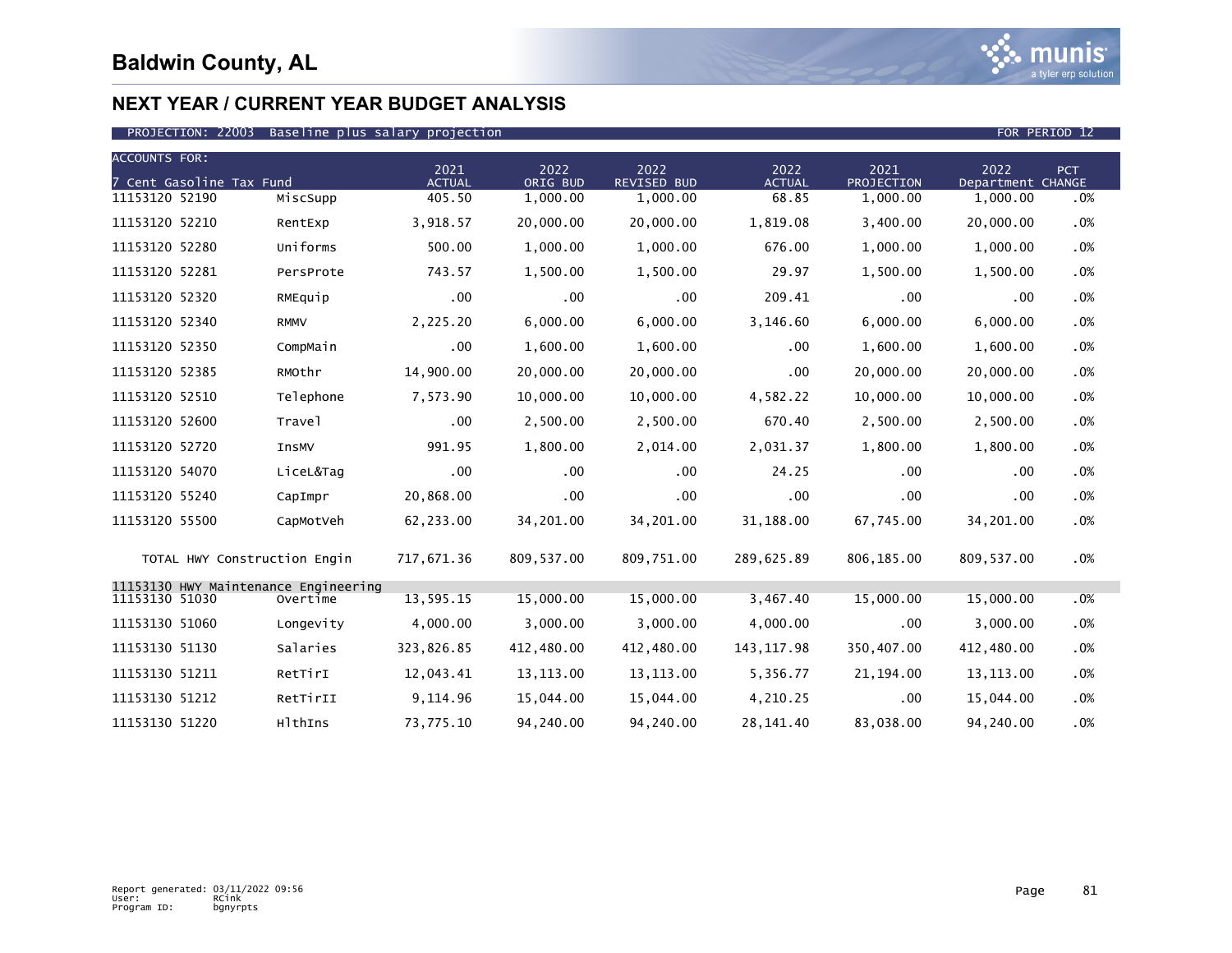# Baldwin County, AL

## NEXT YEAR / CURRENT YEAR BUDGET ANALYSIS

PROJECTION: 22003 Baseline plus salary projection — FOR PERIOD 12

| ACCOUNTS FOR: 7 Cent Gasoline Tax Fund | | 2021 ACTUAL | 2022 ORIG BUD | 2022 REVISED BUD | 2022 ACTUAL | 2021 PROJECTION | 2022 Department | PCT CHANGE |
|---|---|---|---|---|---|---|---|---|
| 11153120 52190 | MiscSupp | 405.50 | 1,000.00 | 1,000.00 | 68.85 | 1,000.00 | 1,000.00 | .0% |
| 11153120 52210 | RentExp | 3,918.57 | 20,000.00 | 20,000.00 | 1,819.08 | 3,400.00 | 20,000.00 | .0% |
| 11153120 52280 | Uniforms | 500.00 | 1,000.00 | 1,000.00 | 676.00 | 1,000.00 | 1,000.00 | .0% |
| 11153120 52281 | PersProte | 743.57 | 1,500.00 | 1,500.00 | 29.97 | 1,500.00 | 1,500.00 | .0% |
| 11153120 52320 | RMEquip | .00 | .00 | .00 | 209.41 | .00 | .00 | .0% |
| 11153120 52340 | RMMV | 2,225.20 | 6,000.00 | 6,000.00 | 3,146.60 | 6,000.00 | 6,000.00 | .0% |
| 11153120 52350 | CompMain | .00 | 1,600.00 | 1,600.00 | .00 | 1,600.00 | 1,600.00 | .0% |
| 11153120 52385 | RMOthr | 14,900.00 | 20,000.00 | 20,000.00 | .00 | 20,000.00 | 20,000.00 | .0% |
| 11153120 52510 | Telephone | 7,573.90 | 10,000.00 | 10,000.00 | 4,582.22 | 10,000.00 | 10,000.00 | .0% |
| 11153120 52600 | Travel | .00 | 2,500.00 | 2,500.00 | 670.40 | 2,500.00 | 2,500.00 | .0% |
| 11153120 52720 | InsMV | 991.95 | 1,800.00 | 2,014.00 | 2,031.37 | 1,800.00 | 1,800.00 | .0% |
| 11153120 54070 | LiceL&Tag | .00 | .00 | .00 | 24.25 | .00 | .00 | .0% |
| 11153120 55240 | CapImpr | 20,868.00 | .00 | .00 | .00 | .00 | .00 | .0% |
| 11153120 55500 | CapMotVeh | 62,233.00 | 34,201.00 | 34,201.00 | 31,188.00 | 67,745.00 | 34,201.00 | .0% |
| TOTAL HWY Construction Engin | | 717,671.36 | 809,537.00 | 809,751.00 | 289,625.89 | 806,185.00 | 809,537.00 | .0% |
| 11153130 HWY Maintenance Engineering | | | | | | | | |
| 11153130 51030 | Overtime | 13,595.15 | 15,000.00 | 15,000.00 | 3,467.40 | 15,000.00 | 15,000.00 | .0% |
| 11153130 51060 | Longevity | 4,000.00 | 3,000.00 | 3,000.00 | 4,000.00 | .00 | 3,000.00 | .0% |
| 11153130 51130 | Salaries | 323,826.85 | 412,480.00 | 412,480.00 | 143,117.98 | 350,407.00 | 412,480.00 | .0% |
| 11153130 51211 | RetTirI | 12,043.41 | 13,113.00 | 13,113.00 | 5,356.77 | 21,194.00 | 13,113.00 | .0% |
| 11153130 51212 | RetTirII | 9,114.96 | 15,044.00 | 15,044.00 | 4,210.25 | .00 | 15,044.00 | .0% |
| 11153130 51220 | HlthIns | 73,775.10 | 94,240.00 | 94,240.00 | 28,141.40 | 83,038.00 | 94,240.00 | .0% |

Report generated: 03/11/2022 09:56
User: RCink
Program ID: bgnyrpts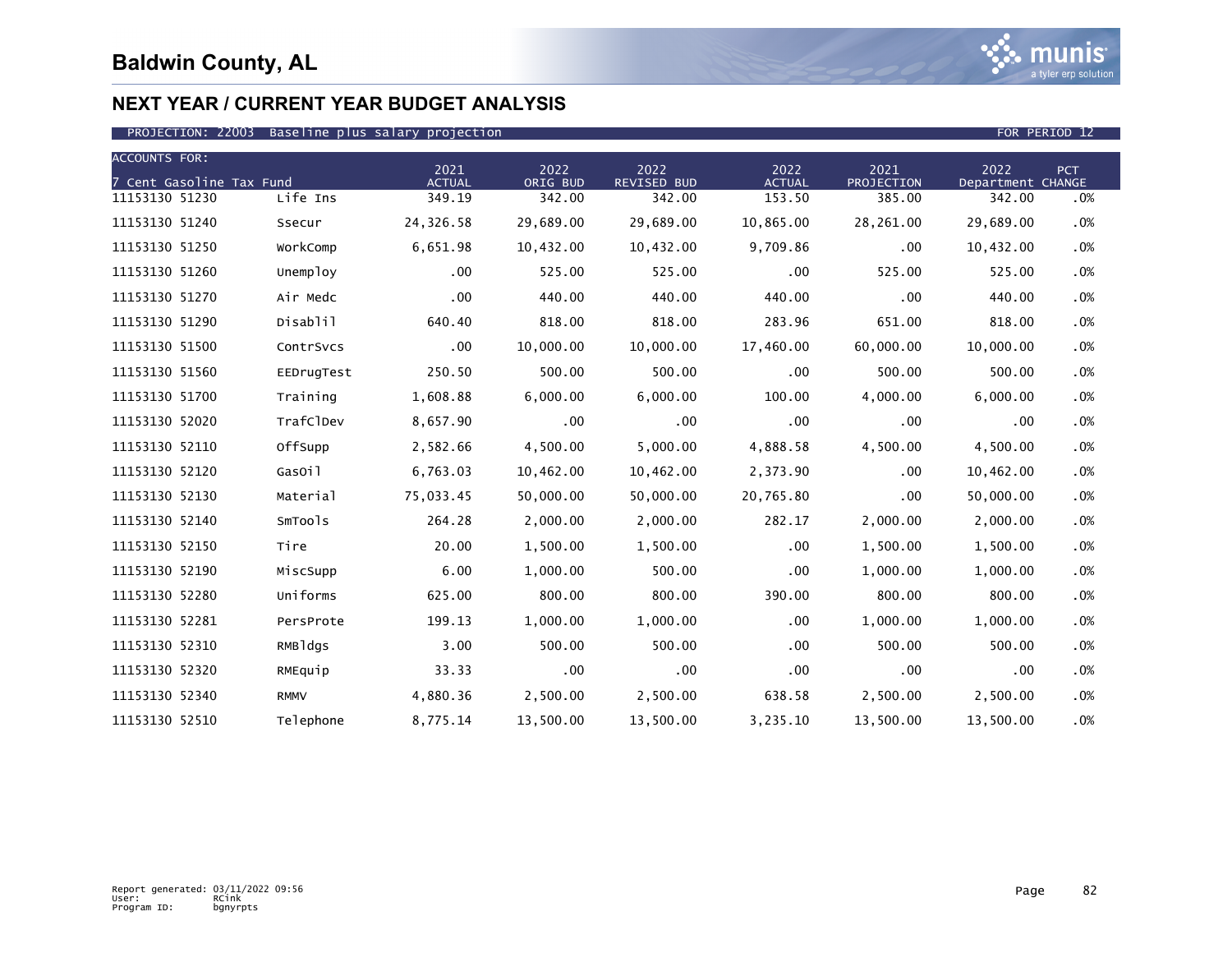# Baldwin County, AL

## NEXT YEAR / CURRENT YEAR BUDGET ANALYSIS

PROJECTION: 22003 Baseline plus salary projection FOR PERIOD 12

| ACCOUNTS FOR: 7 Cent Gasoline Tax Fund | | 2021 ACTUAL | 2022 ORIG BUD | 2022 REVISED BUD | 2022 ACTUAL | 2021 PROJECTION | 2022 Department | PCT CHANGE |
|---|---|---|---|---|---|---|---|---|
| 11153130 51230 | Life Ins | 349.19 | 342.00 | 342.00 | 153.50 | 385.00 | 342.00 | .0% |
| 11153130 51240 | Ssecur | 24,326.58 | 29,689.00 | 29,689.00 | 10,865.00 | 28,261.00 | 29,689.00 | .0% |
| 11153130 51250 | WorkComp | 6,651.98 | 10,432.00 | 10,432.00 | 9,709.86 | .00 | 10,432.00 | .0% |
| 11153130 51260 | Unemploy | .00 | 525.00 | 525.00 | .00 | 525.00 | 525.00 | .0% |
| 11153130 51270 | Air Medc | .00 | 440.00 | 440.00 | 440.00 | .00 | 440.00 | .0% |
| 11153130 51290 | Disablil | 640.40 | 818.00 | 818.00 | 283.96 | 651.00 | 818.00 | .0% |
| 11153130 51500 | ContrSvcs | .00 | 10,000.00 | 10,000.00 | 17,460.00 | 60,000.00 | 10,000.00 | .0% |
| 11153130 51560 | EEDrugTest | 250.50 | 500.00 | 500.00 | .00 | 500.00 | 500.00 | .0% |
| 11153130 51700 | Training | 1,608.88 | 6,000.00 | 6,000.00 | 100.00 | 4,000.00 | 6,000.00 | .0% |
| 11153130 52020 | TrafClDev | 8,657.90 | .00 | .00 | .00 | .00 | .00 | .0% |
| 11153130 52110 | OffSupp | 2,582.66 | 4,500.00 | 5,000.00 | 4,888.58 | 4,500.00 | 4,500.00 | .0% |
| 11153130 52120 | GasOil | 6,763.03 | 10,462.00 | 10,462.00 | 2,373.90 | .00 | 10,462.00 | .0% |
| 11153130 52130 | Material | 75,033.45 | 50,000.00 | 50,000.00 | 20,765.80 | .00 | 50,000.00 | .0% |
| 11153130 52140 | SmTools | 264.28 | 2,000.00 | 2,000.00 | 282.17 | 2,000.00 | 2,000.00 | .0% |
| 11153130 52150 | Tire | 20.00 | 1,500.00 | 1,500.00 | .00 | 1,500.00 | 1,500.00 | .0% |
| 11153130 52190 | MiscSupp | 6.00 | 1,000.00 | 500.00 | .00 | 1,000.00 | 1,000.00 | .0% |
| 11153130 52280 | Uniforms | 625.00 | 800.00 | 800.00 | 390.00 | 800.00 | 800.00 | .0% |
| 11153130 52281 | PersProte | 199.13 | 1,000.00 | 1,000.00 | .00 | 1,000.00 | 1,000.00 | .0% |
| 11153130 52310 | RMBldgs | 3.00 | 500.00 | 500.00 | .00 | 500.00 | 500.00 | .0% |
| 11153130 52320 | RMEquip | 33.33 | .00 | .00 | .00 | .00 | .00 | .0% |
| 11153130 52340 | RMMV | 4,880.36 | 2,500.00 | 2,500.00 | 638.58 | 2,500.00 | 2,500.00 | .0% |
| 11153130 52510 | Telephone | 8,775.14 | 13,500.00 | 13,500.00 | 3,235.10 | 13,500.00 | 13,500.00 | .0% |

Report generated: 03/11/2022 09:56
User: RCink
Program ID: bgnyrpts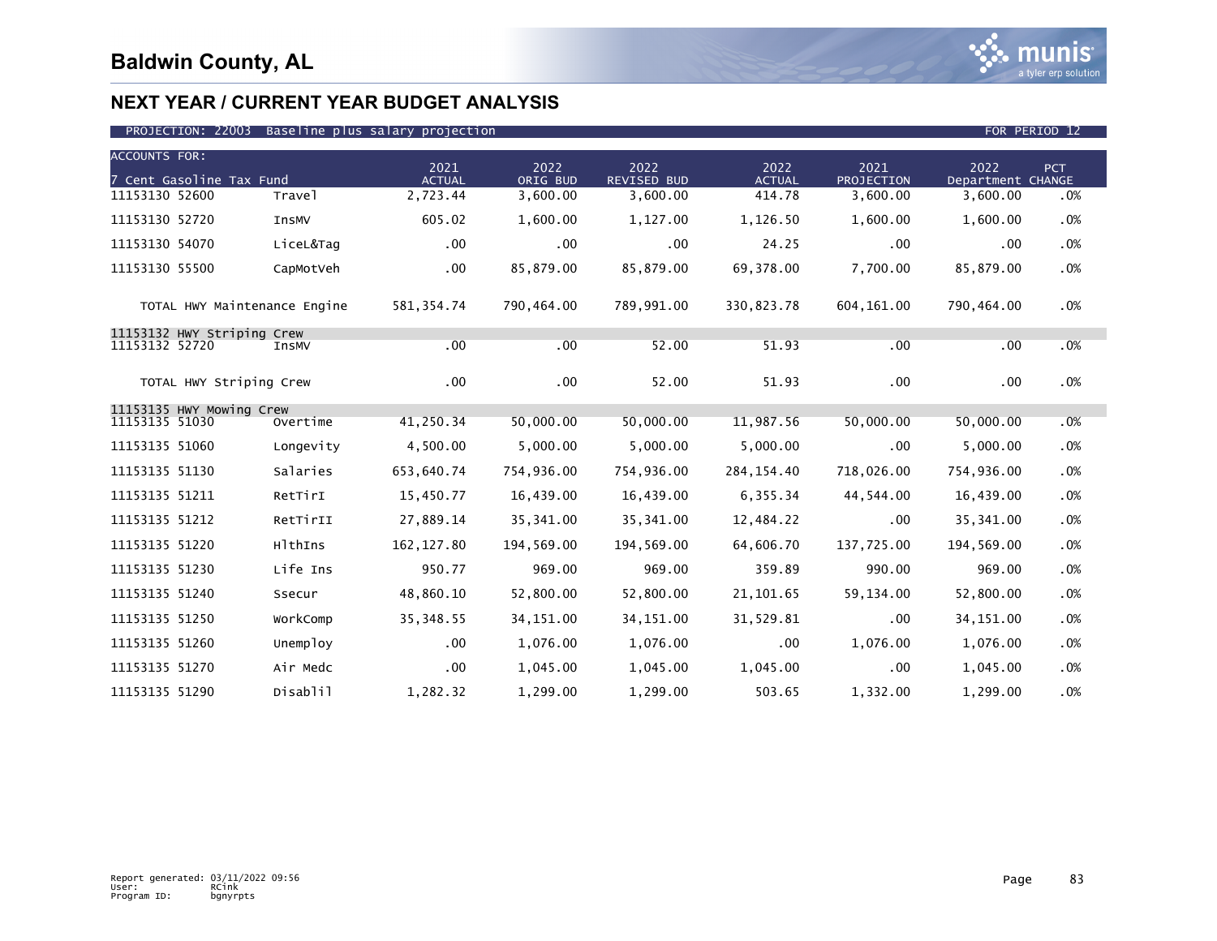# Baldwin County, AL

## NEXT YEAR / CURRENT YEAR BUDGET ANALYSIS

PROJECTION: 22003 Baseline plus salary projection — FOR PERIOD 12

| ACCOUNTS FOR: 7 Cent Gasoline Tax Fund | | 2021 ACTUAL | 2022 ORIG BUD | 2022 REVISED BUD | 2022 ACTUAL | 2021 PROJECTION | 2022 Department | PCT CHANGE |
|---|---|---|---|---|---|---|---|---|
| 11153130 52600 | Travel | 2,723.44 | 3,600.00 | 3,600.00 | 414.78 | 3,600.00 | 3,600.00 | .0% |
| 11153130 52720 | InsMV | 605.02 | 1,600.00 | 1,127.00 | 1,126.50 | 1,600.00 | 1,600.00 | .0% |
| 11153130 54070 | LiceL&Tag | .00 | .00 | .00 | 24.25 | .00 | .00 | .0% |
| 11153130 55500 | CapMotVeh | .00 | 85,879.00 | 85,879.00 | 69,378.00 | 7,700.00 | 85,879.00 | .0% |
| TOTAL HWY Maintenance Engine | | 581,354.74 | 790,464.00 | 789,991.00 | 330,823.78 | 604,161.00 | 790,464.00 | .0% |
| **11153132 HWY Striping Crew** | | | | | | | | |
| 11153132 52720 | InsMV | .00 | .00 | 52.00 | 51.93 | .00 | .00 | .0% |
| TOTAL HWY Striping Crew | | .00 | .00 | 52.00 | 51.93 | .00 | .00 | .0% |
| **11153135 HWY Mowing Crew** | | | | | | | | |
| 11153135 51030 | Overtime | 41,250.34 | 50,000.00 | 50,000.00 | 11,987.56 | 50,000.00 | 50,000.00 | .0% |
| 11153135 51060 | Longevity | 4,500.00 | 5,000.00 | 5,000.00 | 5,000.00 | .00 | 5,000.00 | .0% |
| 11153135 51130 | Salaries | 653,640.74 | 754,936.00 | 754,936.00 | 284,154.40 | 718,026.00 | 754,936.00 | .0% |
| 11153135 51211 | RetTirI | 15,450.77 | 16,439.00 | 16,439.00 | 6,355.34 | 44,544.00 | 16,439.00 | .0% |
| 11153135 51212 | RetTirII | 27,889.14 | 35,341.00 | 35,341.00 | 12,484.22 | .00 | 35,341.00 | .0% |
| 11153135 51220 | HlthIns | 162,127.80 | 194,569.00 | 194,569.00 | 64,606.70 | 137,725.00 | 194,569.00 | .0% |
| 11153135 51230 | Life Ins | 950.77 | 969.00 | 969.00 | 359.89 | 990.00 | 969.00 | .0% |
| 11153135 51240 | Ssecur | 48,860.10 | 52,800.00 | 52,800.00 | 21,101.65 | 59,134.00 | 52,800.00 | .0% |
| 11153135 51250 | WorkComp | 35,348.55 | 34,151.00 | 34,151.00 | 31,529.81 | .00 | 34,151.00 | .0% |
| 11153135 51260 | Unemploy | .00 | 1,076.00 | 1,076.00 | .00 | 1,076.00 | 1,076.00 | .0% |
| 11153135 51270 | Air Medc | .00 | 1,045.00 | 1,045.00 | 1,045.00 | .00 | 1,045.00 | .0% |
| 11153135 51290 | Disablil | 1,282.32 | 1,299.00 | 1,299.00 | 503.65 | 1,332.00 | 1,299.00 | .0% |

Report generated: 03/11/2022 09:56
User: RCink
Program ID: bgnyrpts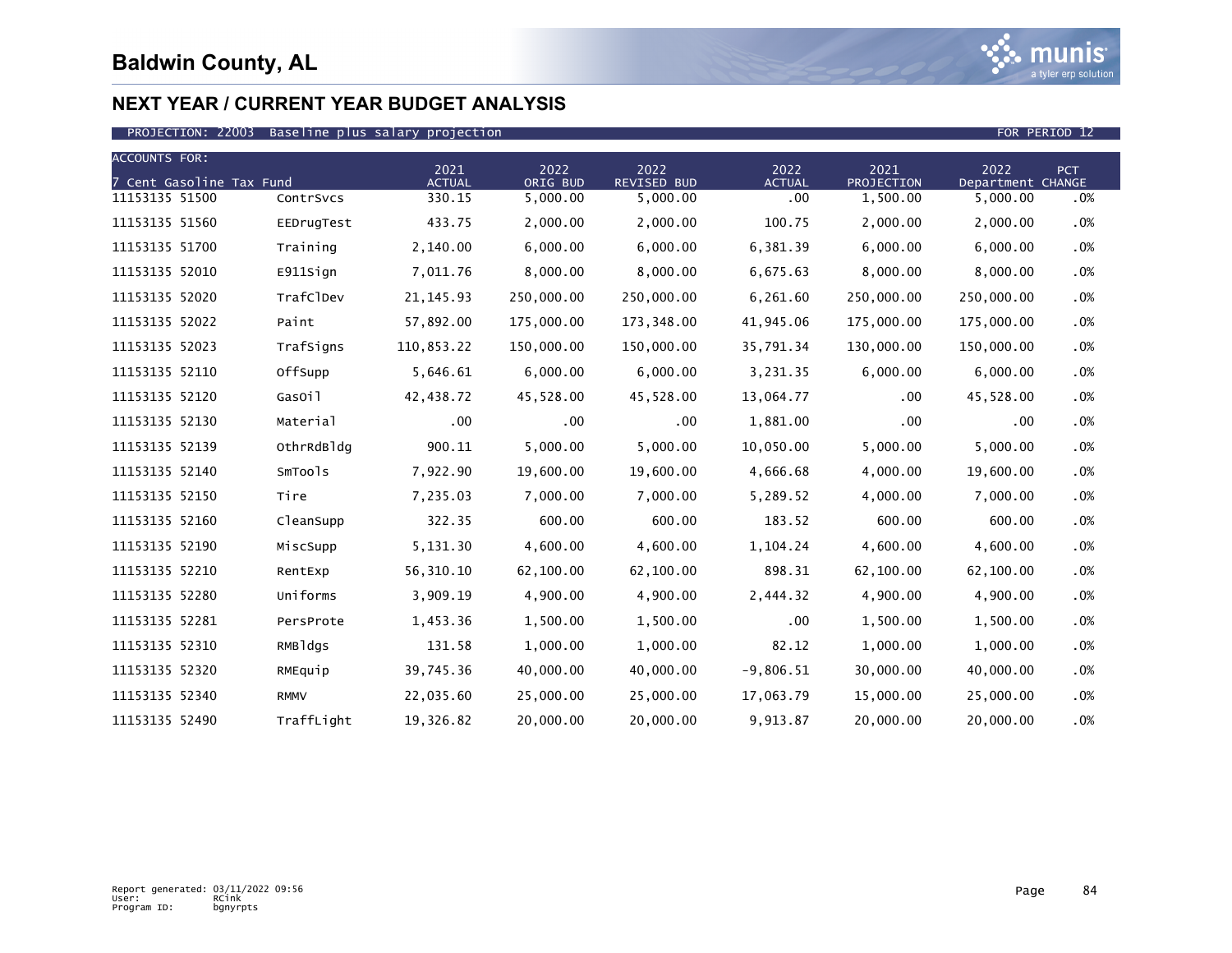# Baldwin County, AL

## NEXT YEAR / CURRENT YEAR BUDGET ANALYSIS

PROJECTION: 22003 Baseline plus salary projection FOR PERIOD 12

| ACCOUNTS FOR: 7 Cent Gasoline Tax Fund | | 2021 ACTUAL | 2022 ORIG BUD | 2022 REVISED BUD | 2022 ACTUAL | 2021 PROJECTION | 2022 Department | PCT CHANGE |
|---|---|---|---|---|---|---|---|---|
| 11153135 51500 | ContrSvcs | 330.15 | 5,000.00 | 5,000.00 | .00 | 1,500.00 | 5,000.00 | .0% |
| 11153135 51560 | EEDrugTest | 433.75 | 2,000.00 | 2,000.00 | 100.75 | 2,000.00 | 2,000.00 | .0% |
| 11153135 51700 | Training | 2,140.00 | 6,000.00 | 6,000.00 | 6,381.39 | 6,000.00 | 6,000.00 | .0% |
| 11153135 52010 | E911Sign | 7,011.76 | 8,000.00 | 8,000.00 | 6,675.63 | 8,000.00 | 8,000.00 | .0% |
| 11153135 52020 | TrafClDev | 21,145.93 | 250,000.00 | 250,000.00 | 6,261.60 | 250,000.00 | 250,000.00 | .0% |
| 11153135 52022 | Paint | 57,892.00 | 175,000.00 | 173,348.00 | 41,945.06 | 175,000.00 | 175,000.00 | .0% |
| 11153135 52023 | TrafSigns | 110,853.22 | 150,000.00 | 150,000.00 | 35,791.34 | 130,000.00 | 150,000.00 | .0% |
| 11153135 52110 | OffSupp | 5,646.61 | 6,000.00 | 6,000.00 | 3,231.35 | 6,000.00 | 6,000.00 | .0% |
| 11153135 52120 | GasOil | 42,438.72 | 45,528.00 | 45,528.00 | 13,064.77 | .00 | 45,528.00 | .0% |
| 11153135 52130 | Material | .00 | .00 | .00 | 1,881.00 | .00 | .00 | .0% |
| 11153135 52139 | OthrRdBldg | 900.11 | 5,000.00 | 5,000.00 | 10,050.00 | 5,000.00 | 5,000.00 | .0% |
| 11153135 52140 | SmTools | 7,922.90 | 19,600.00 | 19,600.00 | 4,666.68 | 4,000.00 | 19,600.00 | .0% |
| 11153135 52150 | Tire | 7,235.03 | 7,000.00 | 7,000.00 | 5,289.52 | 4,000.00 | 7,000.00 | .0% |
| 11153135 52160 | CleanSupp | 322.35 | 600.00 | 600.00 | 183.52 | 600.00 | 600.00 | .0% |
| 11153135 52190 | MiscSupp | 5,131.30 | 4,600.00 | 4,600.00 | 1,104.24 | 4,600.00 | 4,600.00 | .0% |
| 11153135 52210 | RentExp | 56,310.10 | 62,100.00 | 62,100.00 | 898.31 | 62,100.00 | 62,100.00 | .0% |
| 11153135 52280 | Uniforms | 3,909.19 | 4,900.00 | 4,900.00 | 2,444.32 | 4,900.00 | 4,900.00 | .0% |
| 11153135 52281 | PersProte | 1,453.36 | 1,500.00 | 1,500.00 | .00 | 1,500.00 | 1,500.00 | .0% |
| 11153135 52310 | RMBldgs | 131.58 | 1,000.00 | 1,000.00 | 82.12 | 1,000.00 | 1,000.00 | .0% |
| 11153135 52320 | RMEquip | 39,745.36 | 40,000.00 | 40,000.00 | -9,806.51 | 30,000.00 | 40,000.00 | .0% |
| 11153135 52340 | RMMV | 22,035.60 | 25,000.00 | 25,000.00 | 17,063.79 | 15,000.00 | 25,000.00 | .0% |
| 11153135 52490 | TraffLight | 19,326.82 | 20,000.00 | 20,000.00 | 9,913.87 | 20,000.00 | 20,000.00 | .0% |

Report generated: 03/11/2022 09:56
User: RCink
Program ID: bgnyrpts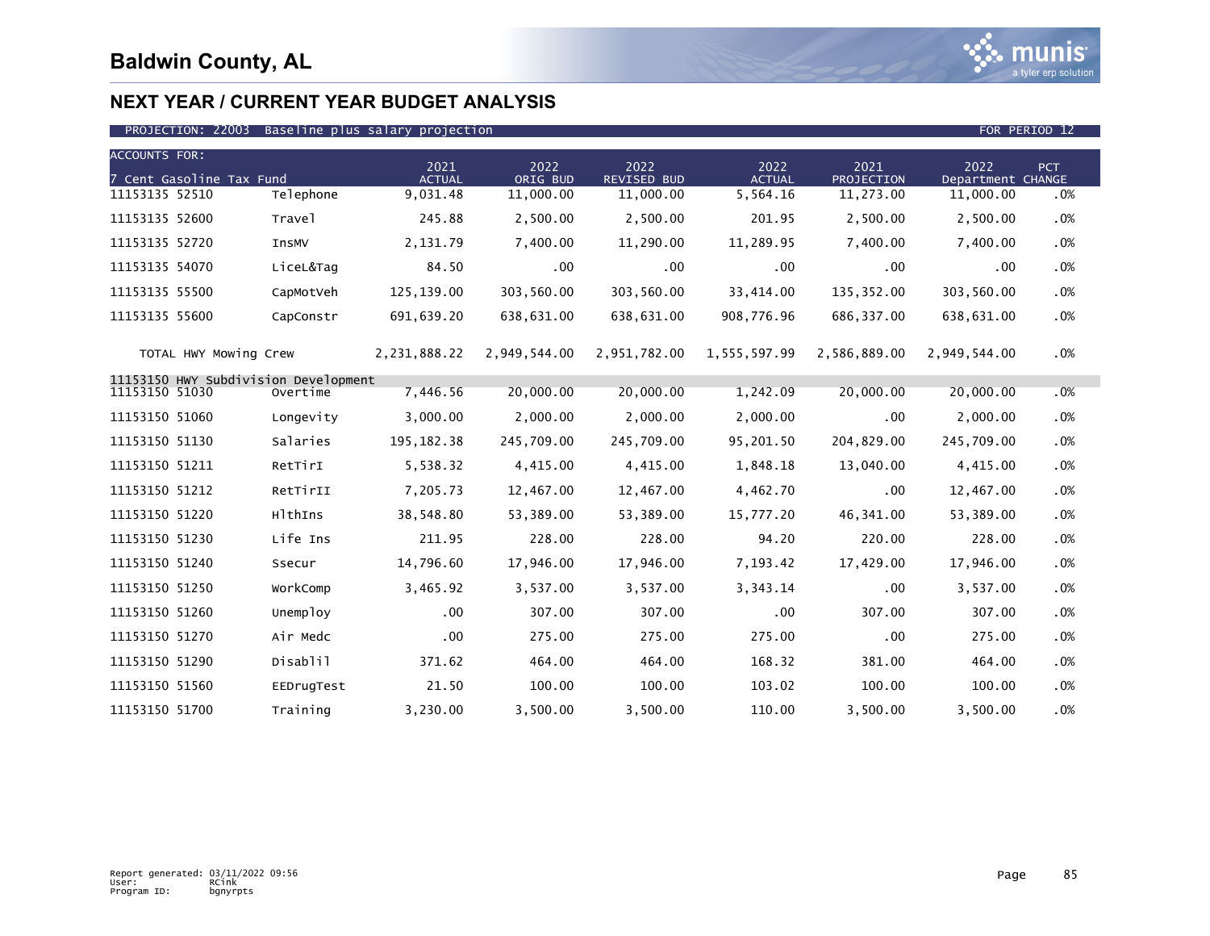# Baldwin County, AL

## NEXT YEAR / CURRENT YEAR BUDGET ANALYSIS

PROJECTION: 22003 Baseline plus salary projection — FOR PERIOD 12

| ACCOUNTS FOR: 7 Cent Gasoline Tax Fund | | 2021 ACTUAL | 2022 ORIG BUD | 2022 REVISED BUD | 2022 ACTUAL | 2021 PROJECTION | 2022 Department | PCT CHANGE |
|---|---|---|---|---|---|---|---|---|
| 11153135 52510 | Telephone | 9,031.48 | 11,000.00 | 11,000.00 | 5,564.16 | 11,273.00 | 11,000.00 | .0% |
| 11153135 52600 | Travel | 245.88 | 2,500.00 | 2,500.00 | 201.95 | 2,500.00 | 2,500.00 | .0% |
| 11153135 52720 | InsMV | 2,131.79 | 7,400.00 | 11,290.00 | 11,289.95 | 7,400.00 | 7,400.00 | .0% |
| 11153135 54070 | LiceL&Tag | 84.50 | .00 | .00 | .00 | .00 | .00 | .0% |
| 11153135 55500 | CapMotVeh | 125,139.00 | 303,560.00 | 303,560.00 | 33,414.00 | 135,352.00 | 303,560.00 | .0% |
| 11153135 55600 | CapConstr | 691,639.20 | 638,631.00 | 638,631.00 | 908,776.96 | 686,337.00 | 638,631.00 | .0% |
| TOTAL HWY Mowing Crew | | 2,231,888.22 | 2,949,544.00 | 2,951,782.00 | 1,555,597.99 | 2,586,889.00 | 2,949,544.00 | .0% |
| 11153150 HWY Subdivision Development | | | | | | | | |
| 11153150 51030 | Overtime | 7,446.56 | 20,000.00 | 20,000.00 | 1,242.09 | 20,000.00 | 20,000.00 | .0% |
| 11153150 51060 | Longevity | 3,000.00 | 2,000.00 | 2,000.00 | 2,000.00 | .00 | 2,000.00 | .0% |
| 11153150 51130 | Salaries | 195,182.38 | 245,709.00 | 245,709.00 | 95,201.50 | 204,829.00 | 245,709.00 | .0% |
| 11153150 51211 | RetTirI | 5,538.32 | 4,415.00 | 4,415.00 | 1,848.18 | 13,040.00 | 4,415.00 | .0% |
| 11153150 51212 | RetTirII | 7,205.73 | 12,467.00 | 12,467.00 | 4,462.70 | .00 | 12,467.00 | .0% |
| 11153150 51220 | HlthIns | 38,548.80 | 53,389.00 | 53,389.00 | 15,777.20 | 46,341.00 | 53,389.00 | .0% |
| 11153150 51230 | Life Ins | 211.95 | 228.00 | 228.00 | 94.20 | 220.00 | 228.00 | .0% |
| 11153150 51240 | Ssecur | 14,796.60 | 17,946.00 | 17,946.00 | 7,193.42 | 17,429.00 | 17,946.00 | .0% |
| 11153150 51250 | WorkComp | 3,465.92 | 3,537.00 | 3,537.00 | 3,343.14 | .00 | 3,537.00 | .0% |
| 11153150 51260 | Unemploy | .00 | 307.00 | 307.00 | .00 | 307.00 | 307.00 | .0% |
| 11153150 51270 | Air Medc | .00 | 275.00 | 275.00 | 275.00 | .00 | 275.00 | .0% |
| 11153150 51290 | Disablil | 371.62 | 464.00 | 464.00 | 168.32 | 381.00 | 464.00 | .0% |
| 11153150 51560 | EEDrugTest | 21.50 | 100.00 | 100.00 | 103.02 | 100.00 | 100.00 | .0% |
| 11153150 51700 | Training | 3,230.00 | 3,500.00 | 3,500.00 | 110.00 | 3,500.00 | 3,500.00 | .0% |

Report generated: 03/11/2022 09:56
User: RCink
Program ID: bgnyrpts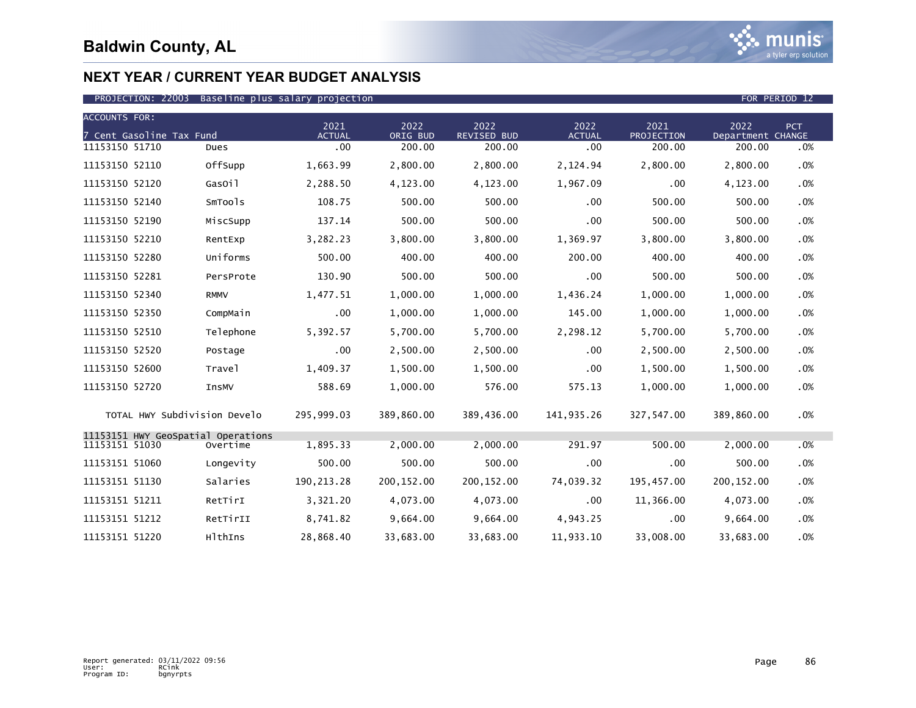# Baldwin County, AL

## NEXT YEAR / CURRENT YEAR BUDGET ANALYSIS

PROJECTION: 22003 Baseline plus salary projection FOR PERIOD 12

| ACCOUNTS FOR: 7 Cent Gasoline Tax Fund | | 2021 ACTUAL | 2022 ORIG BUD | 2022 REVISED BUD | 2022 ACTUAL | 2021 PROJECTION | 2022 Department | PCT CHANGE |
|---|---|---|---|---|---|---|---|---|
| 11153150 51710 | Dues | .00 | 200.00 | 200.00 | .00 | 200.00 | 200.00 | .0% |
| 11153150 52110 | OffSupp | 1,663.99 | 2,800.00 | 2,800.00 | 2,124.94 | 2,800.00 | 2,800.00 | .0% |
| 11153150 52120 | GasOil | 2,288.50 | 4,123.00 | 4,123.00 | 1,967.09 | .00 | 4,123.00 | .0% |
| 11153150 52140 | SmTools | 108.75 | 500.00 | 500.00 | .00 | 500.00 | 500.00 | .0% |
| 11153150 52190 | MiscSupp | 137.14 | 500.00 | 500.00 | .00 | 500.00 | 500.00 | .0% |
| 11153150 52210 | RentExp | 3,282.23 | 3,800.00 | 3,800.00 | 1,369.97 | 3,800.00 | 3,800.00 | .0% |
| 11153150 52280 | Uniforms | 500.00 | 400.00 | 400.00 | 200.00 | 400.00 | 400.00 | .0% |
| 11153150 52281 | PersProte | 130.90 | 500.00 | 500.00 | .00 | 500.00 | 500.00 | .0% |
| 11153150 52340 | RMMV | 1,477.51 | 1,000.00 | 1,000.00 | 1,436.24 | 1,000.00 | 1,000.00 | .0% |
| 11153150 52350 | CompMain | .00 | 1,000.00 | 1,000.00 | 145.00 | 1,000.00 | 1,000.00 | .0% |
| 11153150 52510 | Telephone | 5,392.57 | 5,700.00 | 5,700.00 | 2,298.12 | 5,700.00 | 5,700.00 | .0% |
| 11153150 52520 | Postage | .00 | 2,500.00 | 2,500.00 | .00 | 2,500.00 | 2,500.00 | .0% |
| 11153150 52600 | Travel | 1,409.37 | 1,500.00 | 1,500.00 | .00 | 1,500.00 | 1,500.00 | .0% |
| 11153150 52720 | InsMV | 588.69 | 1,000.00 | 576.00 | 575.13 | 1,000.00 | 1,000.00 | .0% |
| TOTAL HWY Subdivision Develo | | 295,999.03 | 389,860.00 | 389,436.00 | 141,935.26 | 327,547.00 | 389,860.00 | .0% |
| 11153151 HWY GeoSpatial Operations | | | | | | | | |
| 11153151 51030 | Overtime | 1,895.33 | 2,000.00 | 2,000.00 | 291.97 | 500.00 | 2,000.00 | .0% |
| 11153151 51060 | Longevity | 500.00 | 500.00 | 500.00 | .00 | .00 | 500.00 | .0% |
| 11153151 51130 | Salaries | 190,213.28 | 200,152.00 | 200,152.00 | 74,039.32 | 195,457.00 | 200,152.00 | .0% |
| 11153151 51211 | RetTirI | 3,321.20 | 4,073.00 | 4,073.00 | .00 | 11,366.00 | 4,073.00 | .0% |
| 11153151 51212 | RetTirII | 8,741.82 | 9,664.00 | 9,664.00 | 4,943.25 | .00 | 9,664.00 | .0% |
| 11153151 51220 | HlthIns | 28,868.40 | 33,683.00 | 33,683.00 | 11,933.10 | 33,008.00 | 33,683.00 | .0% |

Report generated: 03/11/2022 09:56
User: RCink
Program ID: bgnyrpts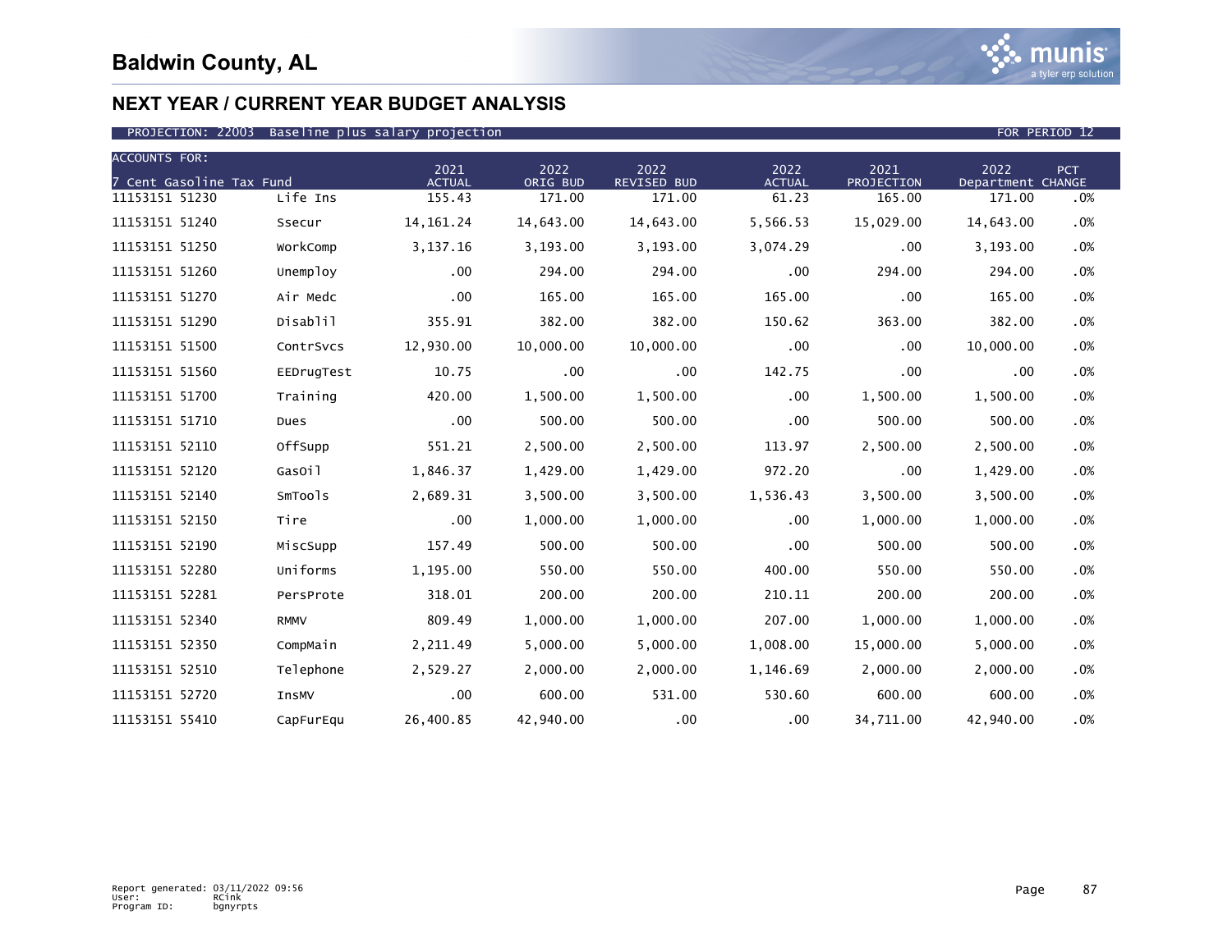# Baldwin County, AL

## NEXT YEAR / CURRENT YEAR BUDGET ANALYSIS

PROJECTION: 22003 Baseline plus salary projection FOR PERIOD 12

| ACCOUNTS FOR: 7 Cent Gasoline Tax Fund | | 2021 ACTUAL | 2022 ORIG BUD | 2022 REVISED BUD | 2022 ACTUAL | 2021 PROJECTION | 2022 Department | PCT CHANGE |
|---|---|---|---|---|---|---|---|---|
| 11153151 51230 | Life Ins | 155.43 | 171.00 | 171.00 | 61.23 | 165.00 | 171.00 | .0% |
| 11153151 51240 | Ssecur | 14,161.24 | 14,643.00 | 14,643.00 | 5,566.53 | 15,029.00 | 14,643.00 | .0% |
| 11153151 51250 | WorkComp | 3,137.16 | 3,193.00 | 3,193.00 | 3,074.29 | .00 | 3,193.00 | .0% |
| 11153151 51260 | Unemploy | .00 | 294.00 | 294.00 | .00 | 294.00 | 294.00 | .0% |
| 11153151 51270 | Air Medc | .00 | 165.00 | 165.00 | 165.00 | .00 | 165.00 | .0% |
| 11153151 51290 | Disablil | 355.91 | 382.00 | 382.00 | 150.62 | 363.00 | 382.00 | .0% |
| 11153151 51500 | ContrSvcs | 12,930.00 | 10,000.00 | 10,000.00 | .00 | .00 | 10,000.00 | .0% |
| 11153151 51560 | EEDrugTest | 10.75 | .00 | .00 | 142.75 | .00 | .00 | .0% |
| 11153151 51700 | Training | 420.00 | 1,500.00 | 1,500.00 | .00 | 1,500.00 | 1,500.00 | .0% |
| 11153151 51710 | Dues | .00 | 500.00 | 500.00 | .00 | 500.00 | 500.00 | .0% |
| 11153151 52110 | OffSupp | 551.21 | 2,500.00 | 2,500.00 | 113.97 | 2,500.00 | 2,500.00 | .0% |
| 11153151 52120 | GasOil | 1,846.37 | 1,429.00 | 1,429.00 | 972.20 | .00 | 1,429.00 | .0% |
| 11153151 52140 | SmTools | 2,689.31 | 3,500.00 | 3,500.00 | 1,536.43 | 3,500.00 | 3,500.00 | .0% |
| 11153151 52150 | Tire | .00 | 1,000.00 | 1,000.00 | .00 | 1,000.00 | 1,000.00 | .0% |
| 11153151 52190 | MiscSupp | 157.49 | 500.00 | 500.00 | .00 | 500.00 | 500.00 | .0% |
| 11153151 52280 | Uniforms | 1,195.00 | 550.00 | 550.00 | 400.00 | 550.00 | 550.00 | .0% |
| 11153151 52281 | PersProte | 318.01 | 200.00 | 200.00 | 210.11 | 200.00 | 200.00 | .0% |
| 11153151 52340 | RMMV | 809.49 | 1,000.00 | 1,000.00 | 207.00 | 1,000.00 | 1,000.00 | .0% |
| 11153151 52350 | CompMain | 2,211.49 | 5,000.00 | 5,000.00 | 1,008.00 | 15,000.00 | 5,000.00 | .0% |
| 11153151 52510 | Telephone | 2,529.27 | 2,000.00 | 2,000.00 | 1,146.69 | 2,000.00 | 2,000.00 | .0% |
| 11153151 52720 | InsMV | .00 | 600.00 | 531.00 | 530.60 | 600.00 | 600.00 | .0% |
| 11153151 55410 | CapFurEqu | 26,400.85 | 42,940.00 | .00 | .00 | 34,711.00 | 42,940.00 | .0% |

Report generated: 03/11/2022 09:56
User: RCink
Program ID: bgnyrpts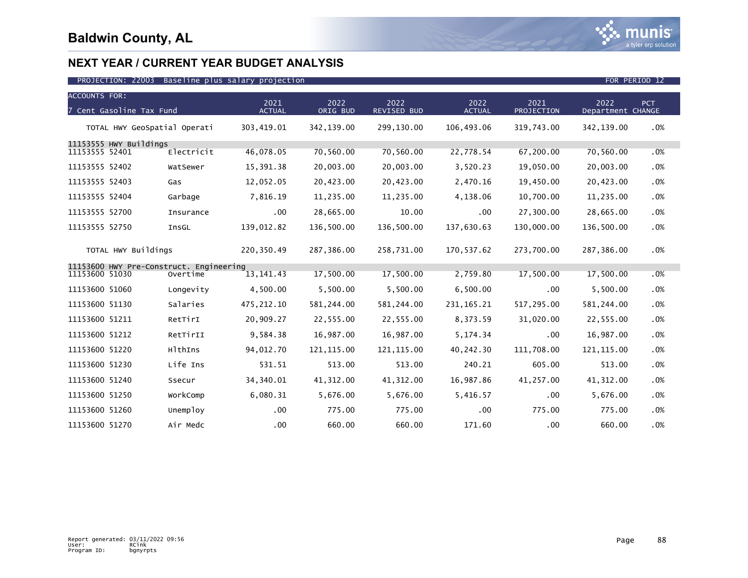# Baldwin County, AL

## NEXT YEAR / CURRENT YEAR BUDGET ANALYSIS

PROJECTION: 22003 Baseline plus salary projection — FOR PERIOD 12

| ACCOUNTS FOR: 7 Cent Gasoline Tax Fund | | 2021 ACTUAL | 2022 ORIG BUD | 2022 REVISED BUD | 2022 ACTUAL | 2021 PROJECTION | 2022 Department | PCT CHANGE |
|---|---|---|---|---|---|---|---|---|
| TOTAL HWY GeoSpatial Operati | | 303,419.01 | 342,139.00 | 299,130.00 | 106,493.06 | 319,743.00 | 342,139.00 | .0% |
| **11153555 HWY Buildings** | | | | | | | | |
| 11153555 52401 | Electricit | 46,078.05 | 70,560.00 | 70,560.00 | 22,778.54 | 67,200.00 | 70,560.00 | .0% |
| 11153555 52402 | WatSewer | 15,391.38 | 20,003.00 | 20,003.00 | 3,520.23 | 19,050.00 | 20,003.00 | .0% |
| 11153555 52403 | Gas | 12,052.05 | 20,423.00 | 20,423.00 | 2,470.16 | 19,450.00 | 20,423.00 | .0% |
| 11153555 52404 | Garbage | 7,816.19 | 11,235.00 | 11,235.00 | 4,138.06 | 10,700.00 | 11,235.00 | .0% |
| 11153555 52700 | Insurance | .00 | 28,665.00 | 10.00 | .00 | 27,300.00 | 28,665.00 | .0% |
| 11153555 52750 | InsGL | 139,012.82 | 136,500.00 | 136,500.00 | 137,630.63 | 130,000.00 | 136,500.00 | .0% |
| TOTAL HWY Buildings | | 220,350.49 | 287,386.00 | 258,731.00 | 170,537.62 | 273,700.00 | 287,386.00 | .0% |
| **11153600 HWY Pre-Construct. Engineering** | | | | | | | | |
| 11153600 51030 | Overtime | 13,141.43 | 17,500.00 | 17,500.00 | 2,759.80 | 17,500.00 | 17,500.00 | .0% |
| 11153600 51060 | Longevity | 4,500.00 | 5,500.00 | 5,500.00 | 6,500.00 | .00 | 5,500.00 | .0% |
| 11153600 51130 | Salaries | 475,212.10 | 581,244.00 | 581,244.00 | 231,165.21 | 517,295.00 | 581,244.00 | .0% |
| 11153600 51211 | RetTirI | 20,909.27 | 22,555.00 | 22,555.00 | 8,373.59 | 31,020.00 | 22,555.00 | .0% |
| 11153600 51212 | RetTirII | 9,584.38 | 16,987.00 | 16,987.00 | 5,174.34 | .00 | 16,987.00 | .0% |
| 11153600 51220 | HlthIns | 94,012.70 | 121,115.00 | 121,115.00 | 40,242.30 | 111,708.00 | 121,115.00 | .0% |
| 11153600 51230 | Life Ins | 531.51 | 513.00 | 513.00 | 240.21 | 605.00 | 513.00 | .0% |
| 11153600 51240 | Ssecur | 34,340.01 | 41,312.00 | 41,312.00 | 16,987.86 | 41,257.00 | 41,312.00 | .0% |
| 11153600 51250 | WorkComp | 6,080.31 | 5,676.00 | 5,676.00 | 5,416.57 | .00 | 5,676.00 | .0% |
| 11153600 51260 | Unemploy | .00 | 775.00 | 775.00 | .00 | 775.00 | 775.00 | .0% |
| 11153600 51270 | Air Medc | .00 | 660.00 | 660.00 | 171.60 | .00 | 660.00 | .0% |

Report generated: 03/11/2022 09:56
User: RCink
Program ID: bgnyrpts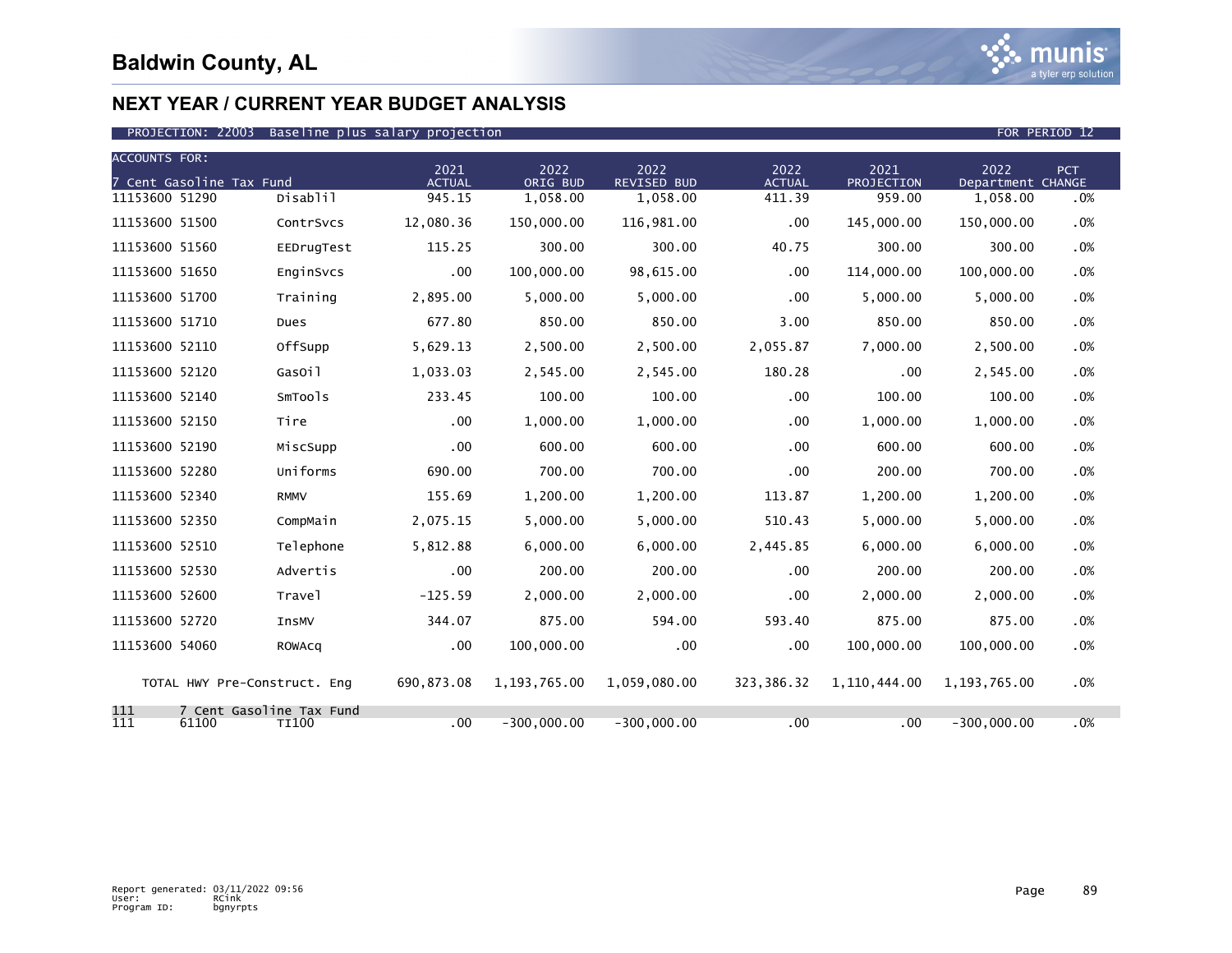# Baldwin County, AL

## NEXT YEAR / CURRENT YEAR BUDGET ANALYSIS

PROJECTION: 22003 Baseline plus salary projection — FOR PERIOD 12

| ACCOUNTS FOR: 7 Cent Gasoline Tax Fund | | 2021 ACTUAL | 2022 ORIG BUD | 2022 REVISED BUD | 2022 ACTUAL | 2021 PROJECTION | 2022 Department | PCT CHANGE |
|---|---|---|---|---|---|---|---|---|
| 11153600 51290 | Disablil | 945.15 | 1,058.00 | 1,058.00 | 411.39 | 959.00 | 1,058.00 | .0% |
| 11153600 51500 | ContrSvcs | 12,080.36 | 150,000.00 | 116,981.00 | .00 | 145,000.00 | 150,000.00 | .0% |
| 11153600 51560 | EEDrugTest | 115.25 | 300.00 | 300.00 | 40.75 | 300.00 | 300.00 | .0% |
| 11153600 51650 | EnginSvcs | .00 | 100,000.00 | 98,615.00 | .00 | 114,000.00 | 100,000.00 | .0% |
| 11153600 51700 | Training | 2,895.00 | 5,000.00 | 5,000.00 | .00 | 5,000.00 | 5,000.00 | .0% |
| 11153600 51710 | Dues | 677.80 | 850.00 | 850.00 | 3.00 | 850.00 | 850.00 | .0% |
| 11153600 52110 | OffSupp | 5,629.13 | 2,500.00 | 2,500.00 | 2,055.87 | 7,000.00 | 2,500.00 | .0% |
| 11153600 52120 | GasOil | 1,033.03 | 2,545.00 | 2,545.00 | 180.28 | .00 | 2,545.00 | .0% |
| 11153600 52140 | SmTools | 233.45 | 100.00 | 100.00 | .00 | 100.00 | 100.00 | .0% |
| 11153600 52150 | Tire | .00 | 1,000.00 | 1,000.00 | .00 | 1,000.00 | 1,000.00 | .0% |
| 11153600 52190 | MiscSupp | .00 | 600.00 | 600.00 | .00 | 600.00 | 600.00 | .0% |
| 11153600 52280 | Uniforms | 690.00 | 700.00 | 700.00 | .00 | 200.00 | 700.00 | .0% |
| 11153600 52340 | RMMV | 155.69 | 1,200.00 | 1,200.00 | 113.87 | 1,200.00 | 1,200.00 | .0% |
| 11153600 52350 | CompMain | 2,075.15 | 5,000.00 | 5,000.00 | 510.43 | 5,000.00 | 5,000.00 | .0% |
| 11153600 52510 | Telephone | 5,812.88 | 6,000.00 | 6,000.00 | 2,445.85 | 6,000.00 | 6,000.00 | .0% |
| 11153600 52530 | Advertis | .00 | 200.00 | 200.00 | .00 | 200.00 | 200.00 | .0% |
| 11153600 52600 | Travel | -125.59 | 2,000.00 | 2,000.00 | .00 | 2,000.00 | 2,000.00 | .0% |
| 11153600 52720 | InsMV | 344.07 | 875.00 | 594.00 | 593.40 | 875.00 | 875.00 | .0% |
| 11153600 54060 | ROWAcq | .00 | 100,000.00 | .00 | .00 | 100,000.00 | 100,000.00 | .0% |
| TOTAL HWY Pre-Construct. Eng | | 690,873.08 | 1,193,765.00 | 1,059,080.00 | 323,386.32 | 1,110,444.00 | 1,193,765.00 | .0% |
| 111 7 Cent Gasoline Tax Fund | | | | | | | | |
| 111 61100 | TI100 | .00 | -300,000.00 | -300,000.00 | .00 | .00 | -300,000.00 | .0% |

Report generated: 03/11/2022 09:56
User: RCink
Program ID: bgnyrpts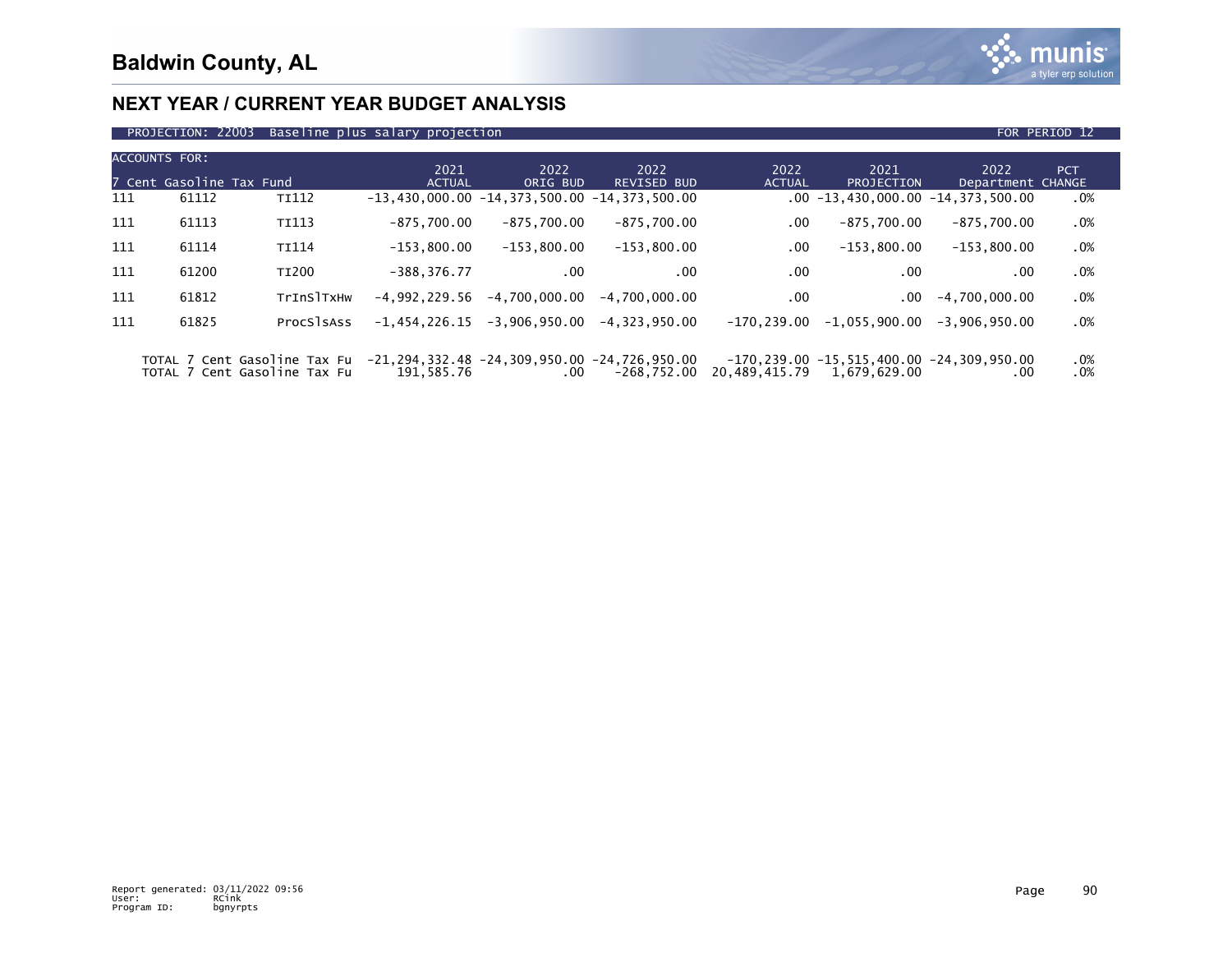# Baldwin County, AL

## NEXT YEAR / CURRENT YEAR BUDGET ANALYSIS

PROJECTION: 22003 Baseline plus salary projection FOR PERIOD 12

| ACCOUNTS FOR: 7 Cent Gasoline Tax Fund | | | 2021 ACTUAL | 2022 ORIG BUD | 2022 REVISED BUD | 2022 ACTUAL | 2021 PROJECTION | 2022 Department | PCT CHANGE |
|---|---|---|---|---|---|---|---|---|---|
| 111 | 61112 | TI112 | -13,430,000.00 | -14,373,500.00 | -14,373,500.00 | .00 | -13,430,000.00 | -14,373,500.00 | .0% |
| 111 | 61113 | TI113 | -875,700.00 | -875,700.00 | -875,700.00 | .00 | -875,700.00 | -875,700.00 | .0% |
| 111 | 61114 | TI114 | -153,800.00 | -153,800.00 | -153,800.00 | .00 | -153,800.00 | -153,800.00 | .0% |
| 111 | 61200 | TI200 | -388,376.77 | .00 | .00 | .00 | .00 | .00 | .0% |
| 111 | 61812 | TrInSlTxHw | -4,992,229.56 | -4,700,000.00 | -4,700,000.00 | .00 | .00 | -4,700,000.00 | .0% |
| 111 | 61825 | ProcSlsAss | -1,454,226.15 | -3,906,950.00 | -4,323,950.00 | -170,239.00 | -1,055,900.00 | -3,906,950.00 | .0% |
| | TOTAL 7 Cent Gasoline Tax Fu | | -21,294,332.48 | -24,309,950.00 | -24,726,950.00 | -170,239.00 | -15,515,400.00 | -24,309,950.00 | .0% |
| | TOTAL 7 Cent Gasoline Tax Fu | | 191,585.76 | .00 | -268,752.00 | 20,489,415.79 | 1,679,629.00 | .00 | .0% |

Report generated: 03/11/2022 09:56
User: RCink
Program ID: bgnyrpts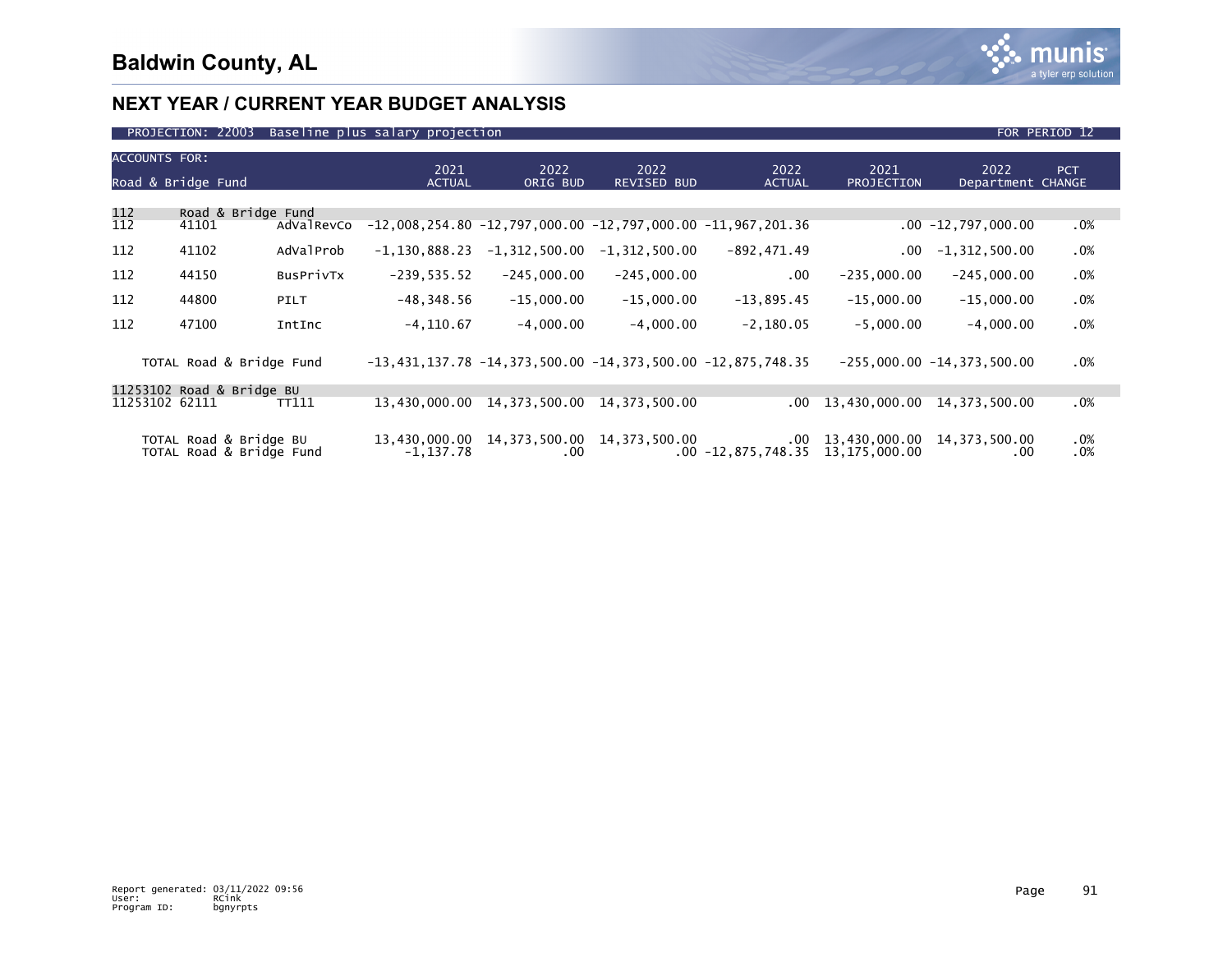# Baldwin County, AL

## NEXT YEAR / CURRENT YEAR BUDGET ANALYSIS

PROJECTION: 22003 Baseline plus salary projection — FOR PERIOD 12

| ACCOUNTS FOR: Road & Bridge Fund | | | 2021 ACTUAL | 2022 ORIG BUD | 2022 REVISED BUD | 2022 ACTUAL | 2021 PROJECTION | 2022 Department | PCT CHANGE |
|---|---|---|---|---|---|---|---|---|---|
| 112 | Road & Bridge Fund | | | | | | | | |
| 112 | 41101 | AdValRevCo | -12,008,254.80 | -12,797,000.00 | -12,797,000.00 | -11,967,201.36 | .00 | -12,797,000.00 | .0% |
| 112 | 41102 | AdValProb | -1,130,888.23 | -1,312,500.00 | -1,312,500.00 | -892,471.49 | .00 | -1,312,500.00 | .0% |
| 112 | 44150 | BusPrivTx | -239,535.52 | -245,000.00 | -245,000.00 | .00 | -235,000.00 | -245,000.00 | .0% |
| 112 | 44800 | PILT | -48,348.56 | -15,000.00 | -15,000.00 | -13,895.45 | -15,000.00 | -15,000.00 | .0% |
| 112 | 47100 | IntInc | -4,110.67 | -4,000.00 | -4,000.00 | -2,180.05 | -5,000.00 | -4,000.00 | .0% |
| TOTAL Road & Bridge Fund | | | -13,431,137.78 | -14,373,500.00 | -14,373,500.00 | -12,875,748.35 | -255,000.00 | -14,373,500.00 | .0% |
| 11253102 | Road & Bridge BU | | | | | | | | |
| 11253102 | 62111 | TT111 | 13,430,000.00 | 14,373,500.00 | 14,373,500.00 | .00 | 13,430,000.00 | 14,373,500.00 | .0% |
| TOTAL Road & Bridge BU | | | 13,430,000.00 | 14,373,500.00 | 14,373,500.00 | .00 | 13,430,000.00 | 14,373,500.00 | .0% |
| TOTAL Road & Bridge Fund | | | -1,137.78 | .00 | .00 | -12,875,748.35 | 13,175,000.00 | .00 | .0% |

Report generated: 03/11/2022 09:56
User: RCink
Program ID: bgnyrpts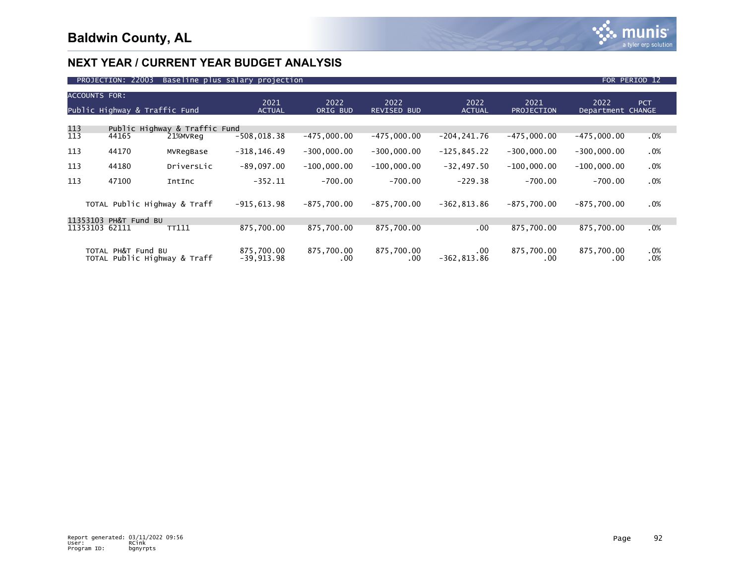# Baldwin County, AL

## NEXT YEAR / CURRENT YEAR BUDGET ANALYSIS

PROJECTION: 22003 Baseline plus salary projection — FOR PERIOD 12

| ACCOUNTS FOR: Public Highway & Traffic Fund | | | 2021 ACTUAL | 2022 ORIG BUD | 2022 REVISED BUD | 2022 ACTUAL | 2021 PROJECTION | 2022 Department | PCT CHANGE |
|---|---|---|---|---|---|---|---|---|---|
| 113 | Public Highway & Traffic Fund | | | | | | | | |
| 113 | 44165 | 21%MVReg | -508,018.38 | -475,000.00 | -475,000.00 | -204,241.76 | -475,000.00 | -475,000.00 | .0% |
| 113 | 44170 | MVRegBase | -318,146.49 | -300,000.00 | -300,000.00 | -125,845.22 | -300,000.00 | -300,000.00 | .0% |
| 113 | 44180 | DriversLic | -89,097.00 | -100,000.00 | -100,000.00 | -32,497.50 | -100,000.00 | -100,000.00 | .0% |
| 113 | 47100 | IntInc | -352.11 | -700.00 | -700.00 | -229.38 | -700.00 | -700.00 | .0% |
| TOTAL Public Highway & Traff | | | -915,613.98 | -875,700.00 | -875,700.00 | -362,813.86 | -875,700.00 | -875,700.00 | .0% |
| 11353103 PH&T Fund BU | | | | | | | | | |
| 11353103 | 62111 | TT111 | 875,700.00 | 875,700.00 | 875,700.00 | .00 | 875,700.00 | 875,700.00 | .0% |
| TOTAL PH&T Fund BU | | | 875,700.00 | 875,700.00 | 875,700.00 | .00 | 875,700.00 | 875,700.00 | .0% |
| TOTAL Public Highway & Traff | | | -39,913.98 | .00 | .00 | -362,813.86 | .00 | .00 | .0% |

Report generated: 03/11/2022 09:56
User: RCink
Program ID: bgnyrpts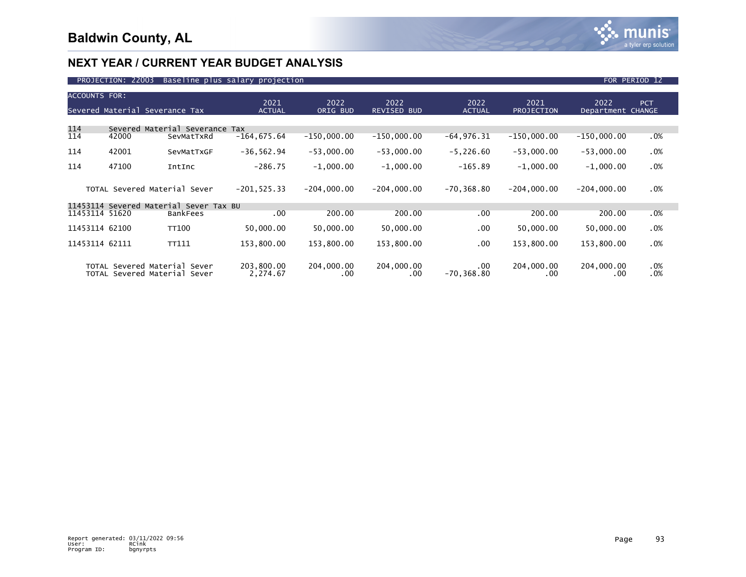# Baldwin County, AL

## NEXT YEAR / CURRENT YEAR BUDGET ANALYSIS

PROJECTION: 22003 Baseline plus salary projection FOR PERIOD 12

| ACCOUNTS FOR: Severed Material Severance Tax | | | 2021 ACTUAL | 2022 ORIG BUD | 2022 REVISED BUD | 2022 ACTUAL | 2021 PROJECTION | 2022 Department | PCT CHANGE |
|---|---|---|---|---|---|---|---|---|---|
| 114 | Severed Material Severance Tax | | | | | | | | |
| 114 | 42000 | SevMatTxRd | -164,675.64 | -150,000.00 | -150,000.00 | -64,976.31 | -150,000.00 | -150,000.00 | .0% |
| 114 | 42001 | SevMatTxGF | -36,562.94 | -53,000.00 | -53,000.00 | -5,226.60 | -53,000.00 | -53,000.00 | .0% |
| 114 | 47100 | IntInc | -286.75 | -1,000.00 | -1,000.00 | -165.89 | -1,000.00 | -1,000.00 | .0% |
| | TOTAL Severed Material Sever | | -201,525.33 | -204,000.00 | -204,000.00 | -70,368.80 | -204,000.00 | -204,000.00 | .0% |
| 11453114 | Severed Material Sever Tax BU | | | | | | | | |
| 11453114 | 51620 | BankFees | .00 | 200.00 | 200.00 | .00 | 200.00 | 200.00 | .0% |
| 11453114 | 62100 | TT100 | 50,000.00 | 50,000.00 | 50,000.00 | .00 | 50,000.00 | 50,000.00 | .0% |
| 11453114 | 62111 | TT111 | 153,800.00 | 153,800.00 | 153,800.00 | .00 | 153,800.00 | 153,800.00 | .0% |
| | TOTAL Severed Material Sever | | 203,800.00 | 204,000.00 | 204,000.00 | .00 | 204,000.00 | 204,000.00 | .0% |
| | TOTAL Severed Material Sever | | 2,274.67 | .00 | .00 | -70,368.80 | .00 | .00 | .0% |

Report generated: 03/11/2022 09:56
User: RCink
Program ID: bgnyrpts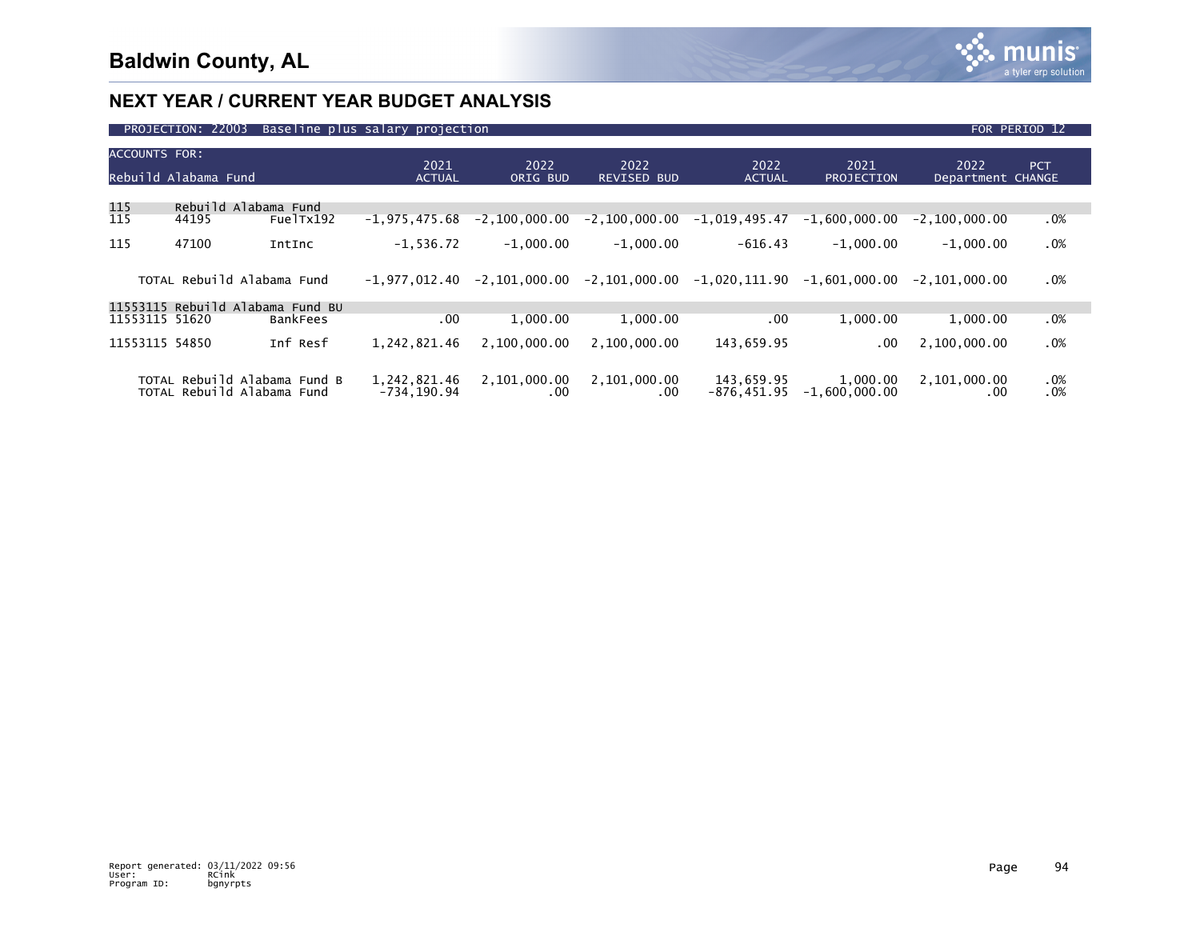# Baldwin County, AL

## NEXT YEAR / CURRENT YEAR BUDGET ANALYSIS

PROJECTION: 22003 Baseline plus salary projection — FOR PERIOD 12

| ACCOUNTS FOR: Rebuild Alabama Fund | | | 2021 ACTUAL | 2022 ORIG BUD | 2022 REVISED BUD | 2022 ACTUAL | 2021 PROJECTION | 2022 Department | PCT CHANGE |
|---|---|---|---|---|---|---|---|---|---|
| 115 | Rebuild Alabama Fund | | | | | | | | |
| 115 | 44195 | FuelTx192 | -1,975,475.68 | -2,100,000.00 | -2,100,000.00 | -1,019,495.47 | -1,600,000.00 | -2,100,000.00 | .0% |
| 115 | 47100 | IntInc | -1,536.72 | -1,000.00 | -1,000.00 | -616.43 | -1,000.00 | -1,000.00 | .0% |
| | TOTAL Rebuild Alabama Fund | | -1,977,012.40 | -2,101,000.00 | -2,101,000.00 | -1,020,111.90 | -1,601,000.00 | -2,101,000.00 | .0% |
| 11553115 | Rebuild Alabama Fund BU | | | | | | | | |
| 11553115 | 51620 | BankFees | .00 | 1,000.00 | 1,000.00 | .00 | 1,000.00 | 1,000.00 | .0% |
| 11553115 | 54850 | Inf Resf | 1,242,821.46 | 2,100,000.00 | 2,100,000.00 | 143,659.95 | .00 | 2,100,000.00 | .0% |
| | TOTAL Rebuild Alabama Fund B | | 1,242,821.46 | 2,101,000.00 | 2,101,000.00 | 143,659.95 | 1,000.00 | 2,101,000.00 | .0% |
| | TOTAL Rebuild Alabama Fund | | -734,190.94 | .00 | .00 | -876,451.95 | -1,600,000.00 | .00 | .0% |

Report generated: 03/11/2022 09:56
User: RCink
Program ID: bgnyrpts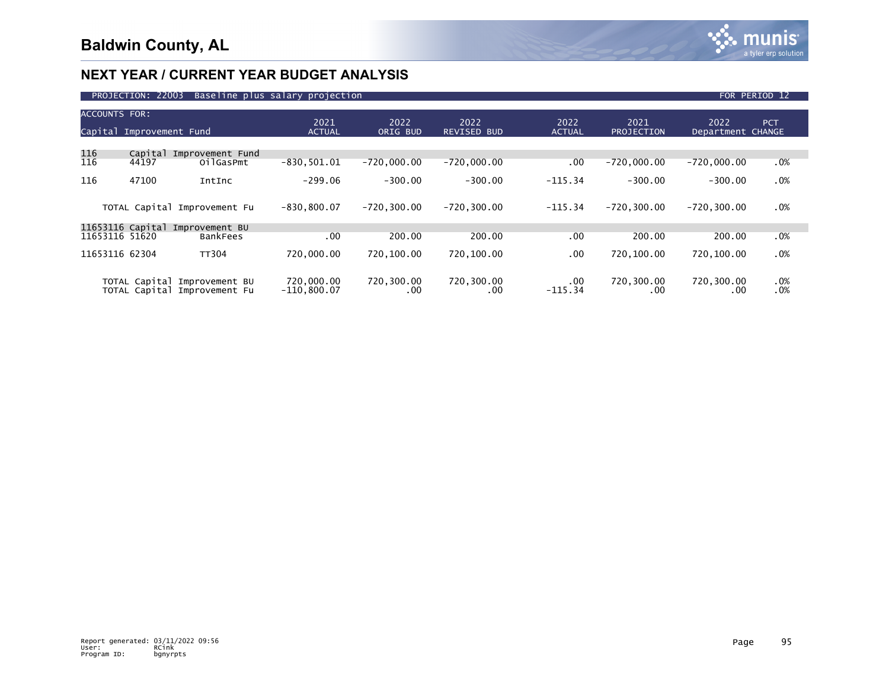# Baldwin County, AL

## NEXT YEAR / CURRENT YEAR BUDGET ANALYSIS

PROJECTION: 22003 Baseline plus salary projection — FOR PERIOD 12

| ACCOUNTS FOR: Capital Improvement Fund | | | 2021 ACTUAL | 2022 ORIG BUD | 2022 REVISED BUD | 2022 ACTUAL | 2021 PROJECTION | 2022 Department | PCT CHANGE |
|---|---|---|---|---|---|---|---|---|---|
| 116 | Capital Improvement Fund | | | | | | | | |
| 116 | 44197 | OilGasPmt | -830,501.01 | -720,000.00 | -720,000.00 | .00 | -720,000.00 | -720,000.00 | .0% |
| 116 | 47100 | IntInc | -299.06 | -300.00 | -300.00 | -115.34 | -300.00 | -300.00 | .0% |
| TOTAL Capital Improvement Fu | | | -830,800.07 | -720,300.00 | -720,300.00 | -115.34 | -720,300.00 | -720,300.00 | .0% |
| 11653116 | Capital Improvement BU | | | | | | | | |
| 11653116 | 51620 | BankFees | .00 | 200.00 | 200.00 | .00 | 200.00 | 200.00 | .0% |
| 11653116 | 62304 | TT304 | 720,000.00 | 720,100.00 | 720,100.00 | .00 | 720,100.00 | 720,100.00 | .0% |
| TOTAL Capital Improvement BU | | | 720,000.00 | 720,300.00 | 720,300.00 | .00 | 720,300.00 | 720,300.00 | .0% |
| TOTAL Capital Improvement Fu | | | -110,800.07 | .00 | .00 | -115.34 | .00 | .00 | .0% |

Report generated: 03/11/2022 09:56
User: RCink
Program ID: bgnyrpts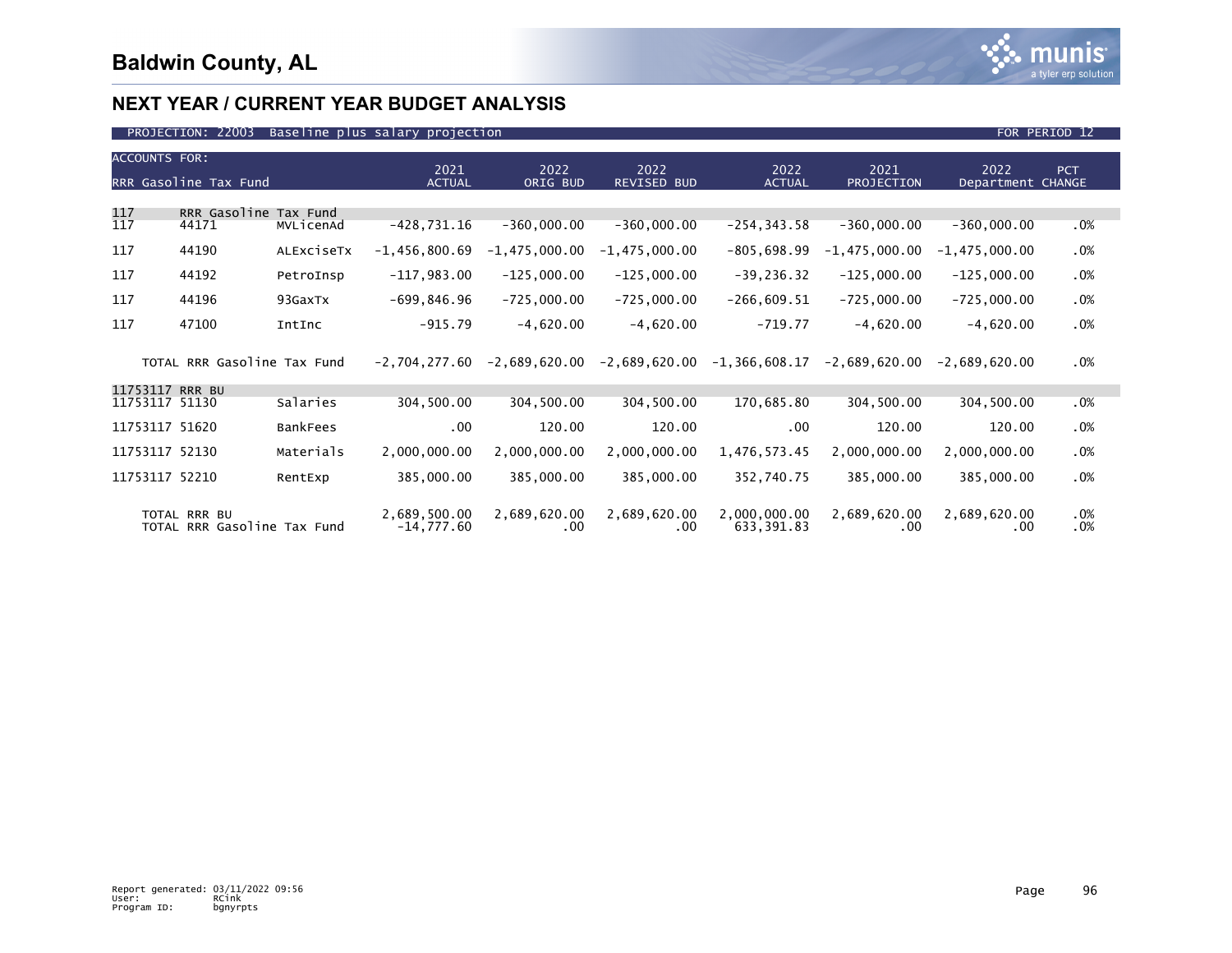# Baldwin County, AL

## NEXT YEAR / CURRENT YEAR BUDGET ANALYSIS

PROJECTION: 22003 Baseline plus salary projection — FOR PERIOD 12

| ACCOUNTS FOR: RRR Gasoline Tax Fund | | | 2021 ACTUAL | 2022 ORIG BUD | 2022 REVISED BUD | 2022 ACTUAL | 2021 PROJECTION | 2022 Department | PCT CHANGE |
|---|---|---|---|---|---|---|---|---|---|
| 117 | RRR Gasoline Tax Fund | | | | | | | | |
| 117 | 44171 | MVLicenAd | -428,731.16 | -360,000.00 | -360,000.00 | -254,343.58 | -360,000.00 | -360,000.00 | .0% |
| 117 | 44190 | ALExciseTx | -1,456,800.69 | -1,475,000.00 | -1,475,000.00 | -805,698.99 | -1,475,000.00 | -1,475,000.00 | .0% |
| 117 | 44192 | PetroInsp | -117,983.00 | -125,000.00 | -125,000.00 | -39,236.32 | -125,000.00 | -125,000.00 | .0% |
| 117 | 44196 | 93GaxTx | -699,846.96 | -725,000.00 | -725,000.00 | -266,609.51 | -725,000.00 | -725,000.00 | .0% |
| 117 | 47100 | IntInc | -915.79 | -4,620.00 | -4,620.00 | -719.77 | -4,620.00 | -4,620.00 | .0% |
| TOTAL RRR Gasoline Tax Fund | | | -2,704,277.60 | -2,689,620.00 | -2,689,620.00 | -1,366,608.17 | -2,689,620.00 | -2,689,620.00 | .0% |
| 11753117 | RRR BU | | | | | | | | |
| 11753117 | 51130 | Salaries | 304,500.00 | 304,500.00 | 304,500.00 | 170,685.80 | 304,500.00 | 304,500.00 | .0% |
| 11753117 | 51620 | BankFees | .00 | 120.00 | 120.00 | .00 | 120.00 | 120.00 | .0% |
| 11753117 | 52130 | Materials | 2,000,000.00 | 2,000,000.00 | 2,000,000.00 | 1,476,573.45 | 2,000,000.00 | 2,000,000.00 | .0% |
| 11753117 | 52210 | RentExp | 385,000.00 | 385,000.00 | 385,000.00 | 352,740.75 | 385,000.00 | 385,000.00 | .0% |
| TOTAL RRR BU | | | 2,689,500.00 | 2,689,620.00 | 2,689,620.00 | 2,000,000.00 | 2,689,620.00 | 2,689,620.00 | .0% |
| TOTAL RRR Gasoline Tax Fund | | | -14,777.60 | .00 | .00 | 633,391.83 | .00 | .00 | .0% |

Report generated: 03/11/2022 09:56
User: RCink
Program ID: bgnyrpts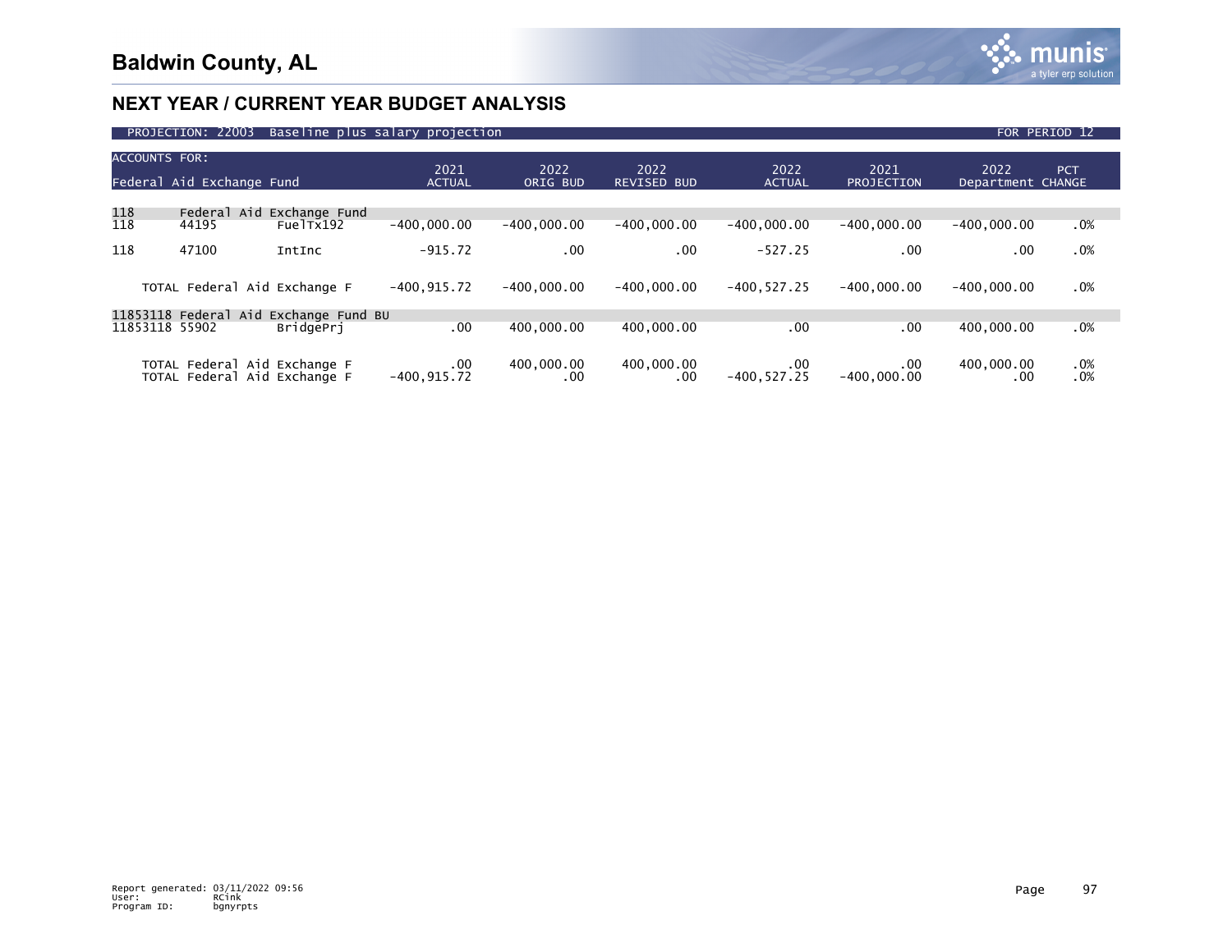# Baldwin County, AL

## NEXT YEAR / CURRENT YEAR BUDGET ANALYSIS

PROJECTION: 22003 Baseline plus salary projection — FOR PERIOD 12

| ACCOUNTS FOR: Federal Aid Exchange Fund | | | 2021 ACTUAL | 2022 ORIG BUD | 2022 REVISED BUD | 2022 ACTUAL | 2021 PROJECTION | 2022 Department | PCT CHANGE |
|---|---|---|---|---|---|---|---|---|---|
| 118 | Federal Aid Exchange Fund | | | | | | | | |
| 118 | 44195 | FuelTx192 | -400,000.00 | -400,000.00 | -400,000.00 | -400,000.00 | -400,000.00 | -400,000.00 | .0% |
| 118 | 47100 | IntInc | -915.72 | .00 | .00 | -527.25 | .00 | .00 | .0% |
| | TOTAL Federal Aid Exchange F | | -400,915.72 | -400,000.00 | -400,000.00 | -400,527.25 | -400,000.00 | -400,000.00 | .0% |
| 11853118 | Federal Aid Exchange Fund BU | | | | | | | | |
| 11853118 | 55902 | BridgePrj | .00 | 400,000.00 | 400,000.00 | .00 | .00 | 400,000.00 | .0% |
| | TOTAL Federal Aid Exchange F | | .00 | 400,000.00 | 400,000.00 | .00 | .00 | 400,000.00 | .0% |
| | TOTAL Federal Aid Exchange F | | -400,915.72 | .00 | .00 | -400,527.25 | -400,000.00 | .00 | .0% |

Report generated: 03/11/2022 09:56
User: RCink
Program ID: bgnyrpts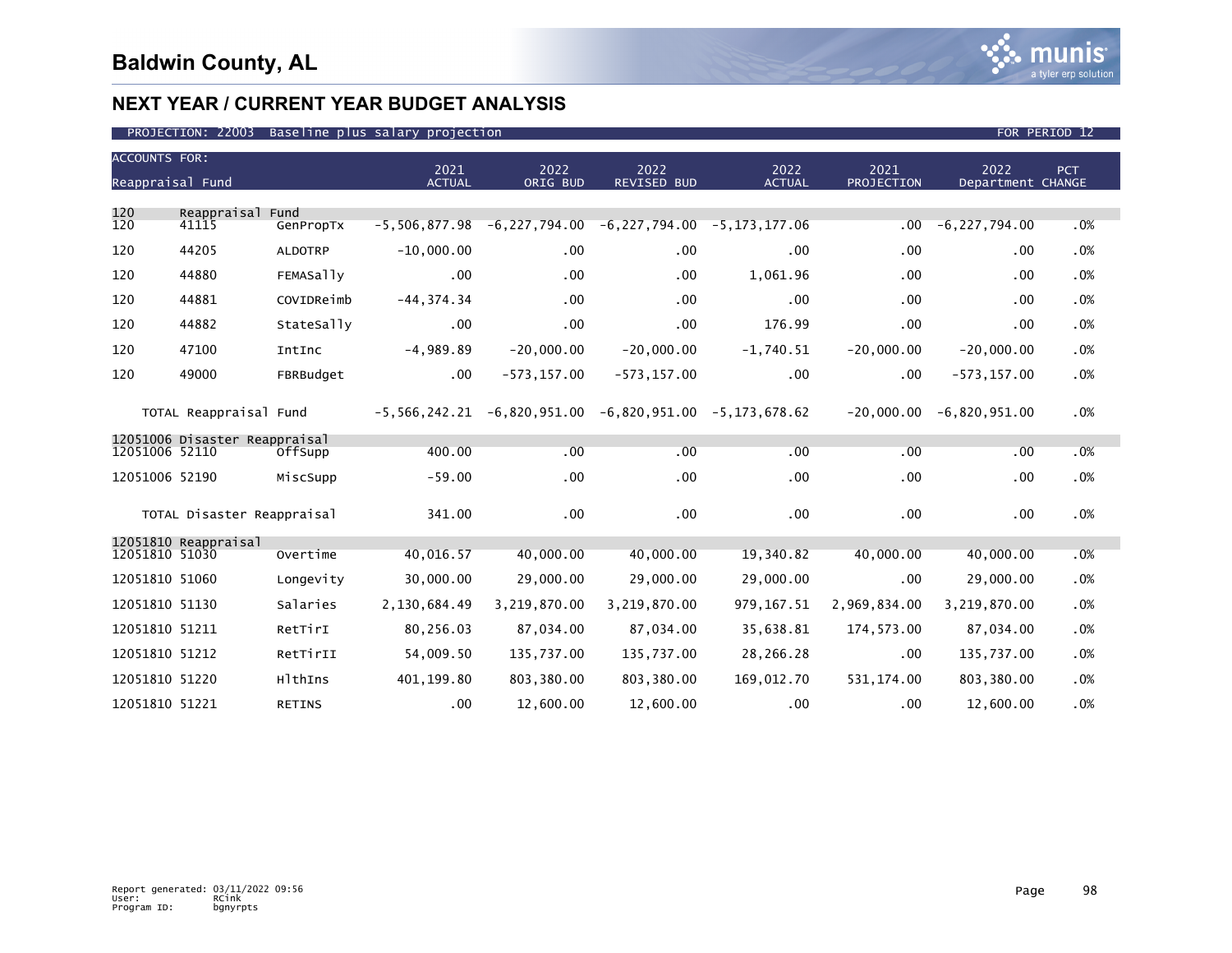# Baldwin County, AL

## NEXT YEAR / CURRENT YEAR BUDGET ANALYSIS

PROJECTION: 22003 Baseline plus salary projection FOR PERIOD 12

| ACCOUNTS FOR: Reappraisal Fund | | | 2021 ACTUAL | 2022 ORIG BUD | 2022 REVISED BUD | 2022 ACTUAL | 2021 PROJECTION | 2022 Department | PCT CHANGE |
|---|---|---|---|---|---|---|---|---|---|
| 120 | Reappraisal Fund | | | | | | | | |
| 120 | 41115 | GenPropTx | -5,506,877.98 | -6,227,794.00 | -6,227,794.00 | -5,173,177.06 | .00 | -6,227,794.00 | .0% |
| 120 | 44205 | ALDOTRP | -10,000.00 | .00 | .00 | .00 | .00 | .00 | .0% |
| 120 | 44880 | FEMASally | .00 | .00 | .00 | 1,061.96 | .00 | .00 | .0% |
| 120 | 44881 | COVIDReimb | -44,374.34 | .00 | .00 | .00 | .00 | .00 | .0% |
| 120 | 44882 | StateSally | .00 | .00 | .00 | 176.99 | .00 | .00 | .0% |
| 120 | 47100 | IntInc | -4,989.89 | -20,000.00 | -20,000.00 | -1,740.51 | -20,000.00 | -20,000.00 | .0% |
| 120 | 49000 | FBRBudget | .00 | -573,157.00 | -573,157.00 | .00 | .00 | -573,157.00 | .0% |
| | TOTAL Reappraisal Fund | | -5,566,242.21 | -6,820,951.00 | -6,820,951.00 | -5,173,678.62 | -20,000.00 | -6,820,951.00 | .0% |
| 12051006 | Disaster Reappraisal | | | | | | | | |
| 12051006 | 52110 | OffSupp | 400.00 | .00 | .00 | .00 | .00 | .00 | .0% |
| 12051006 | 52190 | MiscSupp | -59.00 | .00 | .00 | .00 | .00 | .00 | .0% |
| | TOTAL Disaster Reappraisal | | 341.00 | .00 | .00 | .00 | .00 | .00 | .0% |
| 12051810 | Reappraisal | | | | | | | | |
| 12051810 | 51030 | Overtime | 40,016.57 | 40,000.00 | 40,000.00 | 19,340.82 | 40,000.00 | 40,000.00 | .0% |
| 12051810 | 51060 | Longevity | 30,000.00 | 29,000.00 | 29,000.00 | 29,000.00 | .00 | 29,000.00 | .0% |
| 12051810 | 51130 | Salaries | 2,130,684.49 | 3,219,870.00 | 3,219,870.00 | 979,167.51 | 2,969,834.00 | 3,219,870.00 | .0% |
| 12051810 | 51211 | RetTirI | 80,256.03 | 87,034.00 | 87,034.00 | 35,638.81 | 174,573.00 | 87,034.00 | .0% |
| 12051810 | 51212 | RetTirII | 54,009.50 | 135,737.00 | 135,737.00 | 28,266.28 | .00 | 135,737.00 | .0% |
| 12051810 | 51220 | HlthIns | 401,199.80 | 803,380.00 | 803,380.00 | 169,012.70 | 531,174.00 | 803,380.00 | .0% |
| 12051810 | 51221 | RETINS | .00 | 12,600.00 | 12,600.00 | .00 | .00 | 12,600.00 | .0% |

Report generated: 03/11/2022 09:56
User: RCink
Program ID: bgnyrpts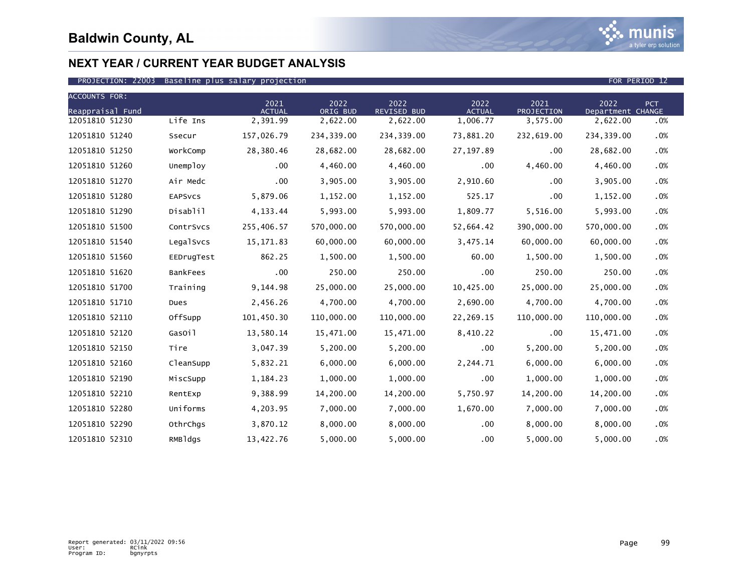# Baldwin County, AL

## NEXT YEAR / CURRENT YEAR BUDGET ANALYSIS

PROJECTION: 22003 Baseline plus salary projection FOR PERIOD 12

| ACCOUNTS FOR: Reappraisal Fund | | 2021 ACTUAL | 2022 ORIG BUD | 2022 REVISED BUD | 2022 ACTUAL | 2021 PROJECTION | 2022 Department | PCT CHANGE |
|---|---|---|---|---|---|---|---|---|
| 12051810 51230 | Life Ins | 2,391.99 | 2,622.00 | 2,622.00 | 1,006.77 | 3,575.00 | 2,622.00 | .0% |
| 12051810 51240 | Ssecur | 157,026.79 | 234,339.00 | 234,339.00 | 73,881.20 | 232,619.00 | 234,339.00 | .0% |
| 12051810 51250 | WorkComp | 28,380.46 | 28,682.00 | 28,682.00 | 27,197.89 | .00 | 28,682.00 | .0% |
| 12051810 51260 | Unemploy | .00 | 4,460.00 | 4,460.00 | .00 | 4,460.00 | 4,460.00 | .0% |
| 12051810 51270 | Air Medc | .00 | 3,905.00 | 3,905.00 | 2,910.60 | .00 | 3,905.00 | .0% |
| 12051810 51280 | EAPSvcs | 5,879.06 | 1,152.00 | 1,152.00 | 525.17 | .00 | 1,152.00 | .0% |
| 12051810 51290 | Disablil | 4,133.44 | 5,993.00 | 5,993.00 | 1,809.77 | 5,516.00 | 5,993.00 | .0% |
| 12051810 51500 | ContrSvcs | 255,406.57 | 570,000.00 | 570,000.00 | 52,664.42 | 390,000.00 | 570,000.00 | .0% |
| 12051810 51540 | LegalSvcs | 15,171.83 | 60,000.00 | 60,000.00 | 3,475.14 | 60,000.00 | 60,000.00 | .0% |
| 12051810 51560 | EEDrugTest | 862.25 | 1,500.00 | 1,500.00 | 60.00 | 1,500.00 | 1,500.00 | .0% |
| 12051810 51620 | BankFees | .00 | 250.00 | 250.00 | .00 | 250.00 | 250.00 | .0% |
| 12051810 51700 | Training | 9,144.98 | 25,000.00 | 25,000.00 | 10,425.00 | 25,000.00 | 25,000.00 | .0% |
| 12051810 51710 | Dues | 2,456.26 | 4,700.00 | 4,700.00 | 2,690.00 | 4,700.00 | 4,700.00 | .0% |
| 12051810 52110 | OffSupp | 101,450.30 | 110,000.00 | 110,000.00 | 22,269.15 | 110,000.00 | 110,000.00 | .0% |
| 12051810 52120 | GasOil | 13,580.14 | 15,471.00 | 15,471.00 | 8,410.22 | .00 | 15,471.00 | .0% |
| 12051810 52150 | Tire | 3,047.39 | 5,200.00 | 5,200.00 | .00 | 5,200.00 | 5,200.00 | .0% |
| 12051810 52160 | CleanSupp | 5,832.21 | 6,000.00 | 6,000.00 | 2,244.71 | 6,000.00 | 6,000.00 | .0% |
| 12051810 52190 | MiscSupp | 1,184.23 | 1,000.00 | 1,000.00 | .00 | 1,000.00 | 1,000.00 | .0% |
| 12051810 52210 | RentExp | 9,388.99 | 14,200.00 | 14,200.00 | 5,750.97 | 14,200.00 | 14,200.00 | .0% |
| 12051810 52280 | Uniforms | 4,203.95 | 7,000.00 | 7,000.00 | 1,670.00 | 7,000.00 | 7,000.00 | .0% |
| 12051810 52290 | OthrChgs | 3,870.12 | 8,000.00 | 8,000.00 | .00 | 8,000.00 | 8,000.00 | .0% |
| 12051810 52310 | RMBldgs | 13,422.76 | 5,000.00 | 5,000.00 | .00 | 5,000.00 | 5,000.00 | .0% |

Report generated: 03/11/2022 09:56
User: RCink
Program ID: bgnyrpts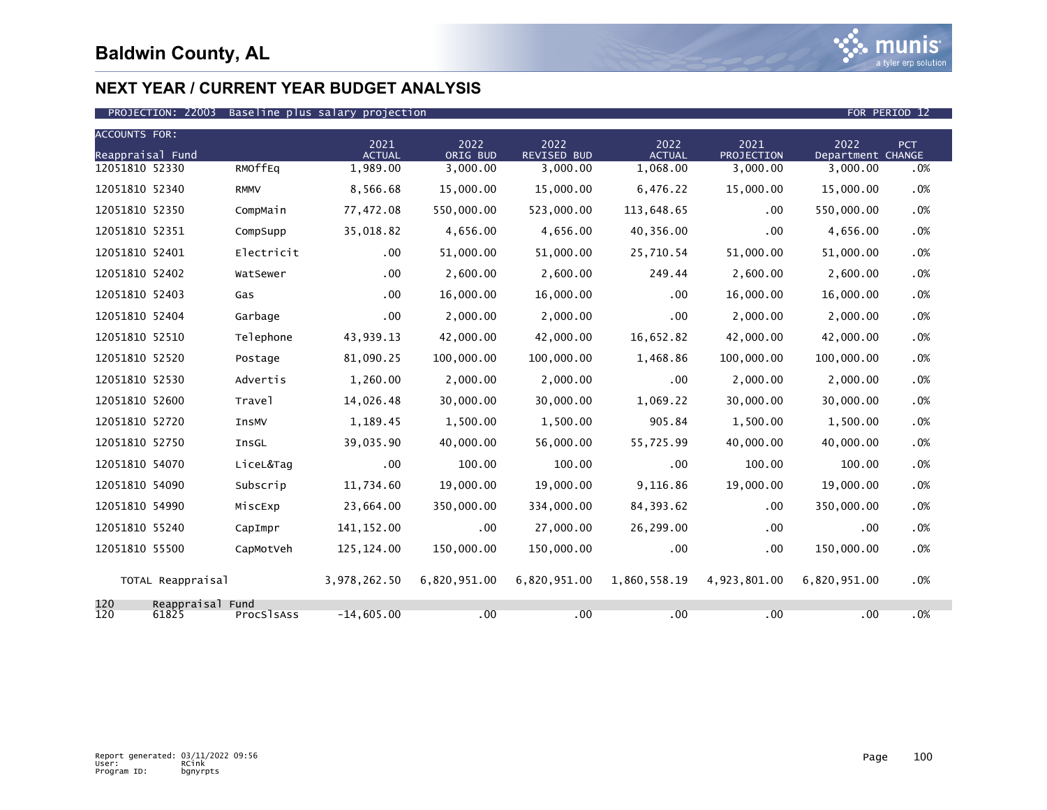# Baldwin County, AL

## NEXT YEAR / CURRENT YEAR BUDGET ANALYSIS

PROJECTION: 22003 Baseline plus salary projection FOR PERIOD 12

| ACCOUNTS FOR: Reappraisal Fund | | 2021 ACTUAL | 2022 ORIG BUD | 2022 REVISED BUD | 2022 ACTUAL | 2021 PROJECTION | 2022 Department | PCT CHANGE |
|---|---|---|---|---|---|---|---|---|
| 12051810 52330 | RMOffEq | 1,989.00 | 3,000.00 | 3,000.00 | 1,068.00 | 3,000.00 | 3,000.00 | .0% |
| 12051810 52340 | RMMV | 8,566.68 | 15,000.00 | 15,000.00 | 6,476.22 | 15,000.00 | 15,000.00 | .0% |
| 12051810 52350 | CompMain | 77,472.08 | 550,000.00 | 523,000.00 | 113,648.65 | .00 | 550,000.00 | .0% |
| 12051810 52351 | CompSupp | 35,018.82 | 4,656.00 | 4,656.00 | 40,356.00 | .00 | 4,656.00 | .0% |
| 12051810 52401 | Electricit | .00 | 51,000.00 | 51,000.00 | 25,710.54 | 51,000.00 | 51,000.00 | .0% |
| 12051810 52402 | WatSewer | .00 | 2,600.00 | 2,600.00 | 249.44 | 2,600.00 | 2,600.00 | .0% |
| 12051810 52403 | Gas | .00 | 16,000.00 | 16,000.00 | .00 | 16,000.00 | 16,000.00 | .0% |
| 12051810 52404 | Garbage | .00 | 2,000.00 | 2,000.00 | .00 | 2,000.00 | 2,000.00 | .0% |
| 12051810 52510 | Telephone | 43,939.13 | 42,000.00 | 42,000.00 | 16,652.82 | 42,000.00 | 42,000.00 | .0% |
| 12051810 52520 | Postage | 81,090.25 | 100,000.00 | 100,000.00 | 1,468.86 | 100,000.00 | 100,000.00 | .0% |
| 12051810 52530 | Advertis | 1,260.00 | 2,000.00 | 2,000.00 | .00 | 2,000.00 | 2,000.00 | .0% |
| 12051810 52600 | Travel | 14,026.48 | 30,000.00 | 30,000.00 | 1,069.22 | 30,000.00 | 30,000.00 | .0% |
| 12051810 52720 | InsMV | 1,189.45 | 1,500.00 | 1,500.00 | 905.84 | 1,500.00 | 1,500.00 | .0% |
| 12051810 52750 | InsGL | 39,035.90 | 40,000.00 | 56,000.00 | 55,725.99 | 40,000.00 | 40,000.00 | .0% |
| 12051810 54070 | LiceL&Tag | .00 | 100.00 | 100.00 | .00 | 100.00 | 100.00 | .0% |
| 12051810 54090 | Subscrip | 11,734.60 | 19,000.00 | 19,000.00 | 9,116.86 | 19,000.00 | 19,000.00 | .0% |
| 12051810 54990 | MiscExp | 23,664.00 | 350,000.00 | 334,000.00 | 84,393.62 | .00 | 350,000.00 | .0% |
| 12051810 55240 | CapImpr | 141,152.00 | .00 | 27,000.00 | 26,299.00 | .00 | .00 | .0% |
| 12051810 55500 | CapMotVeh | 125,124.00 | 150,000.00 | 150,000.00 | .00 | .00 | 150,000.00 | .0% |
| TOTAL Reappraisal | | 3,978,262.50 | 6,820,951.00 | 6,820,951.00 | 1,860,558.19 | 4,923,801.00 | 6,820,951.00 | .0% |
| 120 Reappraisal Fund | | | | | | | | |
| 120 61825 | ProcSlsAss | -14,605.00 | .00 | .00 | .00 | .00 | .00 | .0% |

Report generated: 03/11/2022 09:56
User: RCink
Program ID: bgnyrpts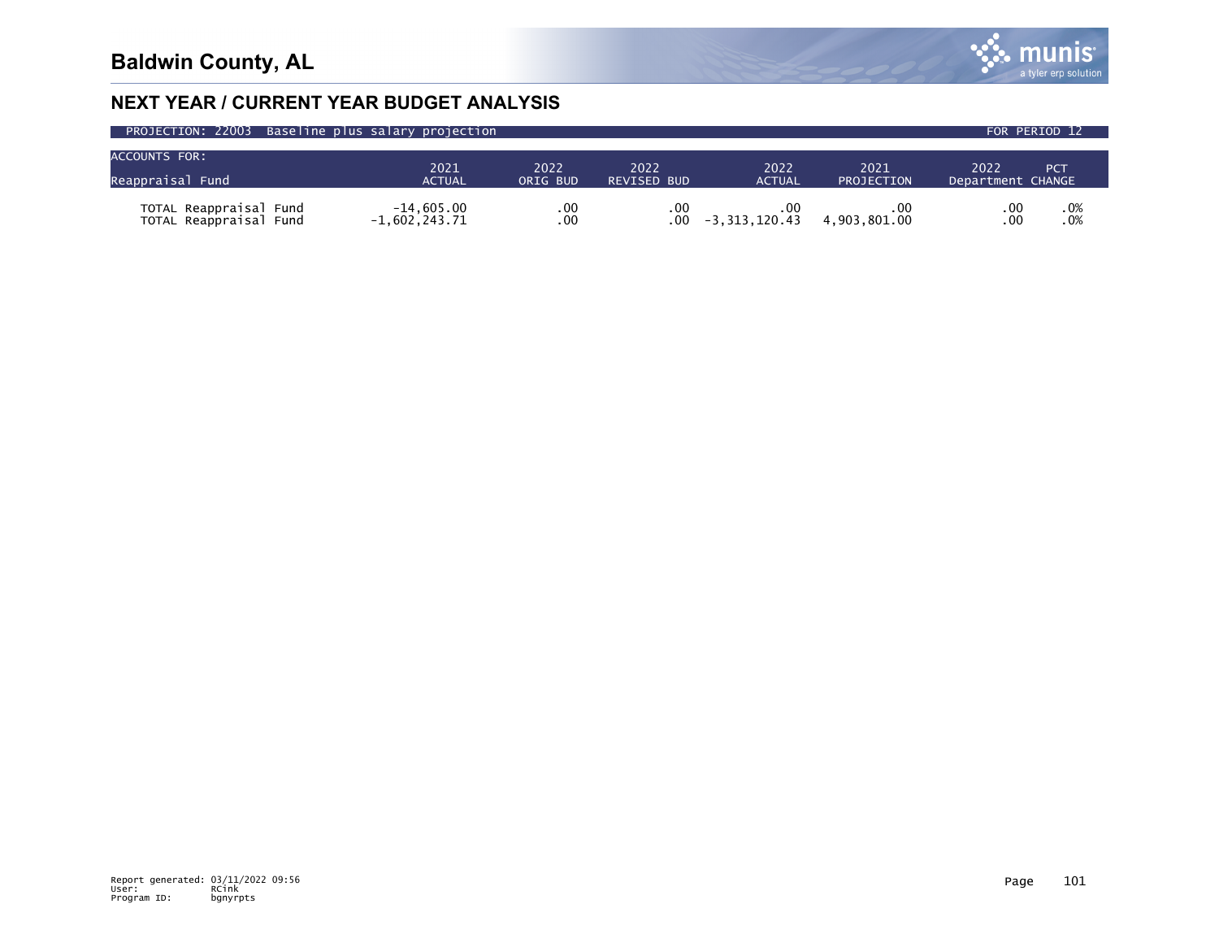# Baldwin County, AL

## NEXT YEAR / CURRENT YEAR BUDGET ANALYSIS

PROJECTION: 22003 Baseline plus salary projection FOR PERIOD 12

| ACCOUNTS FOR: Reappraisal Fund | 2021 ACTUAL | 2022 ORIG BUD | 2022 REVISED BUD | 2022 ACTUAL | 2021 PROJECTION | 2022 Department | PCT CHANGE |
|---|---|---|---|---|---|---|---|
| TOTAL Reappraisal Fund | -14,605.00 | .00 | .00 | .00 | .00 | .00 | .0% |
| TOTAL Reappraisal Fund | -1,602,243.71 | .00 | .00 | -3,313,120.43 | 4,903,801.00 | .00 | .0% |

Report generated: 03/11/2022 09:56
User: RCink
Program ID: bgnyrpts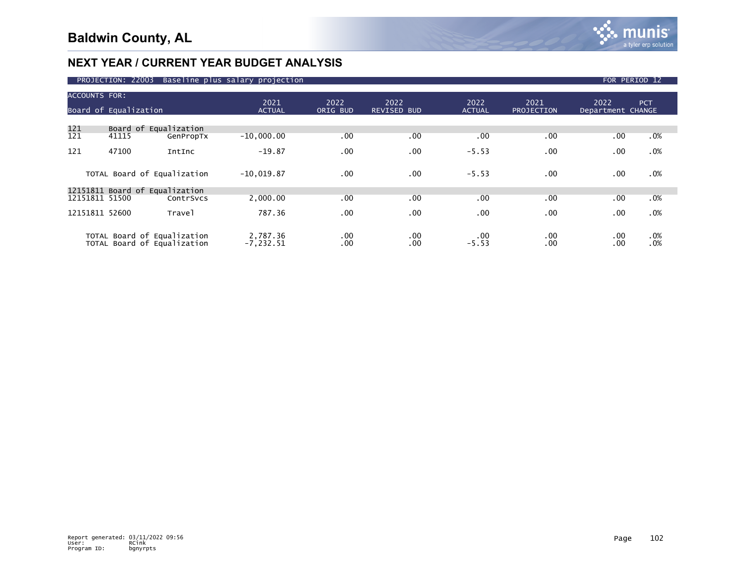# Baldwin County, AL

## NEXT YEAR / CURRENT YEAR BUDGET ANALYSIS

PROJECTION: 22003 Baseline plus salary projection FOR PERIOD 12

| ACCOUNTS FOR: Board of Equalization | | | 2021 ACTUAL | 2022 ORIG BUD | 2022 REVISED BUD | 2022 ACTUAL | 2021 PROJECTION | 2022 Department | PCT CHANGE |
|---|---|---|---|---|---|---|---|---|---|
| 121 | Board of Equalization | | | | | | | | |
| 121 | 41115 | GenPropTx | -10,000.00 | .00 | .00 | .00 | .00 | .00 | .0% |
| 121 | 47100 | IntInc | -19.87 | .00 | .00 | -5.53 | .00 | .00 | .0% |
| | TOTAL Board of Equalization | | -10,019.87 | .00 | .00 | -5.53 | .00 | .00 | .0% |
| 12151811 | Board of Equalization | | | | | | | | |
| 12151811 | 51500 | ContrSvcs | 2,000.00 | .00 | .00 | .00 | .00 | .00 | .0% |
| 12151811 | 52600 | Travel | 787.36 | .00 | .00 | .00 | .00 | .00 | .0% |
| | TOTAL Board of Equalization | | 2,787.36 | .00 | .00 | .00 | .00 | .00 | .0% |
| | TOTAL Board of Equalization | | -7,232.51 | .00 | .00 | -5.53 | .00 | .00 | .0% |

Report generated: 03/11/2022 09:56
User: RCink
Program ID: bgnyrpts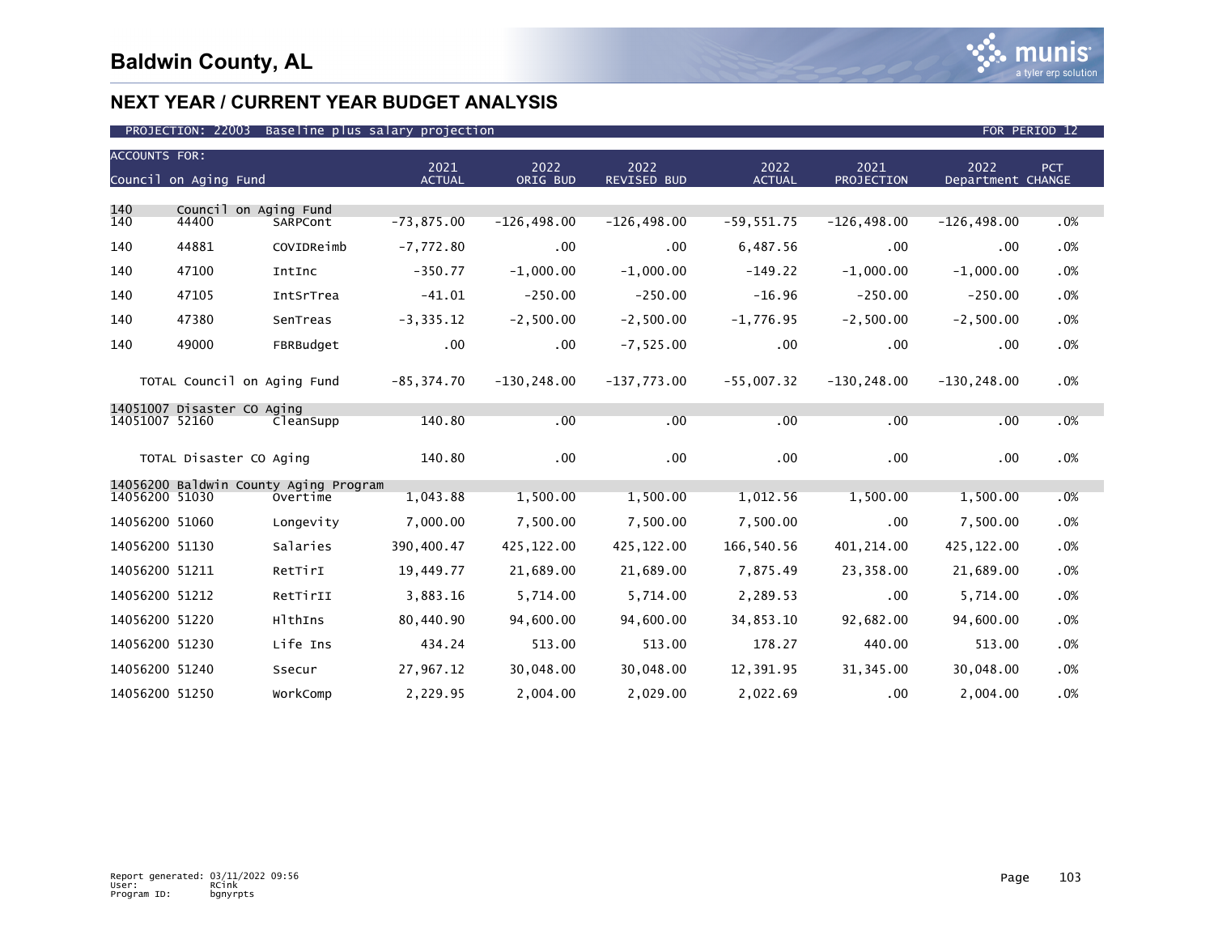# Baldwin County, AL

## NEXT YEAR / CURRENT YEAR BUDGET ANALYSIS

PROJECTION: 22003 Baseline plus salary projection FOR PERIOD 12

| ACCOUNTS FOR: Council on Aging Fund | | | 2021 ACTUAL | 2022 ORIG BUD | 2022 REVISED BUD | 2022 ACTUAL | 2021 PROJECTION | 2022 Department | PCT CHANGE |
|---|---|---|---|---|---|---|---|---|---|
| 140 | Council on Aging Fund | | | | | | | | |
| 140 | 44400 | SARPCont | -73,875.00 | -126,498.00 | -126,498.00 | -59,551.75 | -126,498.00 | -126,498.00 | .0% |
| 140 | 44881 | COVIDReimb | -7,772.80 | .00 | .00 | 6,487.56 | .00 | .00 | .0% |
| 140 | 47100 | IntInc | -350.77 | -1,000.00 | -1,000.00 | -149.22 | -1,000.00 | -1,000.00 | .0% |
| 140 | 47105 | IntSrTrea | -41.01 | -250.00 | -250.00 | -16.96 | -250.00 | -250.00 | .0% |
| 140 | 47380 | SenTreas | -3,335.12 | -2,500.00 | -2,500.00 | -1,776.95 | -2,500.00 | -2,500.00 | .0% |
| 140 | 49000 | FBRBudget | .00 | .00 | -7,525.00 | .00 | .00 | .00 | .0% |
| | TOTAL Council on Aging Fund | | -85,374.70 | -130,248.00 | -137,773.00 | -55,007.32 | -130,248.00 | -130,248.00 | .0% |
| 14051007 | Disaster CO Aging | | | | | | | | |
| 14051007 | 52160 | CleanSupp | 140.80 | .00 | .00 | .00 | .00 | .00 | .0% |
| | TOTAL Disaster CO Aging | | 140.80 | .00 | .00 | .00 | .00 | .00 | .0% |
| 14056200 | Baldwin County Aging Program | | | | | | | | |
| 14056200 | 51030 | Overtime | 1,043.88 | 1,500.00 | 1,500.00 | 1,012.56 | 1,500.00 | 1,500.00 | .0% |
| 14056200 | 51060 | Longevity | 7,000.00 | 7,500.00 | 7,500.00 | 7,500.00 | .00 | 7,500.00 | .0% |
| 14056200 | 51130 | Salaries | 390,400.47 | 425,122.00 | 425,122.00 | 166,540.56 | 401,214.00 | 425,122.00 | .0% |
| 14056200 | 51211 | RetTirI | 19,449.77 | 21,689.00 | 21,689.00 | 7,875.49 | 23,358.00 | 21,689.00 | .0% |
| 14056200 | 51212 | RetTirII | 3,883.16 | 5,714.00 | 5,714.00 | 2,289.53 | .00 | 5,714.00 | .0% |
| 14056200 | 51220 | HlthIns | 80,440.90 | 94,600.00 | 94,600.00 | 34,853.10 | 92,682.00 | 94,600.00 | .0% |
| 14056200 | 51230 | Life Ins | 434.24 | 513.00 | 513.00 | 178.27 | 440.00 | 513.00 | .0% |
| 14056200 | 51240 | Ssecur | 27,967.12 | 30,048.00 | 30,048.00 | 12,391.95 | 31,345.00 | 30,048.00 | .0% |
| 14056200 | 51250 | WorkComp | 2,229.95 | 2,004.00 | 2,029.00 | 2,022.69 | .00 | 2,004.00 | .0% |

Report generated: 03/11/2022 09:56
User: RCink
Program ID: bgnyrpts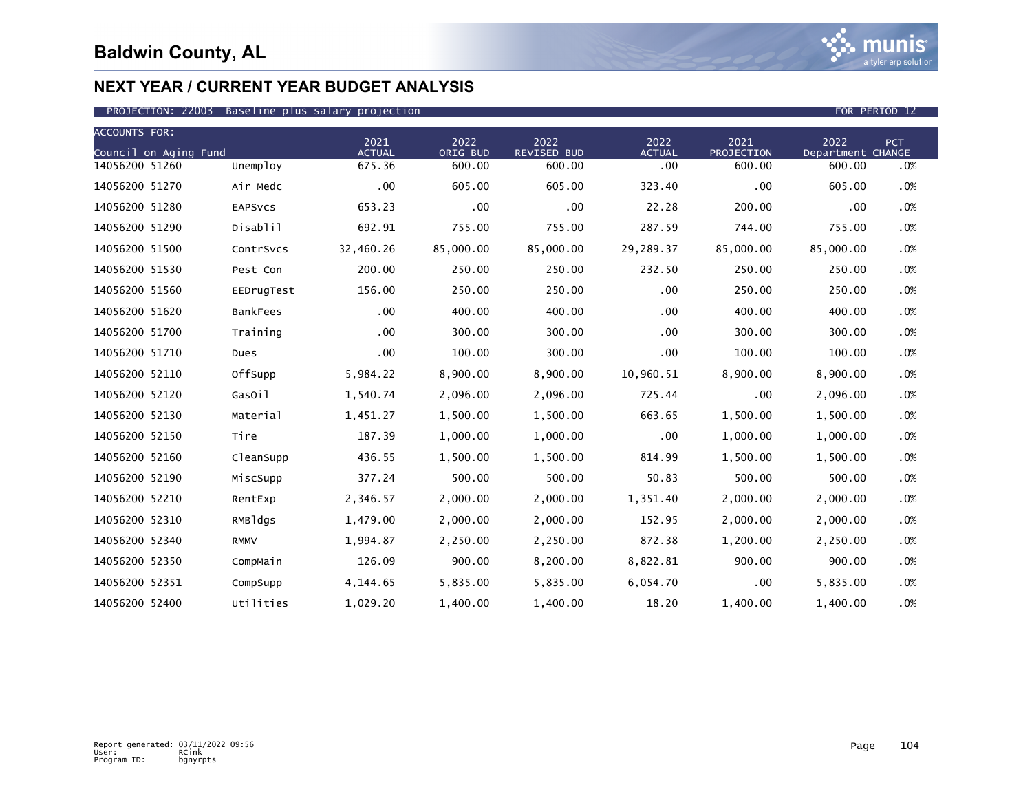# Baldwin County, AL

## NEXT YEAR / CURRENT YEAR BUDGET ANALYSIS

PROJECTION: 22003 Baseline plus salary projection FOR PERIOD 12

| ACCOUNTS FOR: Council on Aging Fund | | 2021 ACTUAL | 2022 ORIG BUD | 2022 REVISED BUD | 2022 ACTUAL | 2021 PROJECTION | 2022 Department | PCT CHANGE |
|---|---|---|---|---|---|---|---|---|
| 14056200 51260 | Unemploy | 675.36 | 600.00 | 600.00 | .00 | 600.00 | 600.00 | .0% |
| 14056200 51270 | Air Medc | .00 | 605.00 | 605.00 | 323.40 | .00 | 605.00 | .0% |
| 14056200 51280 | EAPSvcs | 653.23 | .00 | .00 | 22.28 | 200.00 | .00 | .0% |
| 14056200 51290 | Disablil | 692.91 | 755.00 | 755.00 | 287.59 | 744.00 | 755.00 | .0% |
| 14056200 51500 | ContrSvcs | 32,460.26 | 85,000.00 | 85,000.00 | 29,289.37 | 85,000.00 | 85,000.00 | .0% |
| 14056200 51530 | Pest Con | 200.00 | 250.00 | 250.00 | 232.50 | 250.00 | 250.00 | .0% |
| 14056200 51560 | EEDrugTest | 156.00 | 250.00 | 250.00 | .00 | 250.00 | 250.00 | .0% |
| 14056200 51620 | BankFees | .00 | 400.00 | 400.00 | .00 | 400.00 | 400.00 | .0% |
| 14056200 51700 | Training | .00 | 300.00 | 300.00 | .00 | 300.00 | 300.00 | .0% |
| 14056200 51710 | Dues | .00 | 100.00 | 300.00 | .00 | 100.00 | 100.00 | .0% |
| 14056200 52110 | OffSupp | 5,984.22 | 8,900.00 | 8,900.00 | 10,960.51 | 8,900.00 | 8,900.00 | .0% |
| 14056200 52120 | GasOil | 1,540.74 | 2,096.00 | 2,096.00 | 725.44 | .00 | 2,096.00 | .0% |
| 14056200 52130 | Material | 1,451.27 | 1,500.00 | 1,500.00 | 663.65 | 1,500.00 | 1,500.00 | .0% |
| 14056200 52150 | Tire | 187.39 | 1,000.00 | 1,000.00 | .00 | 1,000.00 | 1,000.00 | .0% |
| 14056200 52160 | CleanSupp | 436.55 | 1,500.00 | 1,500.00 | 814.99 | 1,500.00 | 1,500.00 | .0% |
| 14056200 52190 | MiscSupp | 377.24 | 500.00 | 500.00 | 50.83 | 500.00 | 500.00 | .0% |
| 14056200 52210 | RentExp | 2,346.57 | 2,000.00 | 2,000.00 | 1,351.40 | 2,000.00 | 2,000.00 | .0% |
| 14056200 52310 | RMBldgs | 1,479.00 | 2,000.00 | 2,000.00 | 152.95 | 2,000.00 | 2,000.00 | .0% |
| 14056200 52340 | RMMV | 1,994.87 | 2,250.00 | 2,250.00 | 872.38 | 1,200.00 | 2,250.00 | .0% |
| 14056200 52350 | CompMain | 126.09 | 900.00 | 8,200.00 | 8,822.81 | 900.00 | 900.00 | .0% |
| 14056200 52351 | CompSupp | 4,144.65 | 5,835.00 | 5,835.00 | 6,054.70 | .00 | 5,835.00 | .0% |
| 14056200 52400 | Utilities | 1,029.20 | 1,400.00 | 1,400.00 | 18.20 | 1,400.00 | 1,400.00 | .0% |

Report generated: 03/11/2022 09:56
User: RCink
Program ID: bgnyrpts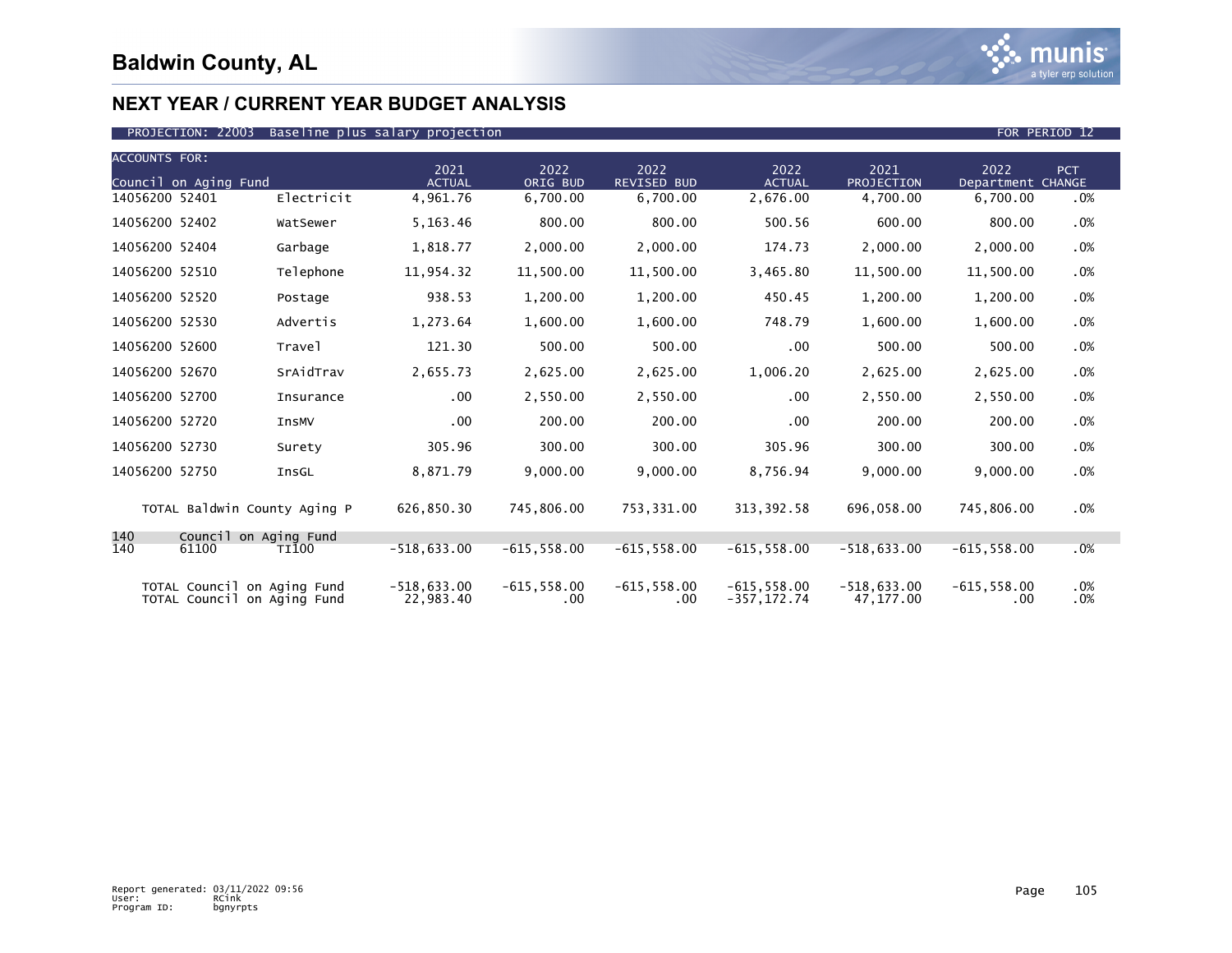# Baldwin County, AL

## NEXT YEAR / CURRENT YEAR BUDGET ANALYSIS

PROJECTION: 22003 Baseline plus salary projection — FOR PERIOD 12

| ACCOUNTS FOR: Council on Aging Fund | | 2021 ACTUAL | 2022 ORIG BUD | 2022 REVISED BUD | 2022 ACTUAL | 2021 PROJECTION | 2022 Department | PCT CHANGE |
|---|---|---|---|---|---|---|---|---|
| 14056200 52401 | Electricit | 4,961.76 | 6,700.00 | 6,700.00 | 2,676.00 | 4,700.00 | 6,700.00 | .0% |
| 14056200 52402 | WatSewer | 5,163.46 | 800.00 | 800.00 | 500.56 | 600.00 | 800.00 | .0% |
| 14056200 52404 | Garbage | 1,818.77 | 2,000.00 | 2,000.00 | 174.73 | 2,000.00 | 2,000.00 | .0% |
| 14056200 52510 | Telephone | 11,954.32 | 11,500.00 | 11,500.00 | 3,465.80 | 11,500.00 | 11,500.00 | .0% |
| 14056200 52520 | Postage | 938.53 | 1,200.00 | 1,200.00 | 450.45 | 1,200.00 | 1,200.00 | .0% |
| 14056200 52530 | Advertis | 1,273.64 | 1,600.00 | 1,600.00 | 748.79 | 1,600.00 | 1,600.00 | .0% |
| 14056200 52600 | Travel | 121.30 | 500.00 | 500.00 | .00 | 500.00 | 500.00 | .0% |
| 14056200 52670 | SrAidTrav | 2,655.73 | 2,625.00 | 2,625.00 | 1,006.20 | 2,625.00 | 2,625.00 | .0% |
| 14056200 52700 | Insurance | .00 | 2,550.00 | 2,550.00 | .00 | 2,550.00 | 2,550.00 | .0% |
| 14056200 52720 | InsMV | .00 | 200.00 | 200.00 | .00 | 200.00 | 200.00 | .0% |
| 14056200 52730 | Surety | 305.96 | 300.00 | 300.00 | 305.96 | 300.00 | 300.00 | .0% |
| 14056200 52750 | InsGL | 8,871.79 | 9,000.00 | 9,000.00 | 8,756.94 | 9,000.00 | 9,000.00 | .0% |
| TOTAL Baldwin County Aging P | | 626,850.30 | 745,806.00 | 753,331.00 | 313,392.58 | 696,058.00 | 745,806.00 | .0% |
| 140 Council on Aging Fund | | | | | | | | |
| 140 61100 | TI100 | -518,633.00 | -615,558.00 | -615,558.00 | -615,558.00 | -518,633.00 | -615,558.00 | .0% |
| TOTAL Council on Aging Fund | | -518,633.00 | -615,558.00 | -615,558.00 | -615,558.00 | -518,633.00 | -615,558.00 | .0% |
| TOTAL Council on Aging Fund | | 22,983.40 | .00 | .00 | -357,172.74 | 47,177.00 | .00 | .0% |

Report generated: 03/11/2022 09:56
User: RCink
Program ID: bgnyrpts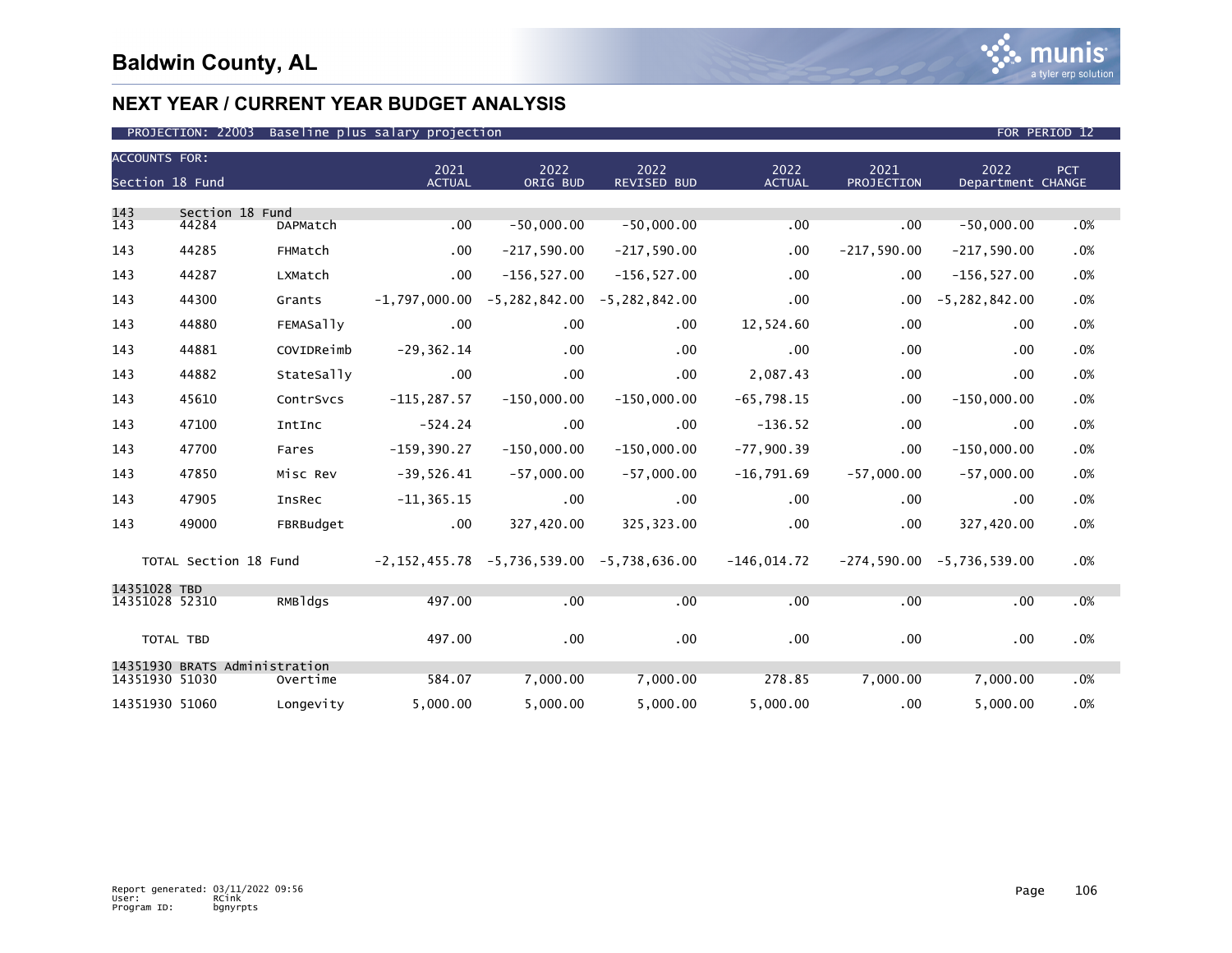# Baldwin County, AL

## NEXT YEAR / CURRENT YEAR BUDGET ANALYSIS

PROJECTION: 22003 Baseline plus salary projection FOR PERIOD 12

| ACCOUNTS FOR: Section 18 Fund | | | 2021 ACTUAL | 2022 ORIG BUD | 2022 REVISED BUD | 2022 ACTUAL | 2021 PROJECTION | 2022 Department | PCT CHANGE |
|---|---|---|---|---|---|---|---|---|---|
| 143 | Section 18 Fund | | | | | | | | |
| 143 | 44284 | DAPMatch | .00 | -50,000.00 | -50,000.00 | .00 | .00 | -50,000.00 | .0% |
| 143 | 44285 | FHMatch | .00 | -217,590.00 | -217,590.00 | .00 | -217,590.00 | -217,590.00 | .0% |
| 143 | 44287 | LXMatch | .00 | -156,527.00 | -156,527.00 | .00 | .00 | -156,527.00 | .0% |
| 143 | 44300 | Grants | -1,797,000.00 | -5,282,842.00 | -5,282,842.00 | .00 | .00 | -5,282,842.00 | .0% |
| 143 | 44880 | FEMASally | .00 | .00 | .00 | 12,524.60 | .00 | .00 | .0% |
| 143 | 44881 | COVIDReimb | -29,362.14 | .00 | .00 | .00 | .00 | .00 | .0% |
| 143 | 44882 | StateSally | .00 | .00 | .00 | 2,087.43 | .00 | .00 | .0% |
| 143 | 45610 | ContrSvcs | -115,287.57 | -150,000.00 | -150,000.00 | -65,798.15 | .00 | -150,000.00 | .0% |
| 143 | 47100 | IntInc | -524.24 | .00 | .00 | -136.52 | .00 | .00 | .0% |
| 143 | 47700 | Fares | -159,390.27 | -150,000.00 | -150,000.00 | -77,900.39 | .00 | -150,000.00 | .0% |
| 143 | 47850 | Misc Rev | -39,526.41 | -57,000.00 | -57,000.00 | -16,791.69 | -57,000.00 | -57,000.00 | .0% |
| 143 | 47905 | InsRec | -11,365.15 | .00 | .00 | .00 | .00 | .00 | .0% |
| 143 | 49000 | FBRBudget | .00 | 327,420.00 | 325,323.00 | .00 | .00 | 327,420.00 | .0% |
| | TOTAL Section 18 Fund | | -2,152,455.78 | -5,736,539.00 | -5,738,636.00 | -146,014.72 | -274,590.00 | -5,736,539.00 | .0% |
| 14351028 | TBD | | | | | | | | |
| 14351028 | 52310 | RMBldgs | 497.00 | .00 | .00 | .00 | .00 | .00 | .0% |
| | TOTAL TBD | | 497.00 | .00 | .00 | .00 | .00 | .00 | .0% |
| 14351930 | BRATS Administration | | | | | | | | |
| 14351930 | 51030 | Overtime | 584.07 | 7,000.00 | 7,000.00 | 278.85 | 7,000.00 | 7,000.00 | .0% |
| 14351930 | 51060 | Longevity | 5,000.00 | 5,000.00 | 5,000.00 | 5,000.00 | .00 | 5,000.00 | .0% |

Report generated: 03/11/2022 09:56
User: RCink
Program ID: bgnyrpts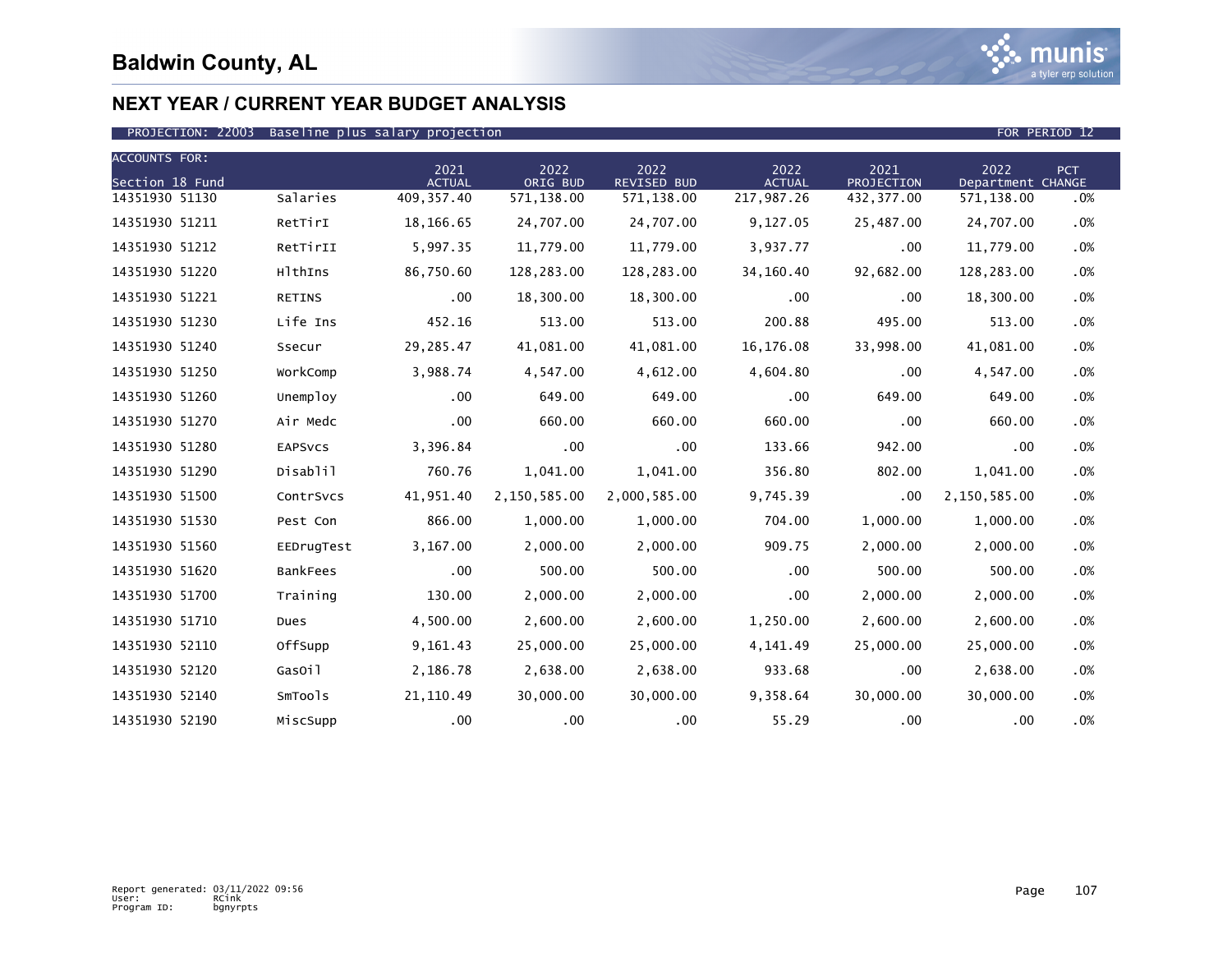# Baldwin County, AL

## NEXT YEAR / CURRENT YEAR BUDGET ANALYSIS

PROJECTION: 22003 Baseline plus salary projection FOR PERIOD 12

| ACCOUNTS FOR: Section 18 Fund | | 2021 ACTUAL | 2022 ORIG BUD | 2022 REVISED BUD | 2022 ACTUAL | 2021 PROJECTION | 2022 Department | PCT CHANGE |
|---|---|---|---|---|---|---|---|---|
| 14351930 51130 | Salaries | 409,357.40 | 571,138.00 | 571,138.00 | 217,987.26 | 432,377.00 | 571,138.00 | .0% |
| 14351930 51211 | RetTirI | 18,166.65 | 24,707.00 | 24,707.00 | 9,127.05 | 25,487.00 | 24,707.00 | .0% |
| 14351930 51212 | RetTirII | 5,997.35 | 11,779.00 | 11,779.00 | 3,937.77 | .00 | 11,779.00 | .0% |
| 14351930 51220 | HlthIns | 86,750.60 | 128,283.00 | 128,283.00 | 34,160.40 | 92,682.00 | 128,283.00 | .0% |
| 14351930 51221 | RETINS | .00 | 18,300.00 | 18,300.00 | .00 | .00 | 18,300.00 | .0% |
| 14351930 51230 | Life Ins | 452.16 | 513.00 | 513.00 | 200.88 | 495.00 | 513.00 | .0% |
| 14351930 51240 | Ssecur | 29,285.47 | 41,081.00 | 41,081.00 | 16,176.08 | 33,998.00 | 41,081.00 | .0% |
| 14351930 51250 | WorkComp | 3,988.74 | 4,547.00 | 4,612.00 | 4,604.80 | .00 | 4,547.00 | .0% |
| 14351930 51260 | Unemploy | .00 | 649.00 | 649.00 | .00 | 649.00 | 649.00 | .0% |
| 14351930 51270 | Air Medc | .00 | 660.00 | 660.00 | 660.00 | .00 | 660.00 | .0% |
| 14351930 51280 | EAPSvcs | 3,396.84 | .00 | .00 | 133.66 | 942.00 | .00 | .0% |
| 14351930 51290 | Disablil | 760.76 | 1,041.00 | 1,041.00 | 356.80 | 802.00 | 1,041.00 | .0% |
| 14351930 51500 | ContrSvcs | 41,951.40 | 2,150,585.00 | 2,000,585.00 | 9,745.39 | .00 | 2,150,585.00 | .0% |
| 14351930 51530 | Pest Con | 866.00 | 1,000.00 | 1,000.00 | 704.00 | 1,000.00 | 1,000.00 | .0% |
| 14351930 51560 | EEDrugTest | 3,167.00 | 2,000.00 | 2,000.00 | 909.75 | 2,000.00 | 2,000.00 | .0% |
| 14351930 51620 | BankFees | .00 | 500.00 | 500.00 | .00 | 500.00 | 500.00 | .0% |
| 14351930 51700 | Training | 130.00 | 2,000.00 | 2,000.00 | .00 | 2,000.00 | 2,000.00 | .0% |
| 14351930 51710 | Dues | 4,500.00 | 2,600.00 | 2,600.00 | 1,250.00 | 2,600.00 | 2,600.00 | .0% |
| 14351930 52110 | OffSupp | 9,161.43 | 25,000.00 | 25,000.00 | 4,141.49 | 25,000.00 | 25,000.00 | .0% |
| 14351930 52120 | GasOil | 2,186.78 | 2,638.00 | 2,638.00 | 933.68 | .00 | 2,638.00 | .0% |
| 14351930 52140 | SmTools | 21,110.49 | 30,000.00 | 30,000.00 | 9,358.64 | 30,000.00 | 30,000.00 | .0% |
| 14351930 52190 | MiscSupp | .00 | .00 | .00 | 55.29 | .00 | .00 | .0% |

Report generated: 03/11/2022 09:56
User: RCink
Program ID: bgnyrpts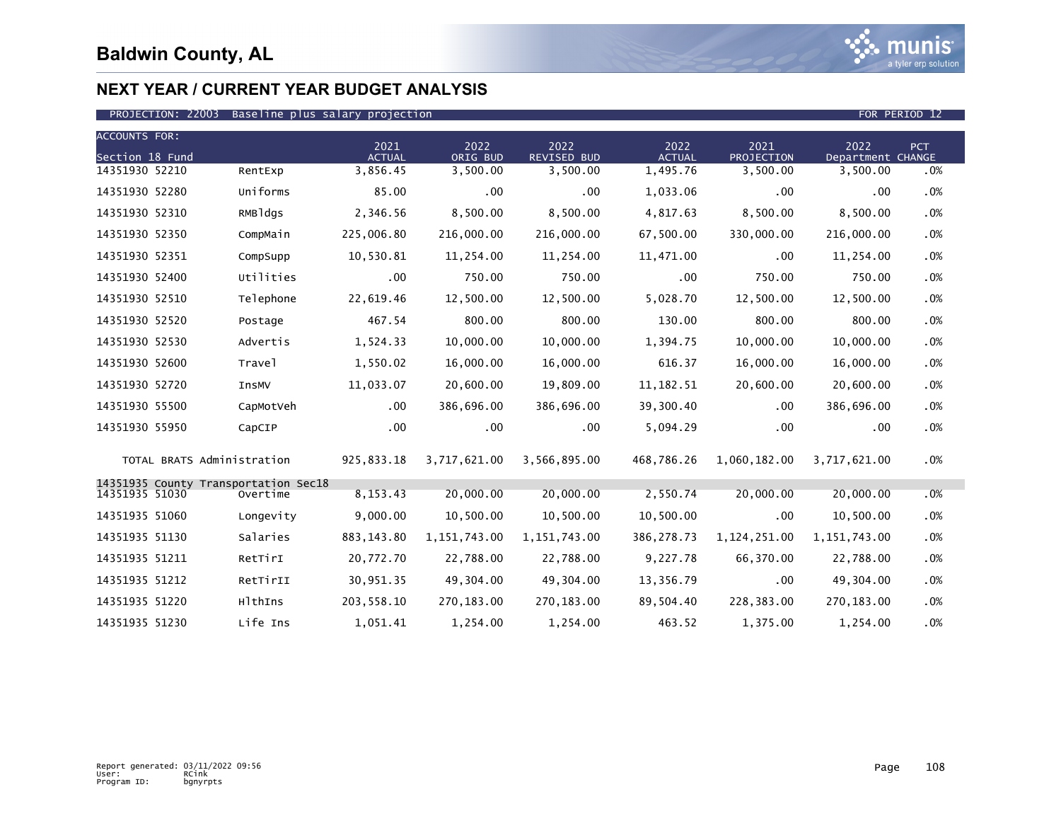## Baldwin County, AL

## NEXT YEAR / CURRENT YEAR BUDGET ANALYSIS

PROJECTION: 22003 Baseline plus salary projection — FOR PERIOD 12

| ACCOUNTS FOR: Section 18 Fund | | 2021 ACTUAL | 2022 ORIG BUD | 2022 REVISED BUD | 2022 ACTUAL | 2021 PROJECTION | 2022 Department | PCT CHANGE |
|---|---|---|---|---|---|---|---|---|
| 14351930 52210 | RentExp | 3,856.45 | 3,500.00 | 3,500.00 | 1,495.76 | 3,500.00 | 3,500.00 | .0% |
| 14351930 52280 | Uniforms | 85.00 | .00 | .00 | 1,033.06 | .00 | .00 | .0% |
| 14351930 52310 | RMBldgs | 2,346.56 | 8,500.00 | 8,500.00 | 4,817.63 | 8,500.00 | 8,500.00 | .0% |
| 14351930 52350 | CompMain | 225,006.80 | 216,000.00 | 216,000.00 | 67,500.00 | 330,000.00 | 216,000.00 | .0% |
| 14351930 52351 | CompSupp | 10,530.81 | 11,254.00 | 11,254.00 | 11,471.00 | .00 | 11,254.00 | .0% |
| 14351930 52400 | Utilities | .00 | 750.00 | 750.00 | .00 | 750.00 | 750.00 | .0% |
| 14351930 52510 | Telephone | 22,619.46 | 12,500.00 | 12,500.00 | 5,028.70 | 12,500.00 | 12,500.00 | .0% |
| 14351930 52520 | Postage | 467.54 | 800.00 | 800.00 | 130.00 | 800.00 | 800.00 | .0% |
| 14351930 52530 | Advertis | 1,524.33 | 10,000.00 | 10,000.00 | 1,394.75 | 10,000.00 | 10,000.00 | .0% |
| 14351930 52600 | Travel | 1,550.02 | 16,000.00 | 16,000.00 | 616.37 | 16,000.00 | 16,000.00 | .0% |
| 14351930 52720 | InsMV | 11,033.07 | 20,600.00 | 19,809.00 | 11,182.51 | 20,600.00 | 20,600.00 | .0% |
| 14351930 55500 | CapMotVeh | .00 | 386,696.00 | 386,696.00 | 39,300.40 | .00 | 386,696.00 | .0% |
| 14351930 55950 | CapCIP | .00 | .00 | .00 | 5,094.29 | .00 | .00 | .0% |
| TOTAL BRATS Administration | | 925,833.18 | 3,717,621.00 | 3,566,895.00 | 468,786.26 | 1,060,182.00 | 3,717,621.00 | .0% |
| 14351935 County Transportation Sec18 | | | | | | | | |
| 14351935 51030 | Overtime | 8,153.43 | 20,000.00 | 20,000.00 | 2,550.74 | 20,000.00 | 20,000.00 | .0% |
| 14351935 51060 | Longevity | 9,000.00 | 10,500.00 | 10,500.00 | 10,500.00 | .00 | 10,500.00 | .0% |
| 14351935 51130 | Salaries | 883,143.80 | 1,151,743.00 | 1,151,743.00 | 386,278.73 | 1,124,251.00 | 1,151,743.00 | .0% |
| 14351935 51211 | RetTirI | 20,772.70 | 22,788.00 | 22,788.00 | 9,227.78 | 66,370.00 | 22,788.00 | .0% |
| 14351935 51212 | RetTirII | 30,951.35 | 49,304.00 | 49,304.00 | 13,356.79 | .00 | 49,304.00 | .0% |
| 14351935 51220 | HlthIns | 203,558.10 | 270,183.00 | 270,183.00 | 89,504.40 | 228,383.00 | 270,183.00 | .0% |
| 14351935 51230 | Life Ins | 1,051.41 | 1,254.00 | 1,254.00 | 463.52 | 1,375.00 | 1,254.00 | .0% |

Report generated: 03/11/2022 09:56
User: RCink
Program ID: bgnyrpts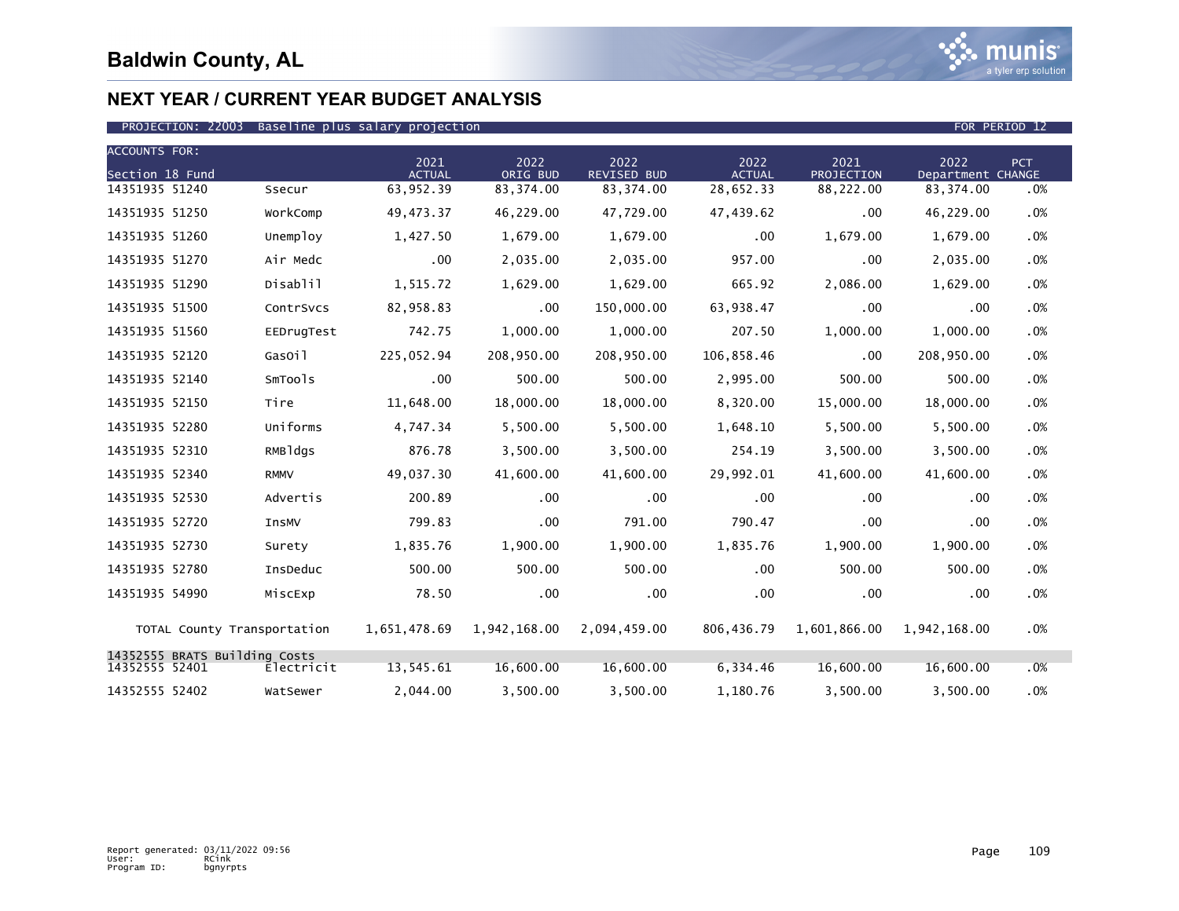# Baldwin County, AL

## NEXT YEAR / CURRENT YEAR BUDGET ANALYSIS

PROJECTION: 22003 Baseline plus salary projection FOR PERIOD 12

| ACCOUNTS FOR: Section 18 Fund | | 2021 ACTUAL | 2022 ORIG BUD | 2022 REVISED BUD | 2022 ACTUAL | 2021 PROJECTION | 2022 Department | PCT CHANGE |
|---|---|---|---|---|---|---|---|---|
| 14351935 51240 | Ssecur | 63,952.39 | 83,374.00 | 83,374.00 | 28,652.33 | 88,222.00 | 83,374.00 | .0% |
| 14351935 51250 | WorkComp | 49,473.37 | 46,229.00 | 47,729.00 | 47,439.62 | .00 | 46,229.00 | .0% |
| 14351935 51260 | Unemploy | 1,427.50 | 1,679.00 | 1,679.00 | .00 | 1,679.00 | 1,679.00 | .0% |
| 14351935 51270 | Air Medc | .00 | 2,035.00 | 2,035.00 | 957.00 | .00 | 2,035.00 | .0% |
| 14351935 51290 | Disablil | 1,515.72 | 1,629.00 | 1,629.00 | 665.92 | 2,086.00 | 1,629.00 | .0% |
| 14351935 51500 | ContrSvcs | 82,958.83 | .00 | 150,000.00 | 63,938.47 | .00 | .00 | .0% |
| 14351935 51560 | EEDrugTest | 742.75 | 1,000.00 | 1,000.00 | 207.50 | 1,000.00 | 1,000.00 | .0% |
| 14351935 52120 | GasOil | 225,052.94 | 208,950.00 | 208,950.00 | 106,858.46 | .00 | 208,950.00 | .0% |
| 14351935 52140 | SmTools | .00 | 500.00 | 500.00 | 2,995.00 | 500.00 | 500.00 | .0% |
| 14351935 52150 | Tire | 11,648.00 | 18,000.00 | 18,000.00 | 8,320.00 | 15,000.00 | 18,000.00 | .0% |
| 14351935 52280 | Uniforms | 4,747.34 | 5,500.00 | 5,500.00 | 1,648.10 | 5,500.00 | 5,500.00 | .0% |
| 14351935 52310 | RMBldgs | 876.78 | 3,500.00 | 3,500.00 | 254.19 | 3,500.00 | 3,500.00 | .0% |
| 14351935 52340 | RMMV | 49,037.30 | 41,600.00 | 41,600.00 | 29,992.01 | 41,600.00 | 41,600.00 | .0% |
| 14351935 52530 | Advertis | 200.89 | .00 | .00 | .00 | .00 | .00 | .0% |
| 14351935 52720 | InsMV | 799.83 | .00 | 791.00 | 790.47 | .00 | .00 | .0% |
| 14351935 52730 | Surety | 1,835.76 | 1,900.00 | 1,900.00 | 1,835.76 | 1,900.00 | 1,900.00 | .0% |
| 14351935 52780 | InsDeduc | 500.00 | 500.00 | 500.00 | .00 | 500.00 | 500.00 | .0% |
| 14351935 54990 | MiscExp | 78.50 | .00 | .00 | .00 | .00 | .00 | .0% |
| TOTAL County Transportation | | 1,651,478.69 | 1,942,168.00 | 2,094,459.00 | 806,436.79 | 1,601,866.00 | 1,942,168.00 | .0% |
| 14352555 BRATS Building Costs | | | | | | | | |
| 14352555 52401 | Electricit | 13,545.61 | 16,600.00 | 16,600.00 | 6,334.46 | 16,600.00 | 16,600.00 | .0% |
| 14352555 52402 | WatSewer | 2,044.00 | 3,500.00 | 3,500.00 | 1,180.76 | 3,500.00 | 3,500.00 | .0% |

Report generated: 03/11/2022 09:56
User: RCink
Program ID: bgnyrpts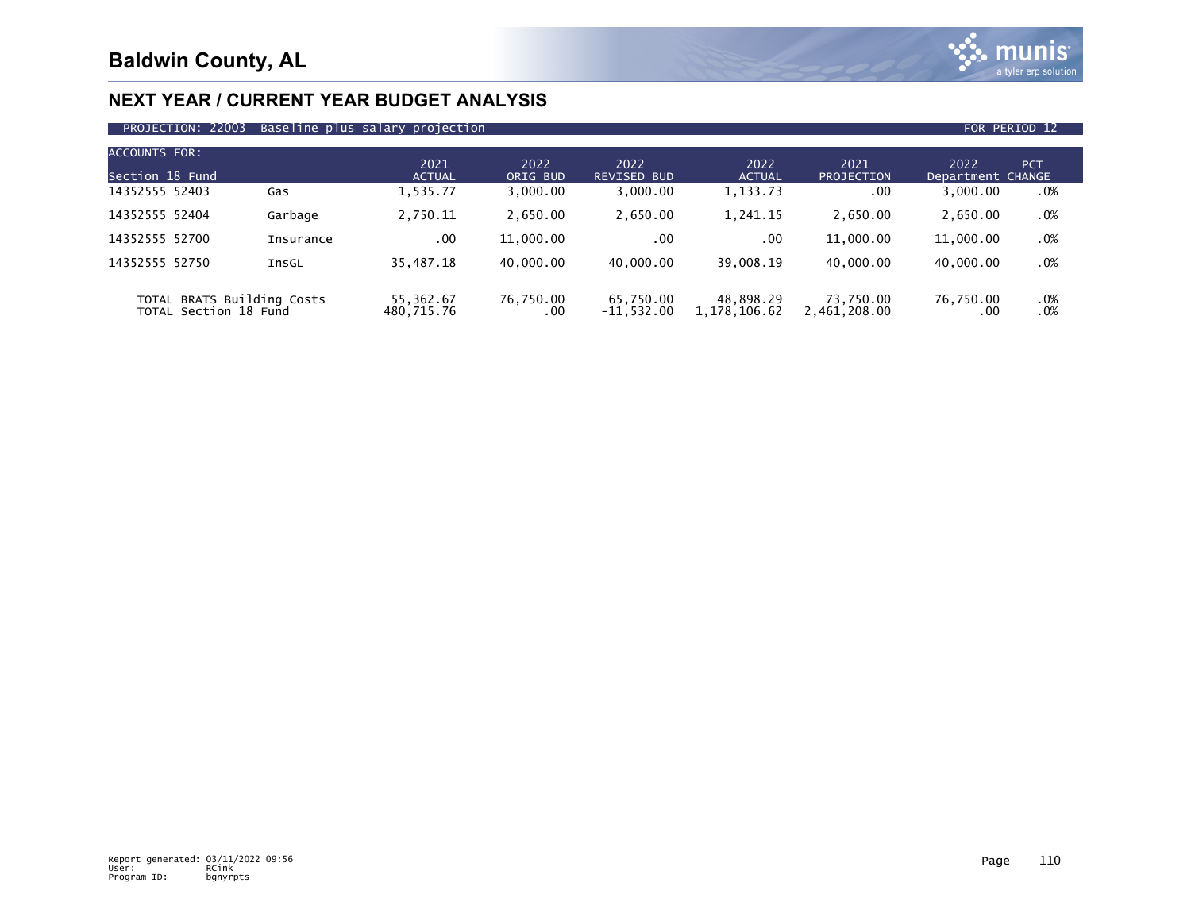# Baldwin County, AL

## NEXT YEAR / CURRENT YEAR BUDGET ANALYSIS

PROJECTION: 22003 Baseline plus salary projection FOR PERIOD 12

| ACCOUNTS FOR: Section 18 Fund | | 2021 ACTUAL | 2022 ORIG BUD | 2022 REVISED BUD | 2022 ACTUAL | 2021 PROJECTION | 2022 Department | PCT CHANGE |
|---|---|---|---|---|---|---|---|---|
| 14352555 52403 | Gas | 1,535.77 | 3,000.00 | 3,000.00 | 1,133.73 | .00 | 3,000.00 | .0% |
| 14352555 52404 | Garbage | 2,750.11 | 2,650.00 | 2,650.00 | 1,241.15 | 2,650.00 | 2,650.00 | .0% |
| 14352555 52700 | Insurance | .00 | 11,000.00 | .00 | .00 | 11,000.00 | 11,000.00 | .0% |
| 14352555 52750 | InsGL | 35,487.18 | 40,000.00 | 40,000.00 | 39,008.19 | 40,000.00 | 40,000.00 | .0% |
| TOTAL BRATS Building Costs | | 55,362.67 | 76,750.00 | 65,750.00 | 48,898.29 | 73,750.00 | 76,750.00 | .0% |
| TOTAL Section 18 Fund | | 480,715.76 | .00 | -11,532.00 | 1,178,106.62 | 2,461,208.00 | .00 | .0% |

Report generated: 03/11/2022 09:56
User: RCink
Program ID: bgnyrpts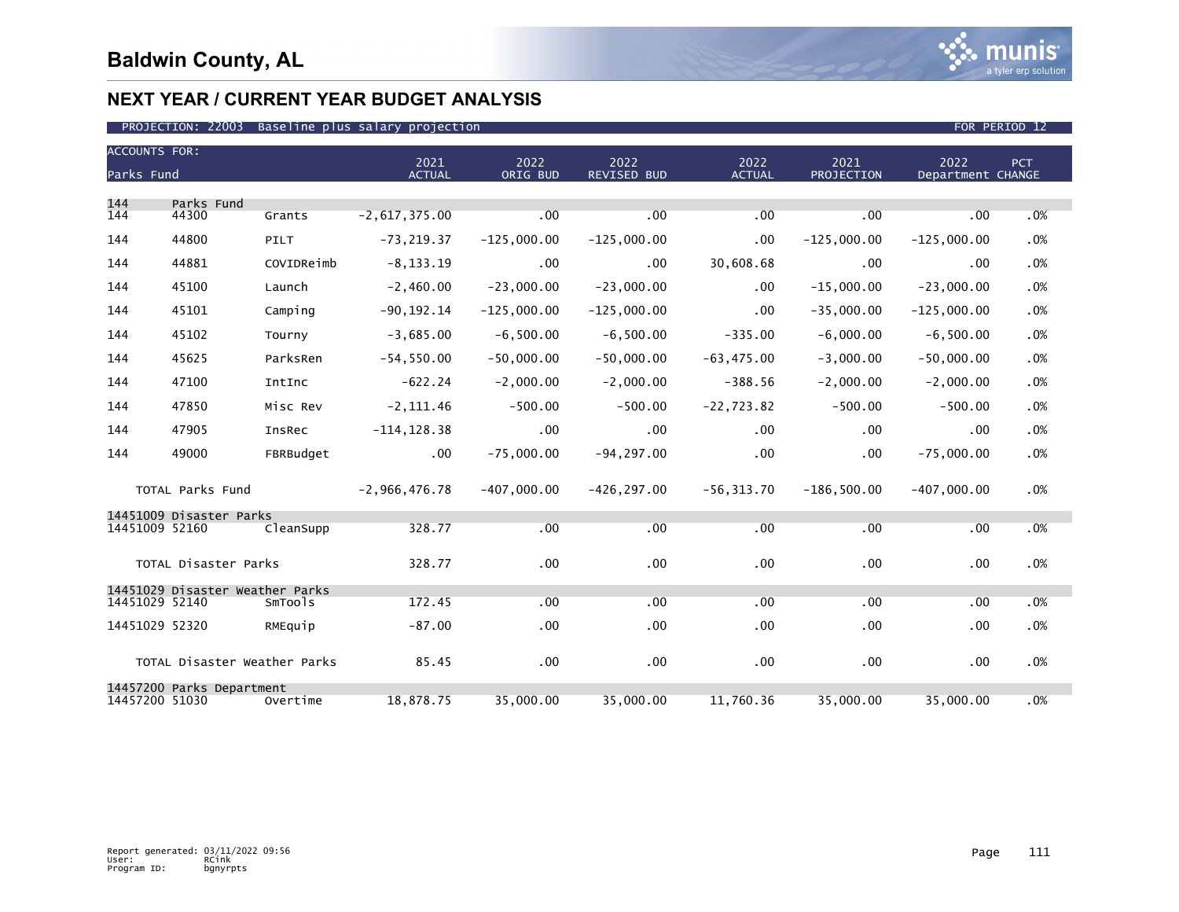# Baldwin County, AL

## NEXT YEAR / CURRENT YEAR BUDGET ANALYSIS

PROJECTION: 22003 Baseline plus salary projection — FOR PERIOD 12

| ACCOUNTS FOR: Parks Fund | | | 2021 ACTUAL | 2022 ORIG BUD | 2022 REVISED BUD | 2022 ACTUAL | 2021 PROJECTION | 2022 Department | PCT CHANGE |
|---|---|---|---|---|---|---|---|---|---|
| 144 | Parks Fund | | | | | | | | |
| 144 | 44300 | Grants | -2,617,375.00 | .00 | .00 | .00 | .00 | .00 | .0% |
| 144 | 44800 | PILT | -73,219.37 | -125,000.00 | -125,000.00 | .00 | -125,000.00 | -125,000.00 | .0% |
| 144 | 44881 | COVIDReimb | -8,133.19 | .00 | .00 | 30,608.68 | .00 | .00 | .0% |
| 144 | 45100 | Launch | -2,460.00 | -23,000.00 | -23,000.00 | .00 | -15,000.00 | -23,000.00 | .0% |
| 144 | 45101 | Camping | -90,192.14 | -125,000.00 | -125,000.00 | .00 | -35,000.00 | -125,000.00 | .0% |
| 144 | 45102 | Tourny | -3,685.00 | -6,500.00 | -6,500.00 | -335.00 | -6,000.00 | -6,500.00 | .0% |
| 144 | 45625 | ParksRen | -54,550.00 | -50,000.00 | -50,000.00 | -63,475.00 | -3,000.00 | -50,000.00 | .0% |
| 144 | 47100 | IntInc | -622.24 | -2,000.00 | -2,000.00 | -388.56 | -2,000.00 | -2,000.00 | .0% |
| 144 | 47850 | Misc Rev | -2,111.46 | -500.00 | -500.00 | -22,723.82 | -500.00 | -500.00 | .0% |
| 144 | 47905 | InsRec | -114,128.38 | .00 | .00 | .00 | .00 | .00 | .0% |
| 144 | 49000 | FBRBudget | .00 | -75,000.00 | -94,297.00 | .00 | .00 | -75,000.00 | .0% |
| | TOTAL Parks Fund | | -2,966,476.78 | -407,000.00 | -426,297.00 | -56,313.70 | -186,500.00 | -407,000.00 | .0% |
| 14451009 | Disaster Parks | | | | | | | | |
| 14451009 | 52160 | CleanSupp | 328.77 | .00 | .00 | .00 | .00 | .00 | .0% |
| | TOTAL Disaster Parks | | 328.77 | .00 | .00 | .00 | .00 | .00 | .0% |
| 14451029 | Disaster Weather Parks | | | | | | | | |
| 14451029 | 52140 | SmTools | 172.45 | .00 | .00 | .00 | .00 | .00 | .0% |
| 14451029 | 52320 | RMEquip | -87.00 | .00 | .00 | .00 | .00 | .00 | .0% |
| | TOTAL Disaster Weather Parks | | 85.45 | .00 | .00 | .00 | .00 | .00 | .0% |
| 14457200 | Parks Department | | | | | | | | |
| 14457200 | 51030 | Overtime | 18,878.75 | 35,000.00 | 35,000.00 | 11,760.36 | 35,000.00 | 35,000.00 | .0% |

Report generated: 03/11/2022 09:56
User: RCink
Program ID: bgnyrpts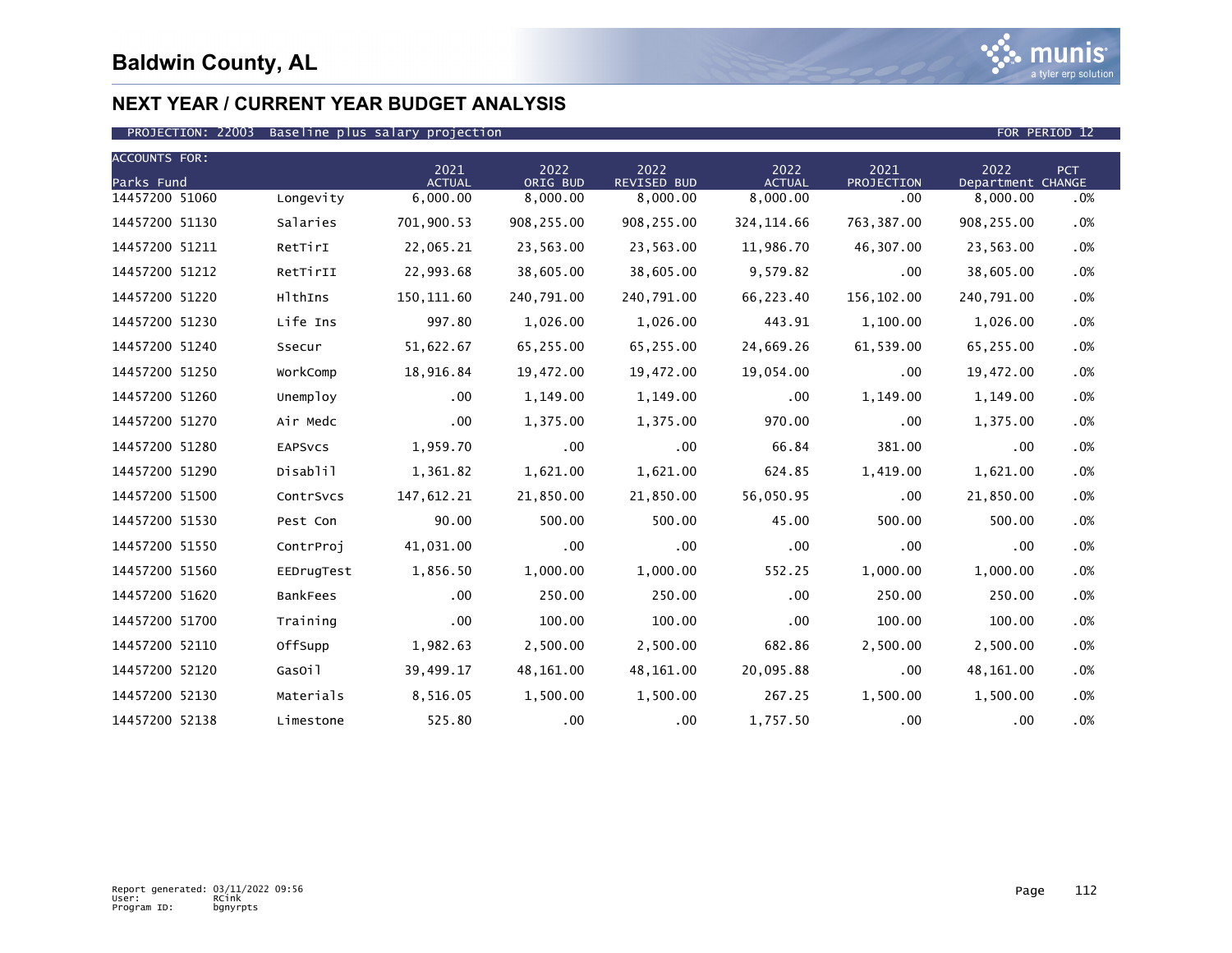# Baldwin County, AL

## NEXT YEAR / CURRENT YEAR BUDGET ANALYSIS

PROJECTION: 22003 Baseline plus salary projection FOR PERIOD 12

| ACCOUNTS FOR: Parks Fund | | 2021 ACTUAL | 2022 ORIG BUD | 2022 REVISED BUD | 2022 ACTUAL | 2021 PROJECTION | 2022 Department | PCT CHANGE |
|---|---|---|---|---|---|---|---|---|
| 14457200 51060 | Longevity | 6,000.00 | 8,000.00 | 8,000.00 | 8,000.00 | .00 | 8,000.00 | .0% |
| 14457200 51130 | Salaries | 701,900.53 | 908,255.00 | 908,255.00 | 324,114.66 | 763,387.00 | 908,255.00 | .0% |
| 14457200 51211 | RetTirI | 22,065.21 | 23,563.00 | 23,563.00 | 11,986.70 | 46,307.00 | 23,563.00 | .0% |
| 14457200 51212 | RetTirII | 22,993.68 | 38,605.00 | 38,605.00 | 9,579.82 | .00 | 38,605.00 | .0% |
| 14457200 51220 | HlthIns | 150,111.60 | 240,791.00 | 240,791.00 | 66,223.40 | 156,102.00 | 240,791.00 | .0% |
| 14457200 51230 | Life Ins | 997.80 | 1,026.00 | 1,026.00 | 443.91 | 1,100.00 | 1,026.00 | .0% |
| 14457200 51240 | Ssecur | 51,622.67 | 65,255.00 | 65,255.00 | 24,669.26 | 61,539.00 | 65,255.00 | .0% |
| 14457200 51250 | WorkComp | 18,916.84 | 19,472.00 | 19,472.00 | 19,054.00 | .00 | 19,472.00 | .0% |
| 14457200 51260 | Unemploy | .00 | 1,149.00 | 1,149.00 | .00 | 1,149.00 | 1,149.00 | .0% |
| 14457200 51270 | Air Medc | .00 | 1,375.00 | 1,375.00 | 970.00 | .00 | 1,375.00 | .0% |
| 14457200 51280 | EAPSvcs | 1,959.70 | .00 | .00 | 66.84 | 381.00 | .00 | .0% |
| 14457200 51290 | Disablil | 1,361.82 | 1,621.00 | 1,621.00 | 624.85 | 1,419.00 | 1,621.00 | .0% |
| 14457200 51500 | ContrSvcs | 147,612.21 | 21,850.00 | 21,850.00 | 56,050.95 | .00 | 21,850.00 | .0% |
| 14457200 51530 | Pest Con | 90.00 | 500.00 | 500.00 | 45.00 | 500.00 | 500.00 | .0% |
| 14457200 51550 | ContrProj | 41,031.00 | .00 | .00 | .00 | .00 | .00 | .0% |
| 14457200 51560 | EEDrugTest | 1,856.50 | 1,000.00 | 1,000.00 | 552.25 | 1,000.00 | 1,000.00 | .0% |
| 14457200 51620 | BankFees | .00 | 250.00 | 250.00 | .00 | 250.00 | 250.00 | .0% |
| 14457200 51700 | Training | .00 | 100.00 | 100.00 | .00 | 100.00 | 100.00 | .0% |
| 14457200 52110 | OffSupp | 1,982.63 | 2,500.00 | 2,500.00 | 682.86 | 2,500.00 | 2,500.00 | .0% |
| 14457200 52120 | GasOil | 39,499.17 | 48,161.00 | 48,161.00 | 20,095.88 | .00 | 48,161.00 | .0% |
| 14457200 52130 | Materials | 8,516.05 | 1,500.00 | 1,500.00 | 267.25 | 1,500.00 | 1,500.00 | .0% |
| 14457200 52138 | Limestone | 525.80 | .00 | .00 | 1,757.50 | .00 | .00 | .0% |

Report generated: 03/11/2022 09:56
User: RCink
Program ID: bgnyrpts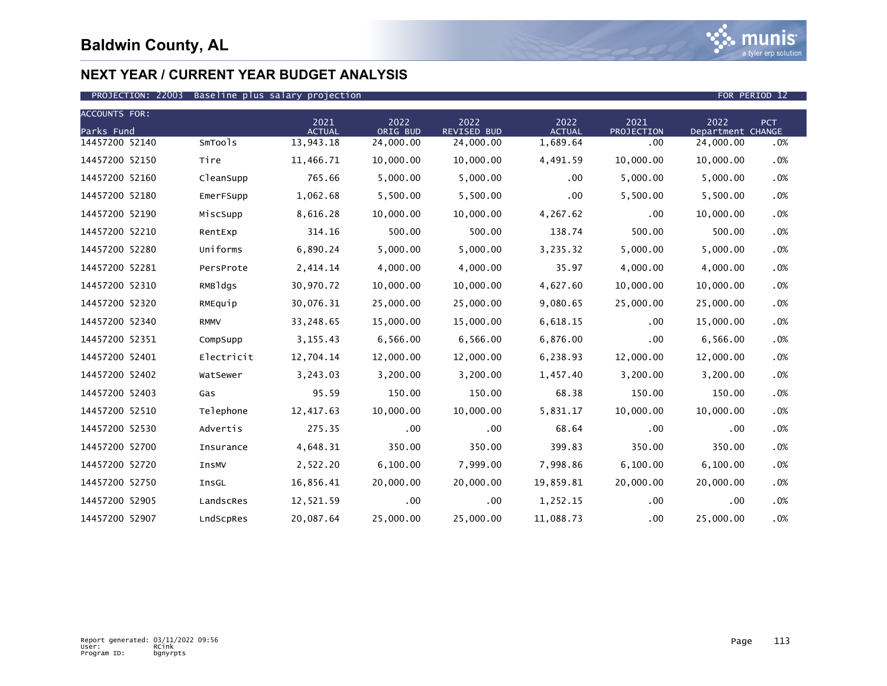# Baldwin County, AL

## NEXT YEAR / CURRENT YEAR BUDGET ANALYSIS

PROJECTION: 22003 Baseline plus salary projection FOR PERIOD 12

| ACCOUNTS FOR: Parks Fund | | 2021 ACTUAL | 2022 ORIG BUD | 2022 REVISED BUD | 2022 ACTUAL | 2021 PROJECTION | 2022 Department | PCT CHANGE |
|---|---|---|---|---|---|---|---|---|
| 14457200 52140 | SmTools | 13,943.18 | 24,000.00 | 24,000.00 | 1,689.64 | .00 | 24,000.00 | .0% |
| 14457200 52150 | Tire | 11,466.71 | 10,000.00 | 10,000.00 | 4,491.59 | 10,000.00 | 10,000.00 | .0% |
| 14457200 52160 | CleanSupp | 765.66 | 5,000.00 | 5,000.00 | .00 | 5,000.00 | 5,000.00 | .0% |
| 14457200 52180 | EmerFSupp | 1,062.68 | 5,500.00 | 5,500.00 | .00 | 5,500.00 | 5,500.00 | .0% |
| 14457200 52190 | MiscSupp | 8,616.28 | 10,000.00 | 10,000.00 | 4,267.62 | .00 | 10,000.00 | .0% |
| 14457200 52210 | RentExp | 314.16 | 500.00 | 500.00 | 138.74 | 500.00 | 500.00 | .0% |
| 14457200 52280 | Uniforms | 6,890.24 | 5,000.00 | 5,000.00 | 3,235.32 | 5,000.00 | 5,000.00 | .0% |
| 14457200 52281 | PersProte | 2,414.14 | 4,000.00 | 4,000.00 | 35.97 | 4,000.00 | 4,000.00 | .0% |
| 14457200 52310 | RMBldgs | 30,970.72 | 10,000.00 | 10,000.00 | 4,627.60 | 10,000.00 | 10,000.00 | .0% |
| 14457200 52320 | RMEquip | 30,076.31 | 25,000.00 | 25,000.00 | 9,080.65 | 25,000.00 | 25,000.00 | .0% |
| 14457200 52340 | RMMV | 33,248.65 | 15,000.00 | 15,000.00 | 6,618.15 | .00 | 15,000.00 | .0% |
| 14457200 52351 | CompSupp | 3,155.43 | 6,566.00 | 6,566.00 | 6,876.00 | .00 | 6,566.00 | .0% |
| 14457200 52401 | Electricit | 12,704.14 | 12,000.00 | 12,000.00 | 6,238.93 | 12,000.00 | 12,000.00 | .0% |
| 14457200 52402 | WatSewer | 3,243.03 | 3,200.00 | 3,200.00 | 1,457.40 | 3,200.00 | 3,200.00 | .0% |
| 14457200 52403 | Gas | 95.59 | 150.00 | 150.00 | 68.38 | 150.00 | 150.00 | .0% |
| 14457200 52510 | Telephone | 12,417.63 | 10,000.00 | 10,000.00 | 5,831.17 | 10,000.00 | 10,000.00 | .0% |
| 14457200 52530 | Advertis | 275.35 | .00 | .00 | 68.64 | .00 | .00 | .0% |
| 14457200 52700 | Insurance | 4,648.31 | 350.00 | 350.00 | 399.83 | 350.00 | 350.00 | .0% |
| 14457200 52720 | InsMV | 2,522.20 | 6,100.00 | 7,999.00 | 7,998.86 | 6,100.00 | 6,100.00 | .0% |
| 14457200 52750 | InsGL | 16,856.41 | 20,000.00 | 20,000.00 | 19,859.81 | 20,000.00 | 20,000.00 | .0% |
| 14457200 52905 | LandscRes | 12,521.59 | .00 | .00 | 1,252.15 | .00 | .00 | .0% |
| 14457200 52907 | LndScpRes | 20,087.64 | 25,000.00 | 25,000.00 | 11,088.73 | .00 | 25,000.00 | .0% |

Report generated: 03/11/2022 09:56
User: RCink
Program ID: bgnyrpts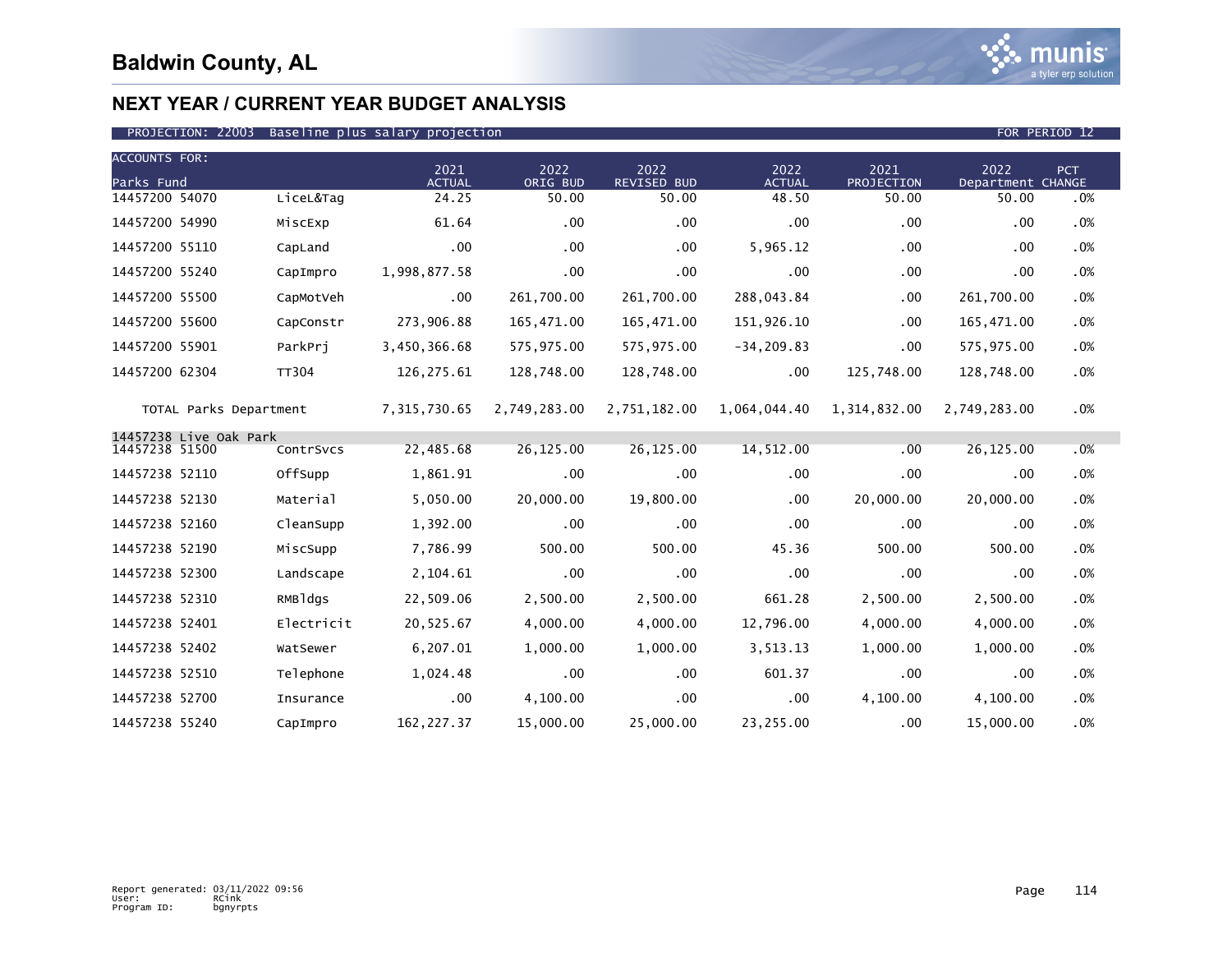# Baldwin County, AL

## NEXT YEAR / CURRENT YEAR BUDGET ANALYSIS

PROJECTION: 22003 Baseline plus salary projection FOR PERIOD 12

| ACCOUNTS FOR: Parks Fund | | 2021 ACTUAL | 2022 ORIG BUD | 2022 REVISED BUD | 2022 ACTUAL | 2021 PROJECTION | 2022 Department | PCT CHANGE |
|---|---|---|---|---|---|---|---|---|
| 14457200 54070 | LiceL&Tag | 24.25 | 50.00 | 50.00 | 48.50 | 50.00 | 50.00 | .0% |
| 14457200 54990 | MiscExp | 61.64 | .00 | .00 | .00 | .00 | .00 | .0% |
| 14457200 55110 | CapLand | .00 | .00 | .00 | 5,965.12 | .00 | .00 | .0% |
| 14457200 55240 | CapImpro | 1,998,877.58 | .00 | .00 | .00 | .00 | .00 | .0% |
| 14457200 55500 | CapMotVeh | .00 | 261,700.00 | 261,700.00 | 288,043.84 | .00 | 261,700.00 | .0% |
| 14457200 55600 | CapConstr | 273,906.88 | 165,471.00 | 165,471.00 | 151,926.10 | .00 | 165,471.00 | .0% |
| 14457200 55901 | ParkPrj | 3,450,366.68 | 575,975.00 | 575,975.00 | -34,209.83 | .00 | 575,975.00 | .0% |
| 14457200 62304 | TT304 | 126,275.61 | 128,748.00 | 128,748.00 | .00 | 125,748.00 | 128,748.00 | .0% |
| TOTAL Parks Department | | 7,315,730.65 | 2,749,283.00 | 2,751,182.00 | 1,064,044.40 | 1,314,832.00 | 2,749,283.00 | .0% |
| 14457238 Live Oak Park | | | | | | | | |
| 14457238 51500 | ContrSvcs | 22,485.68 | 26,125.00 | 26,125.00 | 14,512.00 | .00 | 26,125.00 | .0% |
| 14457238 52110 | OffSupp | 1,861.91 | .00 | .00 | .00 | .00 | .00 | .0% |
| 14457238 52130 | Material | 5,050.00 | 20,000.00 | 19,800.00 | .00 | 20,000.00 | 20,000.00 | .0% |
| 14457238 52160 | CleanSupp | 1,392.00 | .00 | .00 | .00 | .00 | .00 | .0% |
| 14457238 52190 | MiscSupp | 7,786.99 | 500.00 | 500.00 | 45.36 | 500.00 | 500.00 | .0% |
| 14457238 52300 | Landscape | 2,104.61 | .00 | .00 | .00 | .00 | .00 | .0% |
| 14457238 52310 | RMBldgs | 22,509.06 | 2,500.00 | 2,500.00 | 661.28 | 2,500.00 | 2,500.00 | .0% |
| 14457238 52401 | Electricit | 20,525.67 | 4,000.00 | 4,000.00 | 12,796.00 | 4,000.00 | 4,000.00 | .0% |
| 14457238 52402 | WatSewer | 6,207.01 | 1,000.00 | 1,000.00 | 3,513.13 | 1,000.00 | 1,000.00 | .0% |
| 14457238 52510 | Telephone | 1,024.48 | .00 | .00 | 601.37 | .00 | .00 | .0% |
| 14457238 52700 | Insurance | .00 | 4,100.00 | .00 | .00 | 4,100.00 | 4,100.00 | .0% |
| 14457238 55240 | CapImpro | 162,227.37 | 15,000.00 | 25,000.00 | 23,255.00 | .00 | 15,000.00 | .0% |

Report generated: 03/11/2022 09:56
User: RCink
Program ID: bgnyrpts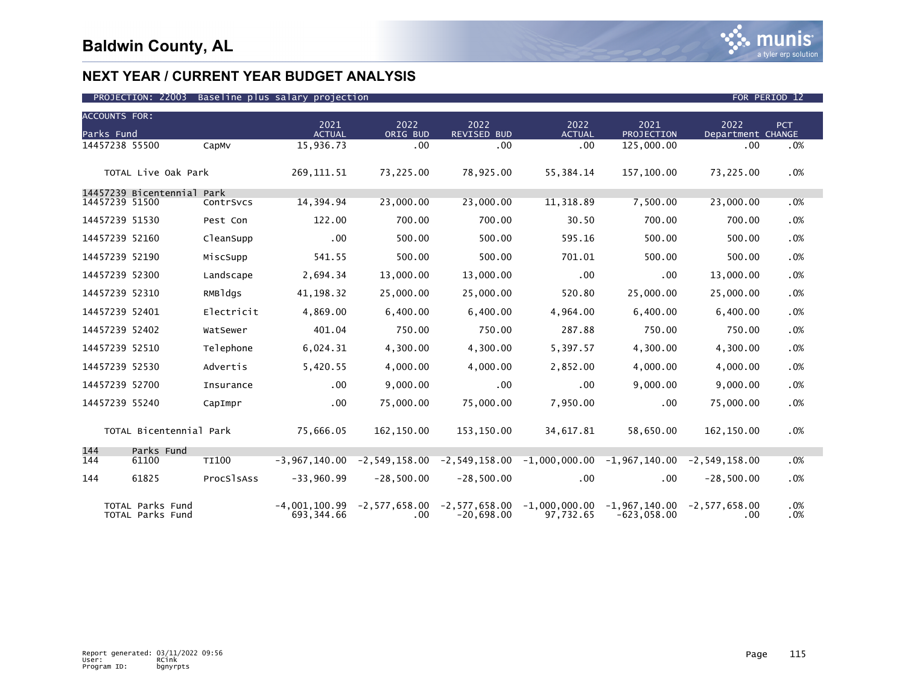# Baldwin County, AL

## NEXT YEAR / CURRENT YEAR BUDGET ANALYSIS

PROJECTION: 22003 Baseline plus salary projection FOR PERIOD 12

| ACCOUNTS FOR: Parks Fund | | 2021 ACTUAL | 2022 ORIG BUD | 2022 REVISED BUD | 2022 ACTUAL | 2021 PROJECTION | 2022 Department | PCT CHANGE |
|---|---|---|---|---|---|---|---|---|
| 14457238 55500 | CapMv | 15,936.73 | .00 | .00 | .00 | 125,000.00 | .00 | .0% |
| TOTAL Live Oak Park | | 269,111.51 | 73,225.00 | 78,925.00 | 55,384.14 | 157,100.00 | 73,225.00 | .0% |
| 14457239 Bicentennial Park | | | | | | | | |
| 14457239 51500 | ContrSvcs | 14,394.94 | 23,000.00 | 23,000.00 | 11,318.89 | 7,500.00 | 23,000.00 | .0% |
| 14457239 51530 | Pest Con | 122.00 | 700.00 | 700.00 | 30.50 | 700.00 | 700.00 | .0% |
| 14457239 52160 | CleanSupp | .00 | 500.00 | 500.00 | 595.16 | 500.00 | 500.00 | .0% |
| 14457239 52190 | MiscSupp | 541.55 | 500.00 | 500.00 | 701.01 | 500.00 | 500.00 | .0% |
| 14457239 52300 | Landscape | 2,694.34 | 13,000.00 | 13,000.00 | .00 | .00 | 13,000.00 | .0% |
| 14457239 52310 | RMBldgs | 41,198.32 | 25,000.00 | 25,000.00 | 520.80 | 25,000.00 | 25,000.00 | .0% |
| 14457239 52401 | Electricit | 4,869.00 | 6,400.00 | 6,400.00 | 4,964.00 | 6,400.00 | 6,400.00 | .0% |
| 14457239 52402 | WatSewer | 401.04 | 750.00 | 750.00 | 287.88 | 750.00 | 750.00 | .0% |
| 14457239 52510 | Telephone | 6,024.31 | 4,300.00 | 4,300.00 | 5,397.57 | 4,300.00 | 4,300.00 | .0% |
| 14457239 52530 | Advertis | 5,420.55 | 4,000.00 | 4,000.00 | 2,852.00 | 4,000.00 | 4,000.00 | .0% |
| 14457239 52700 | Insurance | .00 | 9,000.00 | .00 | .00 | 9,000.00 | 9,000.00 | .0% |
| 14457239 55240 | CapImpr | .00 | 75,000.00 | 75,000.00 | 7,950.00 | .00 | 75,000.00 | .0% |
| TOTAL Bicentennial Park | | 75,666.05 | 162,150.00 | 153,150.00 | 34,617.81 | 58,650.00 | 162,150.00 | .0% |
| 144 Parks Fund | | | | | | | | |
| 144 61100 | TI100 | -3,967,140.00 | -2,549,158.00 | -2,549,158.00 | -1,000,000.00 | -1,967,140.00 | -2,549,158.00 | .0% |
| 144 61825 | ProcSlsAss | -33,960.99 | -28,500.00 | -28,500.00 | .00 | .00 | -28,500.00 | .0% |
| TOTAL Parks Fund | | -4,001,100.99 | -2,577,658.00 | -2,577,658.00 | -1,000,000.00 | -1,967,140.00 | -2,577,658.00 | .0% |
| TOTAL Parks Fund | | 693,344.66 | .00 | -20,698.00 | 97,732.65 | -623,058.00 | .00 | .0% |

Report generated: 03/11/2022 09:56
User: RCink
Program ID: bgnyrpts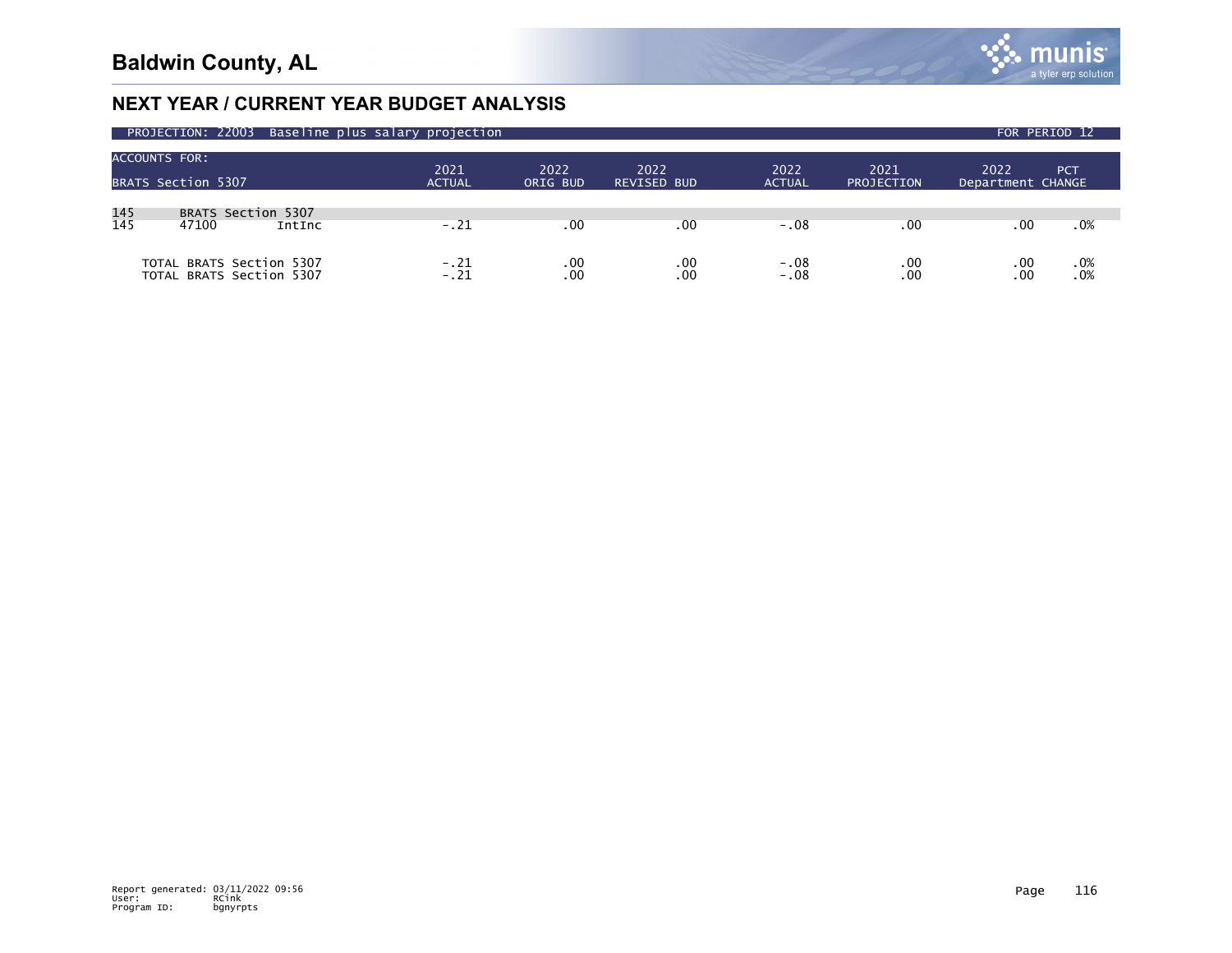# Baldwin County, AL

## NEXT YEAR / CURRENT YEAR BUDGET ANALYSIS

PROJECTION: 22003 Baseline plus salary projection FOR PERIOD 12

| ACCOUNTS FOR: BRATS Section 5307 | | | 2021 ACTUAL | 2022 ORIG BUD | 2022 REVISED BUD | 2022 ACTUAL | 2021 PROJECTION | 2022 Department | PCT CHANGE |
|---|---|---|---|---|---|---|---|---|---|
| 145 | BRATS Section 5307 | | | | | | | | |
| 145 | 47100 | IntInc | -.21 | .00 | .00 | -.08 | .00 | .00 | .0% |
| TOTAL BRATS Section 5307 | | | -.21 | .00 | .00 | -.08 | .00 | .00 | .0% |
| TOTAL BRATS Section 5307 | | | -.21 | .00 | .00 | -.08 | .00 | .00 | .0% |

Report generated: 03/11/2022 09:56
User: RCink
Program ID: bgnyrpts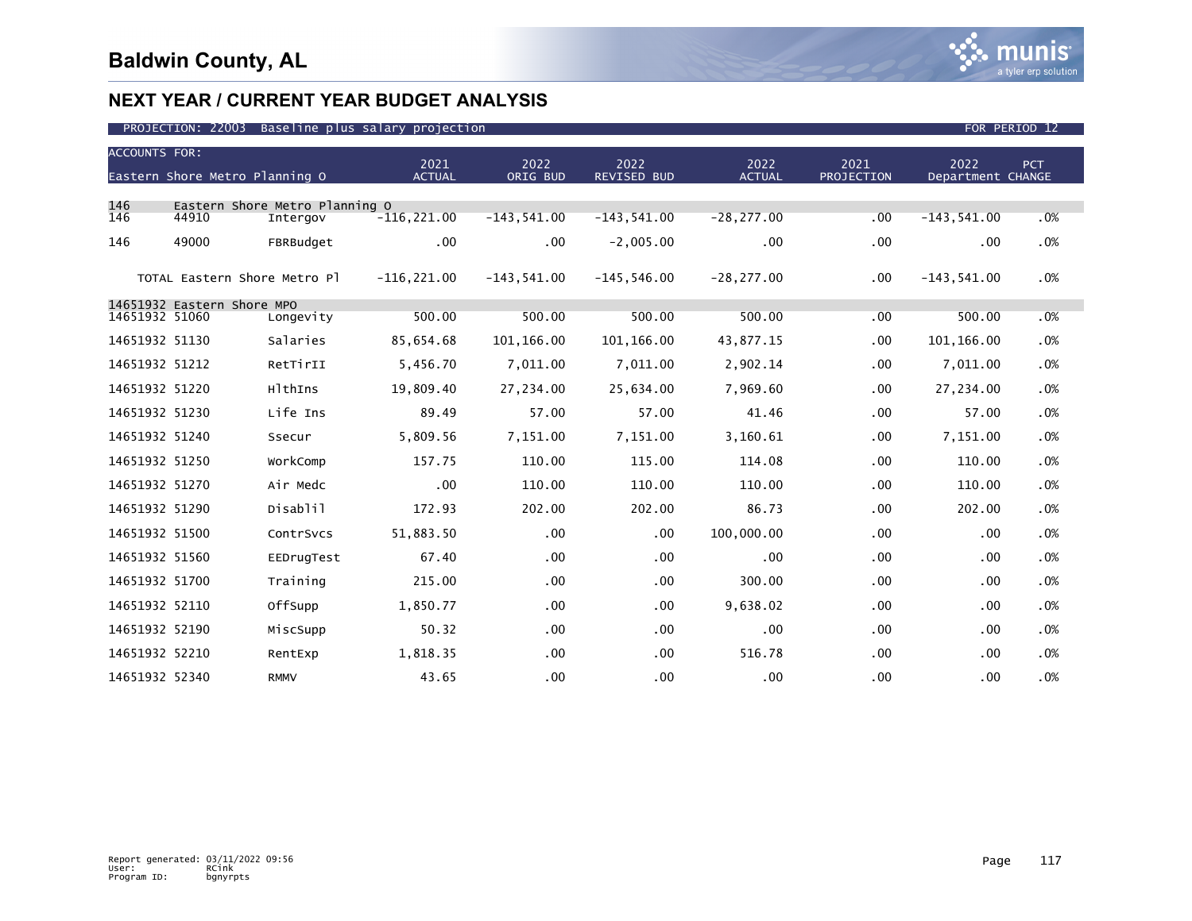# Baldwin County, AL

## NEXT YEAR / CURRENT YEAR BUDGET ANALYSIS

PROJECTION: 22003 Baseline plus salary projection — FOR PERIOD 12

| ACCOUNTS FOR: Eastern Shore Metro Planning O | | | 2021 ACTUAL | 2022 ORIG BUD | 2022 REVISED BUD | 2022 ACTUAL | 2021 PROJECTION | 2022 Department | PCT CHANGE |
|---|---|---|---|---|---|---|---|---|---|
| 146 | Eastern Shore Metro Planning O | | | | | | | | |
| 146 | 44910 | Intergov | -116,221.00 | -143,541.00 | -143,541.00 | -28,277.00 | .00 | -143,541.00 | .0% |
| 146 | 49000 | FBRBudget | .00 | .00 | -2,005.00 | .00 | .00 | .00 | .0% |
| TOTAL Eastern Shore Metro Pl | | | -116,221.00 | -143,541.00 | -145,546.00 | -28,277.00 | .00 | -143,541.00 | .0% |
| 14651932 | Eastern Shore MPO | | | | | | | | |
| 14651932 | 51060 | Longevity | 500.00 | 500.00 | 500.00 | 500.00 | .00 | 500.00 | .0% |
| 14651932 | 51130 | Salaries | 85,654.68 | 101,166.00 | 101,166.00 | 43,877.15 | .00 | 101,166.00 | .0% |
| 14651932 | 51212 | RetTirII | 5,456.70 | 7,011.00 | 7,011.00 | 2,902.14 | .00 | 7,011.00 | .0% |
| 14651932 | 51220 | HlthIns | 19,809.40 | 27,234.00 | 25,634.00 | 7,969.60 | .00 | 27,234.00 | .0% |
| 14651932 | 51230 | Life Ins | 89.49 | 57.00 | 57.00 | 41.46 | .00 | 57.00 | .0% |
| 14651932 | 51240 | Ssecur | 5,809.56 | 7,151.00 | 7,151.00 | 3,160.61 | .00 | 7,151.00 | .0% |
| 14651932 | 51250 | WorkComp | 157.75 | 110.00 | 115.00 | 114.08 | .00 | 110.00 | .0% |
| 14651932 | 51270 | Air Medc | .00 | 110.00 | 110.00 | 110.00 | .00 | 110.00 | .0% |
| 14651932 | 51290 | Disablil | 172.93 | 202.00 | 202.00 | 86.73 | .00 | 202.00 | .0% |
| 14651932 | 51500 | ContrSvcs | 51,883.50 | .00 | .00 | 100,000.00 | .00 | .00 | .0% |
| 14651932 | 51560 | EEDrugTest | 67.40 | .00 | .00 | .00 | .00 | .00 | .0% |
| 14651932 | 51700 | Training | 215.00 | .00 | .00 | 300.00 | .00 | .00 | .0% |
| 14651932 | 52110 | OffSupp | 1,850.77 | .00 | .00 | 9,638.02 | .00 | .00 | .0% |
| 14651932 | 52190 | MiscSupp | 50.32 | .00 | .00 | .00 | .00 | .00 | .0% |
| 14651932 | 52210 | RentExp | 1,818.35 | .00 | .00 | 516.78 | .00 | .00 | .0% |
| 14651932 | 52340 | RMMV | 43.65 | .00 | .00 | .00 | .00 | .00 | .0% |

Report generated: 03/11/2022 09:56
User: RCink
Program ID: bgnyrpts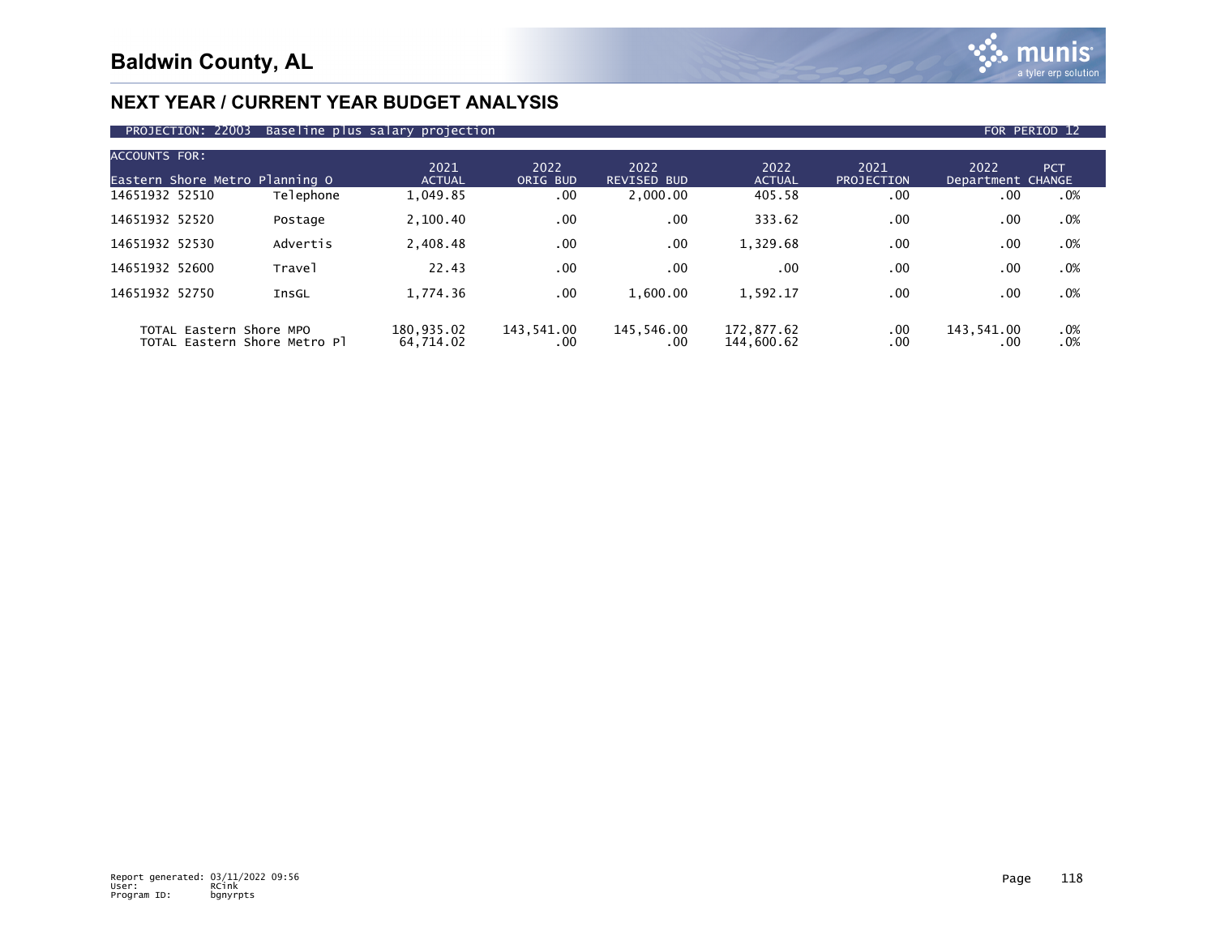# Baldwin County, AL

## NEXT YEAR / CURRENT YEAR BUDGET ANALYSIS

PROJECTION: 22003 Baseline plus salary projection — FOR PERIOD 12

| ACCOUNTS FOR: Eastern Shore Metro Planning O | | 2021 ACTUAL | 2022 ORIG BUD | 2022 REVISED BUD | 2022 ACTUAL | 2021 PROJECTION | 2022 Department | PCT CHANGE |
|---|---|---|---|---|---|---|---|---|
| 14651932 52510 | Telephone | 1,049.85 | .00 | 2,000.00 | 405.58 | .00 | .00 | .0% |
| 14651932 52520 | Postage | 2,100.40 | .00 | .00 | 333.62 | .00 | .00 | .0% |
| 14651932 52530 | Advertis | 2,408.48 | .00 | .00 | 1,329.68 | .00 | .00 | .0% |
| 14651932 52600 | Travel | 22.43 | .00 | .00 | .00 | .00 | .00 | .0% |
| 14651932 52750 | InsGL | 1,774.36 | .00 | 1,600.00 | 1,592.17 | .00 | .00 | .0% |
| TOTAL Eastern Shore MPO | | 180,935.02 | 143,541.00 | 145,546.00 | 172,877.62 | .00 | 143,541.00 | .0% |
| TOTAL Eastern Shore Metro Pl | | 64,714.02 | .00 | .00 | 144,600.62 | .00 | .00 | .0% |

Report generated: 03/11/2022 09:56
User: RCink
Program ID: bgnyrpts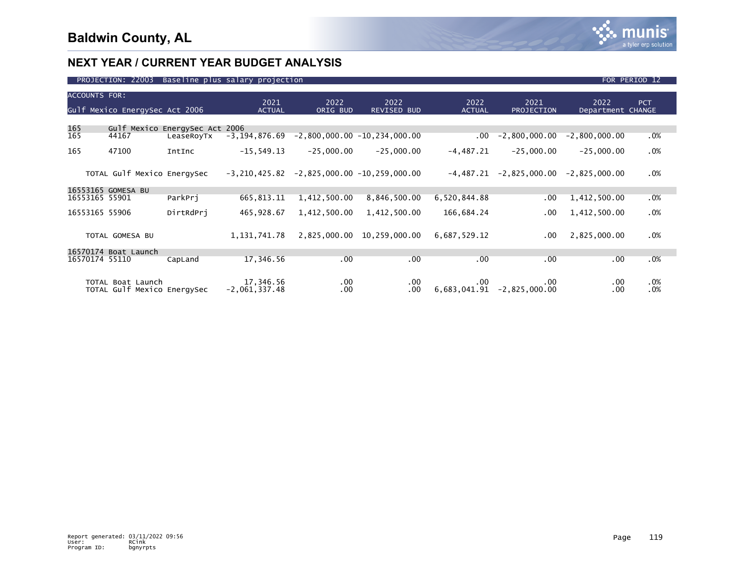# Baldwin County, AL

## NEXT YEAR / CURRENT YEAR BUDGET ANALYSIS

PROJECTION: 22003 Baseline plus salary projection — FOR PERIOD 12

| ACCOUNTS FOR: Gulf Mexico EnergySec Act 2006 | | | 2021 ACTUAL | 2022 ORIG BUD | 2022 REVISED BUD | 2022 ACTUAL | 2021 PROJECTION | 2022 Department | PCT CHANGE |
|---|---|---|---|---|---|---|---|---|---|
| 165 | Gulf Mexico EnergySec Act 2006 | | | | | | | | |
| 165 | 44167 | LeaseRoyTx | -3,194,876.69 | -2,800,000.00 | -10,234,000.00 | .00 | -2,800,000.00 | -2,800,000.00 | .0% |
| 165 | 47100 | IntInc | -15,549.13 | -25,000.00 | -25,000.00 | -4,487.21 | -25,000.00 | -25,000.00 | .0% |
| | TOTAL Gulf Mexico EnergySec | | -3,210,425.82 | -2,825,000.00 | -10,259,000.00 | -4,487.21 | -2,825,000.00 | -2,825,000.00 | .0% |
| 16553165 GOMESA BU | | | | | | | | | |
| 16553165 | 55901 | ParkPrj | 665,813.11 | 1,412,500.00 | 8,846,500.00 | 6,520,844.88 | .00 | 1,412,500.00 | .0% |
| 16553165 | 55906 | DirtRdPrj | 465,928.67 | 1,412,500.00 | 1,412,500.00 | 166,684.24 | .00 | 1,412,500.00 | .0% |
| | TOTAL GOMESA BU | | 1,131,741.78 | 2,825,000.00 | 10,259,000.00 | 6,687,529.12 | .00 | 2,825,000.00 | .0% |
| 16570174 Boat Launch | | | | | | | | | |
| 16570174 | 55110 | CapLand | 17,346.56 | .00 | .00 | .00 | .00 | .00 | .0% |
| | TOTAL Boat Launch | | 17,346.56 | .00 | .00 | .00 | .00 | .00 | .0% |
| | TOTAL Gulf Mexico EnergySec | | -2,061,337.48 | .00 | .00 | 6,683,041.91 | -2,825,000.00 | .00 | .0% |

Report generated: 03/11/2022 09:56
User: RCink
Program ID: bgnyrpts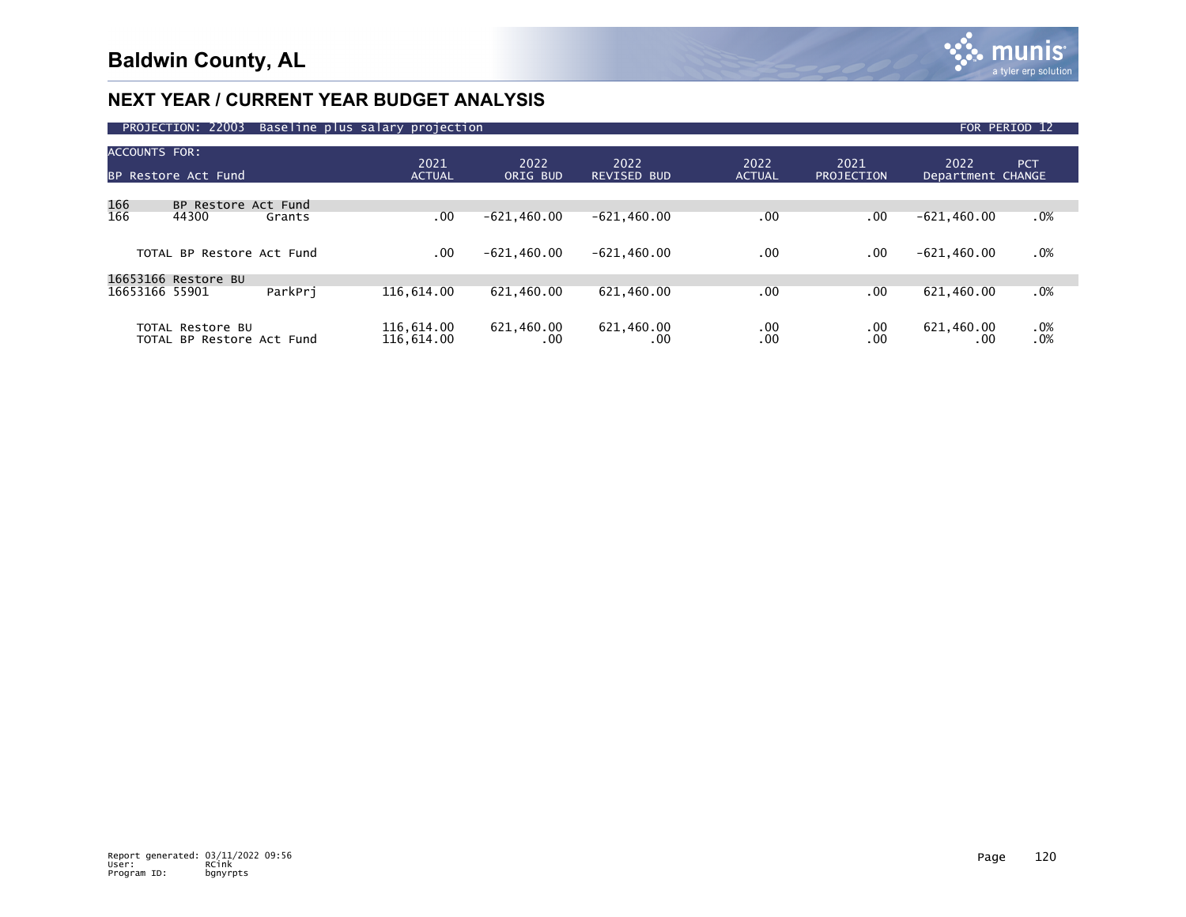# Baldwin County, AL

## NEXT YEAR / CURRENT YEAR BUDGET ANALYSIS

PROJECTION: 22003 Baseline plus salary projection FOR PERIOD 12

| ACCOUNTS FOR: BP Restore Act Fund | | | 2021 ACTUAL | 2022 ORIG BUD | 2022 REVISED BUD | 2022 ACTUAL | 2021 PROJECTION | 2022 Department | PCT CHANGE |
|---|---|---|---|---|---|---|---|---|---|
| 166 | BP Restore Act Fund | | | | | | | | |
| 166 | 44300 | Grants | .00 | -621,460.00 | -621,460.00 | .00 | .00 | -621,460.00 | .0% |
| | TOTAL BP Restore Act Fund | | .00 | -621,460.00 | -621,460.00 | .00 | .00 | -621,460.00 | .0% |
| 16653166 Restore BU | | | | | | | | | |
| 16653166 | 55901 | ParkPrj | 116,614.00 | 621,460.00 | 621,460.00 | .00 | .00 | 621,460.00 | .0% |
| | TOTAL Restore BU | | 116,614.00 | 621,460.00 | 621,460.00 | .00 | .00 | 621,460.00 | .0% |
| | TOTAL BP Restore Act Fund | | 116,614.00 | .00 | .00 | .00 | .00 | .00 | .0% |

Report generated: 03/11/2022 09:56
User: RCink
Program ID: bgnyrpts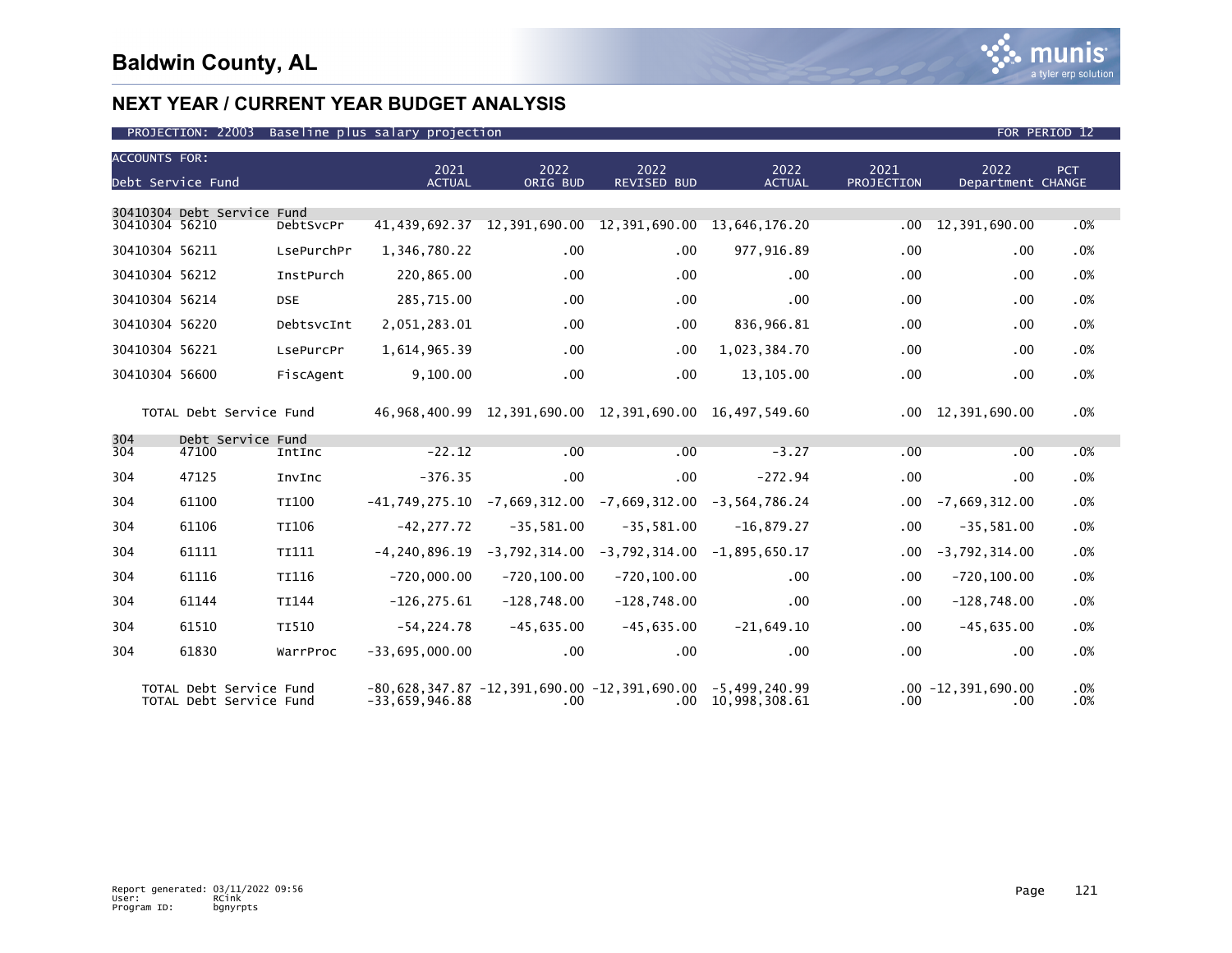# Baldwin County, AL

## NEXT YEAR / CURRENT YEAR BUDGET ANALYSIS

PROJECTION: 22003 Baseline plus salary projection — FOR PERIOD 12

| ACCOUNTS FOR: Debt Service Fund | | | 2021 ACTUAL | 2022 ORIG BUD | 2022 REVISED BUD | 2022 ACTUAL | 2021 PROJECTION | 2022 Department | PCT CHANGE |
|---|---|---|---|---|---|---|---|---|---|
| 30410304 Debt Service Fund | | | | | | | | | |
| 30410304 | 56210 | DebtSvcPr | 41,439,692.37 | 12,391,690.00 | 12,391,690.00 | 13,646,176.20 | .00 | 12,391,690.00 | .0% |
| 30410304 | 56211 | LsePurchPr | 1,346,780.22 | .00 | .00 | 977,916.89 | .00 | .00 | .0% |
| 30410304 | 56212 | InstPurch | 220,865.00 | .00 | .00 | .00 | .00 | .00 | .0% |
| 30410304 | 56214 | DSE | 285,715.00 | .00 | .00 | .00 | .00 | .00 | .0% |
| 30410304 | 56220 | DebtsvcInt | 2,051,283.01 | .00 | .00 | 836,966.81 | .00 | .00 | .0% |
| 30410304 | 56221 | LsePurcPr | 1,614,965.39 | .00 | .00 | 1,023,384.70 | .00 | .00 | .0% |
| 30410304 | 56600 | FiscAgent | 9,100.00 | .00 | .00 | 13,105.00 | .00 | .00 | .0% |
| TOTAL Debt Service Fund | | | 46,968,400.99 | 12,391,690.00 | 12,391,690.00 | 16,497,549.60 | .00 | 12,391,690.00 | .0% |
| 304 Debt Service Fund | | | | | | | | | |
| 304 | 47100 | IntInc | -22.12 | .00 | .00 | -3.27 | .00 | .00 | .0% |
| 304 | 47125 | InvInc | -376.35 | .00 | .00 | -272.94 | .00 | .00 | .0% |
| 304 | 61100 | TI100 | -41,749,275.10 | -7,669,312.00 | -7,669,312.00 | -3,564,786.24 | .00 | -7,669,312.00 | .0% |
| 304 | 61106 | TI106 | -42,277.72 | -35,581.00 | -35,581.00 | -16,879.27 | .00 | -35,581.00 | .0% |
| 304 | 61111 | TI111 | -4,240,896.19 | -3,792,314.00 | -3,792,314.00 | -1,895,650.17 | .00 | -3,792,314.00 | .0% |
| 304 | 61116 | TI116 | -720,000.00 | -720,100.00 | -720,100.00 | .00 | .00 | -720,100.00 | .0% |
| 304 | 61144 | TI144 | -126,275.61 | -128,748.00 | -128,748.00 | .00 | .00 | -128,748.00 | .0% |
| 304 | 61510 | TI510 | -54,224.78 | -45,635.00 | -45,635.00 | -21,649.10 | .00 | -45,635.00 | .0% |
| 304 | 61830 | WarrProc | -33,695,000.00 | .00 | .00 | .00 | .00 | .00 | .0% |
| TOTAL Debt Service Fund | | | -80,628,347.87 | -12,391,690.00 | -12,391,690.00 | -5,499,240.99 | .00 | -12,391,690.00 | .0% |
| TOTAL Debt Service Fund | | | -33,659,946.88 | .00 | .00 | 10,998,308.61 | .00 | .00 | .0% |

Report generated: 03/11/2022 09:56
User: RCink
Program ID: bgnyrpts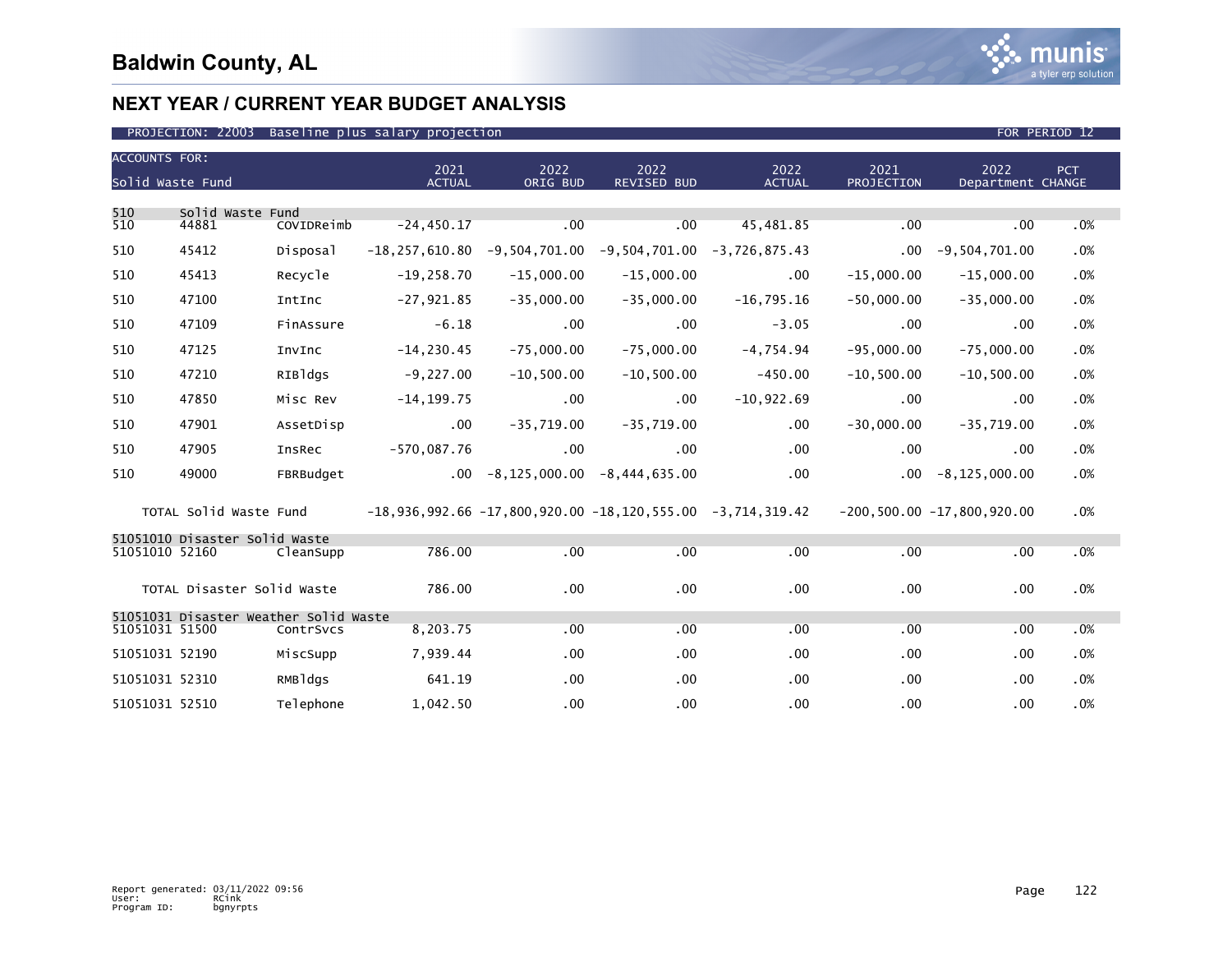# Baldwin County, AL

## NEXT YEAR / CURRENT YEAR BUDGET ANALYSIS

PROJECTION: 22003 Baseline plus salary projection — FOR PERIOD 12

| ACCOUNTS FOR: Solid Waste Fund | | | 2021 ACTUAL | 2022 ORIG BUD | 2022 REVISED BUD | 2022 ACTUAL | 2021 PROJECTION | 2022 Department | PCT CHANGE |
|---|---|---|---|---|---|---|---|---|---|
| 510 | Solid Waste Fund | | | | | | | | |
| 510 | 44881 | COVIDReimb | -24,450.17 | .00 | .00 | 45,481.85 | .00 | .00 | .0% |
| 510 | 45412 | Disposal | -18,257,610.80 | -9,504,701.00 | -9,504,701.00 | -3,726,875.43 | .00 | -9,504,701.00 | .0% |
| 510 | 45413 | Recycle | -19,258.70 | -15,000.00 | -15,000.00 | .00 | -15,000.00 | -15,000.00 | .0% |
| 510 | 47100 | IntInc | -27,921.85 | -35,000.00 | -35,000.00 | -16,795.16 | -50,000.00 | -35,000.00 | .0% |
| 510 | 47109 | FinAssure | -6.18 | .00 | .00 | -3.05 | .00 | .00 | .0% |
| 510 | 47125 | InvInc | -14,230.45 | -75,000.00 | -75,000.00 | -4,754.94 | -95,000.00 | -75,000.00 | .0% |
| 510 | 47210 | RIBldgs | -9,227.00 | -10,500.00 | -10,500.00 | -450.00 | -10,500.00 | -10,500.00 | .0% |
| 510 | 47850 | Misc Rev | -14,199.75 | .00 | .00 | -10,922.69 | .00 | .00 | .0% |
| 510 | 47901 | AssetDisp | .00 | -35,719.00 | -35,719.00 | .00 | -30,000.00 | -35,719.00 | .0% |
| 510 | 47905 | InsRec | -570,087.76 | .00 | .00 | .00 | .00 | .00 | .0% |
| 510 | 49000 | FBRBudget | .00 | -8,125,000.00 | -8,444,635.00 | .00 | .00 | -8,125,000.00 | .0% |
| | TOTAL Solid Waste Fund | | -18,936,992.66 | -17,800,920.00 | -18,120,555.00 | -3,714,319.42 | -200,500.00 | -17,800,920.00 | .0% |
| 51051010 | Disaster Solid Waste | | | | | | | | |
| 51051010 | 52160 | CleanSupp | 786.00 | .00 | .00 | .00 | .00 | .00 | .0% |
| | TOTAL Disaster Solid Waste | | 786.00 | .00 | .00 | .00 | .00 | .00 | .0% |
| 51051031 | Disaster Weather Solid Waste | | | | | | | | |
| 51051031 | 51500 | ContrSvcs | 8,203.75 | .00 | .00 | .00 | .00 | .00 | .0% |
| 51051031 | 52190 | MiscSupp | 7,939.44 | .00 | .00 | .00 | .00 | .00 | .0% |
| 51051031 | 52310 | RMBldgs | 641.19 | .00 | .00 | .00 | .00 | .00 | .0% |
| 51051031 | 52510 | Telephone | 1,042.50 | .00 | .00 | .00 | .00 | .00 | .0% |

Report generated: 03/11/2022 09:56
User: RCink
Program ID: bgnyrpts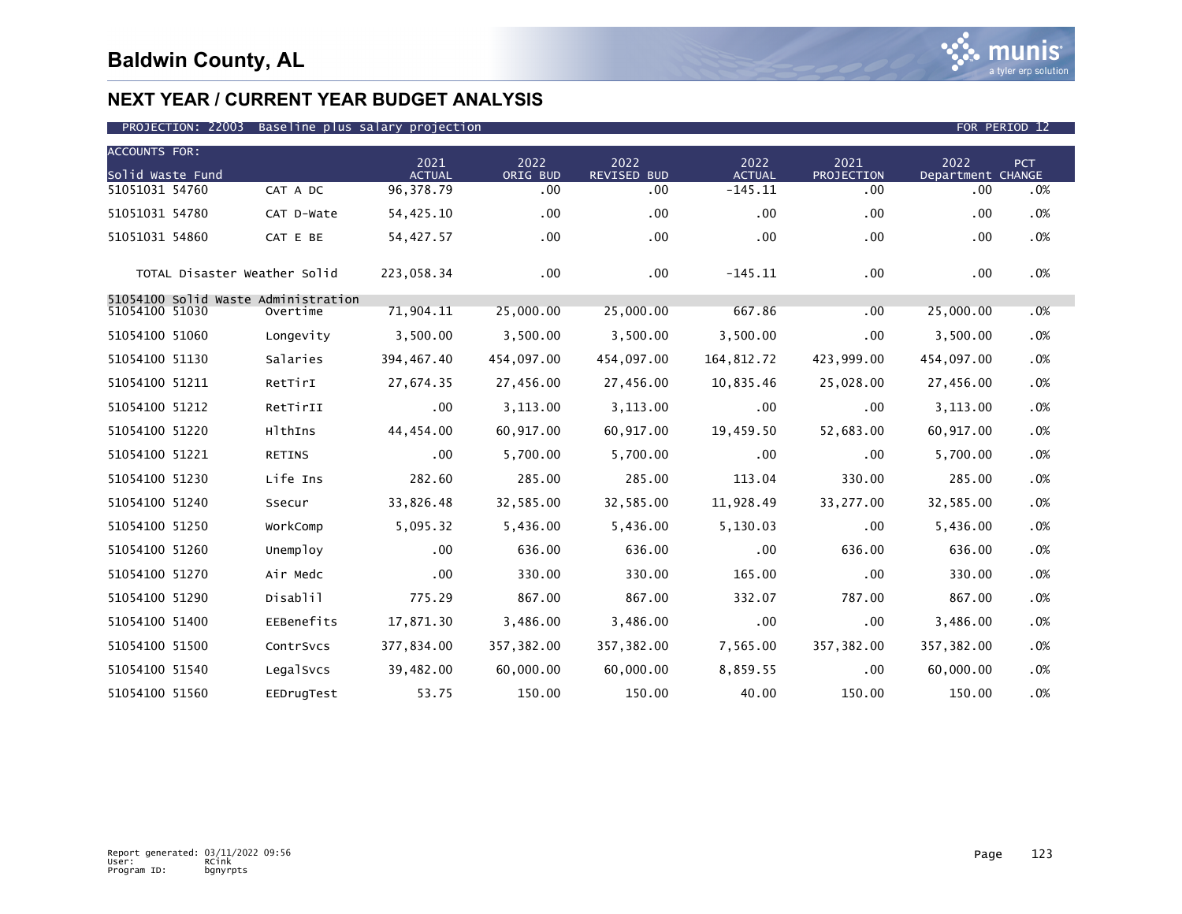# Baldwin County, AL

## NEXT YEAR / CURRENT YEAR BUDGET ANALYSIS

PROJECTION: 22003 Baseline plus salary projection FOR PERIOD 12

| ACCOUNTS FOR: Solid Waste Fund | | 2021 ACTUAL | 2022 ORIG BUD | 2022 REVISED BUD | 2022 ACTUAL | 2021 PROJECTION | 2022 Department | PCT CHANGE |
|---|---|---|---|---|---|---|---|---|
| 51051031 54760 | CAT A DC | 96,378.79 | .00 | .00 | -145.11 | .00 | .00 | .0% |
| 51051031 54780 | CAT D-Wate | 54,425.10 | .00 | .00 | .00 | .00 | .00 | .0% |
| 51051031 54860 | CAT E BE | 54,427.57 | .00 | .00 | .00 | .00 | .00 | .0% |
| TOTAL Disaster Weather Solid | | 223,058.34 | .00 | .00 | -145.11 | .00 | .00 | .0% |
| 51054100 Solid Waste Administration | | | | | | | | |
| 51054100 51030 | Overtime | 71,904.11 | 25,000.00 | 25,000.00 | 667.86 | .00 | 25,000.00 | .0% |
| 51054100 51060 | Longevity | 3,500.00 | 3,500.00 | 3,500.00 | 3,500.00 | .00 | 3,500.00 | .0% |
| 51054100 51130 | Salaries | 394,467.40 | 454,097.00 | 454,097.00 | 164,812.72 | 423,999.00 | 454,097.00 | .0% |
| 51054100 51211 | RetTirI | 27,674.35 | 27,456.00 | 27,456.00 | 10,835.46 | 25,028.00 | 27,456.00 | .0% |
| 51054100 51212 | RetTirII | .00 | 3,113.00 | 3,113.00 | .00 | .00 | 3,113.00 | .0% |
| 51054100 51220 | HlthIns | 44,454.00 | 60,917.00 | 60,917.00 | 19,459.50 | 52,683.00 | 60,917.00 | .0% |
| 51054100 51221 | RETINS | .00 | 5,700.00 | 5,700.00 | .00 | .00 | 5,700.00 | .0% |
| 51054100 51230 | Life Ins | 282.60 | 285.00 | 285.00 | 113.04 | 330.00 | 285.00 | .0% |
| 51054100 51240 | Ssecur | 33,826.48 | 32,585.00 | 32,585.00 | 11,928.49 | 33,277.00 | 32,585.00 | .0% |
| 51054100 51250 | WorkComp | 5,095.32 | 5,436.00 | 5,436.00 | 5,130.03 | .00 | 5,436.00 | .0% |
| 51054100 51260 | Unemploy | .00 | 636.00 | 636.00 | .00 | 636.00 | 636.00 | .0% |
| 51054100 51270 | Air Medc | .00 | 330.00 | 330.00 | 165.00 | .00 | 330.00 | .0% |
| 51054100 51290 | Disablil | 775.29 | 867.00 | 867.00 | 332.07 | 787.00 | 867.00 | .0% |
| 51054100 51400 | EEBenefits | 17,871.30 | 3,486.00 | 3,486.00 | .00 | .00 | 3,486.00 | .0% |
| 51054100 51500 | ContrSvcs | 377,834.00 | 357,382.00 | 357,382.00 | 7,565.00 | 357,382.00 | 357,382.00 | .0% |
| 51054100 51540 | LegalSvcs | 39,482.00 | 60,000.00 | 60,000.00 | 8,859.55 | .00 | 60,000.00 | .0% |
| 51054100 51560 | EEDrugTest | 53.75 | 150.00 | 150.00 | 40.00 | 150.00 | 150.00 | .0% |

Report generated: 03/11/2022 09:56
User: RCink
Program ID: bgnyrpts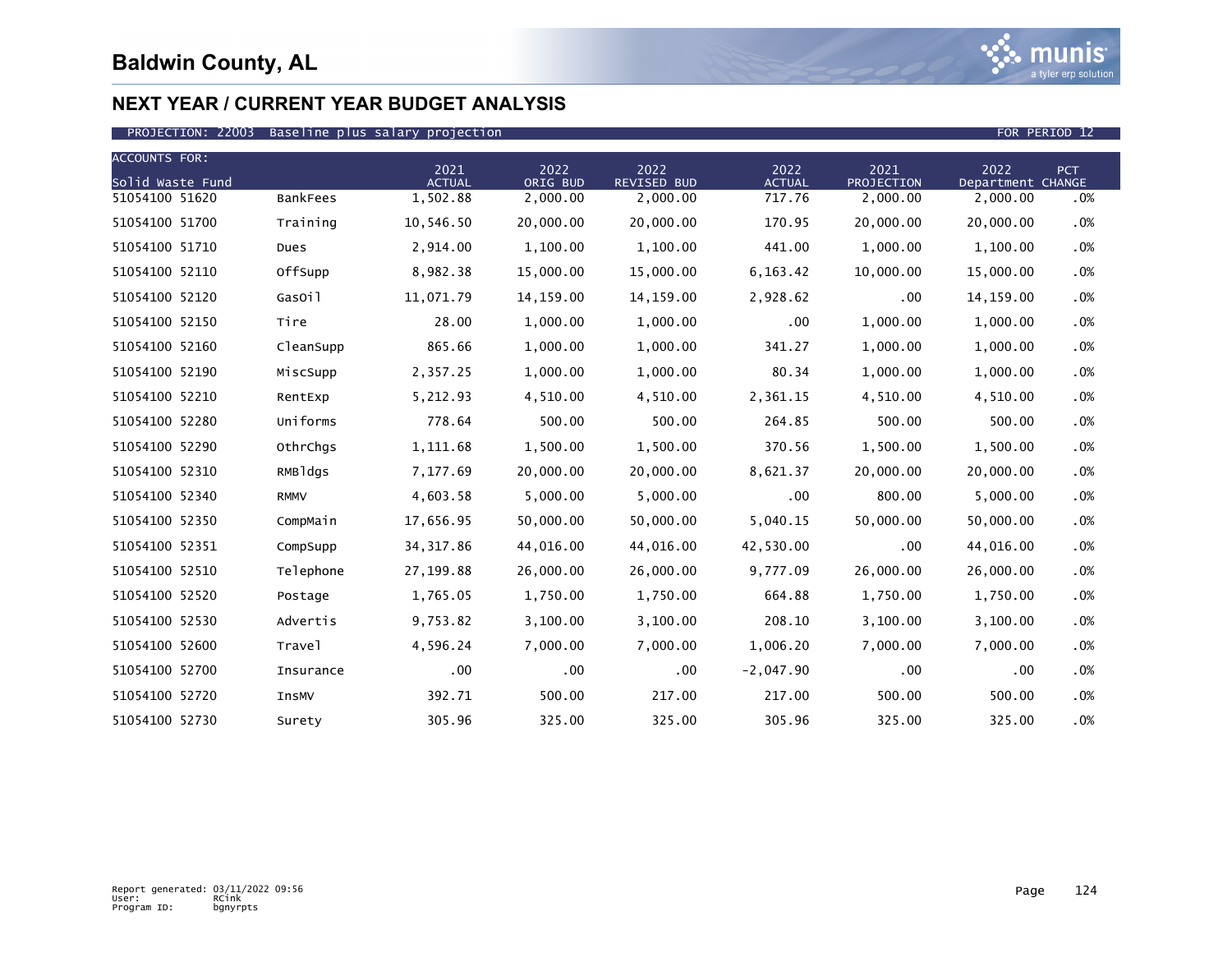# Baldwin County, AL

## NEXT YEAR / CURRENT YEAR BUDGET ANALYSIS

PROJECTION: 22003 Baseline plus salary projection FOR PERIOD 12

| ACCOUNTS FOR: Solid Waste Fund | | 2021 ACTUAL | 2022 ORIG BUD | 2022 REVISED BUD | 2022 ACTUAL | 2021 PROJECTION | 2022 Department | PCT CHANGE |
|---|---|---|---|---|---|---|---|---|
| 51054100 51620 | BankFees | 1,502.88 | 2,000.00 | 2,000.00 | 717.76 | 2,000.00 | 2,000.00 | .0% |
| 51054100 51700 | Training | 10,546.50 | 20,000.00 | 20,000.00 | 170.95 | 20,000.00 | 20,000.00 | .0% |
| 51054100 51710 | Dues | 2,914.00 | 1,100.00 | 1,100.00 | 441.00 | 1,000.00 | 1,100.00 | .0% |
| 51054100 52110 | OffSupp | 8,982.38 | 15,000.00 | 15,000.00 | 6,163.42 | 10,000.00 | 15,000.00 | .0% |
| 51054100 52120 | GasOil | 11,071.79 | 14,159.00 | 14,159.00 | 2,928.62 | .00 | 14,159.00 | .0% |
| 51054100 52150 | Tire | 28.00 | 1,000.00 | 1,000.00 | .00 | 1,000.00 | 1,000.00 | .0% |
| 51054100 52160 | CleanSupp | 865.66 | 1,000.00 | 1,000.00 | 341.27 | 1,000.00 | 1,000.00 | .0% |
| 51054100 52190 | MiscSupp | 2,357.25 | 1,000.00 | 1,000.00 | 80.34 | 1,000.00 | 1,000.00 | .0% |
| 51054100 52210 | RentExp | 5,212.93 | 4,510.00 | 4,510.00 | 2,361.15 | 4,510.00 | 4,510.00 | .0% |
| 51054100 52280 | Uniforms | 778.64 | 500.00 | 500.00 | 264.85 | 500.00 | 500.00 | .0% |
| 51054100 52290 | OthrChgs | 1,111.68 | 1,500.00 | 1,500.00 | 370.56 | 1,500.00 | 1,500.00 | .0% |
| 51054100 52310 | RMBldgs | 7,177.69 | 20,000.00 | 20,000.00 | 8,621.37 | 20,000.00 | 20,000.00 | .0% |
| 51054100 52340 | RMMV | 4,603.58 | 5,000.00 | 5,000.00 | .00 | 800.00 | 5,000.00 | .0% |
| 51054100 52350 | CompMain | 17,656.95 | 50,000.00 | 50,000.00 | 5,040.15 | 50,000.00 | 50,000.00 | .0% |
| 51054100 52351 | CompSupp | 34,317.86 | 44,016.00 | 44,016.00 | 42,530.00 | .00 | 44,016.00 | .0% |
| 51054100 52510 | Telephone | 27,199.88 | 26,000.00 | 26,000.00 | 9,777.09 | 26,000.00 | 26,000.00 | .0% |
| 51054100 52520 | Postage | 1,765.05 | 1,750.00 | 1,750.00 | 664.88 | 1,750.00 | 1,750.00 | .0% |
| 51054100 52530 | Advertis | 9,753.82 | 3,100.00 | 3,100.00 | 208.10 | 3,100.00 | 3,100.00 | .0% |
| 51054100 52600 | Travel | 4,596.24 | 7,000.00 | 7,000.00 | 1,006.20 | 7,000.00 | 7,000.00 | .0% |
| 51054100 52700 | Insurance | .00 | .00 | .00 | -2,047.90 | .00 | .00 | .0% |
| 51054100 52720 | InsMV | 392.71 | 500.00 | 217.00 | 217.00 | 500.00 | 500.00 | .0% |
| 51054100 52730 | Surety | 305.96 | 325.00 | 325.00 | 305.96 | 325.00 | 325.00 | .0% |

Report generated: 03/11/2022 09:56
User: RCink
Program ID: bgnyrpts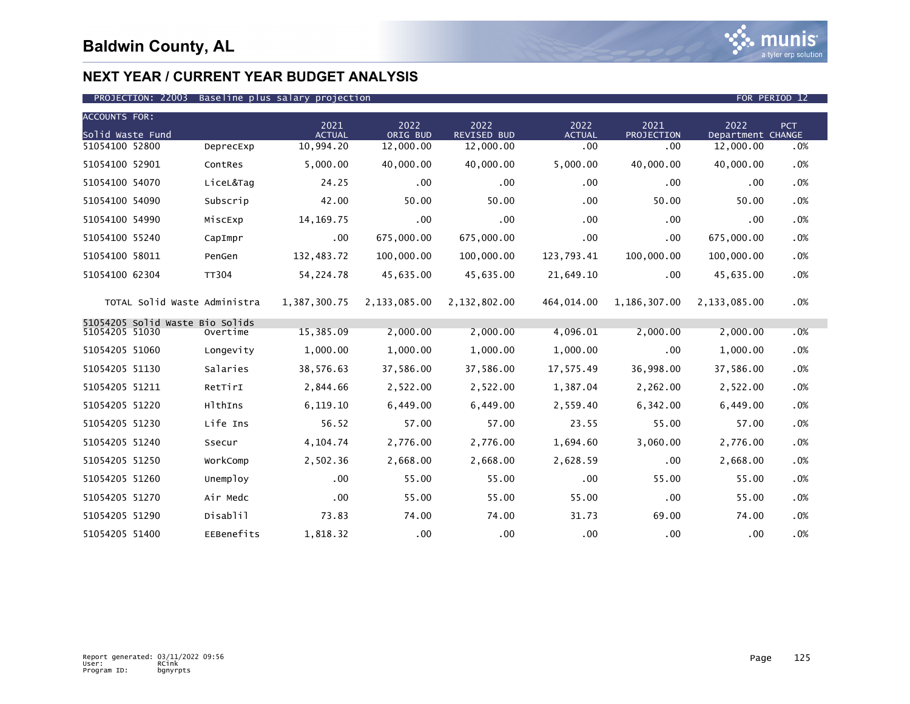# Baldwin County, AL

## NEXT YEAR / CURRENT YEAR BUDGET ANALYSIS

PROJECTION: 22003 Baseline plus salary projection FOR PERIOD 12

| ACCOUNTS FOR: Solid Waste Fund | | 2021 ACTUAL | 2022 ORIG BUD | 2022 REVISED BUD | 2022 ACTUAL | 2021 PROJECTION | 2022 Department | PCT CHANGE |
|---|---|---|---|---|---|---|---|---|
| 51054100 52800 | DeprecExp | 10,994.20 | 12,000.00 | 12,000.00 | .00 | .00 | 12,000.00 | .0% |
| 51054100 52901 | ContRes | 5,000.00 | 40,000.00 | 40,000.00 | 5,000.00 | 40,000.00 | 40,000.00 | .0% |
| 51054100 54070 | LiceL&Tag | 24.25 | .00 | .00 | .00 | .00 | .00 | .0% |
| 51054100 54090 | Subscrip | 42.00 | 50.00 | 50.00 | .00 | 50.00 | 50.00 | .0% |
| 51054100 54990 | MiscExp | 14,169.75 | .00 | .00 | .00 | .00 | .00 | .0% |
| 51054100 55240 | CapImpr | .00 | 675,000.00 | 675,000.00 | .00 | .00 | 675,000.00 | .0% |
| 51054100 58011 | PenGen | 132,483.72 | 100,000.00 | 100,000.00 | 123,793.41 | 100,000.00 | 100,000.00 | .0% |
| 51054100 62304 | TT304 | 54,224.78 | 45,635.00 | 45,635.00 | 21,649.10 | .00 | 45,635.00 | .0% |
| TOTAL Solid Waste Administra | | 1,387,300.75 | 2,133,085.00 | 2,132,802.00 | 464,014.00 | 1,186,307.00 | 2,133,085.00 | .0% |
| 51054205 Solid Waste Bio Solids | | | | | | | | |
| 51054205 51030 | Overtime | 15,385.09 | 2,000.00 | 2,000.00 | 4,096.01 | 2,000.00 | 2,000.00 | .0% |
| 51054205 51060 | Longevity | 1,000.00 | 1,000.00 | 1,000.00 | 1,000.00 | .00 | 1,000.00 | .0% |
| 51054205 51130 | Salaries | 38,576.63 | 37,586.00 | 37,586.00 | 17,575.49 | 36,998.00 | 37,586.00 | .0% |
| 51054205 51211 | RetTirI | 2,844.66 | 2,522.00 | 2,522.00 | 1,387.04 | 2,262.00 | 2,522.00 | .0% |
| 51054205 51220 | HlthIns | 6,119.10 | 6,449.00 | 6,449.00 | 2,559.40 | 6,342.00 | 6,449.00 | .0% |
| 51054205 51230 | Life Ins | 56.52 | 57.00 | 57.00 | 23.55 | 55.00 | 57.00 | .0% |
| 51054205 51240 | Ssecur | 4,104.74 | 2,776.00 | 2,776.00 | 1,694.60 | 3,060.00 | 2,776.00 | .0% |
| 51054205 51250 | WorkComp | 2,502.36 | 2,668.00 | 2,668.00 | 2,628.59 | .00 | 2,668.00 | .0% |
| 51054205 51260 | Unemploy | .00 | 55.00 | 55.00 | .00 | 55.00 | 55.00 | .0% |
| 51054205 51270 | Air Medc | .00 | 55.00 | 55.00 | 55.00 | .00 | 55.00 | .0% |
| 51054205 51290 | Disablil | 73.83 | 74.00 | 74.00 | 31.73 | 69.00 | 74.00 | .0% |
| 51054205 51400 | EEBenefits | 1,818.32 | .00 | .00 | .00 | .00 | .00 | .0% |

Report generated: 03/11/2022 09:56
User: RCink
Program ID: bgnyrpts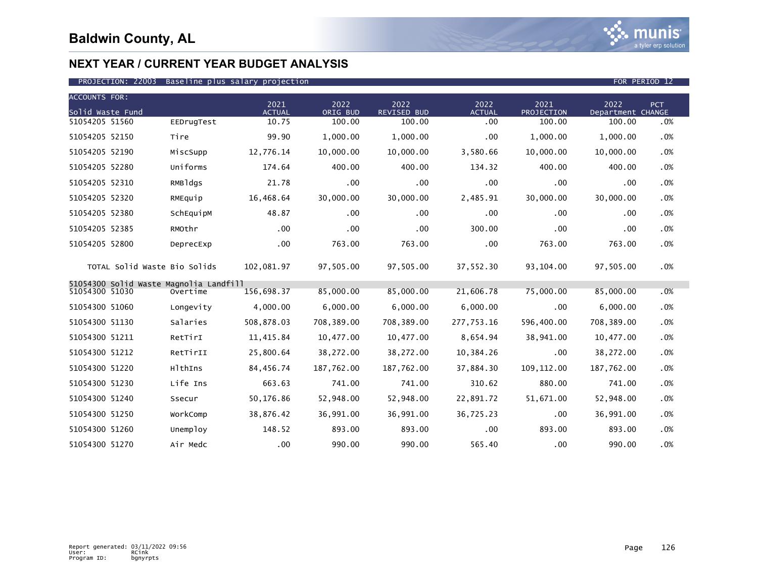# Baldwin County, AL

## NEXT YEAR / CURRENT YEAR BUDGET ANALYSIS

PROJECTION: 22003 Baseline plus salary projection FOR PERIOD 12

| ACCOUNTS FOR: Solid Waste Fund | | 2021 ACTUAL | 2022 ORIG BUD | 2022 REVISED BUD | 2022 ACTUAL | 2021 PROJECTION | 2022 Department | PCT CHANGE |
|---|---|---|---|---|---|---|---|---|
| 51054205 51560 | EEDrugTest | 10.75 | 100.00 | 100.00 | .00 | 100.00 | 100.00 | .0% |
| 51054205 52150 | Tire | 99.90 | 1,000.00 | 1,000.00 | .00 | 1,000.00 | 1,000.00 | .0% |
| 51054205 52190 | MiscSupp | 12,776.14 | 10,000.00 | 10,000.00 | 3,580.66 | 10,000.00 | 10,000.00 | .0% |
| 51054205 52280 | Uniforms | 174.64 | 400.00 | 400.00 | 134.32 | 400.00 | 400.00 | .0% |
| 51054205 52310 | RMBldgs | 21.78 | .00 | .00 | .00 | .00 | .00 | .0% |
| 51054205 52320 | RMEquip | 16,468.64 | 30,000.00 | 30,000.00 | 2,485.91 | 30,000.00 | 30,000.00 | .0% |
| 51054205 52380 | SchEquipM | 48.87 | .00 | .00 | .00 | .00 | .00 | .0% |
| 51054205 52385 | RMOthr | .00 | .00 | .00 | 300.00 | .00 | .00 | .0% |
| 51054205 52800 | DeprecExp | .00 | 763.00 | 763.00 | .00 | 763.00 | 763.00 | .0% |
| TOTAL Solid Waste Bio Solids | | 102,081.97 | 97,505.00 | 97,505.00 | 37,552.30 | 93,104.00 | 97,505.00 | .0% |
| 51054300 Solid Waste Magnolia Landfill | | | | | | | | |
| 51054300 51030 | Overtime | 156,698.37 | 85,000.00 | 85,000.00 | 21,606.78 | 75,000.00 | 85,000.00 | .0% |
| 51054300 51060 | Longevity | 4,000.00 | 6,000.00 | 6,000.00 | 6,000.00 | .00 | 6,000.00 | .0% |
| 51054300 51130 | Salaries | 508,878.03 | 708,389.00 | 708,389.00 | 277,753.16 | 596,400.00 | 708,389.00 | .0% |
| 51054300 51211 | RetTirI | 11,415.84 | 10,477.00 | 10,477.00 | 8,654.94 | 38,941.00 | 10,477.00 | .0% |
| 51054300 51212 | RetTirII | 25,800.64 | 38,272.00 | 38,272.00 | 10,384.26 | .00 | 38,272.00 | .0% |
| 51054300 51220 | HlthIns | 84,456.74 | 187,762.00 | 187,762.00 | 37,884.30 | 109,112.00 | 187,762.00 | .0% |
| 51054300 51230 | Life Ins | 663.63 | 741.00 | 741.00 | 310.62 | 880.00 | 741.00 | .0% |
| 51054300 51240 | Ssecur | 50,176.86 | 52,948.00 | 52,948.00 | 22,891.72 | 51,671.00 | 52,948.00 | .0% |
| 51054300 51250 | WorkComp | 38,876.42 | 36,991.00 | 36,991.00 | 36,725.23 | .00 | 36,991.00 | .0% |
| 51054300 51260 | Unemploy | 148.52 | 893.00 | 893.00 | .00 | 893.00 | 893.00 | .0% |
| 51054300 51270 | Air Medc | .00 | 990.00 | 990.00 | 565.40 | .00 | 990.00 | .0% |

Report generated: 03/11/2022 09:56
User: RCink
Program ID: bgnyrpts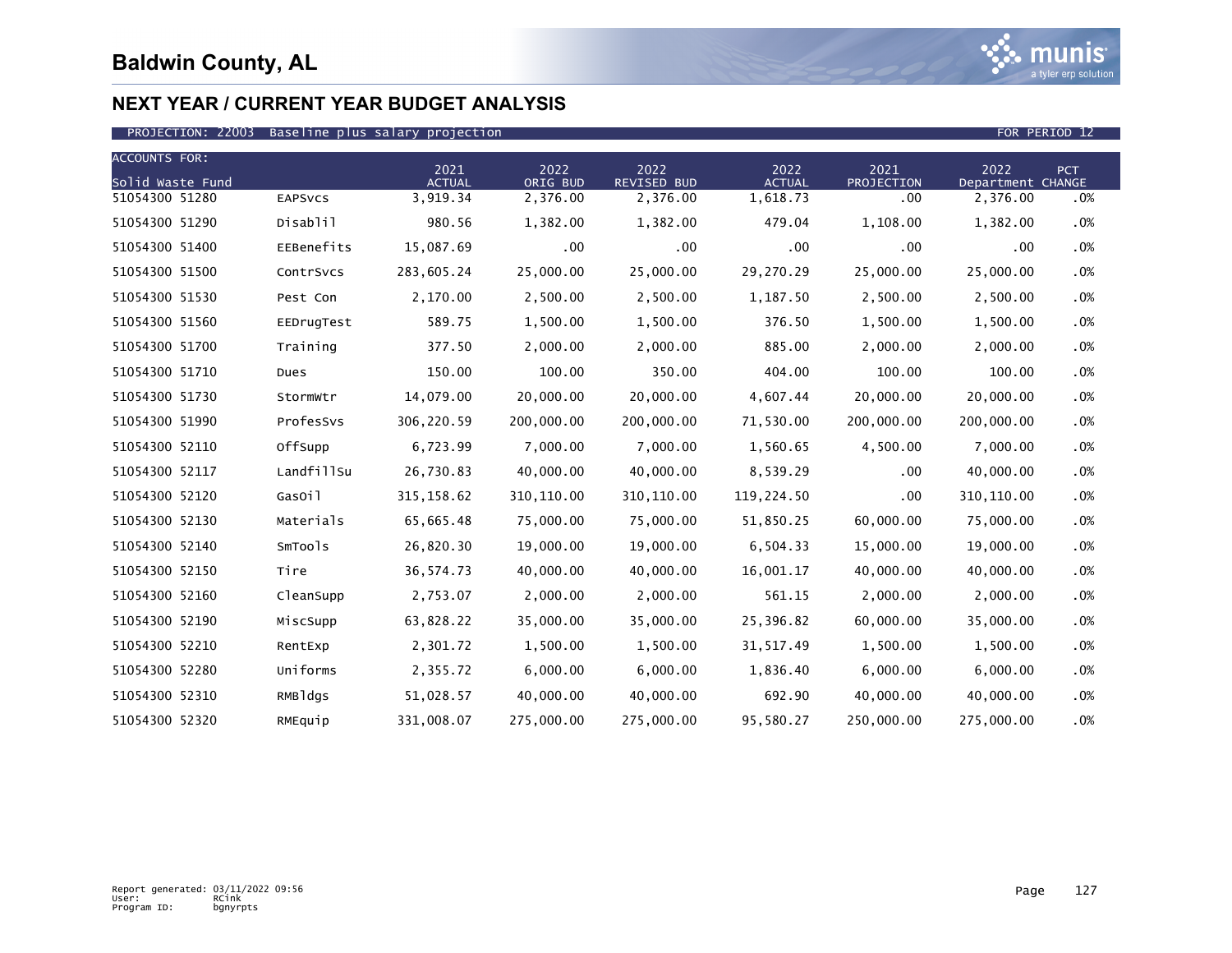# Baldwin County, AL

## NEXT YEAR / CURRENT YEAR BUDGET ANALYSIS

PROJECTION: 22003 Baseline plus salary projection FOR PERIOD 12

| ACCOUNTS FOR: Solid Waste Fund | | 2021 ACTUAL | 2022 ORIG BUD | 2022 REVISED BUD | 2022 ACTUAL | 2021 PROJECTION | 2022 Department | PCT CHANGE |
|---|---|---|---|---|---|---|---|---|
| 51054300 51280 | EAPSvcs | 3,919.34 | 2,376.00 | 2,376.00 | 1,618.73 | .00 | 2,376.00 | .0% |
| 51054300 51290 | Disablil | 980.56 | 1,382.00 | 1,382.00 | 479.04 | 1,108.00 | 1,382.00 | .0% |
| 51054300 51400 | EEBenefits | 15,087.69 | .00 | .00 | .00 | .00 | .00 | .0% |
| 51054300 51500 | ContrSvcs | 283,605.24 | 25,000.00 | 25,000.00 | 29,270.29 | 25,000.00 | 25,000.00 | .0% |
| 51054300 51530 | Pest Con | 2,170.00 | 2,500.00 | 2,500.00 | 1,187.50 | 2,500.00 | 2,500.00 | .0% |
| 51054300 51560 | EEDrugTest | 589.75 | 1,500.00 | 1,500.00 | 376.50 | 1,500.00 | 1,500.00 | .0% |
| 51054300 51700 | Training | 377.50 | 2,000.00 | 2,000.00 | 885.00 | 2,000.00 | 2,000.00 | .0% |
| 51054300 51710 | Dues | 150.00 | 100.00 | 350.00 | 404.00 | 100.00 | 100.00 | .0% |
| 51054300 51730 | StormWtr | 14,079.00 | 20,000.00 | 20,000.00 | 4,607.44 | 20,000.00 | 20,000.00 | .0% |
| 51054300 51990 | ProfesSvs | 306,220.59 | 200,000.00 | 200,000.00 | 71,530.00 | 200,000.00 | 200,000.00 | .0% |
| 51054300 52110 | OffSupp | 6,723.99 | 7,000.00 | 7,000.00 | 1,560.65 | 4,500.00 | 7,000.00 | .0% |
| 51054300 52117 | LandfillSu | 26,730.83 | 40,000.00 | 40,000.00 | 8,539.29 | .00 | 40,000.00 | .0% |
| 51054300 52120 | GasOil | 315,158.62 | 310,110.00 | 310,110.00 | 119,224.50 | .00 | 310,110.00 | .0% |
| 51054300 52130 | Materials | 65,665.48 | 75,000.00 | 75,000.00 | 51,850.25 | 60,000.00 | 75,000.00 | .0% |
| 51054300 52140 | SmTools | 26,820.30 | 19,000.00 | 19,000.00 | 6,504.33 | 15,000.00 | 19,000.00 | .0% |
| 51054300 52150 | Tire | 36,574.73 | 40,000.00 | 40,000.00 | 16,001.17 | 40,000.00 | 40,000.00 | .0% |
| 51054300 52160 | CleanSupp | 2,753.07 | 2,000.00 | 2,000.00 | 561.15 | 2,000.00 | 2,000.00 | .0% |
| 51054300 52190 | MiscSupp | 63,828.22 | 35,000.00 | 35,000.00 | 25,396.82 | 60,000.00 | 35,000.00 | .0% |
| 51054300 52210 | RentExp | 2,301.72 | 1,500.00 | 1,500.00 | 31,517.49 | 1,500.00 | 1,500.00 | .0% |
| 51054300 52280 | Uniforms | 2,355.72 | 6,000.00 | 6,000.00 | 1,836.40 | 6,000.00 | 6,000.00 | .0% |
| 51054300 52310 | RMBldgs | 51,028.57 | 40,000.00 | 40,000.00 | 692.90 | 40,000.00 | 40,000.00 | .0% |
| 51054300 52320 | RMEquip | 331,008.07 | 275,000.00 | 275,000.00 | 95,580.27 | 250,000.00 | 275,000.00 | .0% |

Report generated: 03/11/2022 09:56
User: RCink
Program ID: bgnyrpts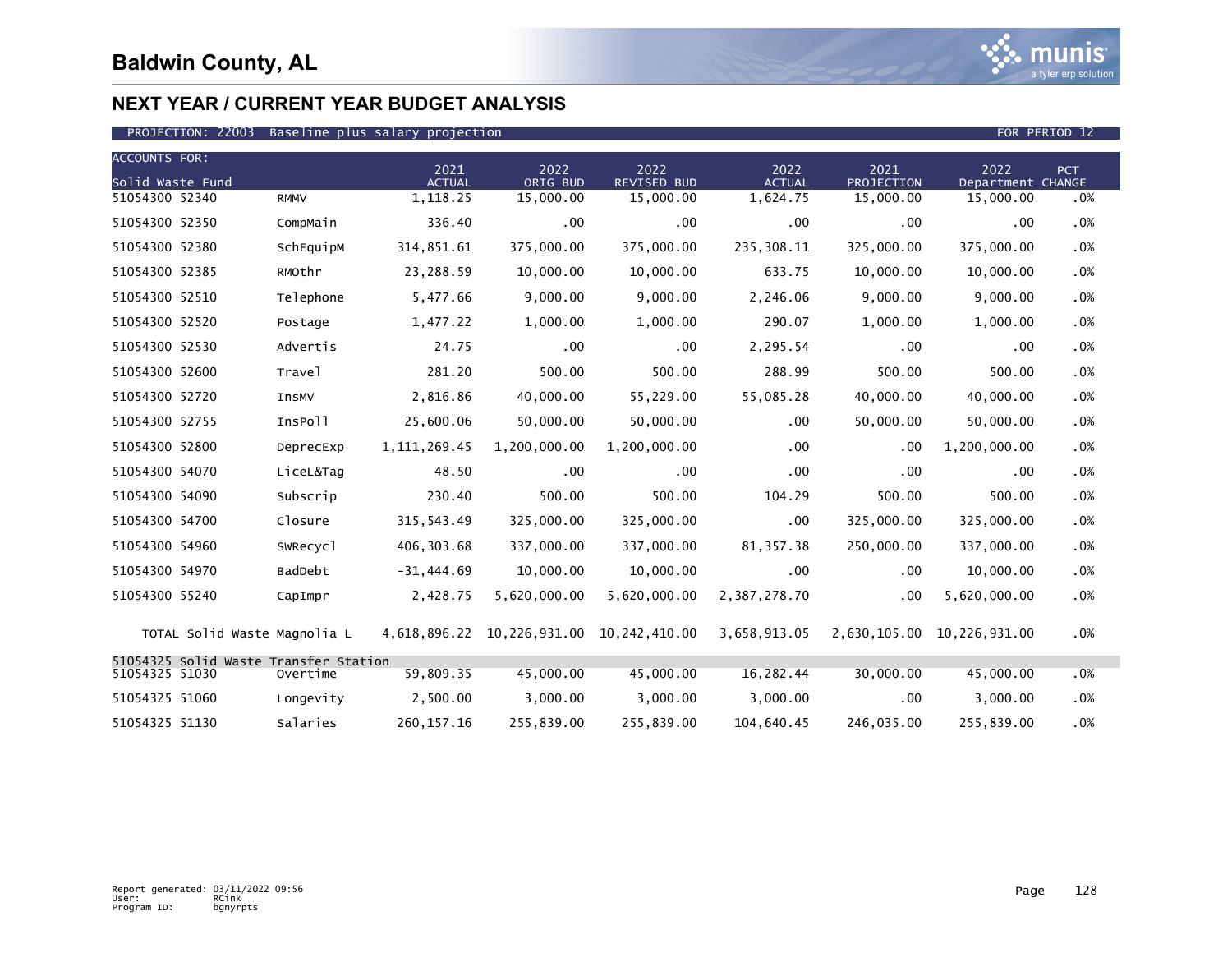# Baldwin County, AL

## NEXT YEAR / CURRENT YEAR BUDGET ANALYSIS

PROJECTION: 22003 Baseline plus salary projection — FOR PERIOD 12

| ACCOUNTS FOR: Solid Waste Fund | | 2021 ACTUAL | 2022 ORIG BUD | 2022 REVISED BUD | 2022 ACTUAL | 2021 PROJECTION | 2022 Department | PCT CHANGE |
|---|---|---|---|---|---|---|---|---|
| 51054300 52340 | RMMV | 1,118.25 | 15,000.00 | 15,000.00 | 1,624.75 | 15,000.00 | 15,000.00 | .0% |
| 51054300 52350 | CompMain | 336.40 | .00 | .00 | .00 | .00 | .00 | .0% |
| 51054300 52380 | SchEquipM | 314,851.61 | 375,000.00 | 375,000.00 | 235,308.11 | 325,000.00 | 375,000.00 | .0% |
| 51054300 52385 | RMOthr | 23,288.59 | 10,000.00 | 10,000.00 | 633.75 | 10,000.00 | 10,000.00 | .0% |
| 51054300 52510 | Telephone | 5,477.66 | 9,000.00 | 9,000.00 | 2,246.06 | 9,000.00 | 9,000.00 | .0% |
| 51054300 52520 | Postage | 1,477.22 | 1,000.00 | 1,000.00 | 290.07 | 1,000.00 | 1,000.00 | .0% |
| 51054300 52530 | Advertis | 24.75 | .00 | .00 | 2,295.54 | .00 | .00 | .0% |
| 51054300 52600 | Travel | 281.20 | 500.00 | 500.00 | 288.99 | 500.00 | 500.00 | .0% |
| 51054300 52720 | InsMV | 2,816.86 | 40,000.00 | 55,229.00 | 55,085.28 | 40,000.00 | 40,000.00 | .0% |
| 51054300 52755 | InsPoll | 25,600.06 | 50,000.00 | 50,000.00 | .00 | 50,000.00 | 50,000.00 | .0% |
| 51054300 52800 | DeprecExp | 1,111,269.45 | 1,200,000.00 | 1,200,000.00 | .00 | .00 | 1,200,000.00 | .0% |
| 51054300 54070 | LiceL&Tag | 48.50 | .00 | .00 | .00 | .00 | .00 | .0% |
| 51054300 54090 | Subscrip | 230.40 | 500.00 | 500.00 | 104.29 | 500.00 | 500.00 | .0% |
| 51054300 54700 | Closure | 315,543.49 | 325,000.00 | 325,000.00 | .00 | 325,000.00 | 325,000.00 | .0% |
| 51054300 54960 | SWRecycl | 406,303.68 | 337,000.00 | 337,000.00 | 81,357.38 | 250,000.00 | 337,000.00 | .0% |
| 51054300 54970 | BadDebt | -31,444.69 | 10,000.00 | 10,000.00 | .00 | .00 | 10,000.00 | .0% |
| 51054300 55240 | CapImpr | 2,428.75 | 5,620,000.00 | 5,620,000.00 | 2,387,278.70 | .00 | 5,620,000.00 | .0% |
| TOTAL Solid Waste Magnolia L | | 4,618,896.22 | 10,226,931.00 | 10,242,410.00 | 3,658,913.05 | 2,630,105.00 | 10,226,931.00 | .0% |
| 51054325 Solid Waste Transfer Station | | | | | | | | |
| 51054325 51030 | Overtime | 59,809.35 | 45,000.00 | 45,000.00 | 16,282.44 | 30,000.00 | 45,000.00 | .0% |
| 51054325 51060 | Longevity | 2,500.00 | 3,000.00 | 3,000.00 | 3,000.00 | .00 | 3,000.00 | .0% |
| 51054325 51130 | Salaries | 260,157.16 | 255,839.00 | 255,839.00 | 104,640.45 | 246,035.00 | 255,839.00 | .0% |

Report generated: 03/11/2022 09:56
User: RCink
Program ID: bgnyrpts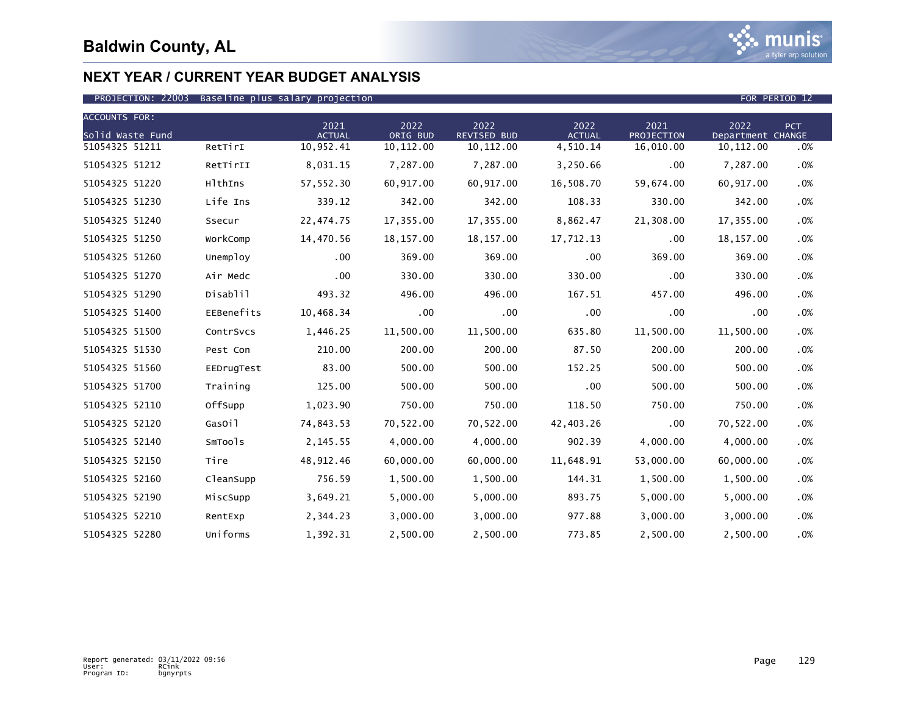# Baldwin County, AL

## NEXT YEAR / CURRENT YEAR BUDGET ANALYSIS

PROJECTION: 22003 Baseline plus salary projection — FOR PERIOD 12

| ACCOUNTS FOR: Solid Waste Fund | | 2021 ACTUAL | 2022 ORIG BUD | 2022 REVISED BUD | 2022 ACTUAL | 2021 PROJECTION | 2022 Department | PCT CHANGE |
|---|---|---|---|---|---|---|---|---|
| 51054325 51211 | RetTirI | 10,952.41 | 10,112.00 | 10,112.00 | 4,510.14 | 16,010.00 | 10,112.00 | .0% |
| 51054325 51212 | RetTirII | 8,031.15 | 7,287.00 | 7,287.00 | 3,250.66 | .00 | 7,287.00 | .0% |
| 51054325 51220 | HlthIns | 57,552.30 | 60,917.00 | 60,917.00 | 16,508.70 | 59,674.00 | 60,917.00 | .0% |
| 51054325 51230 | Life Ins | 339.12 | 342.00 | 342.00 | 108.33 | 330.00 | 342.00 | .0% |
| 51054325 51240 | Ssecur | 22,474.75 | 17,355.00 | 17,355.00 | 8,862.47 | 21,308.00 | 17,355.00 | .0% |
| 51054325 51250 | WorkComp | 14,470.56 | 18,157.00 | 18,157.00 | 17,712.13 | .00 | 18,157.00 | .0% |
| 51054325 51260 | Unemploy | .00 | 369.00 | 369.00 | .00 | 369.00 | 369.00 | .0% |
| 51054325 51270 | Air Medc | .00 | 330.00 | 330.00 | 330.00 | .00 | 330.00 | .0% |
| 51054325 51290 | Disablil | 493.32 | 496.00 | 496.00 | 167.51 | 457.00 | 496.00 | .0% |
| 51054325 51400 | EEBenefits | 10,468.34 | .00 | .00 | .00 | .00 | .00 | .0% |
| 51054325 51500 | ContrSvcs | 1,446.25 | 11,500.00 | 11,500.00 | 635.80 | 11,500.00 | 11,500.00 | .0% |
| 51054325 51530 | Pest Con | 210.00 | 200.00 | 200.00 | 87.50 | 200.00 | 200.00 | .0% |
| 51054325 51560 | EEDrugTest | 83.00 | 500.00 | 500.00 | 152.25 | 500.00 | 500.00 | .0% |
| 51054325 51700 | Training | 125.00 | 500.00 | 500.00 | .00 | 500.00 | 500.00 | .0% |
| 51054325 52110 | OffSupp | 1,023.90 | 750.00 | 750.00 | 118.50 | 750.00 | 750.00 | .0% |
| 51054325 52120 | GasOil | 74,843.53 | 70,522.00 | 70,522.00 | 42,403.26 | .00 | 70,522.00 | .0% |
| 51054325 52140 | SmTools | 2,145.55 | 4,000.00 | 4,000.00 | 902.39 | 4,000.00 | 4,000.00 | .0% |
| 51054325 52150 | Tire | 48,912.46 | 60,000.00 | 60,000.00 | 11,648.91 | 53,000.00 | 60,000.00 | .0% |
| 51054325 52160 | CleanSupp | 756.59 | 1,500.00 | 1,500.00 | 144.31 | 1,500.00 | 1,500.00 | .0% |
| 51054325 52190 | MiscSupp | 3,649.21 | 5,000.00 | 5,000.00 | 893.75 | 5,000.00 | 5,000.00 | .0% |
| 51054325 52210 | RentExp | 2,344.23 | 3,000.00 | 3,000.00 | 977.88 | 3,000.00 | 3,000.00 | .0% |
| 51054325 52280 | Uniforms | 1,392.31 | 2,500.00 | 2,500.00 | 773.85 | 2,500.00 | 2,500.00 | .0% |

Report generated: 03/11/2022 09:56
User: RCink
Program ID: bgnyrpts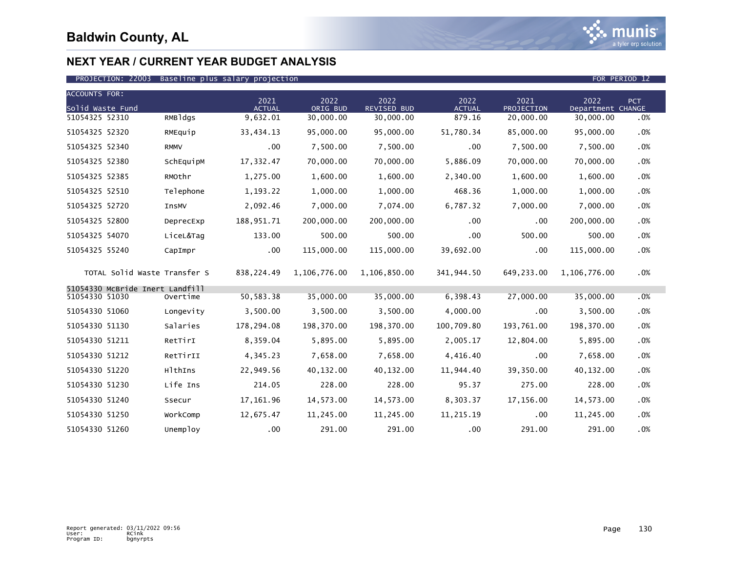# Baldwin County, AL

## NEXT YEAR / CURRENT YEAR BUDGET ANALYSIS

PROJECTION: 22003 Baseline plus salary projection — FOR PERIOD 12

| ACCOUNTS FOR: Solid Waste Fund | | 2021 ACTUAL | 2022 ORIG BUD | 2022 REVISED BUD | 2022 ACTUAL | 2021 PROJECTION | 2022 Department | PCT CHANGE |
|---|---|---|---|---|---|---|---|---|
| 51054325 52310 | RMBldgs | 9,632.01 | 30,000.00 | 30,000.00 | 879.16 | 20,000.00 | 30,000.00 | .0% |
| 51054325 52320 | RMEquip | 33,434.13 | 95,000.00 | 95,000.00 | 51,780.34 | 85,000.00 | 95,000.00 | .0% |
| 51054325 52340 | RMMV | .00 | 7,500.00 | 7,500.00 | .00 | 7,500.00 | 7,500.00 | .0% |
| 51054325 52380 | SchEquipM | 17,332.47 | 70,000.00 | 70,000.00 | 5,886.09 | 70,000.00 | 70,000.00 | .0% |
| 51054325 52385 | RMOthr | 1,275.00 | 1,600.00 | 1,600.00 | 2,340.00 | 1,600.00 | 1,600.00 | .0% |
| 51054325 52510 | Telephone | 1,193.22 | 1,000.00 | 1,000.00 | 468.36 | 1,000.00 | 1,000.00 | .0% |
| 51054325 52720 | InsMV | 2,092.46 | 7,000.00 | 7,074.00 | 6,787.32 | 7,000.00 | 7,000.00 | .0% |
| 51054325 52800 | DeprecExp | 188,951.71 | 200,000.00 | 200,000.00 | .00 | .00 | 200,000.00 | .0% |
| 51054325 54070 | LiceL&Tag | 133.00 | 500.00 | 500.00 | .00 | 500.00 | 500.00 | .0% |
| 51054325 55240 | CapImpr | .00 | 115,000.00 | 115,000.00 | 39,692.00 | .00 | 115,000.00 | .0% |
| TOTAL Solid Waste Transfer S | | 838,224.49 | 1,106,776.00 | 1,106,850.00 | 341,944.50 | 649,233.00 | 1,106,776.00 | .0% |
| 51054330 McBride Inert Landfill | | | | | | | | |
| 51054330 51030 | Overtime | 50,583.38 | 35,000.00 | 35,000.00 | 6,398.43 | 27,000.00 | 35,000.00 | .0% |
| 51054330 51060 | Longevity | 3,500.00 | 3,500.00 | 3,500.00 | 4,000.00 | .00 | 3,500.00 | .0% |
| 51054330 51130 | Salaries | 178,294.08 | 198,370.00 | 198,370.00 | 100,709.80 | 193,761.00 | 198,370.00 | .0% |
| 51054330 51211 | RetTirI | 8,359.04 | 5,895.00 | 5,895.00 | 2,005.17 | 12,804.00 | 5,895.00 | .0% |
| 51054330 51212 | RetTirII | 4,345.23 | 7,658.00 | 7,658.00 | 4,416.40 | .00 | 7,658.00 | .0% |
| 51054330 51220 | HlthIns | 22,949.56 | 40,132.00 | 40,132.00 | 11,944.40 | 39,350.00 | 40,132.00 | .0% |
| 51054330 51230 | Life Ins | 214.05 | 228.00 | 228.00 | 95.37 | 275.00 | 228.00 | .0% |
| 51054330 51240 | Ssecur | 17,161.96 | 14,573.00 | 14,573.00 | 8,303.37 | 17,156.00 | 14,573.00 | .0% |
| 51054330 51250 | WorkComp | 12,675.47 | 11,245.00 | 11,245.00 | 11,215.19 | .00 | 11,245.00 | .0% |
| 51054330 51260 | Unemploy | .00 | 291.00 | 291.00 | .00 | 291.00 | 291.00 | .0% |

Report generated: 03/11/2022 09:56
User: RCink
Program ID: bgnyrpts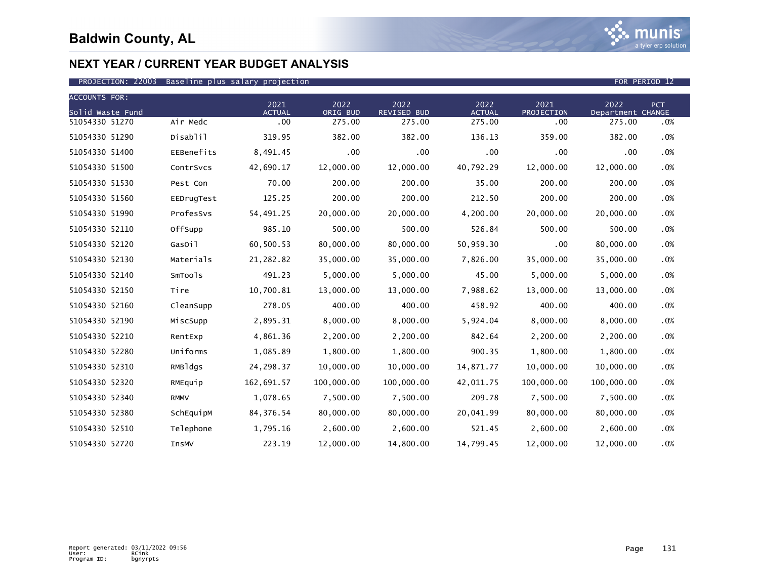# Baldwin County, AL

## NEXT YEAR / CURRENT YEAR BUDGET ANALYSIS

PROJECTION: 22003 Baseline plus salary projection FOR PERIOD 12

| ACCOUNTS FOR: Solid Waste Fund | | 2021 ACTUAL | 2022 ORIG BUD | 2022 REVISED BUD | 2022 ACTUAL | 2021 PROJECTION | 2022 Department | PCT CHANGE |
|---|---|---|---|---|---|---|---|---|
| 51054330 51270 | Air Medc | .00 | 275.00 | 275.00 | 275.00 | .00 | 275.00 | .0% |
| 51054330 51290 | Disablil | 319.95 | 382.00 | 382.00 | 136.13 | 359.00 | 382.00 | .0% |
| 51054330 51400 | EEBenefits | 8,491.45 | .00 | .00 | .00 | .00 | .00 | .0% |
| 51054330 51500 | ContrSvcs | 42,690.17 | 12,000.00 | 12,000.00 | 40,792.29 | 12,000.00 | 12,000.00 | .0% |
| 51054330 51530 | Pest Con | 70.00 | 200.00 | 200.00 | 35.00 | 200.00 | 200.00 | .0% |
| 51054330 51560 | EEDrugTest | 125.25 | 200.00 | 200.00 | 212.50 | 200.00 | 200.00 | .0% |
| 51054330 51990 | ProfesSvs | 54,491.25 | 20,000.00 | 20,000.00 | 4,200.00 | 20,000.00 | 20,000.00 | .0% |
| 51054330 52110 | OffSupp | 985.10 | 500.00 | 500.00 | 526.84 | 500.00 | 500.00 | .0% |
| 51054330 52120 | GasOil | 60,500.53 | 80,000.00 | 80,000.00 | 50,959.30 | .00 | 80,000.00 | .0% |
| 51054330 52130 | Materials | 21,282.82 | 35,000.00 | 35,000.00 | 7,826.00 | 35,000.00 | 35,000.00 | .0% |
| 51054330 52140 | SmTools | 491.23 | 5,000.00 | 5,000.00 | 45.00 | 5,000.00 | 5,000.00 | .0% |
| 51054330 52150 | Tire | 10,700.81 | 13,000.00 | 13,000.00 | 7,988.62 | 13,000.00 | 13,000.00 | .0% |
| 51054330 52160 | CleanSupp | 278.05 | 400.00 | 400.00 | 458.92 | 400.00 | 400.00 | .0% |
| 51054330 52190 | MiscSupp | 2,895.31 | 8,000.00 | 8,000.00 | 5,924.04 | 8,000.00 | 8,000.00 | .0% |
| 51054330 52210 | RentExp | 4,861.36 | 2,200.00 | 2,200.00 | 842.64 | 2,200.00 | 2,200.00 | .0% |
| 51054330 52280 | Uniforms | 1,085.89 | 1,800.00 | 1,800.00 | 900.35 | 1,800.00 | 1,800.00 | .0% |
| 51054330 52310 | RMBldgs | 24,298.37 | 10,000.00 | 10,000.00 | 14,871.77 | 10,000.00 | 10,000.00 | .0% |
| 51054330 52320 | RMEquip | 162,691.57 | 100,000.00 | 100,000.00 | 42,011.75 | 100,000.00 | 100,000.00 | .0% |
| 51054330 52340 | RMMV | 1,078.65 | 7,500.00 | 7,500.00 | 209.78 | 7,500.00 | 7,500.00 | .0% |
| 51054330 52380 | SchEquipM | 84,376.54 | 80,000.00 | 80,000.00 | 20,041.99 | 80,000.00 | 80,000.00 | .0% |
| 51054330 52510 | Telephone | 1,795.16 | 2,600.00 | 2,600.00 | 521.45 | 2,600.00 | 2,600.00 | .0% |
| 51054330 52720 | InsMV | 223.19 | 12,000.00 | 14,800.00 | 14,799.45 | 12,000.00 | 12,000.00 | .0% |

Report generated: 03/11/2022 09:56
User: RCink
Program ID: bgnyrpts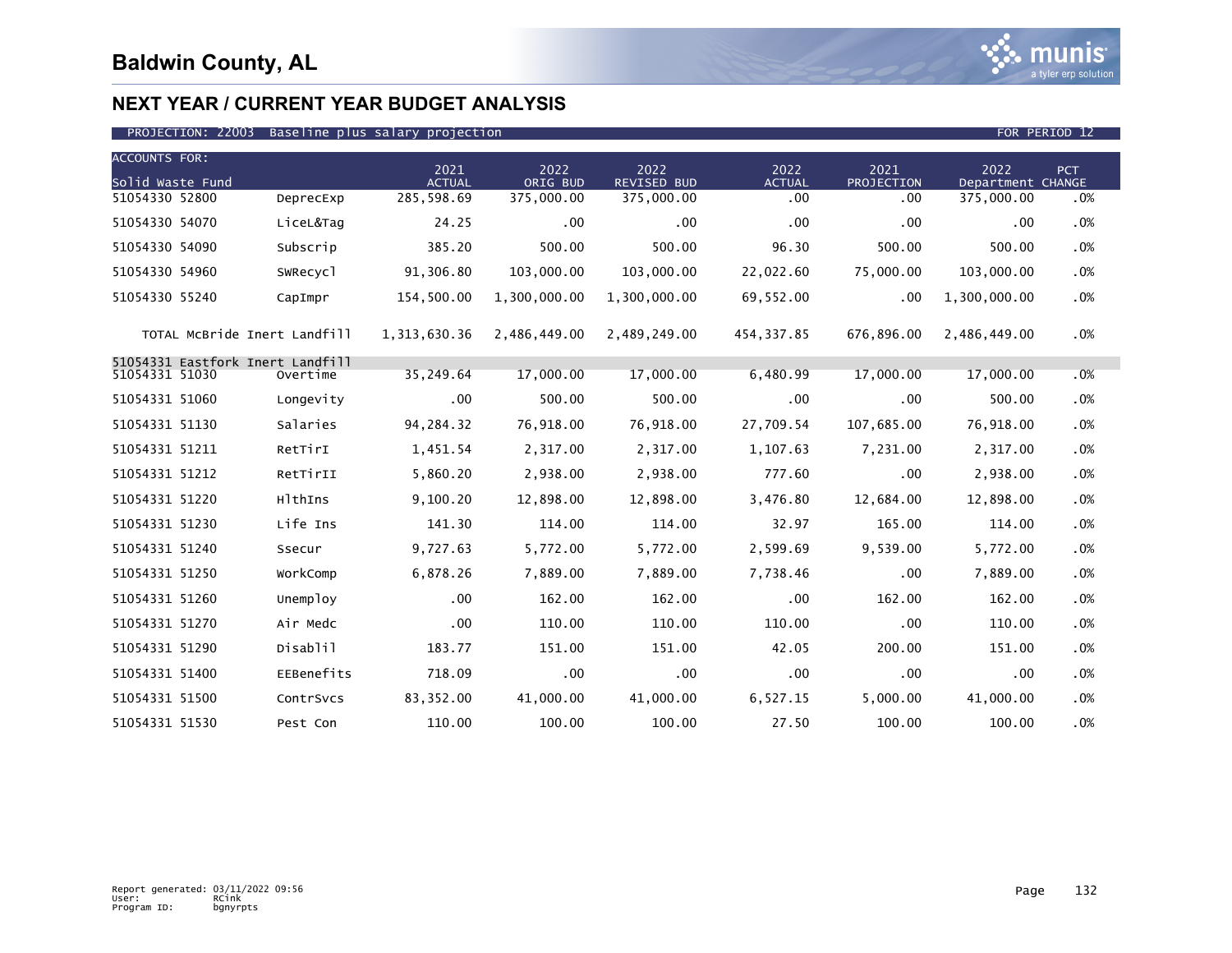# Baldwin County, AL

## NEXT YEAR / CURRENT YEAR BUDGET ANALYSIS

PROJECTION: 22003 Baseline plus salary projection FOR PERIOD 12

| ACCOUNTS FOR: Solid Waste Fund | | 2021 ACTUAL | 2022 ORIG BUD | 2022 REVISED BUD | 2022 ACTUAL | 2021 PROJECTION | 2022 Department | PCT CHANGE |
|---|---|---|---|---|---|---|---|---|
| 51054330 52800 | DeprecExp | 285,598.69 | 375,000.00 | 375,000.00 | .00 | .00 | 375,000.00 | .0% |
| 51054330 54070 | LiceL&Tag | 24.25 | .00 | .00 | .00 | .00 | .00 | .0% |
| 51054330 54090 | Subscrip | 385.20 | 500.00 | 500.00 | 96.30 | 500.00 | 500.00 | .0% |
| 51054330 54960 | SWRecycl | 91,306.80 | 103,000.00 | 103,000.00 | 22,022.60 | 75,000.00 | 103,000.00 | .0% |
| 51054330 55240 | CapImpr | 154,500.00 | 1,300,000.00 | 1,300,000.00 | 69,552.00 | .00 | 1,300,000.00 | .0% |
| TOTAL McBride Inert Landfill | | 1,313,630.36 | 2,486,449.00 | 2,489,249.00 | 454,337.85 | 676,896.00 | 2,486,449.00 | .0% |
| 51054331 Eastfork Inert Landfill | | | | | | | | |
| 51054331 51030 | Overtime | 35,249.64 | 17,000.00 | 17,000.00 | 6,480.99 | 17,000.00 | 17,000.00 | .0% |
| 51054331 51060 | Longevity | .00 | 500.00 | 500.00 | .00 | .00 | 500.00 | .0% |
| 51054331 51130 | Salaries | 94,284.32 | 76,918.00 | 76,918.00 | 27,709.54 | 107,685.00 | 76,918.00 | .0% |
| 51054331 51211 | RetTirI | 1,451.54 | 2,317.00 | 2,317.00 | 1,107.63 | 7,231.00 | 2,317.00 | .0% |
| 51054331 51212 | RetTirII | 5,860.20 | 2,938.00 | 2,938.00 | 777.60 | .00 | 2,938.00 | .0% |
| 51054331 51220 | HlthIns | 9,100.20 | 12,898.00 | 12,898.00 | 3,476.80 | 12,684.00 | 12,898.00 | .0% |
| 51054331 51230 | Life Ins | 141.30 | 114.00 | 114.00 | 32.97 | 165.00 | 114.00 | .0% |
| 51054331 51240 | Ssecur | 9,727.63 | 5,772.00 | 5,772.00 | 2,599.69 | 9,539.00 | 5,772.00 | .0% |
| 51054331 51250 | WorkComp | 6,878.26 | 7,889.00 | 7,889.00 | 7,738.46 | .00 | 7,889.00 | .0% |
| 51054331 51260 | Unemploy | .00 | 162.00 | 162.00 | .00 | 162.00 | 162.00 | .0% |
| 51054331 51270 | Air Medc | .00 | 110.00 | 110.00 | 110.00 | .00 | 110.00 | .0% |
| 51054331 51290 | Disablil | 183.77 | 151.00 | 151.00 | 42.05 | 200.00 | 151.00 | .0% |
| 51054331 51400 | EEBenefits | 718.09 | .00 | .00 | .00 | .00 | .00 | .0% |
| 51054331 51500 | ContrSvcs | 83,352.00 | 41,000.00 | 41,000.00 | 6,527.15 | 5,000.00 | 41,000.00 | .0% |
| 51054331 51530 | Pest Con | 110.00 | 100.00 | 100.00 | 27.50 | 100.00 | 100.00 | .0% |

Report generated: 03/11/2022 09:56
User: RCink
Program ID: bgnyrpts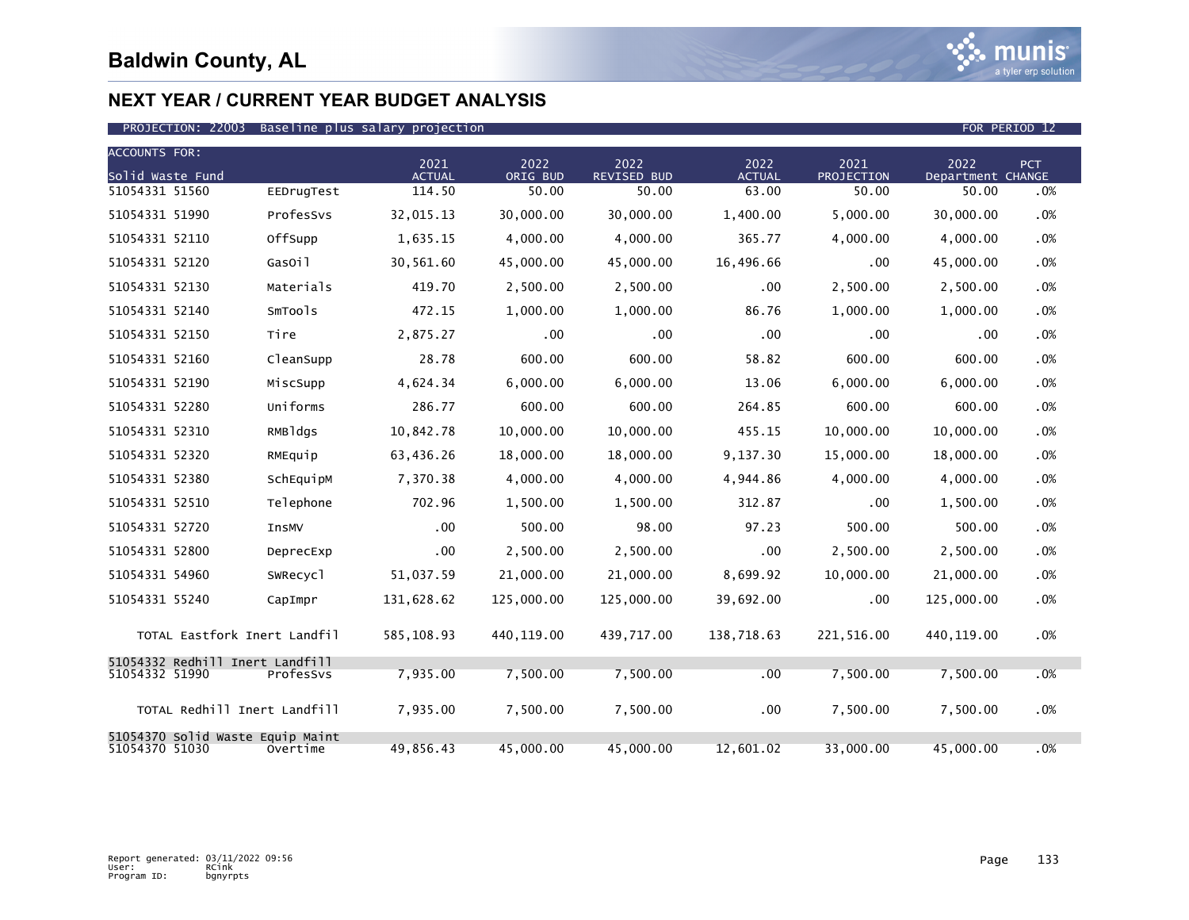# Baldwin County, AL

## NEXT YEAR / CURRENT YEAR BUDGET ANALYSIS

PROJECTION: 22003 Baseline plus salary projection FOR PERIOD 12

| ACCOUNTS FOR: Solid Waste Fund | | 2021 ACTUAL | 2022 ORIG BUD | 2022 REVISED BUD | 2022 ACTUAL | 2021 PROJECTION | 2022 Department | PCT CHANGE |
|---|---|---|---|---|---|---|---|---|
| 51054331 51560 | EEDrugTest | 114.50 | 50.00 | 50.00 | 63.00 | 50.00 | 50.00 | .0% |
| 51054331 51990 | ProfesSvs | 32,015.13 | 30,000.00 | 30,000.00 | 1,400.00 | 5,000.00 | 30,000.00 | .0% |
| 51054331 52110 | OffSupp | 1,635.15 | 4,000.00 | 4,000.00 | 365.77 | 4,000.00 | 4,000.00 | .0% |
| 51054331 52120 | GasOil | 30,561.60 | 45,000.00 | 45,000.00 | 16,496.66 | .00 | 45,000.00 | .0% |
| 51054331 52130 | Materials | 419.70 | 2,500.00 | 2,500.00 | .00 | 2,500.00 | 2,500.00 | .0% |
| 51054331 52140 | SmTools | 472.15 | 1,000.00 | 1,000.00 | 86.76 | 1,000.00 | 1,000.00 | .0% |
| 51054331 52150 | Tire | 2,875.27 | .00 | .00 | .00 | .00 | .00 | .0% |
| 51054331 52160 | CleanSupp | 28.78 | 600.00 | 600.00 | 58.82 | 600.00 | 600.00 | .0% |
| 51054331 52190 | MiscSupp | 4,624.34 | 6,000.00 | 6,000.00 | 13.06 | 6,000.00 | 6,000.00 | .0% |
| 51054331 52280 | Uniforms | 286.77 | 600.00 | 600.00 | 264.85 | 600.00 | 600.00 | .0% |
| 51054331 52310 | RMBldgs | 10,842.78 | 10,000.00 | 10,000.00 | 455.15 | 10,000.00 | 10,000.00 | .0% |
| 51054331 52320 | RMEquip | 63,436.26 | 18,000.00 | 18,000.00 | 9,137.30 | 15,000.00 | 18,000.00 | .0% |
| 51054331 52380 | SchEquipM | 7,370.38 | 4,000.00 | 4,000.00 | 4,944.86 | 4,000.00 | 4,000.00 | .0% |
| 51054331 52510 | Telephone | 702.96 | 1,500.00 | 1,500.00 | 312.87 | .00 | 1,500.00 | .0% |
| 51054331 52720 | InsMV | .00 | 500.00 | 98.00 | 97.23 | 500.00 | 500.00 | .0% |
| 51054331 52800 | DeprecExp | .00 | 2,500.00 | 2,500.00 | .00 | 2,500.00 | 2,500.00 | .0% |
| 51054331 54960 | SWRecycl | 51,037.59 | 21,000.00 | 21,000.00 | 8,699.92 | 10,000.00 | 21,000.00 | .0% |
| 51054331 55240 | CapImpr | 131,628.62 | 125,000.00 | 125,000.00 | 39,692.00 | .00 | 125,000.00 | .0% |
| TOTAL Eastfork Inert Landfil | | 585,108.93 | 440,119.00 | 439,717.00 | 138,718.63 | 221,516.00 | 440,119.00 | .0% |
| 51054332 Redhill Inert Landfill | | | | | | | | |
| 51054332 51990 | ProfesSvs | 7,935.00 | 7,500.00 | 7,500.00 | .00 | 7,500.00 | 7,500.00 | .0% |
| TOTAL Redhill Inert Landfill | | 7,935.00 | 7,500.00 | 7,500.00 | .00 | 7,500.00 | 7,500.00 | .0% |
| 51054370 Solid Waste Equip Maint | | | | | | | | |
| 51054370 51030 | Overtime | 49,856.43 | 45,000.00 | 45,000.00 | 12,601.02 | 33,000.00 | 45,000.00 | .0% |

Report generated: 03/11/2022 09:56
User: RCink
Program ID: bgnyrpts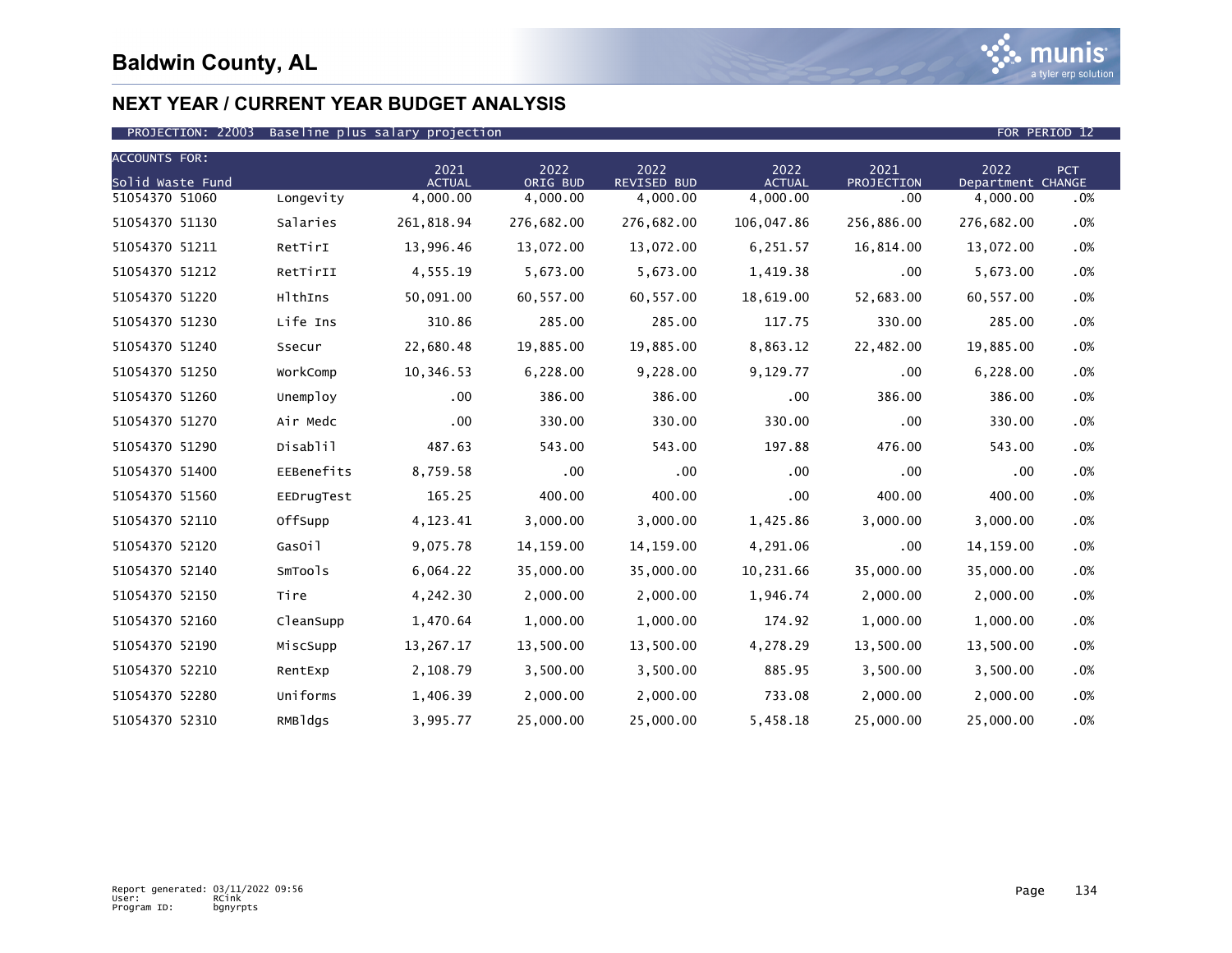# Baldwin County, AL

## NEXT YEAR / CURRENT YEAR BUDGET ANALYSIS

PROJECTION: 22003 Baseline plus salary projection FOR PERIOD 12

| ACCOUNTS FOR: Solid Waste Fund | | 2021 ACTUAL | 2022 ORIG BUD | 2022 REVISED BUD | 2022 ACTUAL | 2021 PROJECTION | 2022 Department | PCT CHANGE |
|---|---|---|---|---|---|---|---|---|
| 51054370 51060 | Longevity | 4,000.00 | 4,000.00 | 4,000.00 | 4,000.00 | .00 | 4,000.00 | .0% |
| 51054370 51130 | Salaries | 261,818.94 | 276,682.00 | 276,682.00 | 106,047.86 | 256,886.00 | 276,682.00 | .0% |
| 51054370 51211 | RetTirI | 13,996.46 | 13,072.00 | 13,072.00 | 6,251.57 | 16,814.00 | 13,072.00 | .0% |
| 51054370 51212 | RetTirII | 4,555.19 | 5,673.00 | 5,673.00 | 1,419.38 | .00 | 5,673.00 | .0% |
| 51054370 51220 | HlthIns | 50,091.00 | 60,557.00 | 60,557.00 | 18,619.00 | 52,683.00 | 60,557.00 | .0% |
| 51054370 51230 | Life Ins | 310.86 | 285.00 | 285.00 | 117.75 | 330.00 | 285.00 | .0% |
| 51054370 51240 | Ssecur | 22,680.48 | 19,885.00 | 19,885.00 | 8,863.12 | 22,482.00 | 19,885.00 | .0% |
| 51054370 51250 | WorkComp | 10,346.53 | 6,228.00 | 9,228.00 | 9,129.77 | .00 | 6,228.00 | .0% |
| 51054370 51260 | Unemploy | .00 | 386.00 | 386.00 | .00 | 386.00 | 386.00 | .0% |
| 51054370 51270 | Air Medc | .00 | 330.00 | 330.00 | 330.00 | .00 | 330.00 | .0% |
| 51054370 51290 | Disablil | 487.63 | 543.00 | 543.00 | 197.88 | 476.00 | 543.00 | .0% |
| 51054370 51400 | EEBenefits | 8,759.58 | .00 | .00 | .00 | .00 | .00 | .0% |
| 51054370 51560 | EEDrugTest | 165.25 | 400.00 | 400.00 | .00 | 400.00 | 400.00 | .0% |
| 51054370 52110 | OffSupp | 4,123.41 | 3,000.00 | 3,000.00 | 1,425.86 | 3,000.00 | 3,000.00 | .0% |
| 51054370 52120 | GasOil | 9,075.78 | 14,159.00 | 14,159.00 | 4,291.06 | .00 | 14,159.00 | .0% |
| 51054370 52140 | SmTools | 6,064.22 | 35,000.00 | 35,000.00 | 10,231.66 | 35,000.00 | 35,000.00 | .0% |
| 51054370 52150 | Tire | 4,242.30 | 2,000.00 | 2,000.00 | 1,946.74 | 2,000.00 | 2,000.00 | .0% |
| 51054370 52160 | CleanSupp | 1,470.64 | 1,000.00 | 1,000.00 | 174.92 | 1,000.00 | 1,000.00 | .0% |
| 51054370 52190 | MiscSupp | 13,267.17 | 13,500.00 | 13,500.00 | 4,278.29 | 13,500.00 | 13,500.00 | .0% |
| 51054370 52210 | RentExp | 2,108.79 | 3,500.00 | 3,500.00 | 885.95 | 3,500.00 | 3,500.00 | .0% |
| 51054370 52280 | Uniforms | 1,406.39 | 2,000.00 | 2,000.00 | 733.08 | 2,000.00 | 2,000.00 | .0% |
| 51054370 52310 | RMBldgs | 3,995.77 | 25,000.00 | 25,000.00 | 5,458.18 | 25,000.00 | 25,000.00 | .0% |

Report generated: 03/11/2022 09:56
User: RCink
Program ID: bgnyrpts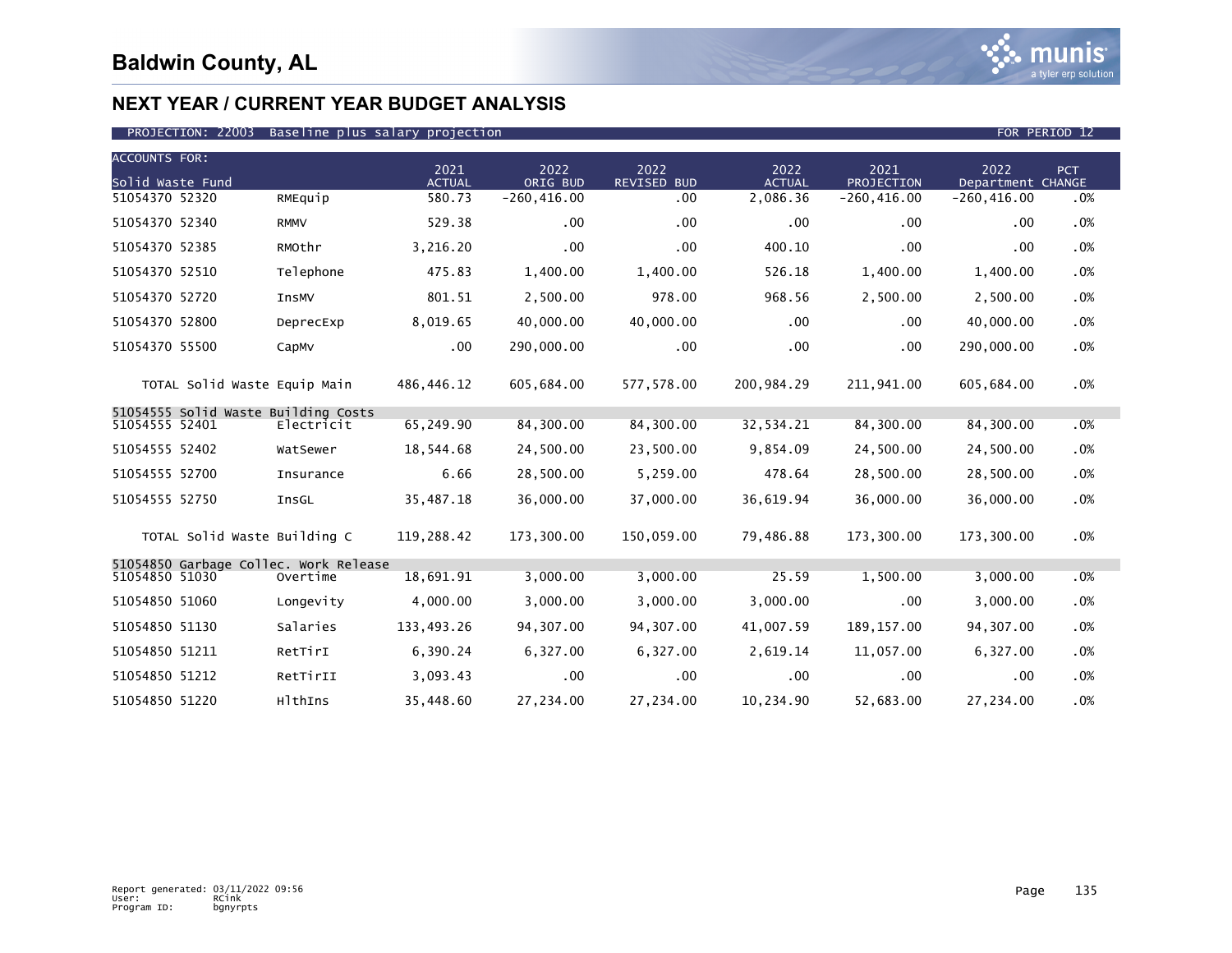# Baldwin County, AL

## NEXT YEAR / CURRENT YEAR BUDGET ANALYSIS

PROJECTION: 22003 Baseline plus salary projection FOR PERIOD 12

| ACCOUNTS FOR: Solid Waste Fund | | 2021 ACTUAL | 2022 ORIG BUD | 2022 REVISED BUD | 2022 ACTUAL | 2021 PROJECTION | 2022 Department | PCT CHANGE |
|---|---|---|---|---|---|---|---|---|
| 51054370 52320 | RMEquip | 580.73 | -260,416.00 | .00 | 2,086.36 | -260,416.00 | -260,416.00 | .0% |
| 51054370 52340 | RMMV | 529.38 | .00 | .00 | .00 | .00 | .00 | .0% |
| 51054370 52385 | RMOthr | 3,216.20 | .00 | .00 | 400.10 | .00 | .00 | .0% |
| 51054370 52510 | Telephone | 475.83 | 1,400.00 | 1,400.00 | 526.18 | 1,400.00 | 1,400.00 | .0% |
| 51054370 52720 | InsMV | 801.51 | 2,500.00 | 978.00 | 968.56 | 2,500.00 | 2,500.00 | .0% |
| 51054370 52800 | DeprecExp | 8,019.65 | 40,000.00 | 40,000.00 | .00 | .00 | 40,000.00 | .0% |
| 51054370 55500 | CapMv | .00 | 290,000.00 | .00 | .00 | .00 | 290,000.00 | .0% |
| TOTAL Solid Waste Equip Main | | 486,446.12 | 605,684.00 | 577,578.00 | 200,984.29 | 211,941.00 | 605,684.00 | .0% |
| 51054555 Solid Waste Building Costs | | | | | | | | |
| 51054555 52401 | Electricit | 65,249.90 | 84,300.00 | 84,300.00 | 32,534.21 | 84,300.00 | 84,300.00 | .0% |
| 51054555 52402 | WatSewer | 18,544.68 | 24,500.00 | 23,500.00 | 9,854.09 | 24,500.00 | 24,500.00 | .0% |
| 51054555 52700 | Insurance | 6.66 | 28,500.00 | 5,259.00 | 478.64 | 28,500.00 | 28,500.00 | .0% |
| 51054555 52750 | InsGL | 35,487.18 | 36,000.00 | 37,000.00 | 36,619.94 | 36,000.00 | 36,000.00 | .0% |
| TOTAL Solid Waste Building C | | 119,288.42 | 173,300.00 | 150,059.00 | 79,486.88 | 173,300.00 | 173,300.00 | .0% |
| 51054850 Garbage Collec. Work Release | | | | | | | | |
| 51054850 51030 | Overtime | 18,691.91 | 3,000.00 | 3,000.00 | 25.59 | 1,500.00 | 3,000.00 | .0% |
| 51054850 51060 | Longevity | 4,000.00 | 3,000.00 | 3,000.00 | 3,000.00 | .00 | 3,000.00 | .0% |
| 51054850 51130 | Salaries | 133,493.26 | 94,307.00 | 94,307.00 | 41,007.59 | 189,157.00 | 94,307.00 | .0% |
| 51054850 51211 | RetTirI | 6,390.24 | 6,327.00 | 6,327.00 | 2,619.14 | 11,057.00 | 6,327.00 | .0% |
| 51054850 51212 | RetTirII | 3,093.43 | .00 | .00 | .00 | .00 | .00 | .0% |
| 51054850 51220 | HlthIns | 35,448.60 | 27,234.00 | 27,234.00 | 10,234.90 | 52,683.00 | 27,234.00 | .0% |

Report generated: 03/11/2022 09:56
User: RCink
Program ID: bgnyrpts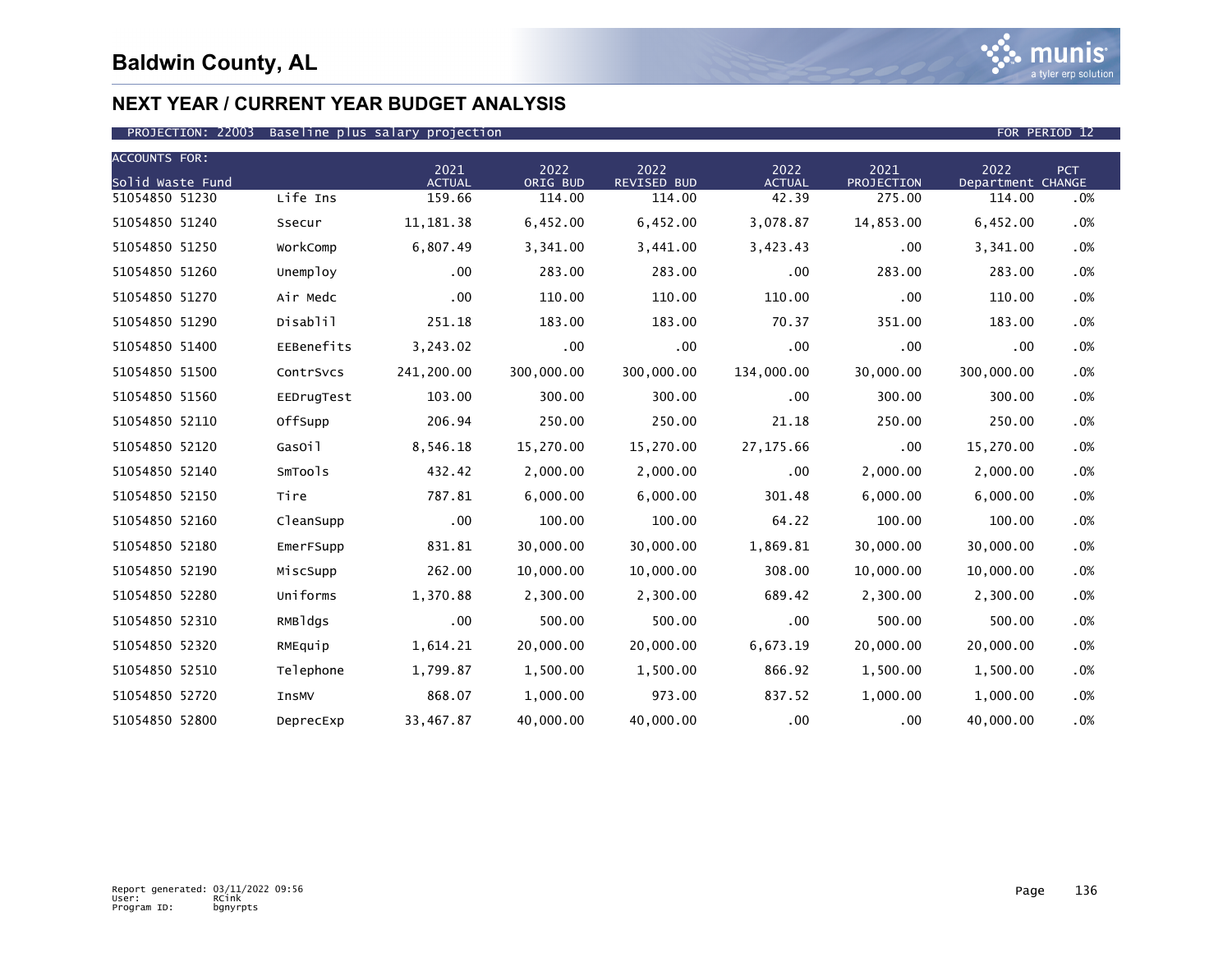# Baldwin County, AL

## NEXT YEAR / CURRENT YEAR BUDGET ANALYSIS

PROJECTION: 22003 Baseline plus salary projection FOR PERIOD 12

| ACCOUNTS FOR: Solid Waste Fund | | 2021 ACTUAL | 2022 ORIG BUD | 2022 REVISED BUD | 2022 ACTUAL | 2021 PROJECTION | 2022 Department | PCT CHANGE |
|---|---|---|---|---|---|---|---|---|
| 51054850 51230 | Life Ins | 159.66 | 114.00 | 114.00 | 42.39 | 275.00 | 114.00 | .0% |
| 51054850 51240 | Ssecur | 11,181.38 | 6,452.00 | 6,452.00 | 3,078.87 | 14,853.00 | 6,452.00 | .0% |
| 51054850 51250 | WorkComp | 6,807.49 | 3,341.00 | 3,441.00 | 3,423.43 | .00 | 3,341.00 | .0% |
| 51054850 51260 | Unemploy | .00 | 283.00 | 283.00 | .00 | 283.00 | 283.00 | .0% |
| 51054850 51270 | Air Medc | .00 | 110.00 | 110.00 | 110.00 | .00 | 110.00 | .0% |
| 51054850 51290 | Disablil | 251.18 | 183.00 | 183.00 | 70.37 | 351.00 | 183.00 | .0% |
| 51054850 51400 | EEBenefits | 3,243.02 | .00 | .00 | .00 | .00 | .00 | .0% |
| 51054850 51500 | ContrSvcs | 241,200.00 | 300,000.00 | 300,000.00 | 134,000.00 | 30,000.00 | 300,000.00 | .0% |
| 51054850 51560 | EEDrugTest | 103.00 | 300.00 | 300.00 | .00 | 300.00 | 300.00 | .0% |
| 51054850 52110 | OffSupp | 206.94 | 250.00 | 250.00 | 21.18 | 250.00 | 250.00 | .0% |
| 51054850 52120 | GasOil | 8,546.18 | 15,270.00 | 15,270.00 | 27,175.66 | .00 | 15,270.00 | .0% |
| 51054850 52140 | SmTools | 432.42 | 2,000.00 | 2,000.00 | .00 | 2,000.00 | 2,000.00 | .0% |
| 51054850 52150 | Tire | 787.81 | 6,000.00 | 6,000.00 | 301.48 | 6,000.00 | 6,000.00 | .0% |
| 51054850 52160 | CleanSupp | .00 | 100.00 | 100.00 | 64.22 | 100.00 | 100.00 | .0% |
| 51054850 52180 | EmerFSupp | 831.81 | 30,000.00 | 30,000.00 | 1,869.81 | 30,000.00 | 30,000.00 | .0% |
| 51054850 52190 | MiscSupp | 262.00 | 10,000.00 | 10,000.00 | 308.00 | 10,000.00 | 10,000.00 | .0% |
| 51054850 52280 | Uniforms | 1,370.88 | 2,300.00 | 2,300.00 | 689.42 | 2,300.00 | 2,300.00 | .0% |
| 51054850 52310 | RMBldgs | .00 | 500.00 | 500.00 | .00 | 500.00 | 500.00 | .0% |
| 51054850 52320 | RMEquip | 1,614.21 | 20,000.00 | 20,000.00 | 6,673.19 | 20,000.00 | 20,000.00 | .0% |
| 51054850 52510 | Telephone | 1,799.87 | 1,500.00 | 1,500.00 | 866.92 | 1,500.00 | 1,500.00 | .0% |
| 51054850 52720 | InsMV | 868.07 | 1,000.00 | 973.00 | 837.52 | 1,000.00 | 1,000.00 | .0% |
| 51054850 52800 | DeprecExp | 33,467.87 | 40,000.00 | 40,000.00 | .00 | .00 | 40,000.00 | .0% |

Report generated: 03/11/2022 09:56
User: RCink
Program ID: bgnyrpts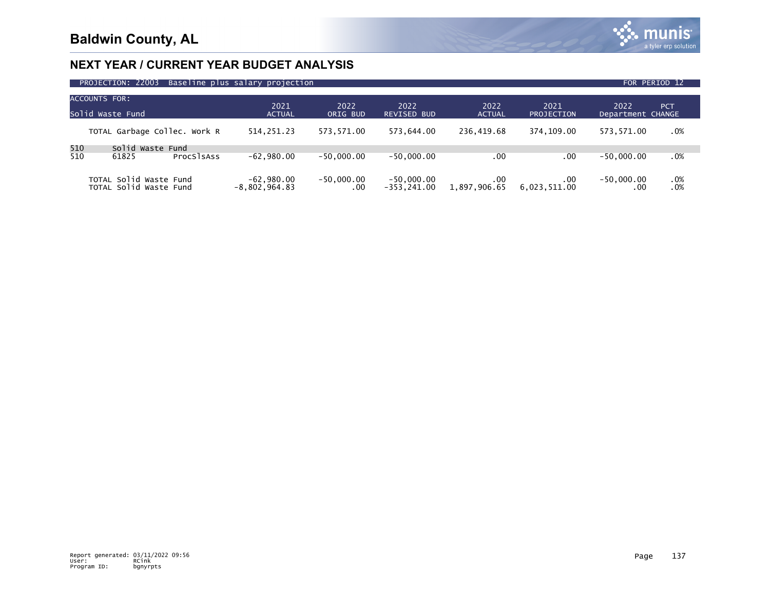# Baldwin County, AL

## NEXT YEAR / CURRENT YEAR BUDGET ANALYSIS

PROJECTION: 22003 Baseline plus salary projection — FOR PERIOD 12

| ACCOUNTS FOR: Solid Waste Fund | | | 2021 ACTUAL | 2022 ORIG BUD | 2022 REVISED BUD | 2022 ACTUAL | 2021 PROJECTION | 2022 Department | PCT CHANGE |
|---|---|---|---|---|---|---|---|---|---|
| TOTAL Garbage Collec. Work R | | | 514,251.23 | 573,571.00 | 573,644.00 | 236,419.68 | 374,109.00 | 573,571.00 | .0% |
| 510 | Solid Waste Fund | | | | | | | | |
| 510 | 61825 | ProcSlsAss | -62,980.00 | -50,000.00 | -50,000.00 | .00 | .00 | -50,000.00 | .0% |
| TOTAL Solid Waste Fund | | | -62,980.00 | -50,000.00 | -50,000.00 | .00 | .00 | -50,000.00 | .0% |
| TOTAL Solid Waste Fund | | | -8,802,964.83 | .00 | -353,241.00 | 1,897,906.65 | 6,023,511.00 | .00 | .0% |

Report generated: 03/11/2022 09:56
User: RCink
Program ID: bgnyrpts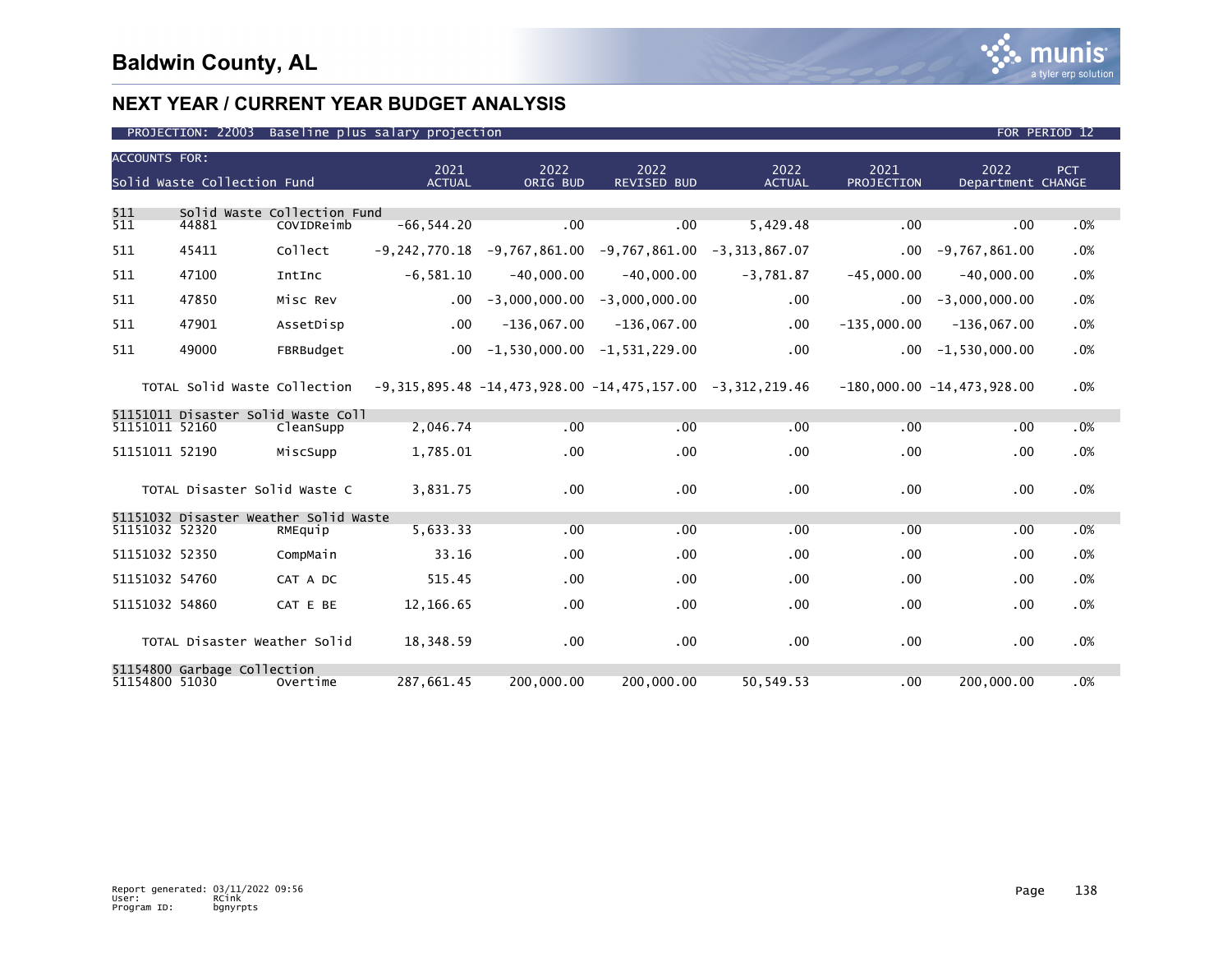# Baldwin County, AL

## NEXT YEAR / CURRENT YEAR BUDGET ANALYSIS

PROJECTION: 22003 Baseline plus salary projection — FOR PERIOD 12

| ACCOUNTS FOR: Solid Waste Collection Fund | | | 2021 ACTUAL | 2022 ORIG BUD | 2022 REVISED BUD | 2022 ACTUAL | 2021 PROJECTION | 2022 Department | PCT CHANGE |
|---|---|---|---|---|---|---|---|---|---|
| **511 Solid Waste Collection Fund** | | | | | | | | | |
| 511 | 44881 | COVIDReimb | -66,544.20 | .00 | .00 | 5,429.48 | .00 | .00 | .0% |
| 511 | 45411 | Collect | -9,242,770.18 | -9,767,861.00 | -9,767,861.00 | -3,313,867.07 | .00 | -9,767,861.00 | .0% |
| 511 | 47100 | IntInc | -6,581.10 | -40,000.00 | -40,000.00 | -3,781.87 | -45,000.00 | -40,000.00 | .0% |
| 511 | 47850 | Misc Rev | .00 | -3,000,000.00 | -3,000,000.00 | .00 | .00 | -3,000,000.00 | .0% |
| 511 | 47901 | AssetDisp | .00 | -136,067.00 | -136,067.00 | .00 | -135,000.00 | -136,067.00 | .0% |
| 511 | 49000 | FBRBudget | .00 | -1,530,000.00 | -1,531,229.00 | .00 | .00 | -1,530,000.00 | .0% |
| TOTAL Solid Waste Collection | | | -9,315,895.48 | -14,473,928.00 | -14,475,157.00 | -3,312,219.46 | -180,000.00 | -14,473,928.00 | .0% |
| **51151011 Disaster Solid Waste Coll** | | | | | | | | | |
| 51151011 | 52160 | CleanSupp | 2,046.74 | .00 | .00 | .00 | .00 | .00 | .0% |
| 51151011 | 52190 | MiscSupp | 1,785.01 | .00 | .00 | .00 | .00 | .00 | .0% |
| TOTAL Disaster Solid Waste C | | | 3,831.75 | .00 | .00 | .00 | .00 | .00 | .0% |
| **51151032 Disaster Weather Solid Waste** | | | | | | | | | |
| 51151032 | 52320 | RMEquip | 5,633.33 | .00 | .00 | .00 | .00 | .00 | .0% |
| 51151032 | 52350 | CompMain | 33.16 | .00 | .00 | .00 | .00 | .00 | .0% |
| 51151032 | 54760 | CAT A DC | 515.45 | .00 | .00 | .00 | .00 | .00 | .0% |
| 51151032 | 54860 | CAT E BE | 12,166.65 | .00 | .00 | .00 | .00 | .00 | .0% |
| TOTAL Disaster Weather Solid | | | 18,348.59 | .00 | .00 | .00 | .00 | .00 | .0% |
| **51154800 Garbage Collection** | | | | | | | | | |
| 51154800 | 51030 | Overtime | 287,661.45 | 200,000.00 | 200,000.00 | 50,549.53 | .00 | 200,000.00 | .0% |

Report generated: 03/11/2022 09:56
User: RCink
Program ID: bgnyrpts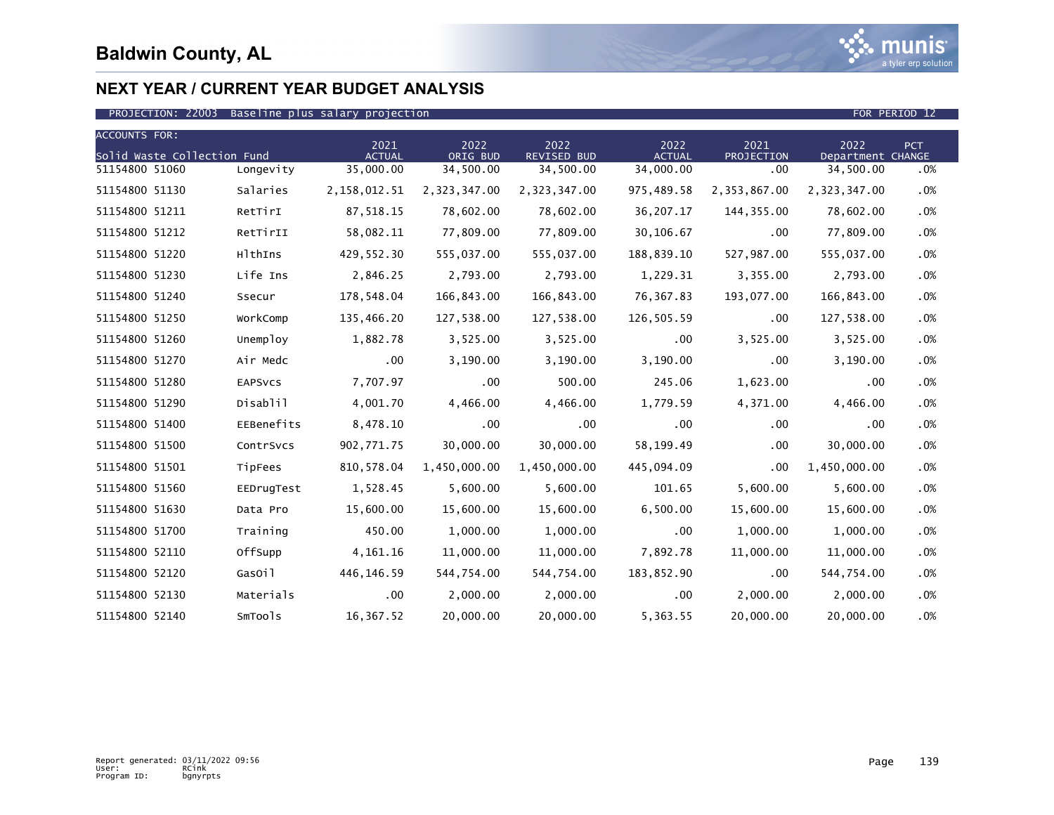# Baldwin County, AL

## NEXT YEAR / CURRENT YEAR BUDGET ANALYSIS

PROJECTION: 22003 Baseline plus salary projection FOR PERIOD 12

| ACCOUNTS FOR: Solid Waste Collection Fund | | 2021 ACTUAL | 2022 ORIG BUD | 2022 REVISED BUD | 2022 ACTUAL | 2021 PROJECTION | 2022 Department | PCT CHANGE |
|---|---|---|---|---|---|---|---|---|
| 51154800 51060 | Longevity | 35,000.00 | 34,500.00 | 34,500.00 | 34,000.00 | .00 | 34,500.00 | .0% |
| 51154800 51130 | Salaries | 2,158,012.51 | 2,323,347.00 | 2,323,347.00 | 975,489.58 | 2,353,867.00 | 2,323,347.00 | .0% |
| 51154800 51211 | RetTirI | 87,518.15 | 78,602.00 | 78,602.00 | 36,207.17 | 144,355.00 | 78,602.00 | .0% |
| 51154800 51212 | RetTirII | 58,082.11 | 77,809.00 | 77,809.00 | 30,106.67 | .00 | 77,809.00 | .0% |
| 51154800 51220 | HlthIns | 429,552.30 | 555,037.00 | 555,037.00 | 188,839.10 | 527,987.00 | 555,037.00 | .0% |
| 51154800 51230 | Life Ins | 2,846.25 | 2,793.00 | 2,793.00 | 1,229.31 | 3,355.00 | 2,793.00 | .0% |
| 51154800 51240 | Ssecur | 178,548.04 | 166,843.00 | 166,843.00 | 76,367.83 | 193,077.00 | 166,843.00 | .0% |
| 51154800 51250 | WorkComp | 135,466.20 | 127,538.00 | 127,538.00 | 126,505.59 | .00 | 127,538.00 | .0% |
| 51154800 51260 | Unemploy | 1,882.78 | 3,525.00 | 3,525.00 | .00 | 3,525.00 | 3,525.00 | .0% |
| 51154800 51270 | Air Medc | .00 | 3,190.00 | 3,190.00 | 3,190.00 | .00 | 3,190.00 | .0% |
| 51154800 51280 | EAPSvcs | 7,707.97 | .00 | 500.00 | 245.06 | 1,623.00 | .00 | .0% |
| 51154800 51290 | Disablil | 4,001.70 | 4,466.00 | 4,466.00 | 1,779.59 | 4,371.00 | 4,466.00 | .0% |
| 51154800 51400 | EEBenefits | 8,478.10 | .00 | .00 | .00 | .00 | .00 | .0% |
| 51154800 51500 | ContrSvcs | 902,771.75 | 30,000.00 | 30,000.00 | 58,199.49 | .00 | 30,000.00 | .0% |
| 51154800 51501 | TipFees | 810,578.04 | 1,450,000.00 | 1,450,000.00 | 445,094.09 | .00 | 1,450,000.00 | .0% |
| 51154800 51560 | EEDrugTest | 1,528.45 | 5,600.00 | 5,600.00 | 101.65 | 5,600.00 | 5,600.00 | .0% |
| 51154800 51630 | Data Pro | 15,600.00 | 15,600.00 | 15,600.00 | 6,500.00 | 15,600.00 | 15,600.00 | .0% |
| 51154800 51700 | Training | 450.00 | 1,000.00 | 1,000.00 | .00 | 1,000.00 | 1,000.00 | .0% |
| 51154800 52110 | OffSupp | 4,161.16 | 11,000.00 | 11,000.00 | 7,892.78 | 11,000.00 | 11,000.00 | .0% |
| 51154800 52120 | GasOil | 446,146.59 | 544,754.00 | 544,754.00 | 183,852.90 | .00 | 544,754.00 | .0% |
| 51154800 52130 | Materials | .00 | 2,000.00 | 2,000.00 | .00 | 2,000.00 | 2,000.00 | .0% |
| 51154800 52140 | SmTools | 16,367.52 | 20,000.00 | 20,000.00 | 5,363.55 | 20,000.00 | 20,000.00 | .0% |

Report generated: 03/11/2022 09:56
User: RCink
Program ID: bgnyrpts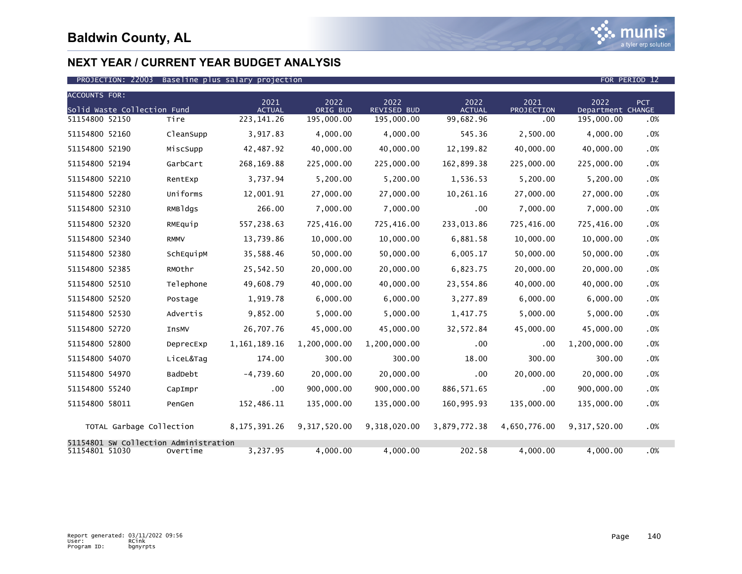# Baldwin County, AL

## NEXT YEAR / CURRENT YEAR BUDGET ANALYSIS

PROJECTION: 22003 Baseline plus salary projection — FOR PERIOD 12

| ACCOUNTS FOR: Solid Waste Collection Fund | | 2021 ACTUAL | 2022 ORIG BUD | 2022 REVISED BUD | 2022 ACTUAL | 2021 PROJECTION | 2022 Department | PCT CHANGE |
|---|---|---|---|---|---|---|---|---|
| 51154800 52150 | Tire | 223,141.26 | 195,000.00 | 195,000.00 | 99,682.96 | .00 | 195,000.00 | .0% |
| 51154800 52160 | CleanSupp | 3,917.83 | 4,000.00 | 4,000.00 | 545.36 | 2,500.00 | 4,000.00 | .0% |
| 51154800 52190 | MiscSupp | 42,487.92 | 40,000.00 | 40,000.00 | 12,199.82 | 40,000.00 | 40,000.00 | .0% |
| 51154800 52194 | GarbCart | 268,169.88 | 225,000.00 | 225,000.00 | 162,899.38 | 225,000.00 | 225,000.00 | .0% |
| 51154800 52210 | RentExp | 3,737.94 | 5,200.00 | 5,200.00 | 1,536.53 | 5,200.00 | 5,200.00 | .0% |
| 51154800 52280 | Uniforms | 12,001.91 | 27,000.00 | 27,000.00 | 10,261.16 | 27,000.00 | 27,000.00 | .0% |
| 51154800 52310 | RMBldgs | 266.00 | 7,000.00 | 7,000.00 | .00 | 7,000.00 | 7,000.00 | .0% |
| 51154800 52320 | RMEquip | 557,238.63 | 725,416.00 | 725,416.00 | 233,013.86 | 725,416.00 | 725,416.00 | .0% |
| 51154800 52340 | RMMV | 13,739.86 | 10,000.00 | 10,000.00 | 6,881.58 | 10,000.00 | 10,000.00 | .0% |
| 51154800 52380 | SchEquipM | 35,588.46 | 50,000.00 | 50,000.00 | 6,005.17 | 50,000.00 | 50,000.00 | .0% |
| 51154800 52385 | RMOthr | 25,542.50 | 20,000.00 | 20,000.00 | 6,823.75 | 20,000.00 | 20,000.00 | .0% |
| 51154800 52510 | Telephone | 49,608.79 | 40,000.00 | 40,000.00 | 23,554.86 | 40,000.00 | 40,000.00 | .0% |
| 51154800 52520 | Postage | 1,919.78 | 6,000.00 | 6,000.00 | 3,277.89 | 6,000.00 | 6,000.00 | .0% |
| 51154800 52530 | Advertis | 9,852.00 | 5,000.00 | 5,000.00 | 1,417.75 | 5,000.00 | 5,000.00 | .0% |
| 51154800 52720 | InsMV | 26,707.76 | 45,000.00 | 45,000.00 | 32,572.84 | 45,000.00 | 45,000.00 | .0% |
| 51154800 52800 | DeprecExp | 1,161,189.16 | 1,200,000.00 | 1,200,000.00 | .00 | .00 | 1,200,000.00 | .0% |
| 51154800 54070 | LiceL&Tag | 174.00 | 300.00 | 300.00 | 18.00 | 300.00 | 300.00 | .0% |
| 51154800 54970 | BadDebt | -4,739.60 | 20,000.00 | 20,000.00 | .00 | 20,000.00 | 20,000.00 | .0% |
| 51154800 55240 | CapImpr | .00 | 900,000.00 | 900,000.00 | 886,571.65 | .00 | 900,000.00 | .0% |
| 51154800 58011 | PenGen | 152,486.11 | 135,000.00 | 135,000.00 | 160,995.93 | 135,000.00 | 135,000.00 | .0% |
| TOTAL Garbage Collection | | 8,175,391.26 | 9,317,520.00 | 9,318,020.00 | 3,879,772.38 | 4,650,776.00 | 9,317,520.00 | .0% |
| 51154801 SW Collection Administration | | | | | | | | |
| 51154801 51030 | Overtime | 3,237.95 | 4,000.00 | 4,000.00 | 202.58 | 4,000.00 | 4,000.00 | .0% |

Report generated: 03/11/2022 09:56
User: RCink
Program ID: bgnyrpts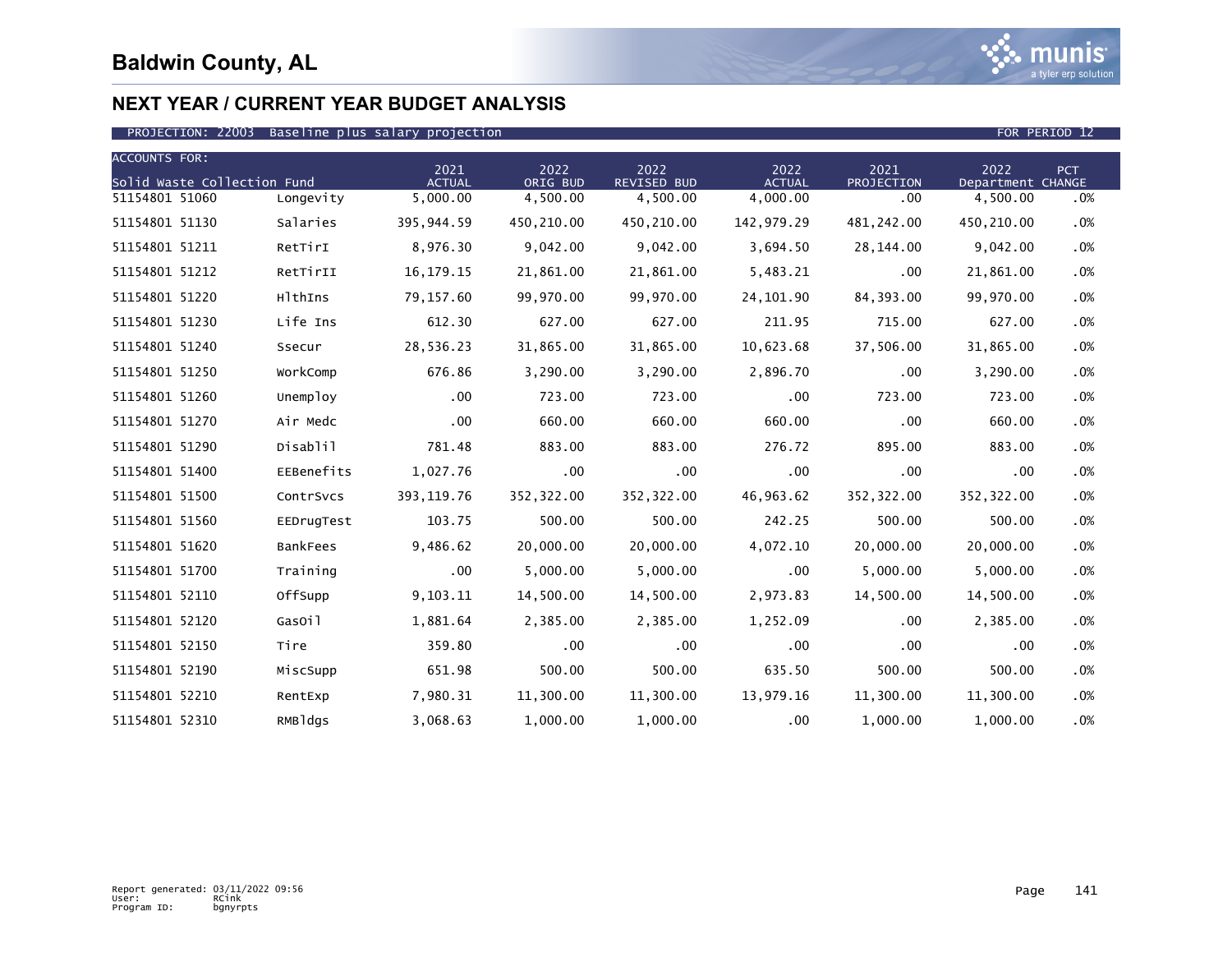# Baldwin County, AL

## NEXT YEAR / CURRENT YEAR BUDGET ANALYSIS

PROJECTION: 22003 Baseline plus salary projection FOR PERIOD 12

| ACCOUNTS FOR: Solid Waste Collection Fund | | 2021 ACTUAL | 2022 ORIG BUD | 2022 REVISED BUD | 2022 ACTUAL | 2021 PROJECTION | 2022 Department | PCT CHANGE |
|---|---|---|---|---|---|---|---|---|
| 51154801 51060 | Longevity | 5,000.00 | 4,500.00 | 4,500.00 | 4,000.00 | .00 | 4,500.00 | .0% |
| 51154801 51130 | Salaries | 395,944.59 | 450,210.00 | 450,210.00 | 142,979.29 | 481,242.00 | 450,210.00 | .0% |
| 51154801 51211 | RetTirI | 8,976.30 | 9,042.00 | 9,042.00 | 3,694.50 | 28,144.00 | 9,042.00 | .0% |
| 51154801 51212 | RetTirII | 16,179.15 | 21,861.00 | 21,861.00 | 5,483.21 | .00 | 21,861.00 | .0% |
| 51154801 51220 | HlthIns | 79,157.60 | 99,970.00 | 99,970.00 | 24,101.90 | 84,393.00 | 99,970.00 | .0% |
| 51154801 51230 | Life Ins | 612.30 | 627.00 | 627.00 | 211.95 | 715.00 | 627.00 | .0% |
| 51154801 51240 | Ssecur | 28,536.23 | 31,865.00 | 31,865.00 | 10,623.68 | 37,506.00 | 31,865.00 | .0% |
| 51154801 51250 | WorkComp | 676.86 | 3,290.00 | 3,290.00 | 2,896.70 | .00 | 3,290.00 | .0% |
| 51154801 51260 | Unemploy | .00 | 723.00 | 723.00 | .00 | 723.00 | 723.00 | .0% |
| 51154801 51270 | Air Medc | .00 | 660.00 | 660.00 | 660.00 | .00 | 660.00 | .0% |
| 51154801 51290 | Disablil | 781.48 | 883.00 | 883.00 | 276.72 | 895.00 | 883.00 | .0% |
| 51154801 51400 | EEBenefits | 1,027.76 | .00 | .00 | .00 | .00 | .00 | .0% |
| 51154801 51500 | ContrSvcs | 393,119.76 | 352,322.00 | 352,322.00 | 46,963.62 | 352,322.00 | 352,322.00 | .0% |
| 51154801 51560 | EEDrugTest | 103.75 | 500.00 | 500.00 | 242.25 | 500.00 | 500.00 | .0% |
| 51154801 51620 | BankFees | 9,486.62 | 20,000.00 | 20,000.00 | 4,072.10 | 20,000.00 | 20,000.00 | .0% |
| 51154801 51700 | Training | .00 | 5,000.00 | 5,000.00 | .00 | 5,000.00 | 5,000.00 | .0% |
| 51154801 52110 | OffSupp | 9,103.11 | 14,500.00 | 14,500.00 | 2,973.83 | 14,500.00 | 14,500.00 | .0% |
| 51154801 52120 | GasOil | 1,881.64 | 2,385.00 | 2,385.00 | 1,252.09 | .00 | 2,385.00 | .0% |
| 51154801 52150 | Tire | 359.80 | .00 | .00 | .00 | .00 | .00 | .0% |
| 51154801 52190 | MiscSupp | 651.98 | 500.00 | 500.00 | 635.50 | 500.00 | 500.00 | .0% |
| 51154801 52210 | RentExp | 7,980.31 | 11,300.00 | 11,300.00 | 13,979.16 | 11,300.00 | 11,300.00 | .0% |
| 51154801 52310 | RMBldgs | 3,068.63 | 1,000.00 | 1,000.00 | .00 | 1,000.00 | 1,000.00 | .0% |

Report generated: 03/11/2022 09:56
User: RCink
Program ID: bgnyrpts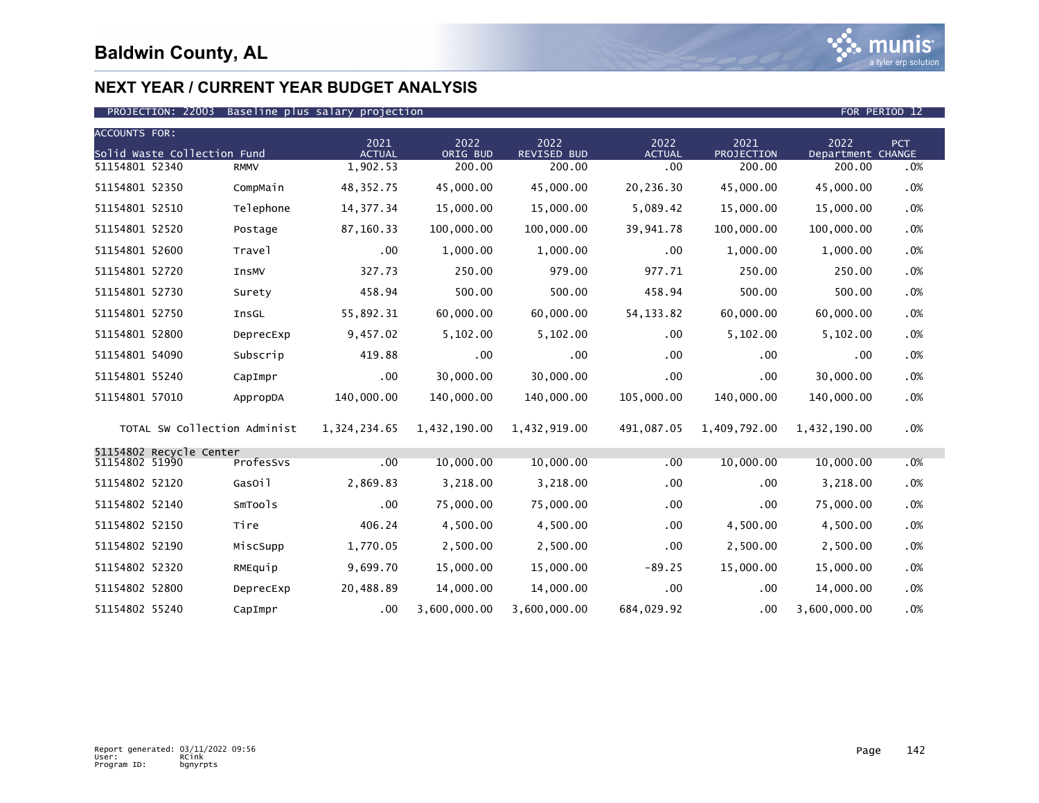# Baldwin County, AL

## NEXT YEAR / CURRENT YEAR BUDGET ANALYSIS

PROJECTION: 22003 Baseline plus salary projection FOR PERIOD 12

| ACCOUNTS FOR: Solid Waste Collection Fund | | 2021 ACTUAL | 2022 ORIG BUD | 2022 REVISED BUD | 2022 ACTUAL | 2021 PROJECTION | 2022 Department | PCT CHANGE |
|---|---|---|---|---|---|---|---|---|
| 51154801 52340 | RMMV | 1,902.53 | 200.00 | 200.00 | .00 | 200.00 | 200.00 | .0% |
| 51154801 52350 | CompMain | 48,352.75 | 45,000.00 | 45,000.00 | 20,236.30 | 45,000.00 | 45,000.00 | .0% |
| 51154801 52510 | Telephone | 14,377.34 | 15,000.00 | 15,000.00 | 5,089.42 | 15,000.00 | 15,000.00 | .0% |
| 51154801 52520 | Postage | 87,160.33 | 100,000.00 | 100,000.00 | 39,941.78 | 100,000.00 | 100,000.00 | .0% |
| 51154801 52600 | Travel | .00 | 1,000.00 | 1,000.00 | .00 | 1,000.00 | 1,000.00 | .0% |
| 51154801 52720 | InsMV | 327.73 | 250.00 | 979.00 | 977.71 | 250.00 | 250.00 | .0% |
| 51154801 52730 | Surety | 458.94 | 500.00 | 500.00 | 458.94 | 500.00 | 500.00 | .0% |
| 51154801 52750 | InsGL | 55,892.31 | 60,000.00 | 60,000.00 | 54,133.82 | 60,000.00 | 60,000.00 | .0% |
| 51154801 52800 | DeprecExp | 9,457.02 | 5,102.00 | 5,102.00 | .00 | 5,102.00 | 5,102.00 | .0% |
| 51154801 54090 | Subscrip | 419.88 | .00 | .00 | .00 | .00 | .00 | .0% |
| 51154801 55240 | CapImpr | .00 | 30,000.00 | 30,000.00 | .00 | .00 | 30,000.00 | .0% |
| 51154801 57010 | AppropDA | 140,000.00 | 140,000.00 | 140,000.00 | 105,000.00 | 140,000.00 | 140,000.00 | .0% |
| TOTAL SW Collection Administ | | 1,324,234.65 | 1,432,190.00 | 1,432,919.00 | 491,087.05 | 1,409,792.00 | 1,432,190.00 | .0% |
| 51154802 Recycle Center | | | | | | | | |
| 51154802 51990 | ProfesSvs | .00 | 10,000.00 | 10,000.00 | .00 | 10,000.00 | 10,000.00 | .0% |
| 51154802 52120 | GasOil | 2,869.83 | 3,218.00 | 3,218.00 | .00 | .00 | 3,218.00 | .0% |
| 51154802 52140 | SmTools | .00 | 75,000.00 | 75,000.00 | .00 | .00 | 75,000.00 | .0% |
| 51154802 52150 | Tire | 406.24 | 4,500.00 | 4,500.00 | .00 | 4,500.00 | 4,500.00 | .0% |
| 51154802 52190 | MiscSupp | 1,770.05 | 2,500.00 | 2,500.00 | .00 | 2,500.00 | 2,500.00 | .0% |
| 51154802 52320 | RMEquip | 9,699.70 | 15,000.00 | 15,000.00 | -89.25 | 15,000.00 | 15,000.00 | .0% |
| 51154802 52800 | DeprecExp | 20,488.89 | 14,000.00 | 14,000.00 | .00 | .00 | 14,000.00 | .0% |
| 51154802 55240 | CapImpr | .00 | 3,600,000.00 | 3,600,000.00 | 684,029.92 | .00 | 3,600,000.00 | .0% |

Report generated: 03/11/2022 09:56
User: RCink
Program ID: bgnyrpts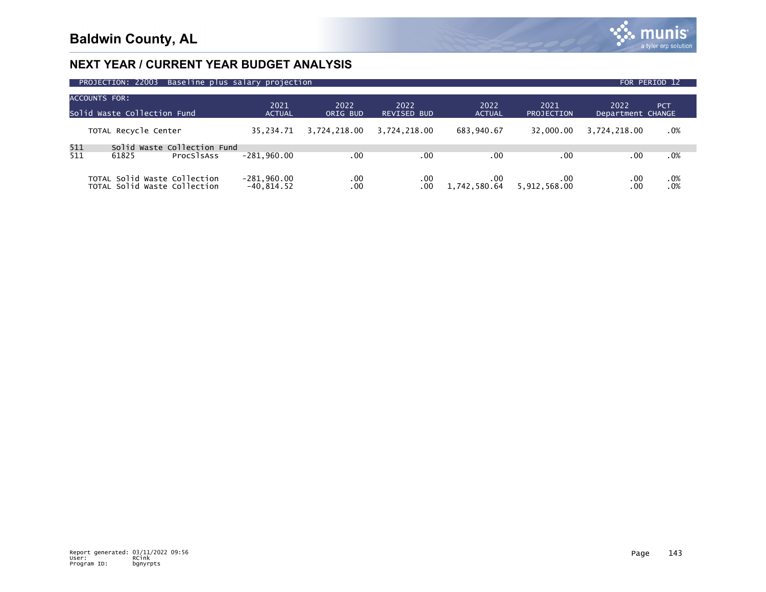# Baldwin County, AL

## NEXT YEAR / CURRENT YEAR BUDGET ANALYSIS

PROJECTION: 22003 Baseline plus salary projection | FOR PERIOD 12

| ACCOUNTS FOR: Solid Waste Collection Fund | | | 2021 ACTUAL | 2022 ORIG BUD | 2022 REVISED BUD | 2022 ACTUAL | 2021 PROJECTION | 2022 Department | PCT CHANGE |
|---|---|---|---|---|---|---|---|---|---|
| TOTAL Recycle Center | | | 35,234.71 | 3,724,218.00 | 3,724,218.00 | 683,940.67 | 32,000.00 | 3,724,218.00 | .0% |
| 511 | Solid Waste Collection Fund | | | | | | | | |
| 511 | 61825 | ProcSlsAss | -281,960.00 | .00 | .00 | .00 | .00 | .00 | .0% |
| TOTAL Solid Waste Collection | | | -281,960.00 | .00 | .00 | .00 | .00 | .00 | .0% |
| TOTAL Solid Waste Collection | | | -40,814.52 | .00 | .00 | 1,742,580.64 | 5,912,568.00 | .00 | .0% |

Report generated: 03/11/2022 09:56
User: RCink
Program ID: bgnyrpts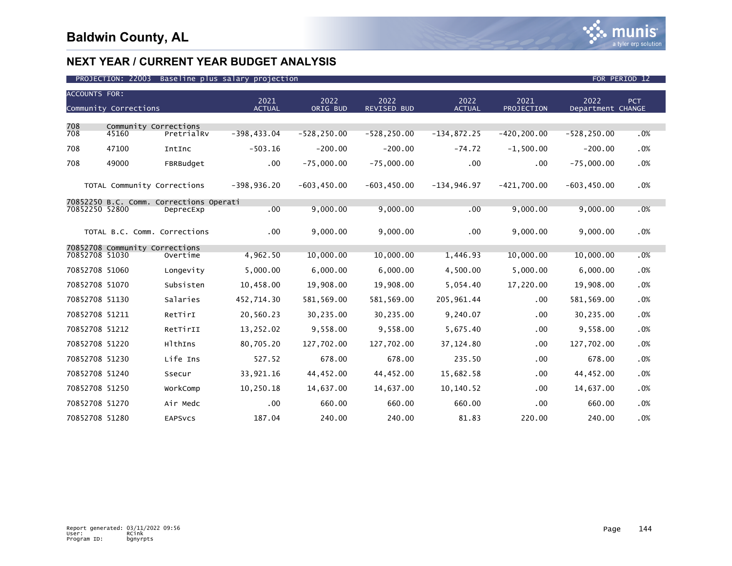# Baldwin County, AL

## NEXT YEAR / CURRENT YEAR BUDGET ANALYSIS

PROJECTION: 22003 Baseline plus salary projection — FOR PERIOD 12

| ACCOUNTS FOR: Community Corrections | | | 2021 ACTUAL | 2022 ORIG BUD | 2022 REVISED BUD | 2022 ACTUAL | 2021 PROJECTION | 2022 Department | PCT CHANGE |
|---|---|---|---|---|---|---|---|---|---|
| 708 | Community Corrections | | | | | | | | |
| 708 | 45160 | PretrialRv | -398,433.04 | -528,250.00 | -528,250.00 | -134,872.25 | -420,200.00 | -528,250.00 | .0% |
| 708 | 47100 | IntInc | -503.16 | -200.00 | -200.00 | -74.72 | -1,500.00 | -200.00 | .0% |
| 708 | 49000 | FBRBudget | .00 | -75,000.00 | -75,000.00 | .00 | .00 | -75,000.00 | .0% |
| | TOTAL Community Corrections | | -398,936.20 | -603,450.00 | -603,450.00 | -134,946.97 | -421,700.00 | -603,450.00 | .0% |
| 70852250 | B.C. Comm. Corrections Operati | | | | | | | | |
| 70852250 | 52800 | DeprecExp | .00 | 9,000.00 | 9,000.00 | .00 | 9,000.00 | 9,000.00 | .0% |
| | TOTAL B.C. Comm. Corrections | | .00 | 9,000.00 | 9,000.00 | .00 | 9,000.00 | 9,000.00 | .0% |
| 70852708 | Community Corrections | | | | | | | | |
| 70852708 | 51030 | Overtime | 4,962.50 | 10,000.00 | 10,000.00 | 1,446.93 | 10,000.00 | 10,000.00 | .0% |
| 70852708 | 51060 | Longevity | 5,000.00 | 6,000.00 | 6,000.00 | 4,500.00 | 5,000.00 | 6,000.00 | .0% |
| 70852708 | 51070 | Subsisten | 10,458.00 | 19,908.00 | 19,908.00 | 5,054.40 | 17,220.00 | 19,908.00 | .0% |
| 70852708 | 51130 | Salaries | 452,714.30 | 581,569.00 | 581,569.00 | 205,961.44 | .00 | 581,569.00 | .0% |
| 70852708 | 51211 | RetTirI | 20,560.23 | 30,235.00 | 30,235.00 | 9,240.07 | .00 | 30,235.00 | .0% |
| 70852708 | 51212 | RetTirII | 13,252.02 | 9,558.00 | 9,558.00 | 5,675.40 | .00 | 9,558.00 | .0% |
| 70852708 | 51220 | HlthIns | 80,705.20 | 127,702.00 | 127,702.00 | 37,124.80 | .00 | 127,702.00 | .0% |
| 70852708 | 51230 | Life Ins | 527.52 | 678.00 | 678.00 | 235.50 | .00 | 678.00 | .0% |
| 70852708 | 51240 | Ssecur | 33,921.16 | 44,452.00 | 44,452.00 | 15,682.58 | .00 | 44,452.00 | .0% |
| 70852708 | 51250 | WorkComp | 10,250.18 | 14,637.00 | 14,637.00 | 10,140.52 | .00 | 14,637.00 | .0% |
| 70852708 | 51270 | Air Medc | .00 | 660.00 | 660.00 | 660.00 | .00 | 660.00 | .0% |
| 70852708 | 51280 | EAPSvcs | 187.04 | 240.00 | 240.00 | 81.83 | 220.00 | 240.00 | .0% |

Report generated: 03/11/2022 09:56
User: RCink
Program ID: bgnyrpts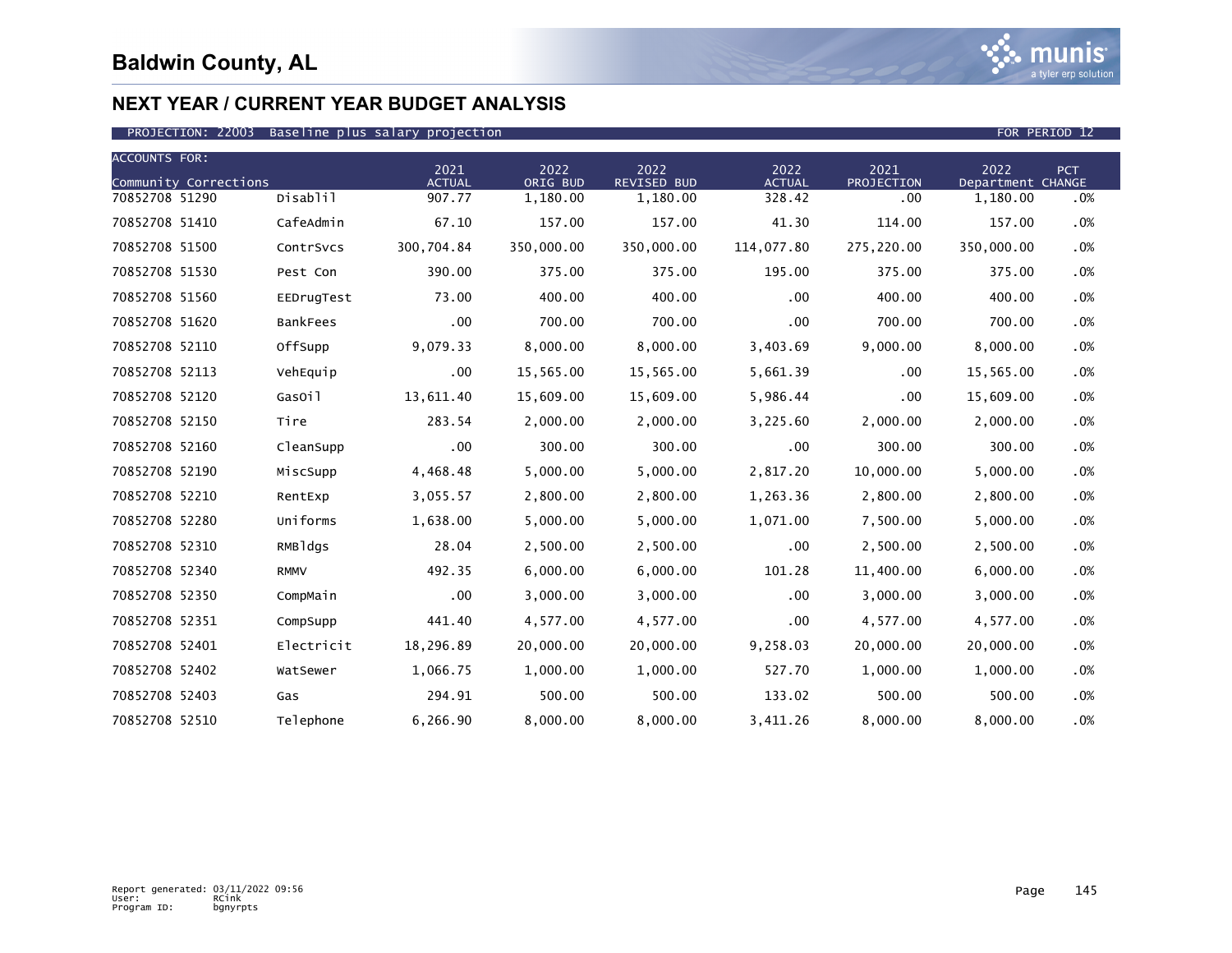# Baldwin County, AL

## NEXT YEAR / CURRENT YEAR BUDGET ANALYSIS

PROJECTION: 22003 Baseline plus salary projection FOR PERIOD 12

| ACCOUNTS FOR: Community Corrections | | 2021 ACTUAL | 2022 ORIG BUD | 2022 REVISED BUD | 2022 ACTUAL | 2021 PROJECTION | 2022 Department | PCT CHANGE |
|---|---|---|---|---|---|---|---|---|
| 70852708 51290 | Disablil | 907.77 | 1,180.00 | 1,180.00 | 328.42 | .00 | 1,180.00 | .0% |
| 70852708 51410 | CafeAdmin | 67.10 | 157.00 | 157.00 | 41.30 | 114.00 | 157.00 | .0% |
| 70852708 51500 | ContrSvcs | 300,704.84 | 350,000.00 | 350,000.00 | 114,077.80 | 275,220.00 | 350,000.00 | .0% |
| 70852708 51530 | Pest Con | 390.00 | 375.00 | 375.00 | 195.00 | 375.00 | 375.00 | .0% |
| 70852708 51560 | EEDrugTest | 73.00 | 400.00 | 400.00 | .00 | 400.00 | 400.00 | .0% |
| 70852708 51620 | BankFees | .00 | 700.00 | 700.00 | .00 | 700.00 | 700.00 | .0% |
| 70852708 52110 | OffSupp | 9,079.33 | 8,000.00 | 8,000.00 | 3,403.69 | 9,000.00 | 8,000.00 | .0% |
| 70852708 52113 | VehEquip | .00 | 15,565.00 | 15,565.00 | 5,661.39 | .00 | 15,565.00 | .0% |
| 70852708 52120 | GasOil | 13,611.40 | 15,609.00 | 15,609.00 | 5,986.44 | .00 | 15,609.00 | .0% |
| 70852708 52150 | Tire | 283.54 | 2,000.00 | 2,000.00 | 3,225.60 | 2,000.00 | 2,000.00 | .0% |
| 70852708 52160 | CleanSupp | .00 | 300.00 | 300.00 | .00 | 300.00 | 300.00 | .0% |
| 70852708 52190 | MiscSupp | 4,468.48 | 5,000.00 | 5,000.00 | 2,817.20 | 10,000.00 | 5,000.00 | .0% |
| 70852708 52210 | RentExp | 3,055.57 | 2,800.00 | 2,800.00 | 1,263.36 | 2,800.00 | 2,800.00 | .0% |
| 70852708 52280 | Uniforms | 1,638.00 | 5,000.00 | 5,000.00 | 1,071.00 | 7,500.00 | 5,000.00 | .0% |
| 70852708 52310 | RMBldgs | 28.04 | 2,500.00 | 2,500.00 | .00 | 2,500.00 | 2,500.00 | .0% |
| 70852708 52340 | RMMV | 492.35 | 6,000.00 | 6,000.00 | 101.28 | 11,400.00 | 6,000.00 | .0% |
| 70852708 52350 | CompMain | .00 | 3,000.00 | 3,000.00 | .00 | 3,000.00 | 3,000.00 | .0% |
| 70852708 52351 | CompSupp | 441.40 | 4,577.00 | 4,577.00 | .00 | 4,577.00 | 4,577.00 | .0% |
| 70852708 52401 | Electricit | 18,296.89 | 20,000.00 | 20,000.00 | 9,258.03 | 20,000.00 | 20,000.00 | .0% |
| 70852708 52402 | WatSewer | 1,066.75 | 1,000.00 | 1,000.00 | 527.70 | 1,000.00 | 1,000.00 | .0% |
| 70852708 52403 | Gas | 294.91 | 500.00 | 500.00 | 133.02 | 500.00 | 500.00 | .0% |
| 70852708 52510 | Telephone | 6,266.90 | 8,000.00 | 8,000.00 | 3,411.26 | 8,000.00 | 8,000.00 | .0% |

Report generated: 03/11/2022 09:56
User: RCink
Program ID: bgnyrpts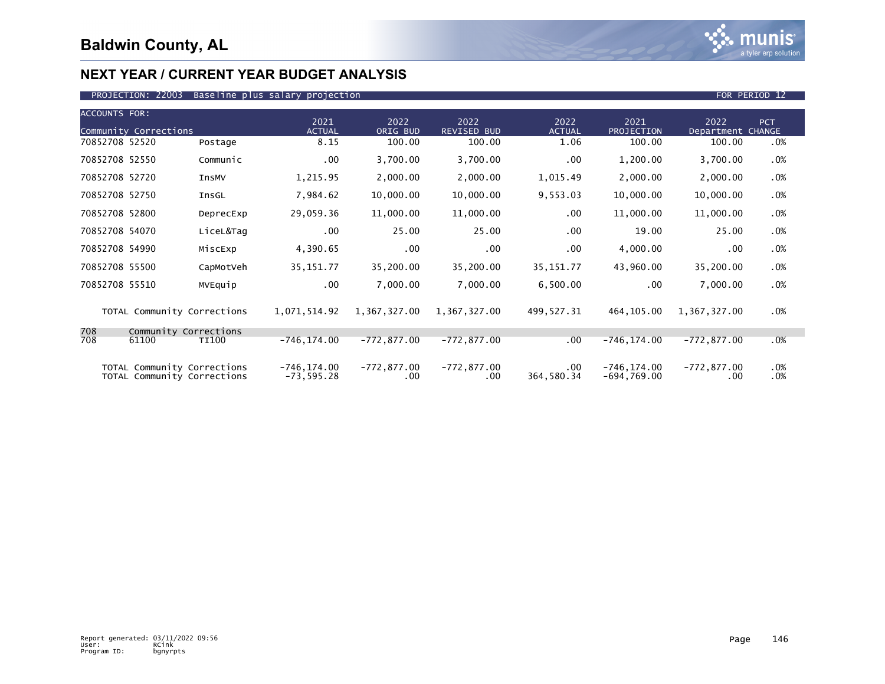# Baldwin County, AL

## NEXT YEAR / CURRENT YEAR BUDGET ANALYSIS

PROJECTION: 22003 Baseline plus salary projection — FOR PERIOD 12

| ACCOUNTS FOR: Community Corrections | | 2021 ACTUAL | 2022 ORIG BUD | 2022 REVISED BUD | 2022 ACTUAL | 2021 PROJECTION | 2022 Department | PCT CHANGE |
|---|---|---|---|---|---|---|---|---|
| 70852708 52520 | Postage | 8.15 | 100.00 | 100.00 | 1.06 | 100.00 | 100.00 | .0% |
| 70852708 52550 | Communic | .00 | 3,700.00 | 3,700.00 | .00 | 1,200.00 | 3,700.00 | .0% |
| 70852708 52720 | InsMV | 1,215.95 | 2,000.00 | 2,000.00 | 1,015.49 | 2,000.00 | 2,000.00 | .0% |
| 70852708 52750 | InsGL | 7,984.62 | 10,000.00 | 10,000.00 | 9,553.03 | 10,000.00 | 10,000.00 | .0% |
| 70852708 52800 | DeprecExp | 29,059.36 | 11,000.00 | 11,000.00 | .00 | 11,000.00 | 11,000.00 | .0% |
| 70852708 54070 | LiceL&Tag | .00 | 25.00 | 25.00 | .00 | 19.00 | 25.00 | .0% |
| 70852708 54990 | MiscExp | 4,390.65 | .00 | .00 | .00 | 4,000.00 | .00 | .0% |
| 70852708 55500 | CapMotVeh | 35,151.77 | 35,200.00 | 35,200.00 | 35,151.77 | 43,960.00 | 35,200.00 | .0% |
| 70852708 55510 | MVEquip | .00 | 7,000.00 | 7,000.00 | 6,500.00 | .00 | 7,000.00 | .0% |
| TOTAL Community Corrections | | 1,071,514.92 | 1,367,327.00 | 1,367,327.00 | 499,527.31 | 464,105.00 | 1,367,327.00 | .0% |
| 708 Community Corrections | | | | | | | | |
| 708 61100 | TI100 | -746,174.00 | -772,877.00 | -772,877.00 | .00 | -746,174.00 | -772,877.00 | .0% |
| TOTAL Community Corrections | | -746,174.00 | -772,877.00 | -772,877.00 | .00 | -746,174.00 | -772,877.00 | .0% |
| TOTAL Community Corrections | | -73,595.28 | .00 | .00 | 364,580.34 | -694,769.00 | .00 | .0% |

Report generated: 03/11/2022 09:56
User: RCink
Program ID: bgnyrpts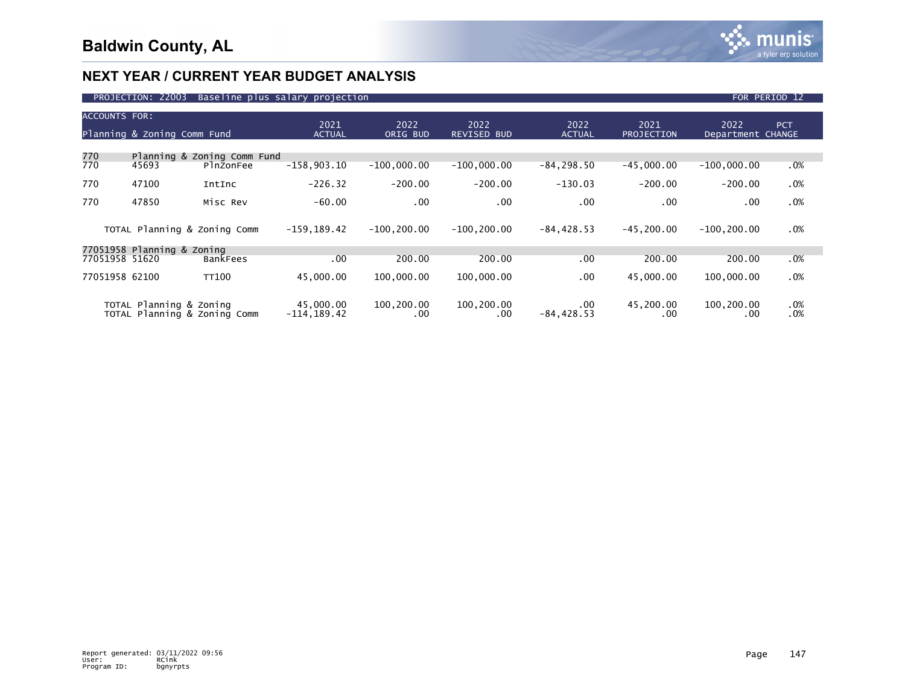# Baldwin County, AL

## NEXT YEAR / CURRENT YEAR BUDGET ANALYSIS

PROJECTION: 22003 Baseline plus salary projection — FOR PERIOD 12

| ACCOUNTS FOR: Planning & Zoning Comm Fund | | | 2021 ACTUAL | 2022 ORIG BUD | 2022 REVISED BUD | 2022 ACTUAL | 2021 PROJECTION | 2022 Department | PCT CHANGE |
|---|---|---|---|---|---|---|---|---|---|
| 770 | Planning & Zoning Comm Fund | | | | | | | | |
| 770 | 45693 | PlnZonFee | -158,903.10 | -100,000.00 | -100,000.00 | -84,298.50 | -45,000.00 | -100,000.00 | .0% |
| 770 | 47100 | IntInc | -226.32 | -200.00 | -200.00 | -130.03 | -200.00 | -200.00 | .0% |
| 770 | 47850 | Misc Rev | -60.00 | .00 | .00 | .00 | .00 | .00 | .0% |
| | TOTAL Planning & Zoning Comm | | -159,189.42 | -100,200.00 | -100,200.00 | -84,428.53 | -45,200.00 | -100,200.00 | .0% |
| 77051958 | Planning & Zoning | | | | | | | | |
| 77051958 | 51620 | BankFees | .00 | 200.00 | 200.00 | .00 | 200.00 | 200.00 | .0% |
| 77051958 | 62100 | TT100 | 45,000.00 | 100,000.00 | 100,000.00 | .00 | 45,000.00 | 100,000.00 | .0% |
| | TOTAL Planning & Zoning | | 45,000.00 | 100,200.00 | 100,200.00 | .00 | 45,200.00 | 100,200.00 | .0% |
| | TOTAL Planning & Zoning Comm | | -114,189.42 | .00 | .00 | -84,428.53 | .00 | .00 | .0% |

Report generated: 03/11/2022 09:56
User: RCink
Program ID: bgnyrpts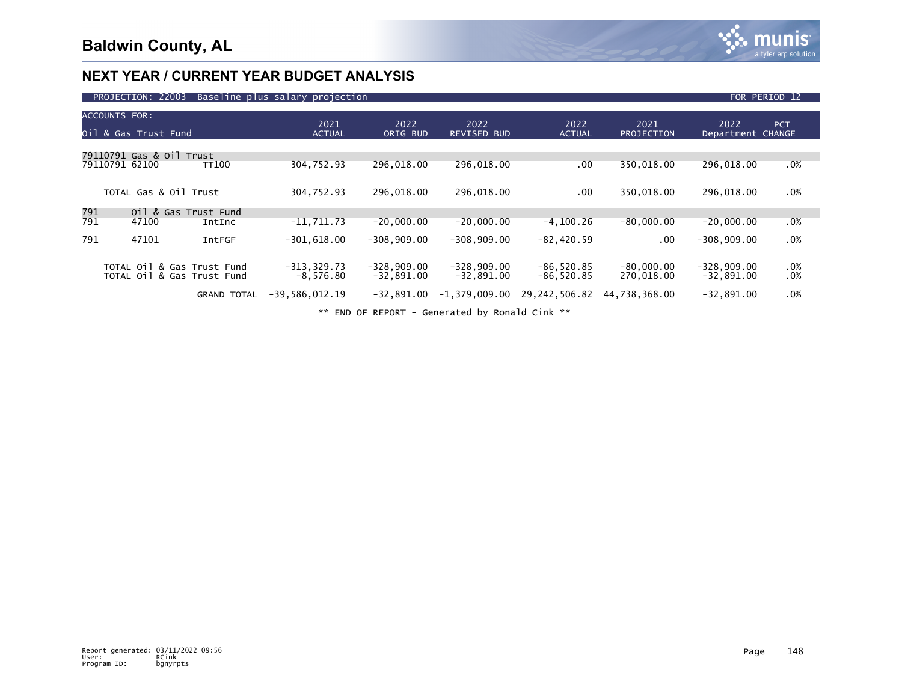# Baldwin County, AL

## NEXT YEAR / CURRENT YEAR BUDGET ANALYSIS

PROJECTION: 22003 Baseline plus salary projection FOR PERIOD 12

| ACCOUNTS FOR: Oil & Gas Trust Fund | | | 2021 ACTUAL | 2022 ORIG BUD | 2022 REVISED BUD | 2022 ACTUAL | 2021 PROJECTION | 2022 Department | PCT CHANGE |
|---|---|---|---|---|---|---|---|---|---|
| 79110791 Gas & Oil Trust | | | | | | | | | |
| 79110791 62100 | | TT100 | 304,752.93 | 296,018.00 | 296,018.00 | .00 | 350,018.00 | 296,018.00 | .0% |
| TOTAL Gas & Oil Trust | | | 304,752.93 | 296,018.00 | 296,018.00 | .00 | 350,018.00 | 296,018.00 | .0% |
| 791 | Oil & Gas Trust Fund | | | | | | | | |
| 791 | 47100 | IntInc | -11,711.73 | -20,000.00 | -20,000.00 | -4,100.26 | -80,000.00 | -20,000.00 | .0% |
| 791 | 47101 | IntFGF | -301,618.00 | -308,909.00 | -308,909.00 | -82,420.59 | .00 | -308,909.00 | .0% |
| TOTAL Oil & Gas Trust Fund | | | -313,329.73 | -328,909.00 | -328,909.00 | -86,520.85 | -80,000.00 | -328,909.00 | .0% |
| TOTAL Oil & Gas Trust Fund | | | -8,576.80 | -32,891.00 | -32,891.00 | -86,520.85 | 270,018.00 | -32,891.00 | .0% |
| GRAND TOTAL | | | -39,586,012.19 | -32,891.00 | -1,379,009.00 | 29,242,506.82 | 44,738,368.00 | -32,891.00 | .0% |

** END OF REPORT - Generated by Ronald Cink **

Report generated: 03/11/2022 09:56
User: RCink
Program ID: bgnyrpts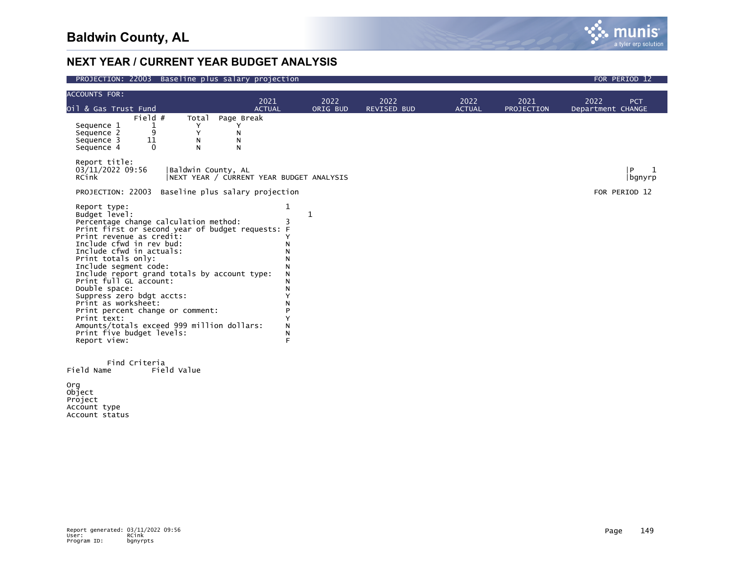# Baldwin County, AL

## NEXT YEAR / CURRENT YEAR BUDGET ANALYSIS

PROJECTION: 22003 Baseline plus salary projection — FOR PERIOD 12

| ACCOUNTS FOR: Oil & Gas Trust Fund | 2021 ACTUAL | 2022 ORIG BUD | 2022 REVISED BUD | 2022 ACTUAL | 2021 PROJECTION | 2022 Department | PCT CHANGE |
|---|---|---|---|---|---|---|---|

| | Field # | Total | Page Break |
|---|---|---|---|
| Sequence 1 | 1 | Y | Y |
| Sequence 2 | 9 | Y | N |
| Sequence 3 | 11 | N | N |
| Sequence 4 | 0 | N | N |

Report title:

03/11/2022 09:56 |Baldwin County, AL |P 1

RCink |NEXT YEAR / CURRENT YEAR BUDGET ANALYSIS |bgnyrp

PROJECTION: 22003 Baseline plus salary projection FOR PERIOD 12

| | |
|---|---|
| Report type: | 1 |
| Budget level: | 1 |
| Percentage change calculation method: | 3 |
| Print first or second year of budget requests: | F |
| Print revenue as credit: | Y |
| Include cfwd in rev bud: | N |
| Include cfwd in actuals: | N |
| Print totals only: | N |
| Include segment code: | N |
| Include report grand totals by account type: | N |
| Print full GL account: | N |
| Double space: | N |
| Suppress zero bdgt accts: | Y |
| Print as worksheet: | N |
| Print percent change or comment: | P |
| Print text: | Y |
| Amounts/totals exceed 999 million dollars: | N |
| Print five budget levels: | N |
| Report view: | F |

Find Criteria

| Field Name | Field Value |
|---|---|
| Org | |
| Object | |
| Project | |
| Account type | |
| Account status | |

Report generated: 03/11/2022 09:56
User: RCink
Program ID: bgnyrpts